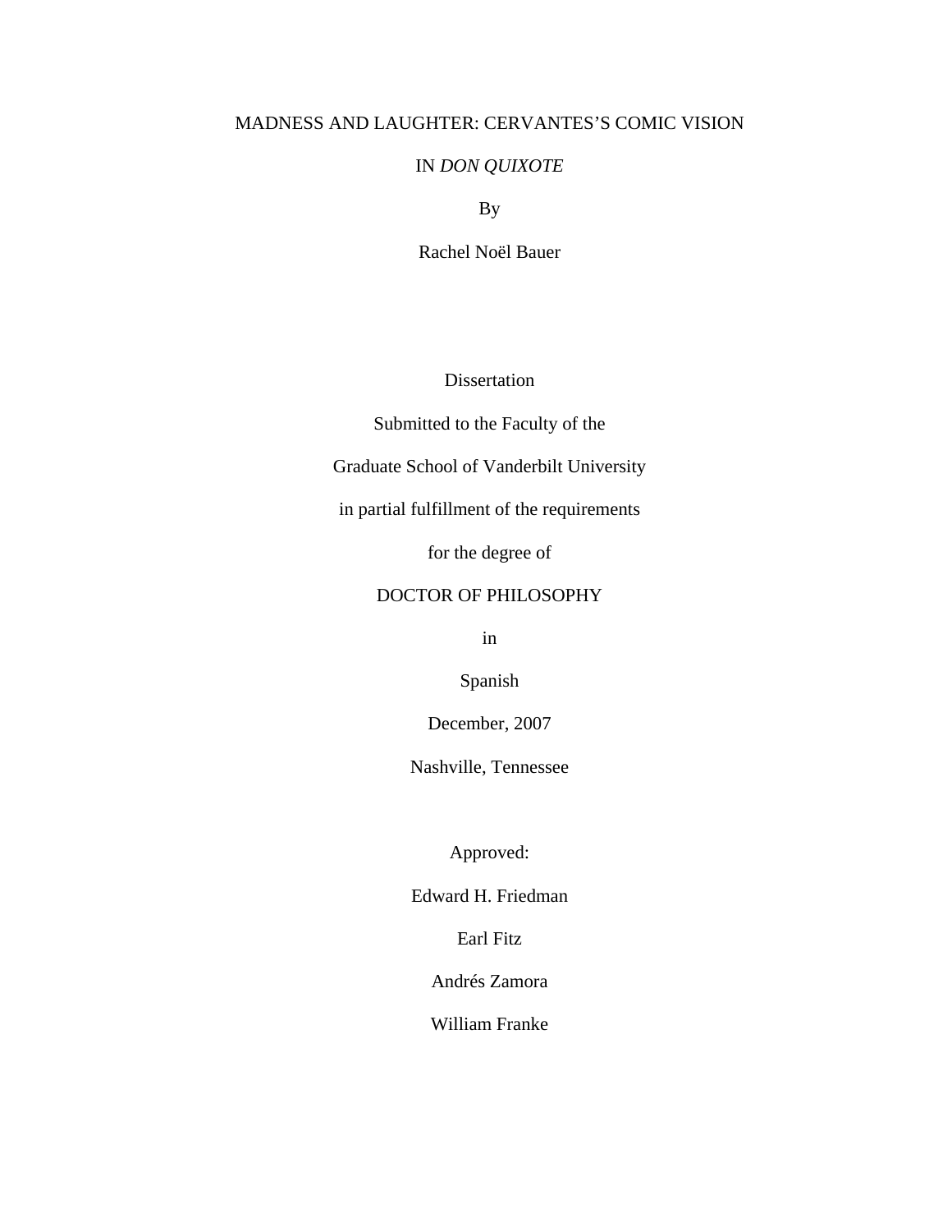# MADNESS AND LAUGHTER: CERVANTES'S COMIC VISION IN *DON QUIXOTE*

By

Rachel Noël Bauer

Dissertation

Submitted to the Faculty of the

Graduate School of Vanderbilt University

in partial fulfillment of the requirements

for the degree of

DOCTOR OF PHILOSOPHY

in

Spanish

December, 2007

Nashville, Tennessee

Approved:

Edward H. Friedman

Earl Fitz

Andrés Zamora

William Franke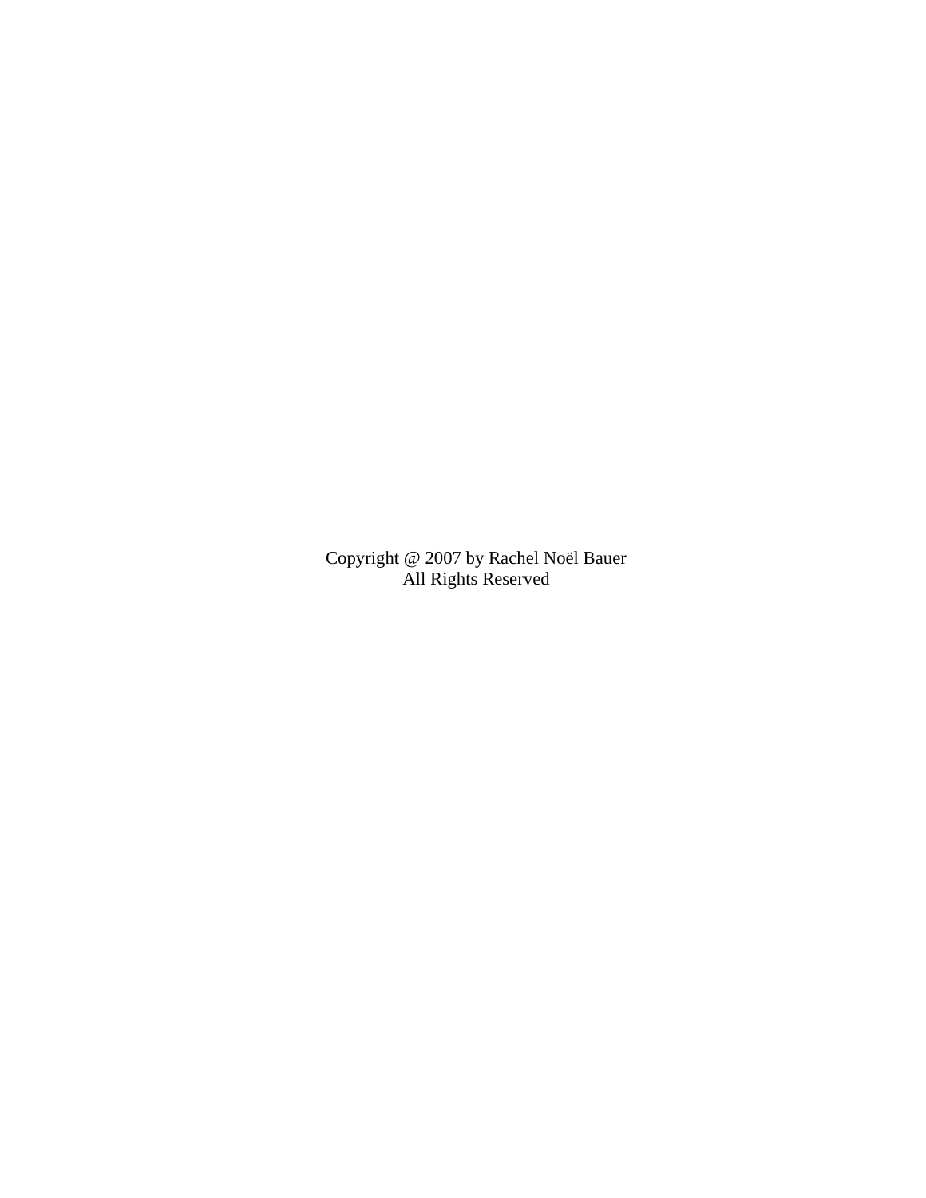Copyright @ 2007 by Rachel Noël Bauer
All Rights Reserved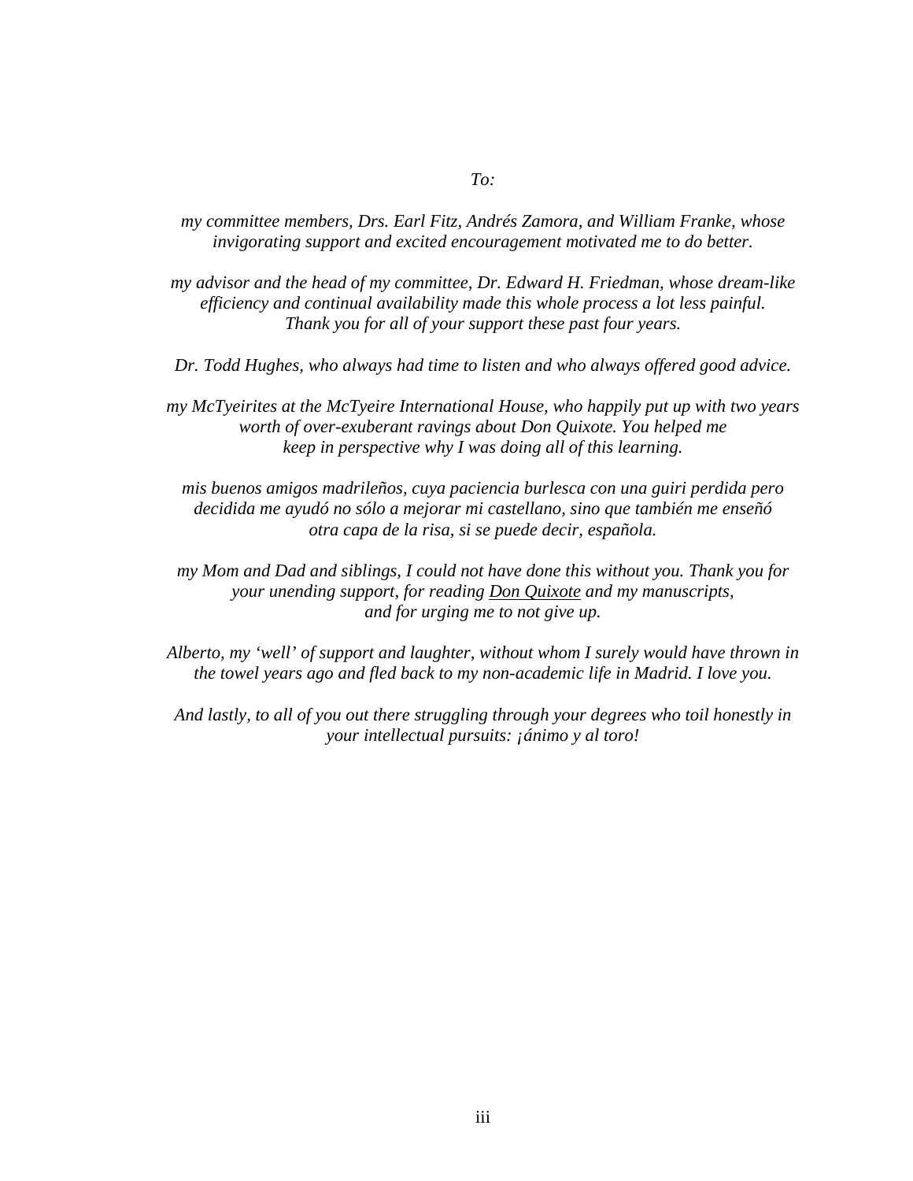*To:*

*my committee members, Drs. Earl Fitz, Andrés Zamora, and William Franke, whose invigorating support and excited encouragement motivated me to do better.*

*my advisor and the head of my committee, Dr. Edward H. Friedman, whose dream-like efficiency and continual availability made this whole process a lot less painful. Thank you for all of your support these past four years.*

*Dr. Todd Hughes, who always had time to listen and who always offered good advice.*

*my McTyeirites at the McTyeire International House, who happily put up with two years worth of over-exuberant ravings about Don Quixote. You helped me keep in perspective why I was doing all of this learning.*

*mis buenos amigos madrileños, cuya paciencia burlesca con una guiri perdida pero decidida me ayudó no sólo a mejorar mi castellano, sino que también me enseñó otra capa de la risa, si se puede decir, española.*

*my Mom and Dad and siblings, I could not have done this without you. Thank you for your unending support, for reading Don Quixote and my manuscripts, and for urging me to not give up.*

*Alberto, my 'well' of support and laughter, without whom I surely would have thrown in the towel years ago and fled back to my non-academic life in Madrid. I love you.*

*And lastly, to all of you out there struggling through your degrees who toil honestly in your intellectual pursuits: ¡ánimo y al toro!*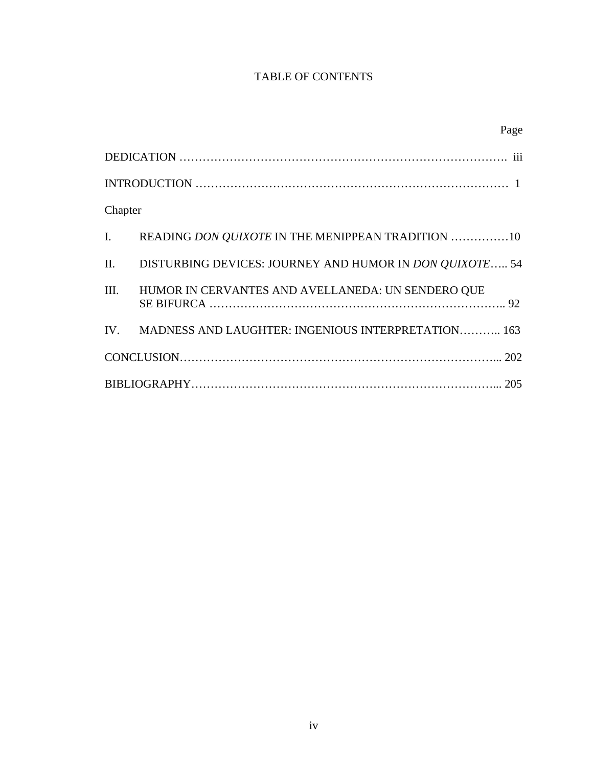# TABLE OF CONTENTS

Page

DEDICATION …………………………………………………………………………. iii

INTRODUCTION ………………………………………………………………………… 1

Chapter

I. READING *DON QUIXOTE* IN THE MENIPPEAN TRADITION ……………10

II. DISTURBING DEVICES: JOURNEY AND HUMOR IN *DON QUIXOTE*….. 54

III. HUMOR IN CERVANTES AND AVELLANEDA: UN SENDERO QUE SE BIFURCA ……………………………………………………………….. 92

IV. MADNESS AND LAUGHTER: INGENIOUS INTERPRETATION……….. 163

CONCLUSION………………………………………………………………………... 202

BIBLIOGRAPHY……………………………………………………………………... 205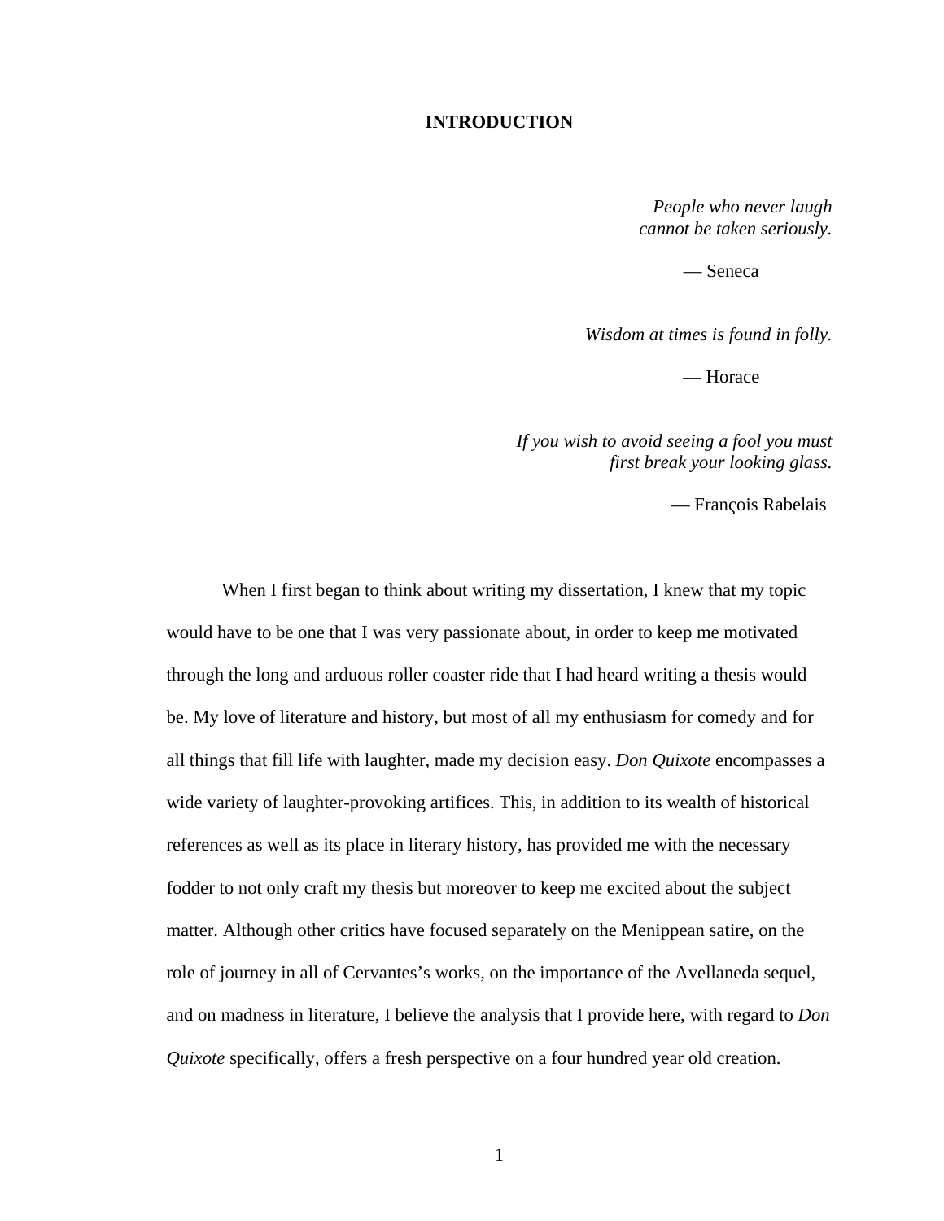# INTRODUCTION

*People who never laugh*
*cannot be taken seriously.*

— Seneca

*Wisdom at times is found in folly.*

— Horace

*If you wish to avoid seeing a fool you must*
*first break your looking glass.*

— François Rabelais

When I first began to think about writing my dissertation, I knew that my topic would have to be one that I was very passionate about, in order to keep me motivated through the long and arduous roller coaster ride that I had heard writing a thesis would be. My love of literature and history, but most of all my enthusiasm for comedy and for all things that fill life with laughter, made my decision easy. *Don Quixote* encompasses a wide variety of laughter-provoking artifices. This, in addition to its wealth of historical references as well as its place in literary history, has provided me with the necessary fodder to not only craft my thesis but moreover to keep me excited about the subject matter. Although other critics have focused separately on the Menippean satire, on the role of journey in all of Cervantes's works, on the importance of the Avellaneda sequel, and on madness in literature, I believe the analysis that I provide here, with regard to *Don Quixote* specifically, offers a fresh perspective on a four hundred year old creation.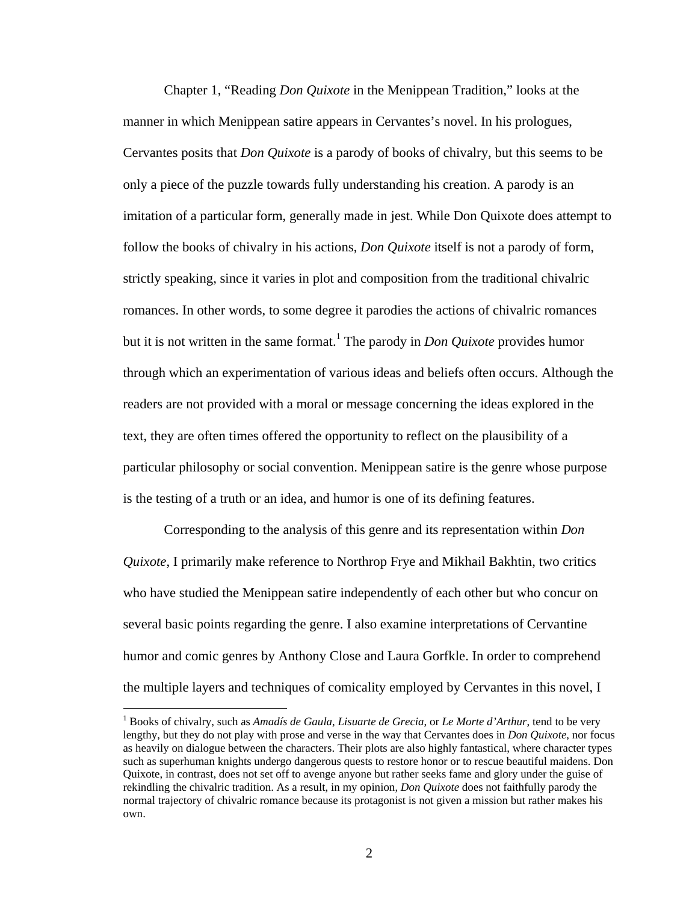Chapter 1, "Reading *Don Quixote* in the Menippean Tradition," looks at the manner in which Menippean satire appears in Cervantes's novel. In his prologues, Cervantes posits that *Don Quixote* is a parody of books of chivalry, but this seems to be only a piece of the puzzle towards fully understanding his creation. A parody is an imitation of a particular form, generally made in jest. While Don Quixote does attempt to follow the books of chivalry in his actions, *Don Quixote* itself is not a parody of form, strictly speaking, since it varies in plot and composition from the traditional chivalric romances. In other words, to some degree it parodies the actions of chivalric romances but it is not written in the same format.[1] The parody in *Don Quixote* provides humor through which an experimentation of various ideas and beliefs often occurs. Although the readers are not provided with a moral or message concerning the ideas explored in the text, they are often times offered the opportunity to reflect on the plausibility of a particular philosophy or social convention. Menippean satire is the genre whose purpose is the testing of a truth or an idea, and humor is one of its defining features.

Corresponding to the analysis of this genre and its representation within *Don Quixote*, I primarily make reference to Northrop Frye and Mikhail Bakhtin, two critics who have studied the Menippean satire independently of each other but who concur on several basic points regarding the genre. I also examine interpretations of Cervantine humor and comic genres by Anthony Close and Laura Gorfkle. In order to comprehend the multiple layers and techniques of comicality employed by Cervantes in this novel, I

[1] Books of chivalry, such as *Amadís de Gaula*, *Lisuarte de Grecia*, or *Le Morte d'Arthur*, tend to be very lengthy, but they do not play with prose and verse in the way that Cervantes does in *Don Quixote*, nor focus as heavily on dialogue between the characters. Their plots are also highly fantastical, where character types such as superhuman knights undergo dangerous quests to restore honor or to rescue beautiful maidens. Don Quixote, in contrast, does not set off to avenge anyone but rather seeks fame and glory under the guise of rekindling the chivalric tradition. As a result, in my opinion, *Don Quixote* does not faithfully parody the normal trajectory of chivalric romance because its protagonist is not given a mission but rather makes his own.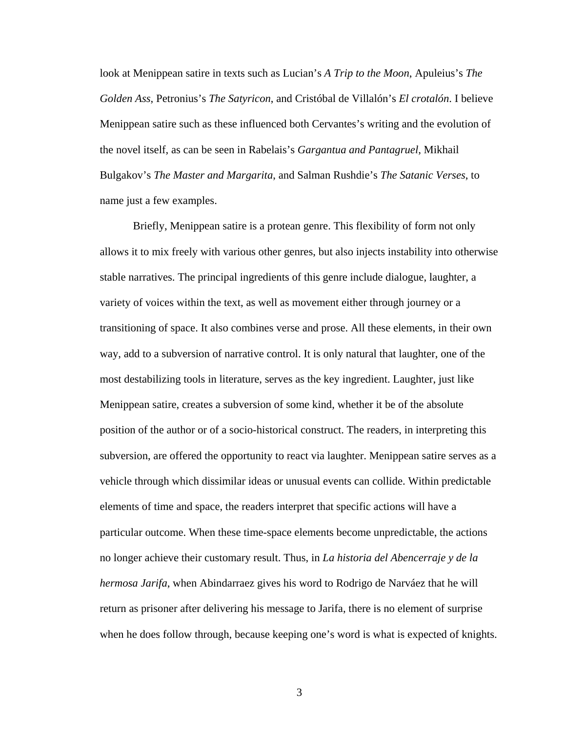look at Menippean satire in texts such as Lucian's *A Trip to the Moon*, Apuleius's *The Golden Ass*, Petronius's *The Satyricon*, and Cristóbal de Villalón's *El crotalón*. I believe Menippean satire such as these influenced both Cervantes's writing and the evolution of the novel itself, as can be seen in Rabelais's *Gargantua and Pantagruel*, Mikhail Bulgakov's *The Master and Margarita*, and Salman Rushdie's *The Satanic Verses*, to name just a few examples.

Briefly, Menippean satire is a protean genre. This flexibility of form not only allows it to mix freely with various other genres, but also injects instability into otherwise stable narratives. The principal ingredients of this genre include dialogue, laughter, a variety of voices within the text, as well as movement either through journey or a transitioning of space. It also combines verse and prose. All these elements, in their own way, add to a subversion of narrative control. It is only natural that laughter, one of the most destabilizing tools in literature, serves as the key ingredient. Laughter, just like Menippean satire, creates a subversion of some kind, whether it be of the absolute position of the author or of a socio-historical construct. The readers, in interpreting this subversion, are offered the opportunity to react via laughter. Menippean satire serves as a vehicle through which dissimilar ideas or unusual events can collide. Within predictable elements of time and space, the readers interpret that specific actions will have a particular outcome. When these time-space elements become unpredictable, the actions no longer achieve their customary result. Thus, in *La historia del Abencerraje y de la hermosa Jarifa*, when Abindarraez gives his word to Rodrigo de Narváez that he will return as prisoner after delivering his message to Jarifa, there is no element of surprise when he does follow through, because keeping one's word is what is expected of knights.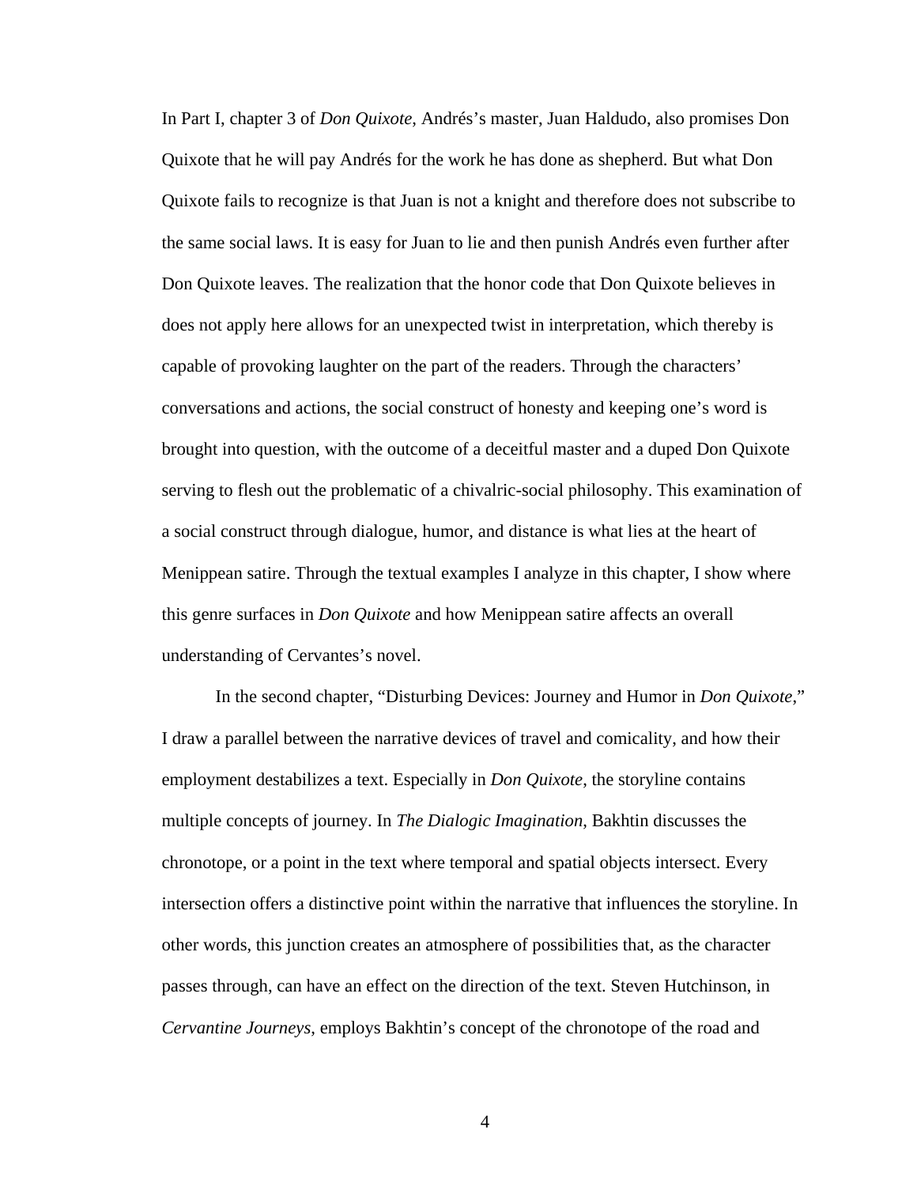In Part I, chapter 3 of *Don Quixote*, Andrés's master, Juan Haldudo, also promises Don Quixote that he will pay Andrés for the work he has done as shepherd. But what Don Quixote fails to recognize is that Juan is not a knight and therefore does not subscribe to the same social laws. It is easy for Juan to lie and then punish Andrés even further after Don Quixote leaves. The realization that the honor code that Don Quixote believes in does not apply here allows for an unexpected twist in interpretation, which thereby is capable of provoking laughter on the part of the readers. Through the characters' conversations and actions, the social construct of honesty and keeping one's word is brought into question, with the outcome of a deceitful master and a duped Don Quixote serving to flesh out the problematic of a chivalric-social philosophy. This examination of a social construct through dialogue, humor, and distance is what lies at the heart of Menippean satire. Through the textual examples I analyze in this chapter, I show where this genre surfaces in *Don Quixote* and how Menippean satire affects an overall understanding of Cervantes's novel.

In the second chapter, "Disturbing Devices: Journey and Humor in *Don Quixote*," I draw a parallel between the narrative devices of travel and comicality, and how their employment destabilizes a text. Especially in *Don Quixote*, the storyline contains multiple concepts of journey. In *The Dialogic Imagination*, Bakhtin discusses the chronotope, or a point in the text where temporal and spatial objects intersect. Every intersection offers a distinctive point within the narrative that influences the storyline. In other words, this junction creates an atmosphere of possibilities that, as the character passes through, can have an effect on the direction of the text. Steven Hutchinson, in *Cervantine Journeys*, employs Bakhtin's concept of the chronotope of the road and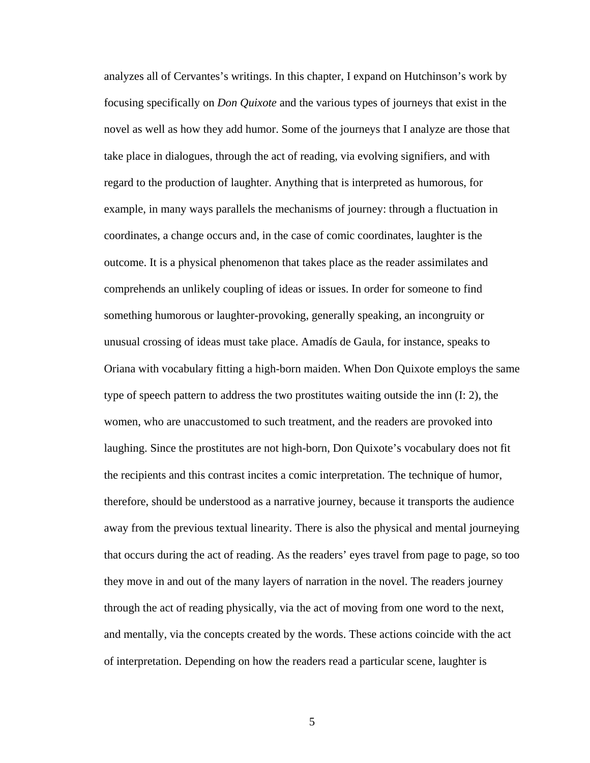analyzes all of Cervantes's writings. In this chapter, I expand on Hutchinson's work by focusing specifically on *Don Quixote* and the various types of journeys that exist in the novel as well as how they add humor. Some of the journeys that I analyze are those that take place in dialogues, through the act of reading, via evolving signifiers, and with regard to the production of laughter. Anything that is interpreted as humorous, for example, in many ways parallels the mechanisms of journey: through a fluctuation in coordinates, a change occurs and, in the case of comic coordinates, laughter is the outcome. It is a physical phenomenon that takes place as the reader assimilates and comprehends an unlikely coupling of ideas or issues. In order for someone to find something humorous or laughter-provoking, generally speaking, an incongruity or unusual crossing of ideas must take place. Amadís de Gaula, for instance, speaks to Oriana with vocabulary fitting a high-born maiden. When Don Quixote employs the same type of speech pattern to address the two prostitutes waiting outside the inn (I: 2), the women, who are unaccustomed to such treatment, and the readers are provoked into laughing. Since the prostitutes are not high-born, Don Quixote's vocabulary does not fit the recipients and this contrast incites a comic interpretation. The technique of humor, therefore, should be understood as a narrative journey, because it transports the audience away from the previous textual linearity. There is also the physical and mental journeying that occurs during the act of reading. As the readers' eyes travel from page to page, so too they move in and out of the many layers of narration in the novel. The readers journey through the act of reading physically, via the act of moving from one word to the next, and mentally, via the concepts created by the words. These actions coincide with the act of interpretation. Depending on how the readers read a particular scene, laughter is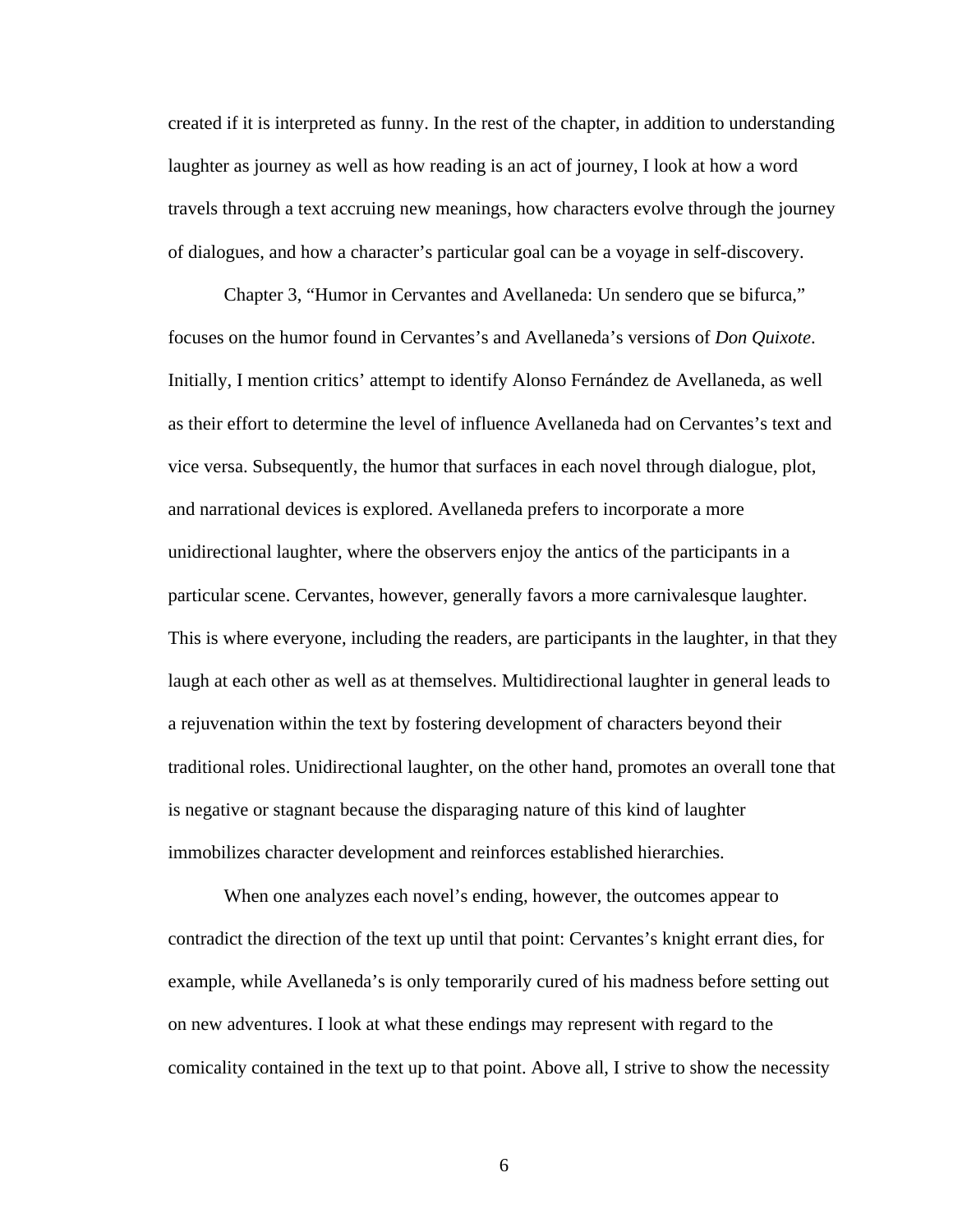created if it is interpreted as funny. In the rest of the chapter, in addition to understanding laughter as journey as well as how reading is an act of journey, I look at how a word travels through a text accruing new meanings, how characters evolve through the journey of dialogues, and how a character's particular goal can be a voyage in self-discovery.

Chapter 3, "Humor in Cervantes and Avellaneda: Un sendero que se bifurca," focuses on the humor found in Cervantes's and Avellaneda's versions of *Don Quixote*. Initially, I mention critics' attempt to identify Alonso Fernández de Avellaneda, as well as their effort to determine the level of influence Avellaneda had on Cervantes's text and vice versa. Subsequently, the humor that surfaces in each novel through dialogue, plot, and narrational devices is explored. Avellaneda prefers to incorporate a more unidirectional laughter, where the observers enjoy the antics of the participants in a particular scene. Cervantes, however, generally favors a more carnivalesque laughter. This is where everyone, including the readers, are participants in the laughter, in that they laugh at each other as well as at themselves. Multidirectional laughter in general leads to a rejuvenation within the text by fostering development of characters beyond their traditional roles. Unidirectional laughter, on the other hand, promotes an overall tone that is negative or stagnant because the disparaging nature of this kind of laughter immobilizes character development and reinforces established hierarchies.

When one analyzes each novel's ending, however, the outcomes appear to contradict the direction of the text up until that point: Cervantes's knight errant dies, for example, while Avellaneda's is only temporarily cured of his madness before setting out on new adventures. I look at what these endings may represent with regard to the comicality contained in the text up to that point. Above all, I strive to show the necessity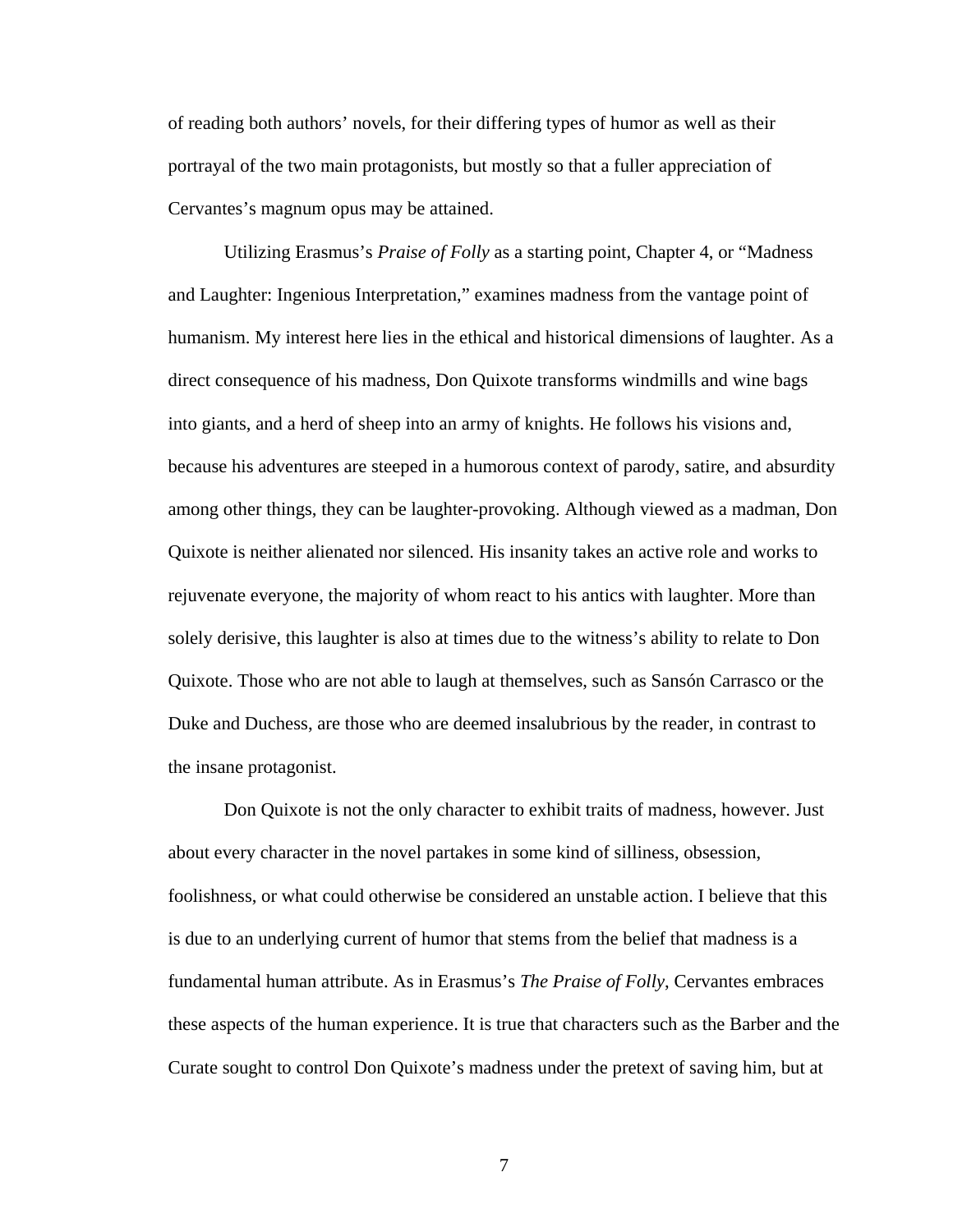of reading both authors' novels, for their differing types of humor as well as their portrayal of the two main protagonists, but mostly so that a fuller appreciation of Cervantes's magnum opus may be attained.

Utilizing Erasmus's *Praise of Folly* as a starting point, Chapter 4, or "Madness and Laughter: Ingenious Interpretation," examines madness from the vantage point of humanism. My interest here lies in the ethical and historical dimensions of laughter. As a direct consequence of his madness, Don Quixote transforms windmills and wine bags into giants, and a herd of sheep into an army of knights. He follows his visions and, because his adventures are steeped in a humorous context of parody, satire, and absurdity among other things, they can be laughter-provoking. Although viewed as a madman, Don Quixote is neither alienated nor silenced. His insanity takes an active role and works to rejuvenate everyone, the majority of whom react to his antics with laughter. More than solely derisive, this laughter is also at times due to the witness's ability to relate to Don Quixote. Those who are not able to laugh at themselves, such as Sansón Carrasco or the Duke and Duchess, are those who are deemed insalubrious by the reader, in contrast to the insane protagonist.

Don Quixote is not the only character to exhibit traits of madness, however. Just about every character in the novel partakes in some kind of silliness, obsession, foolishness, or what could otherwise be considered an unstable action. I believe that this is due to an underlying current of humor that stems from the belief that madness is a fundamental human attribute. As in Erasmus's *The Praise of Folly*, Cervantes embraces these aspects of the human experience. It is true that characters such as the Barber and the Curate sought to control Don Quixote's madness under the pretext of saving him, but at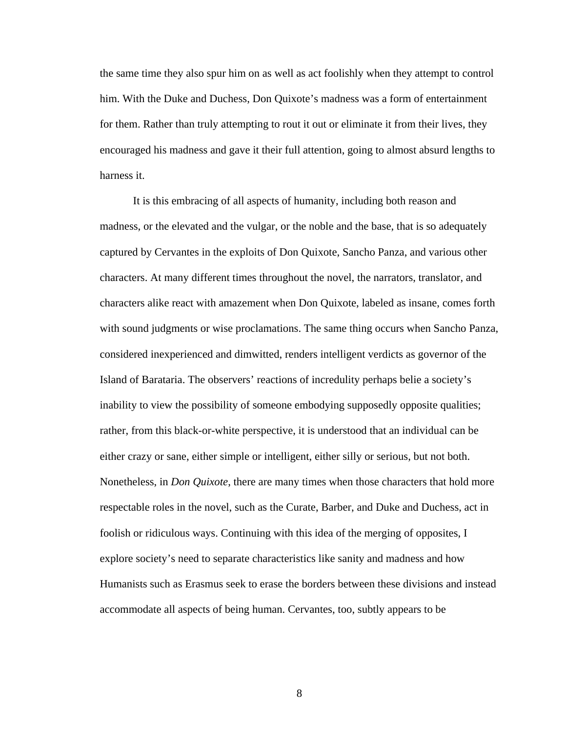the same time they also spur him on as well as act foolishly when they attempt to control him. With the Duke and Duchess, Don Quixote's madness was a form of entertainment for them. Rather than truly attempting to rout it out or eliminate it from their lives, they encouraged his madness and gave it their full attention, going to almost absurd lengths to harness it.

It is this embracing of all aspects of humanity, including both reason and madness, or the elevated and the vulgar, or the noble and the base, that is so adequately captured by Cervantes in the exploits of Don Quixote, Sancho Panza, and various other characters. At many different times throughout the novel, the narrators, translator, and characters alike react with amazement when Don Quixote, labeled as insane, comes forth with sound judgments or wise proclamations. The same thing occurs when Sancho Panza, considered inexperienced and dimwitted, renders intelligent verdicts as governor of the Island of Barataria. The observers' reactions of incredulity perhaps belie a society's inability to view the possibility of someone embodying supposedly opposite qualities; rather, from this black-or-white perspective, it is understood that an individual can be either crazy or sane, either simple or intelligent, either silly or serious, but not both. Nonetheless, in *Don Quixote*, there are many times when those characters that hold more respectable roles in the novel, such as the Curate, Barber, and Duke and Duchess, act in foolish or ridiculous ways. Continuing with this idea of the merging of opposites, I explore society's need to separate characteristics like sanity and madness and how Humanists such as Erasmus seek to erase the borders between these divisions and instead accommodate all aspects of being human. Cervantes, too, subtly appears to be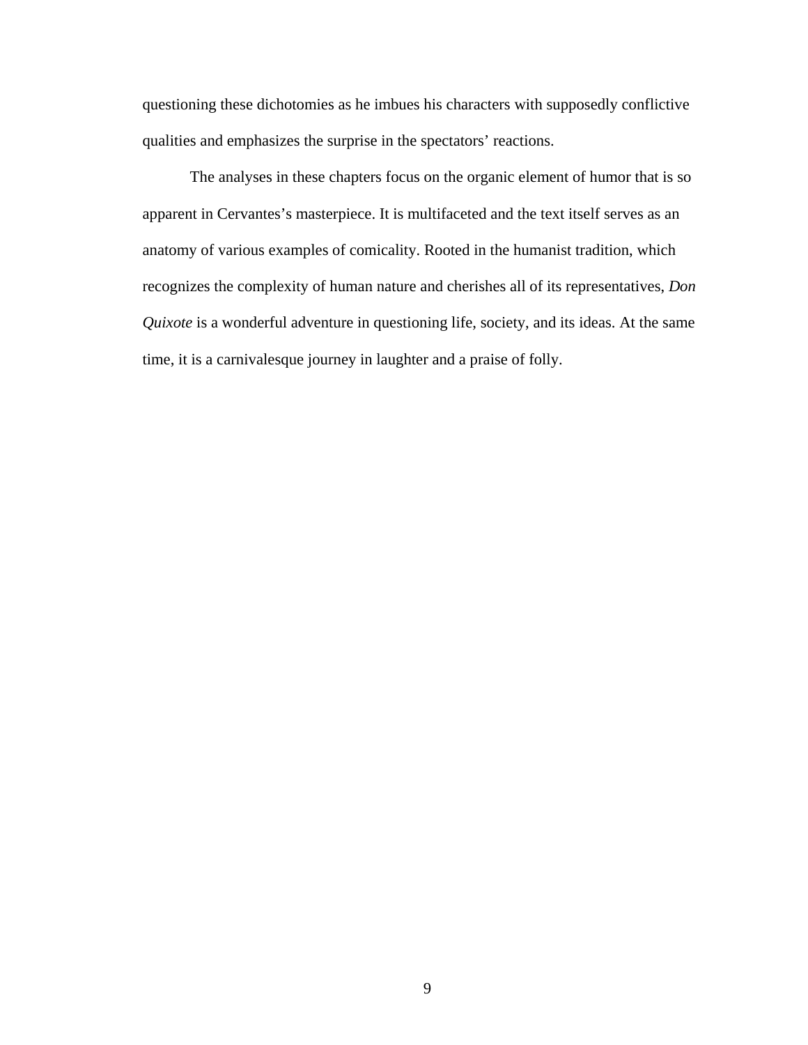questioning these dichotomies as he imbues his characters with supposedly conflictive qualities and emphasizes the surprise in the spectators' reactions.

The analyses in these chapters focus on the organic element of humor that is so apparent in Cervantes's masterpiece. It is multifaceted and the text itself serves as an anatomy of various examples of comicality. Rooted in the humanist tradition, which recognizes the complexity of human nature and cherishes all of its representatives, *Don Quixote* is a wonderful adventure in questioning life, society, and its ideas. At the same time, it is a carnivalesque journey in laughter and a praise of folly.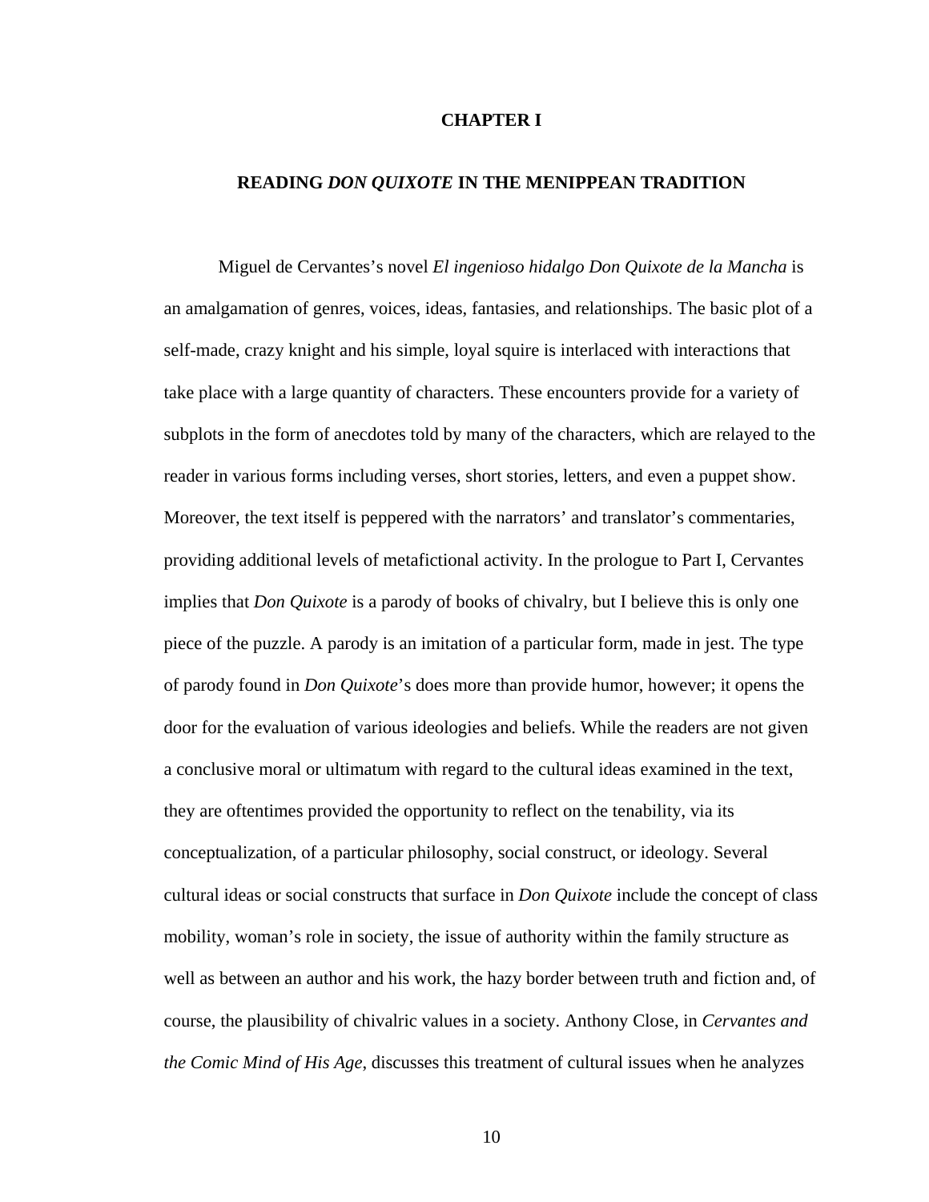# CHAPTER I

## READING *DON QUIXOTE* IN THE MENIPPEAN TRADITION

Miguel de Cervantes's novel *El ingenioso hidalgo Don Quixote de la Mancha* is an amalgamation of genres, voices, ideas, fantasies, and relationships. The basic plot of a self-made, crazy knight and his simple, loyal squire is interlaced with interactions that take place with a large quantity of characters. These encounters provide for a variety of subplots in the form of anecdotes told by many of the characters, which are relayed to the reader in various forms including verses, short stories, letters, and even a puppet show. Moreover, the text itself is peppered with the narrators' and translator's commentaries, providing additional levels of metafictional activity. In the prologue to Part I, Cervantes implies that *Don Quixote* is a parody of books of chivalry, but I believe this is only one piece of the puzzle. A parody is an imitation of a particular form, made in jest. The type of parody found in *Don Quixote*'s does more than provide humor, however; it opens the door for the evaluation of various ideologies and beliefs. While the readers are not given a conclusive moral or ultimatum with regard to the cultural ideas examined in the text, they are oftentimes provided the opportunity to reflect on the tenability, via its conceptualization, of a particular philosophy, social construct, or ideology. Several cultural ideas or social constructs that surface in *Don Quixote* include the concept of class mobility, woman's role in society, the issue of authority within the family structure as well as between an author and his work, the hazy border between truth and fiction and, of course, the plausibility of chivalric values in a society. Anthony Close, in *Cervantes and the Comic Mind of His Age*, discusses this treatment of cultural issues when he analyzes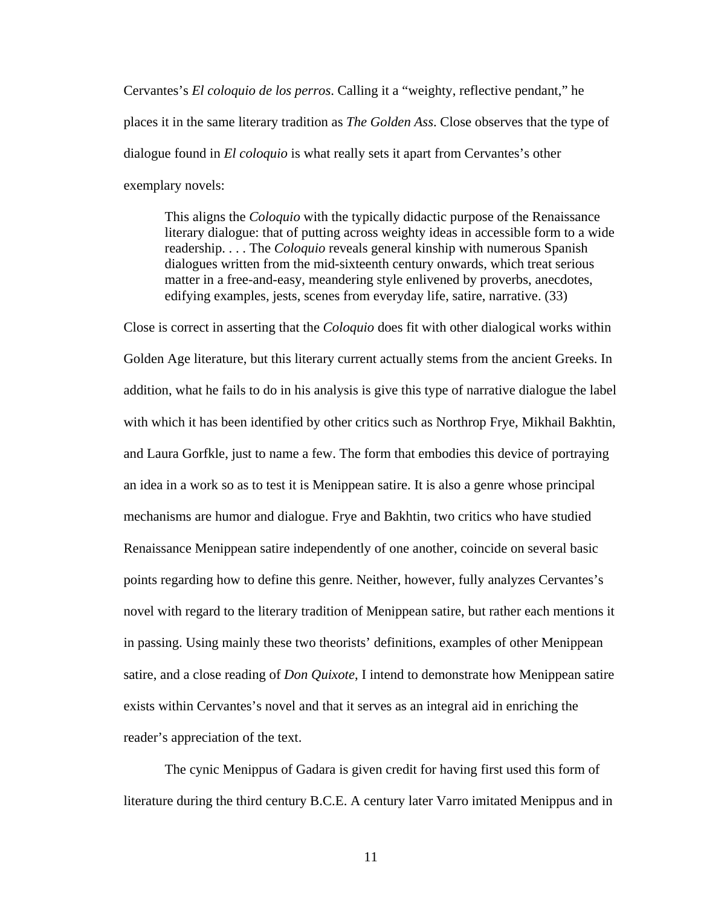Cervantes's *El coloquio de los perros*. Calling it a "weighty, reflective pendant," he places it in the same literary tradition as *The Golden Ass*. Close observes that the type of dialogue found in *El coloquio* is what really sets it apart from Cervantes's other exemplary novels:

> This aligns the *Coloquio* with the typically didactic purpose of the Renaissance literary dialogue: that of putting across weighty ideas in accessible form to a wide readership. . . . The *Coloquio* reveals general kinship with numerous Spanish dialogues written from the mid-sixteenth century onwards, which treat serious matter in a free-and-easy, meandering style enlivened by proverbs, anecdotes, edifying examples, jests, scenes from everyday life, satire, narrative. (33)

Close is correct in asserting that the *Coloquio* does fit with other dialogical works within Golden Age literature, but this literary current actually stems from the ancient Greeks. In addition, what he fails to do in his analysis is give this type of narrative dialogue the label with which it has been identified by other critics such as Northrop Frye, Mikhail Bakhtin, and Laura Gorfkle, just to name a few. The form that embodies this device of portraying an idea in a work so as to test it is Menippean satire. It is also a genre whose principal mechanisms are humor and dialogue. Frye and Bakhtin, two critics who have studied Renaissance Menippean satire independently of one another, coincide on several basic points regarding how to define this genre. Neither, however, fully analyzes Cervantes's novel with regard to the literary tradition of Menippean satire, but rather each mentions it in passing. Using mainly these two theorists' definitions, examples of other Menippean satire, and a close reading of *Don Quixote,* I intend to demonstrate how Menippean satire exists within Cervantes's novel and that it serves as an integral aid in enriching the reader's appreciation of the text.

The cynic Menippus of Gadara is given credit for having first used this form of literature during the third century B.C.E. A century later Varro imitated Menippus and in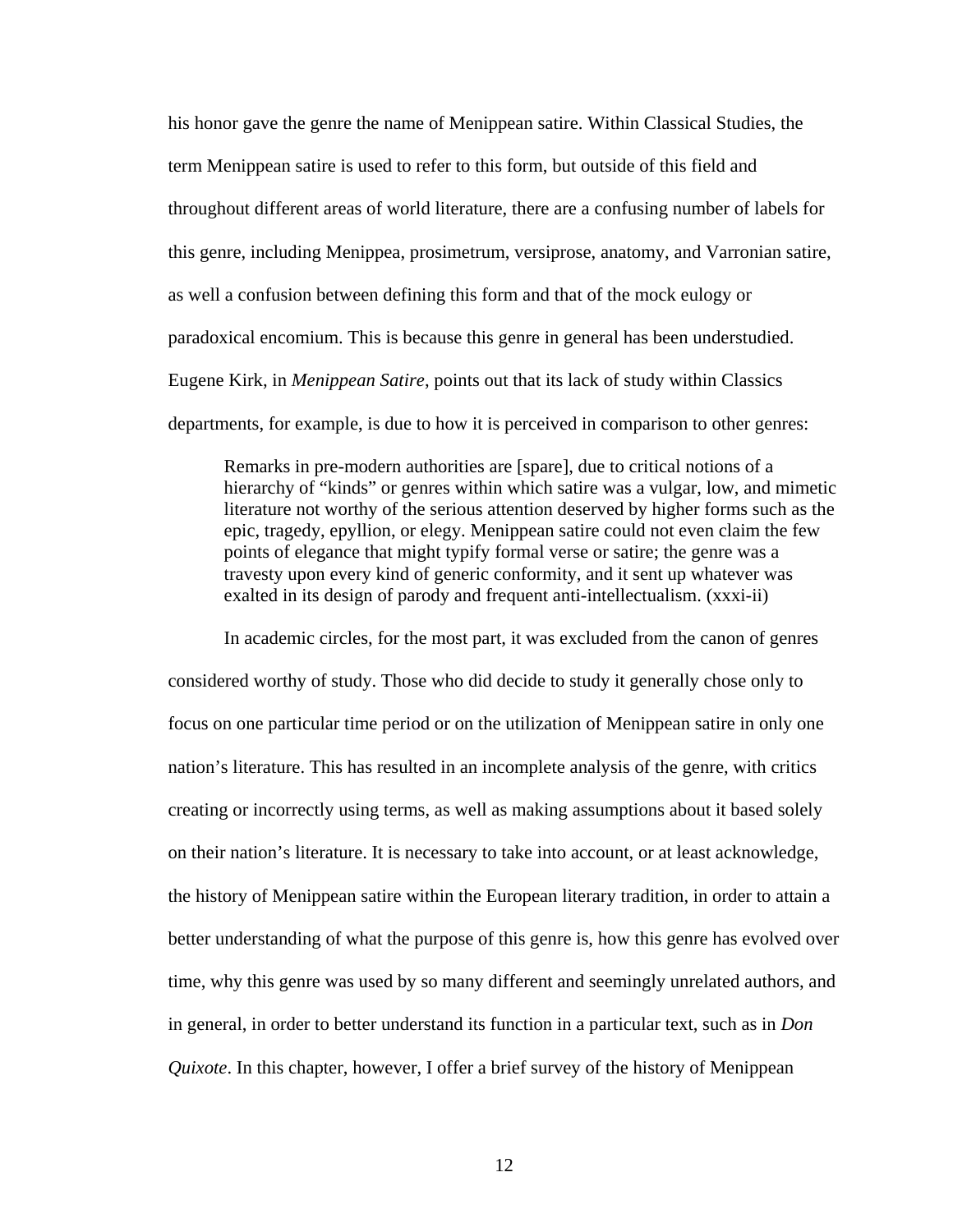his honor gave the genre the name of Menippean satire. Within Classical Studies, the term Menippean satire is used to refer to this form, but outside of this field and throughout different areas of world literature, there are a confusing number of labels for this genre, including Menippea, prosimetrum, versiprose, anatomy, and Varronian satire, as well a confusion between defining this form and that of the mock eulogy or paradoxical encomium. This is because this genre in general has been understudied. Eugene Kirk, in *Menippean Satire*, points out that its lack of study within Classics departments, for example, is due to how it is perceived in comparison to other genres:

> Remarks in pre-modern authorities are [spare], due to critical notions of a hierarchy of "kinds" or genres within which satire was a vulgar, low, and mimetic literature not worthy of the serious attention deserved by higher forms such as the epic, tragedy, epyllion, or elegy. Menippean satire could not even claim the few points of elegance that might typify formal verse or satire; the genre was a travesty upon every kind of generic conformity, and it sent up whatever was exalted in its design of parody and frequent anti-intellectualism. (xxxi-ii)

In academic circles, for the most part, it was excluded from the canon of genres considered worthy of study. Those who did decide to study it generally chose only to focus on one particular time period or on the utilization of Menippean satire in only one nation's literature. This has resulted in an incomplete analysis of the genre, with critics creating or incorrectly using terms, as well as making assumptions about it based solely on their nation's literature. It is necessary to take into account, or at least acknowledge, the history of Menippean satire within the European literary tradition, in order to attain a better understanding of what the purpose of this genre is, how this genre has evolved over time, why this genre was used by so many different and seemingly unrelated authors, and in general, in order to better understand its function in a particular text, such as in *Don Quixote*. In this chapter, however, I offer a brief survey of the history of Menippean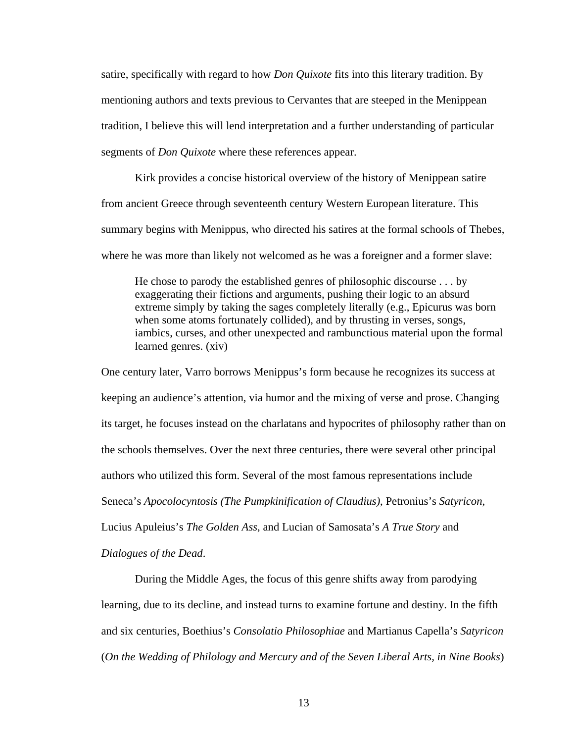satire, specifically with regard to how *Don Quixote* fits into this literary tradition. By mentioning authors and texts previous to Cervantes that are steeped in the Menippean tradition, I believe this will lend interpretation and a further understanding of particular segments of *Don Quixote* where these references appear.

Kirk provides a concise historical overview of the history of Menippean satire from ancient Greece through seventeenth century Western European literature. This summary begins with Menippus, who directed his satires at the formal schools of Thebes, where he was more than likely not welcomed as he was a foreigner and a former slave:

> He chose to parody the established genres of philosophic discourse . . . by exaggerating their fictions and arguments, pushing their logic to an absurd extreme simply by taking the sages completely literally (e.g., Epicurus was born when some atoms fortunately collided), and by thrusting in verses, songs, iambics, curses, and other unexpected and rambunctious material upon the formal learned genres. (xiv)

One century later, Varro borrows Menippus's form because he recognizes its success at keeping an audience's attention, via humor and the mixing of verse and prose. Changing its target, he focuses instead on the charlatans and hypocrites of philosophy rather than on the schools themselves. Over the next three centuries, there were several other principal authors who utilized this form. Several of the most famous representations include Seneca's *Apocolocyntosis (The Pumpkinification of Claudius)*, Petronius's *Satyricon*, Lucius Apuleius's *The Golden Ass*, and Lucian of Samosata's *A True Story* and *Dialogues of the Dead*.

During the Middle Ages, the focus of this genre shifts away from parodying learning, due to its decline, and instead turns to examine fortune and destiny. In the fifth and six centuries, Boethius's *Consolatio Philosophiae* and Martianus Capella's *Satyricon* (*On the Wedding of Philology and Mercury and of the Seven Liberal Arts, in Nine Books*)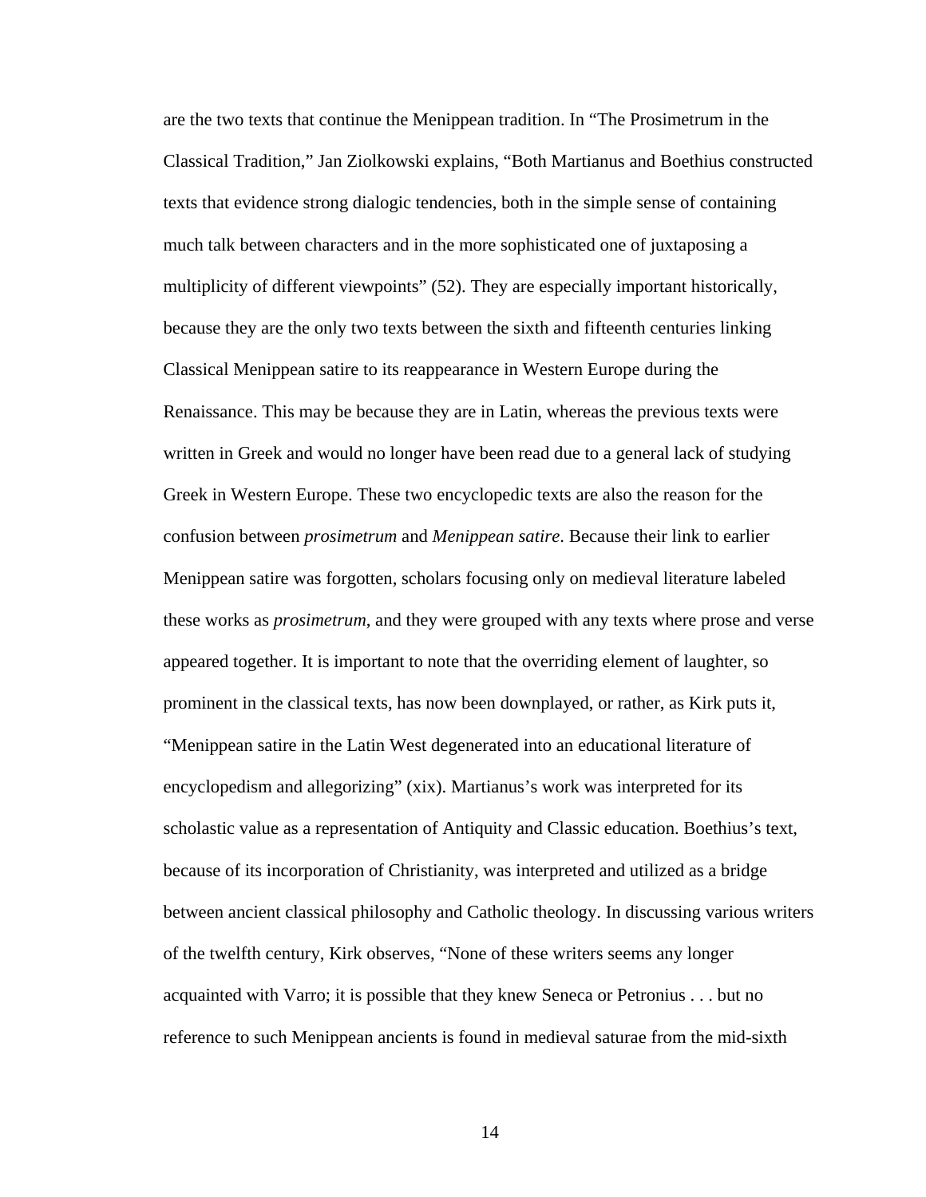are the two texts that continue the Menippean tradition. In "The Prosimetrum in the Classical Tradition," Jan Ziolkowski explains, "Both Martianus and Boethius constructed texts that evidence strong dialogic tendencies, both in the simple sense of containing much talk between characters and in the more sophisticated one of juxtaposing a multiplicity of different viewpoints" (52). They are especially important historically, because they are the only two texts between the sixth and fifteenth centuries linking Classical Menippean satire to its reappearance in Western Europe during the Renaissance. This may be because they are in Latin, whereas the previous texts were written in Greek and would no longer have been read due to a general lack of studying Greek in Western Europe. These two encyclopedic texts are also the reason for the confusion between *prosimetrum* and *Menippean satire*. Because their link to earlier Menippean satire was forgotten, scholars focusing only on medieval literature labeled these works as *prosimetrum*, and they were grouped with any texts where prose and verse appeared together. It is important to note that the overriding element of laughter, so prominent in the classical texts, has now been downplayed, or rather, as Kirk puts it, "Menippean satire in the Latin West degenerated into an educational literature of encyclopedism and allegorizing" (xix). Martianus's work was interpreted for its scholastic value as a representation of Antiquity and Classic education. Boethius's text, because of its incorporation of Christianity, was interpreted and utilized as a bridge between ancient classical philosophy and Catholic theology. In discussing various writers of the twelfth century, Kirk observes, "None of these writers seems any longer acquainted with Varro; it is possible that they knew Seneca or Petronius . . . but no reference to such Menippean ancients is found in medieval saturae from the mid-sixth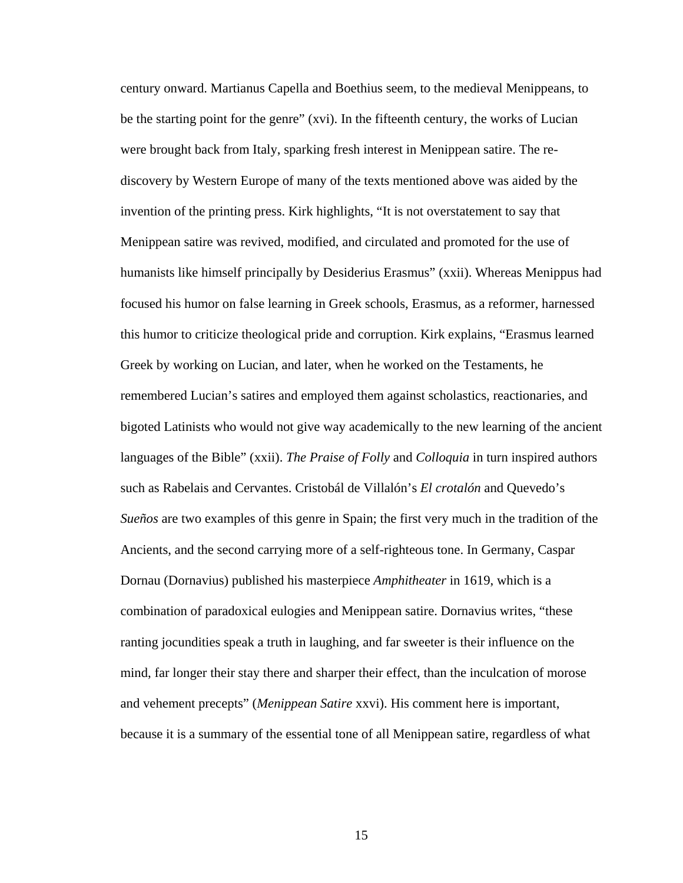century onward. Martianus Capella and Boethius seem, to the medieval Menippeans, to be the starting point for the genre" (xvi). In the fifteenth century, the works of Lucian were brought back from Italy, sparking fresh interest in Menippean satire. The re-discovery by Western Europe of many of the texts mentioned above was aided by the invention of the printing press. Kirk highlights, "It is not overstatement to say that Menippean satire was revived, modified, and circulated and promoted for the use of humanists like himself principally by Desiderius Erasmus" (xxii). Whereas Menippus had focused his humor on false learning in Greek schools, Erasmus, as a reformer, harnessed this humor to criticize theological pride and corruption. Kirk explains, "Erasmus learned Greek by working on Lucian, and later, when he worked on the Testaments, he remembered Lucian's satires and employed them against scholastics, reactionaries, and bigoted Latinists who would not give way academically to the new learning of the ancient languages of the Bible" (xxii). *The Praise of Folly* and *Colloquia* in turn inspired authors such as Rabelais and Cervantes. Cristobál de Villalón's *El crotalón* and Quevedo's *Sueños* are two examples of this genre in Spain; the first very much in the tradition of the Ancients, and the second carrying more of a self-righteous tone. In Germany, Caspar Dornau (Dornavius) published his masterpiece *Amphitheater* in 1619, which is a combination of paradoxical eulogies and Menippean satire. Dornavius writes, "these ranting jocundities speak a truth in laughing, and far sweeter is their influence on the mind, far longer their stay there and sharper their effect, than the inculcation of morose and vehement precepts" (*Menippean Satire* xxvi). His comment here is important, because it is a summary of the essential tone of all Menippean satire, regardless of what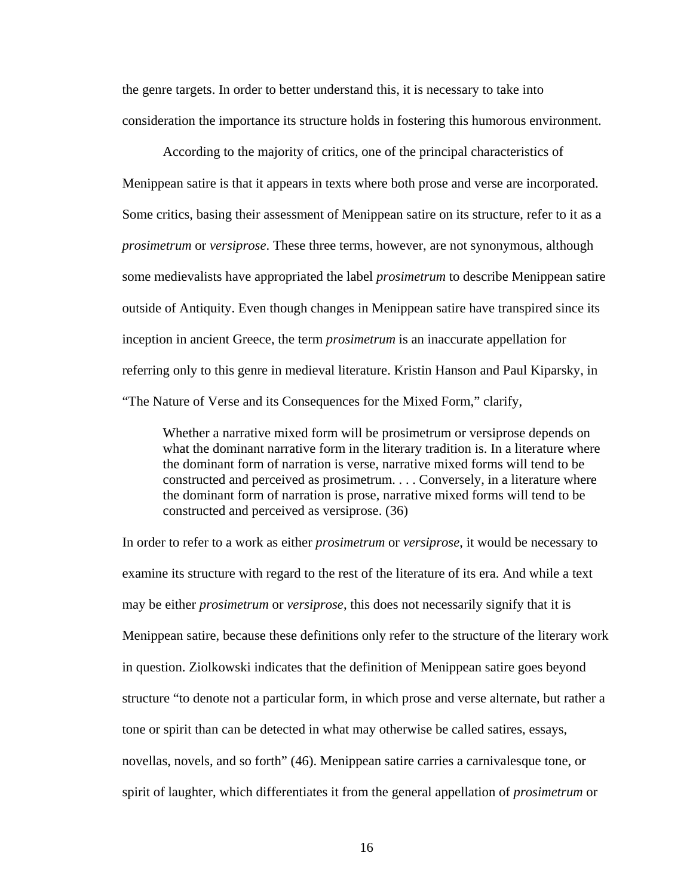the genre targets. In order to better understand this, it is necessary to take into consideration the importance its structure holds in fostering this humorous environment.

According to the majority of critics, one of the principal characteristics of Menippean satire is that it appears in texts where both prose and verse are incorporated. Some critics, basing their assessment of Menippean satire on its structure, refer to it as a *prosimetrum* or *versiprose*. These three terms, however, are not synonymous, although some medievalists have appropriated the label *prosimetrum* to describe Menippean satire outside of Antiquity. Even though changes in Menippean satire have transpired since its inception in ancient Greece, the term *prosimetrum* is an inaccurate appellation for referring only to this genre in medieval literature. Kristin Hanson and Paul Kiparsky, in "The Nature of Verse and its Consequences for the Mixed Form," clarify,

> Whether a narrative mixed form will be prosimetrum or versiprose depends on what the dominant narrative form in the literary tradition is. In a literature where the dominant form of narration is verse, narrative mixed forms will tend to be constructed and perceived as prosimetrum. . . . Conversely, in a literature where the dominant form of narration is prose, narrative mixed forms will tend to be constructed and perceived as versiprose. (36)

In order to refer to a work as either *prosimetrum* or *versiprose*, it would be necessary to examine its structure with regard to the rest of the literature of its era. And while a text may be either *prosimetrum* or *versiprose*, this does not necessarily signify that it is Menippean satire, because these definitions only refer to the structure of the literary work in question. Ziolkowski indicates that the definition of Menippean satire goes beyond structure "to denote not a particular form, in which prose and verse alternate, but rather a tone or spirit than can be detected in what may otherwise be called satires, essays, novellas, novels, and so forth" (46). Menippean satire carries a carnivalesque tone, or spirit of laughter, which differentiates it from the general appellation of *prosimetrum* or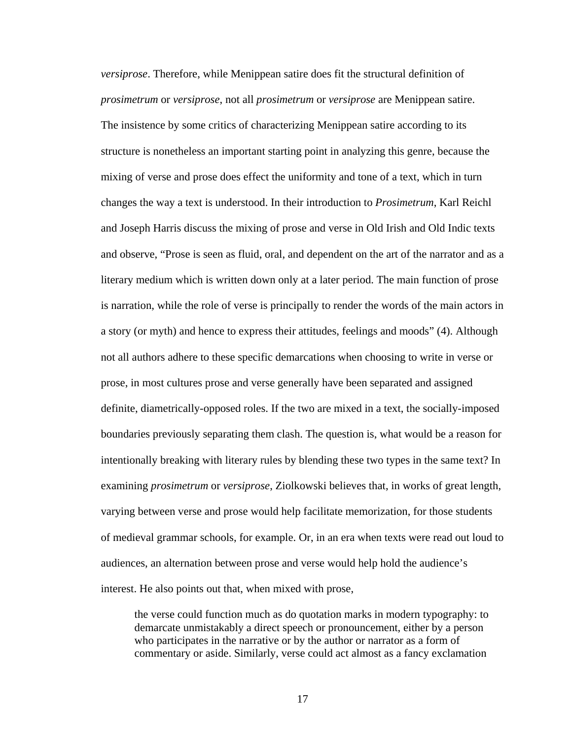*versiprose*. Therefore, while Menippean satire does fit the structural definition of *prosimetrum* or *versiprose*, not all *prosimetrum* or *versiprose* are Menippean satire. The insistence by some critics of characterizing Menippean satire according to its structure is nonetheless an important starting point in analyzing this genre, because the mixing of verse and prose does effect the uniformity and tone of a text, which in turn changes the way a text is understood. In their introduction to *Prosimetrum*, Karl Reichl and Joseph Harris discuss the mixing of prose and verse in Old Irish and Old Indic texts and observe, "Prose is seen as fluid, oral, and dependent on the art of the narrator and as a literary medium which is written down only at a later period. The main function of prose is narration, while the role of verse is principally to render the words of the main actors in a story (or myth) and hence to express their attitudes, feelings and moods" (4). Although not all authors adhere to these specific demarcations when choosing to write in verse or prose, in most cultures prose and verse generally have been separated and assigned definite, diametrically-opposed roles. If the two are mixed in a text, the socially-imposed boundaries previously separating them clash. The question is, what would be a reason for intentionally breaking with literary rules by blending these two types in the same text? In examining *prosimetrum* or *versiprose*, Ziolkowski believes that, in works of great length, varying between verse and prose would help facilitate memorization, for those students of medieval grammar schools, for example. Or, in an era when texts were read out loud to audiences, an alternation between prose and verse would help hold the audience's interest. He also points out that, when mixed with prose,

> the verse could function much as do quotation marks in modern typography: to demarcate unmistakably a direct speech or pronouncement, either by a person who participates in the narrative or by the author or narrator as a form of commentary or aside. Similarly, verse could act almost as a fancy exclamation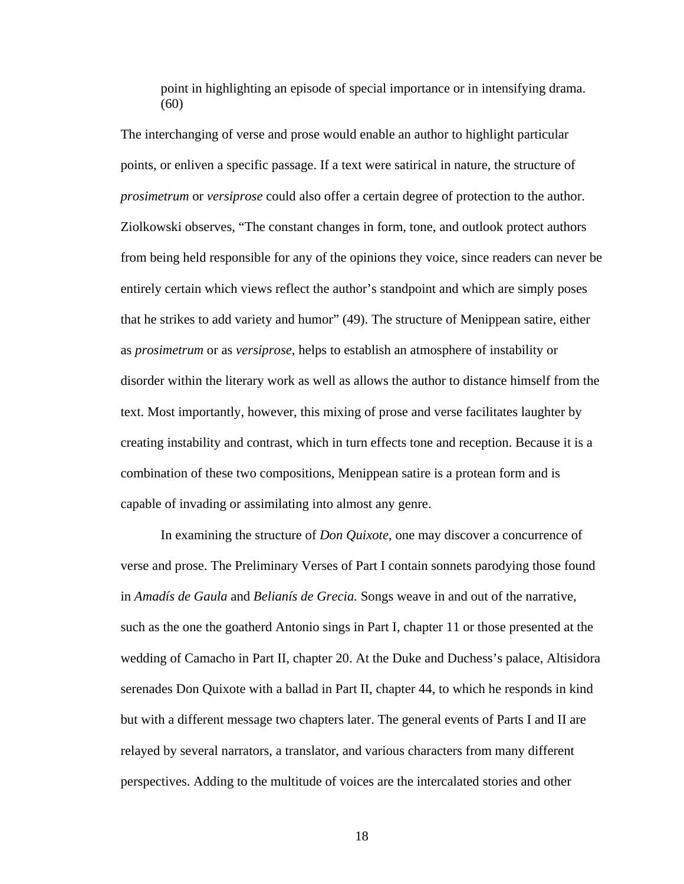> point in highlighting an episode of special importance or in intensifying drama. (60)

The interchanging of verse and prose would enable an author to highlight particular points, or enliven a specific passage. If a text were satirical in nature, the structure of *prosimetrum* or *versiprose* could also offer a certain degree of protection to the author. Ziolkowski observes, "The constant changes in form, tone, and outlook protect authors from being held responsible for any of the opinions they voice, since readers can never be entirely certain which views reflect the author's standpoint and which are simply poses that he strikes to add variety and humor" (49). The structure of Menippean satire, either as *prosimetrum* or as *versiprose*, helps to establish an atmosphere of instability or disorder within the literary work as well as allows the author to distance himself from the text. Most importantly, however, this mixing of prose and verse facilitates laughter by creating instability and contrast, which in turn effects tone and reception. Because it is a combination of these two compositions, Menippean satire is a protean form and is capable of invading or assimilating into almost any genre.

In examining the structure of *Don Quixote*, one may discover a concurrence of verse and prose. The Preliminary Verses of Part I contain sonnets parodying those found in *Amadís de Gaula* and *Belianís de Grecia.* Songs weave in and out of the narrative, such as the one the goatherd Antonio sings in Part I, chapter 11 or those presented at the wedding of Camacho in Part II, chapter 20. At the Duke and Duchess's palace, Altisidora serenades Don Quixote with a ballad in Part II, chapter 44, to which he responds in kind but with a different message two chapters later. The general events of Parts I and II are relayed by several narrators, a translator, and various characters from many different perspectives. Adding to the multitude of voices are the intercalated stories and other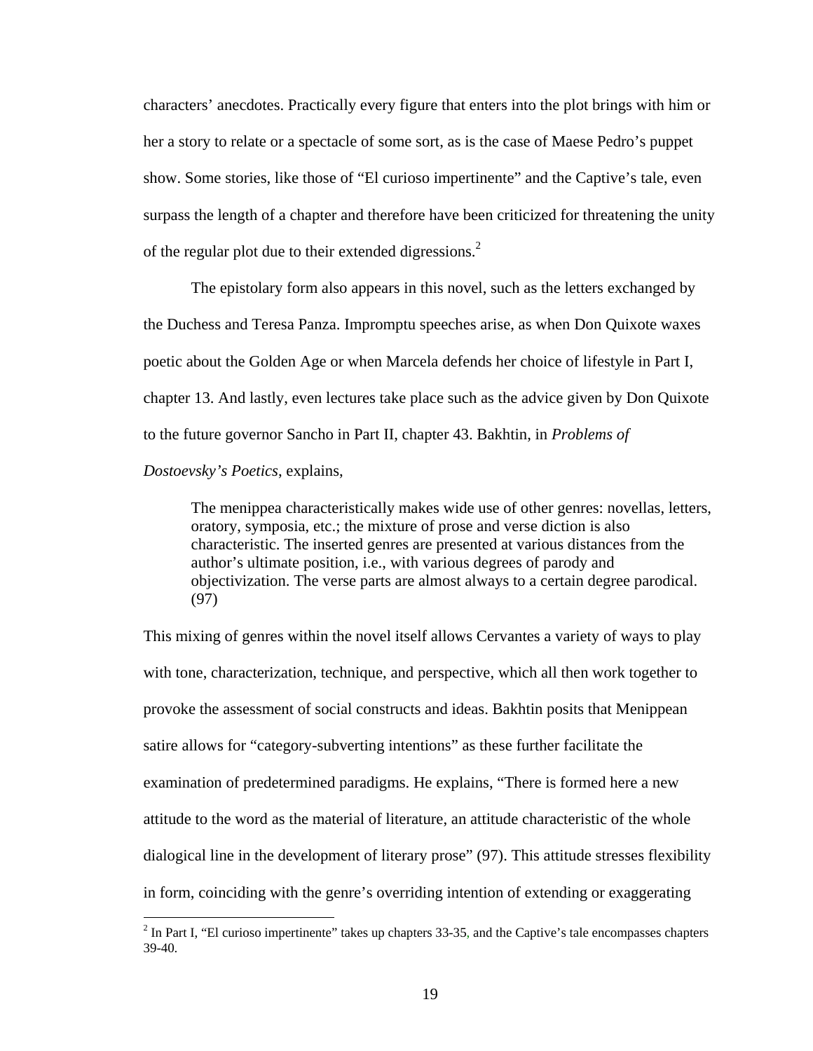characters' anecdotes. Practically every figure that enters into the plot brings with him or her a story to relate or a spectacle of some sort, as is the case of Maese Pedro's puppet show. Some stories, like those of "El curioso impertinente" and the Captive's tale, even surpass the length of a chapter and therefore have been criticized for threatening the unity of the regular plot due to their extended digressions.[2]

The epistolary form also appears in this novel, such as the letters exchanged by the Duchess and Teresa Panza. Impromptu speeches arise, as when Don Quixote waxes poetic about the Golden Age or when Marcela defends her choice of lifestyle in Part I, chapter 13. And lastly, even lectures take place such as the advice given by Don Quixote to the future governor Sancho in Part II, chapter 43. Bakhtin, in *Problems of Dostoevsky's Poetics*, explains,

> The menippea characteristically makes wide use of other genres: novellas, letters, oratory, symposia, etc.; the mixture of prose and verse diction is also characteristic. The inserted genres are presented at various distances from the author's ultimate position, i.e., with various degrees of parody and objectivization. The verse parts are almost always to a certain degree parodical. (97)

This mixing of genres within the novel itself allows Cervantes a variety of ways to play with tone, characterization, technique, and perspective, which all then work together to provoke the assessment of social constructs and ideas. Bakhtin posits that Menippean satire allows for "category-subverting intentions" as these further facilitate the examination of predetermined paradigms. He explains, "There is formed here a new attitude to the word as the material of literature, an attitude characteristic of the whole dialogical line in the development of literary prose" (97). This attitude stresses flexibility in form, coinciding with the genre's overriding intention of extending or exaggerating

[2] In Part I, "El curioso impertinente" takes up chapters 33-35, and the Captive's tale encompasses chapters 39-40.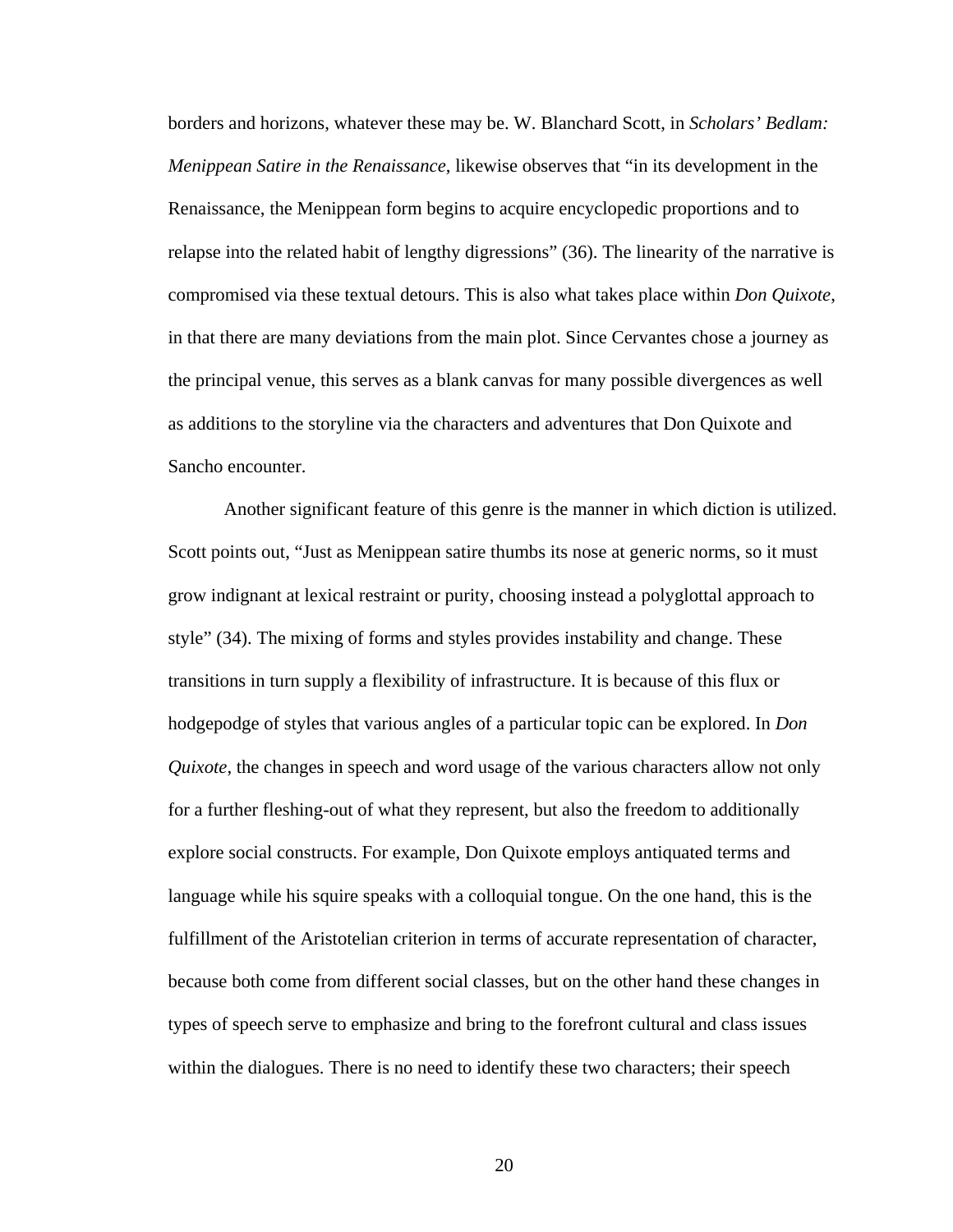borders and horizons, whatever these may be. W. Blanchard Scott, in *Scholars' Bedlam: Menippean Satire in the Renaissance*, likewise observes that "in its development in the Renaissance, the Menippean form begins to acquire encyclopedic proportions and to relapse into the related habit of lengthy digressions" (36). The linearity of the narrative is compromised via these textual detours. This is also what takes place within *Don Quixote*, in that there are many deviations from the main plot. Since Cervantes chose a journey as the principal venue, this serves as a blank canvas for many possible divergences as well as additions to the storyline via the characters and adventures that Don Quixote and Sancho encounter.

Another significant feature of this genre is the manner in which diction is utilized. Scott points out, "Just as Menippean satire thumbs its nose at generic norms, so it must grow indignant at lexical restraint or purity, choosing instead a polyglottal approach to style" (34). The mixing of forms and styles provides instability and change. These transitions in turn supply a flexibility of infrastructure. It is because of this flux or hodgepodge of styles that various angles of a particular topic can be explored. In *Don Quixote*, the changes in speech and word usage of the various characters allow not only for a further fleshing-out of what they represent, but also the freedom to additionally explore social constructs. For example, Don Quixote employs antiquated terms and language while his squire speaks with a colloquial tongue. On the one hand, this is the fulfillment of the Aristotelian criterion in terms of accurate representation of character, because both come from different social classes, but on the other hand these changes in types of speech serve to emphasize and bring to the forefront cultural and class issues within the dialogues. There is no need to identify these two characters; their speech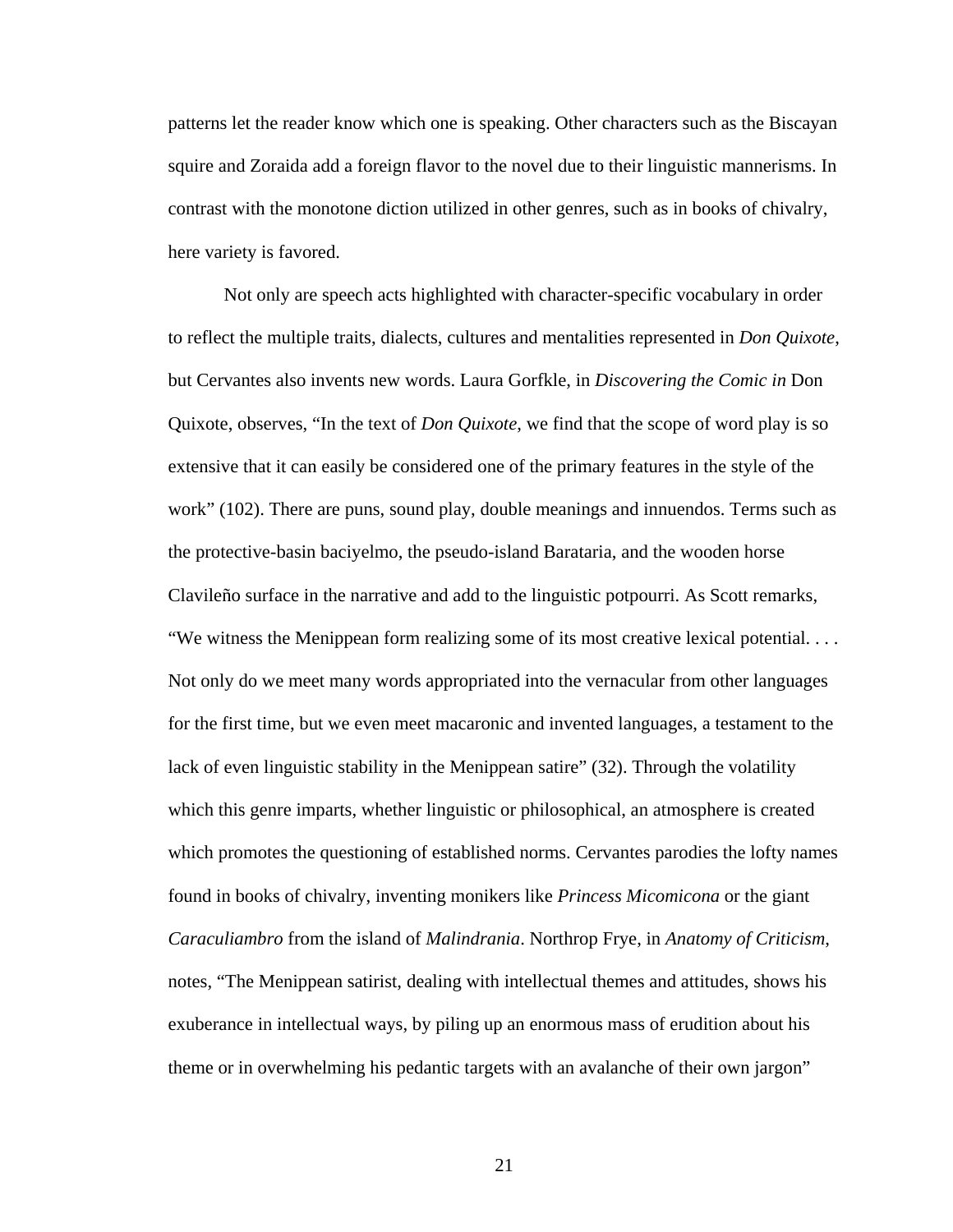patterns let the reader know which one is speaking. Other characters such as the Biscayan squire and Zoraida add a foreign flavor to the novel due to their linguistic mannerisms. In contrast with the monotone diction utilized in other genres, such as in books of chivalry, here variety is favored.

Not only are speech acts highlighted with character-specific vocabulary in order to reflect the multiple traits, dialects, cultures and mentalities represented in *Don Quixote*, but Cervantes also invents new words. Laura Gorfkle, in *Discovering the Comic in* Don Quixote, observes, "In the text of *Don Quixote*, we find that the scope of word play is so extensive that it can easily be considered one of the primary features in the style of the work" (102). There are puns, sound play, double meanings and innuendos. Terms such as the protective-basin baciyelmo, the pseudo-island Barataria, and the wooden horse Clavileño surface in the narrative and add to the linguistic potpourri. As Scott remarks, "We witness the Menippean form realizing some of its most creative lexical potential. . . . Not only do we meet many words appropriated into the vernacular from other languages for the first time, but we even meet macaronic and invented languages, a testament to the lack of even linguistic stability in the Menippean satire" (32). Through the volatility which this genre imparts, whether linguistic or philosophical, an atmosphere is created which promotes the questioning of established norms. Cervantes parodies the lofty names found in books of chivalry, inventing monikers like *Princess Micomicona* or the giant *Caraculiambro* from the island of *Malindrania*. Northrop Frye, in *Anatomy of Criticism*, notes, "The Menippean satirist, dealing with intellectual themes and attitudes, shows his exuberance in intellectual ways, by piling up an enormous mass of erudition about his theme or in overwhelming his pedantic targets with an avalanche of their own jargon"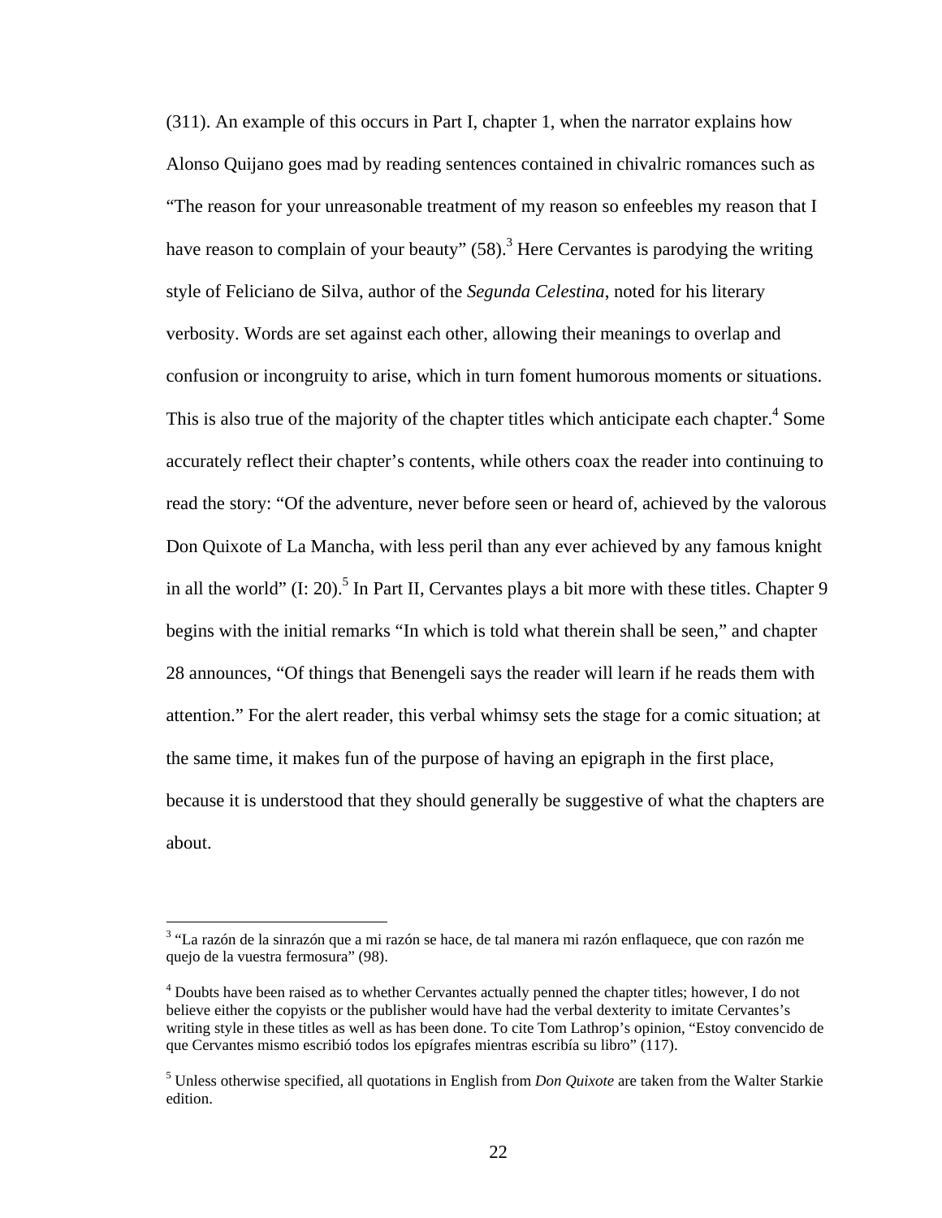(311). An example of this occurs in Part I, chapter 1, when the narrator explains how Alonso Quijano goes mad by reading sentences contained in chivalric romances such as "The reason for your unreasonable treatment of my reason so enfeebles my reason that I have reason to complain of your beauty" (58).[3] Here Cervantes is parodying the writing style of Feliciano de Silva, author of the *Segunda Celestina*, noted for his literary verbosity. Words are set against each other, allowing their meanings to overlap and confusion or incongruity to arise, which in turn foment humorous moments or situations. This is also true of the majority of the chapter titles which anticipate each chapter.[4] Some accurately reflect their chapter's contents, while others coax the reader into continuing to read the story: "Of the adventure, never before seen or heard of, achieved by the valorous Don Quixote of La Mancha, with less peril than any ever achieved by any famous knight in all the world" (I: 20).[5] In Part II, Cervantes plays a bit more with these titles. Chapter 9 begins with the initial remarks "In which is told what therein shall be seen," and chapter 28 announces, "Of things that Benengeli says the reader will learn if he reads them with attention." For the alert reader, this verbal whimsy sets the stage for a comic situation; at the same time, it makes fun of the purpose of having an epigraph in the first place, because it is understood that they should generally be suggestive of what the chapters are about.

---

[3] "La razón de la sinrazón que a mi razón se hace, de tal manera mi razón enflaquece, que con razón me quejo de la vuestra fermosura" (98).

[4] Doubts have been raised as to whether Cervantes actually penned the chapter titles; however, I do not believe either the copyists or the publisher would have had the verbal dexterity to imitate Cervantes's writing style in these titles as well as has been done. To cite Tom Lathrop's opinion, "Estoy convencido de que Cervantes mismo escribió todos los epígrafes mientras escribía su libro" (117).

[5] Unless otherwise specified, all quotations in English from *Don Quixote* are taken from the Walter Starkie edition.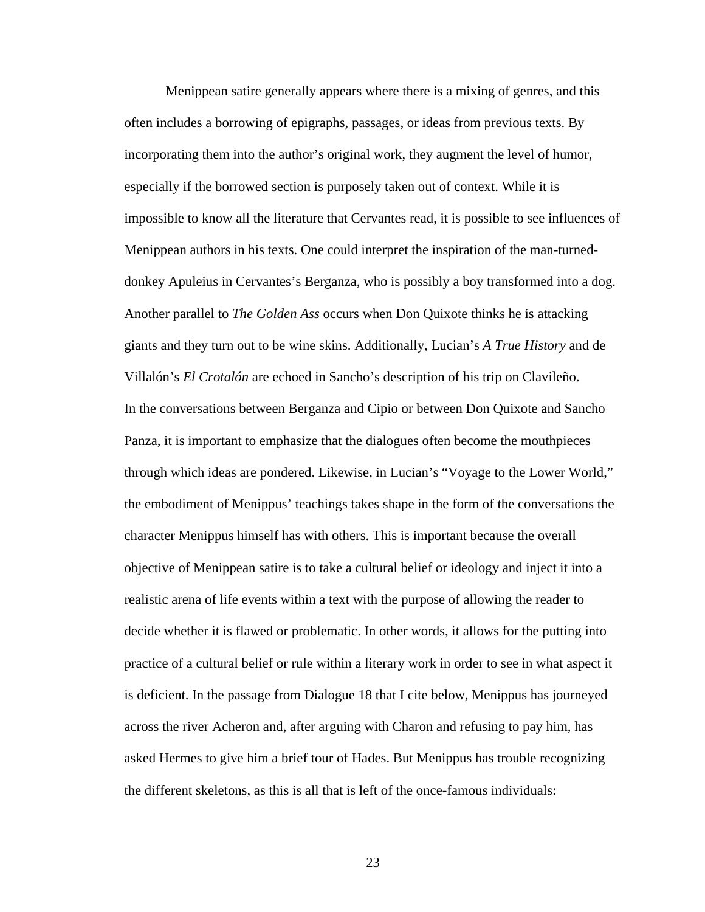Menippean satire generally appears where there is a mixing of genres, and this often includes a borrowing of epigraphs, passages, or ideas from previous texts. By incorporating them into the author's original work, they augment the level of humor, especially if the borrowed section is purposely taken out of context. While it is impossible to know all the literature that Cervantes read, it is possible to see influences of Menippean authors in his texts. One could interpret the inspiration of the man-turned-donkey Apuleius in Cervantes's Berganza, who is possibly a boy transformed into a dog. Another parallel to *The Golden Ass* occurs when Don Quixote thinks he is attacking giants and they turn out to be wine skins. Additionally, Lucian's *A True History* and de Villalón's *El Crotalón* are echoed in Sancho's description of his trip on Clavileño.

In the conversations between Berganza and Cipio or between Don Quixote and Sancho Panza, it is important to emphasize that the dialogues often become the mouthpieces through which ideas are pondered. Likewise, in Lucian's "Voyage to the Lower World," the embodiment of Menippus' teachings takes shape in the form of the conversations the character Menippus himself has with others. This is important because the overall objective of Menippean satire is to take a cultural belief or ideology and inject it into a realistic arena of life events within a text with the purpose of allowing the reader to decide whether it is flawed or problematic. In other words, it allows for the putting into practice of a cultural belief or rule within a literary work in order to see in what aspect it is deficient. In the passage from Dialogue 18 that I cite below, Menippus has journeyed across the river Acheron and, after arguing with Charon and refusing to pay him, has asked Hermes to give him a brief tour of Hades. But Menippus has trouble recognizing the different skeletons, as this is all that is left of the once-famous individuals: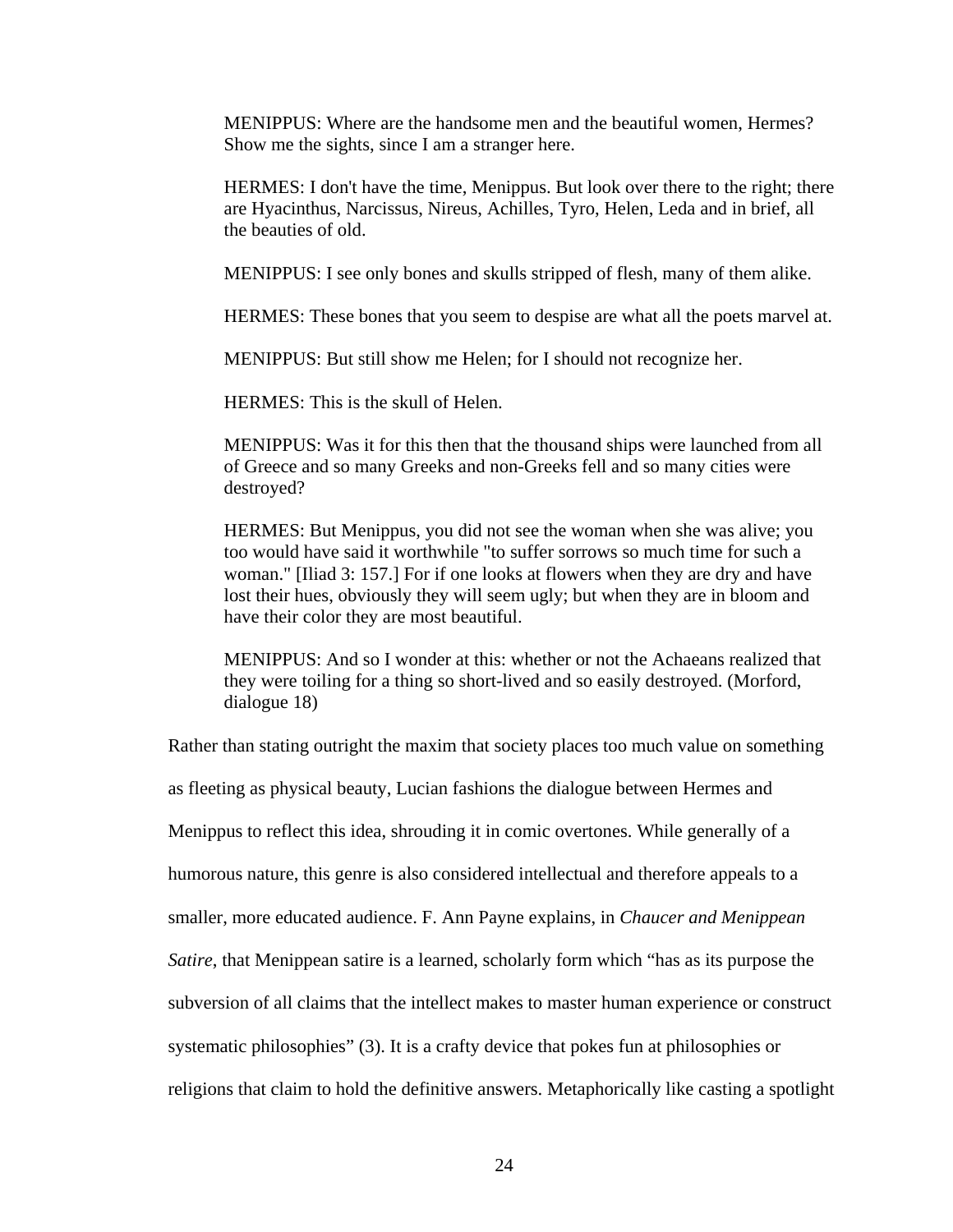> MENIPPUS: Where are the handsome men and the beautiful women, Hermes? Show me the sights, since I am a stranger here.
>
> HERMES: I don't have the time, Menippus. But look over there to the right; there are Hyacinthus, Narcissus, Nireus, Achilles, Tyro, Helen, Leda and in brief, all the beauties of old.
>
> MENIPPUS: I see only bones and skulls stripped of flesh, many of them alike.
>
> HERMES: These bones that you seem to despise are what all the poets marvel at.
>
> MENIPPUS: But still show me Helen; for I should not recognize her.
>
> HERMES: This is the skull of Helen.
>
> MENIPPUS: Was it for this then that the thousand ships were launched from all of Greece and so many Greeks and non-Greeks fell and so many cities were destroyed?
>
> HERMES: But Menippus, you did not see the woman when she was alive; you too would have said it worthwhile "to suffer sorrows so much time for such a woman." [Iliad 3: 157.] For if one looks at flowers when they are dry and have lost their hues, obviously they will seem ugly; but when they are in bloom and have their color they are most beautiful.
>
> MENIPPUS: And so I wonder at this: whether or not the Achaeans realized that they were toiling for a thing so short-lived and so easily destroyed. (Morford, dialogue 18)

Rather than stating outright the maxim that society places too much value on something as fleeting as physical beauty, Lucian fashions the dialogue between Hermes and Menippus to reflect this idea, shrouding it in comic overtones. While generally of a humorous nature, this genre is also considered intellectual and therefore appeals to a smaller, more educated audience. F. Ann Payne explains, in *Chaucer and Menippean Satire*, that Menippean satire is a learned, scholarly form which "has as its purpose the subversion of all claims that the intellect makes to master human experience or construct systematic philosophies" (3). It is a crafty device that pokes fun at philosophies or religions that claim to hold the definitive answers. Metaphorically like casting a spotlight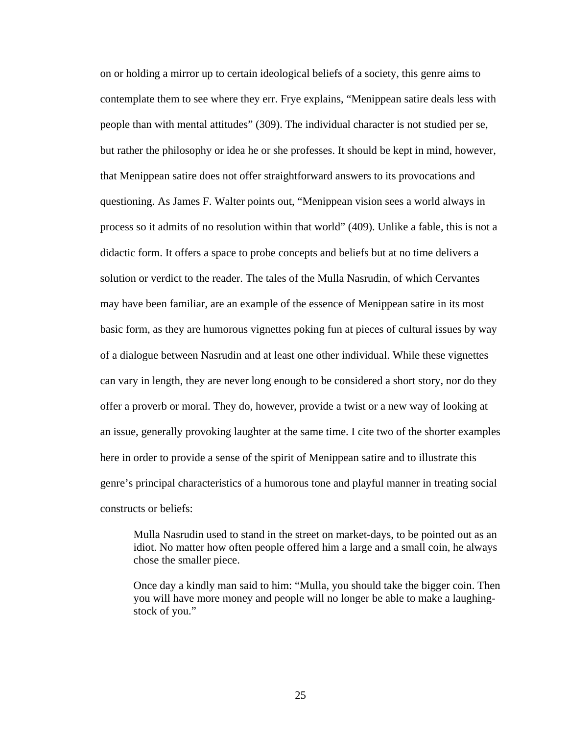on or holding a mirror up to certain ideological beliefs of a society, this genre aims to contemplate them to see where they err. Frye explains, "Menippean satire deals less with people than with mental attitudes" (309). The individual character is not studied per se, but rather the philosophy or idea he or she professes. It should be kept in mind, however, that Menippean satire does not offer straightforward answers to its provocations and questioning. As James F. Walter points out, "Menippean vision sees a world always in process so it admits of no resolution within that world" (409). Unlike a fable, this is not a didactic form. It offers a space to probe concepts and beliefs but at no time delivers a solution or verdict to the reader. The tales of the Mulla Nasrudin, of which Cervantes may have been familiar, are an example of the essence of Menippean satire in its most basic form, as they are humorous vignettes poking fun at pieces of cultural issues by way of a dialogue between Nasrudin and at least one other individual. While these vignettes can vary in length, they are never long enough to be considered a short story, nor do they offer a proverb or moral. They do, however, provide a twist or a new way of looking at an issue, generally provoking laughter at the same time. I cite two of the shorter examples here in order to provide a sense of the spirit of Menippean satire and to illustrate this genre's principal characteristics of a humorous tone and playful manner in treating social constructs or beliefs:

> Mulla Nasrudin used to stand in the street on market-days, to be pointed out as an idiot. No matter how often people offered him a large and a small coin, he always chose the smaller piece.
>
> Once day a kindly man said to him: "Mulla, you should take the bigger coin. Then you will have more money and people will no longer be able to make a laughing-stock of you."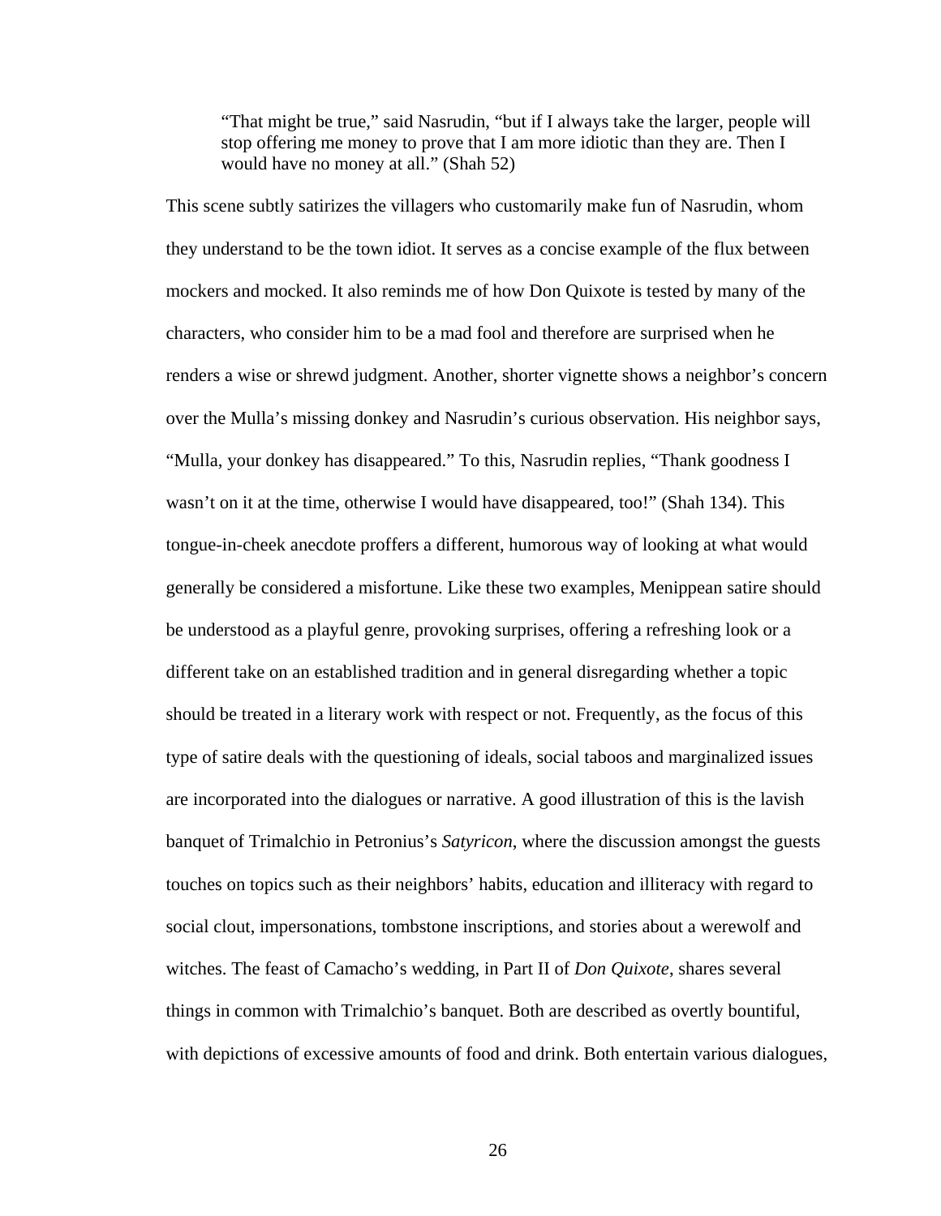> "That might be true," said Nasrudin, "but if I always take the larger, people will stop offering me money to prove that I am more idiotic than they are. Then I would have no money at all." (Shah 52)

This scene subtly satirizes the villagers who customarily make fun of Nasrudin, whom they understand to be the town idiot. It serves as a concise example of the flux between mockers and mocked. It also reminds me of how Don Quixote is tested by many of the characters, who consider him to be a mad fool and therefore are surprised when he renders a wise or shrewd judgment. Another, shorter vignette shows a neighbor's concern over the Mulla's missing donkey and Nasrudin's curious observation. His neighbor says, "Mulla, your donkey has disappeared." To this, Nasrudin replies, "Thank goodness I wasn't on it at the time, otherwise I would have disappeared, too!" (Shah 134). This tongue-in-cheek anecdote proffers a different, humorous way of looking at what would generally be considered a misfortune. Like these two examples, Menippean satire should be understood as a playful genre, provoking surprises, offering a refreshing look or a different take on an established tradition and in general disregarding whether a topic should be treated in a literary work with respect or not. Frequently, as the focus of this type of satire deals with the questioning of ideals, social taboos and marginalized issues are incorporated into the dialogues or narrative. A good illustration of this is the lavish banquet of Trimalchio in Petronius's *Satyricon*, where the discussion amongst the guests touches on topics such as their neighbors' habits, education and illiteracy with regard to social clout, impersonations, tombstone inscriptions, and stories about a werewolf and witches. The feast of Camacho's wedding, in Part II of *Don Quixote*, shares several things in common with Trimalchio's banquet. Both are described as overtly bountiful, with depictions of excessive amounts of food and drink. Both entertain various dialogues,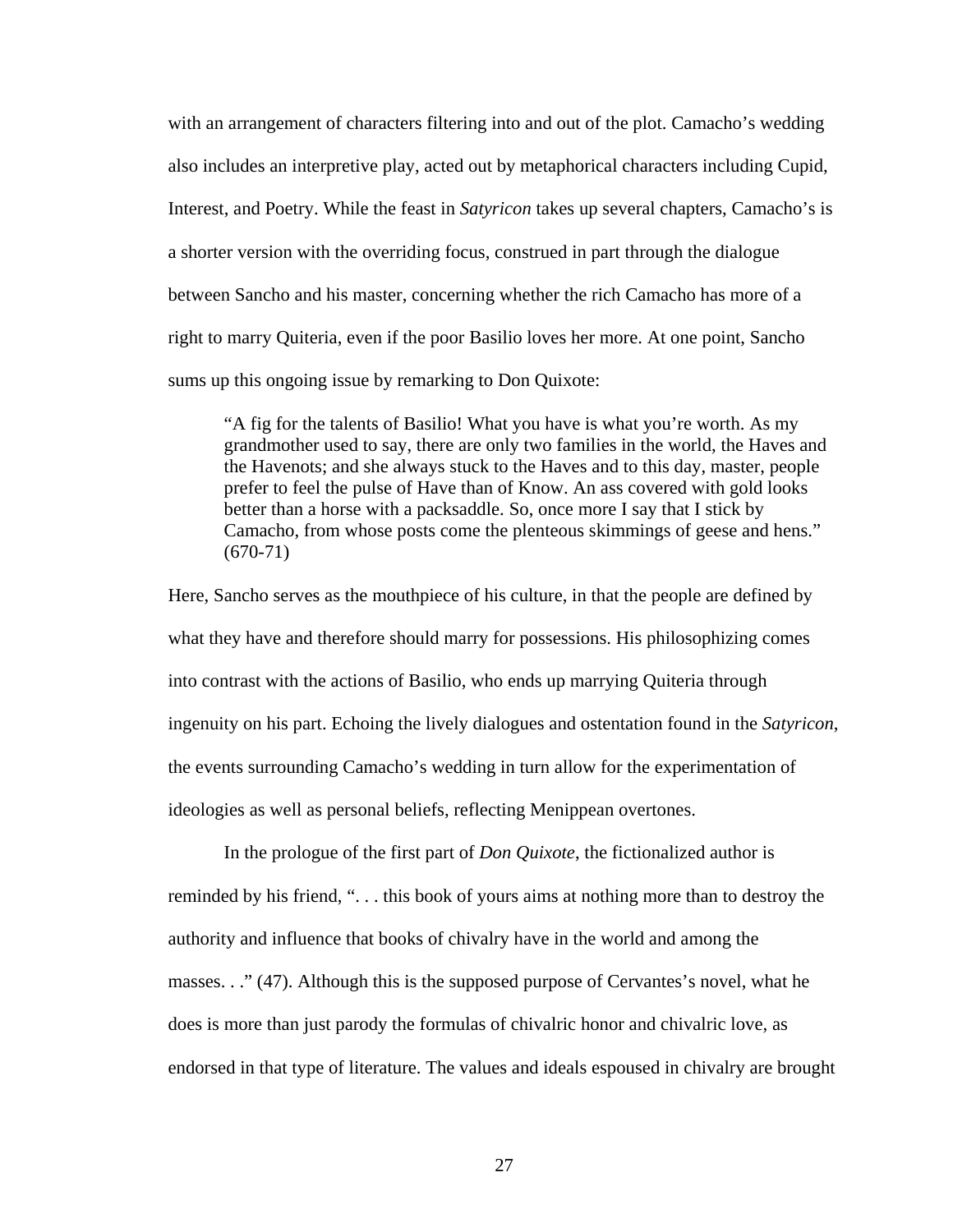with an arrangement of characters filtering into and out of the plot. Camacho's wedding also includes an interpretive play, acted out by metaphorical characters including Cupid, Interest, and Poetry. While the feast in *Satyricon* takes up several chapters, Camacho's is a shorter version with the overriding focus, construed in part through the dialogue between Sancho and his master, concerning whether the rich Camacho has more of a right to marry Quiteria, even if the poor Basilio loves her more. At one point, Sancho sums up this ongoing issue by remarking to Don Quixote:

> "A fig for the talents of Basilio! What you have is what you're worth. As my grandmother used to say, there are only two families in the world, the Haves and the Havenots; and she always stuck to the Haves and to this day, master, people prefer to feel the pulse of Have than of Know. An ass covered with gold looks better than a horse with a packsaddle. So, once more I say that I stick by Camacho, from whose posts come the plenteous skimmings of geese and hens." (670-71)

Here, Sancho serves as the mouthpiece of his culture, in that the people are defined by what they have and therefore should marry for possessions. His philosophizing comes into contrast with the actions of Basilio, who ends up marrying Quiteria through ingenuity on his part. Echoing the lively dialogues and ostentation found in the *Satyricon*, the events surrounding Camacho's wedding in turn allow for the experimentation of ideologies as well as personal beliefs, reflecting Menippean overtones.

In the prologue of the first part of *Don Quixote*, the fictionalized author is reminded by his friend, ". . . this book of yours aims at nothing more than to destroy the authority and influence that books of chivalry have in the world and among the masses. . ." (47). Although this is the supposed purpose of Cervantes's novel, what he does is more than just parody the formulas of chivalric honor and chivalric love, as endorsed in that type of literature. The values and ideals espoused in chivalry are brought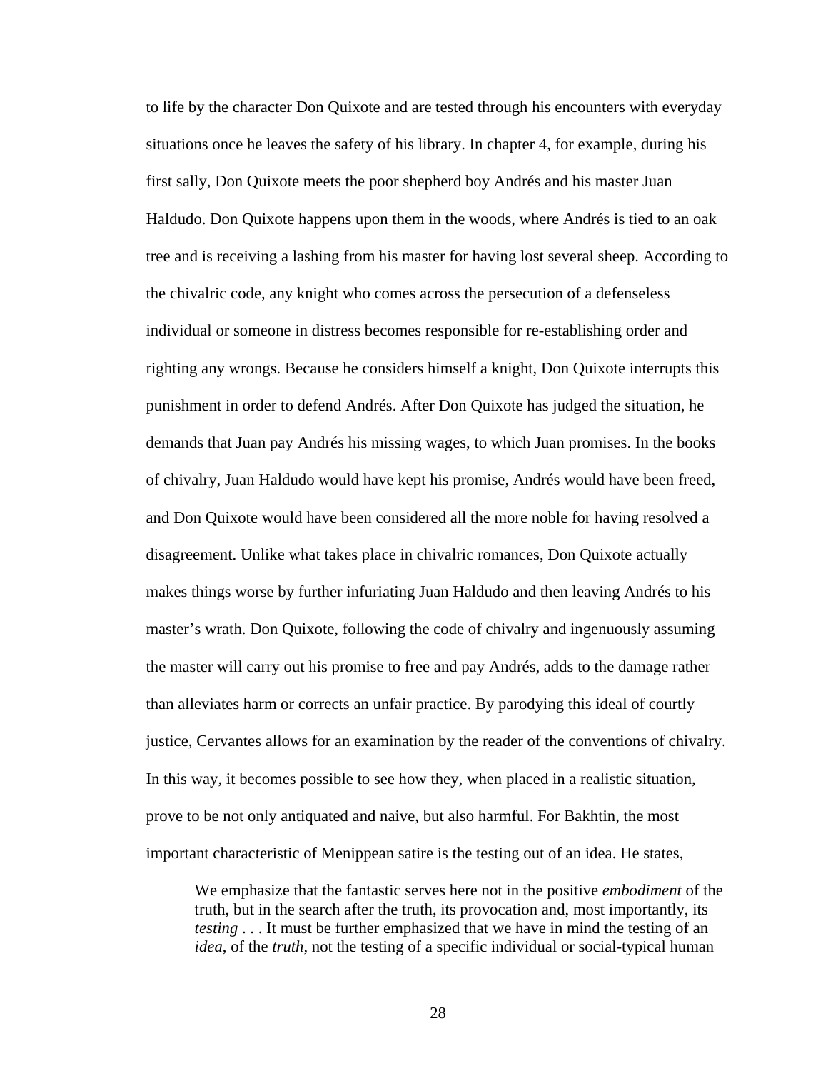to life by the character Don Quixote and are tested through his encounters with everyday situations once he leaves the safety of his library. In chapter 4, for example, during his first sally, Don Quixote meets the poor shepherd boy Andrés and his master Juan Haldudo. Don Quixote happens upon them in the woods, where Andrés is tied to an oak tree and is receiving a lashing from his master for having lost several sheep. According to the chivalric code, any knight who comes across the persecution of a defenseless individual or someone in distress becomes responsible for re-establishing order and righting any wrongs. Because he considers himself a knight, Don Quixote interrupts this punishment in order to defend Andrés. After Don Quixote has judged the situation, he demands that Juan pay Andrés his missing wages, to which Juan promises. In the books of chivalry, Juan Haldudo would have kept his promise, Andrés would have been freed, and Don Quixote would have been considered all the more noble for having resolved a disagreement. Unlike what takes place in chivalric romances, Don Quixote actually makes things worse by further infuriating Juan Haldudo and then leaving Andrés to his master's wrath. Don Quixote, following the code of chivalry and ingenuously assuming the master will carry out his promise to free and pay Andrés, adds to the damage rather than alleviates harm or corrects an unfair practice. By parodying this ideal of courtly justice, Cervantes allows for an examination by the reader of the conventions of chivalry. In this way, it becomes possible to see how they, when placed in a realistic situation, prove to be not only antiquated and naive, but also harmful. For Bakhtin, the most important characteristic of Menippean satire is the testing out of an idea. He states,

> We emphasize that the fantastic serves here not in the positive *embodiment* of the truth, but in the search after the truth, its provocation and, most importantly, its *testing* . . . It must be further emphasized that we have in mind the testing of an *idea*, of the *truth*, not the testing of a specific individual or social-typical human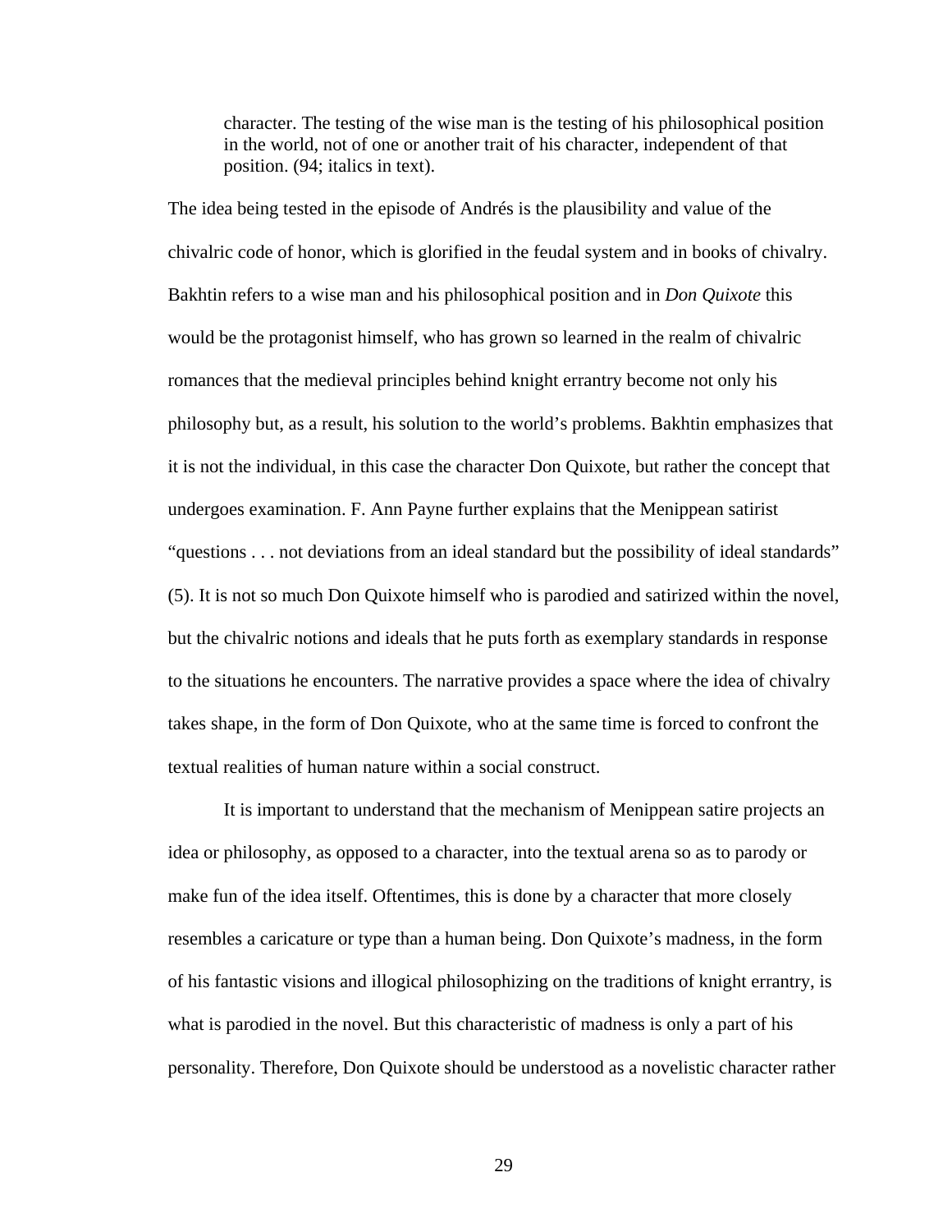> character. The testing of the wise man is the testing of his philosophical position in the world, not of one or another trait of his character, independent of that position. (94; italics in text).

The idea being tested in the episode of Andrés is the plausibility and value of the chivalric code of honor, which is glorified in the feudal system and in books of chivalry. Bakhtin refers to a wise man and his philosophical position and in *Don Quixote* this would be the protagonist himself, who has grown so learned in the realm of chivalric romances that the medieval principles behind knight errantry become not only his philosophy but, as a result, his solution to the world's problems. Bakhtin emphasizes that it is not the individual, in this case the character Don Quixote, but rather the concept that undergoes examination. F. Ann Payne further explains that the Menippean satirist "questions . . . not deviations from an ideal standard but the possibility of ideal standards" (5). It is not so much Don Quixote himself who is parodied and satirized within the novel, but the chivalric notions and ideals that he puts forth as exemplary standards in response to the situations he encounters. The narrative provides a space where the idea of chivalry takes shape, in the form of Don Quixote, who at the same time is forced to confront the textual realities of human nature within a social construct.

It is important to understand that the mechanism of Menippean satire projects an idea or philosophy, as opposed to a character, into the textual arena so as to parody or make fun of the idea itself. Oftentimes, this is done by a character that more closely resembles a caricature or type than a human being. Don Quixote's madness, in the form of his fantastic visions and illogical philosophizing on the traditions of knight errantry, is what is parodied in the novel. But this characteristic of madness is only a part of his personality. Therefore, Don Quixote should be understood as a novelistic character rather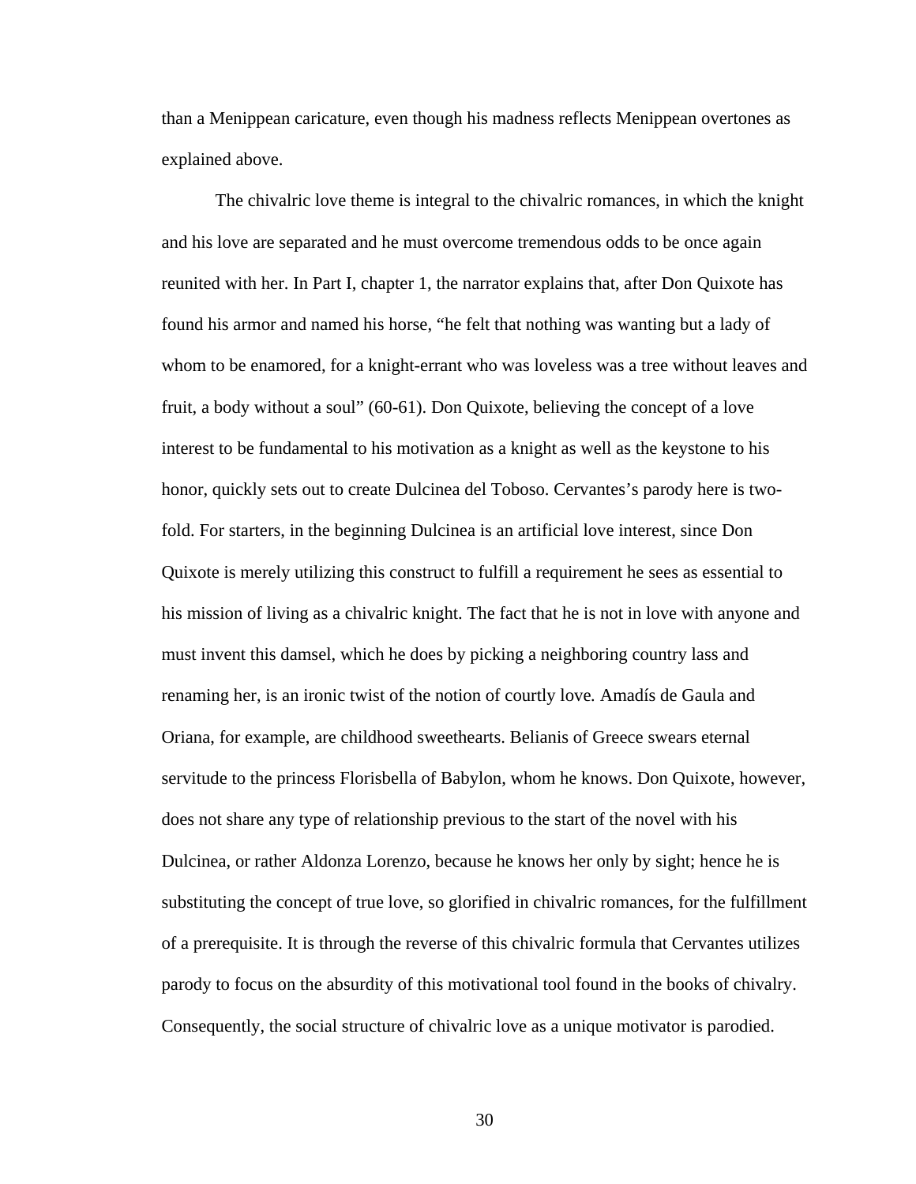than a Menippean caricature, even though his madness reflects Menippean overtones as explained above.

The chivalric love theme is integral to the chivalric romances, in which the knight and his love are separated and he must overcome tremendous odds to be once again reunited with her. In Part I, chapter 1, the narrator explains that, after Don Quixote has found his armor and named his horse, "he felt that nothing was wanting but a lady of whom to be enamored, for a knight-errant who was loveless was a tree without leaves and fruit, a body without a soul" (60-61). Don Quixote, believing the concept of a love interest to be fundamental to his motivation as a knight as well as the keystone to his honor, quickly sets out to create Dulcinea del Toboso. Cervantes's parody here is two-fold. For starters, in the beginning Dulcinea is an artificial love interest, since Don Quixote is merely utilizing this construct to fulfill a requirement he sees as essential to his mission of living as a chivalric knight. The fact that he is not in love with anyone and must invent this damsel, which he does by picking a neighboring country lass and renaming her, is an ironic twist of the notion of courtly love. Amadís de Gaula and Oriana, for example, are childhood sweethearts. Belianis of Greece swears eternal servitude to the princess Florisbella of Babylon, whom he knows. Don Quixote, however, does not share any type of relationship previous to the start of the novel with his Dulcinea, or rather Aldonza Lorenzo, because he knows her only by sight; hence he is substituting the concept of true love, so glorified in chivalric romances, for the fulfillment of a prerequisite. It is through the reverse of this chivalric formula that Cervantes utilizes parody to focus on the absurdity of this motivational tool found in the books of chivalry. Consequently, the social structure of chivalric love as a unique motivator is parodied.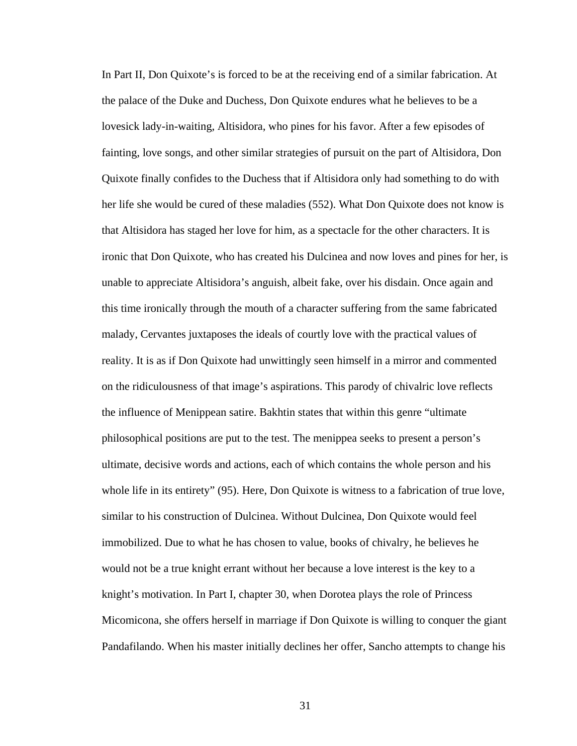In Part II, Don Quixote's is forced to be at the receiving end of a similar fabrication. At the palace of the Duke and Duchess, Don Quixote endures what he believes to be a lovesick lady-in-waiting, Altisidora, who pines for his favor. After a few episodes of fainting, love songs, and other similar strategies of pursuit on the part of Altisidora, Don Quixote finally confides to the Duchess that if Altisidora only had something to do with her life she would be cured of these maladies (552). What Don Quixote does not know is that Altisidora has staged her love for him, as a spectacle for the other characters. It is ironic that Don Quixote, who has created his Dulcinea and now loves and pines for her, is unable to appreciate Altisidora's anguish, albeit fake, over his disdain. Once again and this time ironically through the mouth of a character suffering from the same fabricated malady, Cervantes juxtaposes the ideals of courtly love with the practical values of reality. It is as if Don Quixote had unwittingly seen himself in a mirror and commented on the ridiculousness of that image's aspirations. This parody of chivalric love reflects the influence of Menippean satire. Bakhtin states that within this genre "ultimate philosophical positions are put to the test. The menippea seeks to present a person's ultimate, decisive words and actions, each of which contains the whole person and his whole life in its entirety" (95). Here, Don Quixote is witness to a fabrication of true love, similar to his construction of Dulcinea. Without Dulcinea, Don Quixote would feel immobilized. Due to what he has chosen to value, books of chivalry, he believes he would not be a true knight errant without her because a love interest is the key to a knight's motivation. In Part I, chapter 30, when Dorotea plays the role of Princess Micomicona, she offers herself in marriage if Don Quixote is willing to conquer the giant Pandafilando. When his master initially declines her offer, Sancho attempts to change his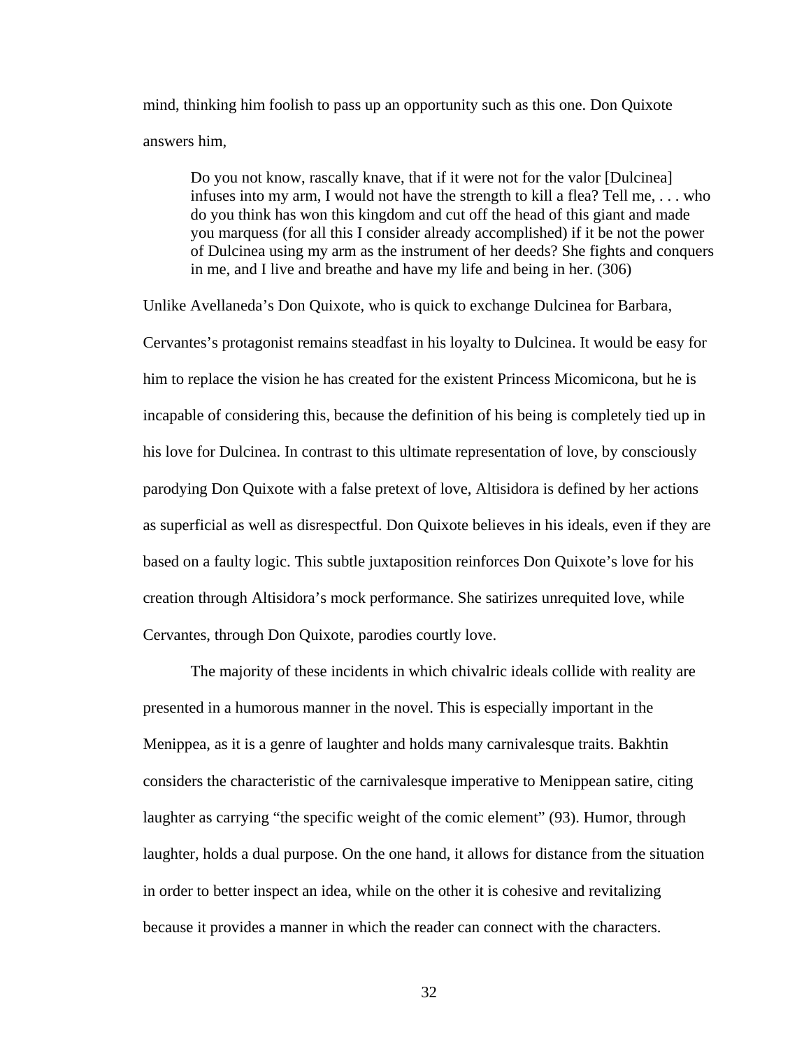mind, thinking him foolish to pass up an opportunity such as this one. Don Quixote answers him,

> Do you not know, rascally knave, that if it were not for the valor [Dulcinea] infuses into my arm, I would not have the strength to kill a flea? Tell me, . . . who do you think has won this kingdom and cut off the head of this giant and made you marquess (for all this I consider already accomplished) if it be not the power of Dulcinea using my arm as the instrument of her deeds? She fights and conquers in me, and I live and breathe and have my life and being in her. (306)

Unlike Avellaneda's Don Quixote, who is quick to exchange Dulcinea for Barbara, Cervantes's protagonist remains steadfast in his loyalty to Dulcinea. It would be easy for him to replace the vision he has created for the existent Princess Micomicona, but he is incapable of considering this, because the definition of his being is completely tied up in his love for Dulcinea. In contrast to this ultimate representation of love, by consciously parodying Don Quixote with a false pretext of love, Altisidora is defined by her actions as superficial as well as disrespectful. Don Quixote believes in his ideals, even if they are based on a faulty logic. This subtle juxtaposition reinforces Don Quixote's love for his creation through Altisidora's mock performance. She satirizes unrequited love, while Cervantes, through Don Quixote, parodies courtly love.

The majority of these incidents in which chivalric ideals collide with reality are presented in a humorous manner in the novel. This is especially important in the Menippea, as it is a genre of laughter and holds many carnivalesque traits. Bakhtin considers the characteristic of the carnivalesque imperative to Menippean satire, citing laughter as carrying "the specific weight of the comic element" (93). Humor, through laughter, holds a dual purpose. On the one hand, it allows for distance from the situation in order to better inspect an idea, while on the other it is cohesive and revitalizing because it provides a manner in which the reader can connect with the characters.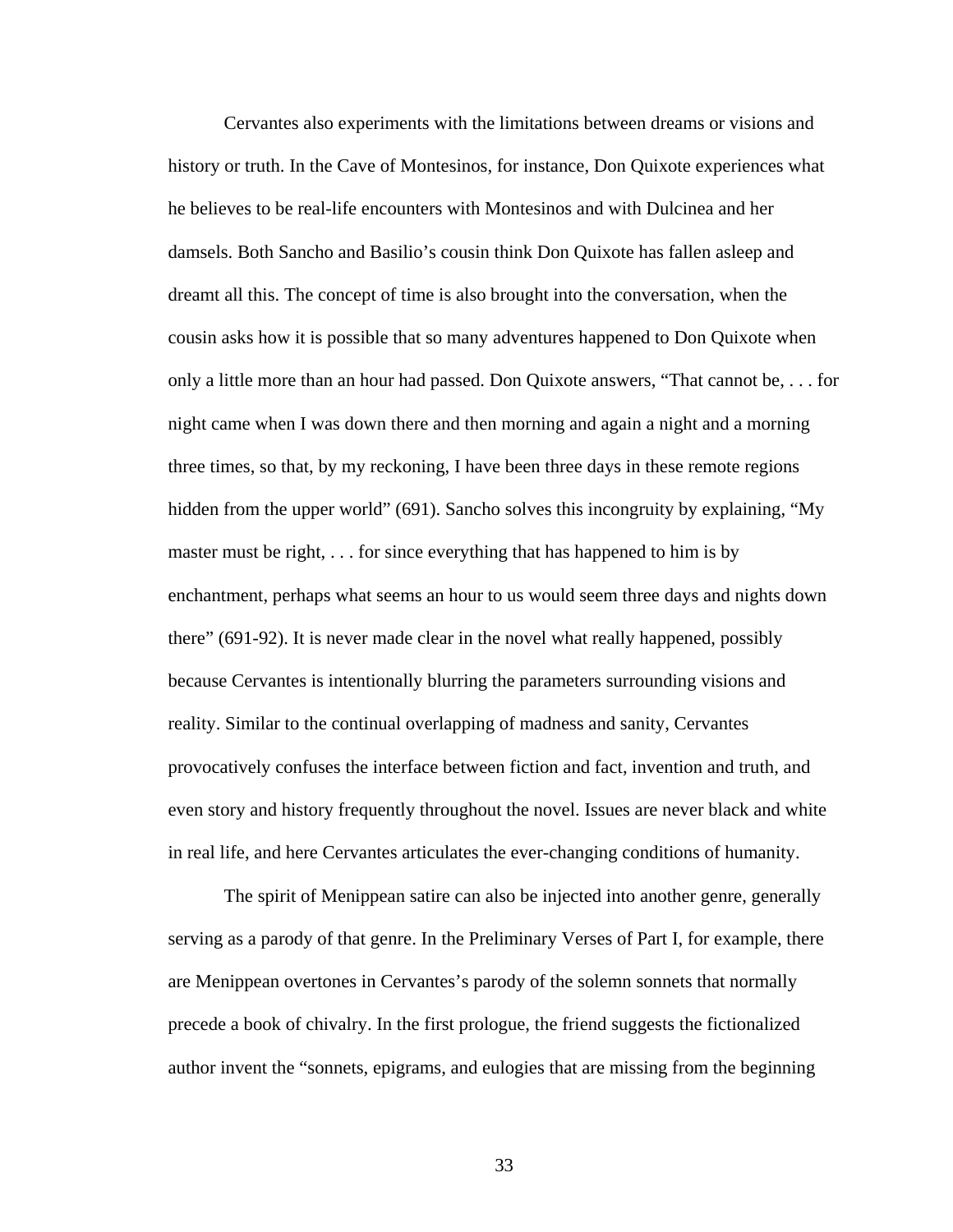Cervantes also experiments with the limitations between dreams or visions and history or truth. In the Cave of Montesinos, for instance, Don Quixote experiences what he believes to be real-life encounters with Montesinos and with Dulcinea and her damsels. Both Sancho and Basilio's cousin think Don Quixote has fallen asleep and dreamt all this. The concept of time is also brought into the conversation, when the cousin asks how it is possible that so many adventures happened to Don Quixote when only a little more than an hour had passed. Don Quixote answers, "That cannot be, . . . for night came when I was down there and then morning and again a night and a morning three times, so that, by my reckoning, I have been three days in these remote regions hidden from the upper world" (691). Sancho solves this incongruity by explaining, "My master must be right, . . . for since everything that has happened to him is by enchantment, perhaps what seems an hour to us would seem three days and nights down there" (691-92). It is never made clear in the novel what really happened, possibly because Cervantes is intentionally blurring the parameters surrounding visions and reality. Similar to the continual overlapping of madness and sanity, Cervantes provocatively confuses the interface between fiction and fact, invention and truth, and even story and history frequently throughout the novel. Issues are never black and white in real life, and here Cervantes articulates the ever-changing conditions of humanity.

The spirit of Menippean satire can also be injected into another genre, generally serving as a parody of that genre. In the Preliminary Verses of Part I, for example, there are Menippean overtones in Cervantes's parody of the solemn sonnets that normally precede a book of chivalry. In the first prologue, the friend suggests the fictionalized author invent the "sonnets, epigrams, and eulogies that are missing from the beginning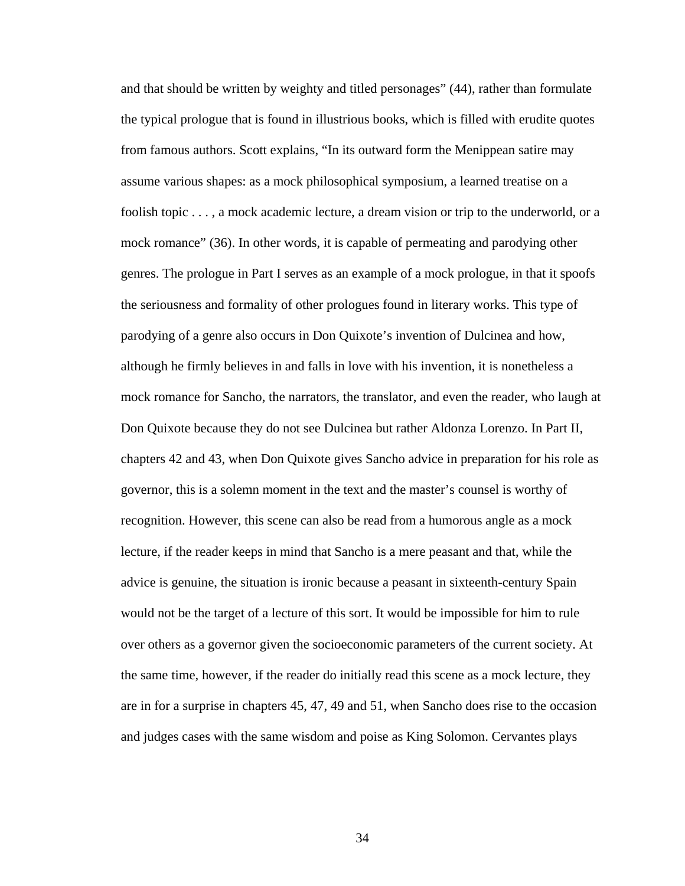and that should be written by weighty and titled personages" (44), rather than formulate the typical prologue that is found in illustrious books, which is filled with erudite quotes from famous authors. Scott explains, "In its outward form the Menippean satire may assume various shapes: as a mock philosophical symposium, a learned treatise on a foolish topic . . . , a mock academic lecture, a dream vision or trip to the underworld, or a mock romance" (36). In other words, it is capable of permeating and parodying other genres. The prologue in Part I serves as an example of a mock prologue, in that it spoofs the seriousness and formality of other prologues found in literary works. This type of parodying of a genre also occurs in Don Quixote's invention of Dulcinea and how, although he firmly believes in and falls in love with his invention, it is nonetheless a mock romance for Sancho, the narrators, the translator, and even the reader, who laugh at Don Quixote because they do not see Dulcinea but rather Aldonza Lorenzo. In Part II, chapters 42 and 43, when Don Quixote gives Sancho advice in preparation for his role as governor, this is a solemn moment in the text and the master's counsel is worthy of recognition. However, this scene can also be read from a humorous angle as a mock lecture, if the reader keeps in mind that Sancho is a mere peasant and that, while the advice is genuine, the situation is ironic because a peasant in sixteenth-century Spain would not be the target of a lecture of this sort. It would be impossible for him to rule over others as a governor given the socioeconomic parameters of the current society. At the same time, however, if the reader do initially read this scene as a mock lecture, they are in for a surprise in chapters 45, 47, 49 and 51, when Sancho does rise to the occasion and judges cases with the same wisdom and poise as King Solomon. Cervantes plays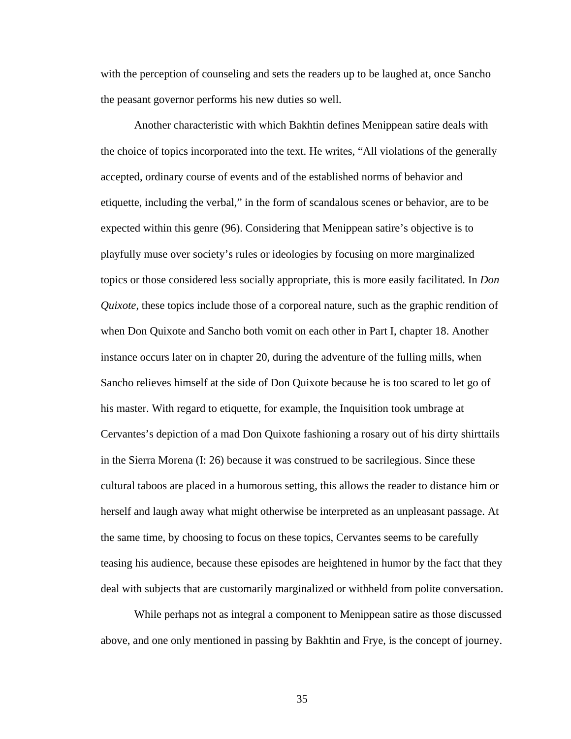with the perception of counseling and sets the readers up to be laughed at, once Sancho the peasant governor performs his new duties so well.

Another characteristic with which Bakhtin defines Menippean satire deals with the choice of topics incorporated into the text. He writes, "All violations of the generally accepted, ordinary course of events and of the established norms of behavior and etiquette, including the verbal," in the form of scandalous scenes or behavior, are to be expected within this genre (96). Considering that Menippean satire's objective is to playfully muse over society's rules or ideologies by focusing on more marginalized topics or those considered less socially appropriate, this is more easily facilitated. In *Don Quixote*, these topics include those of a corporeal nature, such as the graphic rendition of when Don Quixote and Sancho both vomit on each other in Part I, chapter 18. Another instance occurs later on in chapter 20, during the adventure of the fulling mills, when Sancho relieves himself at the side of Don Quixote because he is too scared to let go of his master. With regard to etiquette, for example, the Inquisition took umbrage at Cervantes's depiction of a mad Don Quixote fashioning a rosary out of his dirty shirttails in the Sierra Morena (I: 26) because it was construed to be sacrilegious. Since these cultural taboos are placed in a humorous setting, this allows the reader to distance him or herself and laugh away what might otherwise be interpreted as an unpleasant passage. At the same time, by choosing to focus on these topics, Cervantes seems to be carefully teasing his audience, because these episodes are heightened in humor by the fact that they deal with subjects that are customarily marginalized or withheld from polite conversation.

While perhaps not as integral a component to Menippean satire as those discussed above, and one only mentioned in passing by Bakhtin and Frye, is the concept of journey.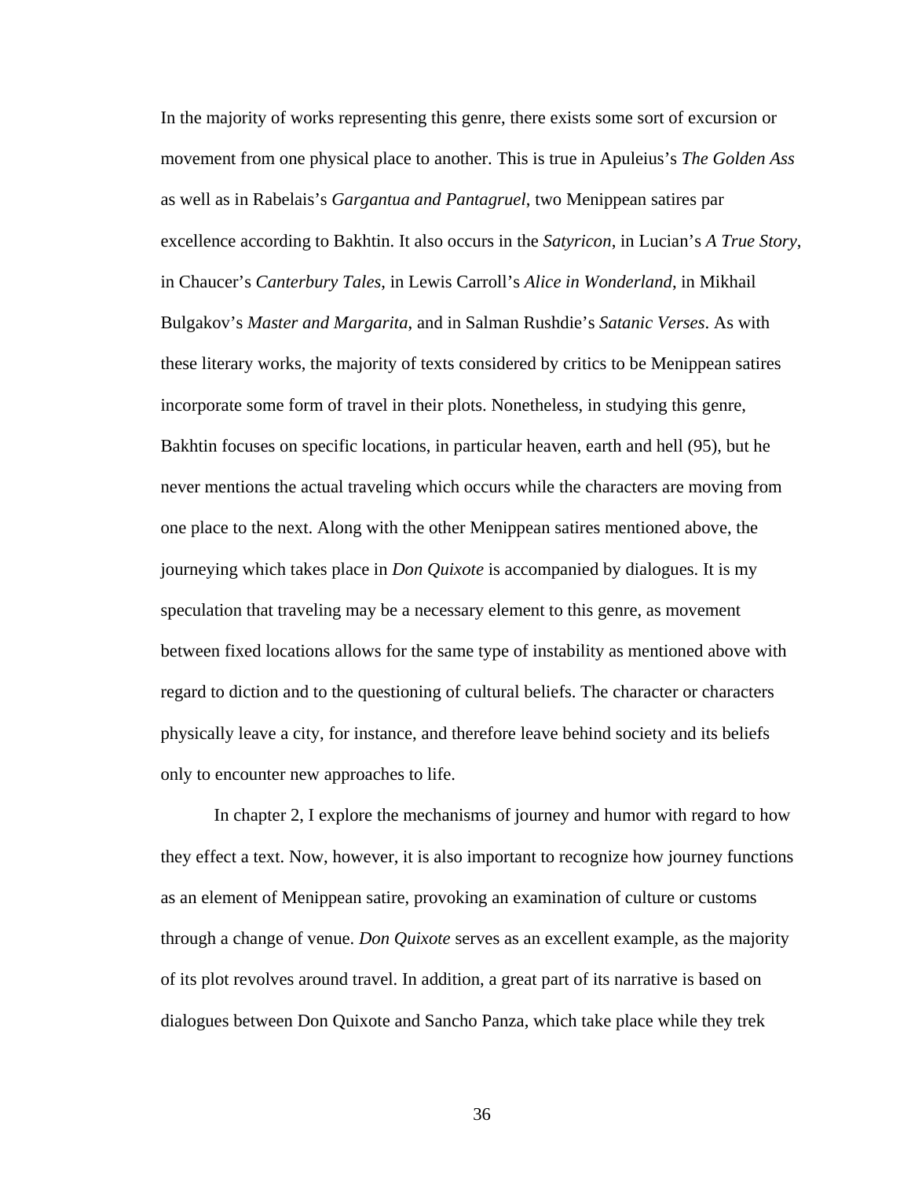In the majority of works representing this genre, there exists some sort of excursion or movement from one physical place to another. This is true in Apuleius's *The Golden Ass* as well as in Rabelais's *Gargantua and Pantagruel*, two Menippean satires par excellence according to Bakhtin. It also occurs in the *Satyricon*, in Lucian's *A True Story*, in Chaucer's *Canterbury Tales*, in Lewis Carroll's *Alice in Wonderland*, in Mikhail Bulgakov's *Master and Margarita*, and in Salman Rushdie's *Satanic Verses*. As with these literary works, the majority of texts considered by critics to be Menippean satires incorporate some form of travel in their plots. Nonetheless, in studying this genre, Bakhtin focuses on specific locations, in particular heaven, earth and hell (95), but he never mentions the actual traveling which occurs while the characters are moving from one place to the next. Along with the other Menippean satires mentioned above, the journeying which takes place in *Don Quixote* is accompanied by dialogues. It is my speculation that traveling may be a necessary element to this genre, as movement between fixed locations allows for the same type of instability as mentioned above with regard to diction and to the questioning of cultural beliefs. The character or characters physically leave a city, for instance, and therefore leave behind society and its beliefs only to encounter new approaches to life.

In chapter 2, I explore the mechanisms of journey and humor with regard to how they effect a text. Now, however, it is also important to recognize how journey functions as an element of Menippean satire, provoking an examination of culture or customs through a change of venue. *Don Quixote* serves as an excellent example, as the majority of its plot revolves around travel. In addition, a great part of its narrative is based on dialogues between Don Quixote and Sancho Panza, which take place while they trek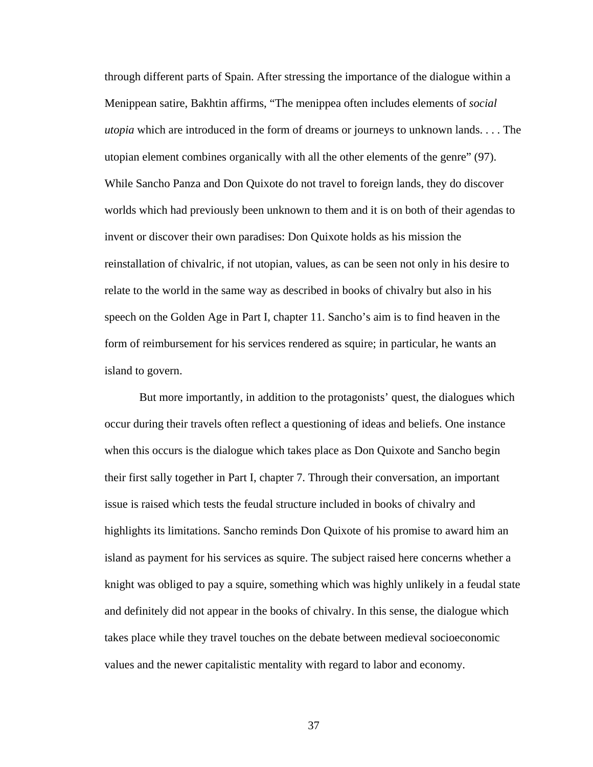through different parts of Spain. After stressing the importance of the dialogue within a Menippean satire, Bakhtin affirms, “The menippea often includes elements of *social utopia* which are introduced in the form of dreams or journeys to unknown lands. . . . The utopian element combines organically with all the other elements of the genre” (97). While Sancho Panza and Don Quixote do not travel to foreign lands, they do discover worlds which had previously been unknown to them and it is on both of their agendas to invent or discover their own paradises: Don Quixote holds as his mission the reinstallation of chivalric, if not utopian, values, as can be seen not only in his desire to relate to the world in the same way as described in books of chivalry but also in his speech on the Golden Age in Part I, chapter 11. Sancho’s aim is to find heaven in the form of reimbursement for his services rendered as squire; in particular, he wants an island to govern.

But more importantly, in addition to the protagonists’ quest, the dialogues which occur during their travels often reflect a questioning of ideas and beliefs. One instance when this occurs is the dialogue which takes place as Don Quixote and Sancho begin their first sally together in Part I, chapter 7. Through their conversation, an important issue is raised which tests the feudal structure included in books of chivalry and highlights its limitations. Sancho reminds Don Quixote of his promise to award him an island as payment for his services as squire. The subject raised here concerns whether a knight was obliged to pay a squire, something which was highly unlikely in a feudal state and definitely did not appear in the books of chivalry. In this sense, the dialogue which takes place while they travel touches on the debate between medieval socioeconomic values and the newer capitalistic mentality with regard to labor and economy.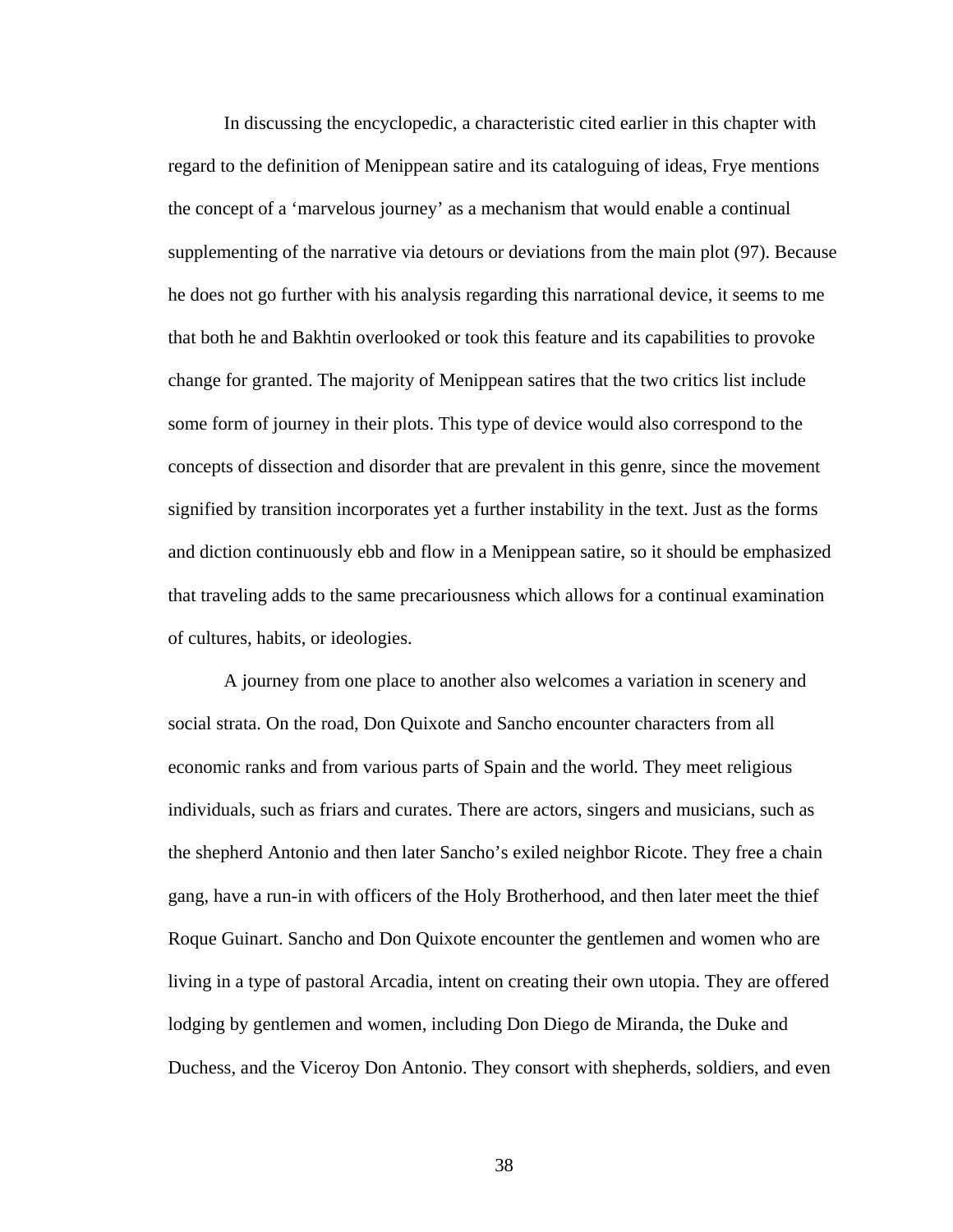In discussing the encyclopedic, a characteristic cited earlier in this chapter with regard to the definition of Menippean satire and its cataloguing of ideas, Frye mentions the concept of a 'marvelous journey' as a mechanism that would enable a continual supplementing of the narrative via detours or deviations from the main plot (97). Because he does not go further with his analysis regarding this narrational device, it seems to me that both he and Bakhtin overlooked or took this feature and its capabilities to provoke change for granted. The majority of Menippean satires that the two critics list include some form of journey in their plots. This type of device would also correspond to the concepts of dissection and disorder that are prevalent in this genre, since the movement signified by transition incorporates yet a further instability in the text. Just as the forms and diction continuously ebb and flow in a Menippean satire, so it should be emphasized that traveling adds to the same precariousness which allows for a continual examination of cultures, habits, or ideologies.

A journey from one place to another also welcomes a variation in scenery and social strata. On the road, Don Quixote and Sancho encounter characters from all economic ranks and from various parts of Spain and the world. They meet religious individuals, such as friars and curates. There are actors, singers and musicians, such as the shepherd Antonio and then later Sancho's exiled neighbor Ricote. They free a chain gang, have a run-in with officers of the Holy Brotherhood, and then later meet the thief Roque Guinart. Sancho and Don Quixote encounter the gentlemen and women who are living in a type of pastoral Arcadia, intent on creating their own utopia. They are offered lodging by gentlemen and women, including Don Diego de Miranda, the Duke and Duchess, and the Viceroy Don Antonio. They consort with shepherds, soldiers, and even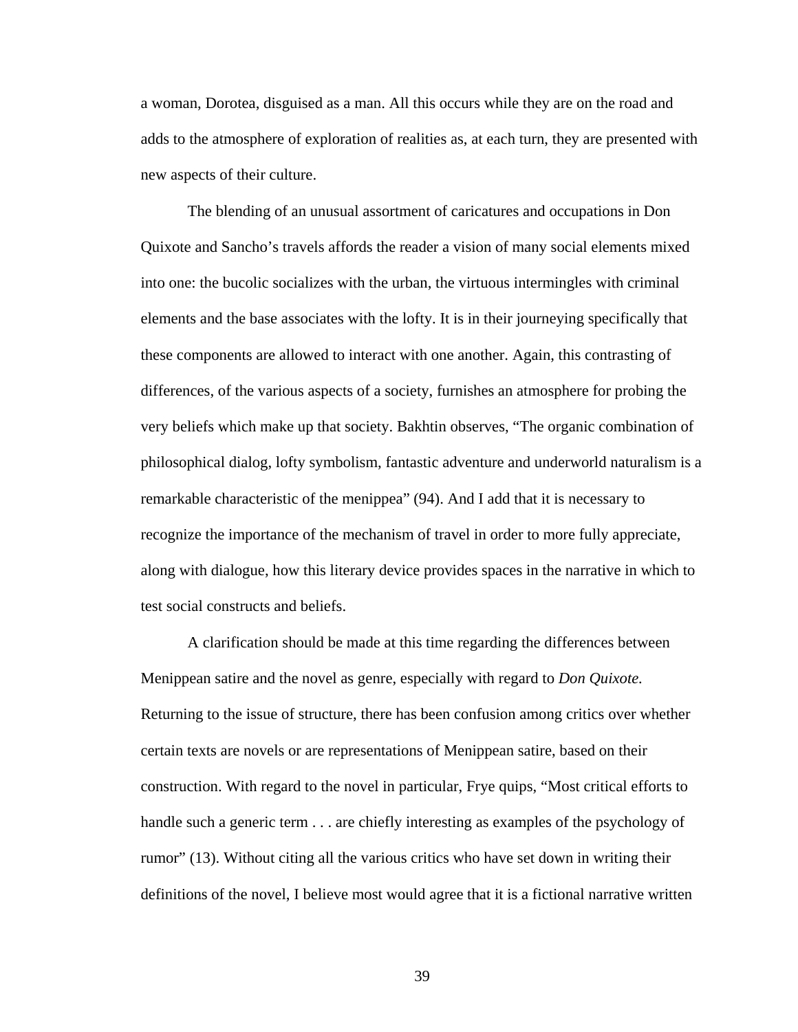a woman, Dorotea, disguised as a man. All this occurs while they are on the road and adds to the atmosphere of exploration of realities as, at each turn, they are presented with new aspects of their culture.

The blending of an unusual assortment of caricatures and occupations in Don Quixote and Sancho's travels affords the reader a vision of many social elements mixed into one: the bucolic socializes with the urban, the virtuous intermingles with criminal elements and the base associates with the lofty. It is in their journeying specifically that these components are allowed to interact with one another. Again, this contrasting of differences, of the various aspects of a society, furnishes an atmosphere for probing the very beliefs which make up that society. Bakhtin observes, "The organic combination of philosophical dialog, lofty symbolism, fantastic adventure and underworld naturalism is a remarkable characteristic of the menippea" (94). And I add that it is necessary to recognize the importance of the mechanism of travel in order to more fully appreciate, along with dialogue, how this literary device provides spaces in the narrative in which to test social constructs and beliefs.

A clarification should be made at this time regarding the differences between Menippean satire and the novel as genre, especially with regard to *Don Quixote.* Returning to the issue of structure, there has been confusion among critics over whether certain texts are novels or are representations of Menippean satire, based on their construction. With regard to the novel in particular, Frye quips, "Most critical efforts to handle such a generic term . . . are chiefly interesting as examples of the psychology of rumor" (13). Without citing all the various critics who have set down in writing their definitions of the novel, I believe most would agree that it is a fictional narrative written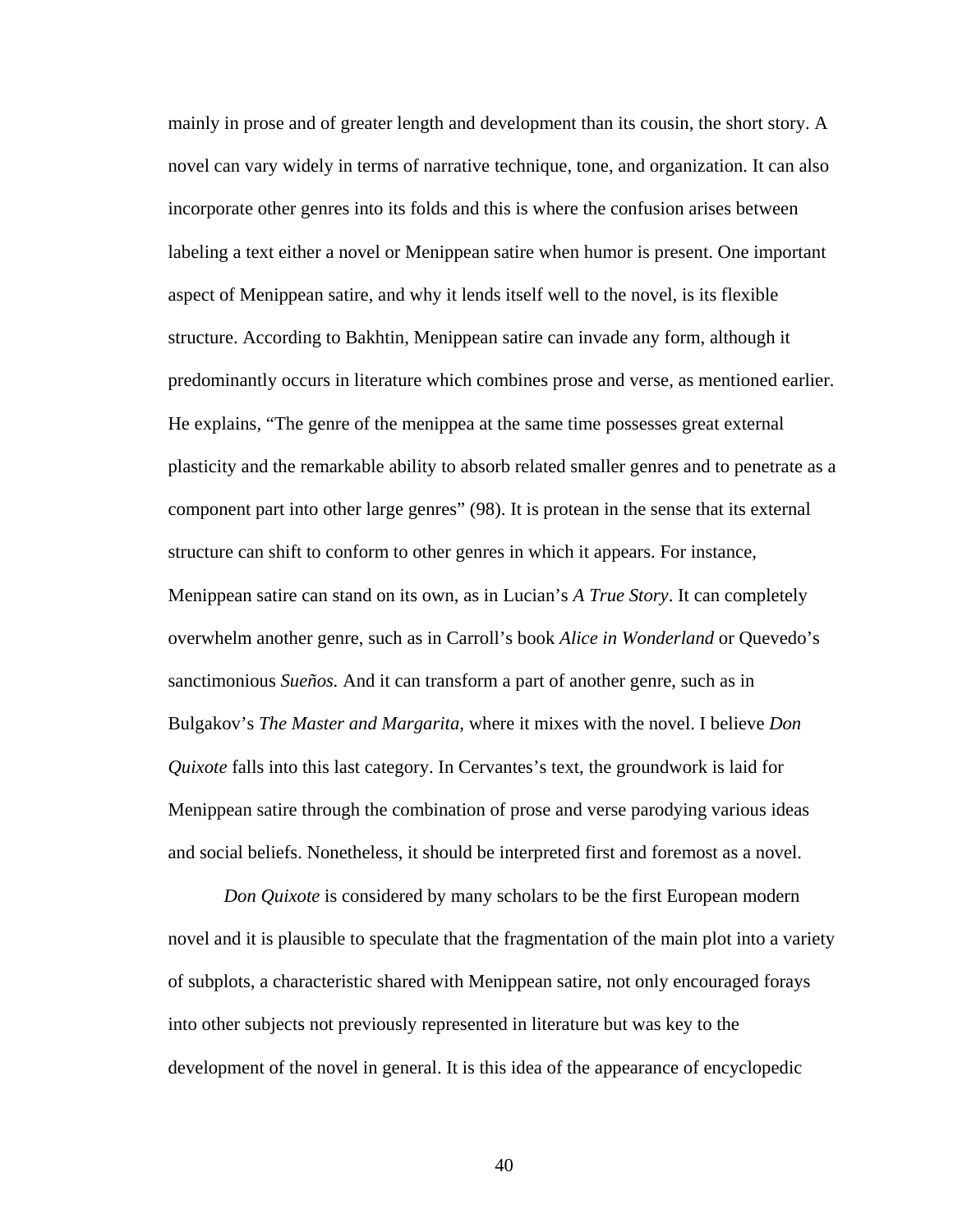mainly in prose and of greater length and development than its cousin, the short story. A novel can vary widely in terms of narrative technique, tone, and organization. It can also incorporate other genres into its folds and this is where the confusion arises between labeling a text either a novel or Menippean satire when humor is present. One important aspect of Menippean satire, and why it lends itself well to the novel, is its flexible structure. According to Bakhtin, Menippean satire can invade any form, although it predominantly occurs in literature which combines prose and verse, as mentioned earlier. He explains, "The genre of the menippea at the same time possesses great external plasticity and the remarkable ability to absorb related smaller genres and to penetrate as a component part into other large genres" (98). It is protean in the sense that its external structure can shift to conform to other genres in which it appears. For instance, Menippean satire can stand on its own, as in Lucian's *A True Story*. It can completely overwhelm another genre, such as in Carroll's book *Alice in Wonderland* or Quevedo's sanctimonious *Sueños.* And it can transform a part of another genre, such as in Bulgakov's *The Master and Margarita*, where it mixes with the novel. I believe *Don Quixote* falls into this last category. In Cervantes's text, the groundwork is laid for Menippean satire through the combination of prose and verse parodying various ideas and social beliefs. Nonetheless, it should be interpreted first and foremost as a novel.

*Don Quixote* is considered by many scholars to be the first European modern novel and it is plausible to speculate that the fragmentation of the main plot into a variety of subplots, a characteristic shared with Menippean satire, not only encouraged forays into other subjects not previously represented in literature but was key to the development of the novel in general. It is this idea of the appearance of encyclopedic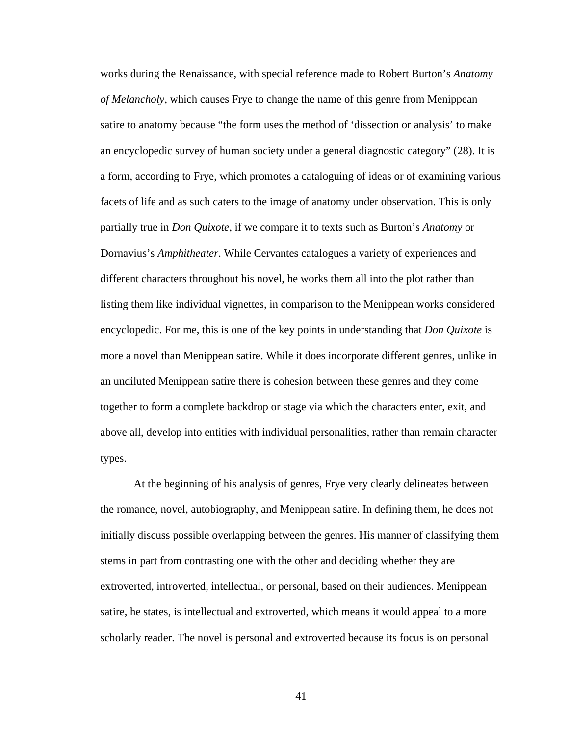works during the Renaissance, with special reference made to Robert Burton's *Anatomy of Melancholy*, which causes Frye to change the name of this genre from Menippean satire to anatomy because "the form uses the method of 'dissection or analysis' to make an encyclopedic survey of human society under a general diagnostic category" (28). It is a form, according to Frye, which promotes a cataloguing of ideas or of examining various facets of life and as such caters to the image of anatomy under observation. This is only partially true in *Don Quixote*, if we compare it to texts such as Burton's *Anatomy* or Dornavius's *Amphitheater*. While Cervantes catalogues a variety of experiences and different characters throughout his novel, he works them all into the plot rather than listing them like individual vignettes, in comparison to the Menippean works considered encyclopedic. For me, this is one of the key points in understanding that *Don Quixote* is more a novel than Menippean satire. While it does incorporate different genres, unlike in an undiluted Menippean satire there is cohesion between these genres and they come together to form a complete backdrop or stage via which the characters enter, exit, and above all, develop into entities with individual personalities, rather than remain character types.

At the beginning of his analysis of genres, Frye very clearly delineates between the romance, novel, autobiography, and Menippean satire. In defining them, he does not initially discuss possible overlapping between the genres. His manner of classifying them stems in part from contrasting one with the other and deciding whether they are extroverted, introverted, intellectual, or personal, based on their audiences. Menippean satire, he states, is intellectual and extroverted, which means it would appeal to a more scholarly reader. The novel is personal and extroverted because its focus is on personal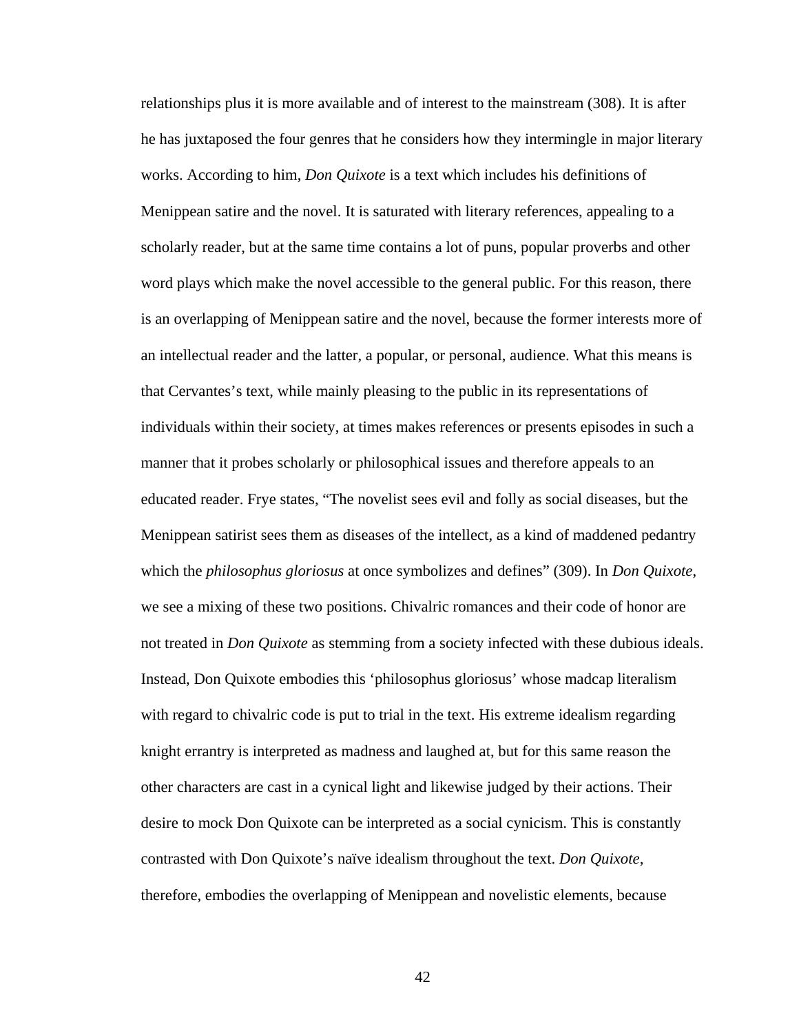relationships plus it is more available and of interest to the mainstream (308). It is after he has juxtaposed the four genres that he considers how they intermingle in major literary works. According to him, *Don Quixote* is a text which includes his definitions of Menippean satire and the novel. It is saturated with literary references, appealing to a scholarly reader, but at the same time contains a lot of puns, popular proverbs and other word plays which make the novel accessible to the general public. For this reason, there is an overlapping of Menippean satire and the novel, because the former interests more of an intellectual reader and the latter, a popular, or personal, audience. What this means is that Cervantes's text, while mainly pleasing to the public in its representations of individuals within their society, at times makes references or presents episodes in such a manner that it probes scholarly or philosophical issues and therefore appeals to an educated reader. Frye states, "The novelist sees evil and folly as social diseases, but the Menippean satirist sees them as diseases of the intellect, as a kind of maddened pedantry which the *philosophus gloriosus* at once symbolizes and defines" (309). In *Don Quixote*, we see a mixing of these two positions. Chivalric romances and their code of honor are not treated in *Don Quixote* as stemming from a society infected with these dubious ideals. Instead, Don Quixote embodies this 'philosophus gloriosus' whose madcap literalism with regard to chivalric code is put to trial in the text. His extreme idealism regarding knight errantry is interpreted as madness and laughed at, but for this same reason the other characters are cast in a cynical light and likewise judged by their actions. Their desire to mock Don Quixote can be interpreted as a social cynicism. This is constantly contrasted with Don Quixote's naïve idealism throughout the text. *Don Quixote*, therefore, embodies the overlapping of Menippean and novelistic elements, because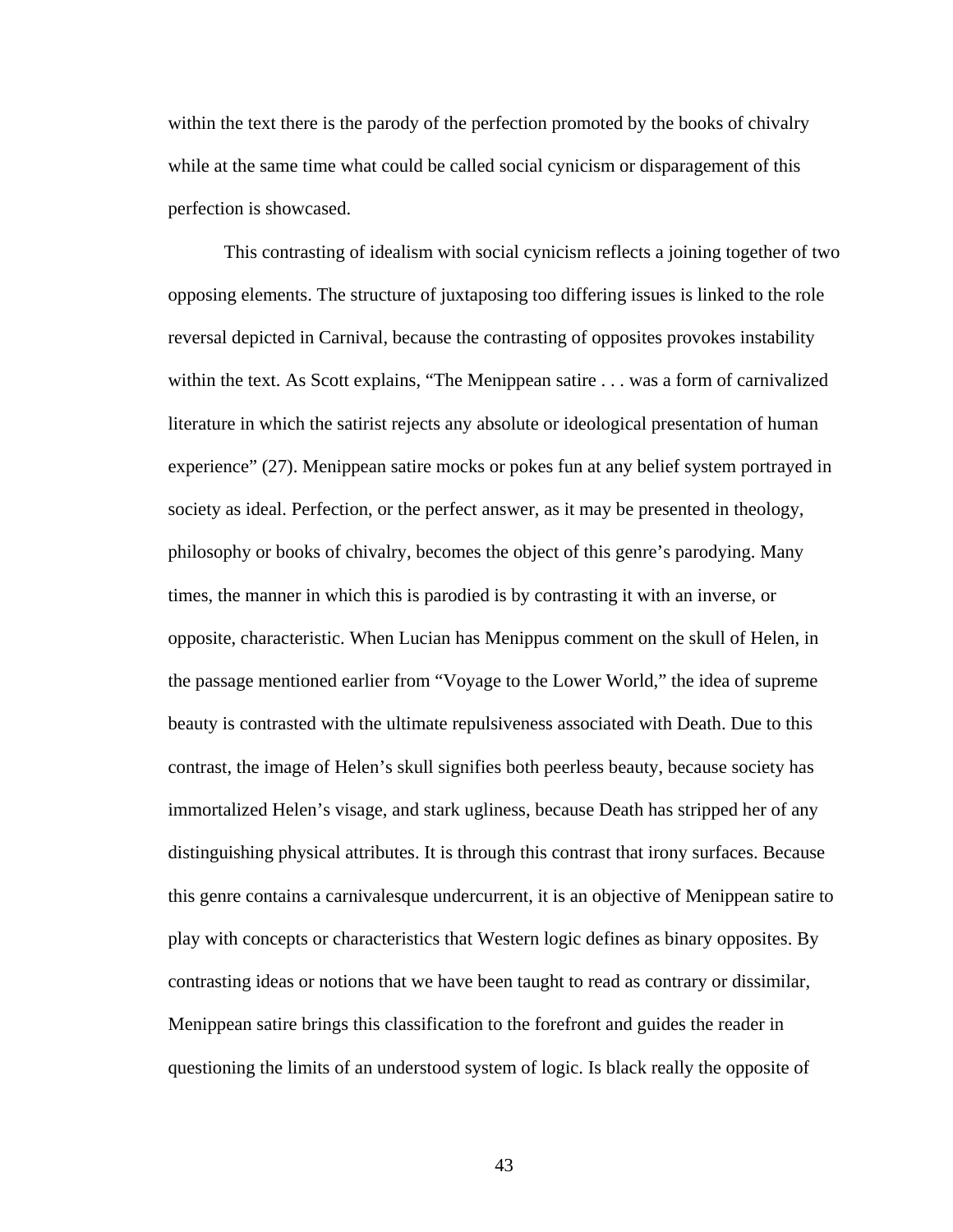within the text there is the parody of the perfection promoted by the books of chivalry while at the same time what could be called social cynicism or disparagement of this perfection is showcased.

This contrasting of idealism with social cynicism reflects a joining together of two opposing elements. The structure of juxtaposing too differing issues is linked to the role reversal depicted in Carnival, because the contrasting of opposites provokes instability within the text. As Scott explains, "The Menippean satire . . . was a form of carnivalized literature in which the satirist rejects any absolute or ideological presentation of human experience" (27). Menippean satire mocks or pokes fun at any belief system portrayed in society as ideal. Perfection, or the perfect answer, as it may be presented in theology, philosophy or books of chivalry, becomes the object of this genre's parodying. Many times, the manner in which this is parodied is by contrasting it with an inverse, or opposite, characteristic. When Lucian has Menippus comment on the skull of Helen, in the passage mentioned earlier from "Voyage to the Lower World," the idea of supreme beauty is contrasted with the ultimate repulsiveness associated with Death. Due to this contrast, the image of Helen's skull signifies both peerless beauty, because society has immortalized Helen's visage, and stark ugliness, because Death has stripped her of any distinguishing physical attributes. It is through this contrast that irony surfaces. Because this genre contains a carnivalesque undercurrent, it is an objective of Menippean satire to play with concepts or characteristics that Western logic defines as binary opposites. By contrasting ideas or notions that we have been taught to read as contrary or dissimilar, Menippean satire brings this classification to the forefront and guides the reader in questioning the limits of an understood system of logic. Is black really the opposite of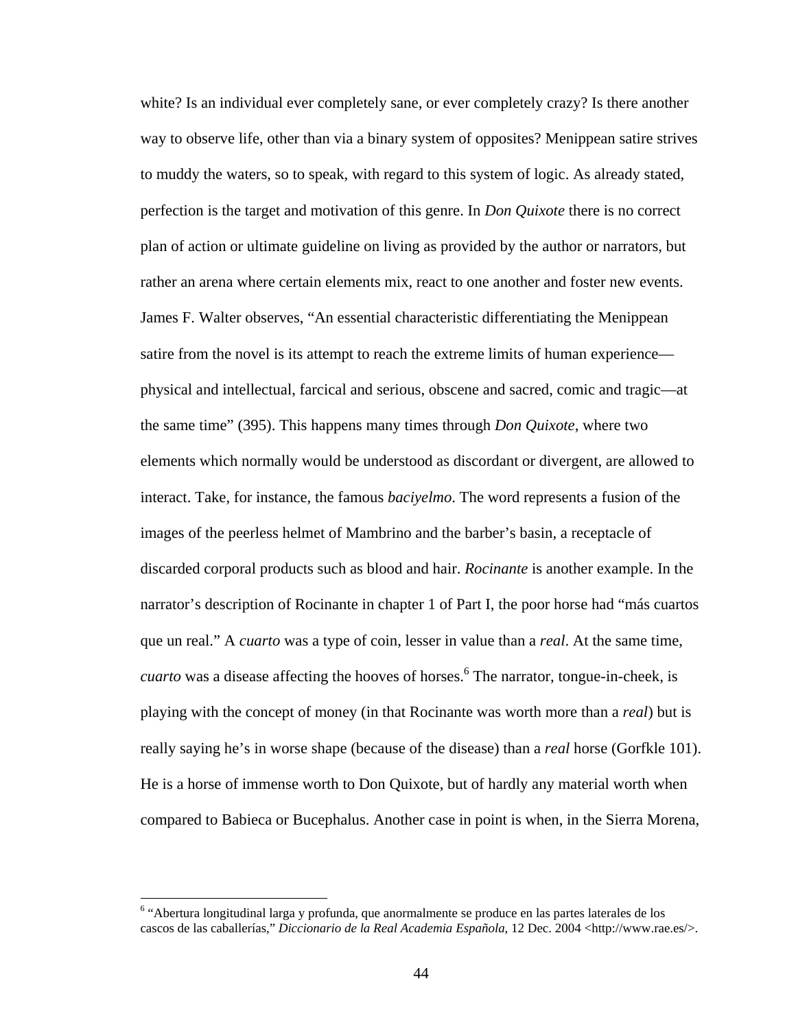white? Is an individual ever completely sane, or ever completely crazy? Is there another way to observe life, other than via a binary system of opposites? Menippean satire strives to muddy the waters, so to speak, with regard to this system of logic. As already stated, perfection is the target and motivation of this genre. In *Don Quixote* there is no correct plan of action or ultimate guideline on living as provided by the author or narrators, but rather an arena where certain elements mix, react to one another and foster new events. James F. Walter observes, "An essential characteristic differentiating the Menippean satire from the novel is its attempt to reach the extreme limits of human experience—physical and intellectual, farcical and serious, obscene and sacred, comic and tragic—at the same time" (395). This happens many times through *Don Quixote*, where two elements which normally would be understood as discordant or divergent, are allowed to interact. Take, for instance, the famous *baciyelmo*. The word represents a fusion of the images of the peerless helmet of Mambrino and the barber's basin, a receptacle of discarded corporal products such as blood and hair. *Rocinante* is another example. In the narrator's description of Rocinante in chapter 1 of Part I, the poor horse had "más cuartos que un real." A *cuarto* was a type of coin, lesser in value than a *real*. At the same time, *cuarto* was a disease affecting the hooves of horses.[6] The narrator, tongue-in-cheek, is playing with the concept of money (in that Rocinante was worth more than a *real*) but is really saying he's in worse shape (because of the disease) than a *real* horse (Gorfkle 101). He is a horse of immense worth to Don Quixote, but of hardly any material worth when compared to Babieca or Bucephalus. Another case in point is when, in the Sierra Morena,

---

[6] "Abertura longitudinal larga y profunda, que anormalmente se produce en las partes laterales de los cascos de las caballerías," *Diccionario de la Real Academia Española*, 12 Dec. 2004 <http://www.rae.es/>.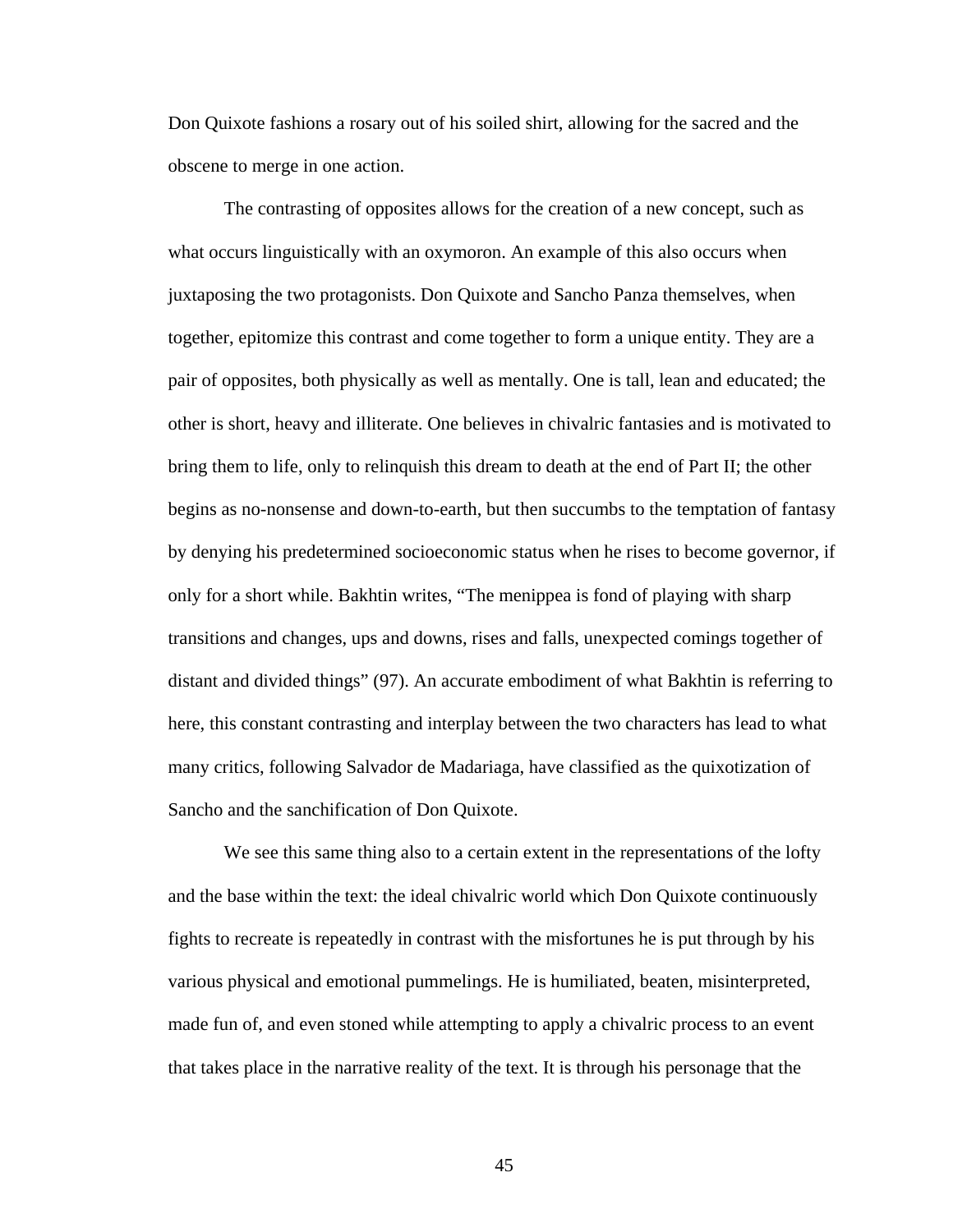Don Quixote fashions a rosary out of his soiled shirt, allowing for the sacred and the obscene to merge in one action.

The contrasting of opposites allows for the creation of a new concept, such as what occurs linguistically with an oxymoron. An example of this also occurs when juxtaposing the two protagonists. Don Quixote and Sancho Panza themselves, when together, epitomize this contrast and come together to form a unique entity. They are a pair of opposites, both physically as well as mentally. One is tall, lean and educated; the other is short, heavy and illiterate. One believes in chivalric fantasies and is motivated to bring them to life, only to relinquish this dream to death at the end of Part II; the other begins as no-nonsense and down-to-earth, but then succumbs to the temptation of fantasy by denying his predetermined socioeconomic status when he rises to become governor, if only for a short while. Bakhtin writes, “The menippea is fond of playing with sharp transitions and changes, ups and downs, rises and falls, unexpected comings together of distant and divided things” (97). An accurate embodiment of what Bakhtin is referring to here, this constant contrasting and interplay between the two characters has lead to what many critics, following Salvador de Madariaga, have classified as the quixotization of Sancho and the sanchification of Don Quixote.

We see this same thing also to a certain extent in the representations of the lofty and the base within the text: the ideal chivalric world which Don Quixote continuously fights to recreate is repeatedly in contrast with the misfortunes he is put through by his various physical and emotional pummelings. He is humiliated, beaten, misinterpreted, made fun of, and even stoned while attempting to apply a chivalric process to an event that takes place in the narrative reality of the text. It is through his personage that the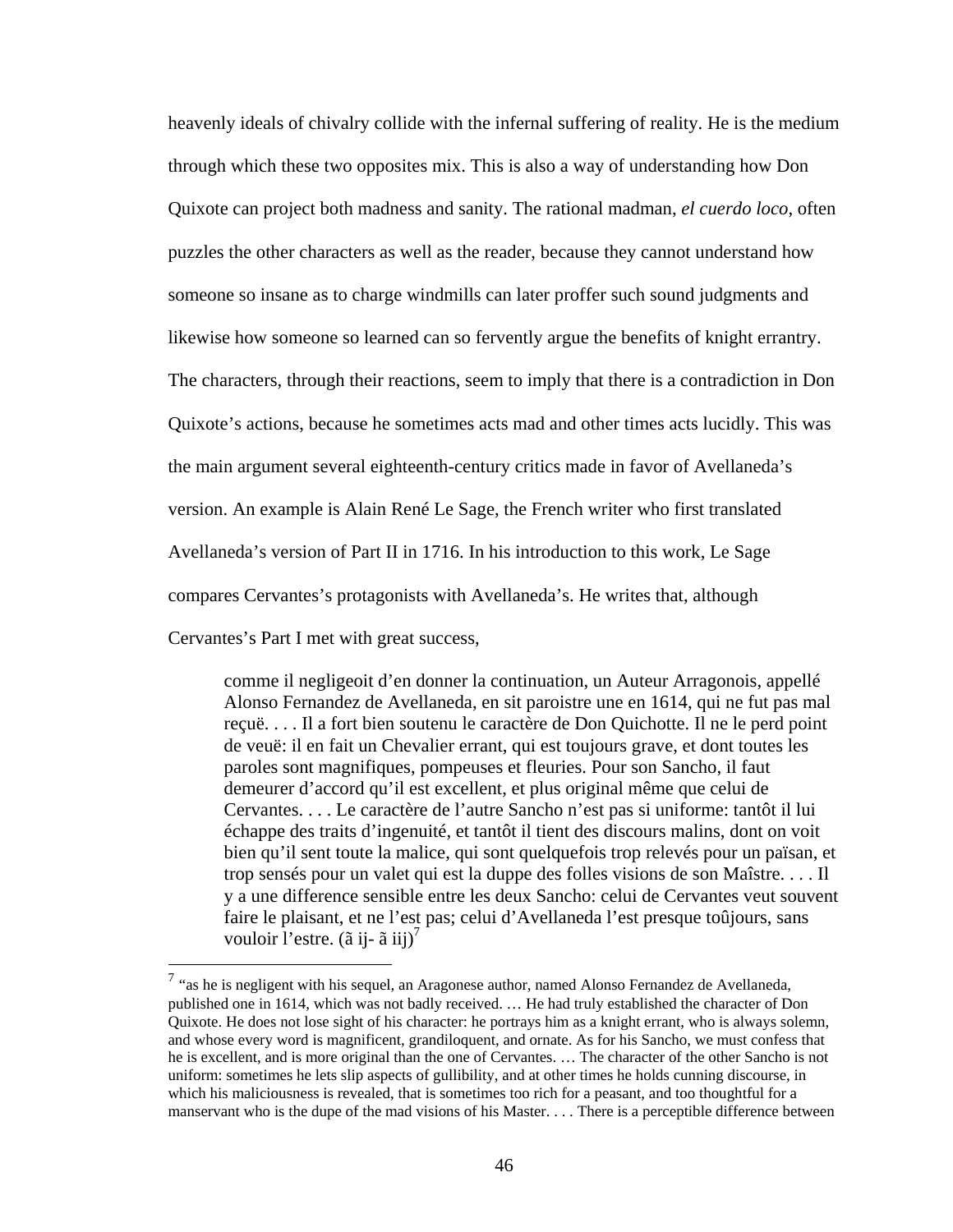heavenly ideals of chivalry collide with the infernal suffering of reality. He is the medium through which these two opposites mix. This is also a way of understanding how Don Quixote can project both madness and sanity. The rational madman, *el cuerdo loco*, often puzzles the other characters as well as the reader, because they cannot understand how someone so insane as to charge windmills can later proffer such sound judgments and likewise how someone so learned can so fervently argue the benefits of knight errantry. The characters, through their reactions, seem to imply that there is a contradiction in Don Quixote's actions, because he sometimes acts mad and other times acts lucidly. This was the main argument several eighteenth-century critics made in favor of Avellaneda's version. An example is Alain René Le Sage, the French writer who first translated Avellaneda's version of Part II in 1716. In his introduction to this work, Le Sage compares Cervantes's protagonists with Avellaneda's. He writes that, although Cervantes's Part I met with great success,

> comme il negligeoit d'en donner la continuation, un Auteur Arragonois, appellé Alonso Fernandez de Avellaneda, en sit paroistre une en 1614, qui ne fut pas mal reçuë. . . . Il a fort bien soutenu le caractère de Don Quichotte. Il ne le perd point de veuë: il en fait un Chevalier errant, qui est toujours grave, et dont toutes les paroles sont magnifiques, pompeuses et fleuries. Pour son Sancho, il faut demeurer d'accord qu'il est excellent, et plus original même que celui de Cervantes. . . . Le caractère de l'autre Sancho n'est pas si uniforme: tantôt il lui échappe des traits d'ingenuité, et tantôt il tient des discours malins, dont on voit bien qu'il sent toute la malice, qui sont quelquefois trop relevés pour un païsan, et trop sensés pour un valet qui est la duppe des folles visions de son Maîstre. . . . Il y a une difference sensible entre les deux Sancho: celui de Cervantes veut souvent faire le plaisant, et ne l'est pas; celui d'Avellaneda l'est presque toûjours, sans vouloir l'estre. (ã ij- ã iij)[7]

[7] "as he is negligent with his sequel, an Aragonese author, named Alonso Fernandez de Avellaneda, published one in 1614, which was not badly received. … He had truly established the character of Don Quixote. He does not lose sight of his character: he portrays him as a knight errant, who is always solemn, and whose every word is magnificent, grandiloquent, and ornate. As for his Sancho, we must confess that he is excellent, and is more original than the one of Cervantes. … The character of the other Sancho is not uniform: sometimes he lets slip aspects of gullibility, and at other times he holds cunning discourse, in which his maliciousness is revealed, that is sometimes too rich for a peasant, and too thoughtful for a manservant who is the dupe of the mad visions of his Master. . . . There is a perceptible difference between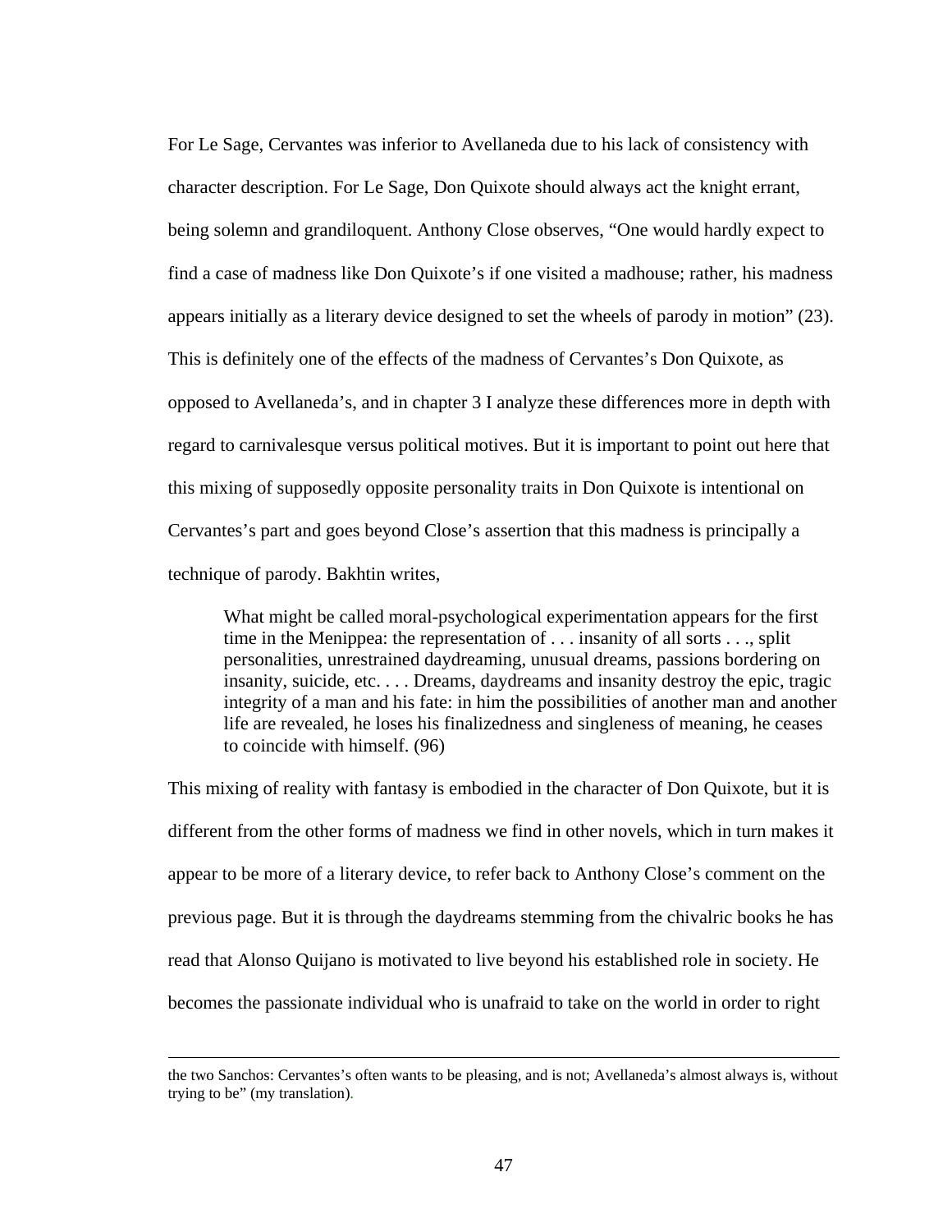For Le Sage, Cervantes was inferior to Avellaneda due to his lack of consistency with character description. For Le Sage, Don Quixote should always act the knight errant, being solemn and grandiloquent. Anthony Close observes, "One would hardly expect to find a case of madness like Don Quixote's if one visited a madhouse; rather, his madness appears initially as a literary device designed to set the wheels of parody in motion" (23). This is definitely one of the effects of the madness of Cervantes's Don Quixote, as opposed to Avellaneda's, and in chapter 3 I analyze these differences more in depth with regard to carnivalesque versus political motives. But it is important to point out here that this mixing of supposedly opposite personality traits in Don Quixote is intentional on Cervantes's part and goes beyond Close's assertion that this madness is principally a technique of parody. Bakhtin writes,

> What might be called moral-psychological experimentation appears for the first time in the Menippea: the representation of . . . insanity of all sorts . . ., split personalities, unrestrained daydreaming, unusual dreams, passions bordering on insanity, suicide, etc. . . . Dreams, daydreams and insanity destroy the epic, tragic integrity of a man and his fate: in him the possibilities of another man and another life are revealed, he loses his finalizedness and singleness of meaning, he ceases to coincide with himself. (96)

This mixing of reality with fantasy is embodied in the character of Don Quixote, but it is different from the other forms of madness we find in other novels, which in turn makes it appear to be more of a literary device, to refer back to Anthony Close's comment on the previous page. But it is through the daydreams stemming from the chivalric books he has read that Alonso Quijano is motivated to live beyond his established role in society. He becomes the passionate individual who is unafraid to take on the world in order to right

---

the two Sanchos: Cervantes's often wants to be pleasing, and is not; Avellaneda's almost always is, without trying to be" (my translation).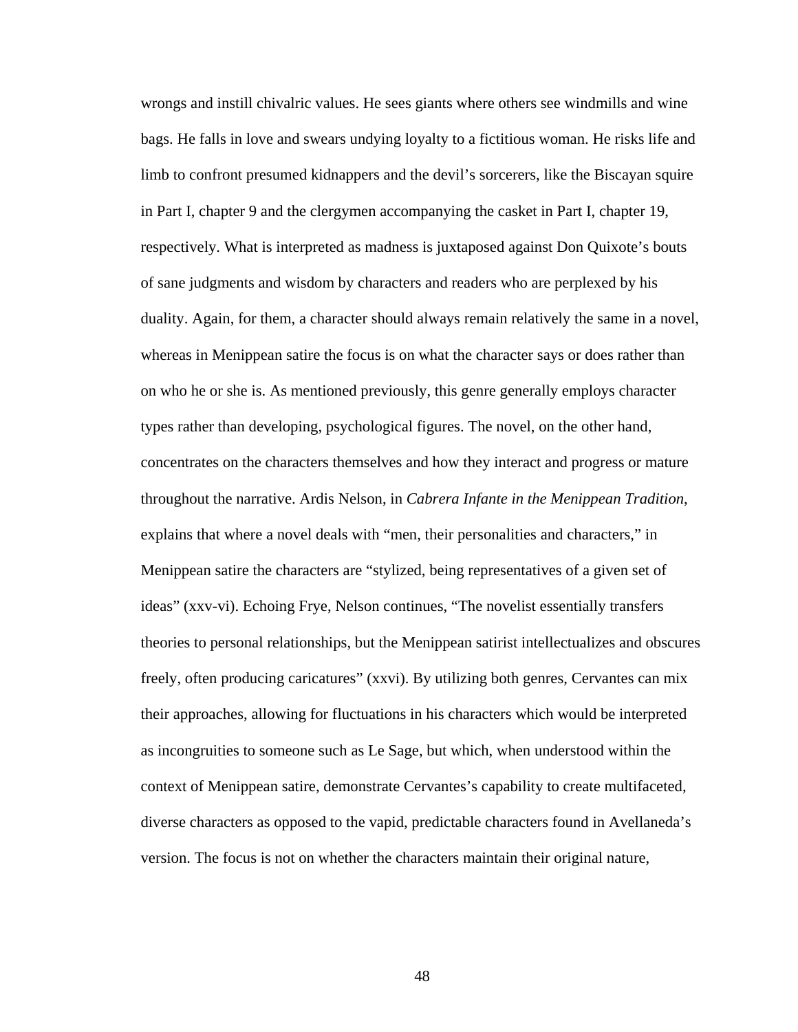wrongs and instill chivalric values. He sees giants where others see windmills and wine bags. He falls in love and swears undying loyalty to a fictitious woman. He risks life and limb to confront presumed kidnappers and the devil's sorcerers, like the Biscayan squire in Part I, chapter 9 and the clergymen accompanying the casket in Part I, chapter 19, respectively. What is interpreted as madness is juxtaposed against Don Quixote's bouts of sane judgments and wisdom by characters and readers who are perplexed by his duality. Again, for them, a character should always remain relatively the same in a novel, whereas in Menippean satire the focus is on what the character says or does rather than on who he or she is. As mentioned previously, this genre generally employs character types rather than developing, psychological figures. The novel, on the other hand, concentrates on the characters themselves and how they interact and progress or mature throughout the narrative. Ardis Nelson, in *Cabrera Infante in the Menippean Tradition*, explains that where a novel deals with "men, their personalities and characters," in Menippean satire the characters are "stylized, being representatives of a given set of ideas" (xxv-vi). Echoing Frye, Nelson continues, "The novelist essentially transfers theories to personal relationships, but the Menippean satirist intellectualizes and obscures freely, often producing caricatures" (xxvi). By utilizing both genres, Cervantes can mix their approaches, allowing for fluctuations in his characters which would be interpreted as incongruities to someone such as Le Sage, but which, when understood within the context of Menippean satire, demonstrate Cervantes's capability to create multifaceted, diverse characters as opposed to the vapid, predictable characters found in Avellaneda's version. The focus is not on whether the characters maintain their original nature,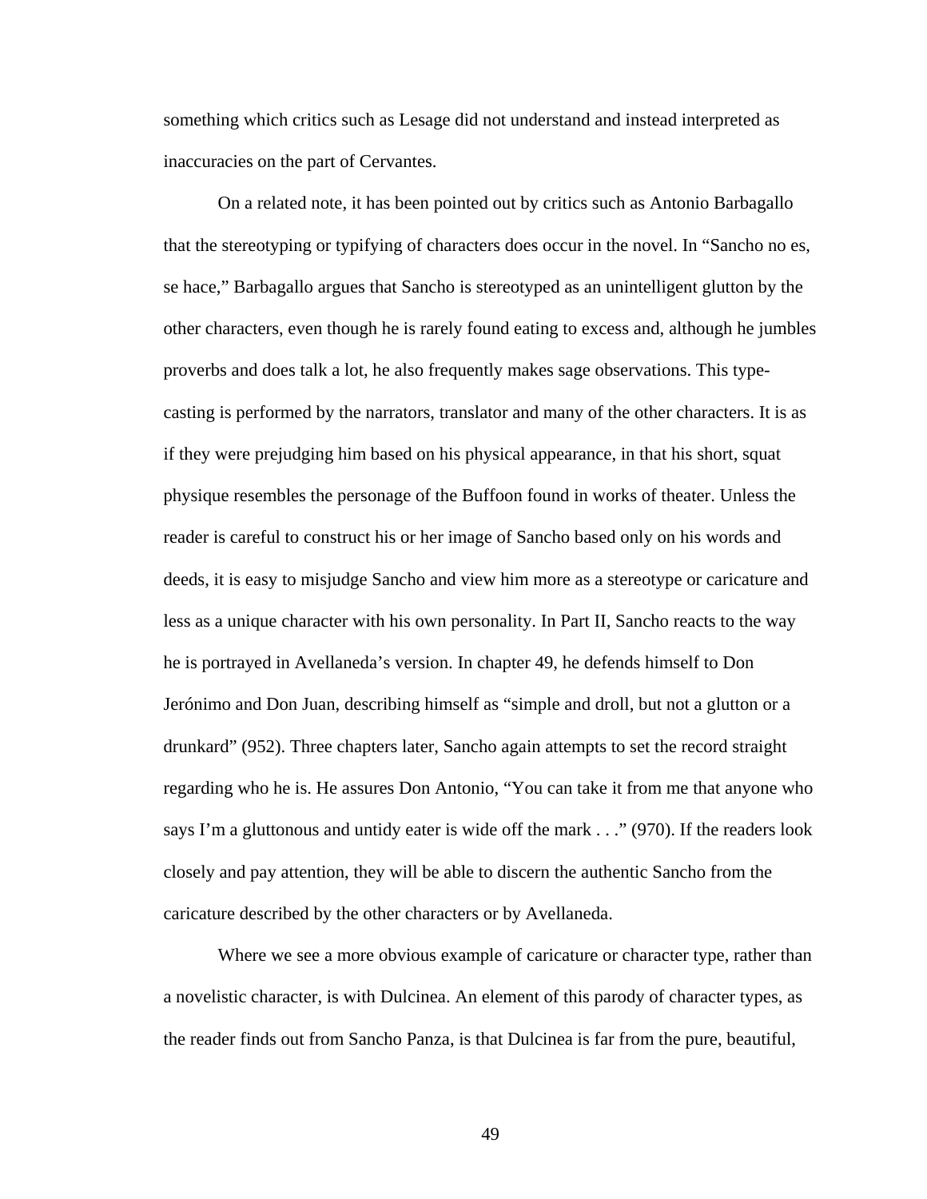something which critics such as Lesage did not understand and instead interpreted as inaccuracies on the part of Cervantes.

On a related note, it has been pointed out by critics such as Antonio Barbagallo that the stereotyping or typifying of characters does occur in the novel. In "Sancho no es, se hace," Barbagallo argues that Sancho is stereotyped as an unintelligent glutton by the other characters, even though he is rarely found eating to excess and, although he jumbles proverbs and does talk a lot, he also frequently makes sage observations. This type-casting is performed by the narrators, translator and many of the other characters. It is as if they were prejudging him based on his physical appearance, in that his short, squat physique resembles the personage of the Buffoon found in works of theater. Unless the reader is careful to construct his or her image of Sancho based only on his words and deeds, it is easy to misjudge Sancho and view him more as a stereotype or caricature and less as a unique character with his own personality. In Part II, Sancho reacts to the way he is portrayed in Avellaneda's version. In chapter 49, he defends himself to Don Jerónimo and Don Juan, describing himself as "simple and droll, but not a glutton or a drunkard" (952). Three chapters later, Sancho again attempts to set the record straight regarding who he is. He assures Don Antonio, "You can take it from me that anyone who says I'm a gluttonous and untidy eater is wide off the mark . . ." (970). If the readers look closely and pay attention, they will be able to discern the authentic Sancho from the caricature described by the other characters or by Avellaneda.

Where we see a more obvious example of caricature or character type, rather than a novelistic character, is with Dulcinea. An element of this parody of character types, as the reader finds out from Sancho Panza, is that Dulcinea is far from the pure, beautiful,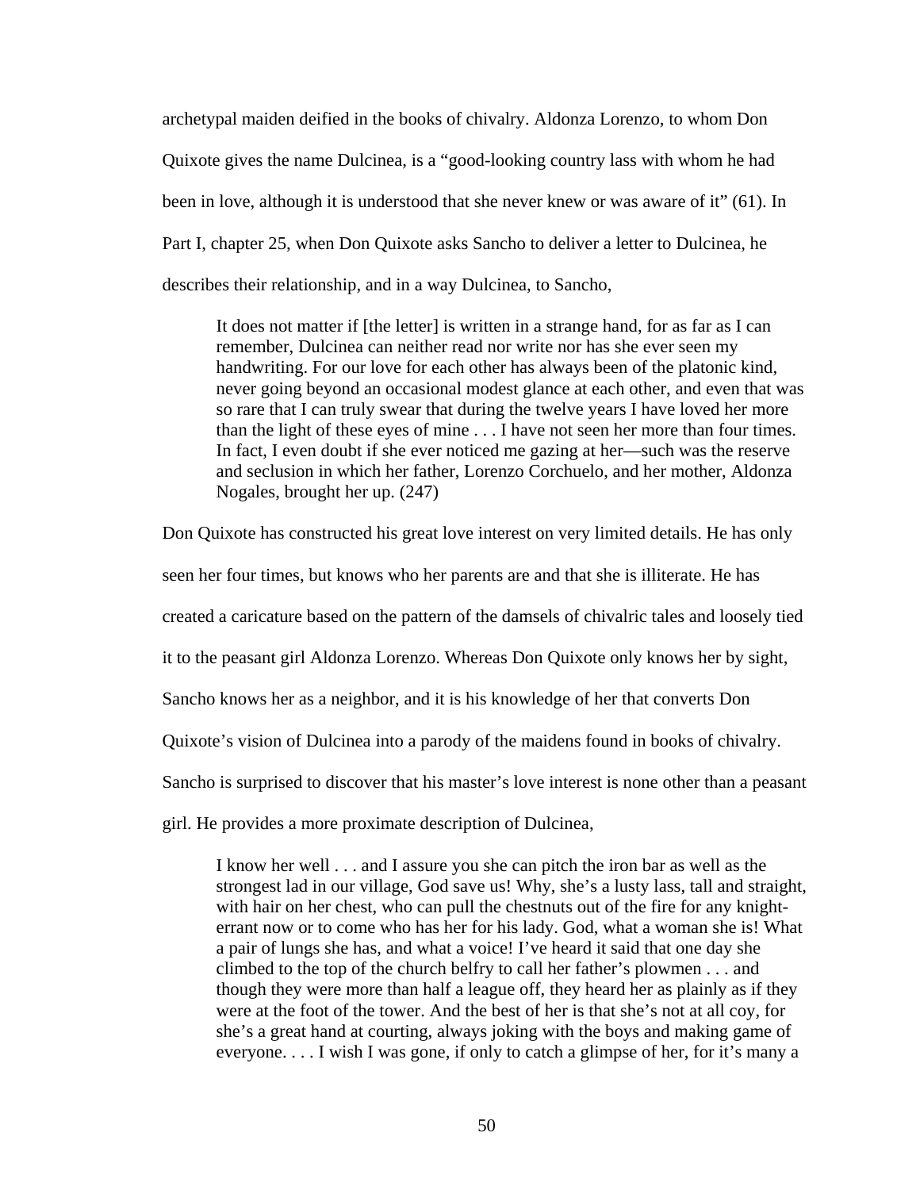archetypal maiden deified in the books of chivalry. Aldonza Lorenzo, to whom Don Quixote gives the name Dulcinea, is a "good-looking country lass with whom he had been in love, although it is understood that she never knew or was aware of it" (61). In Part I, chapter 25, when Don Quixote asks Sancho to deliver a letter to Dulcinea, he describes their relationship, and in a way Dulcinea, to Sancho,

> It does not matter if [the letter] is written in a strange hand, for as far as I can remember, Dulcinea can neither read nor write nor has she ever seen my handwriting. For our love for each other has always been of the platonic kind, never going beyond an occasional modest glance at each other, and even that was so rare that I can truly swear that during the twelve years I have loved her more than the light of these eyes of mine . . . I have not seen her more than four times. In fact, I even doubt if she ever noticed me gazing at her—such was the reserve and seclusion in which her father, Lorenzo Corchuelo, and her mother, Aldonza Nogales, brought her up. (247)

Don Quixote has constructed his great love interest on very limited details. He has only seen her four times, but knows who her parents are and that she is illiterate. He has created a caricature based on the pattern of the damsels of chivalric tales and loosely tied it to the peasant girl Aldonza Lorenzo. Whereas Don Quixote only knows her by sight, Sancho knows her as a neighbor, and it is his knowledge of her that converts Don Quixote's vision of Dulcinea into a parody of the maidens found in books of chivalry. Sancho is surprised to discover that his master's love interest is none other than a peasant girl. He provides a more proximate description of Dulcinea,

> I know her well . . . and I assure you she can pitch the iron bar as well as the strongest lad in our village, God save us! Why, she's a lusty lass, tall and straight, with hair on her chest, who can pull the chestnuts out of the fire for any knight-errant now or to come who has her for his lady. God, what a woman she is! What a pair of lungs she has, and what a voice! I've heard it said that one day she climbed to the top of the church belfry to call her father's plowmen . . . and though they were more than half a league off, they heard her as plainly as if they were at the foot of the tower. And the best of her is that she's not at all coy, for she's a great hand at courting, always joking with the boys and making game of everyone. . . . I wish I was gone, if only to catch a glimpse of her, for it's many a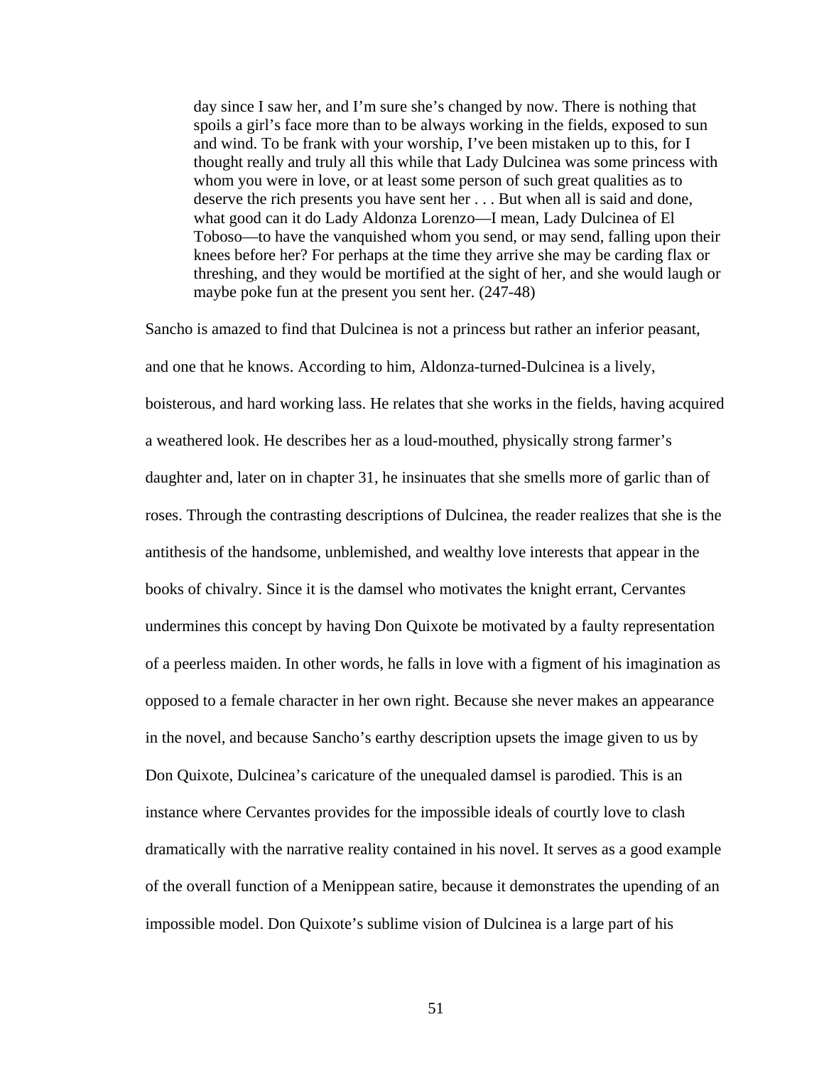> day since I saw her, and I'm sure she's changed by now. There is nothing that spoils a girl's face more than to be always working in the fields, exposed to sun and wind. To be frank with your worship, I've been mistaken up to this, for I thought really and truly all this while that Lady Dulcinea was some princess with whom you were in love, or at least some person of such great qualities as to deserve the rich presents you have sent her . . . But when all is said and done, what good can it do Lady Aldonza Lorenzo—I mean, Lady Dulcinea of El Toboso—to have the vanquished whom you send, or may send, falling upon their knees before her? For perhaps at the time they arrive she may be carding flax or threshing, and they would be mortified at the sight of her, and she would laugh or maybe poke fun at the present you sent her. (247-48)

Sancho is amazed to find that Dulcinea is not a princess but rather an inferior peasant, and one that he knows. According to him, Aldonza-turned-Dulcinea is a lively, boisterous, and hard working lass. He relates that she works in the fields, having acquired a weathered look. He describes her as a loud-mouthed, physically strong farmer's daughter and, later on in chapter 31, he insinuates that she smells more of garlic than of roses. Through the contrasting descriptions of Dulcinea, the reader realizes that she is the antithesis of the handsome, unblemished, and wealthy love interests that appear in the books of chivalry. Since it is the damsel who motivates the knight errant, Cervantes undermines this concept by having Don Quixote be motivated by a faulty representation of a peerless maiden. In other words, he falls in love with a figment of his imagination as opposed to a female character in her own right. Because she never makes an appearance in the novel, and because Sancho's earthy description upsets the image given to us by Don Quixote, Dulcinea's caricature of the unequaled damsel is parodied. This is an instance where Cervantes provides for the impossible ideals of courtly love to clash dramatically with the narrative reality contained in his novel. It serves as a good example of the overall function of a Menippean satire, because it demonstrates the upending of an impossible model. Don Quixote's sublime vision of Dulcinea is a large part of his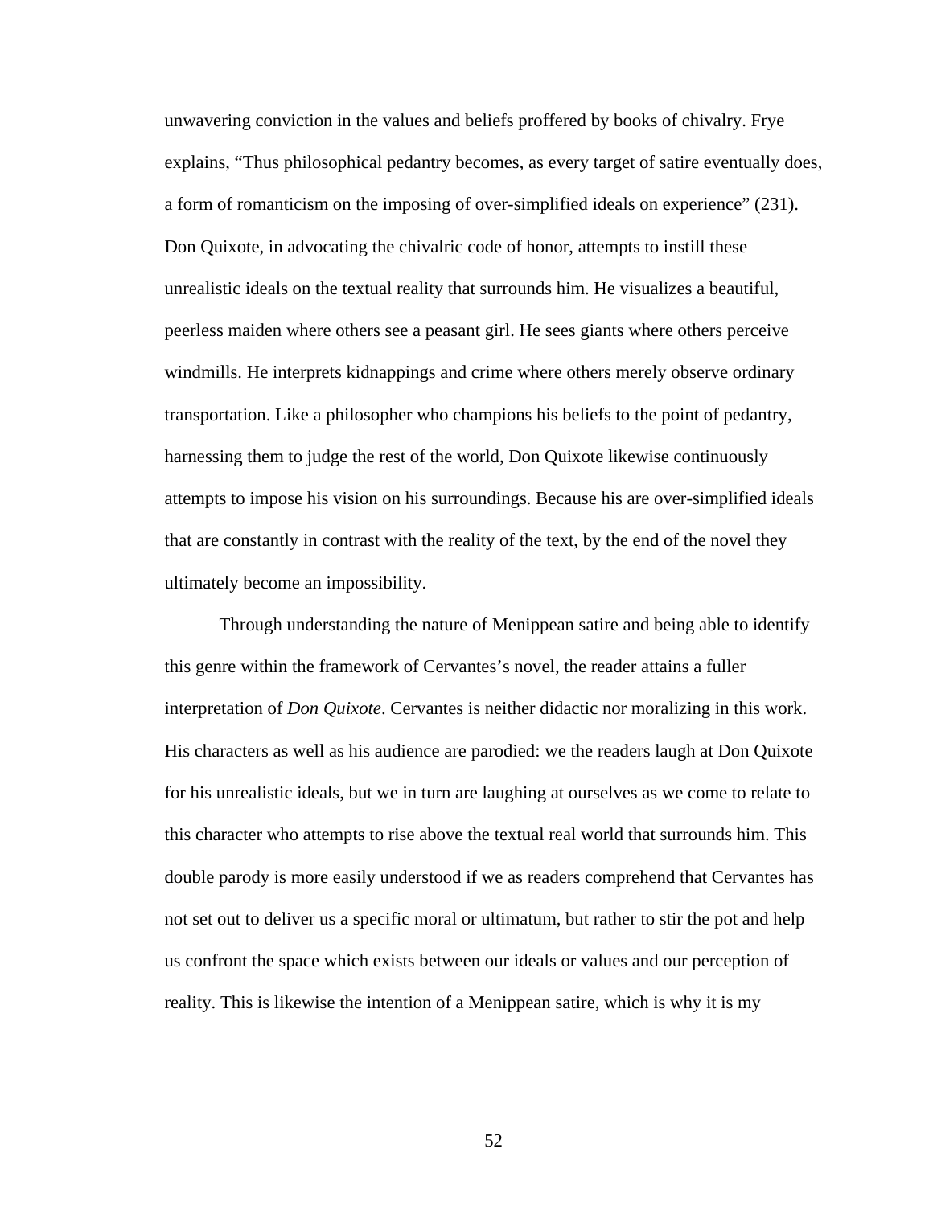unwavering conviction in the values and beliefs proffered by books of chivalry. Frye explains, "Thus philosophical pedantry becomes, as every target of satire eventually does, a form of romanticism on the imposing of over-simplified ideals on experience" (231). Don Quixote, in advocating the chivalric code of honor, attempts to instill these unrealistic ideals on the textual reality that surrounds him. He visualizes a beautiful, peerless maiden where others see a peasant girl. He sees giants where others perceive windmills. He interprets kidnappings and crime where others merely observe ordinary transportation. Like a philosopher who champions his beliefs to the point of pedantry, harnessing them to judge the rest of the world, Don Quixote likewise continuously attempts to impose his vision on his surroundings. Because his are over-simplified ideals that are constantly in contrast with the reality of the text, by the end of the novel they ultimately become an impossibility.

Through understanding the nature of Menippean satire and being able to identify this genre within the framework of Cervantes's novel, the reader attains a fuller interpretation of *Don Quixote*. Cervantes is neither didactic nor moralizing in this work. His characters as well as his audience are parodied: we the readers laugh at Don Quixote for his unrealistic ideals, but we in turn are laughing at ourselves as we come to relate to this character who attempts to rise above the textual real world that surrounds him. This double parody is more easily understood if we as readers comprehend that Cervantes has not set out to deliver us a specific moral or ultimatum, but rather to stir the pot and help us confront the space which exists between our ideals or values and our perception of reality. This is likewise the intention of a Menippean satire, which is why it is my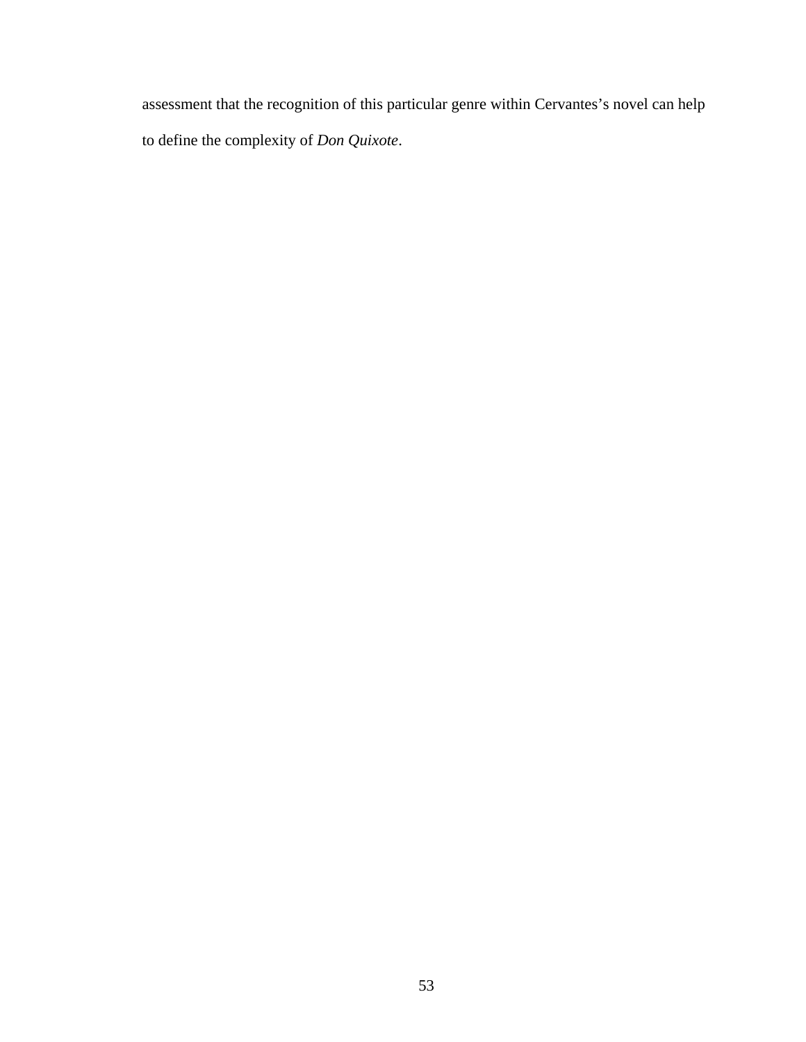assessment that the recognition of this particular genre within Cervantes's novel can help to define the complexity of *Don Quixote*.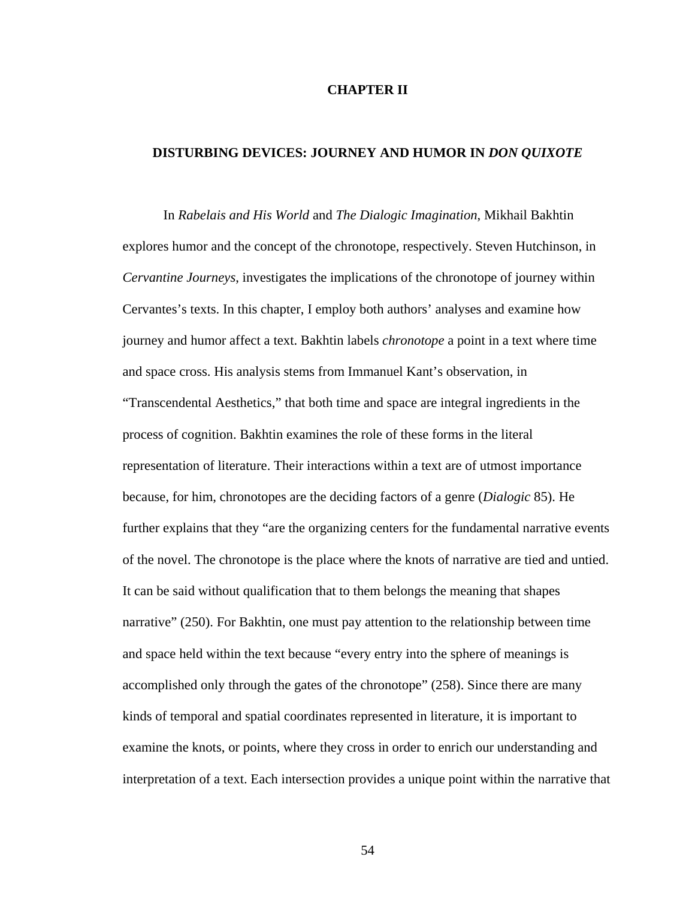# CHAPTER II

## DISTURBING DEVICES: JOURNEY AND HUMOR IN *DON QUIXOTE*

In *Rabelais and His World* and *The Dialogic Imagination*, Mikhail Bakhtin explores humor and the concept of the chronotope, respectively. Steven Hutchinson, in *Cervantine Journeys*, investigates the implications of the chronotope of journey within Cervantes's texts. In this chapter, I employ both authors' analyses and examine how journey and humor affect a text. Bakhtin labels *chronotope* a point in a text where time and space cross. His analysis stems from Immanuel Kant's observation, in "Transcendental Aesthetics," that both time and space are integral ingredients in the process of cognition. Bakhtin examines the role of these forms in the literal representation of literature. Their interactions within a text are of utmost importance because, for him, chronotopes are the deciding factors of a genre (*Dialogic* 85). He further explains that they "are the organizing centers for the fundamental narrative events of the novel. The chronotope is the place where the knots of narrative are tied and untied. It can be said without qualification that to them belongs the meaning that shapes narrative" (250). For Bakhtin, one must pay attention to the relationship between time and space held within the text because "every entry into the sphere of meanings is accomplished only through the gates of the chronotope" (258). Since there are many kinds of temporal and spatial coordinates represented in literature, it is important to examine the knots, or points, where they cross in order to enrich our understanding and interpretation of a text. Each intersection provides a unique point within the narrative that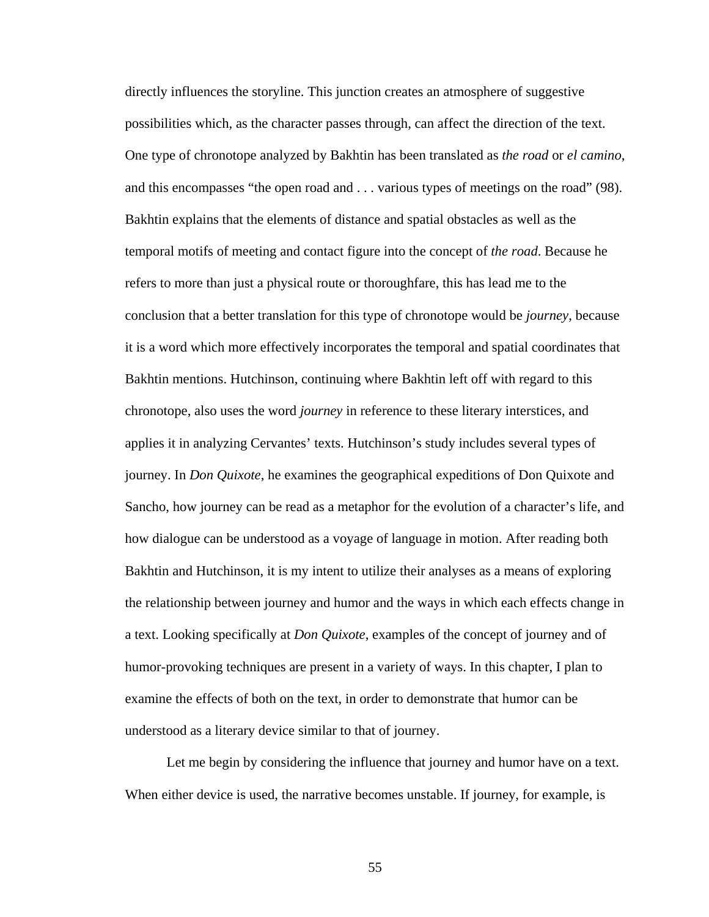directly influences the storyline. This junction creates an atmosphere of suggestive possibilities which, as the character passes through, can affect the direction of the text. One type of chronotope analyzed by Bakhtin has been translated as *the road* or *el camino*, and this encompasses "the open road and . . . various types of meetings on the road" (98). Bakhtin explains that the elements of distance and spatial obstacles as well as the temporal motifs of meeting and contact figure into the concept of *the road*. Because he refers to more than just a physical route or thoroughfare, this has lead me to the conclusion that a better translation for this type of chronotope would be *journey*, because it is a word which more effectively incorporates the temporal and spatial coordinates that Bakhtin mentions. Hutchinson, continuing where Bakhtin left off with regard to this chronotope, also uses the word *journey* in reference to these literary interstices, and applies it in analyzing Cervantes' texts. Hutchinson's study includes several types of journey. In *Don Quixote*, he examines the geographical expeditions of Don Quixote and Sancho, how journey can be read as a metaphor for the evolution of a character's life, and how dialogue can be understood as a voyage of language in motion. After reading both Bakhtin and Hutchinson, it is my intent to utilize their analyses as a means of exploring the relationship between journey and humor and the ways in which each effects change in a text. Looking specifically at *Don Quixote*, examples of the concept of journey and of humor-provoking techniques are present in a variety of ways. In this chapter, I plan to examine the effects of both on the text, in order to demonstrate that humor can be understood as a literary device similar to that of journey.

Let me begin by considering the influence that journey and humor have on a text. When either device is used, the narrative becomes unstable. If journey, for example, is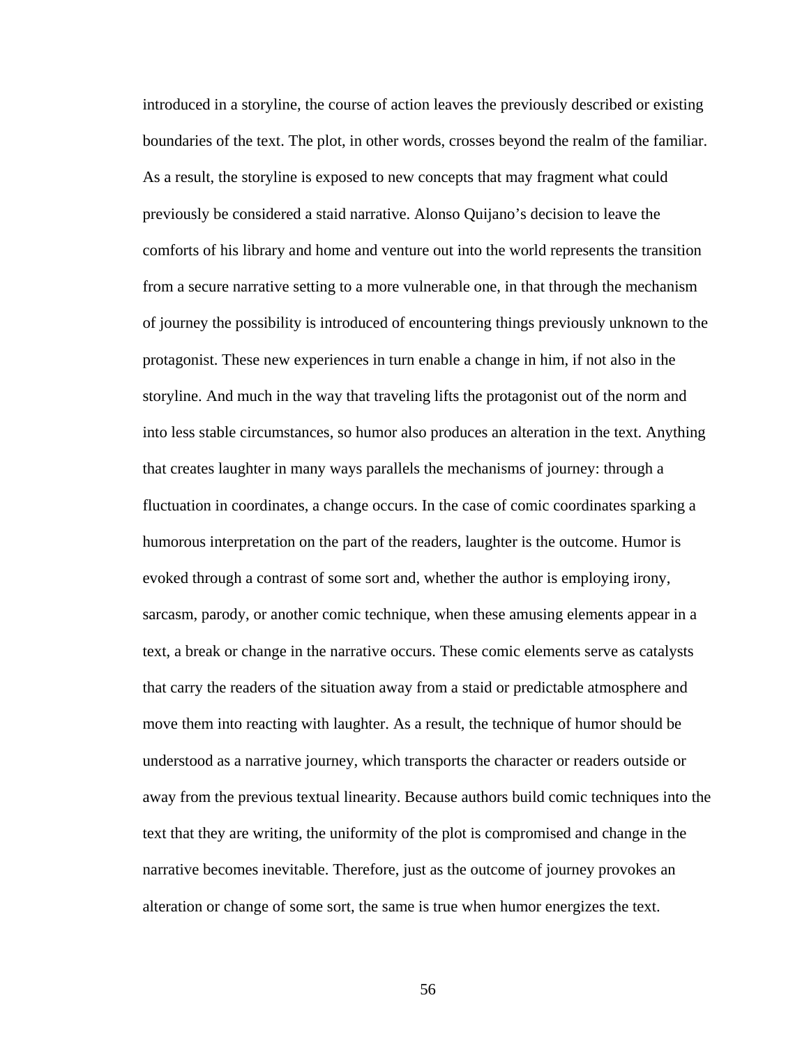introduced in a storyline, the course of action leaves the previously described or existing boundaries of the text. The plot, in other words, crosses beyond the realm of the familiar. As a result, the storyline is exposed to new concepts that may fragment what could previously be considered a staid narrative. Alonso Quijano's decision to leave the comforts of his library and home and venture out into the world represents the transition from a secure narrative setting to a more vulnerable one, in that through the mechanism of journey the possibility is introduced of encountering things previously unknown to the protagonist. These new experiences in turn enable a change in him, if not also in the storyline. And much in the way that traveling lifts the protagonist out of the norm and into less stable circumstances, so humor also produces an alteration in the text. Anything that creates laughter in many ways parallels the mechanisms of journey: through a fluctuation in coordinates, a change occurs. In the case of comic coordinates sparking a humorous interpretation on the part of the readers, laughter is the outcome. Humor is evoked through a contrast of some sort and, whether the author is employing irony, sarcasm, parody, or another comic technique, when these amusing elements appear in a text, a break or change in the narrative occurs. These comic elements serve as catalysts that carry the readers of the situation away from a staid or predictable atmosphere and move them into reacting with laughter. As a result, the technique of humor should be understood as a narrative journey, which transports the character or readers outside or away from the previous textual linearity. Because authors build comic techniques into the text that they are writing, the uniformity of the plot is compromised and change in the narrative becomes inevitable. Therefore, just as the outcome of journey provokes an alteration or change of some sort, the same is true when humor energizes the text.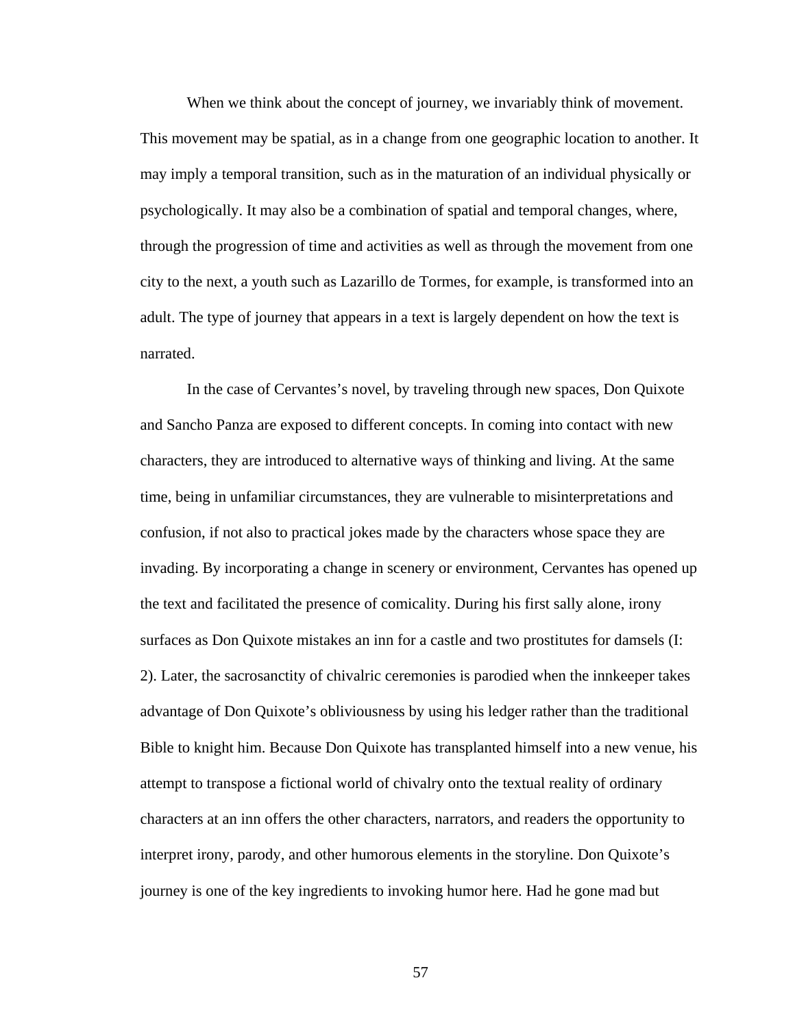When we think about the concept of journey, we invariably think of movement. This movement may be spatial, as in a change from one geographic location to another. It may imply a temporal transition, such as in the maturation of an individual physically or psychologically. It may also be a combination of spatial and temporal changes, where, through the progression of time and activities as well as through the movement from one city to the next, a youth such as Lazarillo de Tormes, for example, is transformed into an adult. The type of journey that appears in a text is largely dependent on how the text is narrated.

In the case of Cervantes's novel, by traveling through new spaces, Don Quixote and Sancho Panza are exposed to different concepts. In coming into contact with new characters, they are introduced to alternative ways of thinking and living. At the same time, being in unfamiliar circumstances, they are vulnerable to misinterpretations and confusion, if not also to practical jokes made by the characters whose space they are invading. By incorporating a change in scenery or environment, Cervantes has opened up the text and facilitated the presence of comicality. During his first sally alone, irony surfaces as Don Quixote mistakes an inn for a castle and two prostitutes for damsels (I: 2). Later, the sacrosanctity of chivalric ceremonies is parodied when the innkeeper takes advantage of Don Quixote's obliviousness by using his ledger rather than the traditional Bible to knight him. Because Don Quixote has transplanted himself into a new venue, his attempt to transpose a fictional world of chivalry onto the textual reality of ordinary characters at an inn offers the other characters, narrators, and readers the opportunity to interpret irony, parody, and other humorous elements in the storyline. Don Quixote's journey is one of the key ingredients to invoking humor here. Had he gone mad but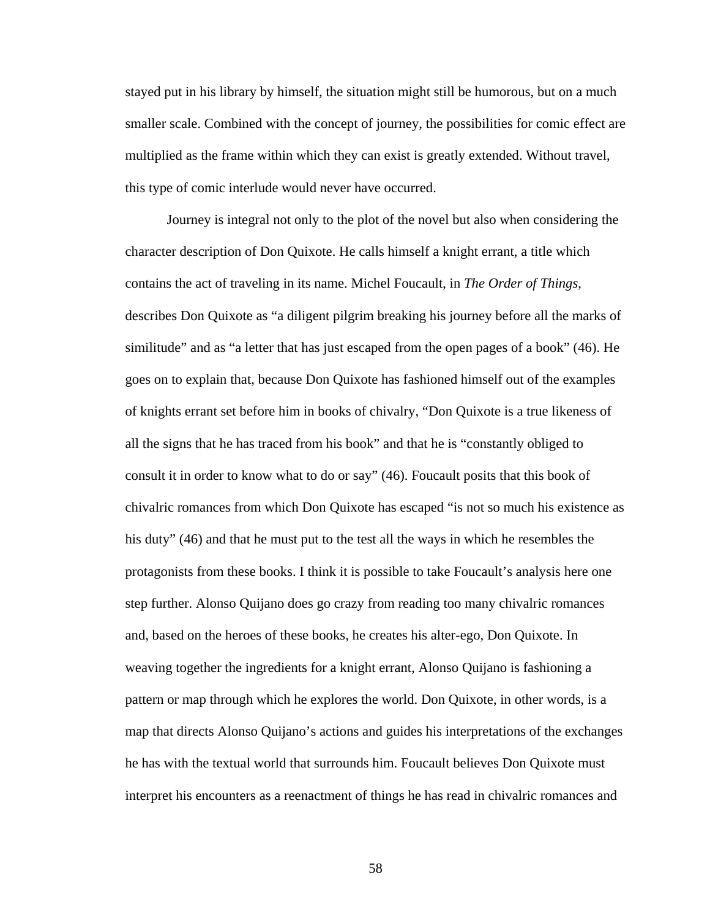stayed put in his library by himself, the situation might still be humorous, but on a much smaller scale. Combined with the concept of journey, the possibilities for comic effect are multiplied as the frame within which they can exist is greatly extended. Without travel, this type of comic interlude would never have occurred.

Journey is integral not only to the plot of the novel but also when considering the character description of Don Quixote. He calls himself a knight errant, a title which contains the act of traveling in its name. Michel Foucault, in *The Order of Things*, describes Don Quixote as "a diligent pilgrim breaking his journey before all the marks of similitude" and as "a letter that has just escaped from the open pages of a book" (46). He goes on to explain that, because Don Quixote has fashioned himself out of the examples of knights errant set before him in books of chivalry, "Don Quixote is a true likeness of all the signs that he has traced from his book" and that he is "constantly obliged to consult it in order to know what to do or say" (46). Foucault posits that this book of chivalric romances from which Don Quixote has escaped "is not so much his existence as his duty" (46) and that he must put to the test all the ways in which he resembles the protagonists from these books. I think it is possible to take Foucault's analysis here one step further. Alonso Quijano does go crazy from reading too many chivalric romances and, based on the heroes of these books, he creates his alter-ego, Don Quixote. In weaving together the ingredients for a knight errant, Alonso Quijano is fashioning a pattern or map through which he explores the world. Don Quixote, in other words, is a map that directs Alonso Quijano's actions and guides his interpretations of the exchanges he has with the textual world that surrounds him. Foucault believes Don Quixote must interpret his encounters as a reenactment of things he has read in chivalric romances and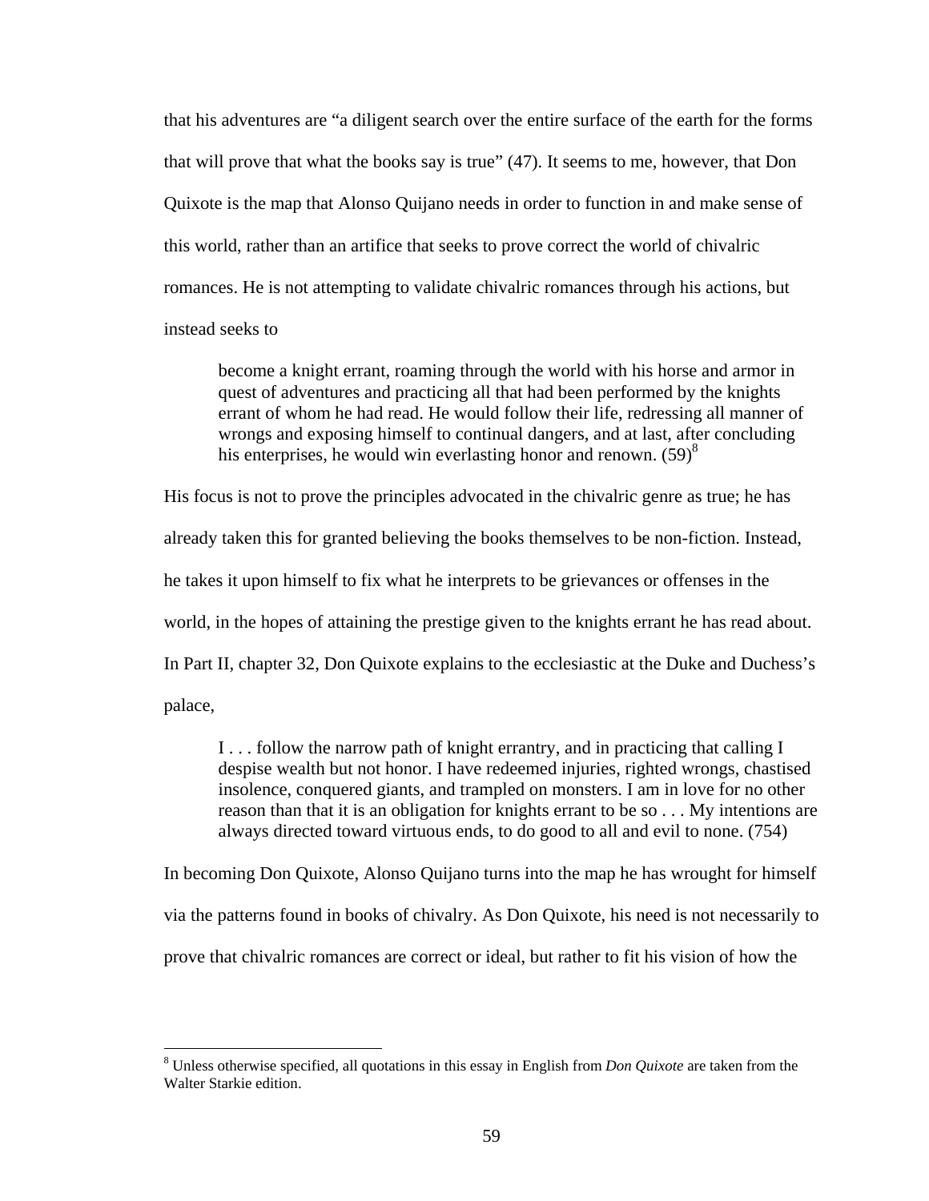that his adventures are "a diligent search over the entire surface of the earth for the forms that will prove that what the books say is true" (47). It seems to me, however, that Don Quixote is the map that Alonso Quijano needs in order to function in and make sense of this world, rather than an artifice that seeks to prove correct the world of chivalric romances. He is not attempting to validate chivalric romances through his actions, but instead seeks to

> become a knight errant, roaming through the world with his horse and armor in quest of adventures and practicing all that had been performed by the knights errant of whom he had read. He would follow their life, redressing all manner of wrongs and exposing himself to continual dangers, and at last, after concluding his enterprises, he would win everlasting honor and renown. (59)[8]

His focus is not to prove the principles advocated in the chivalric genre as true; he has already taken this for granted believing the books themselves to be non-fiction. Instead, he takes it upon himself to fix what he interprets to be grievances or offenses in the world, in the hopes of attaining the prestige given to the knights errant he has read about. In Part II, chapter 32, Don Quixote explains to the ecclesiastic at the Duke and Duchess's palace,

> I . . . follow the narrow path of knight errantry, and in practicing that calling I despise wealth but not honor. I have redeemed injuries, righted wrongs, chastised insolence, conquered giants, and trampled on monsters. I am in love for no other reason than that it is an obligation for knights errant to be so . . . My intentions are always directed toward virtuous ends, to do good to all and evil to none. (754)

In becoming Don Quixote, Alonso Quijano turns into the map he has wrought for himself via the patterns found in books of chivalry. As Don Quixote, his need is not necessarily to prove that chivalric romances are correct or ideal, but rather to fit his vision of how the

---

[8] Unless otherwise specified, all quotations in this essay in English from *Don Quixote* are taken from the Walter Starkie edition.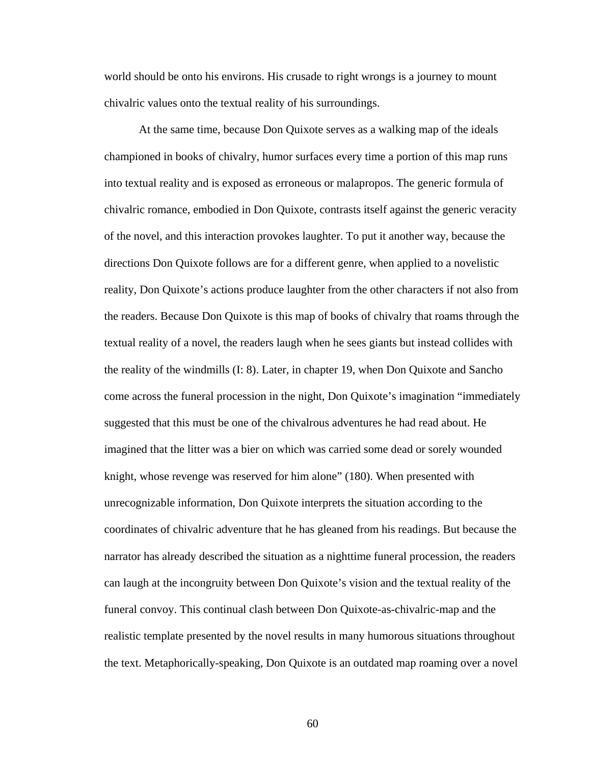world should be onto his environs. His crusade to right wrongs is a journey to mount chivalric values onto the textual reality of his surroundings.

At the same time, because Don Quixote serves as a walking map of the ideals championed in books of chivalry, humor surfaces every time a portion of this map runs into textual reality and is exposed as erroneous or malapropos. The generic formula of chivalric romance, embodied in Don Quixote, contrasts itself against the generic veracity of the novel, and this interaction provokes laughter. To put it another way, because the directions Don Quixote follows are for a different genre, when applied to a novelistic reality, Don Quixote's actions produce laughter from the other characters if not also from the readers. Because Don Quixote is this map of books of chivalry that roams through the textual reality of a novel, the readers laugh when he sees giants but instead collides with the reality of the windmills (I: 8). Later, in chapter 19, when Don Quixote and Sancho come across the funeral procession in the night, Don Quixote's imagination "immediately suggested that this must be one of the chivalrous adventures he had read about. He imagined that the litter was a bier on which was carried some dead or sorely wounded knight, whose revenge was reserved for him alone" (180). When presented with unrecognizable information, Don Quixote interprets the situation according to the coordinates of chivalric adventure that he has gleaned from his readings. But because the narrator has already described the situation as a nighttime funeral procession, the readers can laugh at the incongruity between Don Quixote's vision and the textual reality of the funeral convoy. This continual clash between Don Quixote-as-chivalric-map and the realistic template presented by the novel results in many humorous situations throughout the text. Metaphorically-speaking, Don Quixote is an outdated map roaming over a novel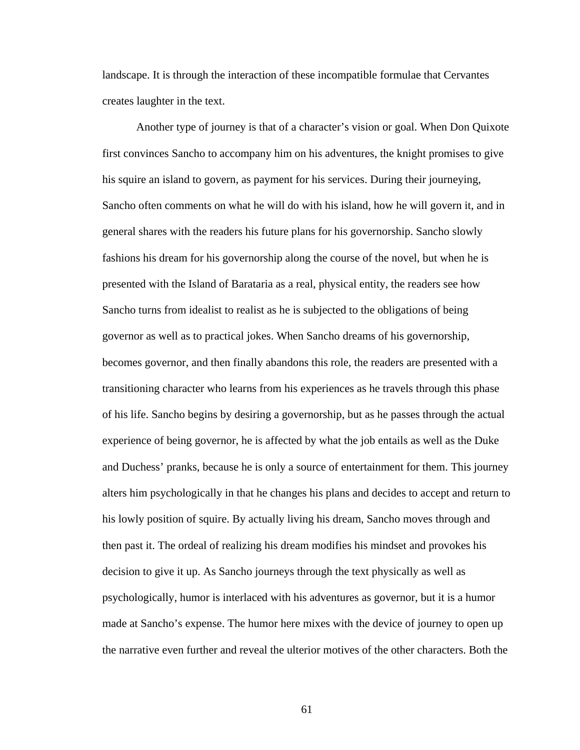landscape. It is through the interaction of these incompatible formulae that Cervantes creates laughter in the text.

Another type of journey is that of a character's vision or goal. When Don Quixote first convinces Sancho to accompany him on his adventures, the knight promises to give his squire an island to govern, as payment for his services. During their journeying, Sancho often comments on what he will do with his island, how he will govern it, and in general shares with the readers his future plans for his governorship. Sancho slowly fashions his dream for his governorship along the course of the novel, but when he is presented with the Island of Barataria as a real, physical entity, the readers see how Sancho turns from idealist to realist as he is subjected to the obligations of being governor as well as to practical jokes. When Sancho dreams of his governorship, becomes governor, and then finally abandons this role, the readers are presented with a transitioning character who learns from his experiences as he travels through this phase of his life. Sancho begins by desiring a governorship, but as he passes through the actual experience of being governor, he is affected by what the job entails as well as the Duke and Duchess' pranks, because he is only a source of entertainment for them. This journey alters him psychologically in that he changes his plans and decides to accept and return to his lowly position of squire. By actually living his dream, Sancho moves through and then past it. The ordeal of realizing his dream modifies his mindset and provokes his decision to give it up. As Sancho journeys through the text physically as well as psychologically, humor is interlaced with his adventures as governor, but it is a humor made at Sancho's expense. The humor here mixes with the device of journey to open up the narrative even further and reveal the ulterior motives of the other characters. Both the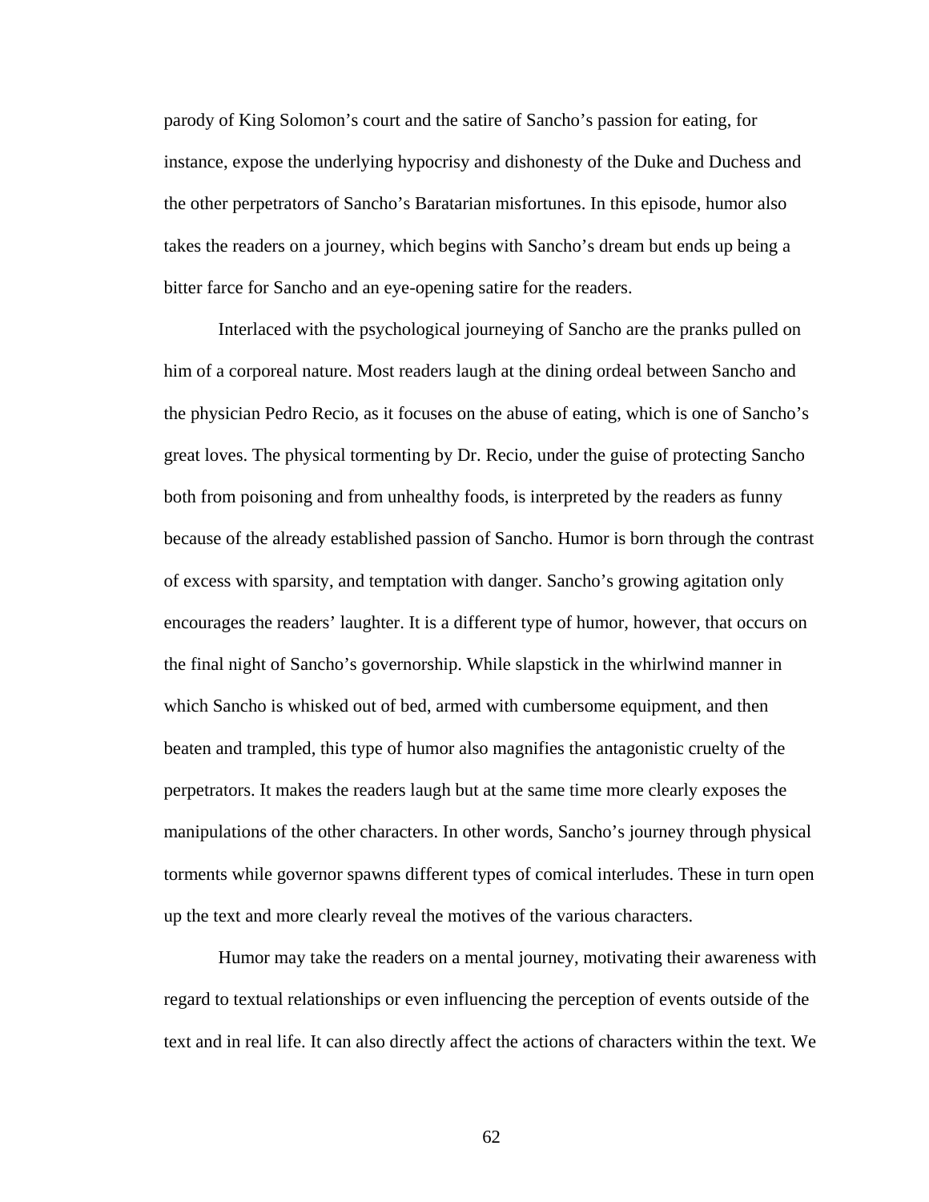parody of King Solomon's court and the satire of Sancho's passion for eating, for instance, expose the underlying hypocrisy and dishonesty of the Duke and Duchess and the other perpetrators of Sancho's Baratarian misfortunes. In this episode, humor also takes the readers on a journey, which begins with Sancho's dream but ends up being a bitter farce for Sancho and an eye-opening satire for the readers.

Interlaced with the psychological journeying of Sancho are the pranks pulled on him of a corporeal nature. Most readers laugh at the dining ordeal between Sancho and the physician Pedro Recio, as it focuses on the abuse of eating, which is one of Sancho's great loves. The physical tormenting by Dr. Recio, under the guise of protecting Sancho both from poisoning and from unhealthy foods, is interpreted by the readers as funny because of the already established passion of Sancho. Humor is born through the contrast of excess with sparsity, and temptation with danger. Sancho's growing agitation only encourages the readers' laughter. It is a different type of humor, however, that occurs on the final night of Sancho's governorship. While slapstick in the whirlwind manner in which Sancho is whisked out of bed, armed with cumbersome equipment, and then beaten and trampled, this type of humor also magnifies the antagonistic cruelty of the perpetrators. It makes the readers laugh but at the same time more clearly exposes the manipulations of the other characters. In other words, Sancho's journey through physical torments while governor spawns different types of comical interludes. These in turn open up the text and more clearly reveal the motives of the various characters.

Humor may take the readers on a mental journey, motivating their awareness with regard to textual relationships or even influencing the perception of events outside of the text and in real life. It can also directly affect the actions of characters within the text. We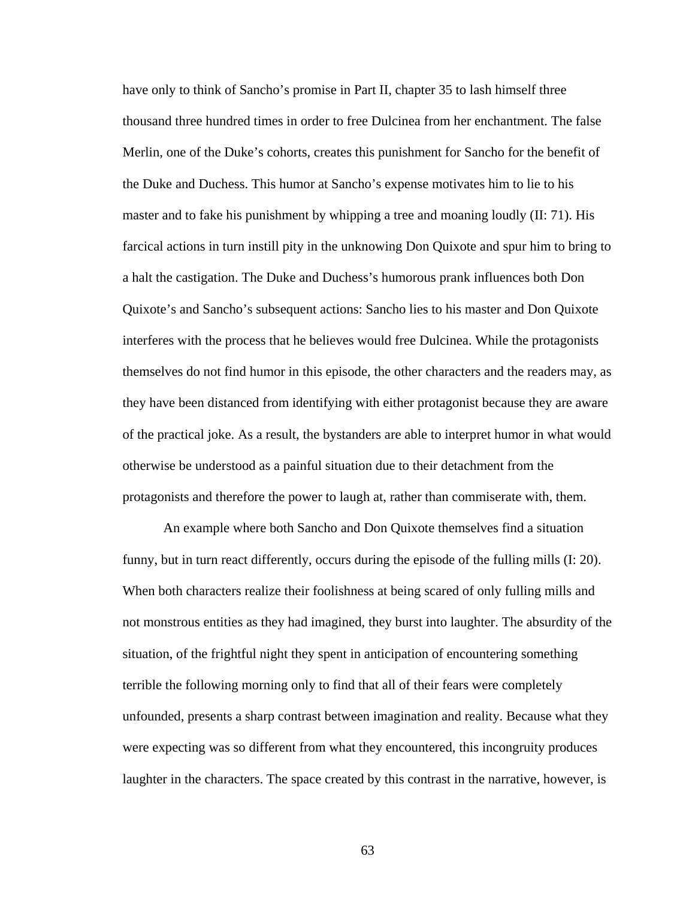have only to think of Sancho's promise in Part II, chapter 35 to lash himself three thousand three hundred times in order to free Dulcinea from her enchantment. The false Merlin, one of the Duke's cohorts, creates this punishment for Sancho for the benefit of the Duke and Duchess. This humor at Sancho's expense motivates him to lie to his master and to fake his punishment by whipping a tree and moaning loudly (II: 71). His farcical actions in turn instill pity in the unknowing Don Quixote and spur him to bring to a halt the castigation. The Duke and Duchess's humorous prank influences both Don Quixote's and Sancho's subsequent actions: Sancho lies to his master and Don Quixote interferes with the process that he believes would free Dulcinea. While the protagonists themselves do not find humor in this episode, the other characters and the readers may, as they have been distanced from identifying with either protagonist because they are aware of the practical joke. As a result, the bystanders are able to interpret humor in what would otherwise be understood as a painful situation due to their detachment from the protagonists and therefore the power to laugh at, rather than commiserate with, them.

An example where both Sancho and Don Quixote themselves find a situation funny, but in turn react differently, occurs during the episode of the fulling mills (I: 20). When both characters realize their foolishness at being scared of only fulling mills and not monstrous entities as they had imagined, they burst into laughter. The absurdity of the situation, of the frightful night they spent in anticipation of encountering something terrible the following morning only to find that all of their fears were completely unfounded, presents a sharp contrast between imagination and reality. Because what they were expecting was so different from what they encountered, this incongruity produces laughter in the characters. The space created by this contrast in the narrative, however, is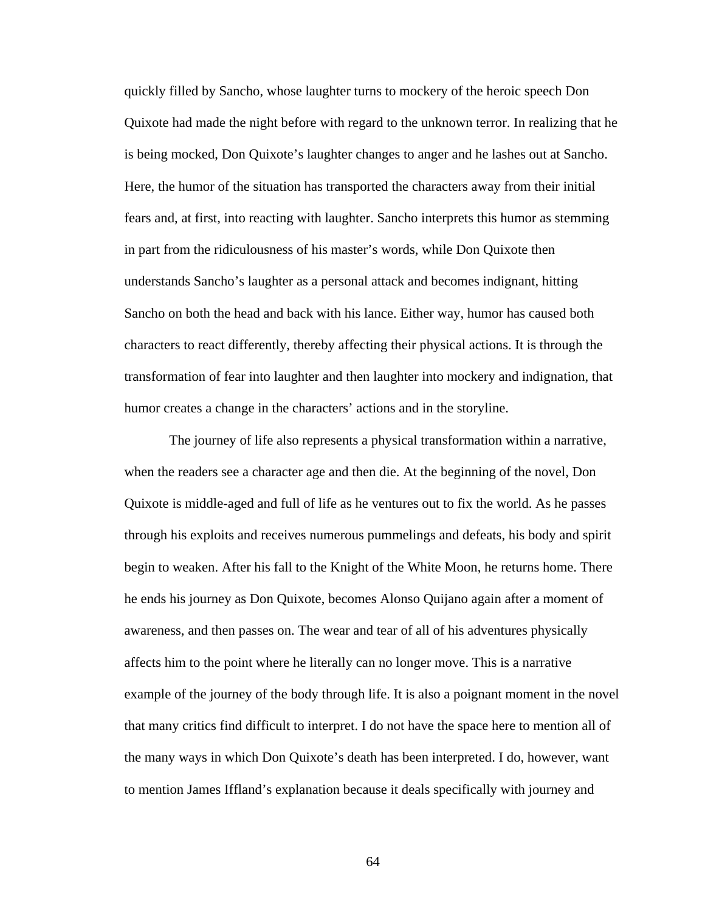quickly filled by Sancho, whose laughter turns to mockery of the heroic speech Don Quixote had made the night before with regard to the unknown terror. In realizing that he is being mocked, Don Quixote's laughter changes to anger and he lashes out at Sancho. Here, the humor of the situation has transported the characters away from their initial fears and, at first, into reacting with laughter. Sancho interprets this humor as stemming in part from the ridiculousness of his master's words, while Don Quixote then understands Sancho's laughter as a personal attack and becomes indignant, hitting Sancho on both the head and back with his lance. Either way, humor has caused both characters to react differently, thereby affecting their physical actions. It is through the transformation of fear into laughter and then laughter into mockery and indignation, that humor creates a change in the characters' actions and in the storyline.

The journey of life also represents a physical transformation within a narrative, when the readers see a character age and then die. At the beginning of the novel, Don Quixote is middle-aged and full of life as he ventures out to fix the world. As he passes through his exploits and receives numerous pummelings and defeats, his body and spirit begin to weaken. After his fall to the Knight of the White Moon, he returns home. There he ends his journey as Don Quixote, becomes Alonso Quijano again after a moment of awareness, and then passes on. The wear and tear of all of his adventures physically affects him to the point where he literally can no longer move. This is a narrative example of the journey of the body through life. It is also a poignant moment in the novel that many critics find difficult to interpret. I do not have the space here to mention all of the many ways in which Don Quixote's death has been interpreted. I do, however, want to mention James Iffland's explanation because it deals specifically with journey and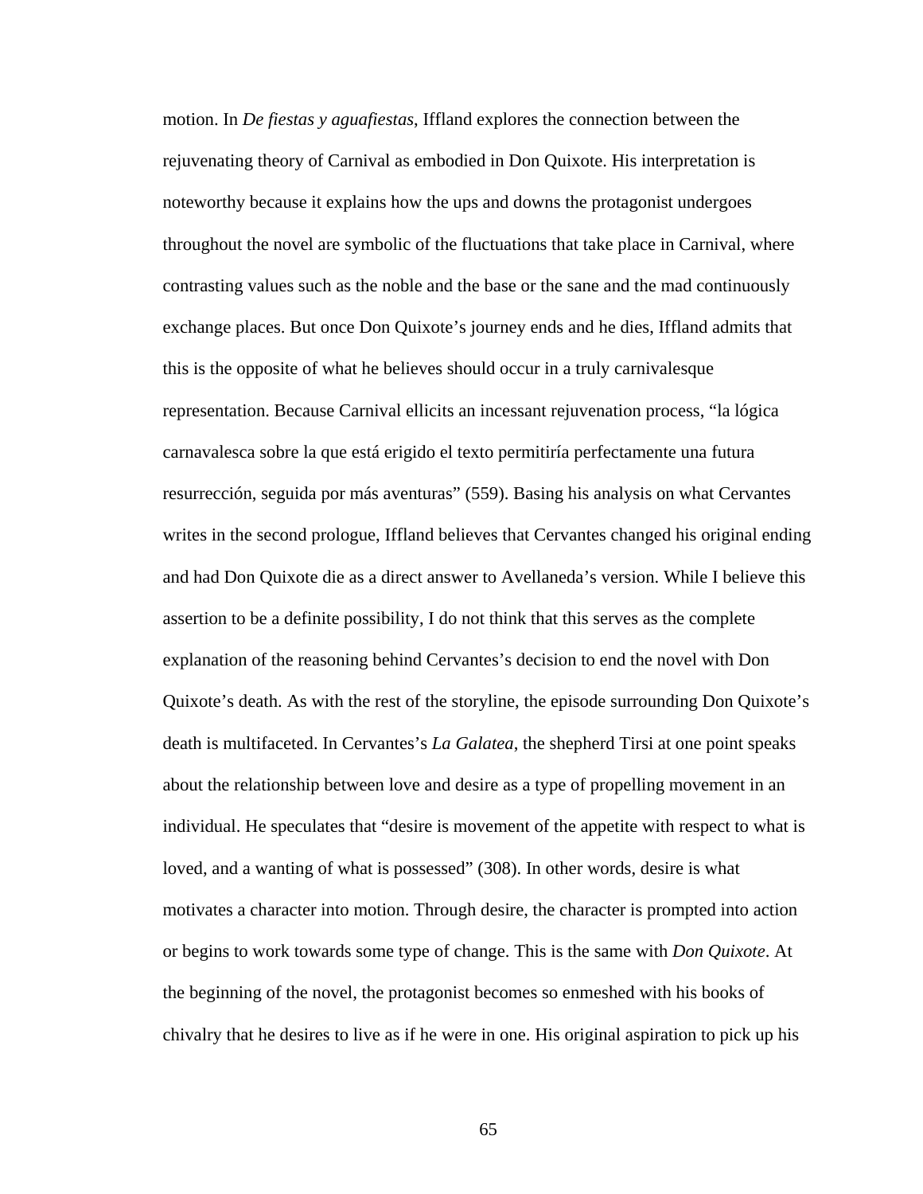motion. In *De fiestas y aguafiestas*, Iffland explores the connection between the rejuvenating theory of Carnival as embodied in Don Quixote. His interpretation is noteworthy because it explains how the ups and downs the protagonist undergoes throughout the novel are symbolic of the fluctuations that take place in Carnival, where contrasting values such as the noble and the base or the sane and the mad continuously exchange places. But once Don Quixote's journey ends and he dies, Iffland admits that this is the opposite of what he believes should occur in a truly carnivalesque representation. Because Carnival ellicits an incessant rejuvenation process, "la lógica carnavalesca sobre la que está erigido el texto permitiría perfectamente una futura resurrección, seguida por más aventuras" (559). Basing his analysis on what Cervantes writes in the second prologue, Iffland believes that Cervantes changed his original ending and had Don Quixote die as a direct answer to Avellaneda's version. While I believe this assertion to be a definite possibility, I do not think that this serves as the complete explanation of the reasoning behind Cervantes's decision to end the novel with Don Quixote's death. As with the rest of the storyline, the episode surrounding Don Quixote's death is multifaceted. In Cervantes's *La Galatea*, the shepherd Tirsi at one point speaks about the relationship between love and desire as a type of propelling movement in an individual. He speculates that "desire is movement of the appetite with respect to what is loved, and a wanting of what is possessed" (308). In other words, desire is what motivates a character into motion. Through desire, the character is prompted into action or begins to work towards some type of change. This is the same with *Don Quixote*. At the beginning of the novel, the protagonist becomes so enmeshed with his books of chivalry that he desires to live as if he were in one. His original aspiration to pick up his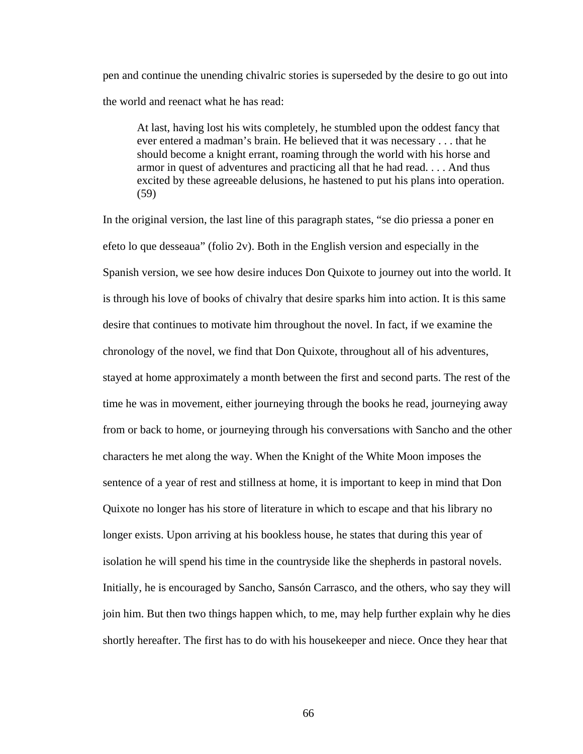pen and continue the unending chivalric stories is superseded by the desire to go out into the world and reenact what he has read:

> At last, having lost his wits completely, he stumbled upon the oddest fancy that ever entered a madman's brain. He believed that it was necessary . . . that he should become a knight errant, roaming through the world with his horse and armor in quest of adventures and practicing all that he had read. . . . And thus excited by these agreeable delusions, he hastened to put his plans into operation. (59)

In the original version, the last line of this paragraph states, "se dio priessa a poner en efeto lo que desseaua" (folio 2v). Both in the English version and especially in the Spanish version, we see how desire induces Don Quixote to journey out into the world. It is through his love of books of chivalry that desire sparks him into action. It is this same desire that continues to motivate him throughout the novel. In fact, if we examine the chronology of the novel, we find that Don Quixote, throughout all of his adventures, stayed at home approximately a month between the first and second parts. The rest of the time he was in movement, either journeying through the books he read, journeying away from or back to home, or journeying through his conversations with Sancho and the other characters he met along the way. When the Knight of the White Moon imposes the sentence of a year of rest and stillness at home, it is important to keep in mind that Don Quixote no longer has his store of literature in which to escape and that his library no longer exists. Upon arriving at his bookless house, he states that during this year of isolation he will spend his time in the countryside like the shepherds in pastoral novels. Initially, he is encouraged by Sancho, Sansón Carrasco, and the others, who say they will join him. But then two things happen which, to me, may help further explain why he dies shortly hereafter. The first has to do with his housekeeper and niece. Once they hear that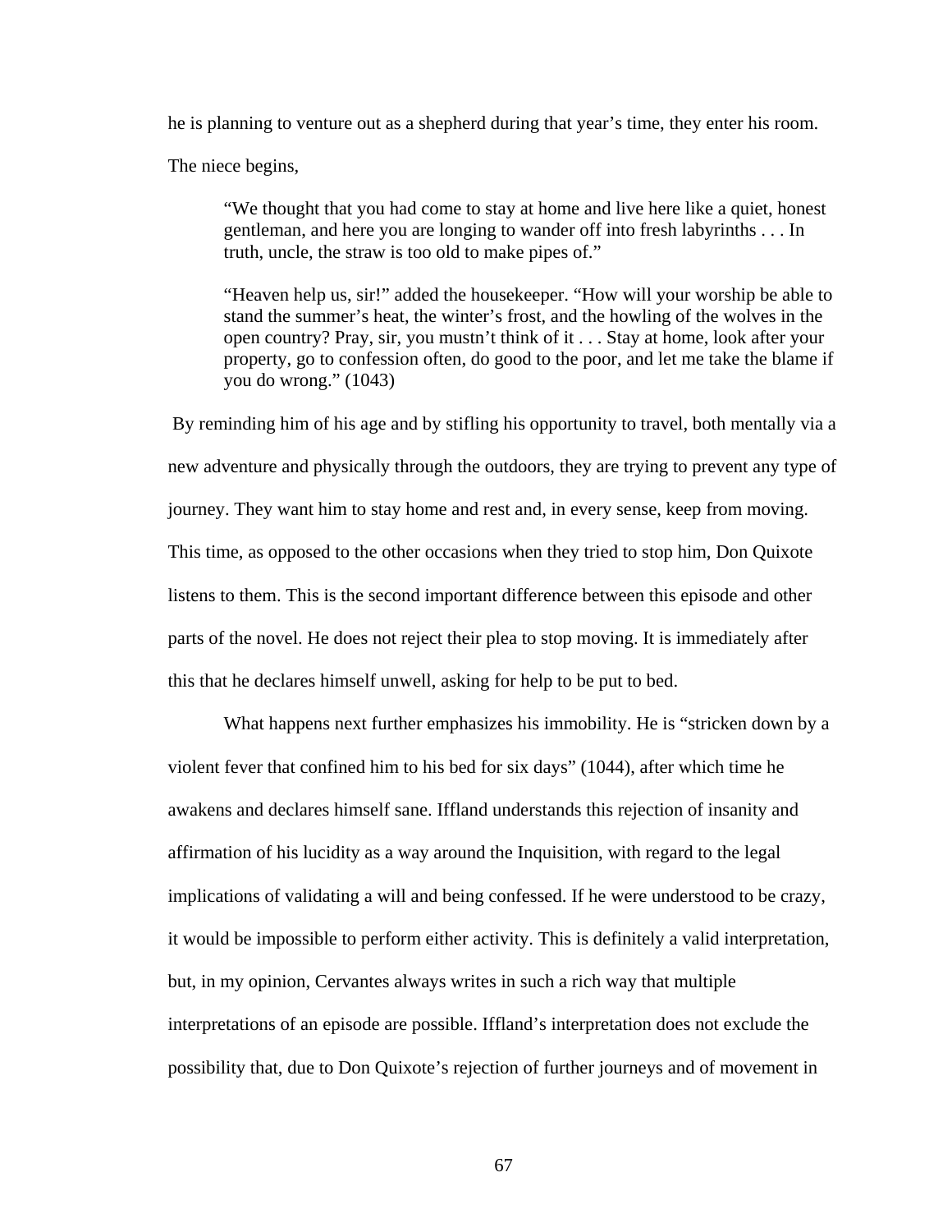he is planning to venture out as a shepherd during that year's time, they enter his room. The niece begins,

> "We thought that you had come to stay at home and live here like a quiet, honest gentleman, and here you are longing to wander off into fresh labyrinths . . . In truth, uncle, the straw is too old to make pipes of."
>
> "Heaven help us, sir!" added the housekeeper. "How will your worship be able to stand the summer's heat, the winter's frost, and the howling of the wolves in the open country? Pray, sir, you mustn't think of it . . . Stay at home, look after your property, go to confession often, do good to the poor, and let me take the blame if you do wrong." (1043)

By reminding him of his age and by stifling his opportunity to travel, both mentally via a new adventure and physically through the outdoors, they are trying to prevent any type of journey. They want him to stay home and rest and, in every sense, keep from moving. This time, as opposed to the other occasions when they tried to stop him, Don Quixote listens to them. This is the second important difference between this episode and other parts of the novel. He does not reject their plea to stop moving. It is immediately after this that he declares himself unwell, asking for help to be put to bed.

What happens next further emphasizes his immobility. He is "stricken down by a violent fever that confined him to his bed for six days" (1044), after which time he awakens and declares himself sane. Iffland understands this rejection of insanity and affirmation of his lucidity as a way around the Inquisition, with regard to the legal implications of validating a will and being confessed. If he were understood to be crazy, it would be impossible to perform either activity. This is definitely a valid interpretation, but, in my opinion, Cervantes always writes in such a rich way that multiple interpretations of an episode are possible. Iffland's interpretation does not exclude the possibility that, due to Don Quixote's rejection of further journeys and of movement in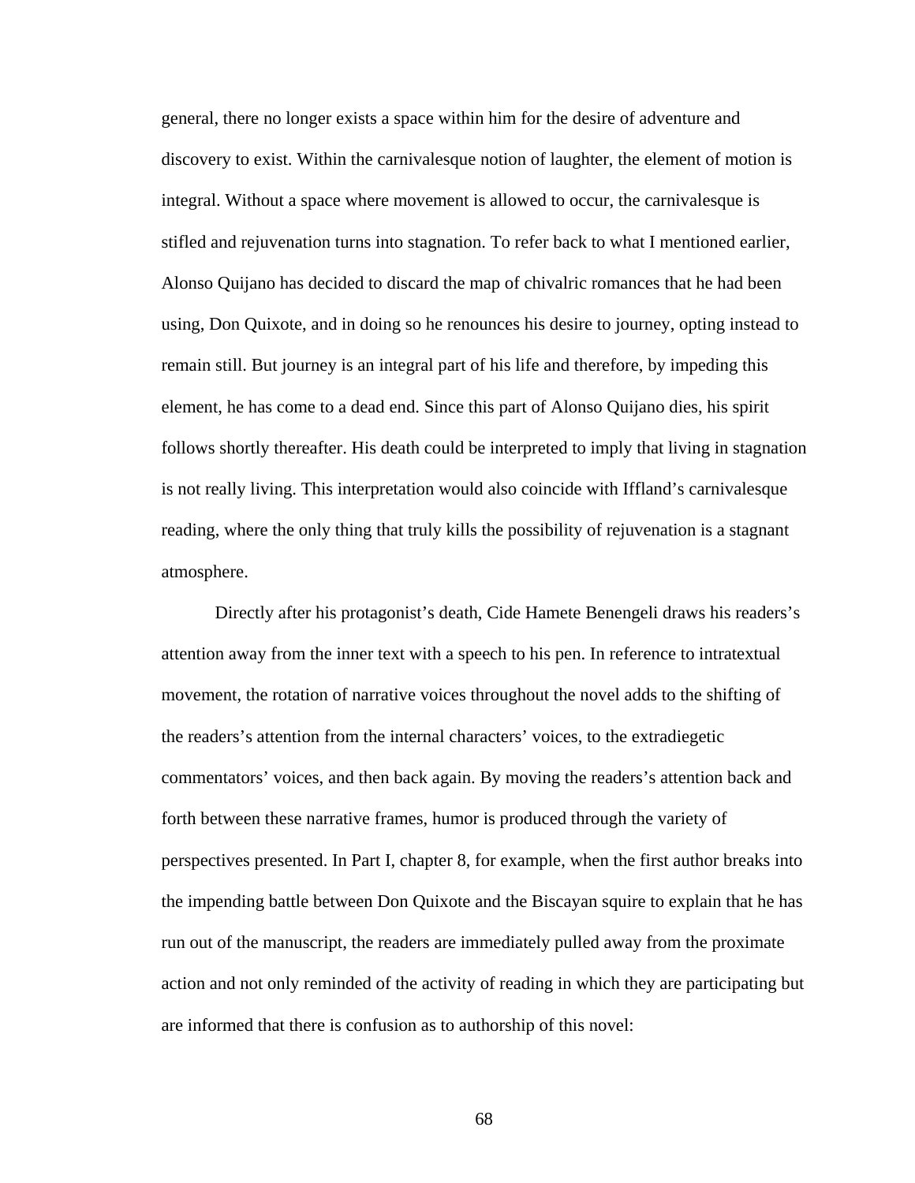general, there no longer exists a space within him for the desire of adventure and discovery to exist. Within the carnivalesque notion of laughter, the element of motion is integral. Without a space where movement is allowed to occur, the carnivalesque is stifled and rejuvenation turns into stagnation. To refer back to what I mentioned earlier, Alonso Quijano has decided to discard the map of chivalric romances that he had been using, Don Quixote, and in doing so he renounces his desire to journey, opting instead to remain still. But journey is an integral part of his life and therefore, by impeding this element, he has come to a dead end. Since this part of Alonso Quijano dies, his spirit follows shortly thereafter. His death could be interpreted to imply that living in stagnation is not really living. This interpretation would also coincide with Iffland's carnivalesque reading, where the only thing that truly kills the possibility of rejuvenation is a stagnant atmosphere.

Directly after his protagonist's death, Cide Hamete Benengeli draws his readers's attention away from the inner text with a speech to his pen. In reference to intratextual movement, the rotation of narrative voices throughout the novel adds to the shifting of the readers's attention from the internal characters' voices, to the extradiegetic commentators' voices, and then back again. By moving the readers's attention back and forth between these narrative frames, humor is produced through the variety of perspectives presented. In Part I, chapter 8, for example, when the first author breaks into the impending battle between Don Quixote and the Biscayan squire to explain that he has run out of the manuscript, the readers are immediately pulled away from the proximate action and not only reminded of the activity of reading in which they are participating but are informed that there is confusion as to authorship of this novel: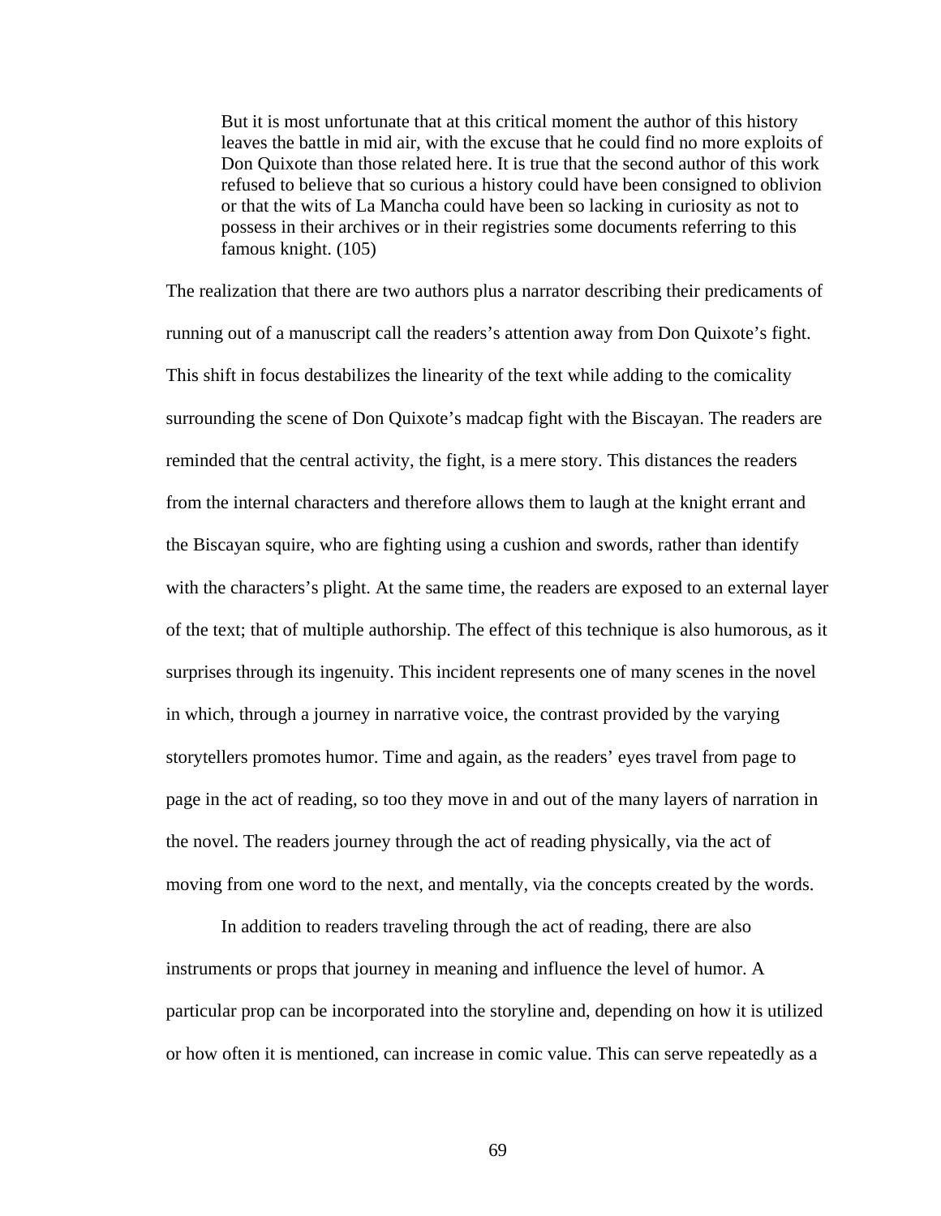> But it is most unfortunate that at this critical moment the author of this history leaves the battle in mid air, with the excuse that he could find no more exploits of Don Quixote than those related here. It is true that the second author of this work refused to believe that so curious a history could have been consigned to oblivion or that the wits of La Mancha could have been so lacking in curiosity as not to possess in their archives or in their registries some documents referring to this famous knight. (105)

The realization that there are two authors plus a narrator describing their predicaments of running out of a manuscript call the readers's attention away from Don Quixote's fight. This shift in focus destabilizes the linearity of the text while adding to the comicality surrounding the scene of Don Quixote's madcap fight with the Biscayan. The readers are reminded that the central activity, the fight, is a mere story. This distances the readers from the internal characters and therefore allows them to laugh at the knight errant and the Biscayan squire, who are fighting using a cushion and swords, rather than identify with the characters's plight. At the same time, the readers are exposed to an external layer of the text; that of multiple authorship. The effect of this technique is also humorous, as it surprises through its ingenuity. This incident represents one of many scenes in the novel in which, through a journey in narrative voice, the contrast provided by the varying storytellers promotes humor. Time and again, as the readers' eyes travel from page to page in the act of reading, so too they move in and out of the many layers of narration in the novel. The readers journey through the act of reading physically, via the act of moving from one word to the next, and mentally, via the concepts created by the words.

In addition to readers traveling through the act of reading, there are also instruments or props that journey in meaning and influence the level of humor. A particular prop can be incorporated into the storyline and, depending on how it is utilized or how often it is mentioned, can increase in comic value. This can serve repeatedly as a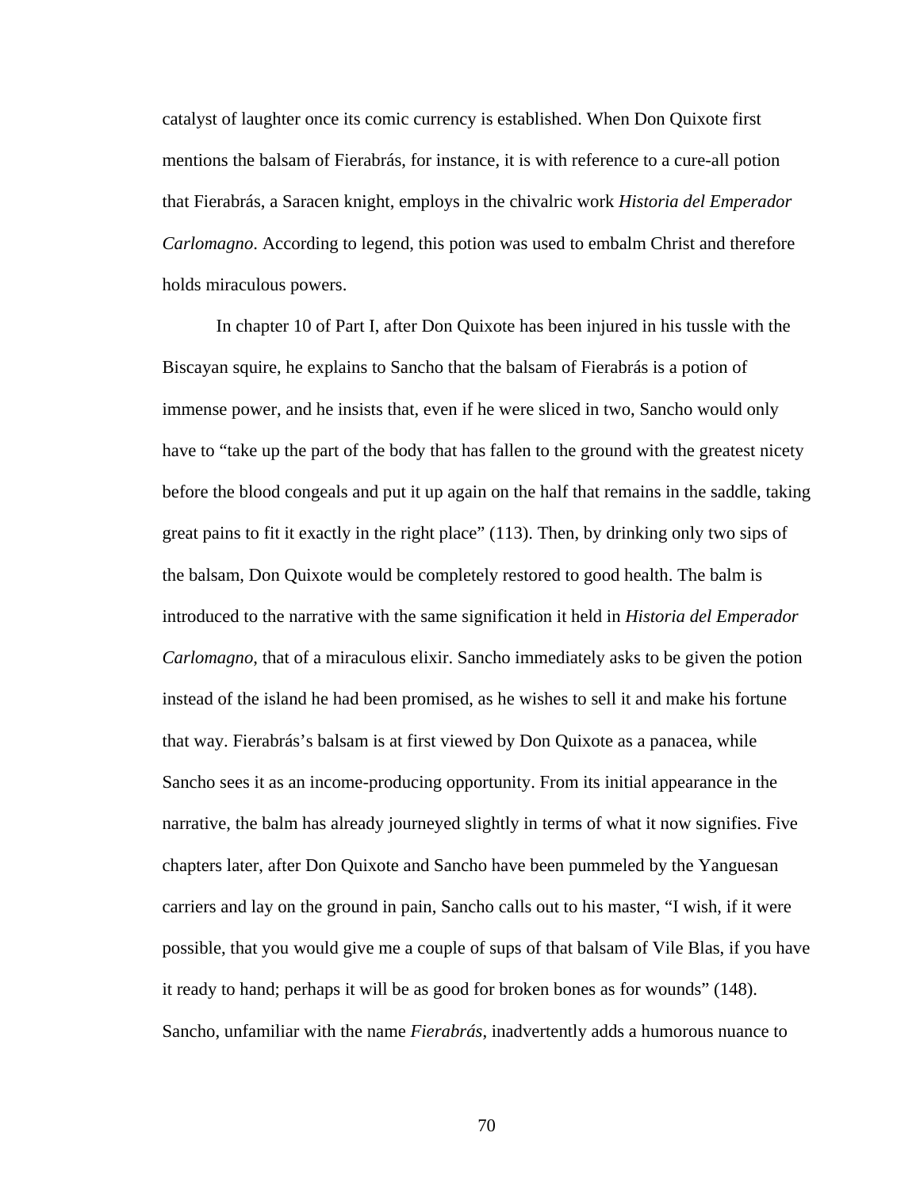catalyst of laughter once its comic currency is established. When Don Quixote first mentions the balsam of Fierabrás, for instance, it is with reference to a cure-all potion that Fierabrás, a Saracen knight, employs in the chivalric work *Historia del Emperador Carlomagno*. According to legend, this potion was used to embalm Christ and therefore holds miraculous powers.

In chapter 10 of Part I, after Don Quixote has been injured in his tussle with the Biscayan squire, he explains to Sancho that the balsam of Fierabrás is a potion of immense power, and he insists that, even if he were sliced in two, Sancho would only have to "take up the part of the body that has fallen to the ground with the greatest nicety before the blood congeals and put it up again on the half that remains in the saddle, taking great pains to fit it exactly in the right place" (113). Then, by drinking only two sips of the balsam, Don Quixote would be completely restored to good health. The balm is introduced to the narrative with the same signification it held in *Historia del Emperador Carlomagno*, that of a miraculous elixir. Sancho immediately asks to be given the potion instead of the island he had been promised, as he wishes to sell it and make his fortune that way. Fierabrás's balsam is at first viewed by Don Quixote as a panacea, while Sancho sees it as an income-producing opportunity. From its initial appearance in the narrative, the balm has already journeyed slightly in terms of what it now signifies. Five chapters later, after Don Quixote and Sancho have been pummeled by the Yanguesan carriers and lay on the ground in pain, Sancho calls out to his master, "I wish, if it were possible, that you would give me a couple of sups of that balsam of Vile Blas, if you have it ready to hand; perhaps it will be as good for broken bones as for wounds" (148). Sancho, unfamiliar with the name *Fierabrás*, inadvertently adds a humorous nuance to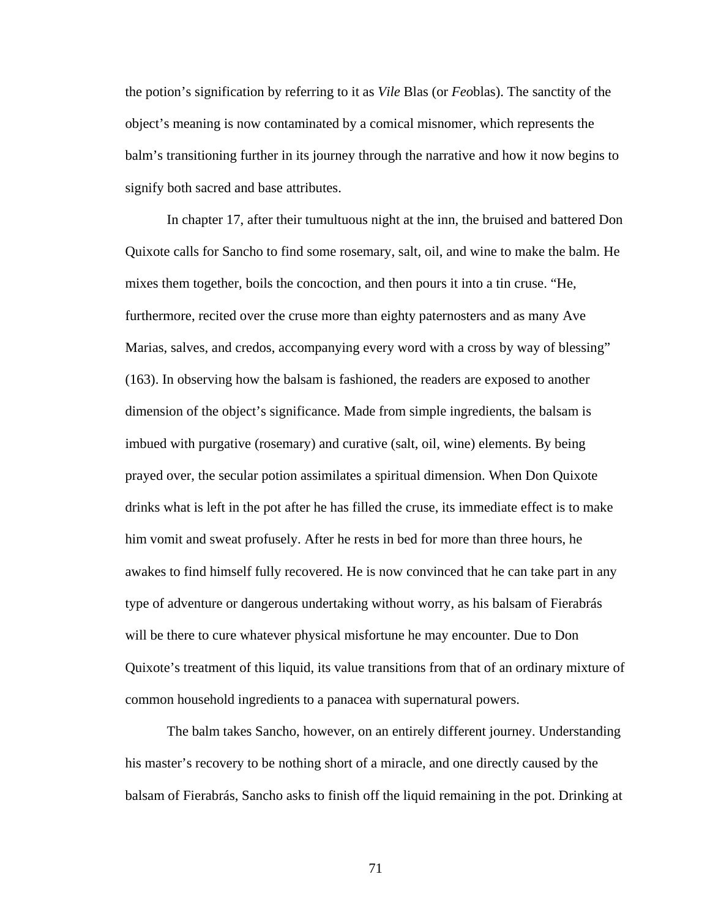the potion's signification by referring to it as *Vile* Blas (or *Feo*blas). The sanctity of the object's meaning is now contaminated by a comical misnomer, which represents the balm's transitioning further in its journey through the narrative and how it now begins to signify both sacred and base attributes.

In chapter 17, after their tumultuous night at the inn, the bruised and battered Don Quixote calls for Sancho to find some rosemary, salt, oil, and wine to make the balm. He mixes them together, boils the concoction, and then pours it into a tin cruse. "He, furthermore, recited over the cruse more than eighty paternosters and as many Ave Marias, salves, and credos, accompanying every word with a cross by way of blessing" (163). In observing how the balsam is fashioned, the readers are exposed to another dimension of the object's significance. Made from simple ingredients, the balsam is imbued with purgative (rosemary) and curative (salt, oil, wine) elements. By being prayed over, the secular potion assimilates a spiritual dimension. When Don Quixote drinks what is left in the pot after he has filled the cruse, its immediate effect is to make him vomit and sweat profusely. After he rests in bed for more than three hours, he awakes to find himself fully recovered. He is now convinced that he can take part in any type of adventure or dangerous undertaking without worry, as his balsam of Fierabrás will be there to cure whatever physical misfortune he may encounter. Due to Don Quixote's treatment of this liquid, its value transitions from that of an ordinary mixture of common household ingredients to a panacea with supernatural powers.

The balm takes Sancho, however, on an entirely different journey. Understanding his master's recovery to be nothing short of a miracle, and one directly caused by the balsam of Fierabrás, Sancho asks to finish off the liquid remaining in the pot. Drinking at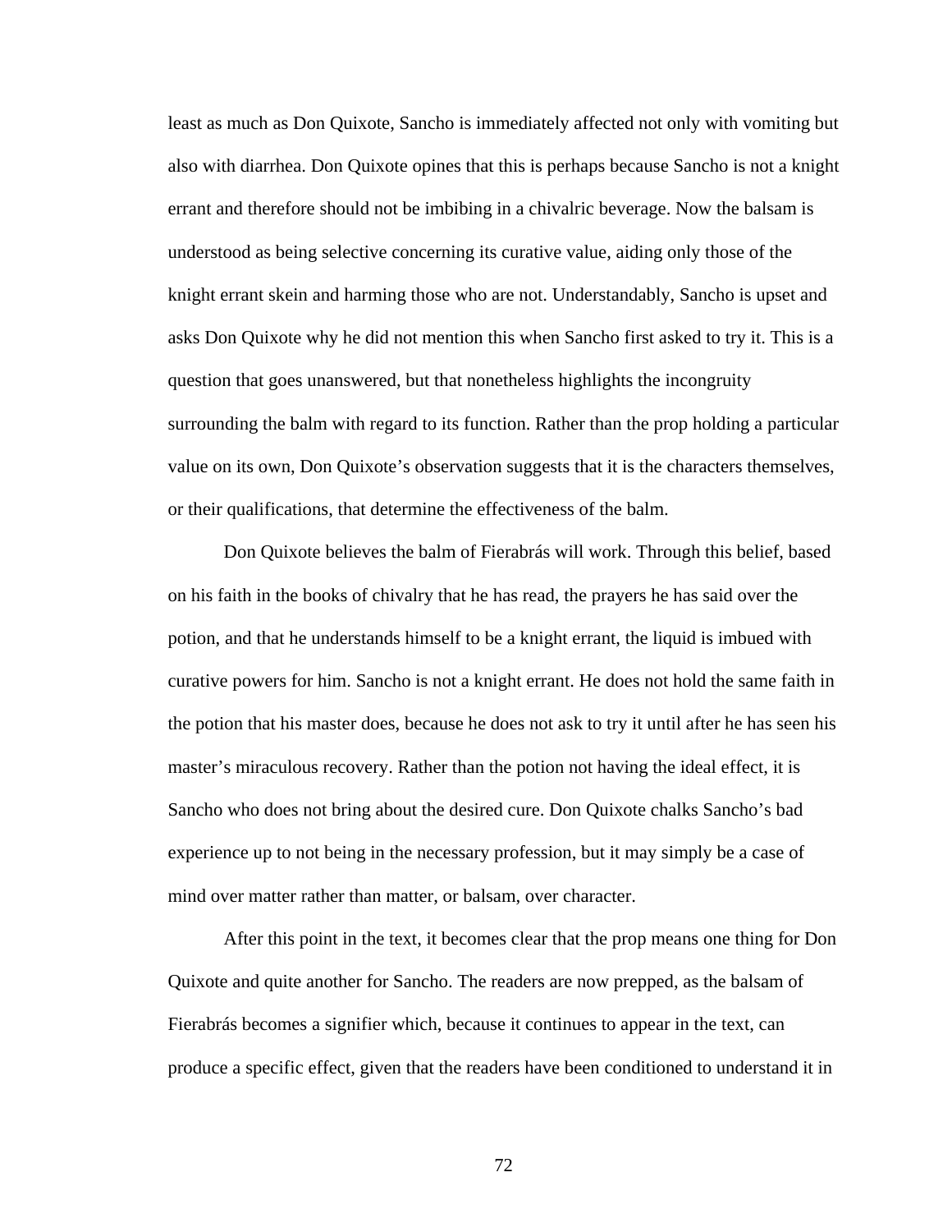least as much as Don Quixote, Sancho is immediately affected not only with vomiting but also with diarrhea. Don Quixote opines that this is perhaps because Sancho is not a knight errant and therefore should not be imbibing in a chivalric beverage. Now the balsam is understood as being selective concerning its curative value, aiding only those of the knight errant skein and harming those who are not. Understandably, Sancho is upset and asks Don Quixote why he did not mention this when Sancho first asked to try it. This is a question that goes unanswered, but that nonetheless highlights the incongruity surrounding the balm with regard to its function. Rather than the prop holding a particular value on its own, Don Quixote's observation suggests that it is the characters themselves, or their qualifications, that determine the effectiveness of the balm.

Don Quixote believes the balm of Fierabrás will work. Through this belief, based on his faith in the books of chivalry that he has read, the prayers he has said over the potion, and that he understands himself to be a knight errant, the liquid is imbued with curative powers for him. Sancho is not a knight errant. He does not hold the same faith in the potion that his master does, because he does not ask to try it until after he has seen his master's miraculous recovery. Rather than the potion not having the ideal effect, it is Sancho who does not bring about the desired cure. Don Quixote chalks Sancho's bad experience up to not being in the necessary profession, but it may simply be a case of mind over matter rather than matter, or balsam, over character.

After this point in the text, it becomes clear that the prop means one thing for Don Quixote and quite another for Sancho. The readers are now prepped, as the balsam of Fierabrás becomes a signifier which, because it continues to appear in the text, can produce a specific effect, given that the readers have been conditioned to understand it in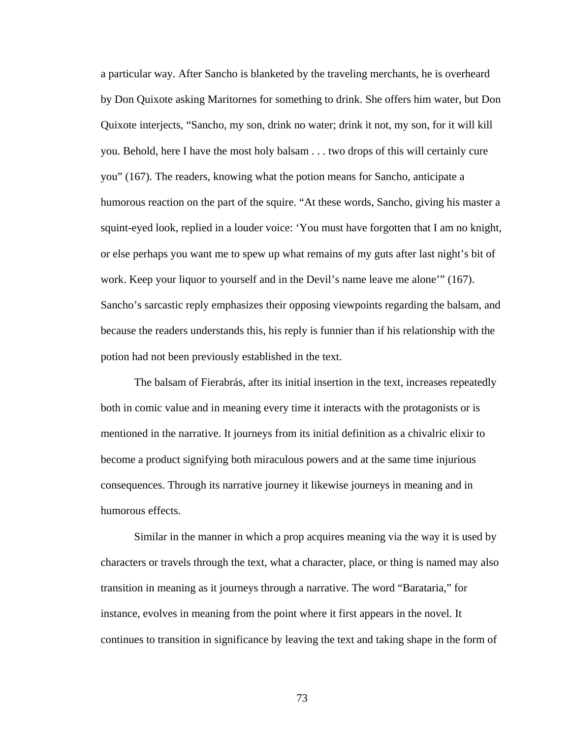a particular way. After Sancho is blanketed by the traveling merchants, he is overheard by Don Quixote asking Maritornes for something to drink. She offers him water, but Don Quixote interjects, "Sancho, my son, drink no water; drink it not, my son, for it will kill you. Behold, here I have the most holy balsam . . . two drops of this will certainly cure you" (167). The readers, knowing what the potion means for Sancho, anticipate a humorous reaction on the part of the squire. "At these words, Sancho, giving his master a squint-eyed look, replied in a louder voice: 'You must have forgotten that I am no knight, or else perhaps you want me to spew up what remains of my guts after last night's bit of work. Keep your liquor to yourself and in the Devil's name leave me alone'" (167). Sancho's sarcastic reply emphasizes their opposing viewpoints regarding the balsam, and because the readers understands this, his reply is funnier than if his relationship with the potion had not been previously established in the text.

The balsam of Fierabrás, after its initial insertion in the text, increases repeatedly both in comic value and in meaning every time it interacts with the protagonists or is mentioned in the narrative. It journeys from its initial definition as a chivalric elixir to become a product signifying both miraculous powers and at the same time injurious consequences. Through its narrative journey it likewise journeys in meaning and in humorous effects.

Similar in the manner in which a prop acquires meaning via the way it is used by characters or travels through the text, what a character, place, or thing is named may also transition in meaning as it journeys through a narrative. The word "Barataria," for instance, evolves in meaning from the point where it first appears in the novel. It continues to transition in significance by leaving the text and taking shape in the form of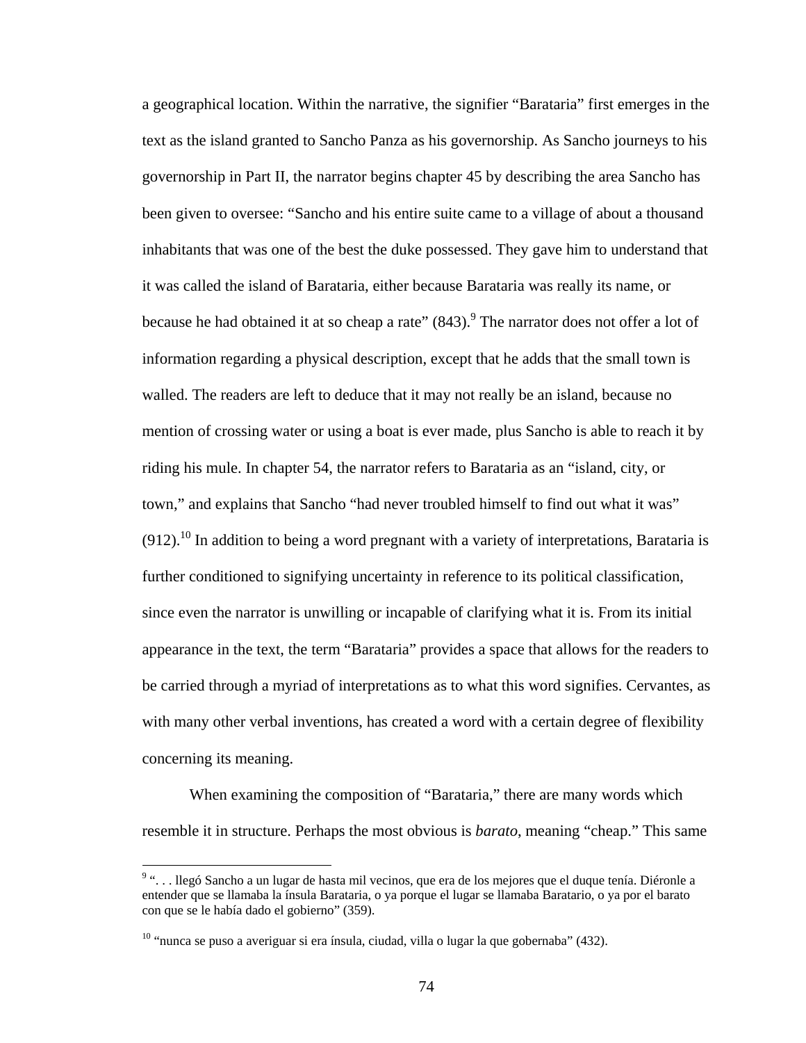a geographical location. Within the narrative, the signifier "Barataria" first emerges in the text as the island granted to Sancho Panza as his governorship. As Sancho journeys to his governorship in Part II, the narrator begins chapter 45 by describing the area Sancho has been given to oversee: "Sancho and his entire suite came to a village of about a thousand inhabitants that was one of the best the duke possessed. They gave him to understand that it was called the island of Barataria, either because Barataria was really its name, or because he had obtained it at so cheap a rate" (843).[9] The narrator does not offer a lot of information regarding a physical description, except that he adds that the small town is walled. The readers are left to deduce that it may not really be an island, because no mention of crossing water or using a boat is ever made, plus Sancho is able to reach it by riding his mule. In chapter 54, the narrator refers to Barataria as an "island, city, or town," and explains that Sancho "had never troubled himself to find out what it was" (912).[10] In addition to being a word pregnant with a variety of interpretations, Barataria is further conditioned to signifying uncertainty in reference to its political classification, since even the narrator is unwilling or incapable of clarifying what it is. From its initial appearance in the text, the term "Barataria" provides a space that allows for the readers to be carried through a myriad of interpretations as to what this word signifies. Cervantes, as with many other verbal inventions, has created a word with a certain degree of flexibility concerning its meaning.

When examining the composition of "Barataria," there are many words which resemble it in structure. Perhaps the most obvious is *barato*, meaning "cheap." This same

---

[9] ". . . llegó Sancho a un lugar de hasta mil vecinos, que era de los mejores que el duque tenía. Diéronle a entender que se llamaba la ínsula Barataria, o ya porque el lugar se llamaba Baratario, o ya por el barato con que se le había dado el gobierno" (359).

[10] "nunca se puso a averiguar si era ínsula, ciudad, villa o lugar la que gobernaba" (432).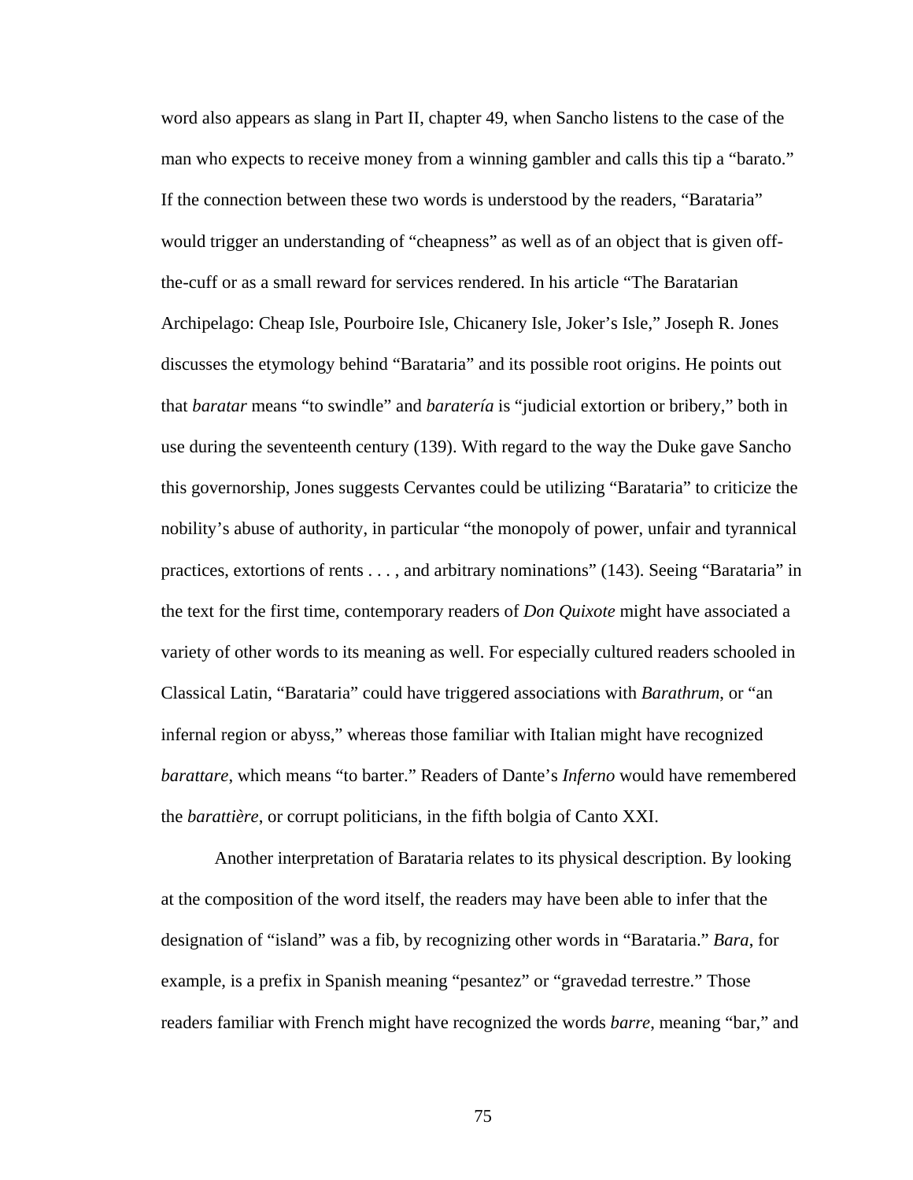word also appears as slang in Part II, chapter 49, when Sancho listens to the case of the man who expects to receive money from a winning gambler and calls this tip a "barato." If the connection between these two words is understood by the readers, "Barataria" would trigger an understanding of "cheapness" as well as of an object that is given off-the-cuff or as a small reward for services rendered. In his article "The Baratarian Archipelago: Cheap Isle, Pourboire Isle, Chicanery Isle, Joker's Isle," Joseph R. Jones discusses the etymology behind "Barataria" and its possible root origins. He points out that *baratar* means "to swindle" and *baratería* is "judicial extortion or bribery," both in use during the seventeenth century (139). With regard to the way the Duke gave Sancho this governorship, Jones suggests Cervantes could be utilizing "Barataria" to criticize the nobility's abuse of authority, in particular "the monopoly of power, unfair and tyrannical practices, extortions of rents . . . , and arbitrary nominations" (143). Seeing "Barataria" in the text for the first time, contemporary readers of *Don Quixote* might have associated a variety of other words to its meaning as well. For especially cultured readers schooled in Classical Latin, "Barataria" could have triggered associations with *Barathrum*, or "an infernal region or abyss," whereas those familiar with Italian might have recognized *barattare*, which means "to barter." Readers of Dante's *Inferno* would have remembered the *barattière*, or corrupt politicians, in the fifth bolgia of Canto XXI.

Another interpretation of Barataria relates to its physical description. By looking at the composition of the word itself, the readers may have been able to infer that the designation of "island" was a fib, by recognizing other words in "Barataria." *Bara*, for example, is a prefix in Spanish meaning "pesantez" or "gravedad terrestre." Those readers familiar with French might have recognized the words *barre*, meaning "bar," and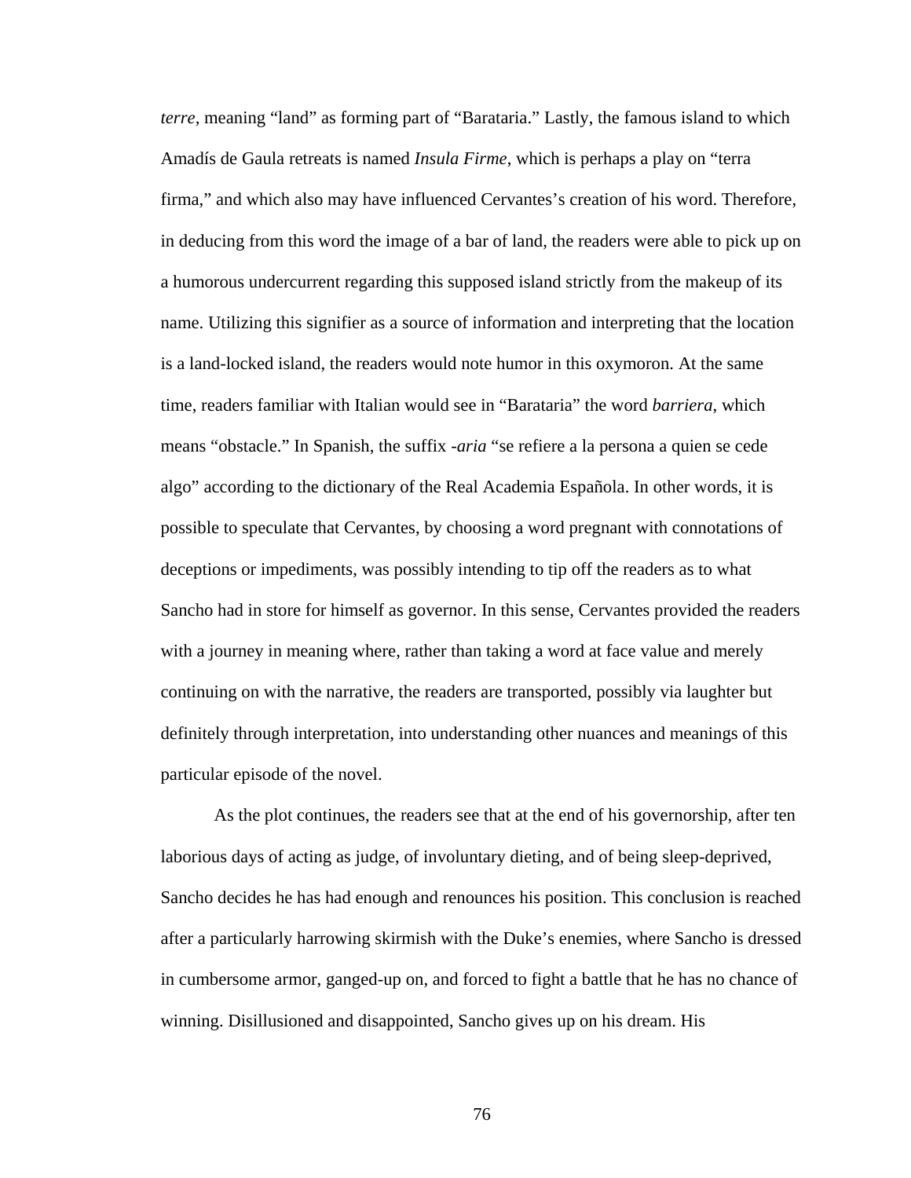*terre*, meaning “land” as forming part of “Barataria.” Lastly, the famous island to which Amadís de Gaula retreats is named *Insula Firme*, which is perhaps a play on “terra firma,” and which also may have influenced Cervantes’s creation of his word. Therefore, in deducing from this word the image of a bar of land, the readers were able to pick up on a humorous undercurrent regarding this supposed island strictly from the makeup of its name. Utilizing this signifier as a source of information and interpreting that the location is a land-locked island, the readers would note humor in this oxymoron. At the same time, readers familiar with Italian would see in “Barataria” the word *barriera*, which means “obstacle.” In Spanish, the suffix *-aria* “se refiere a la persona a quien se cede algo” according to the dictionary of the Real Academia Española. In other words, it is possible to speculate that Cervantes, by choosing a word pregnant with connotations of deceptions or impediments, was possibly intending to tip off the readers as to what Sancho had in store for himself as governor. In this sense, Cervantes provided the readers with a journey in meaning where, rather than taking a word at face value and merely continuing on with the narrative, the readers are transported, possibly via laughter but definitely through interpretation, into understanding other nuances and meanings of this particular episode of the novel.

As the plot continues, the readers see that at the end of his governorship, after ten laborious days of acting as judge, of involuntary dieting, and of being sleep-deprived, Sancho decides he has had enough and renounces his position. This conclusion is reached after a particularly harrowing skirmish with the Duke’s enemies, where Sancho is dressed in cumbersome armor, ganged-up on, and forced to fight a battle that he has no chance of winning. Disillusioned and disappointed, Sancho gives up on his dream. His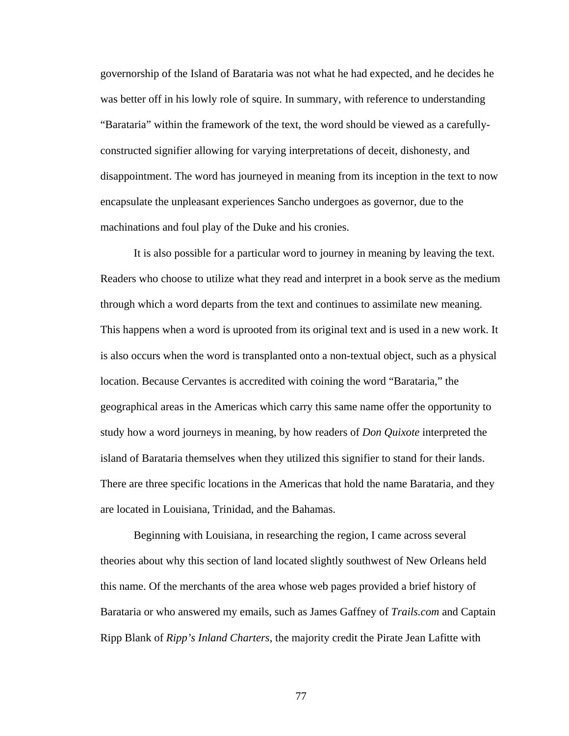governorship of the Island of Barataria was not what he had expected, and he decides he was better off in his lowly role of squire. In summary, with reference to understanding "Barataria" within the framework of the text, the word should be viewed as a carefully-constructed signifier allowing for varying interpretations of deceit, dishonesty, and disappointment. The word has journeyed in meaning from its inception in the text to now encapsulate the unpleasant experiences Sancho undergoes as governor, due to the machinations and foul play of the Duke and his cronies.

It is also possible for a particular word to journey in meaning by leaving the text. Readers who choose to utilize what they read and interpret in a book serve as the medium through which a word departs from the text and continues to assimilate new meaning. This happens when a word is uprooted from its original text and is used in a new work. It is also occurs when the word is transplanted onto a non-textual object, such as a physical location. Because Cervantes is accredited with coining the word "Barataria," the geographical areas in the Americas which carry this same name offer the opportunity to study how a word journeys in meaning, by how readers of *Don Quixote* interpreted the island of Barataria themselves when they utilized this signifier to stand for their lands. There are three specific locations in the Americas that hold the name Barataria, and they are located in Louisiana, Trinidad, and the Bahamas.

Beginning with Louisiana, in researching the region, I came across several theories about why this section of land located slightly southwest of New Orleans held this name. Of the merchants of the area whose web pages provided a brief history of Barataria or who answered my emails, such as James Gaffney of *Trails.com* and Captain Ripp Blank of *Ripp's Inland Charters*, the majority credit the Pirate Jean Lafitte with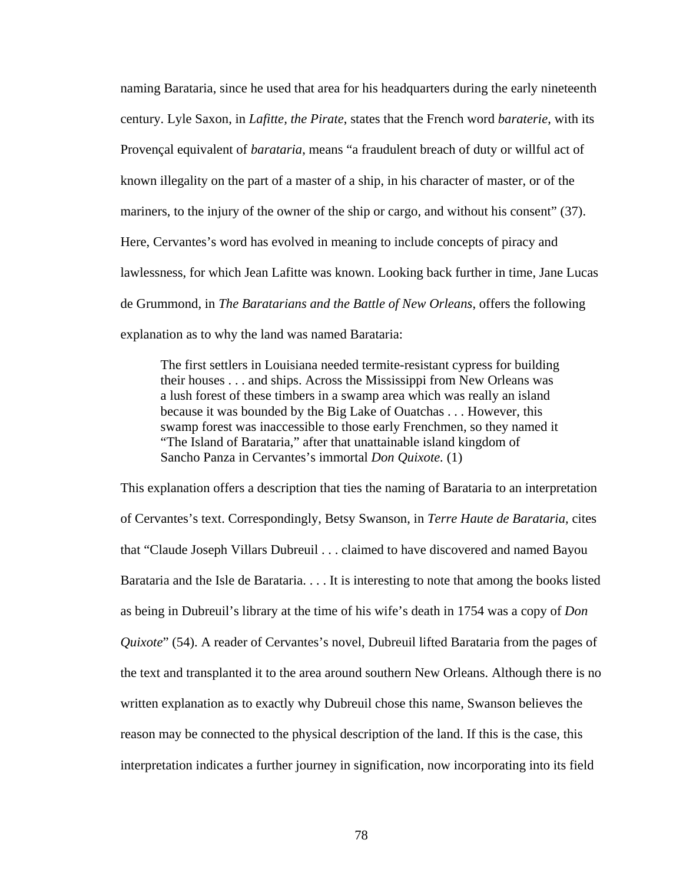naming Barataria, since he used that area for his headquarters during the early nineteenth century. Lyle Saxon, in *Lafitte, the Pirate*, states that the French word *baraterie*, with its Provençal equivalent of *barataria*, means "a fraudulent breach of duty or willful act of known illegality on the part of a master of a ship, in his character of master, or of the mariners, to the injury of the owner of the ship or cargo, and without his consent" (37). Here, Cervantes's word has evolved in meaning to include concepts of piracy and lawlessness, for which Jean Lafitte was known. Looking back further in time, Jane Lucas de Grummond, in *The Baratarians and the Battle of New Orleans*, offers the following explanation as to why the land was named Barataria:

> The first settlers in Louisiana needed termite-resistant cypress for building their houses . . . and ships. Across the Mississippi from New Orleans was a lush forest of these timbers in a swamp area which was really an island because it was bounded by the Big Lake of Ouatchas . . . However, this swamp forest was inaccessible to those early Frenchmen, so they named it "The Island of Barataria," after that unattainable island kingdom of Sancho Panza in Cervantes's immortal *Don Quixote*. (1)

This explanation offers a description that ties the naming of Barataria to an interpretation of Cervantes's text. Correspondingly, Betsy Swanson, in *Terre Haute de Barataria,* cites that "Claude Joseph Villars Dubreuil . . . claimed to have discovered and named Bayou Barataria and the Isle de Barataria. . . . It is interesting to note that among the books listed as being in Dubreuil's library at the time of his wife's death in 1754 was a copy of *Don Quixote*" (54). A reader of Cervantes's novel, Dubreuil lifted Barataria from the pages of the text and transplanted it to the area around southern New Orleans. Although there is no written explanation as to exactly why Dubreuil chose this name, Swanson believes the reason may be connected to the physical description of the land. If this is the case, this interpretation indicates a further journey in signification, now incorporating into its field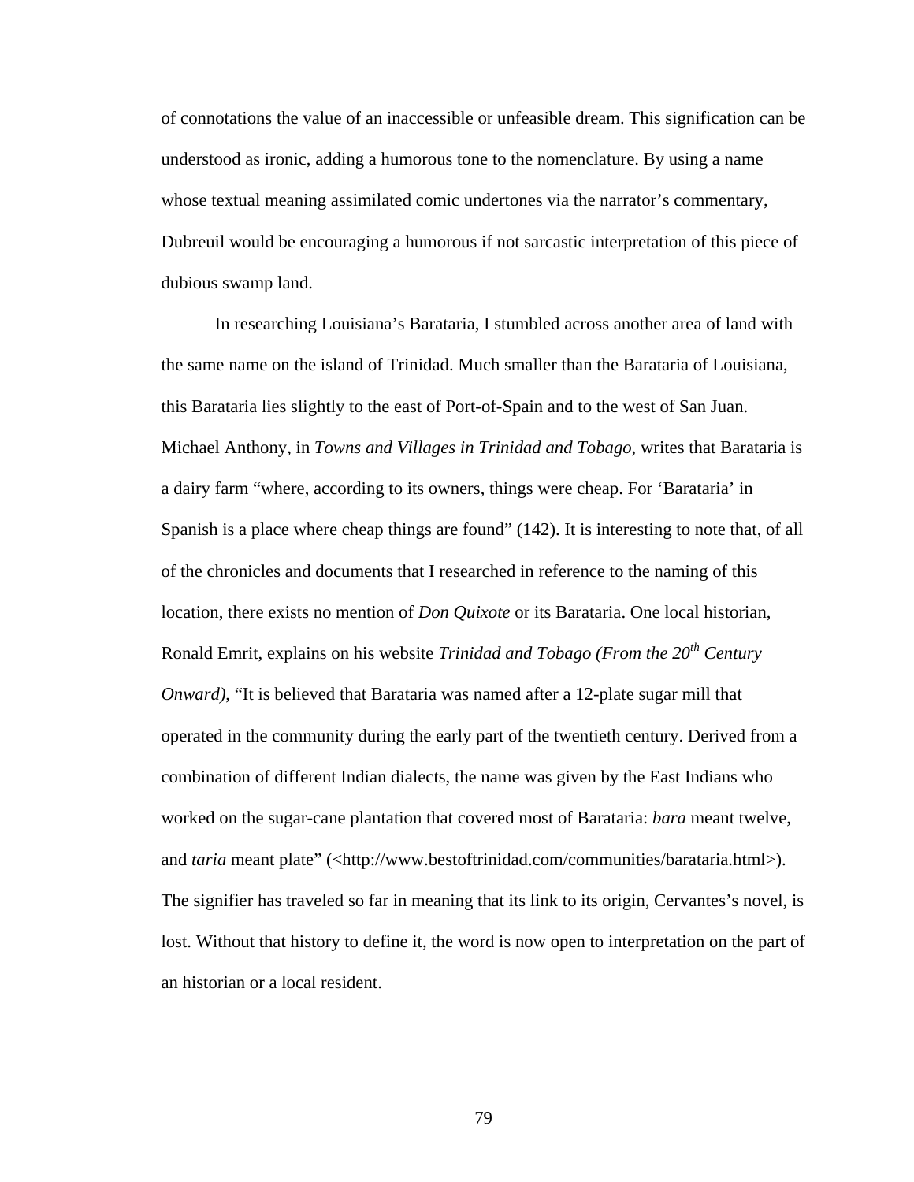of connotations the value of an inaccessible or unfeasible dream. This signification can be understood as ironic, adding a humorous tone to the nomenclature. By using a name whose textual meaning assimilated comic undertones via the narrator's commentary, Dubreuil would be encouraging a humorous if not sarcastic interpretation of this piece of dubious swamp land.

In researching Louisiana's Barataria, I stumbled across another area of land with the same name on the island of Trinidad. Much smaller than the Barataria of Louisiana, this Barataria lies slightly to the east of Port-of-Spain and to the west of San Juan. Michael Anthony, in *Towns and Villages in Trinidad and Tobago*, writes that Barataria is a dairy farm "where, according to its owners, things were cheap. For 'Barataria' in Spanish is a place where cheap things are found" (142). It is interesting to note that, of all of the chronicles and documents that I researched in reference to the naming of this location, there exists no mention of *Don Quixote* or its Barataria. One local historian, Ronald Emrit, explains on his website *Trinidad and Tobago (From the 20th Century Onward)*, "It is believed that Barataria was named after a 12-plate sugar mill that operated in the community during the early part of the twentieth century. Derived from a combination of different Indian dialects, the name was given by the East Indians who worked on the sugar-cane plantation that covered most of Barataria: *bara* meant twelve, and *taria* meant plate" (<http://www.bestoftrinidad.com/communities/barataria.html>). The signifier has traveled so far in meaning that its link to its origin, Cervantes's novel, is lost. Without that history to define it, the word is now open to interpretation on the part of an historian or a local resident.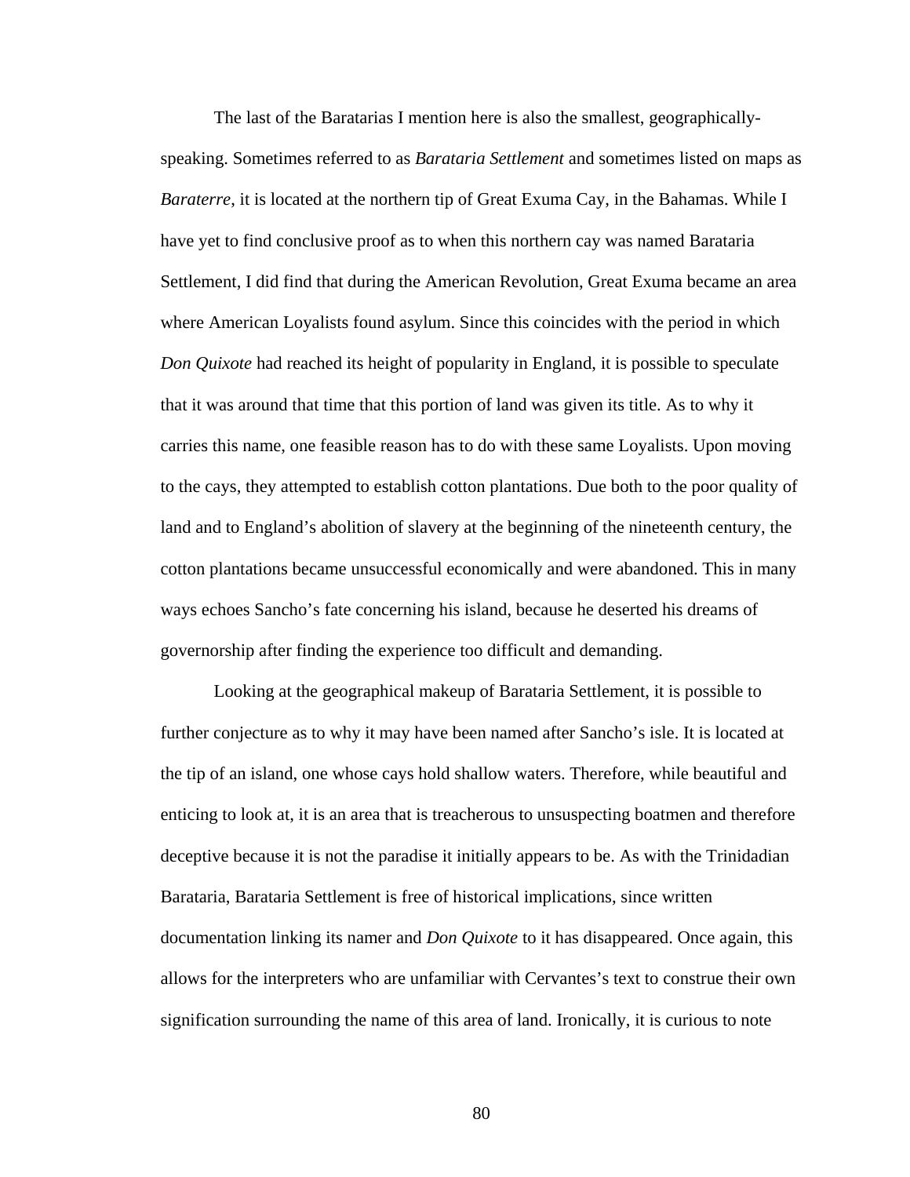The last of the Baratarias I mention here is also the smallest, geographically-speaking. Sometimes referred to as *Barataria Settlement* and sometimes listed on maps as *Baraterre*, it is located at the northern tip of Great Exuma Cay, in the Bahamas. While I have yet to find conclusive proof as to when this northern cay was named Barataria Settlement, I did find that during the American Revolution, Great Exuma became an area where American Loyalists found asylum. Since this coincides with the period in which *Don Quixote* had reached its height of popularity in England, it is possible to speculate that it was around that time that this portion of land was given its title. As to why it carries this name, one feasible reason has to do with these same Loyalists. Upon moving to the cays, they attempted to establish cotton plantations. Due both to the poor quality of land and to England's abolition of slavery at the beginning of the nineteenth century, the cotton plantations became unsuccessful economically and were abandoned. This in many ways echoes Sancho's fate concerning his island, because he deserted his dreams of governorship after finding the experience too difficult and demanding.

Looking at the geographical makeup of Barataria Settlement, it is possible to further conjecture as to why it may have been named after Sancho's isle. It is located at the tip of an island, one whose cays hold shallow waters. Therefore, while beautiful and enticing to look at, it is an area that is treacherous to unsuspecting boatmen and therefore deceptive because it is not the paradise it initially appears to be. As with the Trinidadian Barataria, Barataria Settlement is free of historical implications, since written documentation linking its namer and *Don Quixote* to it has disappeared. Once again, this allows for the interpreters who are unfamiliar with Cervantes's text to construe their own signification surrounding the name of this area of land. Ironically, it is curious to note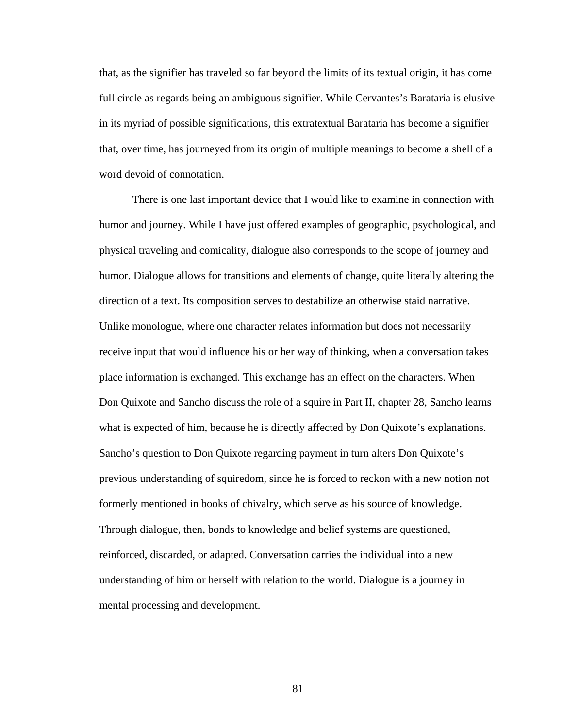that, as the signifier has traveled so far beyond the limits of its textual origin, it has come full circle as regards being an ambiguous signifier. While Cervantes's Barataria is elusive in its myriad of possible significations, this extratextual Barataria has become a signifier that, over time, has journeyed from its origin of multiple meanings to become a shell of a word devoid of connotation.

There is one last important device that I would like to examine in connection with humor and journey. While I have just offered examples of geographic, psychological, and physical traveling and comicality, dialogue also corresponds to the scope of journey and humor. Dialogue allows for transitions and elements of change, quite literally altering the direction of a text. Its composition serves to destabilize an otherwise staid narrative. Unlike monologue, where one character relates information but does not necessarily receive input that would influence his or her way of thinking, when a conversation takes place information is exchanged. This exchange has an effect on the characters. When Don Quixote and Sancho discuss the role of a squire in Part II, chapter 28, Sancho learns what is expected of him, because he is directly affected by Don Quixote's explanations. Sancho's question to Don Quixote regarding payment in turn alters Don Quixote's previous understanding of squiredom, since he is forced to reckon with a new notion not formerly mentioned in books of chivalry, which serve as his source of knowledge. Through dialogue, then, bonds to knowledge and belief systems are questioned, reinforced, discarded, or adapted. Conversation carries the individual into a new understanding of him or herself with relation to the world. Dialogue is a journey in mental processing and development.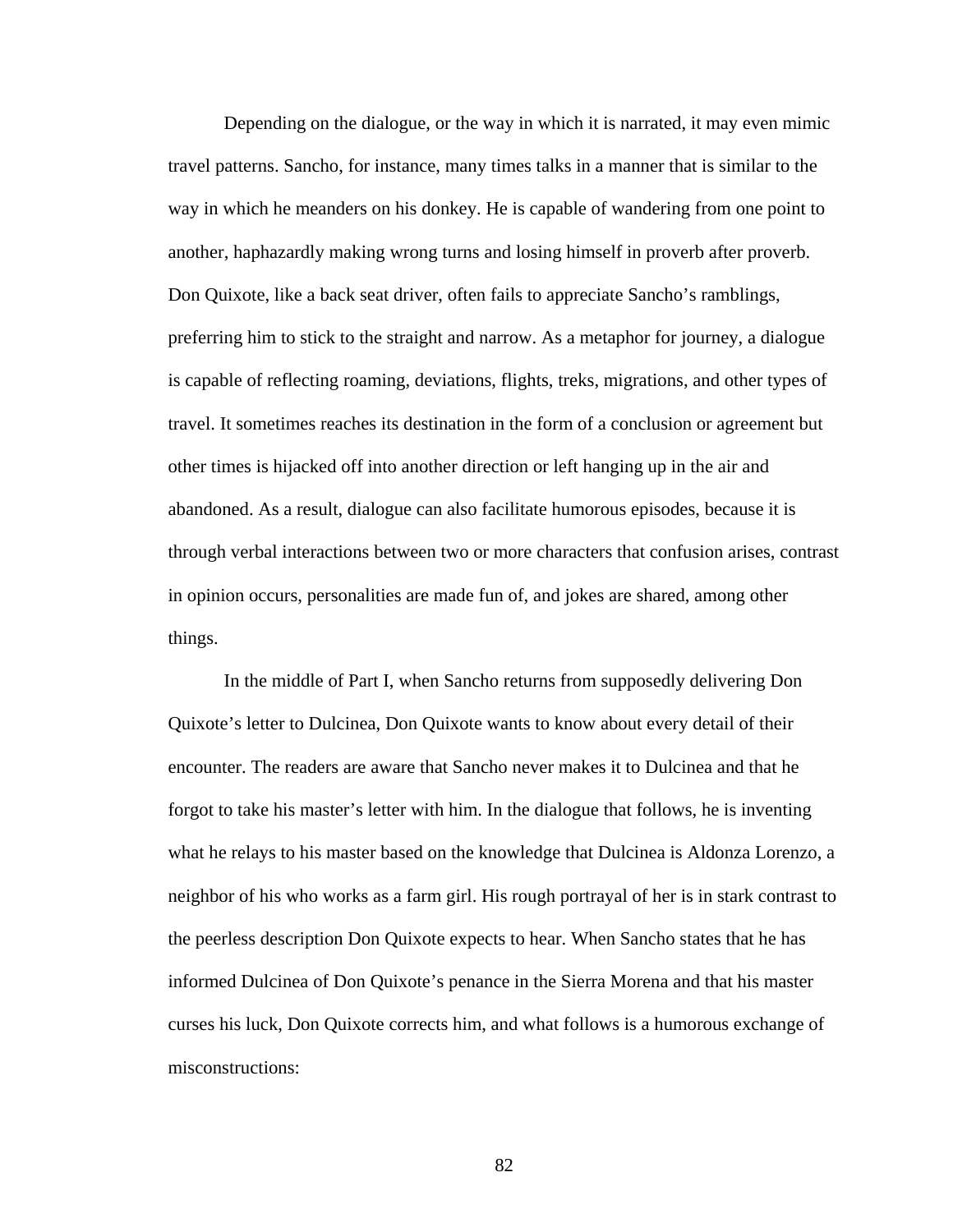Depending on the dialogue, or the way in which it is narrated, it may even mimic travel patterns. Sancho, for instance, many times talks in a manner that is similar to the way in which he meanders on his donkey. He is capable of wandering from one point to another, haphazardly making wrong turns and losing himself in proverb after proverb. Don Quixote, like a back seat driver, often fails to appreciate Sancho's ramblings, preferring him to stick to the straight and narrow. As a metaphor for journey, a dialogue is capable of reflecting roaming, deviations, flights, treks, migrations, and other types of travel. It sometimes reaches its destination in the form of a conclusion or agreement but other times is hijacked off into another direction or left hanging up in the air and abandoned. As a result, dialogue can also facilitate humorous episodes, because it is through verbal interactions between two or more characters that confusion arises, contrast in opinion occurs, personalities are made fun of, and jokes are shared, among other things.

In the middle of Part I, when Sancho returns from supposedly delivering Don Quixote's letter to Dulcinea, Don Quixote wants to know about every detail of their encounter. The readers are aware that Sancho never makes it to Dulcinea and that he forgot to take his master's letter with him. In the dialogue that follows, he is inventing what he relays to his master based on the knowledge that Dulcinea is Aldonza Lorenzo, a neighbor of his who works as a farm girl. His rough portrayal of her is in stark contrast to the peerless description Don Quixote expects to hear. When Sancho states that he has informed Dulcinea of Don Quixote's penance in the Sierra Morena and that his master curses his luck, Don Quixote corrects him, and what follows is a humorous exchange of misconstructions: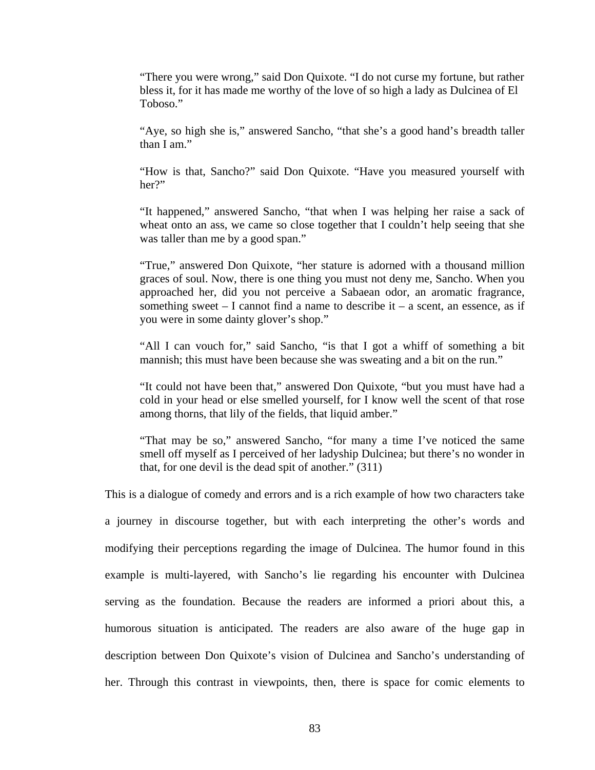> "There you were wrong," said Don Quixote. "I do not curse my fortune, but rather bless it, for it has made me worthy of the love of so high a lady as Dulcinea of El Toboso."
>
> "Aye, so high she is," answered Sancho, "that she's a good hand's breadth taller than I am."
>
> "How is that, Sancho?" said Don Quixote. "Have you measured yourself with her?"
>
> "It happened," answered Sancho, "that when I was helping her raise a sack of wheat onto an ass, we came so close together that I couldn't help seeing that she was taller than me by a good span."
>
> "True," answered Don Quixote, "her stature is adorned with a thousand million graces of soul. Now, there is one thing you must not deny me, Sancho. When you approached her, did you not perceive a Sabaean odor, an aromatic fragrance, something sweet – I cannot find a name to describe it – a scent, an essence, as if you were in some dainty glover's shop."
>
> "All I can vouch for," said Sancho, "is that I got a whiff of something a bit mannish; this must have been because she was sweating and a bit on the run."
>
> "It could not have been that," answered Don Quixote, "but you must have had a cold in your head or else smelled yourself, for I know well the scent of that rose among thorns, that lily of the fields, that liquid amber."
>
> "That may be so," answered Sancho, "for many a time I've noticed the same smell off myself as I perceived of her ladyship Dulcinea; but there's no wonder in that, for one devil is the dead spit of another." (311)

This is a dialogue of comedy and errors and is a rich example of how two characters take a journey in discourse together, but with each interpreting the other's words and modifying their perceptions regarding the image of Dulcinea. The humor found in this example is multi-layered, with Sancho's lie regarding his encounter with Dulcinea serving as the foundation. Because the readers are informed a priori about this, a humorous situation is anticipated. The readers are also aware of the huge gap in description between Don Quixote's vision of Dulcinea and Sancho's understanding of her. Through this contrast in viewpoints, then, there is space for comic elements to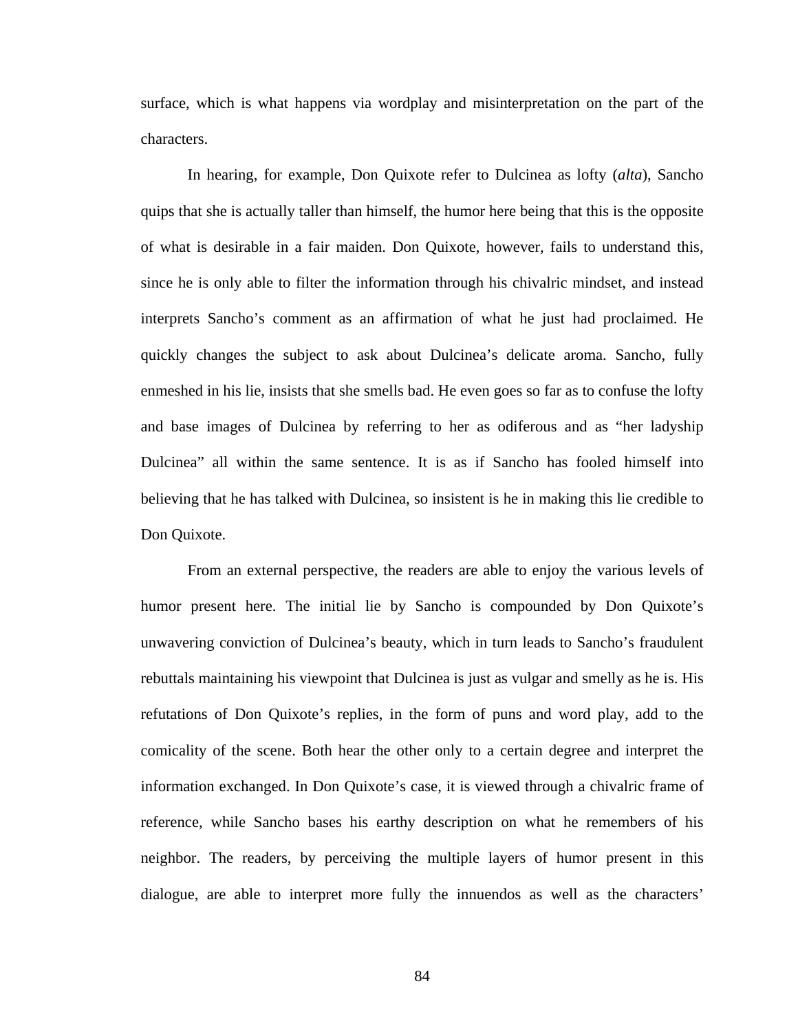surface, which is what happens via wordplay and misinterpretation on the part of the characters.

In hearing, for example, Don Quixote refer to Dulcinea as lofty (*alta*), Sancho quips that she is actually taller than himself, the humor here being that this is the opposite of what is desirable in a fair maiden. Don Quixote, however, fails to understand this, since he is only able to filter the information through his chivalric mindset, and instead interprets Sancho's comment as an affirmation of what he just had proclaimed. He quickly changes the subject to ask about Dulcinea's delicate aroma. Sancho, fully enmeshed in his lie, insists that she smells bad. He even goes so far as to confuse the lofty and base images of Dulcinea by referring to her as odiferous and as "her ladyship Dulcinea" all within the same sentence. It is as if Sancho has fooled himself into believing that he has talked with Dulcinea, so insistent is he in making this lie credible to Don Quixote.

From an external perspective, the readers are able to enjoy the various levels of humor present here. The initial lie by Sancho is compounded by Don Quixote's unwavering conviction of Dulcinea's beauty, which in turn leads to Sancho's fraudulent rebuttals maintaining his viewpoint that Dulcinea is just as vulgar and smelly as he is. His refutations of Don Quixote's replies, in the form of puns and word play, add to the comicality of the scene. Both hear the other only to a certain degree and interpret the information exchanged. In Don Quixote's case, it is viewed through a chivalric frame of reference, while Sancho bases his earthy description on what he remembers of his neighbor. The readers, by perceiving the multiple layers of humor present in this dialogue, are able to interpret more fully the innuendos as well as the characters'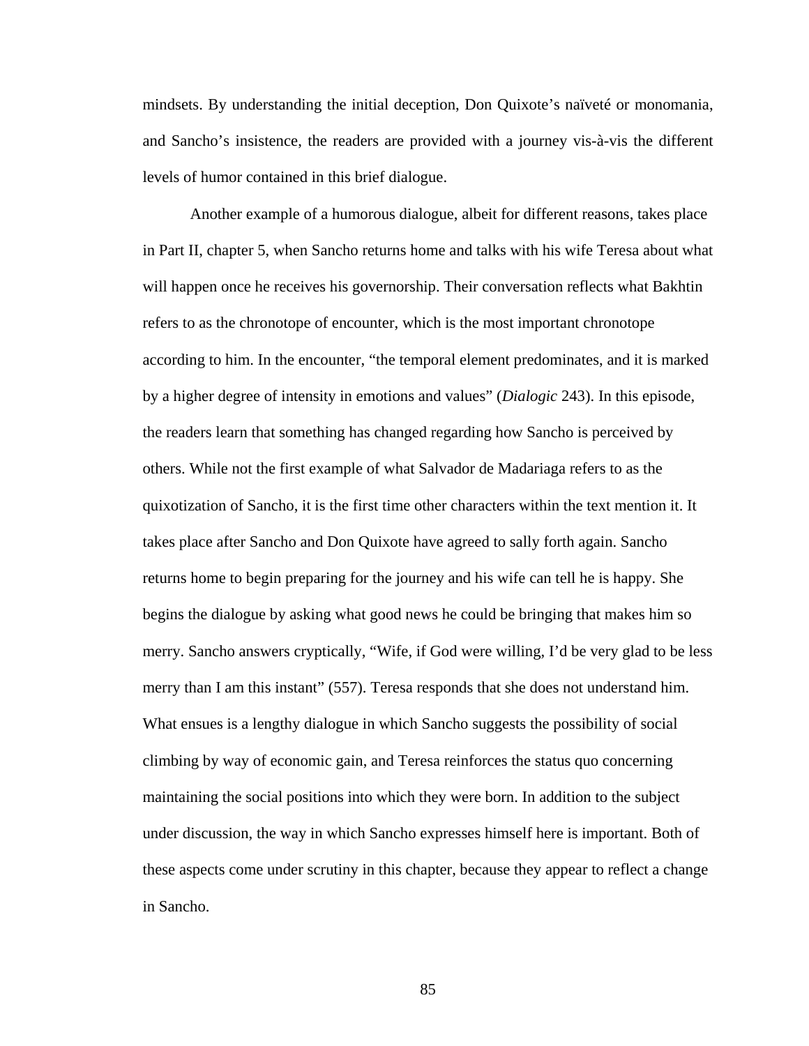mindsets. By understanding the initial deception, Don Quixote's naïveté or monomania, and Sancho's insistence, the readers are provided with a journey vis-à-vis the different levels of humor contained in this brief dialogue.

Another example of a humorous dialogue, albeit for different reasons, takes place in Part II, chapter 5, when Sancho returns home and talks with his wife Teresa about what will happen once he receives his governorship. Their conversation reflects what Bakhtin refers to as the chronotope of encounter, which is the most important chronotope according to him. In the encounter, "the temporal element predominates, and it is marked by a higher degree of intensity in emotions and values" (*Dialogic* 243). In this episode, the readers learn that something has changed regarding how Sancho is perceived by others. While not the first example of what Salvador de Madariaga refers to as the quixotization of Sancho, it is the first time other characters within the text mention it. It takes place after Sancho and Don Quixote have agreed to sally forth again. Sancho returns home to begin preparing for the journey and his wife can tell he is happy. She begins the dialogue by asking what good news he could be bringing that makes him so merry. Sancho answers cryptically, "Wife, if God were willing, I'd be very glad to be less merry than I am this instant" (557). Teresa responds that she does not understand him. What ensues is a lengthy dialogue in which Sancho suggests the possibility of social climbing by way of economic gain, and Teresa reinforces the status quo concerning maintaining the social positions into which they were born. In addition to the subject under discussion, the way in which Sancho expresses himself here is important. Both of these aspects come under scrutiny in this chapter, because they appear to reflect a change in Sancho.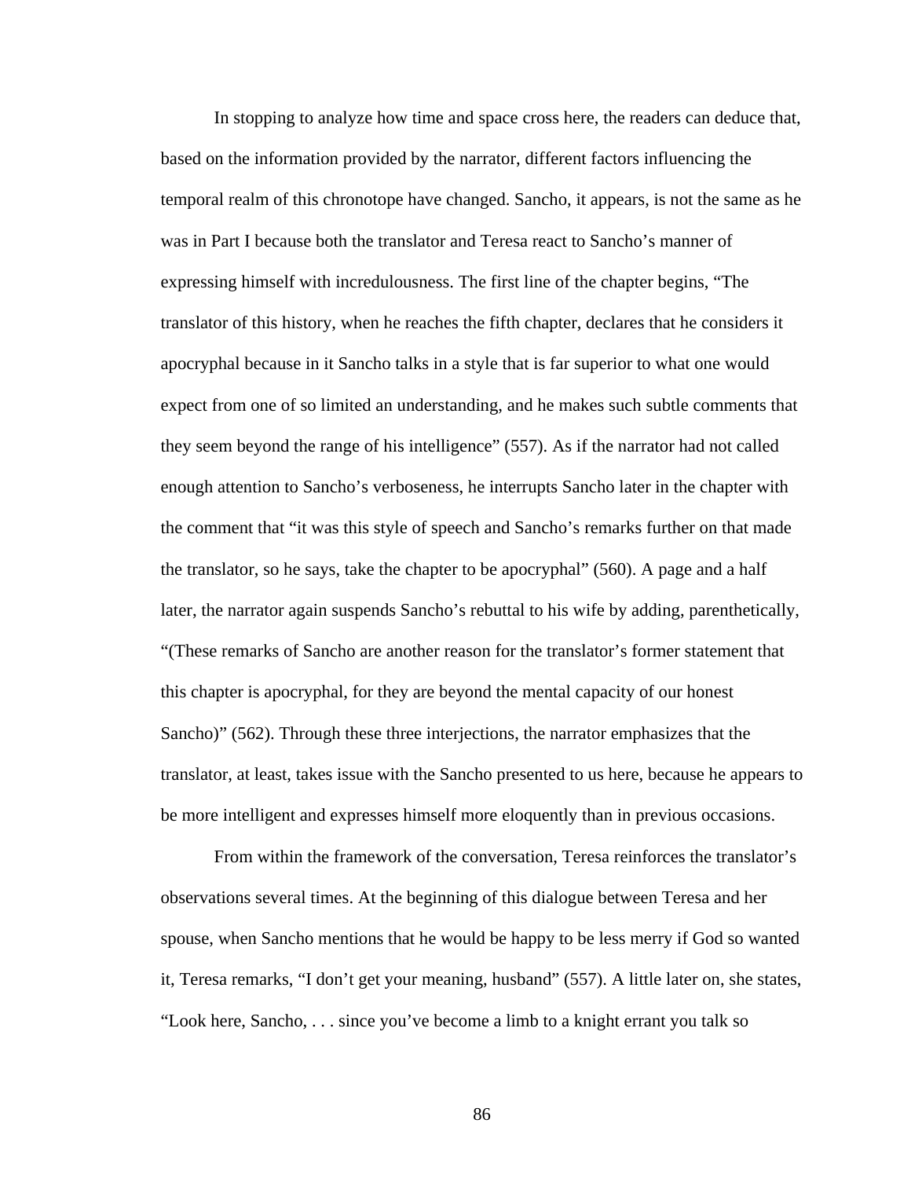In stopping to analyze how time and space cross here, the readers can deduce that, based on the information provided by the narrator, different factors influencing the temporal realm of this chronotope have changed. Sancho, it appears, is not the same as he was in Part I because both the translator and Teresa react to Sancho's manner of expressing himself with incredulousness. The first line of the chapter begins, "The translator of this history, when he reaches the fifth chapter, declares that he considers it apocryphal because in it Sancho talks in a style that is far superior to what one would expect from one of so limited an understanding, and he makes such subtle comments that they seem beyond the range of his intelligence" (557). As if the narrator had not called enough attention to Sancho's verboseness, he interrupts Sancho later in the chapter with the comment that "it was this style of speech and Sancho's remarks further on that made the translator, so he says, take the chapter to be apocryphal" (560). A page and a half later, the narrator again suspends Sancho's rebuttal to his wife by adding, parenthetically, "(These remarks of Sancho are another reason for the translator's former statement that this chapter is apocryphal, for they are beyond the mental capacity of our honest Sancho)" (562). Through these three interjections, the narrator emphasizes that the translator, at least, takes issue with the Sancho presented to us here, because he appears to be more intelligent and expresses himself more eloquently than in previous occasions.

From within the framework of the conversation, Teresa reinforces the translator's observations several times. At the beginning of this dialogue between Teresa and her spouse, when Sancho mentions that he would be happy to be less merry if God so wanted it, Teresa remarks, "I don't get your meaning, husband" (557). A little later on, she states, "Look here, Sancho, . . . since you've become a limb to a knight errant you talk so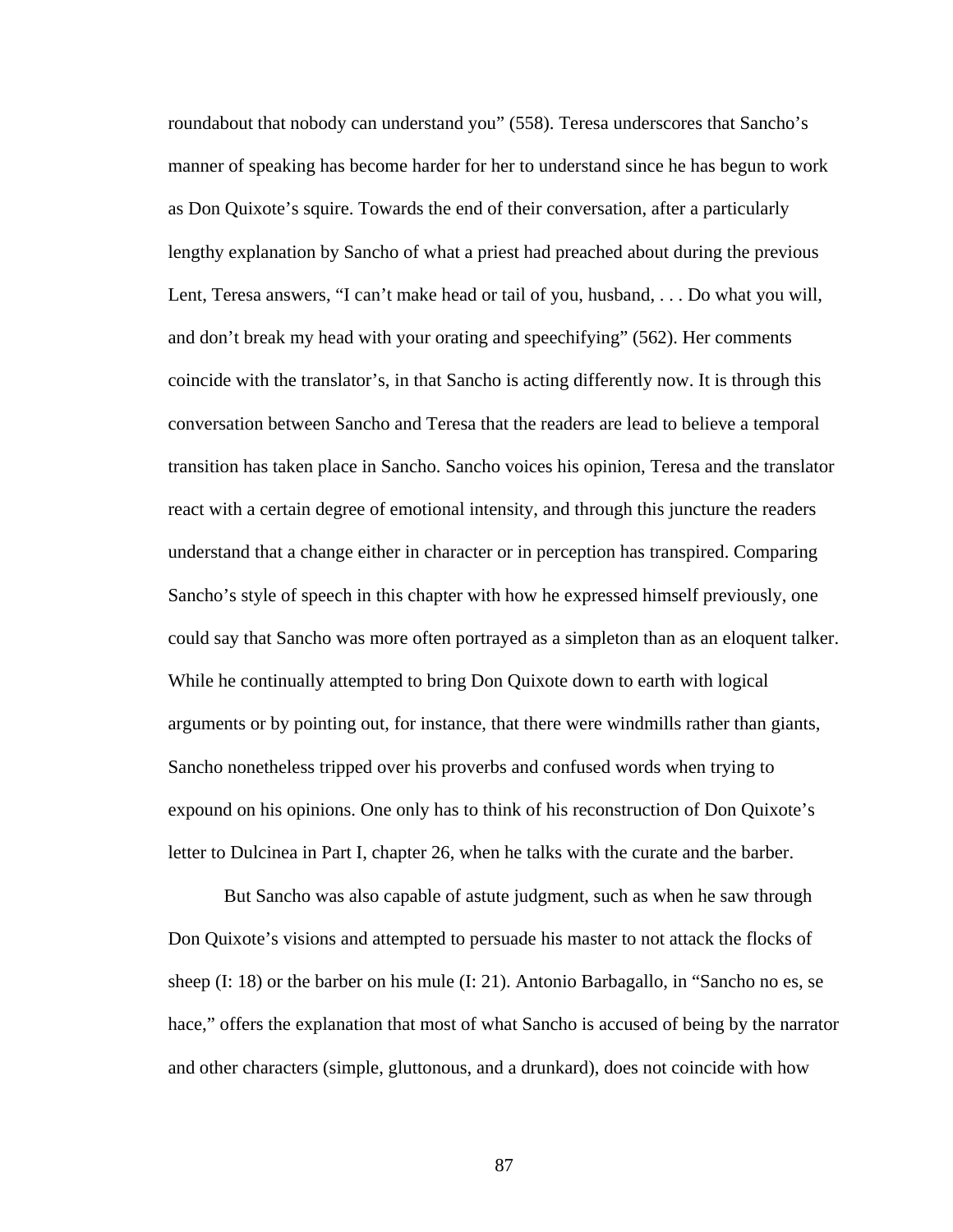roundabout that nobody can understand you" (558). Teresa underscores that Sancho's manner of speaking has become harder for her to understand since he has begun to work as Don Quixote's squire. Towards the end of their conversation, after a particularly lengthy explanation by Sancho of what a priest had preached about during the previous Lent, Teresa answers, "I can't make head or tail of you, husband, . . . Do what you will, and don't break my head with your orating and speechifying" (562). Her comments coincide with the translator's, in that Sancho is acting differently now. It is through this conversation between Sancho and Teresa that the readers are lead to believe a temporal transition has taken place in Sancho. Sancho voices his opinion, Teresa and the translator react with a certain degree of emotional intensity, and through this juncture the readers understand that a change either in character or in perception has transpired. Comparing Sancho's style of speech in this chapter with how he expressed himself previously, one could say that Sancho was more often portrayed as a simpleton than as an eloquent talker. While he continually attempted to bring Don Quixote down to earth with logical arguments or by pointing out, for instance, that there were windmills rather than giants, Sancho nonetheless tripped over his proverbs and confused words when trying to expound on his opinions. One only has to think of his reconstruction of Don Quixote's letter to Dulcinea in Part I, chapter 26, when he talks with the curate and the barber.

But Sancho was also capable of astute judgment, such as when he saw through Don Quixote's visions and attempted to persuade his master to not attack the flocks of sheep (I: 18) or the barber on his mule (I: 21). Antonio Barbagallo, in "Sancho no es, se hace," offers the explanation that most of what Sancho is accused of being by the narrator and other characters (simple, gluttonous, and a drunkard), does not coincide with how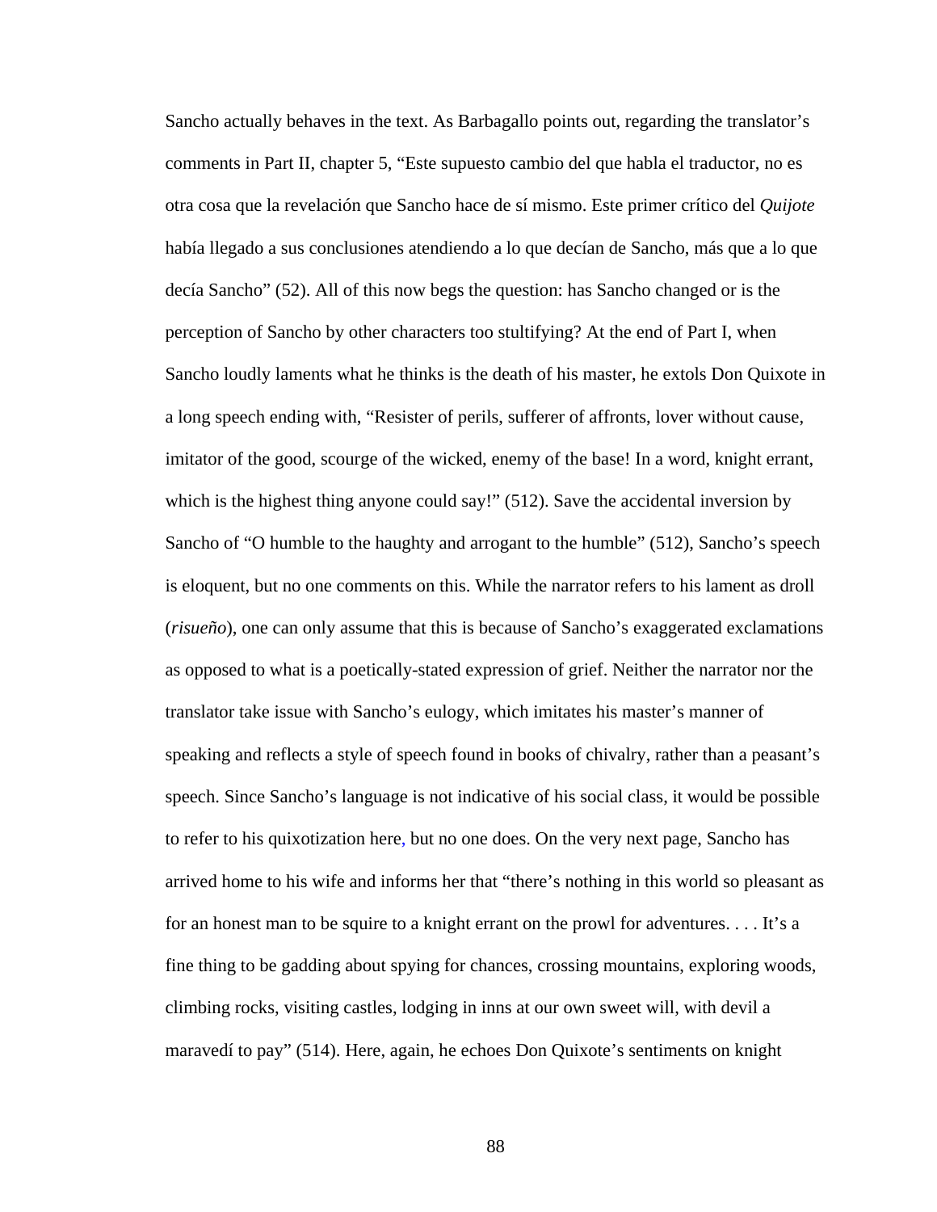Sancho actually behaves in the text. As Barbagallo points out, regarding the translator's comments in Part II, chapter 5, "Este supuesto cambio del que habla el traductor, no es otra cosa que la revelación que Sancho hace de sí mismo. Este primer crítico del *Quijote* había llegado a sus conclusiones atendiendo a lo que decían de Sancho, más que a lo que decía Sancho" (52). All of this now begs the question: has Sancho changed or is the perception of Sancho by other characters too stultifying? At the end of Part I, when Sancho loudly laments what he thinks is the death of his master, he extols Don Quixote in a long speech ending with, "Resister of perils, sufferer of affronts, lover without cause, imitator of the good, scourge of the wicked, enemy of the base! In a word, knight errant, which is the highest thing anyone could say!" (512). Save the accidental inversion by Sancho of "O humble to the haughty and arrogant to the humble" (512), Sancho's speech is eloquent, but no one comments on this. While the narrator refers to his lament as droll (*risueño*), one can only assume that this is because of Sancho's exaggerated exclamations as opposed to what is a poetically-stated expression of grief. Neither the narrator nor the translator take issue with Sancho's eulogy, which imitates his master's manner of speaking and reflects a style of speech found in books of chivalry, rather than a peasant's speech. Since Sancho's language is not indicative of his social class, it would be possible to refer to his quixotization here, but no one does. On the very next page, Sancho has arrived home to his wife and informs her that "there's nothing in this world so pleasant as for an honest man to be squire to a knight errant on the prowl for adventures. . . . It's a fine thing to be gadding about spying for chances, crossing mountains, exploring woods, climbing rocks, visiting castles, lodging in inns at our own sweet will, with devil a maravedí to pay" (514). Here, again, he echoes Don Quixote's sentiments on knight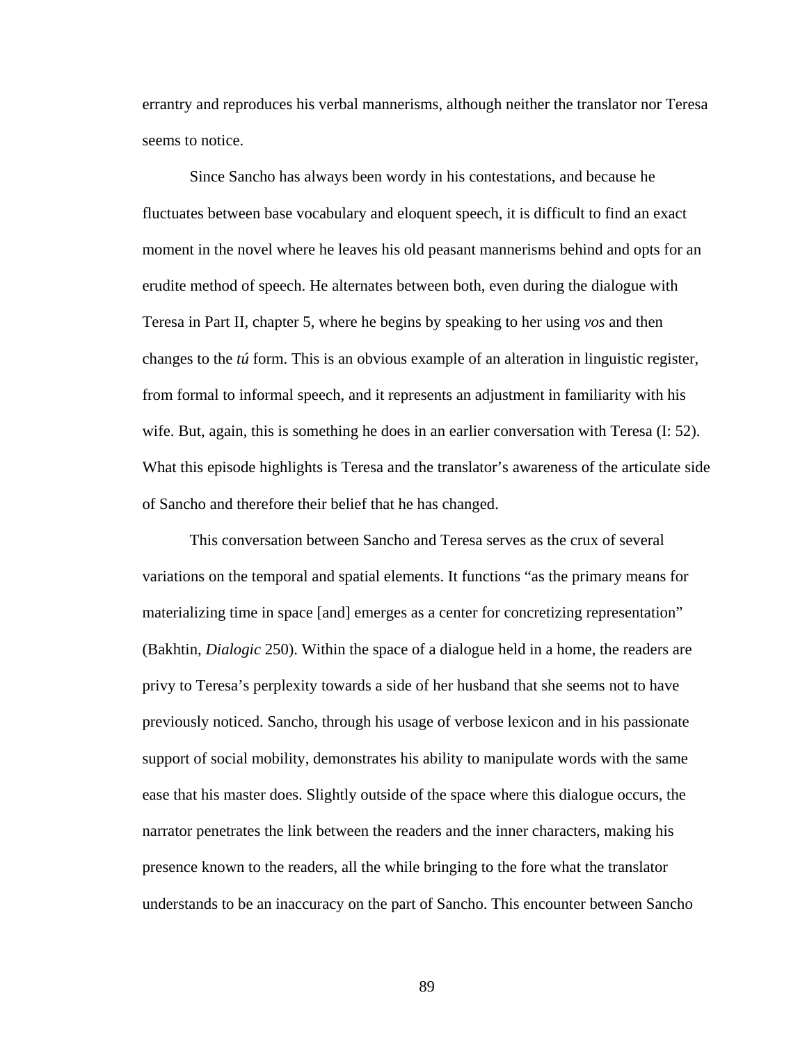errantry and reproduces his verbal mannerisms, although neither the translator nor Teresa seems to notice.

Since Sancho has always been wordy in his contestations, and because he fluctuates between base vocabulary and eloquent speech, it is difficult to find an exact moment in the novel where he leaves his old peasant mannerisms behind and opts for an erudite method of speech. He alternates between both, even during the dialogue with Teresa in Part II, chapter 5, where he begins by speaking to her using *vos* and then changes to the *tú* form. This is an obvious example of an alteration in linguistic register, from formal to informal speech, and it represents an adjustment in familiarity with his wife. But, again, this is something he does in an earlier conversation with Teresa (I: 52). What this episode highlights is Teresa and the translator's awareness of the articulate side of Sancho and therefore their belief that he has changed.

This conversation between Sancho and Teresa serves as the crux of several variations on the temporal and spatial elements. It functions "as the primary means for materializing time in space [and] emerges as a center for concretizing representation" (Bakhtin, *Dialogic* 250). Within the space of a dialogue held in a home, the readers are privy to Teresa's perplexity towards a side of her husband that she seems not to have previously noticed. Sancho, through his usage of verbose lexicon and in his passionate support of social mobility, demonstrates his ability to manipulate words with the same ease that his master does. Slightly outside of the space where this dialogue occurs, the narrator penetrates the link between the readers and the inner characters, making his presence known to the readers, all the while bringing to the fore what the translator understands to be an inaccuracy on the part of Sancho. This encounter between Sancho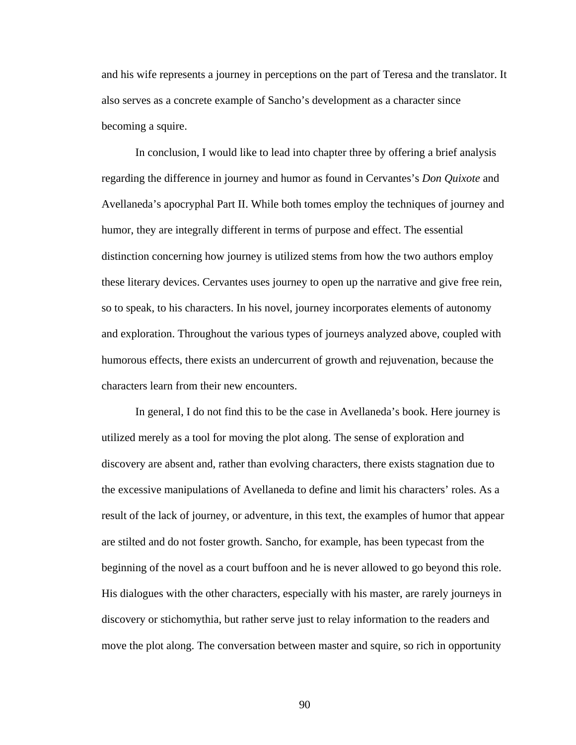and his wife represents a journey in perceptions on the part of Teresa and the translator. It also serves as a concrete example of Sancho's development as a character since becoming a squire.

In conclusion, I would like to lead into chapter three by offering a brief analysis regarding the difference in journey and humor as found in Cervantes's *Don Quixote* and Avellaneda's apocryphal Part II. While both tomes employ the techniques of journey and humor, they are integrally different in terms of purpose and effect. The essential distinction concerning how journey is utilized stems from how the two authors employ these literary devices. Cervantes uses journey to open up the narrative and give free rein, so to speak, to his characters. In his novel, journey incorporates elements of autonomy and exploration. Throughout the various types of journeys analyzed above, coupled with humorous effects, there exists an undercurrent of growth and rejuvenation, because the characters learn from their new encounters.

In general, I do not find this to be the case in Avellaneda's book. Here journey is utilized merely as a tool for moving the plot along. The sense of exploration and discovery are absent and, rather than evolving characters, there exists stagnation due to the excessive manipulations of Avellaneda to define and limit his characters' roles. As a result of the lack of journey, or adventure, in this text, the examples of humor that appear are stilted and do not foster growth. Sancho, for example, has been typecast from the beginning of the novel as a court buffoon and he is never allowed to go beyond this role. His dialogues with the other characters, especially with his master, are rarely journeys in discovery or stichomythia, but rather serve just to relay information to the readers and move the plot along. The conversation between master and squire, so rich in opportunity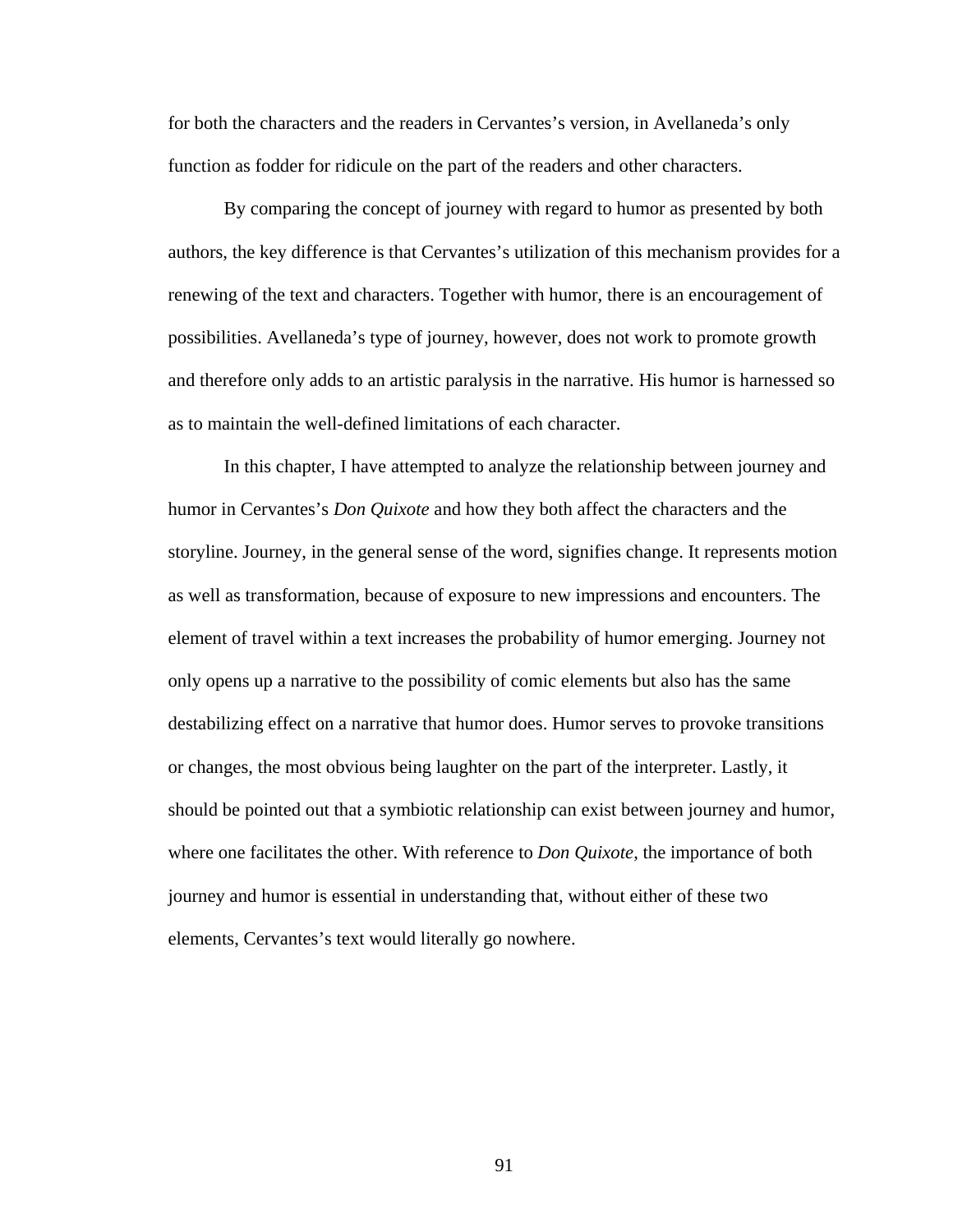for both the characters and the readers in Cervantes's version, in Avellaneda's only function as fodder for ridicule on the part of the readers and other characters.

By comparing the concept of journey with regard to humor as presented by both authors, the key difference is that Cervantes's utilization of this mechanism provides for a renewing of the text and characters. Together with humor, there is an encouragement of possibilities. Avellaneda's type of journey, however, does not work to promote growth and therefore only adds to an artistic paralysis in the narrative. His humor is harnessed so as to maintain the well-defined limitations of each character.

In this chapter, I have attempted to analyze the relationship between journey and humor in Cervantes's *Don Quixote* and how they both affect the characters and the storyline. Journey, in the general sense of the word, signifies change. It represents motion as well as transformation, because of exposure to new impressions and encounters. The element of travel within a text increases the probability of humor emerging. Journey not only opens up a narrative to the possibility of comic elements but also has the same destabilizing effect on a narrative that humor does. Humor serves to provoke transitions or changes, the most obvious being laughter on the part of the interpreter. Lastly, it should be pointed out that a symbiotic relationship can exist between journey and humor, where one facilitates the other. With reference to *Don Quixote*, the importance of both journey and humor is essential in understanding that, without either of these two elements, Cervantes's text would literally go nowhere.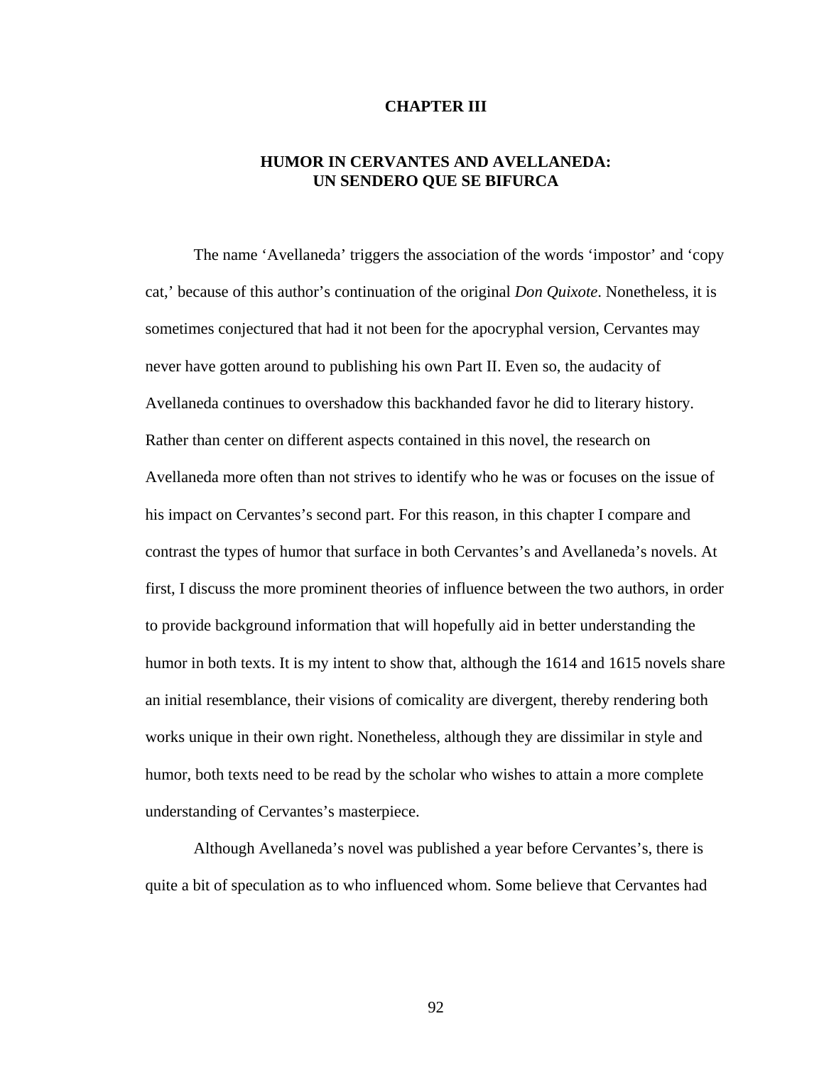# CHAPTER III

## HUMOR IN CERVANTES AND AVELLANEDA: UN SENDERO QUE SE BIFURCA

The name 'Avellaneda' triggers the association of the words 'impostor' and 'copy cat,' because of this author's continuation of the original *Don Quixote*. Nonetheless, it is sometimes conjectured that had it not been for the apocryphal version, Cervantes may never have gotten around to publishing his own Part II. Even so, the audacity of Avellaneda continues to overshadow this backhanded favor he did to literary history. Rather than center on different aspects contained in this novel, the research on Avellaneda more often than not strives to identify who he was or focuses on the issue of his impact on Cervantes's second part. For this reason, in this chapter I compare and contrast the types of humor that surface in both Cervantes's and Avellaneda's novels. At first, I discuss the more prominent theories of influence between the two authors, in order to provide background information that will hopefully aid in better understanding the humor in both texts. It is my intent to show that, although the 1614 and 1615 novels share an initial resemblance, their visions of comicality are divergent, thereby rendering both works unique in their own right. Nonetheless, although they are dissimilar in style and humor, both texts need to be read by the scholar who wishes to attain a more complete understanding of Cervantes's masterpiece.

Although Avellaneda's novel was published a year before Cervantes's, there is quite a bit of speculation as to who influenced whom. Some believe that Cervantes had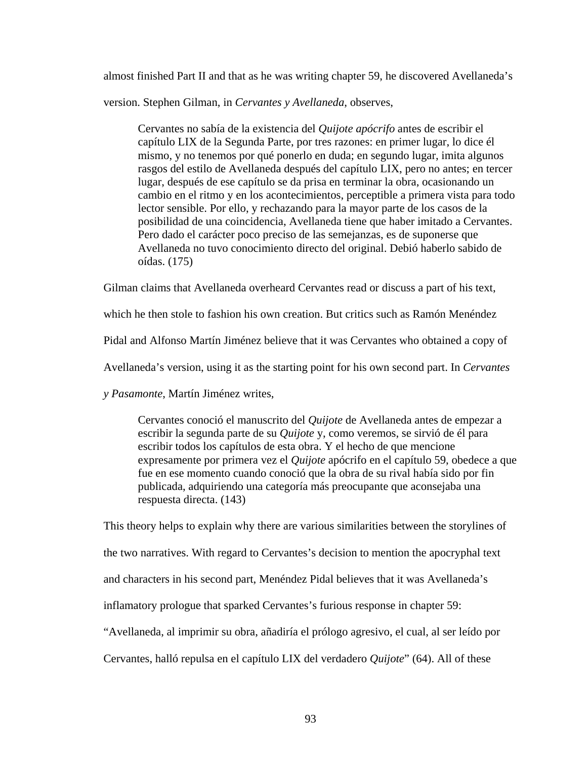almost finished Part II and that as he was writing chapter 59, he discovered Avellaneda's version. Stephen Gilman, in *Cervantes y Avellaneda*, observes,

> Cervantes no sabía de la existencia del *Quijote apócrifo* antes de escribir el capítulo LIX de la Segunda Parte, por tres razones: en primer lugar, lo dice él mismo, y no tenemos por qué ponerlo en duda; en segundo lugar, imita algunos rasgos del estilo de Avellaneda después del capítulo LIX, pero no antes; en tercer lugar, después de ese capítulo se da prisa en terminar la obra, ocasionando un cambio en el ritmo y en los acontecimientos, perceptible a primera vista para todo lector sensible. Por ello, y rechazando para la mayor parte de los casos de la posibilidad de una coincidencia, Avellaneda tiene que haber imitado a Cervantes. Pero dado el carácter poco preciso de las semejanzas, es de suponerse que Avellaneda no tuvo conocimiento directo del original. Debió haberlo sabido de oídas. (175)

Gilman claims that Avellaneda overheard Cervantes read or discuss a part of his text, which he then stole to fashion his own creation. But critics such as Ramón Menéndez Pidal and Alfonso Martín Jiménez believe that it was Cervantes who obtained a copy of Avellaneda's version, using it as the starting point for his own second part. In *Cervantes y Pasamonte*, Martín Jiménez writes,

> Cervantes conoció el manuscrito del *Quijote* de Avellaneda antes de empezar a escribir la segunda parte de su *Quijote* y, como veremos, se sirvió de él para escribir todos los capítulos de esta obra. Y el hecho de que mencione expresamente por primera vez el *Quijote* apócrifo en el capítulo 59, obedece a que fue en ese momento cuando conoció que la obra de su rival había sido por fin publicada, adquiriendo una categoría más preocupante que aconsejaba una respuesta directa. (143)

This theory helps to explain why there are various similarities between the storylines of the two narratives. With regard to Cervantes's decision to mention the apocryphal text and characters in his second part, Menéndez Pidal believes that it was Avellaneda's inflamatory prologue that sparked Cervantes's furious response in chapter 59: "Avellaneda, al imprimir su obra, añadiría el prólogo agresivo, el cual, al ser leído por Cervantes, halló repulsa en el capítulo LIX del verdadero *Quijote*" (64). All of these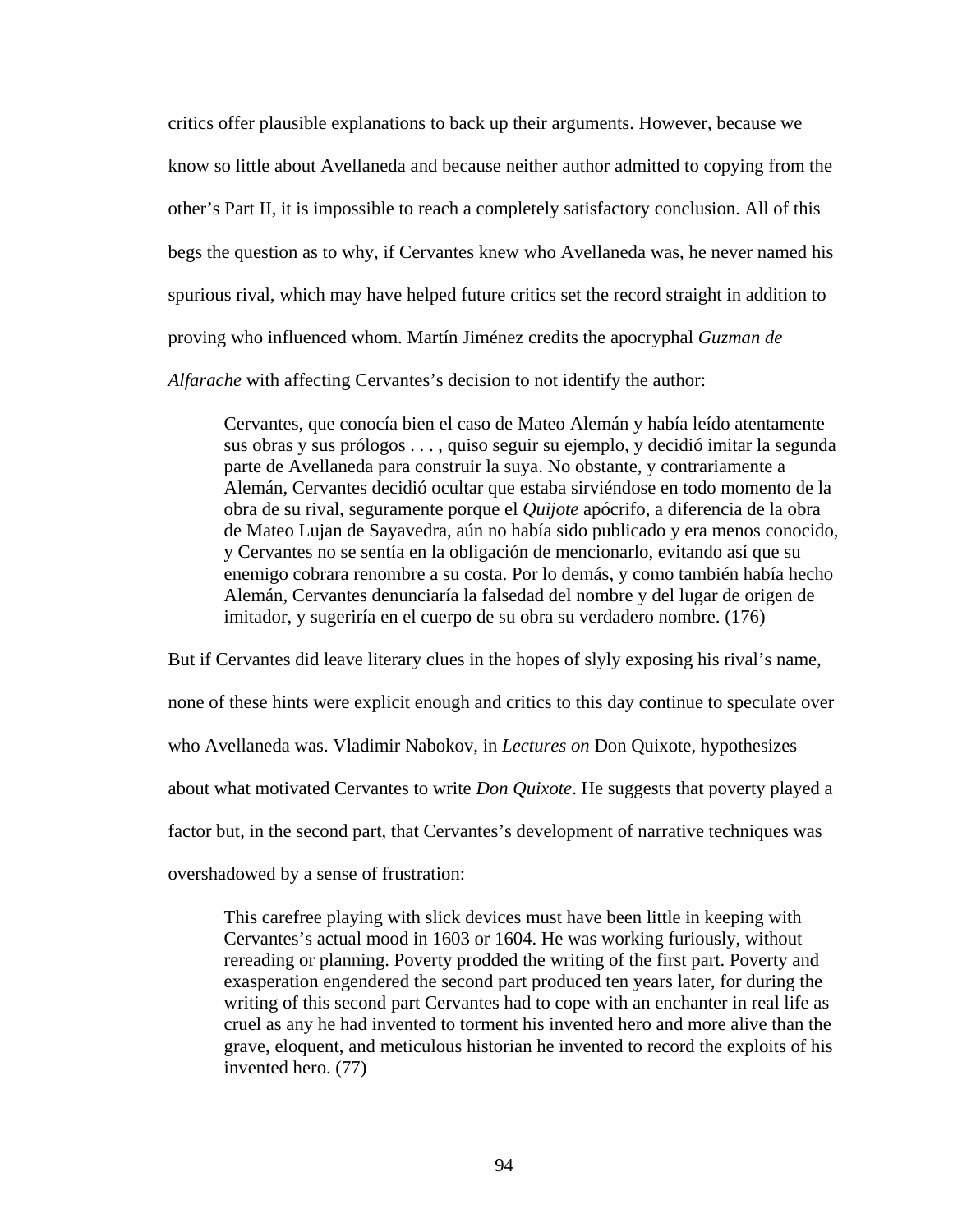critics offer plausible explanations to back up their arguments. However, because we know so little about Avellaneda and because neither author admitted to copying from the other's Part II, it is impossible to reach a completely satisfactory conclusion. All of this begs the question as to why, if Cervantes knew who Avellaneda was, he never named his spurious rival, which may have helped future critics set the record straight in addition to proving who influenced whom. Martín Jiménez credits the apocryphal *Guzman de Alfarache* with affecting Cervantes's decision to not identify the author:

> Cervantes, que conocía bien el caso de Mateo Alemán y había leído atentamente sus obras y sus prólogos . . . , quiso seguir su ejemplo, y decidió imitar la segunda parte de Avellaneda para construir la suya. No obstante, y contrariamente a Alemán, Cervantes decidió ocultar que estaba sirviéndose en todo momento de la obra de su rival, seguramente porque el *Quijote* apócrifo, a diferencia de la obra de Mateo Lujan de Sayavedra, aún no había sido publicado y era menos conocido, y Cervantes no se sentía en la obligación de mencionarlo, evitando así que su enemigo cobrara renombre a su costa. Por lo demás, y como también había hecho Alemán, Cervantes denunciaría la falsedad del nombre y del lugar de origen de imitador, y sugeriría en el cuerpo de su obra su verdadero nombre. (176)

But if Cervantes did leave literary clues in the hopes of slyly exposing his rival's name, none of these hints were explicit enough and critics to this day continue to speculate over who Avellaneda was. Vladimir Nabokov, in *Lectures on* Don Quixote, hypothesizes about what motivated Cervantes to write *Don Quixote*. He suggests that poverty played a factor but, in the second part, that Cervantes's development of narrative techniques was overshadowed by a sense of frustration:

> This carefree playing with slick devices must have been little in keeping with Cervantes's actual mood in 1603 or 1604. He was working furiously, without rereading or planning. Poverty prodded the writing of the first part. Poverty and exasperation engendered the second part produced ten years later, for during the writing of this second part Cervantes had to cope with an enchanter in real life as cruel as any he had invented to torment his invented hero and more alive than the grave, eloquent, and meticulous historian he invented to record the exploits of his invented hero. (77)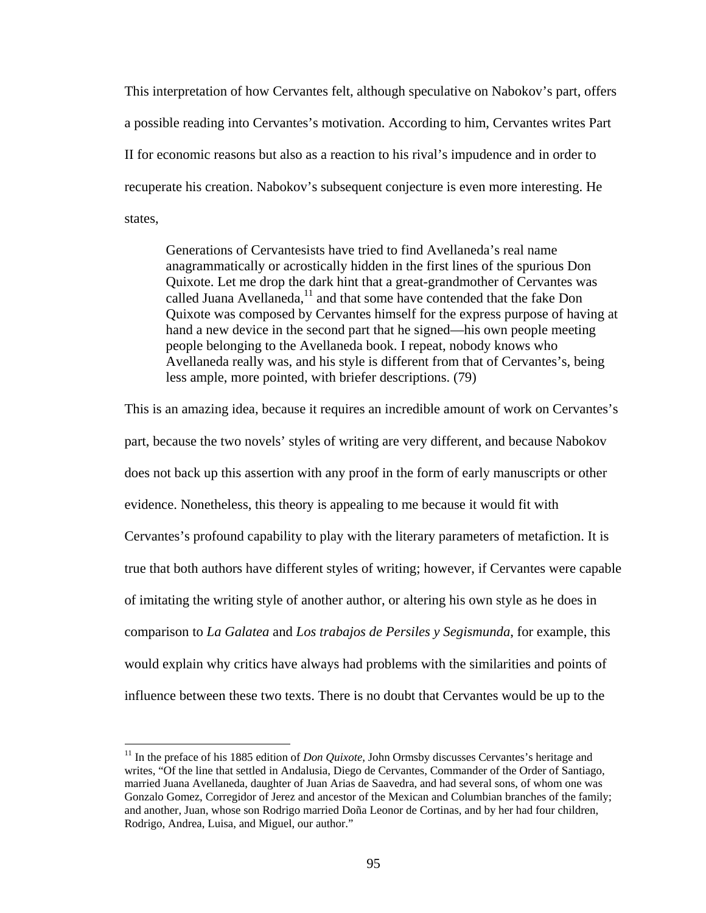This interpretation of how Cervantes felt, although speculative on Nabokov's part, offers a possible reading into Cervantes's motivation. According to him, Cervantes writes Part II for economic reasons but also as a reaction to his rival's impudence and in order to recuperate his creation. Nabokov's subsequent conjecture is even more interesting. He states,

> Generations of Cervantesists have tried to find Avellaneda's real name anagrammatically or acrostically hidden in the first lines of the spurious Don Quixote. Let me drop the dark hint that a great-grandmother of Cervantes was called Juana Avellaneda,[11] and that some have contended that the fake Don Quixote was composed by Cervantes himself for the express purpose of having at hand a new device in the second part that he signed—his own people meeting people belonging to the Avellaneda book. I repeat, nobody knows who Avellaneda really was, and his style is different from that of Cervantes's, being less ample, more pointed, with briefer descriptions. (79)

This is an amazing idea, because it requires an incredible amount of work on Cervantes's part, because the two novels' styles of writing are very different, and because Nabokov does not back up this assertion with any proof in the form of early manuscripts or other evidence. Nonetheless, this theory is appealing to me because it would fit with Cervantes's profound capability to play with the literary parameters of metafiction. It is true that both authors have different styles of writing; however, if Cervantes were capable of imitating the writing style of another author, or altering his own style as he does in comparison to *La Galatea* and *Los trabajos de Persiles y Segismunda*, for example, this would explain why critics have always had problems with the similarities and points of influence between these two texts. There is no doubt that Cervantes would be up to the

---

[11] In the preface of his 1885 edition of *Don Quixote*, John Ormsby discusses Cervantes's heritage and writes, "Of the line that settled in Andalusia, Diego de Cervantes, Commander of the Order of Santiago, married Juana Avellaneda, daughter of Juan Arias de Saavedra, and had several sons, of whom one was Gonzalo Gomez, Corregidor of Jerez and ancestor of the Mexican and Columbian branches of the family; and another, Juan, whose son Rodrigo married Doña Leonor de Cortinas, and by her had four children, Rodrigo, Andrea, Luisa, and Miguel, our author."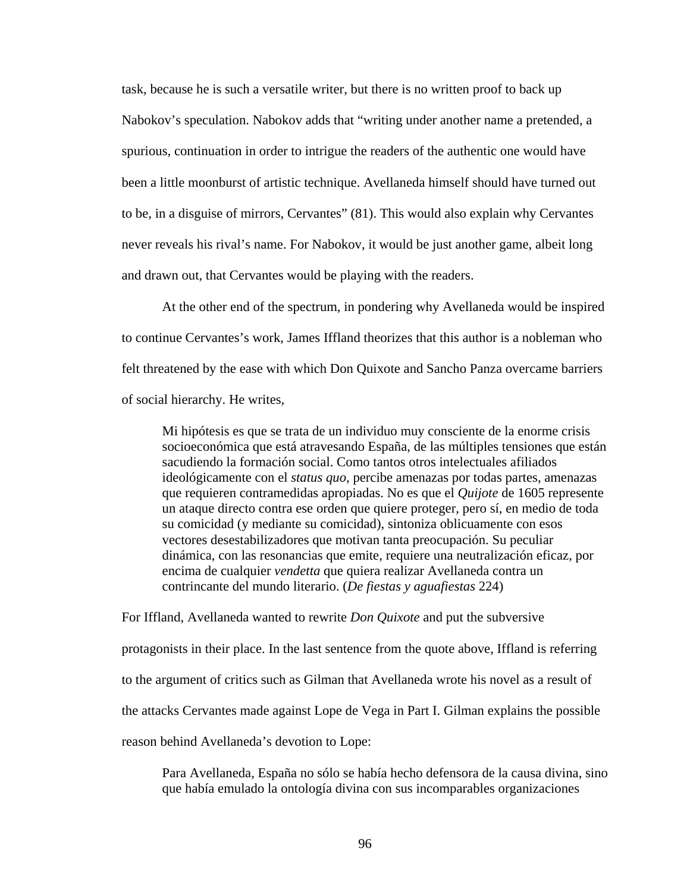task, because he is such a versatile writer, but there is no written proof to back up Nabokov's speculation. Nabokov adds that "writing under another name a pretended, a spurious, continuation in order to intrigue the readers of the authentic one would have been a little moonburst of artistic technique. Avellaneda himself should have turned out to be, in a disguise of mirrors, Cervantes" (81). This would also explain why Cervantes never reveals his rival's name. For Nabokov, it would be just another game, albeit long and drawn out, that Cervantes would be playing with the readers.

At the other end of the spectrum, in pondering why Avellaneda would be inspired to continue Cervantes's work, James Iffland theorizes that this author is a nobleman who felt threatened by the ease with which Don Quixote and Sancho Panza overcame barriers of social hierarchy. He writes,

> Mi hipótesis es que se trata de un individuo muy consciente de la enorme crisis socioeconómica que está atravesando España, de las múltiples tensiones que están sacudiendo la formación social. Como tantos otros intelectuales afiliados ideológicamente con el *status quo*, percibe amenazas por todas partes, amenazas que requieren contramedidas apropiadas. No es que el *Quijote* de 1605 represente un ataque directo contra ese orden que quiere proteger, pero sí, en medio de toda su comicidad (y mediante su comicidad), sintoniza oblicuamente con esos vectores desestabilizadores que motivan tanta preocupación. Su peculiar dinámica, con las resonancias que emite, requiere una neutralización eficaz, por encima de cualquier *vendetta* que quiera realizar Avellaneda contra un contrincante del mundo literario. (*De fiestas y aguafiestas* 224)

For Iffland, Avellaneda wanted to rewrite *Don Quixote* and put the subversive protagonists in their place. In the last sentence from the quote above, Iffland is referring to the argument of critics such as Gilman that Avellaneda wrote his novel as a result of the attacks Cervantes made against Lope de Vega in Part I. Gilman explains the possible reason behind Avellaneda's devotion to Lope:

> Para Avellaneda, España no sólo se había hecho defensora de la causa divina, sino que había emulado la ontología divina con sus incomparables organizaciones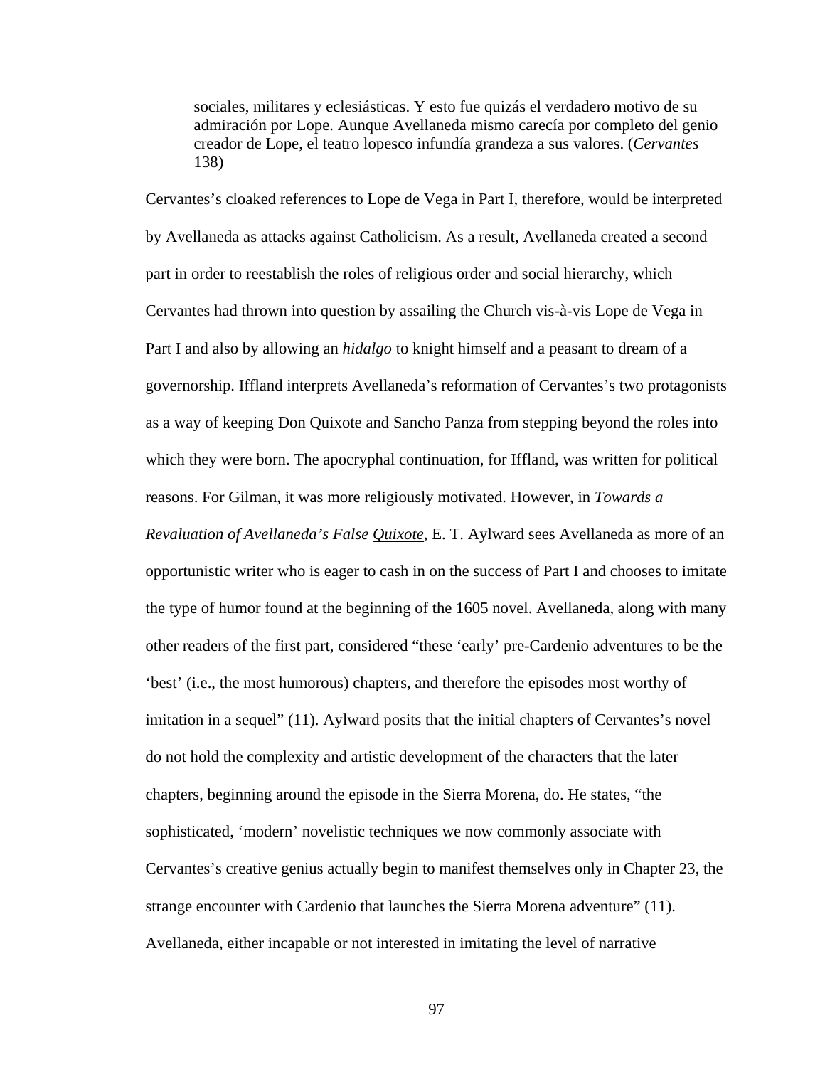> sociales, militares y eclesiásticas. Y esto fue quizás el verdadero motivo de su admiración por Lope. Aunque Avellaneda mismo carecía por completo del genio creador de Lope, el teatro lopesco infundía grandeza a sus valores. (*Cervantes* 138)

Cervantes's cloaked references to Lope de Vega in Part I, therefore, would be interpreted by Avellaneda as attacks against Catholicism. As a result, Avellaneda created a second part in order to reestablish the roles of religious order and social hierarchy, which Cervantes had thrown into question by assailing the Church vis-à-vis Lope de Vega in Part I and also by allowing an *hidalgo* to knight himself and a peasant to dream of a governorship. Iffland interprets Avellaneda's reformation of Cervantes's two protagonists as a way of keeping Don Quixote and Sancho Panza from stepping beyond the roles into which they were born. The apocryphal continuation, for Iffland, was written for political reasons. For Gilman, it was more religiously motivated. However, in *Towards a Revaluation of Avellaneda's False* <u>*Quixote*</u>, E. T. Aylward sees Avellaneda as more of an opportunistic writer who is eager to cash in on the success of Part I and chooses to imitate the type of humor found at the beginning of the 1605 novel. Avellaneda, along with many other readers of the first part, considered "these 'early' pre-Cardenio adventures to be the 'best' (i.e., the most humorous) chapters, and therefore the episodes most worthy of imitation in a sequel" (11). Aylward posits that the initial chapters of Cervantes's novel do not hold the complexity and artistic development of the characters that the later chapters, beginning around the episode in the Sierra Morena, do. He states, "the sophisticated, 'modern' novelistic techniques we now commonly associate with Cervantes's creative genius actually begin to manifest themselves only in Chapter 23, the strange encounter with Cardenio that launches the Sierra Morena adventure" (11). Avellaneda, either incapable or not interested in imitating the level of narrative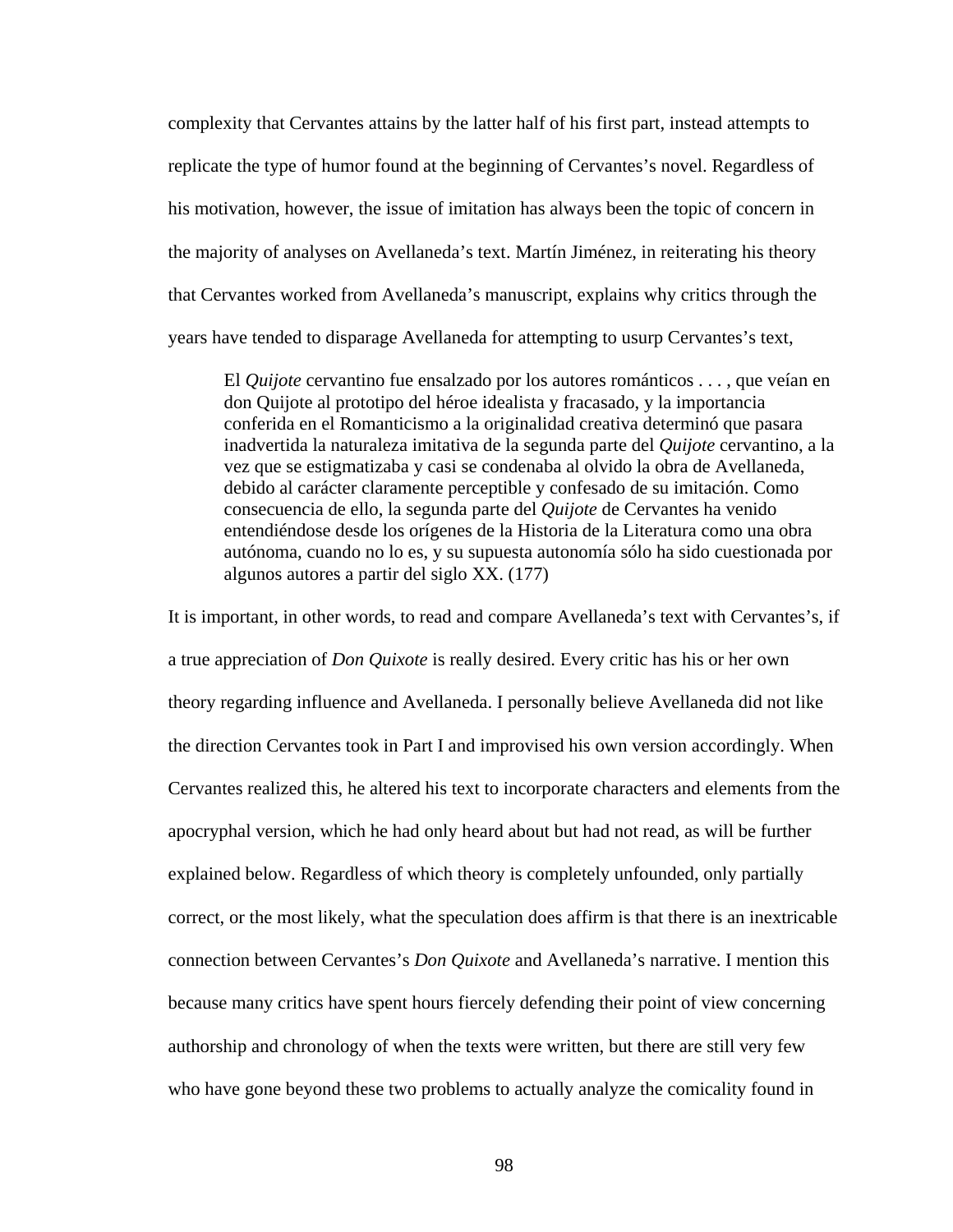complexity that Cervantes attains by the latter half of his first part, instead attempts to replicate the type of humor found at the beginning of Cervantes's novel. Regardless of his motivation, however, the issue of imitation has always been the topic of concern in the majority of analyses on Avellaneda's text. Martín Jiménez, in reiterating his theory that Cervantes worked from Avellaneda's manuscript, explains why critics through the years have tended to disparage Avellaneda for attempting to usurp Cervantes's text,

> El *Quijote* cervantino fue ensalzado por los autores románticos . . . , que veían en don Quijote al prototipo del héroe idealista y fracasado, y la importancia conferida en el Romanticismo a la originalidad creativa determinó que pasara inadvertida la naturaleza imitativa de la segunda parte del *Quijote* cervantino, a la vez que se estigmatizaba y casi se condenaba al olvido la obra de Avellaneda, debido al carácter claramente perceptible y confesado de su imitación. Como consecuencia de ello, la segunda parte del *Quijote* de Cervantes ha venido entendiéndose desde los orígenes de la Historia de la Literatura como una obra autónoma, cuando no lo es, y su supuesta autonomía sólo ha sido cuestionada por algunos autores a partir del siglo XX. (177)

It is important, in other words, to read and compare Avellaneda's text with Cervantes's, if a true appreciation of *Don Quixote* is really desired. Every critic has his or her own theory regarding influence and Avellaneda. I personally believe Avellaneda did not like the direction Cervantes took in Part I and improvised his own version accordingly. When Cervantes realized this, he altered his text to incorporate characters and elements from the apocryphal version, which he had only heard about but had not read, as will be further explained below. Regardless of which theory is completely unfounded, only partially correct, or the most likely, what the speculation does affirm is that there is an inextricable connection between Cervantes's *Don Quixote* and Avellaneda's narrative. I mention this because many critics have spent hours fiercely defending their point of view concerning authorship and chronology of when the texts were written, but there are still very few who have gone beyond these two problems to actually analyze the comicality found in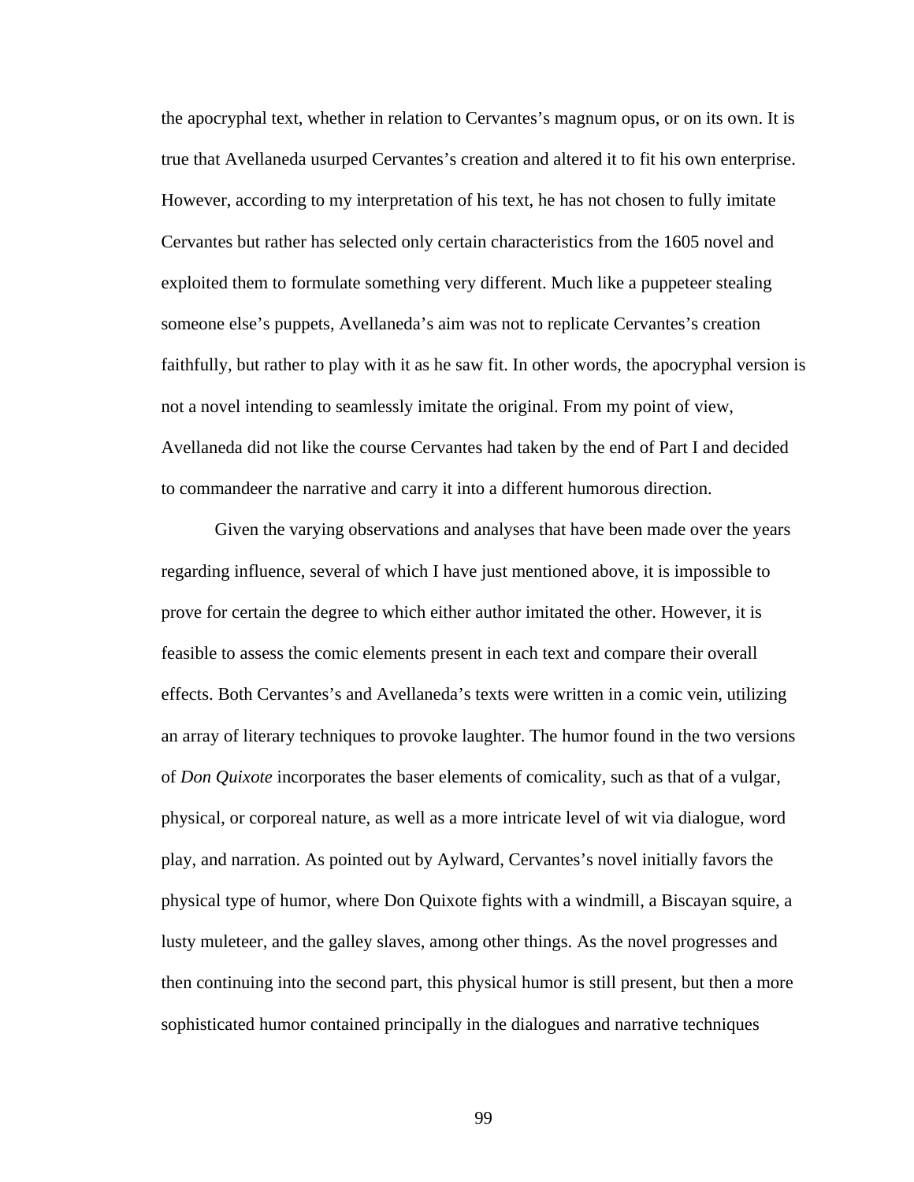the apocryphal text, whether in relation to Cervantes's magnum opus, or on its own. It is true that Avellaneda usurped Cervantes's creation and altered it to fit his own enterprise. However, according to my interpretation of his text, he has not chosen to fully imitate Cervantes but rather has selected only certain characteristics from the 1605 novel and exploited them to formulate something very different. Much like a puppeteer stealing someone else's puppets, Avellaneda's aim was not to replicate Cervantes's creation faithfully, but rather to play with it as he saw fit. In other words, the apocryphal version is not a novel intending to seamlessly imitate the original. From my point of view, Avellaneda did not like the course Cervantes had taken by the end of Part I and decided to commandeer the narrative and carry it into a different humorous direction.

Given the varying observations and analyses that have been made over the years regarding influence, several of which I have just mentioned above, it is impossible to prove for certain the degree to which either author imitated the other. However, it is feasible to assess the comic elements present in each text and compare their overall effects. Both Cervantes's and Avellaneda's texts were written in a comic vein, utilizing an array of literary techniques to provoke laughter. The humor found in the two versions of *Don Quixote* incorporates the baser elements of comicality, such as that of a vulgar, physical, or corporeal nature, as well as a more intricate level of wit via dialogue, word play, and narration. As pointed out by Aylward, Cervantes's novel initially favors the physical type of humor, where Don Quixote fights with a windmill, a Biscayan squire, a lusty muleteer, and the galley slaves, among other things. As the novel progresses and then continuing into the second part, this physical humor is still present, but then a more sophisticated humor contained principally in the dialogues and narrative techniques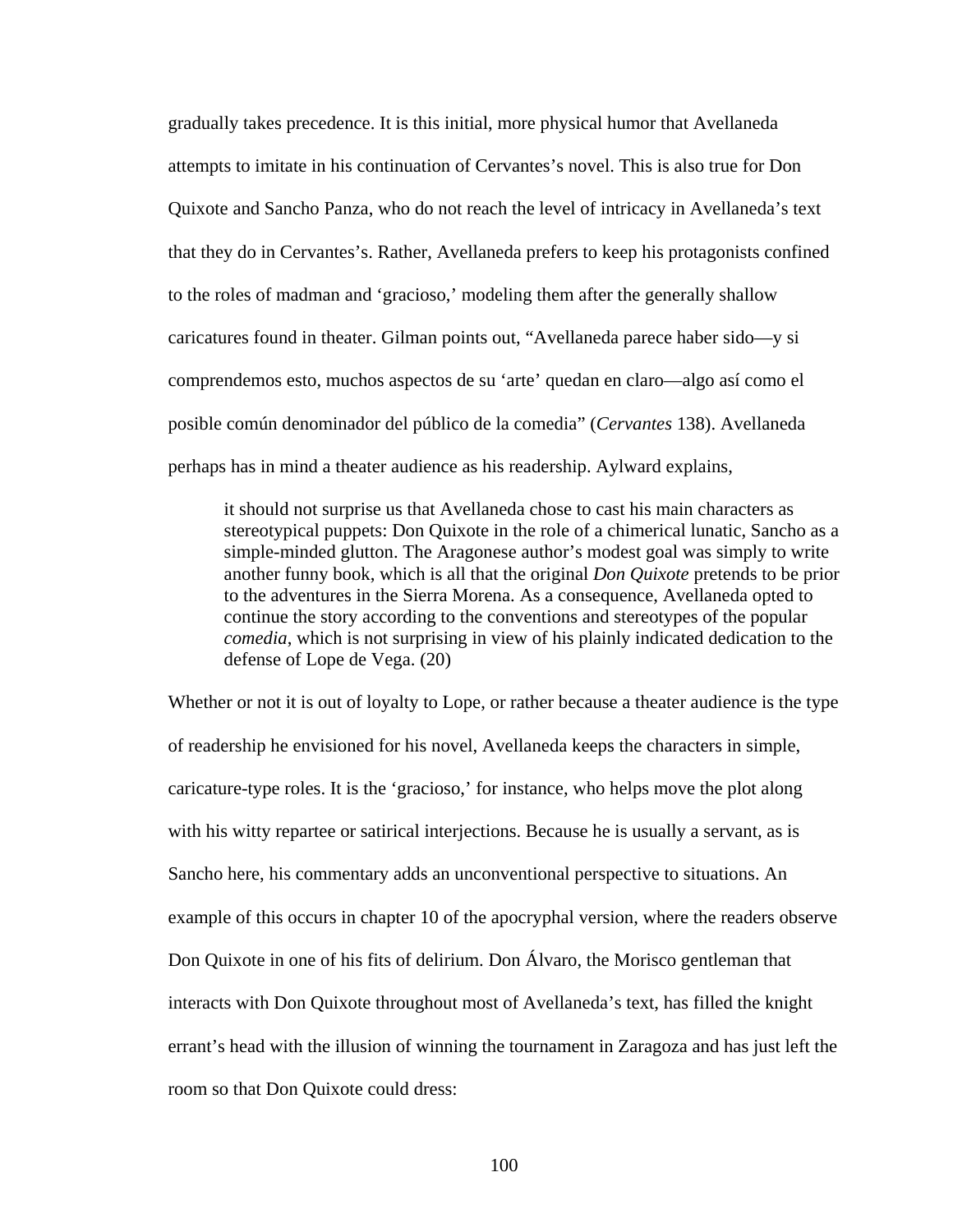gradually takes precedence. It is this initial, more physical humor that Avellaneda attempts to imitate in his continuation of Cervantes's novel. This is also true for Don Quixote and Sancho Panza, who do not reach the level of intricacy in Avellaneda's text that they do in Cervantes's. Rather, Avellaneda prefers to keep his protagonists confined to the roles of madman and 'gracioso,' modeling them after the generally shallow caricatures found in theater. Gilman points out, "Avellaneda parece haber sido—y si comprendemos esto, muchos aspectos de su 'arte' quedan en claro—algo así como el posible común denominador del público de la comedia" (*Cervantes* 138). Avellaneda perhaps has in mind a theater audience as his readership. Aylward explains,

> it should not surprise us that Avellaneda chose to cast his main characters as stereotypical puppets: Don Quixote in the role of a chimerical lunatic, Sancho as a simple-minded glutton. The Aragonese author's modest goal was simply to write another funny book, which is all that the original *Don Quixote* pretends to be prior to the adventures in the Sierra Morena. As a consequence, Avellaneda opted to continue the story according to the conventions and stereotypes of the popular *comedia*, which is not surprising in view of his plainly indicated dedication to the defense of Lope de Vega. (20)

Whether or not it is out of loyalty to Lope, or rather because a theater audience is the type of readership he envisioned for his novel, Avellaneda keeps the characters in simple, caricature-type roles. It is the 'gracioso,' for instance, who helps move the plot along with his witty repartee or satirical interjections. Because he is usually a servant, as is Sancho here, his commentary adds an unconventional perspective to situations. An example of this occurs in chapter 10 of the apocryphal version, where the readers observe Don Quixote in one of his fits of delirium. Don Álvaro, the Morisco gentleman that interacts with Don Quixote throughout most of Avellaneda's text, has filled the knight errant's head with the illusion of winning the tournament in Zaragoza and has just left the room so that Don Quixote could dress: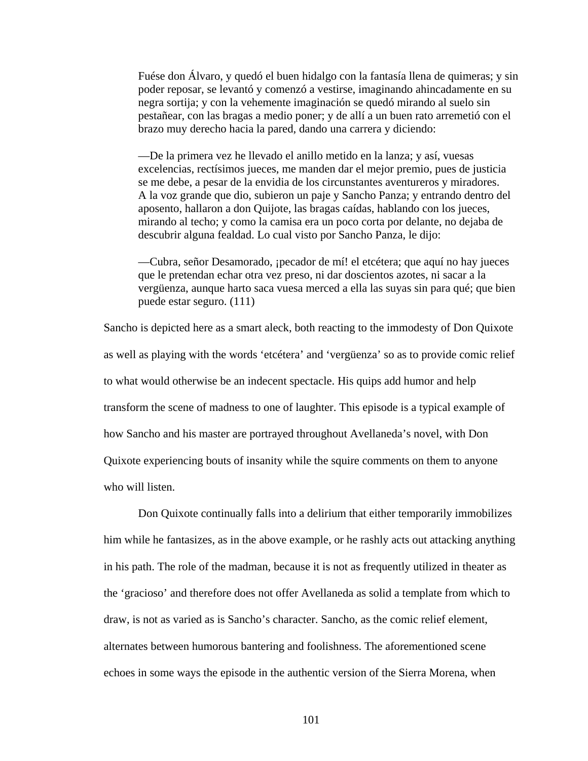> Fuése don Álvaro, y quedó el buen hidalgo con la fantasía llena de quimeras; y sin poder reposar, se levantó y comenzó a vestirse, imaginando ahincadamente en su negra sortija; y con la vehemente imaginación se quedó mirando al suelo sin pestañear, con las bragas a medio poner; y de allí a un buen rato arremetió con el brazo muy derecho hacia la pared, dando una carrera y diciendo:
>
> —De la primera vez he llevado el anillo metido en la lanza; y así, vuesas excelencias, rectísimos jueces, me manden dar el mejor premio, pues de justicia se me debe, a pesar de la envidia de los circunstantes aventureros y miradores. A la voz grande que dio, subieron un paje y Sancho Panza; y entrando dentro del aposento, hallaron a don Quijote, las bragas caídas, hablando con los jueces, mirando al techo; y como la camisa era un poco corta por delante, no dejaba de descubrir alguna fealdad. Lo cual visto por Sancho Panza, le dijo:
>
> —Cubra, señor Desamorado, ¡pecador de mí! el etcétera; que aquí no hay jueces que le pretendan echar otra vez preso, ni dar doscientos azotes, ni sacar a la vergüenza, aunque harto saca vuesa merced a ella las suyas sin para qué; que bien puede estar seguro. (111)

Sancho is depicted here as a smart aleck, both reacting to the immodesty of Don Quixote as well as playing with the words 'etcétera' and 'vergüenza' so as to provide comic relief to what would otherwise be an indecent spectacle. His quips add humor and help transform the scene of madness to one of laughter. This episode is a typical example of how Sancho and his master are portrayed throughout Avellaneda's novel, with Don Quixote experiencing bouts of insanity while the squire comments on them to anyone who will listen.

Don Quixote continually falls into a delirium that either temporarily immobilizes him while he fantasizes, as in the above example, or he rashly acts out attacking anything in his path. The role of the madman, because it is not as frequently utilized in theater as the 'gracioso' and therefore does not offer Avellaneda as solid a template from which to draw, is not as varied as is Sancho's character. Sancho, as the comic relief element, alternates between humorous bantering and foolishness. The aforementioned scene echoes in some ways the episode in the authentic version of the Sierra Morena, when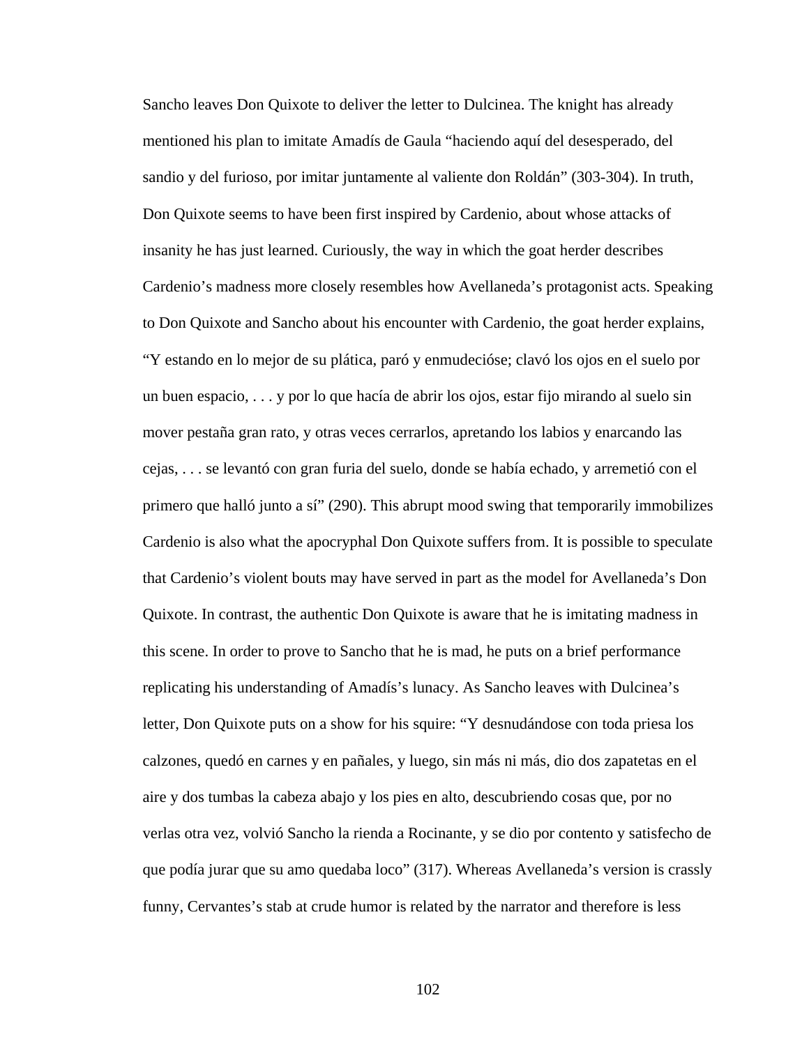Sancho leaves Don Quixote to deliver the letter to Dulcinea. The knight has already mentioned his plan to imitate Amadís de Gaula "haciendo aquí del desesperado, del sandio y del furioso, por imitar juntamente al valiente don Roldán" (303-304). In truth, Don Quixote seems to have been first inspired by Cardenio, about whose attacks of insanity he has just learned. Curiously, the way in which the goat herder describes Cardenio's madness more closely resembles how Avellaneda's protagonist acts. Speaking to Don Quixote and Sancho about his encounter with Cardenio, the goat herder explains, "Y estando en lo mejor de su plática, paró y enmudecióse; clavó los ojos en el suelo por un buen espacio, . . . y por lo que hacía de abrir los ojos, estar fijo mirando al suelo sin mover pestaña gran rato, y otras veces cerrarlos, apretando los labios y enarcando las cejas, . . . se levantó con gran furia del suelo, donde se había echado, y arremetió con el primero que halló junto a sí" (290). This abrupt mood swing that temporarily immobilizes Cardenio is also what the apocryphal Don Quixote suffers from. It is possible to speculate that Cardenio's violent bouts may have served in part as the model for Avellaneda's Don Quixote. In contrast, the authentic Don Quixote is aware that he is imitating madness in this scene. In order to prove to Sancho that he is mad, he puts on a brief performance replicating his understanding of Amadís's lunacy. As Sancho leaves with Dulcinea's letter, Don Quixote puts on a show for his squire: "Y desnudándose con toda priesa los calzones, quedó en carnes y en pañales, y luego, sin más ni más, dio dos zapatetas en el aire y dos tumbas la cabeza abajo y los pies en alto, descubriendo cosas que, por no verlas otra vez, volvió Sancho la rienda a Rocinante, y se dio por contento y satisfecho de que podía jurar que su amo quedaba loco" (317). Whereas Avellaneda's version is crassly funny, Cervantes's stab at crude humor is related by the narrator and therefore is less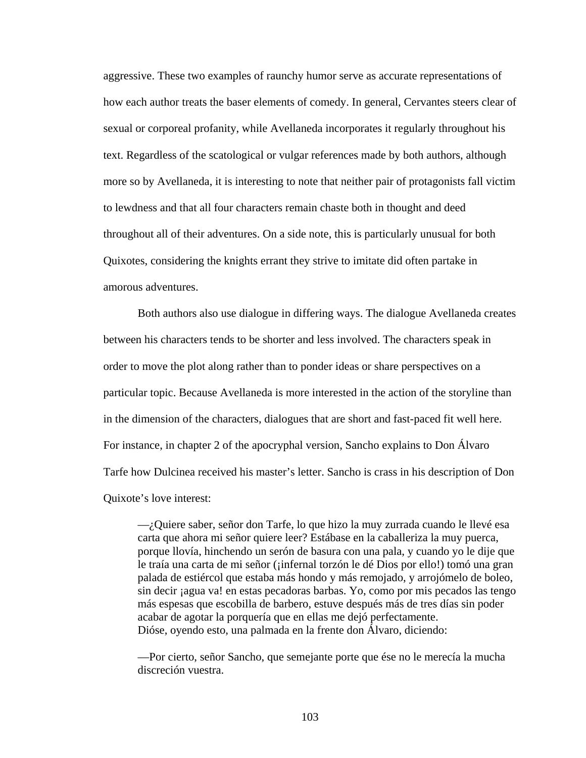aggressive. These two examples of raunchy humor serve as accurate representations of how each author treats the baser elements of comedy. In general, Cervantes steers clear of sexual or corporeal profanity, while Avellaneda incorporates it regularly throughout his text. Regardless of the scatological or vulgar references made by both authors, although more so by Avellaneda, it is interesting to note that neither pair of protagonists fall victim to lewdness and that all four characters remain chaste both in thought and deed throughout all of their adventures. On a side note, this is particularly unusual for both Quixotes, considering the knights errant they strive to imitate did often partake in amorous adventures.

Both authors also use dialogue in differing ways. The dialogue Avellaneda creates between his characters tends to be shorter and less involved. The characters speak in order to move the plot along rather than to ponder ideas or share perspectives on a particular topic. Because Avellaneda is more interested in the action of the storyline than in the dimension of the characters, dialogues that are short and fast-paced fit well here. For instance, in chapter 2 of the apocryphal version, Sancho explains to Don Álvaro Tarfe how Dulcinea received his master's letter. Sancho is crass in his description of Don Quixote's love interest:

> —¿Quiere saber, señor don Tarfe, lo que hizo la muy zurrada cuando le llevé esa carta que ahora mi señor quiere leer? Estábase en la caballeriza la muy puerca, porque llovía, hinchendo un serón de basura con una pala, y cuando yo le dije que le traía una carta de mi señor (¡infernal torzón le dé Dios por ello!) tomó una gran palada de estiércol que estaba más hondo y más remojado, y arrojómelo de boleo, sin decir ¡agua va! en estas pecadoras barbas. Yo, como por mis pecados las tengo más espesas que escobilla de barbero, estuve después más de tres días sin poder acabar de agotar la porquería que en ellas me dejó perfectamente.
> Dióse, oyendo esto, una palmada en la frente don Álvaro, diciendo:
>
> —Por cierto, señor Sancho, que semejante porte que ése no le merecía la mucha discreción vuestra.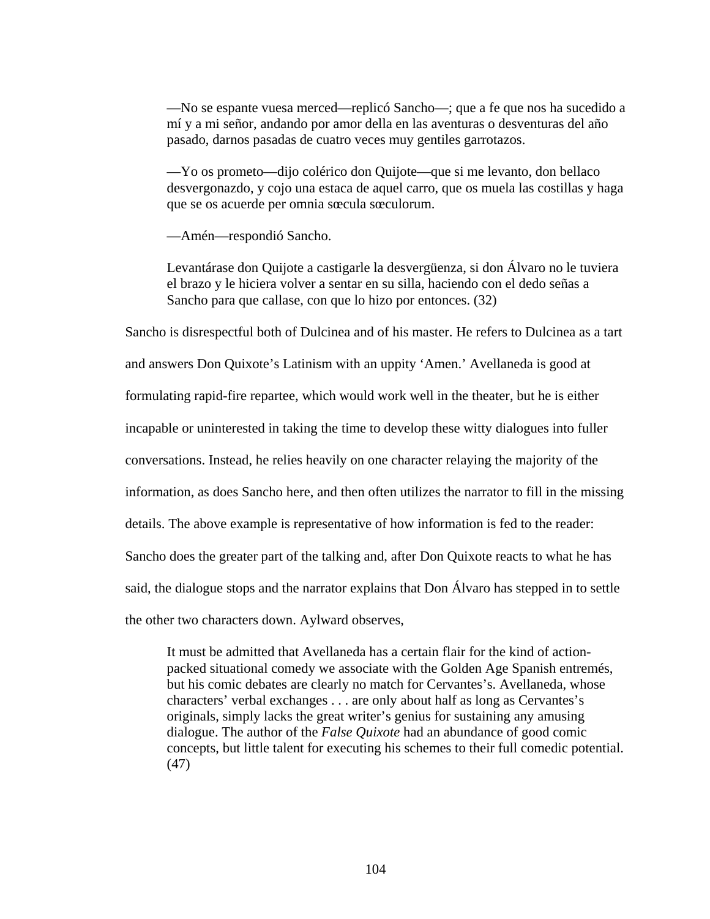> —No se espante vuesa merced—replicó Sancho—; que a fe que nos ha sucedido a mí y a mi señor, andando por amor della en las aventuras o desventuras del año pasado, darnos pasadas de cuatro veces muy gentiles garrotazos.
>
> —Yo os prometo—dijo colérico don Quijote—que si me levanto, don bellaco desvergonazdo, y cojo una estaca de aquel carro, que os muela las costillas y haga que se os acuerde per omnia sœcula sœculorum.
>
> —Amén—respondió Sancho.
>
> Levantárase don Quijote a castigarle la desvergüenza, si don Álvaro no le tuviera el brazo y le hiciera volver a sentar en su silla, haciendo con el dedo señas a Sancho para que callase, con que lo hizo por entonces. (32)

Sancho is disrespectful both of Dulcinea and of his master. He refers to Dulcinea as a tart and answers Don Quixote's Latinism with an uppity 'Amen.' Avellaneda is good at formulating rapid-fire repartee, which would work well in the theater, but he is either incapable or uninterested in taking the time to develop these witty dialogues into fuller conversations. Instead, he relies heavily on one character relaying the majority of the information, as does Sancho here, and then often utilizes the narrator to fill in the missing details. The above example is representative of how information is fed to the reader: Sancho does the greater part of the talking and, after Don Quixote reacts to what he has said, the dialogue stops and the narrator explains that Don Álvaro has stepped in to settle the other two characters down. Aylward observes,

> It must be admitted that Avellaneda has a certain flair for the kind of action-packed situational comedy we associate with the Golden Age Spanish entremés, but his comic debates are clearly no match for Cervantes's. Avellaneda, whose characters' verbal exchanges . . . are only about half as long as Cervantes's originals, simply lacks the great writer's genius for sustaining any amusing dialogue. The author of the *False Quixote* had an abundance of good comic concepts, but little talent for executing his schemes to their full comedic potential. (47)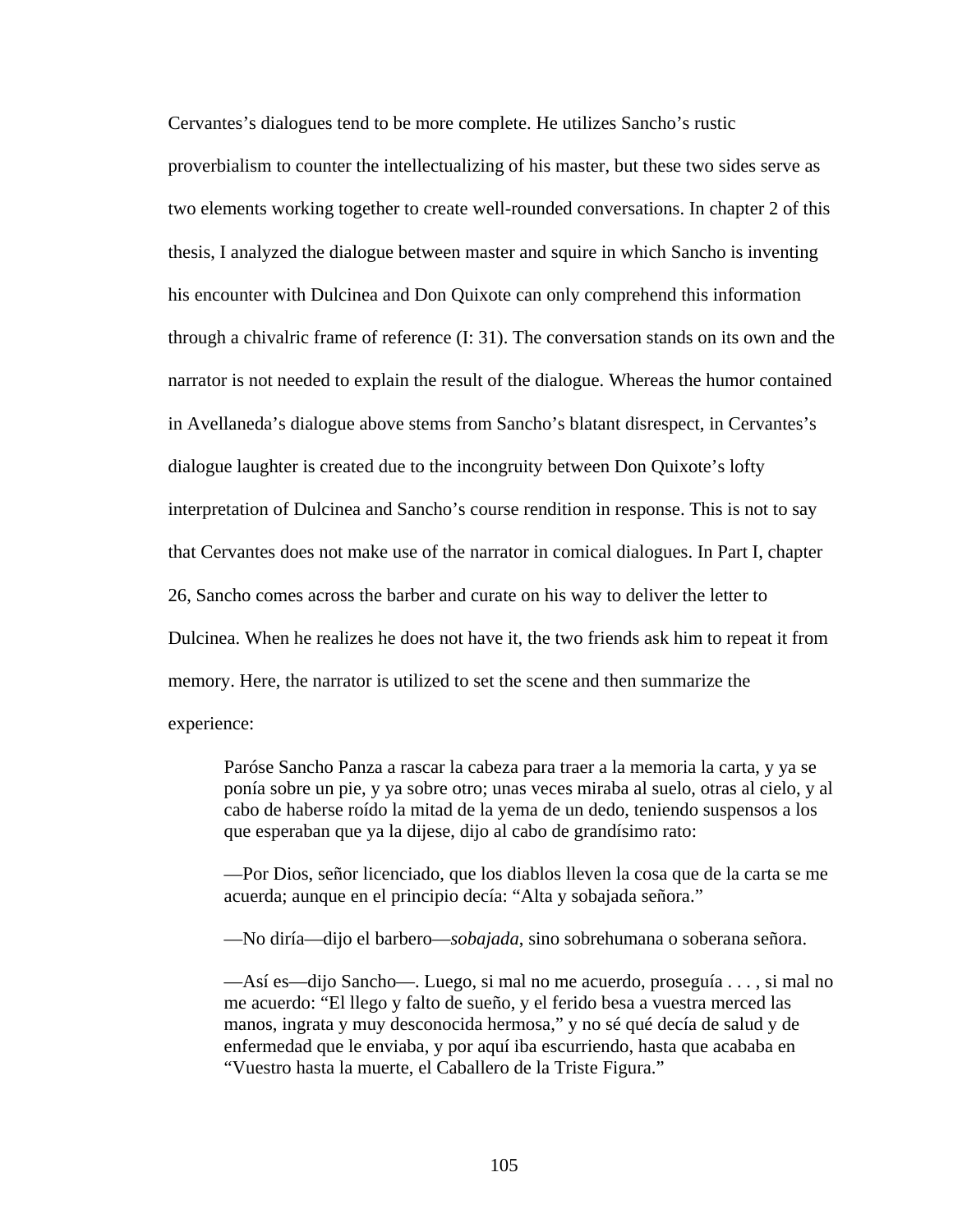Cervantes's dialogues tend to be more complete. He utilizes Sancho's rustic proverbialism to counter the intellectualizing of his master, but these two sides serve as two elements working together to create well-rounded conversations. In chapter 2 of this thesis, I analyzed the dialogue between master and squire in which Sancho is inventing his encounter with Dulcinea and Don Quixote can only comprehend this information through a chivalric frame of reference (I: 31). The conversation stands on its own and the narrator is not needed to explain the result of the dialogue. Whereas the humor contained in Avellaneda's dialogue above stems from Sancho's blatant disrespect, in Cervantes's dialogue laughter is created due to the incongruity between Don Quixote's lofty interpretation of Dulcinea and Sancho's course rendition in response. This is not to say that Cervantes does not make use of the narrator in comical dialogues. In Part I, chapter 26, Sancho comes across the barber and curate on his way to deliver the letter to Dulcinea. When he realizes he does not have it, the two friends ask him to repeat it from memory. Here, the narrator is utilized to set the scene and then summarize the experience:

> Paróse Sancho Panza a rascar la cabeza para traer a la memoria la carta, y ya se ponía sobre un pie, y ya sobre otro; unas veces miraba al suelo, otras al cielo, y al cabo de haberse roído la mitad de la yema de un dedo, teniendo suspensos a los que esperaban que ya la dijese, dijo al cabo de grandísimo rato:
>
> —Por Dios, señor licenciado, que los diablos lleven la cosa que de la carta se me acuerda; aunque en el principio decía: "Alta y sobajada señora."
>
> —No diría—dijo el barbero—*sobajada*, sino sobrehumana o soberana señora.
>
> —Así es—dijo Sancho—. Luego, si mal no me acuerdo, proseguía . . . , si mal no me acuerdo: "El llego y falto de sueño, y el ferido besa a vuestra merced las manos, ingrata y muy desconocida hermosa," y no sé qué decía de salud y de enfermedad que le enviaba, y por aquí iba escurriendo, hasta que acababa en "Vuestro hasta la muerte, el Caballero de la Triste Figura."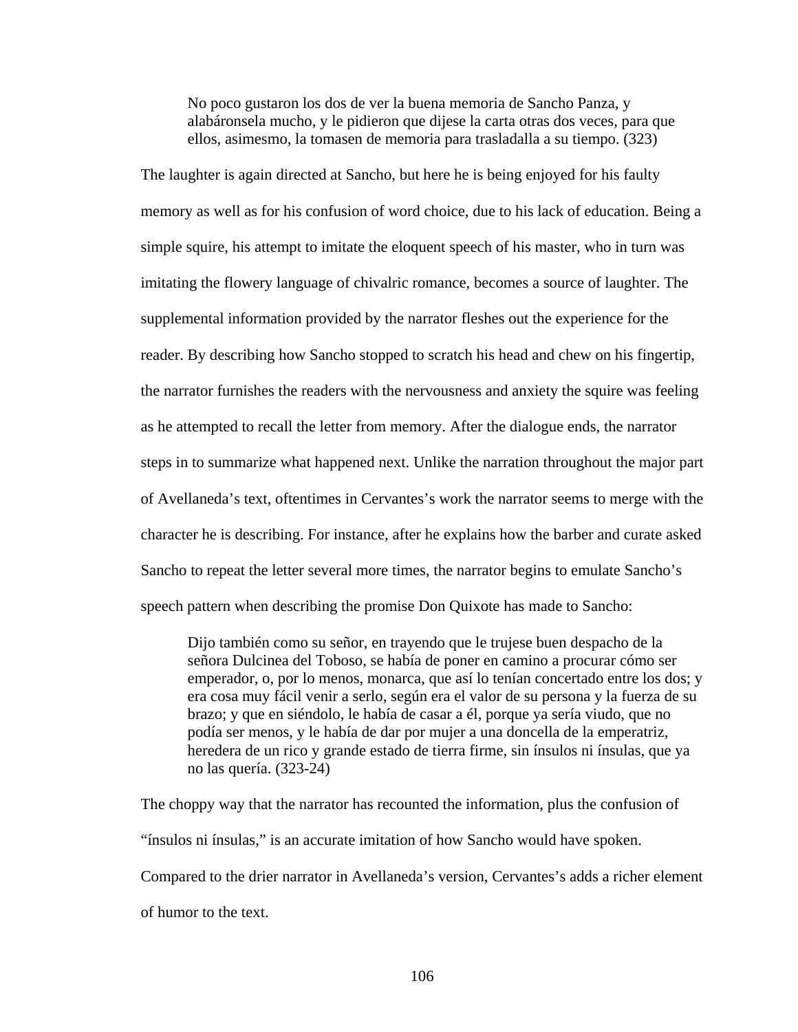> No poco gustaron los dos de ver la buena memoria de Sancho Panza, y alabáronsela mucho, y le pidieron que dijese la carta otras dos veces, para que ellos, asimesmo, la tomasen de memoria para trasladalla a su tiempo. (323)

The laughter is again directed at Sancho, but here he is being enjoyed for his faulty memory as well as for his confusion of word choice, due to his lack of education. Being a simple squire, his attempt to imitate the eloquent speech of his master, who in turn was imitating the flowery language of chivalric romance, becomes a source of laughter. The supplemental information provided by the narrator fleshes out the experience for the reader. By describing how Sancho stopped to scratch his head and chew on his fingertip, the narrator furnishes the readers with the nervousness and anxiety the squire was feeling as he attempted to recall the letter from memory. After the dialogue ends, the narrator steps in to summarize what happened next. Unlike the narration throughout the major part of Avellaneda's text, oftentimes in Cervantes's work the narrator seems to merge with the character he is describing. For instance, after he explains how the barber and curate asked Sancho to repeat the letter several more times, the narrator begins to emulate Sancho's speech pattern when describing the promise Don Quixote has made to Sancho:

> Dijo también como su señor, en trayendo que le trujese buen despacho de la señora Dulcinea del Toboso, se había de poner en camino a procurar cómo ser emperador, o, por lo menos, monarca, que así lo tenían concertado entre los dos; y era cosa muy fácil venir a serlo, según era el valor de su persona y la fuerza de su brazo; y que en siéndolo, le había de casar a él, porque ya sería viudo, que no podía ser menos, y le había de dar por mujer a una doncella de la emperatriz, heredera de un rico y grande estado de tierra firme, sin ínsulos ni ínsulas, que ya no las quería. (323-24)

The choppy way that the narrator has recounted the information, plus the confusion of "ínsulos ni ínsulas," is an accurate imitation of how Sancho would have spoken. Compared to the drier narrator in Avellaneda's version, Cervantes's adds a richer element of humor to the text.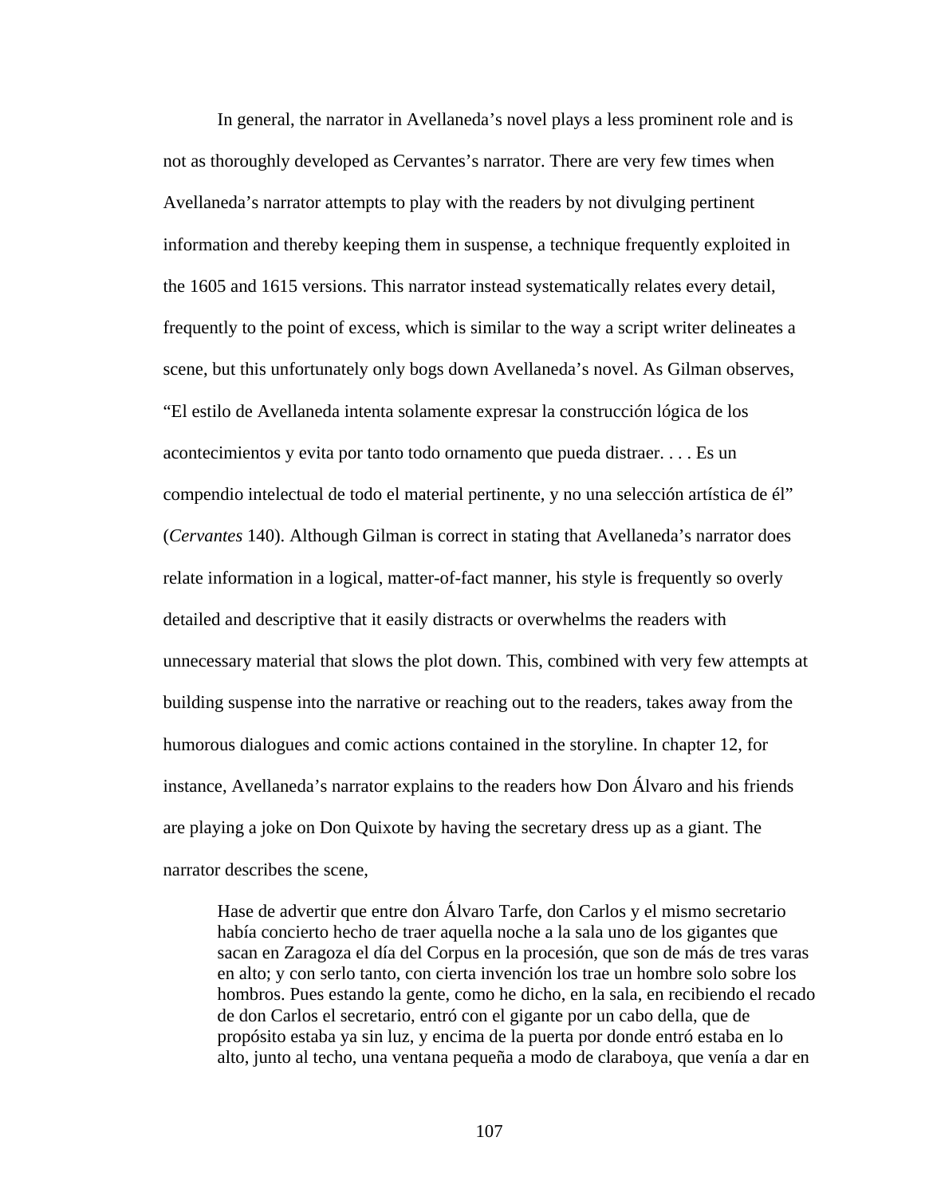In general, the narrator in Avellaneda's novel plays a less prominent role and is not as thoroughly developed as Cervantes's narrator. There are very few times when Avellaneda's narrator attempts to play with the readers by not divulging pertinent information and thereby keeping them in suspense, a technique frequently exploited in the 1605 and 1615 versions. This narrator instead systematically relates every detail, frequently to the point of excess, which is similar to the way a script writer delineates a scene, but this unfortunately only bogs down Avellaneda's novel. As Gilman observes, "El estilo de Avellaneda intenta solamente expresar la construcción lógica de los acontecimientos y evita por tanto todo ornamento que pueda distraer. . . . Es un compendio intelectual de todo el material pertinente, y no una selección artística de él" (*Cervantes* 140). Although Gilman is correct in stating that Avellaneda's narrator does relate information in a logical, matter-of-fact manner, his style is frequently so overly detailed and descriptive that it easily distracts or overwhelms the readers with unnecessary material that slows the plot down. This, combined with very few attempts at building suspense into the narrative or reaching out to the readers, takes away from the humorous dialogues and comic actions contained in the storyline. In chapter 12, for instance, Avellaneda's narrator explains to the readers how Don Álvaro and his friends are playing a joke on Don Quixote by having the secretary dress up as a giant. The narrator describes the scene,

> Hase de advertir que entre don Álvaro Tarfe, don Carlos y el mismo secretario había concierto hecho de traer aquella noche a la sala uno de los gigantes que sacan en Zaragoza el día del Corpus en la procesión, que son de más de tres varas en alto; y con serlo tanto, con cierta invención los trae un hombre solo sobre los hombros. Pues estando la gente, como he dicho, en la sala, en recibiendo el recado de don Carlos el secretario, entró con el gigante por un cabo della, que de propósito estaba ya sin luz, y encima de la puerta por donde entró estaba en lo alto, junto al techo, una ventana pequeña a modo de claraboya, que venía a dar en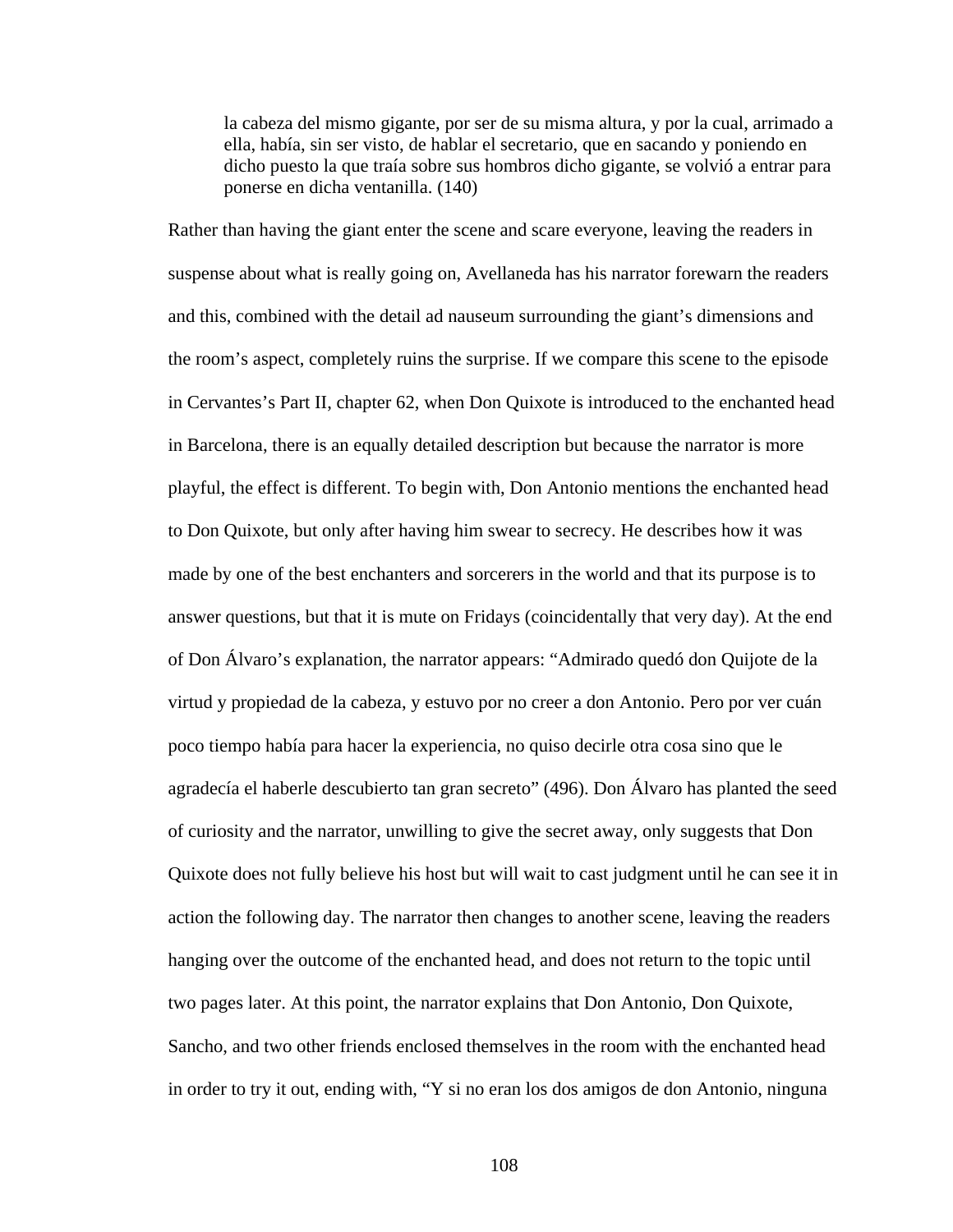> la cabeza del mismo gigante, por ser de su misma altura, y por la cual, arrimado a ella, había, sin ser visto, de hablar el secretario, que en sacando y poniendo en dicho puesto la que traía sobre sus hombros dicho gigante, se volvió a entrar para ponerse en dicha ventanilla. (140)

Rather than having the giant enter the scene and scare everyone, leaving the readers in suspense about what is really going on, Avellaneda has his narrator forewarn the readers and this, combined with the detail ad nauseum surrounding the giant's dimensions and the room's aspect, completely ruins the surprise. If we compare this scene to the episode in Cervantes's Part II, chapter 62, when Don Quixote is introduced to the enchanted head in Barcelona, there is an equally detailed description but because the narrator is more playful, the effect is different. To begin with, Don Antonio mentions the enchanted head to Don Quixote, but only after having him swear to secrecy. He describes how it was made by one of the best enchanters and sorcerers in the world and that its purpose is to answer questions, but that it is mute on Fridays (coincidentally that very day). At the end of Don Álvaro's explanation, the narrator appears: "Admirado quedó don Quijote de la virtud y propiedad de la cabeza, y estuvo por no creer a don Antonio. Pero por ver cuán poco tiempo había para hacer la experiencia, no quiso decirle otra cosa sino que le agradecía el haberle descubierto tan gran secreto" (496). Don Álvaro has planted the seed of curiosity and the narrator, unwilling to give the secret away, only suggests that Don Quixote does not fully believe his host but will wait to cast judgment until he can see it in action the following day. The narrator then changes to another scene, leaving the readers hanging over the outcome of the enchanted head, and does not return to the topic until two pages later. At this point, the narrator explains that Don Antonio, Don Quixote, Sancho, and two other friends enclosed themselves in the room with the enchanted head in order to try it out, ending with, "Y si no eran los dos amigos de don Antonio, ninguna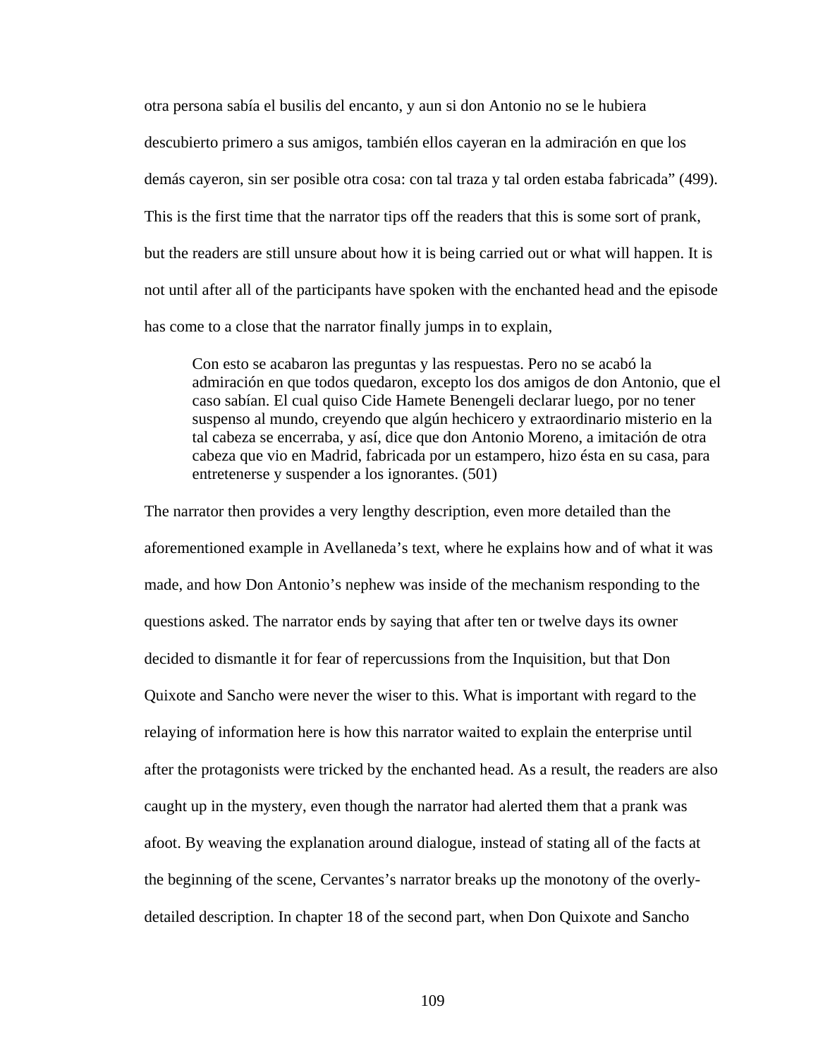otra persona sabía el busilis del encanto, y aun si don Antonio no se le hubiera descubierto primero a sus amigos, también ellos cayeran en la admiración en que los demás cayeron, sin ser posible otra cosa: con tal traza y tal orden estaba fabricada" (499). This is the first time that the narrator tips off the readers that this is some sort of prank, but the readers are still unsure about how it is being carried out or what will happen. It is not until after all of the participants have spoken with the enchanted head and the episode has come to a close that the narrator finally jumps in to explain,

> Con esto se acabaron las preguntas y las respuestas. Pero no se acabó la admiración en que todos quedaron, excepto los dos amigos de don Antonio, que el caso sabían. El cual quiso Cide Hamete Benengeli declarar luego, por no tener suspenso al mundo, creyendo que algún hechicero y extraordinario misterio en la tal cabeza se encerraba, y así, dice que don Antonio Moreno, a imitación de otra cabeza que vio en Madrid, fabricada por un estampero, hizo ésta en su casa, para entretenerse y suspender a los ignorantes. (501)

The narrator then provides a very lengthy description, even more detailed than the aforementioned example in Avellaneda's text, where he explains how and of what it was made, and how Don Antonio's nephew was inside of the mechanism responding to the questions asked. The narrator ends by saying that after ten or twelve days its owner decided to dismantle it for fear of repercussions from the Inquisition, but that Don Quixote and Sancho were never the wiser to this. What is important with regard to the relaying of information here is how this narrator waited to explain the enterprise until after the protagonists were tricked by the enchanted head. As a result, the readers are also caught up in the mystery, even though the narrator had alerted them that a prank was afoot. By weaving the explanation around dialogue, instead of stating all of the facts at the beginning of the scene, Cervantes's narrator breaks up the monotony of the overly-detailed description. In chapter 18 of the second part, when Don Quixote and Sancho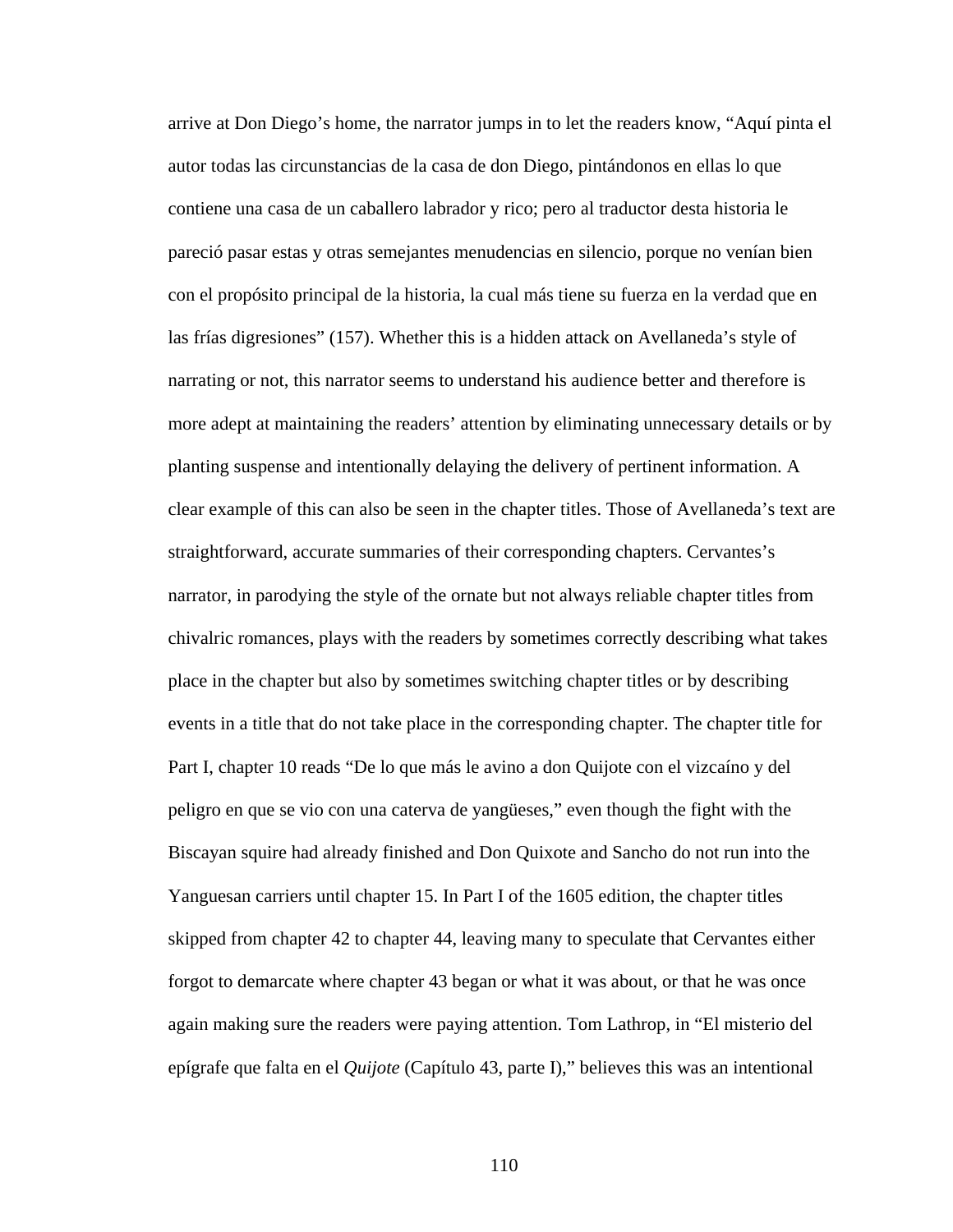arrive at Don Diego's home, the narrator jumps in to let the readers know, "Aquí pinta el autor todas las circunstancias de la casa de don Diego, pintándonos en ellas lo que contiene una casa de un caballero labrador y rico; pero al traductor desta historia le pareció pasar estas y otras semejantes menudencias en silencio, porque no venían bien con el propósito principal de la historia, la cual más tiene su fuerza en la verdad que en las frías digresiones" (157). Whether this is a hidden attack on Avellaneda's style of narrating or not, this narrator seems to understand his audience better and therefore is more adept at maintaining the readers' attention by eliminating unnecessary details or by planting suspense and intentionally delaying the delivery of pertinent information. A clear example of this can also be seen in the chapter titles. Those of Avellaneda's text are straightforward, accurate summaries of their corresponding chapters. Cervantes's narrator, in parodying the style of the ornate but not always reliable chapter titles from chivalric romances, plays with the readers by sometimes correctly describing what takes place in the chapter but also by sometimes switching chapter titles or by describing events in a title that do not take place in the corresponding chapter. The chapter title for Part I, chapter 10 reads "De lo que más le avino a don Quijote con el vizcaíno y del peligro en que se vio con una caterva de yangüeses," even though the fight with the Biscayan squire had already finished and Don Quixote and Sancho do not run into the Yanguesan carriers until chapter 15. In Part I of the 1605 edition, the chapter titles skipped from chapter 42 to chapter 44, leaving many to speculate that Cervantes either forgot to demarcate where chapter 43 began or what it was about, or that he was once again making sure the readers were paying attention. Tom Lathrop, in "El misterio del epígrafe que falta en el *Quijote* (Capítulo 43, parte I)," believes this was an intentional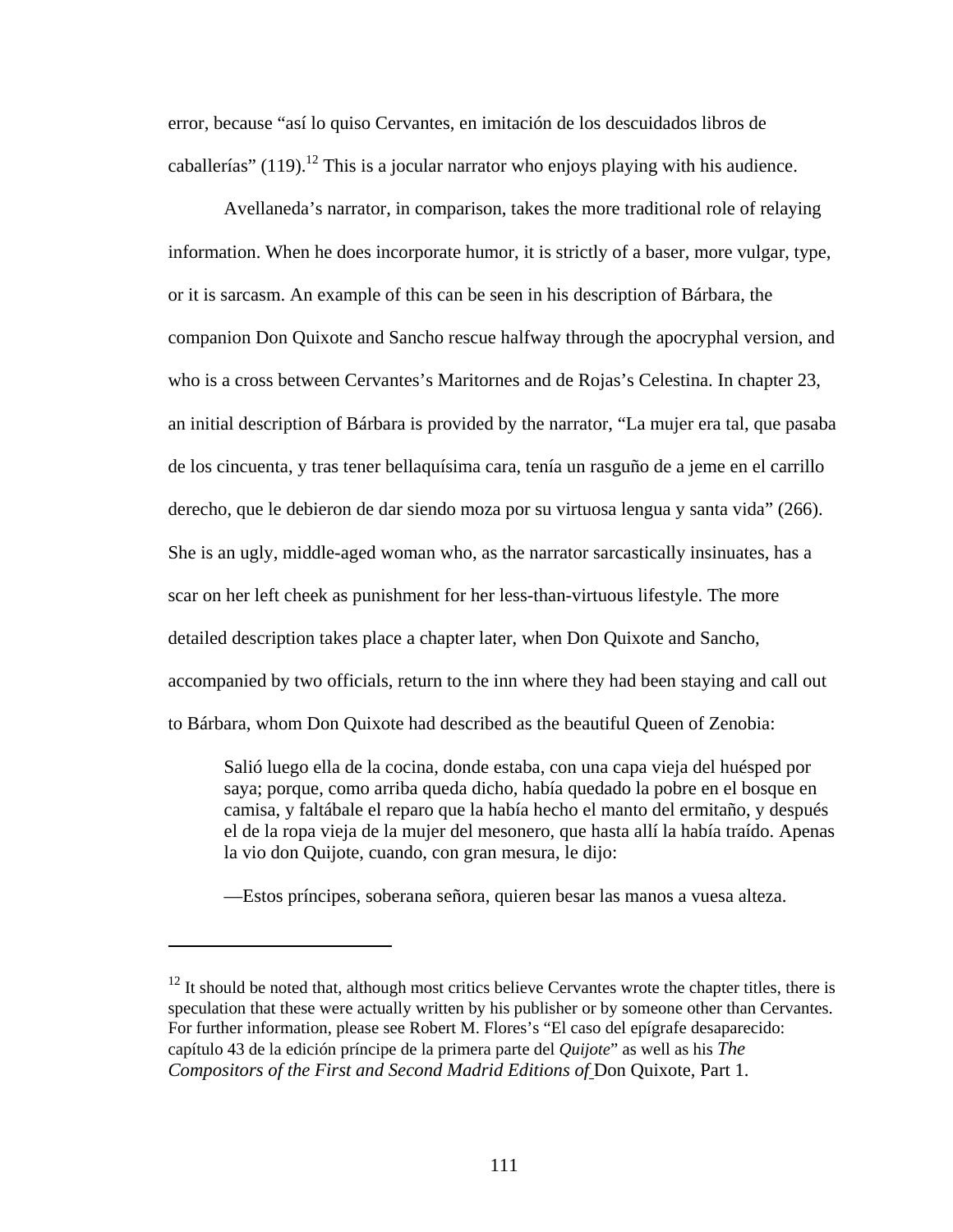error, because "así lo quiso Cervantes, en imitación de los descuidados libros de caballerías" (119).[12] This is a jocular narrator who enjoys playing with his audience.

Avellaneda's narrator, in comparison, takes the more traditional role of relaying information. When he does incorporate humor, it is strictly of a baser, more vulgar, type, or it is sarcasm. An example of this can be seen in his description of Bárbara, the companion Don Quixote and Sancho rescue halfway through the apocryphal version, and who is a cross between Cervantes's Maritornes and de Rojas's Celestina. In chapter 23, an initial description of Bárbara is provided by the narrator, "La mujer era tal, que pasaba de los cincuenta, y tras tener bellaquísima cara, tenía un rasguño de a jeme en el carrillo derecho, que le debieron de dar siendo moza por su virtuosa lengua y santa vida" (266). She is an ugly, middle-aged woman who, as the narrator sarcastically insinuates, has a scar on her left cheek as punishment for her less-than-virtuous lifestyle. The more detailed description takes place a chapter later, when Don Quixote and Sancho, accompanied by two officials, return to the inn where they had been staying and call out to Bárbara, whom Don Quixote had described as the beautiful Queen of Zenobia:

> Salió luego ella de la cocina, donde estaba, con una capa vieja del huésped por saya; porque, como arriba queda dicho, había quedado la pobre en el bosque en camisa, y faltábale el reparo que la había hecho el manto del ermitaño, y después el de la ropa vieja de la mujer del mesonero, que hasta allí la había traído. Apenas la vio don Quijote, cuando, con gran mesura, le dijo:
>
> —Estos príncipes, soberana señora, quieren besar las manos a vuesa alteza.

---

[12] It should be noted that, although most critics believe Cervantes wrote the chapter titles, there is speculation that these were actually written by his publisher or by someone other than Cervantes. For further information, please see Robert M. Flores's "El caso del epígrafe desaparecido: capítulo 43 de la edición príncipe de la primera parte del *Quijote*" as well as his *The Compositors of the First and Second Madrid Editions of* Don Quixote, Part 1.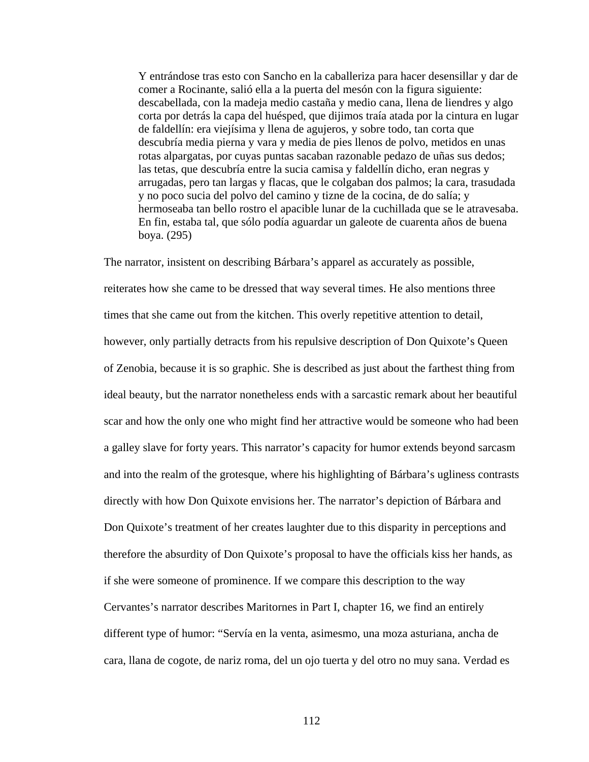> Y entrándose tras esto con Sancho en la caballeriza para hacer desensillar y dar de comer a Rocinante, salió ella a la puerta del mesón con la figura siguiente: descabellada, con la madeja medio castaña y medio cana, llena de liendres y algo corta por detrás la capa del huésped, que dijimos traía atada por la cintura en lugar de faldellín: era viejísima y llena de agujeros, y sobre todo, tan corta que descubría media pierna y vara y media de pies llenos de polvo, metidos en unas rotas alpargatas, por cuyas puntas sacaban razonable pedazo de uñas sus dedos; las tetas, que descubría entre la sucia camisa y faldellín dicho, eran negras y arrugadas, pero tan largas y flacas, que le colgaban dos palmos; la cara, trasudada y no poco sucia del polvo del camino y tizne de la cocina, de do salía; y hermoseaba tan bello rostro el apacible lunar de la cuchillada que se le atravesaba. En fin, estaba tal, que sólo podía aguardar un galeote de cuarenta años de buena boya. (295)

The narrator, insistent on describing Bárbara's apparel as accurately as possible, reiterates how she came to be dressed that way several times. He also mentions three times that she came out from the kitchen. This overly repetitive attention to detail, however, only partially detracts from his repulsive description of Don Quixote's Queen of Zenobia, because it is so graphic. She is described as just about the farthest thing from ideal beauty, but the narrator nonetheless ends with a sarcastic remark about her beautiful scar and how the only one who might find her attractive would be someone who had been a galley slave for forty years. This narrator's capacity for humor extends beyond sarcasm and into the realm of the grotesque, where his highlighting of Bárbara's ugliness contrasts directly with how Don Quixote envisions her. The narrator's depiction of Bárbara and Don Quixote's treatment of her creates laughter due to this disparity in perceptions and therefore the absurdity of Don Quixote's proposal to have the officials kiss her hands, as if she were someone of prominence. If we compare this description to the way Cervantes's narrator describes Maritornes in Part I, chapter 16, we find an entirely different type of humor: "Servía en la venta, asimesmo, una moza asturiana, ancha de cara, llana de cogote, de nariz roma, del un ojo tuerta y del otro no muy sana. Verdad es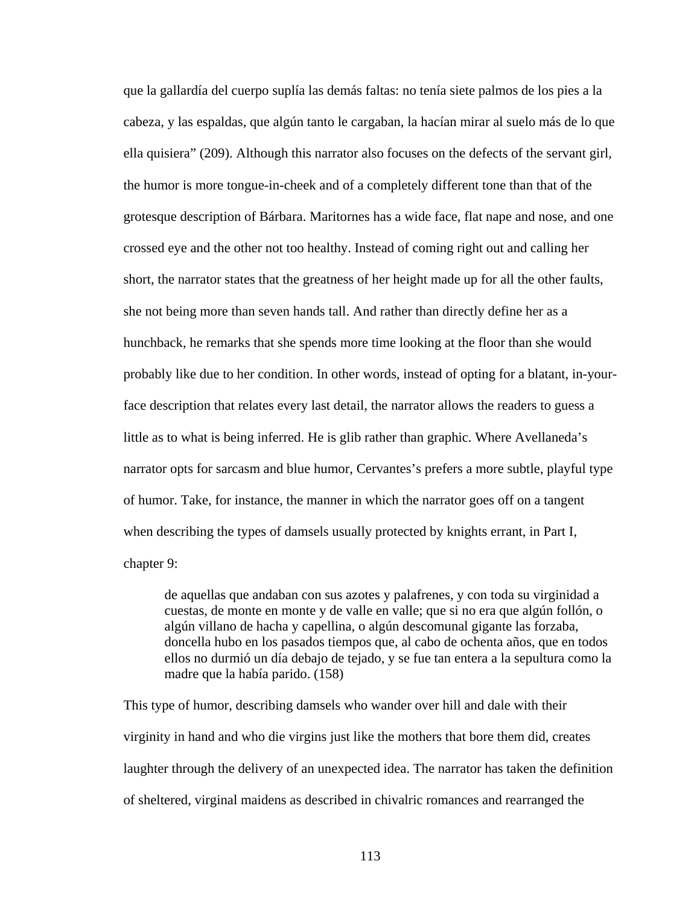que la gallardía del cuerpo suplía las demás faltas: no tenía siete palmos de los pies a la cabeza, y las espaldas, que algún tanto le cargaban, la hacían mirar al suelo más de lo que ella quisiera" (209). Although this narrator also focuses on the defects of the servant girl, the humor is more tongue-in-cheek and of a completely different tone than that of the grotesque description of Bárbara. Maritornes has a wide face, flat nape and nose, and one crossed eye and the other not too healthy. Instead of coming right out and calling her short, the narrator states that the greatness of her height made up for all the other faults, she not being more than seven hands tall. And rather than directly define her as a hunchback, he remarks that she spends more time looking at the floor than she would probably like due to her condition. In other words, instead of opting for a blatant, in-your-face description that relates every last detail, the narrator allows the readers to guess a little as to what is being inferred. He is glib rather than graphic. Where Avellaneda's narrator opts for sarcasm and blue humor, Cervantes's prefers a more subtle, playful type of humor. Take, for instance, the manner in which the narrator goes off on a tangent when describing the types of damsels usually protected by knights errant, in Part I, chapter 9:

> de aquellas que andaban con sus azotes y palafrenes, y con toda su virginidad a cuestas, de monte en monte y de valle en valle; que si no era que algún follón, o algún villano de hacha y capellina, o algún descomunal gigante las forzaba, doncella hubo en los pasados tiempos que, al cabo de ochenta años, que en todos ellos no durmió un día debajo de tejado, y se fue tan entera a la sepultura como la madre que la había parido. (158)

This type of humor, describing damsels who wander over hill and dale with their virginity in hand and who die virgins just like the mothers that bore them did, creates laughter through the delivery of an unexpected idea. The narrator has taken the definition of sheltered, virginal maidens as described in chivalric romances and rearranged the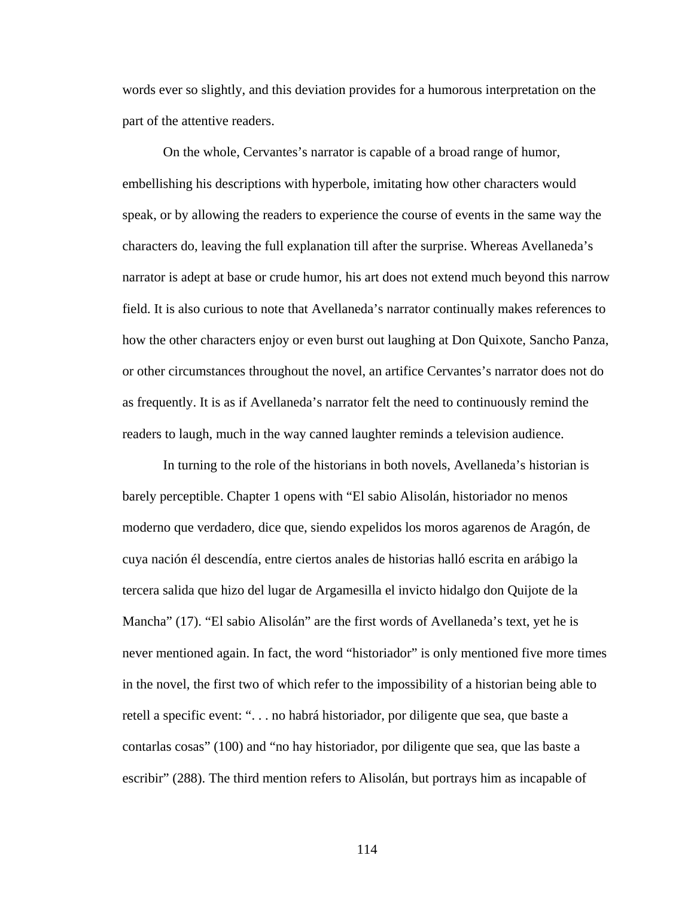words ever so slightly, and this deviation provides for a humorous interpretation on the part of the attentive readers.

On the whole, Cervantes's narrator is capable of a broad range of humor, embellishing his descriptions with hyperbole, imitating how other characters would speak, or by allowing the readers to experience the course of events in the same way the characters do, leaving the full explanation till after the surprise. Whereas Avellaneda's narrator is adept at base or crude humor, his art does not extend much beyond this narrow field. It is also curious to note that Avellaneda's narrator continually makes references to how the other characters enjoy or even burst out laughing at Don Quixote, Sancho Panza, or other circumstances throughout the novel, an artifice Cervantes's narrator does not do as frequently. It is as if Avellaneda's narrator felt the need to continuously remind the readers to laugh, much in the way canned laughter reminds a television audience.

In turning to the role of the historians in both novels, Avellaneda's historian is barely perceptible. Chapter 1 opens with "El sabio Alisolán, historiador no menos moderno que verdadero, dice que, siendo expelidos los moros agarenos de Aragón, de cuya nación él descendía, entre ciertos anales de historias halló escrita en arábigo la tercera salida que hizo del lugar de Argamesilla el invicto hidalgo don Quijote de la Mancha" (17). "El sabio Alisolán" are the first words of Avellaneda's text, yet he is never mentioned again. In fact, the word "historiador" is only mentioned five more times in the novel, the first two of which refer to the impossibility of a historian being able to retell a specific event: ". . . no habrá historiador, por diligente que sea, que baste a contarlas cosas" (100) and "no hay historiador, por diligente que sea, que las baste a escribir" (288). The third mention refers to Alisolán, but portrays him as incapable of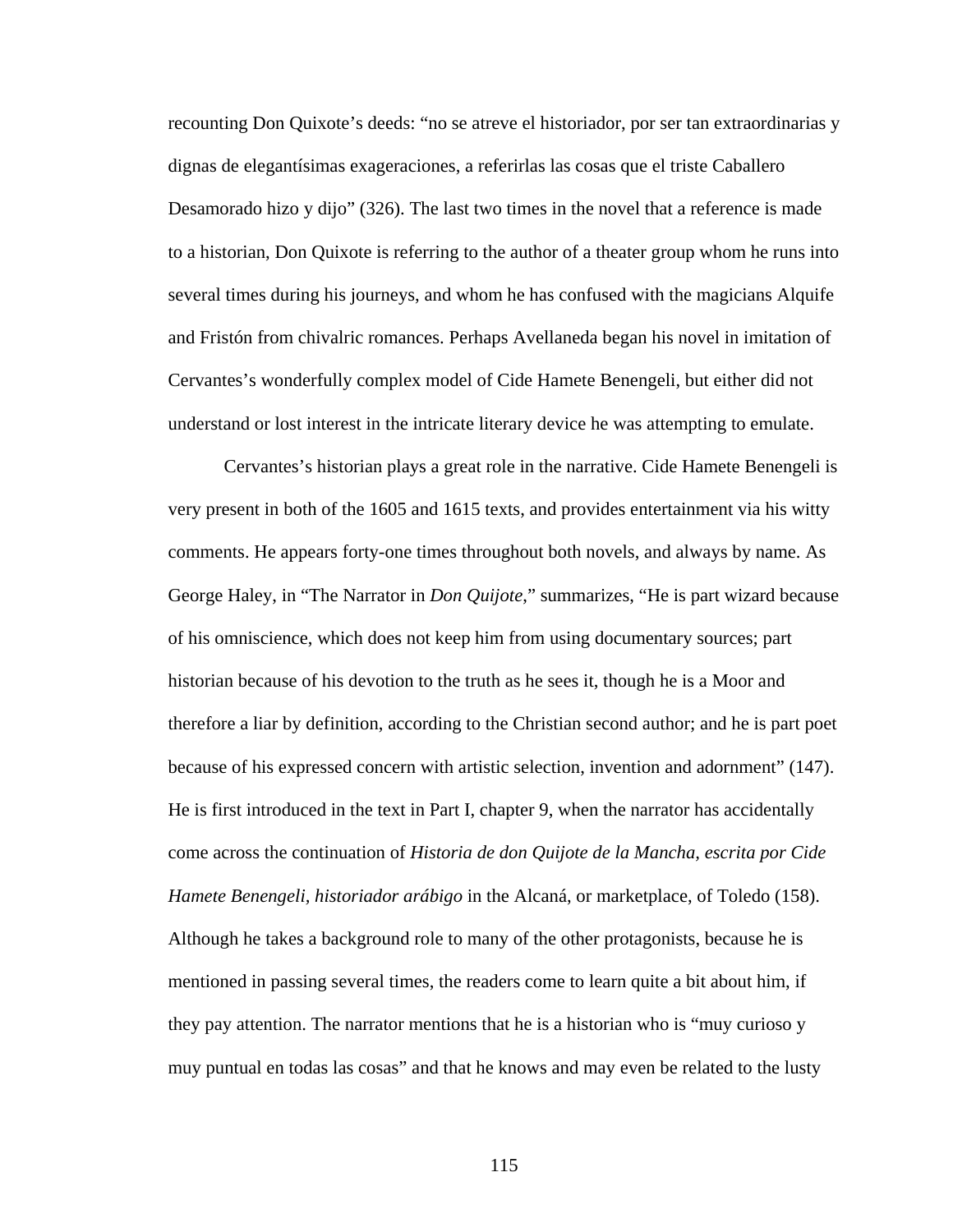recounting Don Quixote's deeds: "no se atreve el historiador, por ser tan extraordinarias y dignas de elegantísimas exageraciones, a referirlas las cosas que el triste Caballero Desamorado hizo y dijo" (326). The last two times in the novel that a reference is made to a historian, Don Quixote is referring to the author of a theater group whom he runs into several times during his journeys, and whom he has confused with the magicians Alquife and Fristón from chivalric romances. Perhaps Avellaneda began his novel in imitation of Cervantes's wonderfully complex model of Cide Hamete Benengeli, but either did not understand or lost interest in the intricate literary device he was attempting to emulate.

Cervantes's historian plays a great role in the narrative. Cide Hamete Benengeli is very present in both of the 1605 and 1615 texts, and provides entertainment via his witty comments. He appears forty-one times throughout both novels, and always by name. As George Haley, in "The Narrator in *Don Quijote*," summarizes, "He is part wizard because of his omniscience, which does not keep him from using documentary sources; part historian because of his devotion to the truth as he sees it, though he is a Moor and therefore a liar by definition, according to the Christian second author; and he is part poet because of his expressed concern with artistic selection, invention and adornment" (147). He is first introduced in the text in Part I, chapter 9, when the narrator has accidentally come across the continuation of *Historia de don Quijote de la Mancha, escrita por Cide Hamete Benengeli, historiador arábigo* in the Alcaná, or marketplace, of Toledo (158). Although he takes a background role to many of the other protagonists, because he is mentioned in passing several times, the readers come to learn quite a bit about him, if they pay attention. The narrator mentions that he is a historian who is "muy curioso y muy puntual en todas las cosas" and that he knows and may even be related to the lusty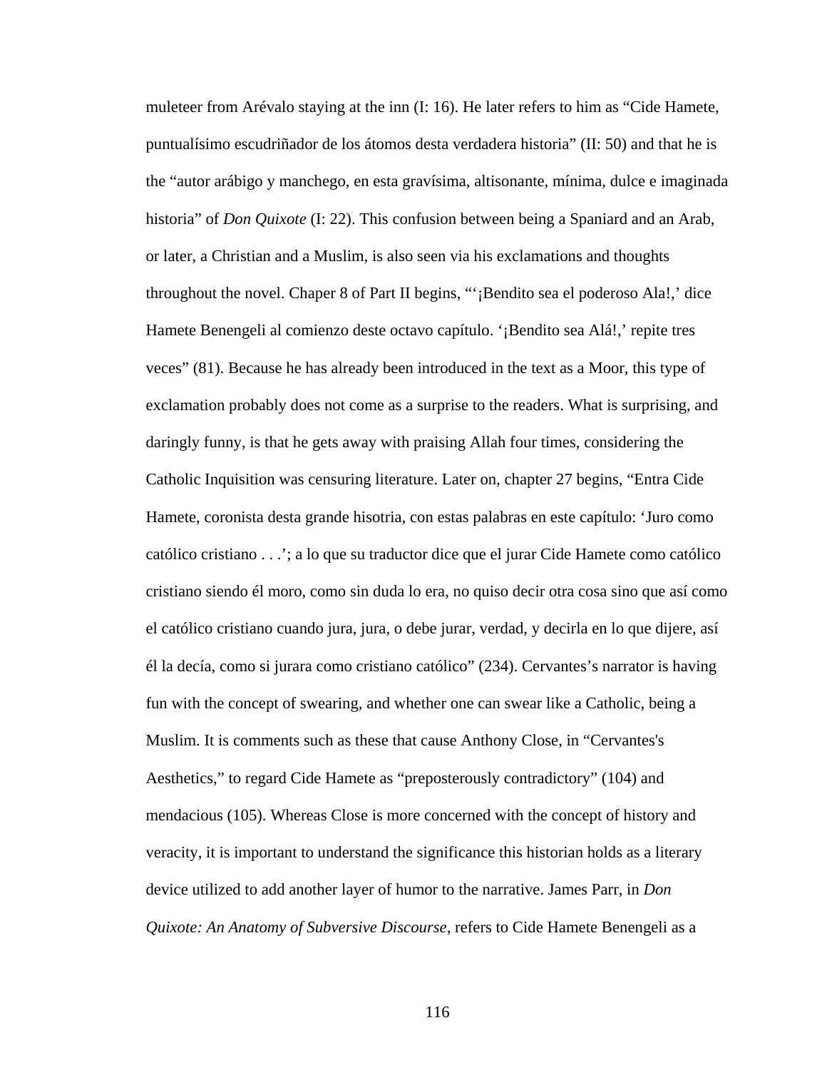muleteer from Arévalo staying at the inn (I: 16). He later refers to him as "Cide Hamete, puntualísimo escudriñador de los átomos desta verdadera historia" (II: 50) and that he is the "autor arábigo y manchego, en esta gravísima, altisonante, mínima, dulce e imaginada historia" of *Don Quixote* (I: 22). This confusion between being a Spaniard and an Arab, or later, a Christian and a Muslim, is also seen via his exclamations and thoughts throughout the novel. Chaper 8 of Part II begins, "'¡Bendito sea el poderoso Ala!,' dice Hamete Benengeli al comienzo deste octavo capítulo. '¡Bendito sea Alá!,' repite tres veces" (81). Because he has already been introduced in the text as a Moor, this type of exclamation probably does not come as a surprise to the readers. What is surprising, and daringly funny, is that he gets away with praising Allah four times, considering the Catholic Inquisition was censuring literature. Later on, chapter 27 begins, "Entra Cide Hamete, coronista desta grande hisotria, con estas palabras en este capítulo: 'Juro como católico cristiano . . .'; a lo que su traductor dice que el jurar Cide Hamete como católico cristiano siendo él moro, como sin duda lo era, no quiso decir otra cosa sino que así como el católico cristiano cuando jura, jura, o debe jurar, verdad, y decirla en lo que dijere, así él la decía, como si jurara como cristiano católico" (234). Cervantes's narrator is having fun with the concept of swearing, and whether one can swear like a Catholic, being a Muslim. It is comments such as these that cause Anthony Close, in "Cervantes's Aesthetics," to regard Cide Hamete as "preposterously contradictory" (104) and mendacious (105). Whereas Close is more concerned with the concept of history and veracity, it is important to understand the significance this historian holds as a literary device utilized to add another layer of humor to the narrative. James Parr, in *Don Quixote: An Anatomy of Subversive Discourse*, refers to Cide Hamete Benengeli as a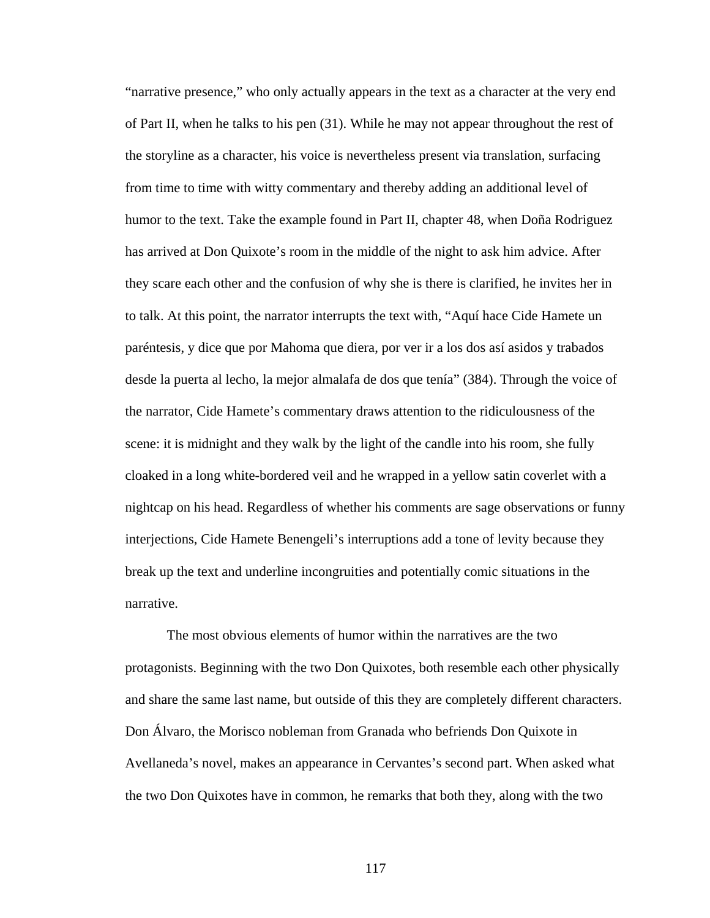"narrative presence," who only actually appears in the text as a character at the very end of Part II, when he talks to his pen (31). While he may not appear throughout the rest of the storyline as a character, his voice is nevertheless present via translation, surfacing from time to time with witty commentary and thereby adding an additional level of humor to the text. Take the example found in Part II, chapter 48, when Doña Rodriguez has arrived at Don Quixote's room in the middle of the night to ask him advice. After they scare each other and the confusion of why she is there is clarified, he invites her in to talk. At this point, the narrator interrupts the text with, "Aquí hace Cide Hamete un paréntesis, y dice que por Mahoma que diera, por ver ir a los dos así asidos y trabados desde la puerta al lecho, la mejor almalafa de dos que tenía" (384). Through the voice of the narrator, Cide Hamete's commentary draws attention to the ridiculousness of the scene: it is midnight and they walk by the light of the candle into his room, she fully cloaked in a long white-bordered veil and he wrapped in a yellow satin coverlet with a nightcap on his head. Regardless of whether his comments are sage observations or funny interjections, Cide Hamete Benengeli's interruptions add a tone of levity because they break up the text and underline incongruities and potentially comic situations in the narrative.

The most obvious elements of humor within the narratives are the two protagonists. Beginning with the two Don Quixotes, both resemble each other physically and share the same last name, but outside of this they are completely different characters. Don Álvaro, the Morisco nobleman from Granada who befriends Don Quixote in Avellaneda's novel, makes an appearance in Cervantes's second part. When asked what the two Don Quixotes have in common, he remarks that both they, along with the two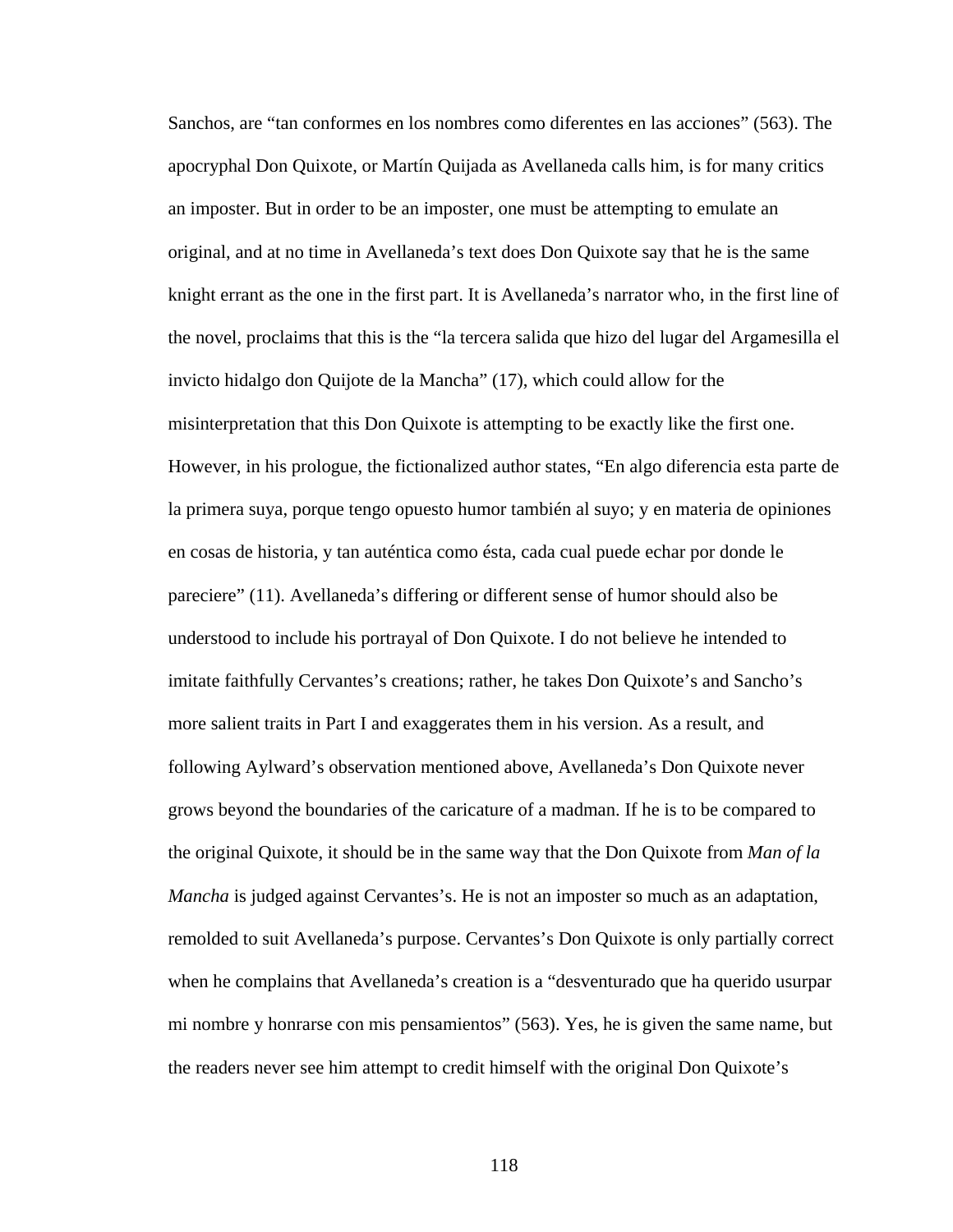Sanchos, are “tan conformes en los nombres como diferentes en las acciones” (563). The apocryphal Don Quixote, or Martín Quijada as Avellaneda calls him, is for many critics an imposter. But in order to be an imposter, one must be attempting to emulate an original, and at no time in Avellaneda’s text does Don Quixote say that he is the same knight errant as the one in the first part. It is Avellaneda’s narrator who, in the first line of the novel, proclaims that this is the “la tercera salida que hizo del lugar del Argamesilla el invicto hidalgo don Quijote de la Mancha” (17), which could allow for the misinterpretation that this Don Quixote is attempting to be exactly like the first one. However, in his prologue, the fictionalized author states, “En algo diferencia esta parte de la primera suya, porque tengo opuesto humor también al suyo; y en materia de opiniones en cosas de historia, y tan auténtica como ésta, cada cual puede echar por donde le pareciere” (11). Avellaneda’s differing or different sense of humor should also be understood to include his portrayal of Don Quixote. I do not believe he intended to imitate faithfully Cervantes’s creations; rather, he takes Don Quixote’s and Sancho’s more salient traits in Part I and exaggerates them in his version. As a result, and following Aylward’s observation mentioned above, Avellaneda’s Don Quixote never grows beyond the boundaries of the caricature of a madman. If he is to be compared to the original Quixote, it should be in the same way that the Don Quixote from *Man of la Mancha* is judged against Cervantes’s. He is not an imposter so much as an adaptation, remolded to suit Avellaneda’s purpose. Cervantes’s Don Quixote is only partially correct when he complains that Avellaneda’s creation is a “desventurado que ha querido usurpar mi nombre y honrarse con mis pensamientos” (563). Yes, he is given the same name, but the readers never see him attempt to credit himself with the original Don Quixote’s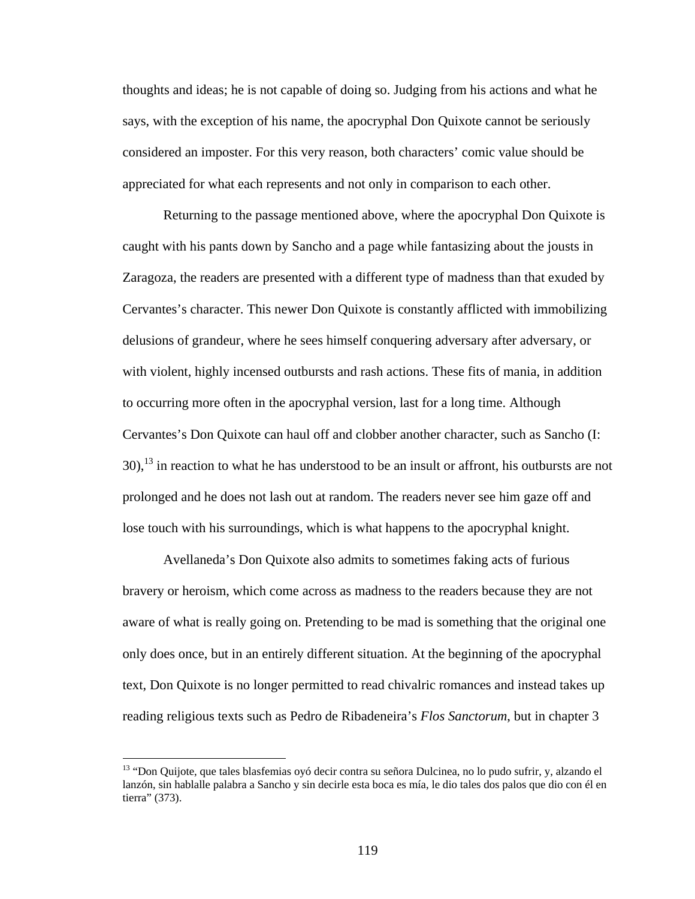thoughts and ideas; he is not capable of doing so. Judging from his actions and what he says, with the exception of his name, the apocryphal Don Quixote cannot be seriously considered an imposter. For this very reason, both characters' comic value should be appreciated for what each represents and not only in comparison to each other.

Returning to the passage mentioned above, where the apocryphal Don Quixote is caught with his pants down by Sancho and a page while fantasizing about the jousts in Zaragoza, the readers are presented with a different type of madness than that exuded by Cervantes's character. This newer Don Quixote is constantly afflicted with immobilizing delusions of grandeur, where he sees himself conquering adversary after adversary, or with violent, highly incensed outbursts and rash actions. These fits of mania, in addition to occurring more often in the apocryphal version, last for a long time. Although Cervantes's Don Quixote can haul off and clobber another character, such as Sancho (I: 30),[13] in reaction to what he has understood to be an insult or affront, his outbursts are not prolonged and he does not lash out at random. The readers never see him gaze off and lose touch with his surroundings, which is what happens to the apocryphal knight.

Avellaneda's Don Quixote also admits to sometimes faking acts of furious bravery or heroism, which come across as madness to the readers because they are not aware of what is really going on. Pretending to be mad is something that the original one only does once, but in an entirely different situation. At the beginning of the apocryphal text, Don Quixote is no longer permitted to read chivalric romances and instead takes up reading religious texts such as Pedro de Ribadeneira's *Flos Sanctorum*, but in chapter 3

[13] "Don Quijote, que tales blasfemias oyó decir contra su señora Dulcinea, no lo pudo sufrir, y, alzando el lanzón, sin hablalle palabra a Sancho y sin decirle esta boca es mía, le dio tales dos palos que dio con él en tierra" (373).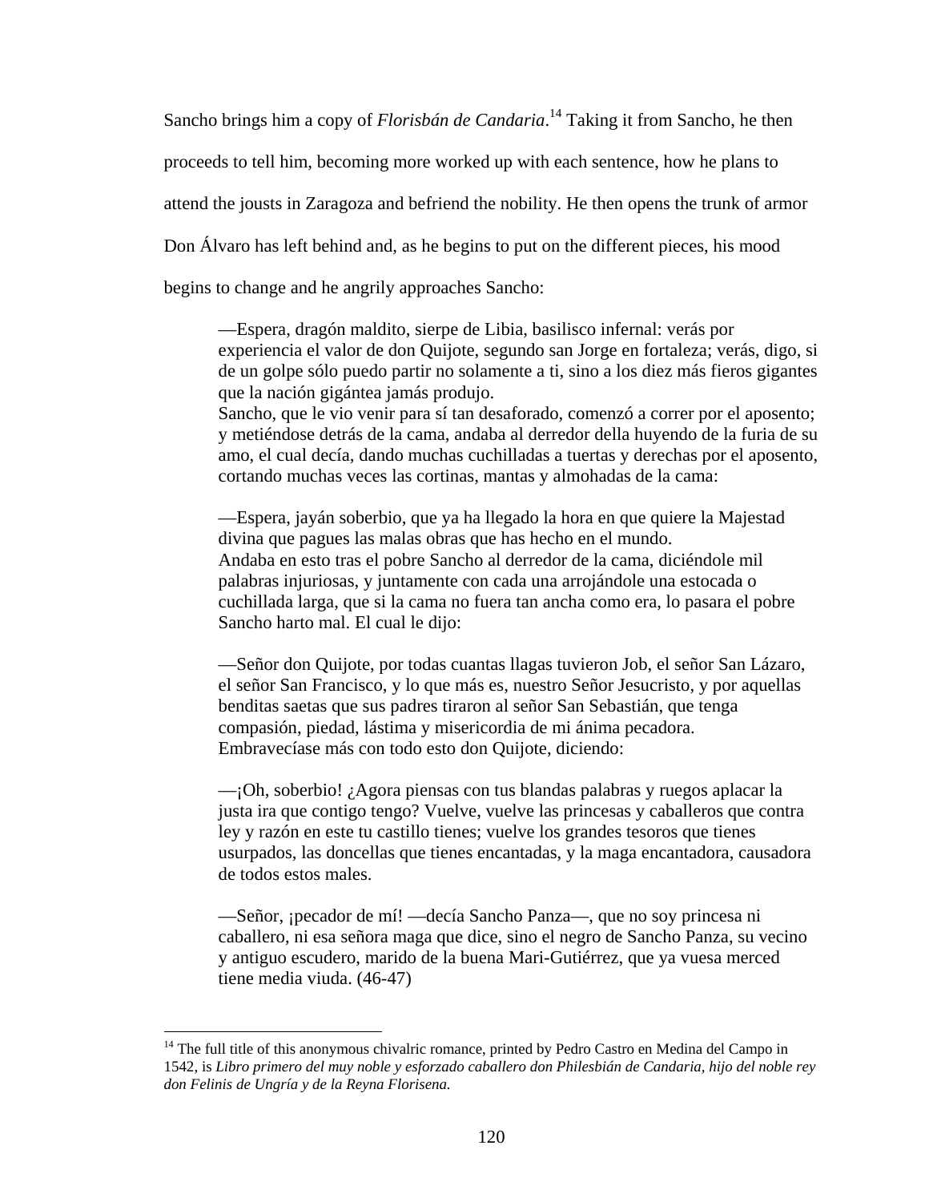Sancho brings him a copy of *Florisbán de Candaria*.[14] Taking it from Sancho, he then proceeds to tell him, becoming more worked up with each sentence, how he plans to attend the jousts in Zaragoza and befriend the nobility. He then opens the trunk of armor Don Álvaro has left behind and, as he begins to put on the different pieces, his mood begins to change and he angrily approaches Sancho:

> —Espera, dragón maldito, sierpe de Libia, basilisco infernal: verás por experiencia el valor de don Quijote, segundo san Jorge en fortaleza; verás, digo, si de un golpe sólo puedo partir no solamente a ti, sino a los diez más fieros gigantes que la nación gigántea jamás produjo.
> Sancho, que le vio venir para sí tan desaforado, comenzó a correr por el aposento; y metiéndose detrás de la cama, andaba al derredor della huyendo de la furia de su amo, el cual decía, dando muchas cuchilladas a tuertas y derechas por el aposento, cortando muchas veces las cortinas, mantas y almohadas de la cama:
>
> —Espera, jayán soberbio, que ya ha llegado la hora en que quiere la Majestad divina que pagues las malas obras que has hecho en el mundo.
> Andaba en esto tras el pobre Sancho al derredor de la cama, diciéndole mil palabras injuriosas, y juntamente con cada una arrojándole una estocada o cuchillada larga, que si la cama no fuera tan ancha como era, lo pasara el pobre Sancho harto mal. El cual le dijo:
>
> —Señor don Quijote, por todas cuantas llagas tuvieron Job, el señor San Lázaro, el señor San Francisco, y lo que más es, nuestro Señor Jesucristo, y por aquellas benditas saetas que sus padres tiraron al señor San Sebastián, que tenga compasión, piedad, lástima y misericordia de mi ánima pecadora.
> Embravecíase más con todo esto don Quijote, diciendo:
>
> —¡Oh, soberbio! ¿Agora piensas con tus blandas palabras y ruegos aplacar la justa ira que contigo tengo? Vuelve, vuelve las princesas y caballeros que contra ley y razón en este tu castillo tienes; vuelve los grandes tesoros que tienes usurpados, las doncellas que tienes encantadas, y la maga encantadora, causadora de todos estos males.
>
> —Señor, ¡pecador de mí! —decía Sancho Panza—, que no soy princesa ni caballero, ni esa señora maga que dice, sino el negro de Sancho Panza, su vecino y antiguo escudero, marido de la buena Mari-Gutiérrez, que ya vuesa merced tiene media viuda. (46-47)

---

[14] The full title of this anonymous chivalric romance, printed by Pedro Castro en Medina del Campo in 1542, is *Libro primero del muy noble y esforzado caballero don Philesbián de Candaria, hijo del noble rey don Felinis de Ungría y de la Reyna Florisena.*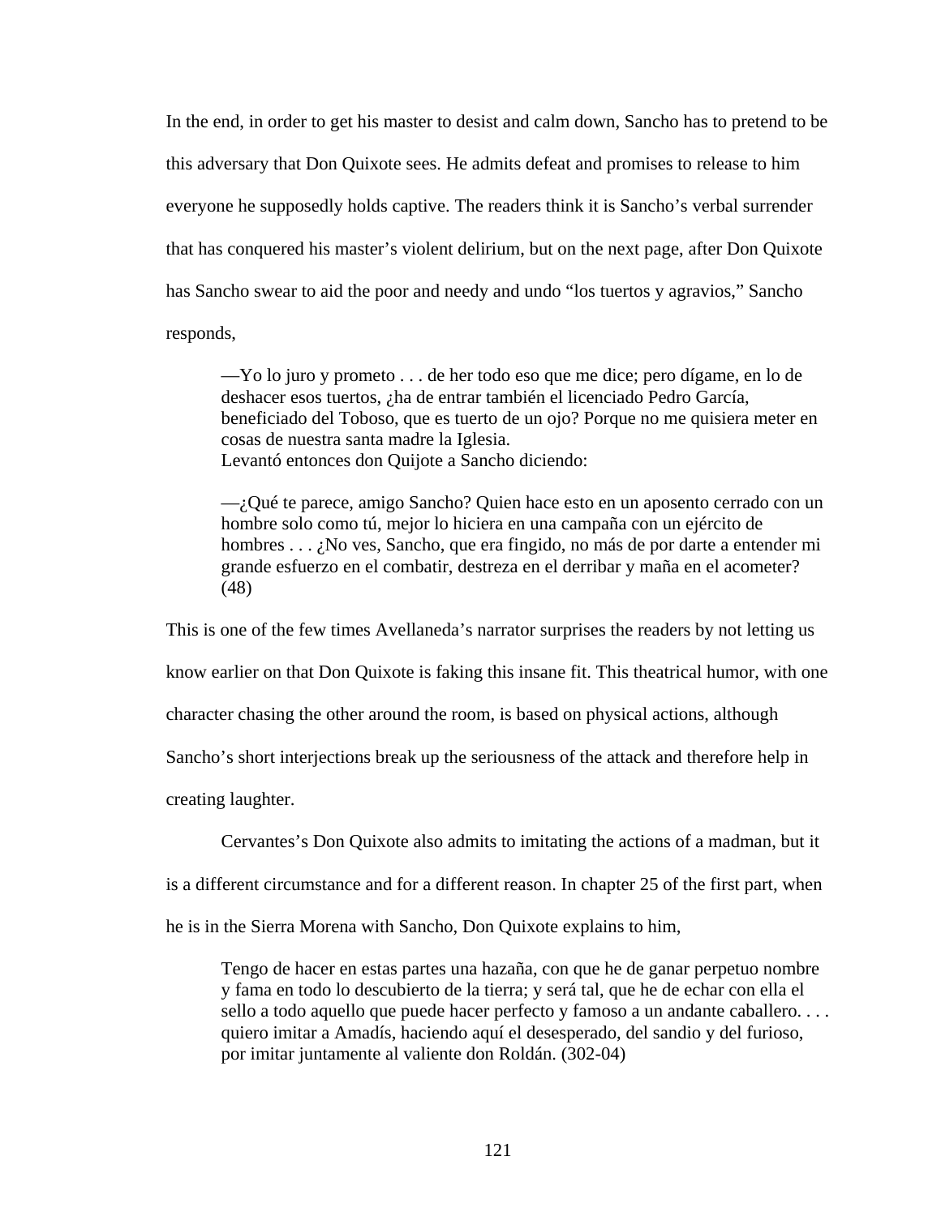In the end, in order to get his master to desist and calm down, Sancho has to pretend to be this adversary that Don Quixote sees. He admits defeat and promises to release to him everyone he supposedly holds captive. The readers think it is Sancho's verbal surrender that has conquered his master's violent delirium, but on the next page, after Don Quixote has Sancho swear to aid the poor and needy and undo "los tuertos y agravios," Sancho responds,

> —Yo lo juro y prometo . . . de her todo eso que me dice; pero dígame, en lo de deshacer esos tuertos, ¿ha de entrar también el licenciado Pedro García, beneficiado del Toboso, que es tuerto de un ojo? Porque no me quisiera meter en cosas de nuestra santa madre la Iglesia.
> Levantó entonces don Quijote a Sancho diciendo:
>
> —¿Qué te parece, amigo Sancho? Quien hace esto en un aposento cerrado con un hombre solo como tú, mejor lo hiciera en una campaña con un ejército de hombres . . . ¿No ves, Sancho, que era fingido, no más de por darte a entender mi grande esfuerzo en el combatir, destreza en el derribar y maña en el acometer? (48)

This is one of the few times Avellaneda's narrator surprises the readers by not letting us know earlier on that Don Quixote is faking this insane fit. This theatrical humor, with one character chasing the other around the room, is based on physical actions, although Sancho's short interjections break up the seriousness of the attack and therefore help in creating laughter.

Cervantes's Don Quixote also admits to imitating the actions of a madman, but it is a different circumstance and for a different reason. In chapter 25 of the first part, when he is in the Sierra Morena with Sancho, Don Quixote explains to him,

> Tengo de hacer en estas partes una hazaña, con que he de ganar perpetuo nombre y fama en todo lo descubierto de la tierra; y será tal, que he de echar con ella el sello a todo aquello que puede hacer perfecto y famoso a un andante caballero. . . . quiero imitar a Amadís, haciendo aquí el desesperado, del sandio y del furioso, por imitar juntamente al valiente don Roldán. (302-04)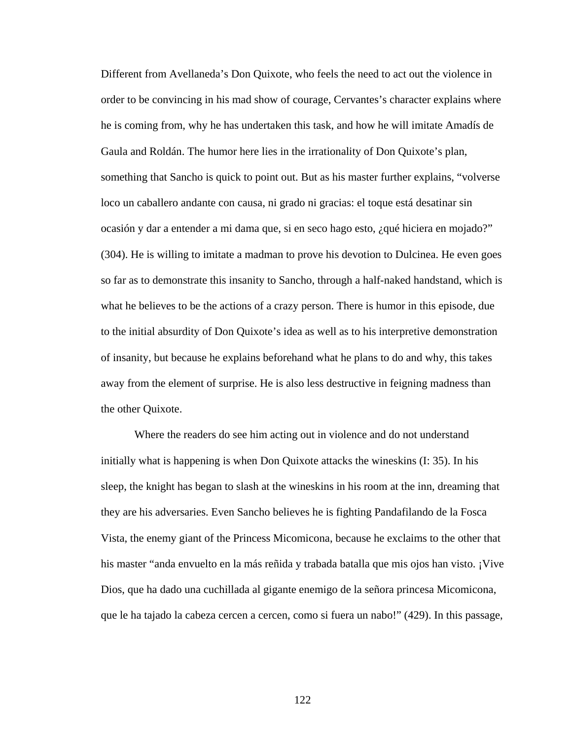Different from Avellaneda's Don Quixote, who feels the need to act out the violence in order to be convincing in his mad show of courage, Cervantes's character explains where he is coming from, why he has undertaken this task, and how he will imitate Amadís de Gaula and Roldán. The humor here lies in the irrationality of Don Quixote's plan, something that Sancho is quick to point out. But as his master further explains, "volverse loco un caballero andante con causa, ni grado ni gracias: el toque está desatinar sin ocasión y dar a entender a mi dama que, si en seco hago esto, ¿qué hiciera en mojado?" (304). He is willing to imitate a madman to prove his devotion to Dulcinea. He even goes so far as to demonstrate this insanity to Sancho, through a half-naked handstand, which is what he believes to be the actions of a crazy person. There is humor in this episode, due to the initial absurdity of Don Quixote's idea as well as to his interpretive demonstration of insanity, but because he explains beforehand what he plans to do and why, this takes away from the element of surprise. He is also less destructive in feigning madness than the other Quixote.

Where the readers do see him acting out in violence and do not understand initially what is happening is when Don Quixote attacks the wineskins (I: 35). In his sleep, the knight has began to slash at the wineskins in his room at the inn, dreaming that they are his adversaries. Even Sancho believes he is fighting Pandafilando de la Fosca Vista, the enemy giant of the Princess Micomicona, because he exclaims to the other that his master "anda envuelto en la más reñida y trabada batalla que mis ojos han visto. ¡Vive Dios, que ha dado una cuchillada al gigante enemigo de la señora princesa Micomicona, que le ha tajado la cabeza cercen a cercen, como si fuera un nabo!" (429). In this passage,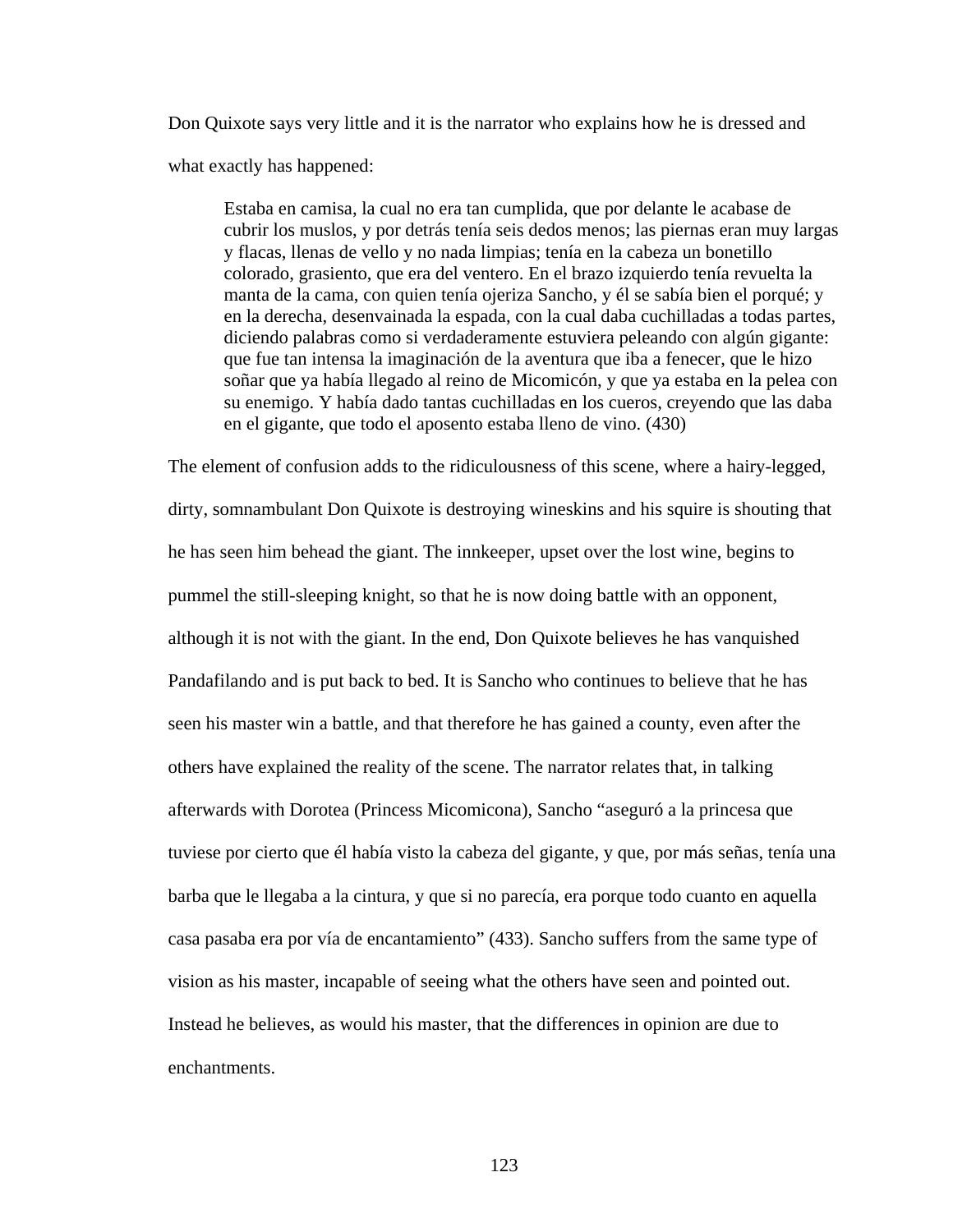Don Quixote says very little and it is the narrator who explains how he is dressed and what exactly has happened:

> Estaba en camisa, la cual no era tan cumplida, que por delante le acabase de cubrir los muslos, y por detrás tenía seis dedos menos; las piernas eran muy largas y flacas, llenas de vello y no nada limpias; tenía en la cabeza un bonetillo colorado, grasiento, que era del ventero. En el brazo izquierdo tenía revuelta la manta de la cama, con quien tenía ojeriza Sancho, y él se sabía bien el porqué; y en la derecha, desenvainada la espada, con la cual daba cuchilladas a todas partes, diciendo palabras como si verdaderamente estuviera peleando con algún gigante: que fue tan intensa la imaginación de la aventura que iba a fenecer, que le hizo soñar que ya había llegado al reino de Micomicón, y que ya estaba en la pelea con su enemigo. Y había dado tantas cuchilladas en los cueros, creyendo que las daba en el gigante, que todo el aposento estaba lleno de vino. (430)

The element of confusion adds to the ridiculousness of this scene, where a hairy-legged, dirty, somnambulant Don Quixote is destroying wineskins and his squire is shouting that he has seen him behead the giant. The innkeeper, upset over the lost wine, begins to pummel the still-sleeping knight, so that he is now doing battle with an opponent, although it is not with the giant. In the end, Don Quixote believes he has vanquished Pandafilando and is put back to bed. It is Sancho who continues to believe that he has seen his master win a battle, and that therefore he has gained a county, even after the others have explained the reality of the scene. The narrator relates that, in talking afterwards with Dorotea (Princess Micomicona), Sancho "aseguró a la princesa que tuviese por cierto que él había visto la cabeza del gigante, y que, por más señas, tenía una barba que le llegaba a la cintura, y que si no parecía, era porque todo cuanto en aquella casa pasaba era por vía de encantamiento" (433). Sancho suffers from the same type of vision as his master, incapable of seeing what the others have seen and pointed out. Instead he believes, as would his master, that the differences in opinion are due to enchantments.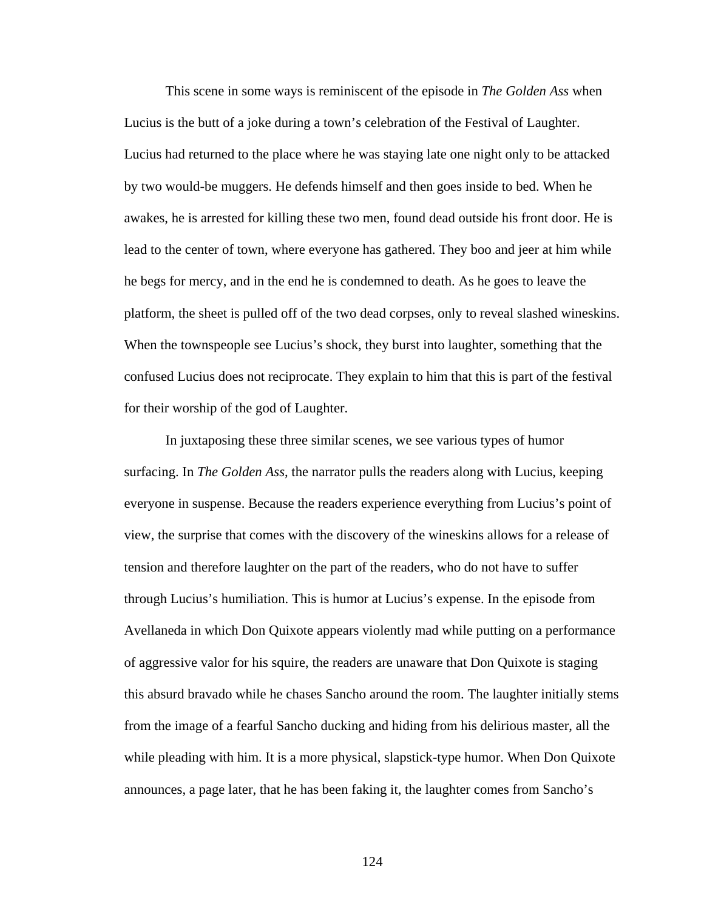This scene in some ways is reminiscent of the episode in *The Golden Ass* when Lucius is the butt of a joke during a town's celebration of the Festival of Laughter. Lucius had returned to the place where he was staying late one night only to be attacked by two would-be muggers. He defends himself and then goes inside to bed. When he awakes, he is arrested for killing these two men, found dead outside his front door. He is lead to the center of town, where everyone has gathered. They boo and jeer at him while he begs for mercy, and in the end he is condemned to death. As he goes to leave the platform, the sheet is pulled off of the two dead corpses, only to reveal slashed wineskins. When the townspeople see Lucius's shock, they burst into laughter, something that the confused Lucius does not reciprocate. They explain to him that this is part of the festival for their worship of the god of Laughter.

In juxtaposing these three similar scenes, we see various types of humor surfacing. In *The Golden Ass*, the narrator pulls the readers along with Lucius, keeping everyone in suspense. Because the readers experience everything from Lucius's point of view, the surprise that comes with the discovery of the wineskins allows for a release of tension and therefore laughter on the part of the readers, who do not have to suffer through Lucius's humiliation. This is humor at Lucius's expense. In the episode from Avellaneda in which Don Quixote appears violently mad while putting on a performance of aggressive valor for his squire, the readers are unaware that Don Quixote is staging this absurd bravado while he chases Sancho around the room. The laughter initially stems from the image of a fearful Sancho ducking and hiding from his delirious master, all the while pleading with him. It is a more physical, slapstick-type humor. When Don Quixote announces, a page later, that he has been faking it, the laughter comes from Sancho's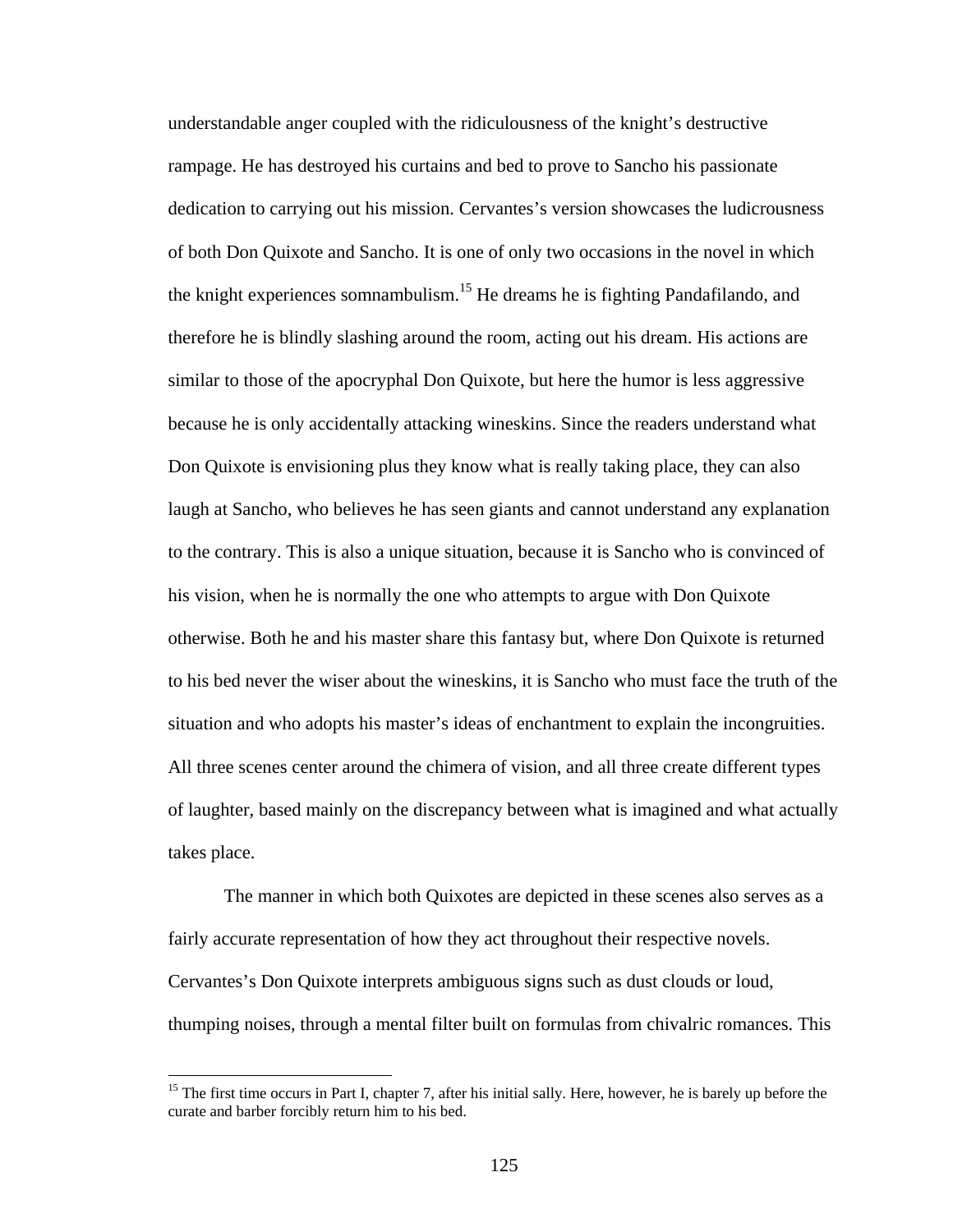understandable anger coupled with the ridiculousness of the knight's destructive rampage. He has destroyed his curtains and bed to prove to Sancho his passionate dedication to carrying out his mission. Cervantes's version showcases the ludicrousness of both Don Quixote and Sancho. It is one of only two occasions in the novel in which the knight experiences somnambulism.[15] He dreams he is fighting Pandafilando, and therefore he is blindly slashing around the room, acting out his dream. His actions are similar to those of the apocryphal Don Quixote, but here the humor is less aggressive because he is only accidentally attacking wineskins. Since the readers understand what Don Quixote is envisioning plus they know what is really taking place, they can also laugh at Sancho, who believes he has seen giants and cannot understand any explanation to the contrary. This is also a unique situation, because it is Sancho who is convinced of his vision, when he is normally the one who attempts to argue with Don Quixote otherwise. Both he and his master share this fantasy but, where Don Quixote is returned to his bed never the wiser about the wineskins, it is Sancho who must face the truth of the situation and who adopts his master's ideas of enchantment to explain the incongruities. All three scenes center around the chimera of vision, and all three create different types of laughter, based mainly on the discrepancy between what is imagined and what actually takes place.

The manner in which both Quixotes are depicted in these scenes also serves as a fairly accurate representation of how they act throughout their respective novels. Cervantes's Don Quixote interprets ambiguous signs such as dust clouds or loud, thumping noises, through a mental filter built on formulas from chivalric romances. This

---

[15] The first time occurs in Part I, chapter 7, after his initial sally. Here, however, he is barely up before the curate and barber forcibly return him to his bed.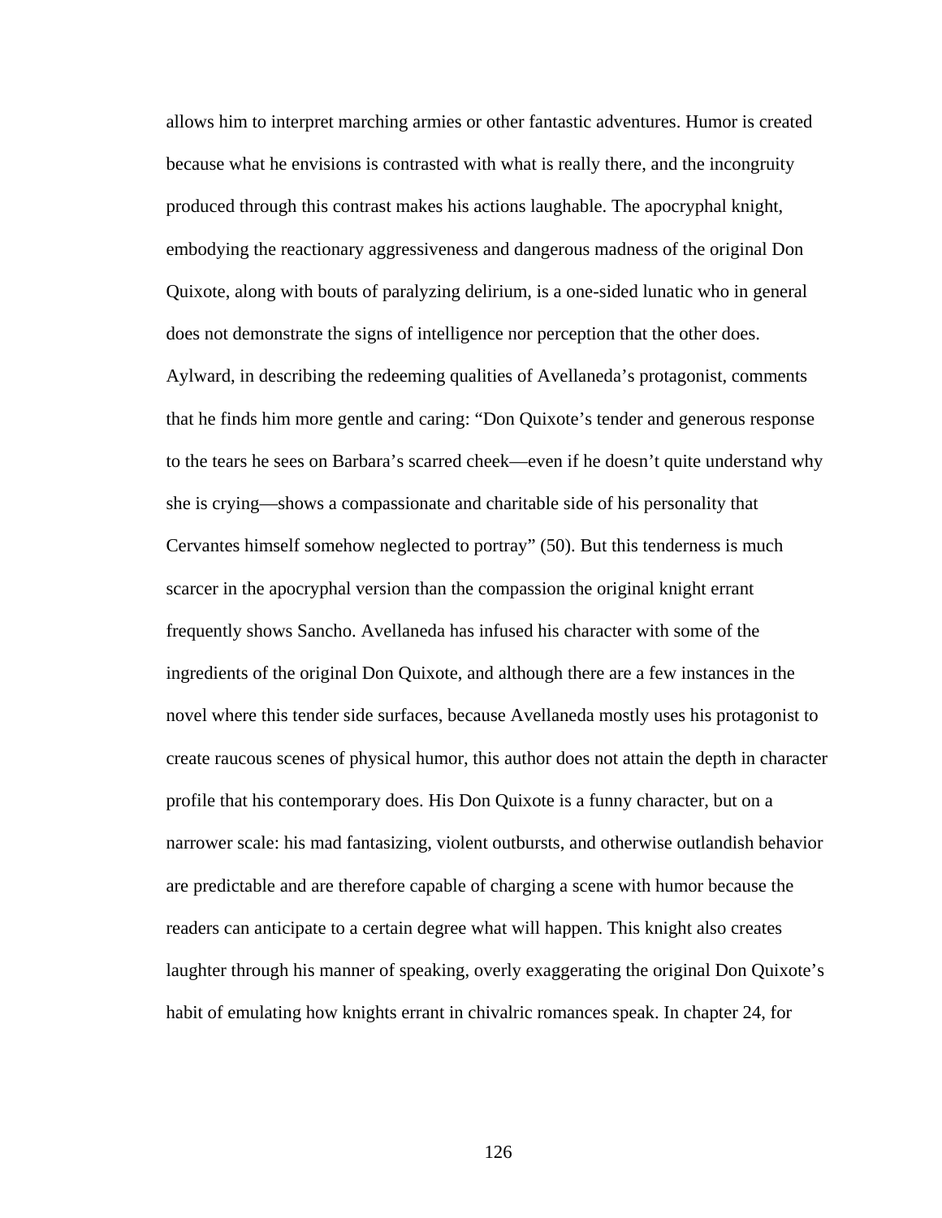allows him to interpret marching armies or other fantastic adventures. Humor is created because what he envisions is contrasted with what is really there, and the incongruity produced through this contrast makes his actions laughable. The apocryphal knight, embodying the reactionary aggressiveness and dangerous madness of the original Don Quixote, along with bouts of paralyzing delirium, is a one-sided lunatic who in general does not demonstrate the signs of intelligence nor perception that the other does. Aylward, in describing the redeeming qualities of Avellaneda's protagonist, comments that he finds him more gentle and caring: "Don Quixote's tender and generous response to the tears he sees on Barbara's scarred cheek—even if he doesn't quite understand why she is crying—shows a compassionate and charitable side of his personality that Cervantes himself somehow neglected to portray" (50). But this tenderness is much scarcer in the apocryphal version than the compassion the original knight errant frequently shows Sancho. Avellaneda has infused his character with some of the ingredients of the original Don Quixote, and although there are a few instances in the novel where this tender side surfaces, because Avellaneda mostly uses his protagonist to create raucous scenes of physical humor, this author does not attain the depth in character profile that his contemporary does. His Don Quixote is a funny character, but on a narrower scale: his mad fantasizing, violent outbursts, and otherwise outlandish behavior are predictable and are therefore capable of charging a scene with humor because the readers can anticipate to a certain degree what will happen. This knight also creates laughter through his manner of speaking, overly exaggerating the original Don Quixote's habit of emulating how knights errant in chivalric romances speak. In chapter 24, for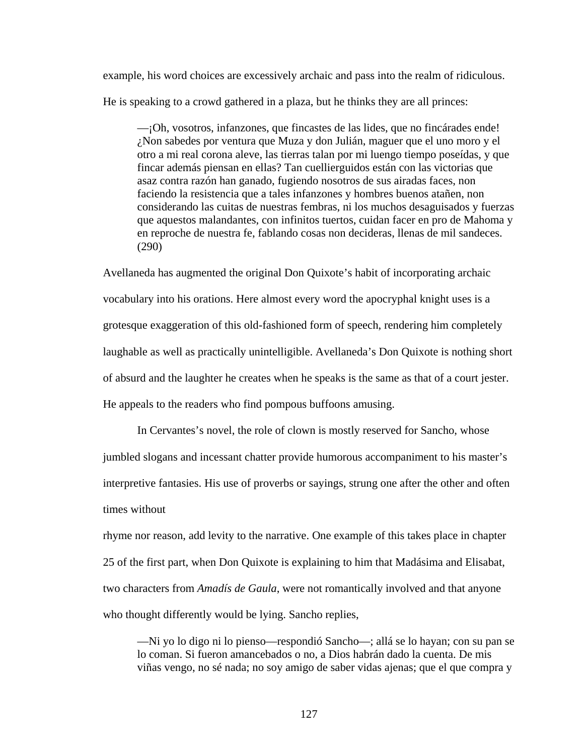example, his word choices are excessively archaic and pass into the realm of ridiculous. He is speaking to a crowd gathered in a plaza, but he thinks they are all princes:

> —¡Oh, vosotros, infanzones, que fincastes de las lides, que no fincárades ende! ¿Non sabedes por ventura que Muza y don Julián, maguer que el uno moro y el otro a mi real corona aleve, las tierras talan por mi luengo tiempo poseídas, y que fincar además piensan en ellas? Tan cuellierguidos están con las victorias que asaz contra razón han ganado, fugiendo nosotros de sus airadas faces, non faciendo la resistencia que a tales infanzones y hombres buenos atañen, non considerando las cuitas de nuestras fembras, ni los muchos desaguisados y fuerzas que aquestos malandantes, con infinitos tuertos, cuidan facer en pro de Mahoma y en reproche de nuestra fe, fablando cosas non decideras, llenas de mil sandeces. (290)

Avellaneda has augmented the original Don Quixote's habit of incorporating archaic vocabulary into his orations. Here almost every word the apocryphal knight uses is a grotesque exaggeration of this old-fashioned form of speech, rendering him completely laughable as well as practically unintelligible. Avellaneda's Don Quixote is nothing short of absurd and the laughter he creates when he speaks is the same as that of a court jester. He appeals to the readers who find pompous buffoons amusing.

In Cervantes's novel, the role of clown is mostly reserved for Sancho, whose jumbled slogans and incessant chatter provide humorous accompaniment to his master's interpretive fantasies. His use of proverbs or sayings, strung one after the other and often times without rhyme nor reason, add levity to the narrative. One example of this takes place in chapter 25 of the first part, when Don Quixote is explaining to him that Madásima and Elisabat, two characters from *Amadís de Gaula*, were not romantically involved and that anyone who thought differently would be lying. Sancho replies,

> —Ni yo lo digo ni lo pienso—respondió Sancho—; allá se lo hayan; con su pan se lo coman. Si fueron amancebados o no, a Dios habrán dado la cuenta. De mis viñas vengo, no sé nada; no soy amigo de saber vidas ajenas; que el que compra y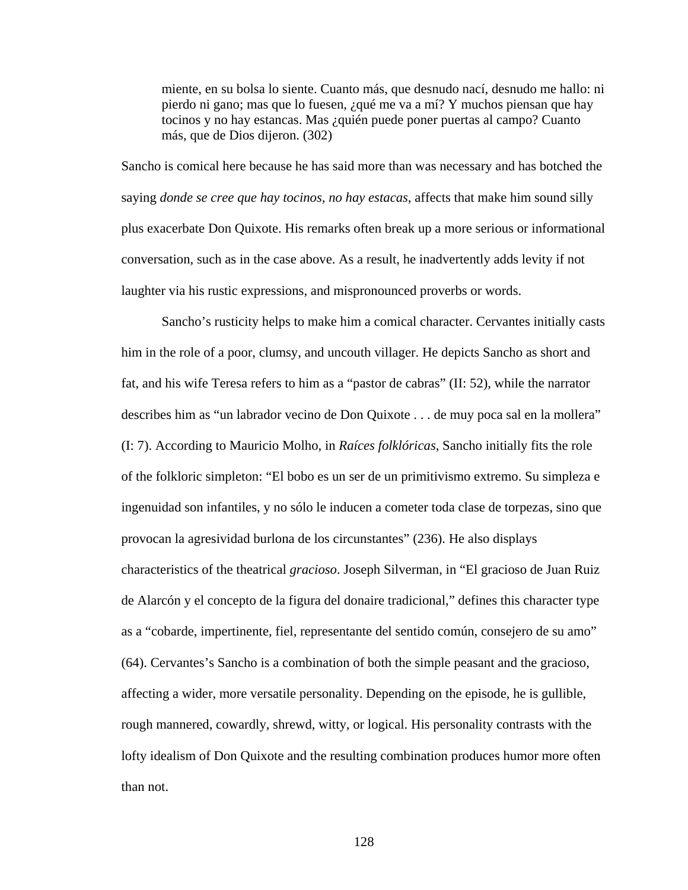> miente, en su bolsa lo siente. Cuanto más, que desnudo nací, desnudo me hallo: ni pierdo ni gano; mas que lo fuesen, ¿qué me va a mí? Y muchos piensan que hay tocinos y no hay estacas. Mas ¿quién puede poner puertas al campo? Cuanto más, que de Dios dijeron. (302)

Sancho is comical here because he has said more than was necessary and has botched the saying *donde se cree que hay tocinos, no hay estacas*, affects that make him sound silly plus exacerbate Don Quixote. His remarks often break up a more serious or informational conversation, such as in the case above. As a result, he inadvertently adds levity if not laughter via his rustic expressions, and mispronounced proverbs or words.

Sancho's rusticity helps to make him a comical character. Cervantes initially casts him in the role of a poor, clumsy, and uncouth villager. He depicts Sancho as short and fat, and his wife Teresa refers to him as a "pastor de cabras" (II: 52), while the narrator describes him as "un labrador vecino de Don Quixote . . . de muy poca sal en la mollera" (I: 7). According to Mauricio Molho, in *Raíces folklóricas*, Sancho initially fits the role of the folkloric simpleton: "El bobo es un ser de un primitivismo extremo. Su simpleza e ingenuidad son infantiles, y no sólo le inducen a cometer toda clase de torpezas, sino que provocan la agresividad burlona de los circunstantes" (236). He also displays characteristics of the theatrical *gracioso*. Joseph Silverman, in "El gracioso de Juan Ruiz de Alarcón y el concepto de la figura del donaire tradicional," defines this character type as a "cobarde, impertinente, fiel, representante del sentido común, consejero de su amo" (64). Cervantes's Sancho is a combination of both the simple peasant and the gracioso, affecting a wider, more versatile personality. Depending on the episode, he is gullible, rough mannered, cowardly, shrewd, witty, or logical. His personality contrasts with the lofty idealism of Don Quixote and the resulting combination produces humor more often than not.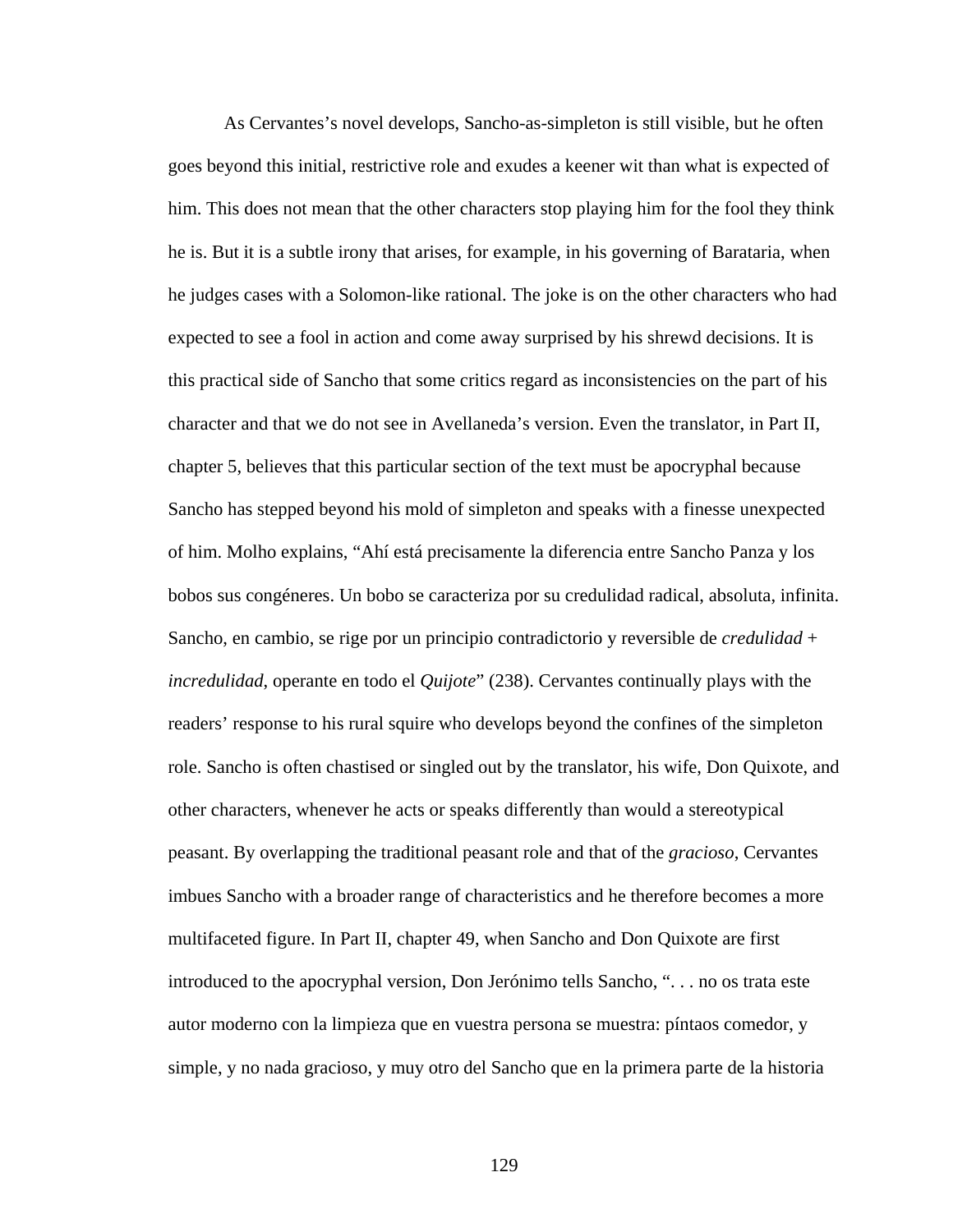As Cervantes's novel develops, Sancho-as-simpleton is still visible, but he often goes beyond this initial, restrictive role and exudes a keener wit than what is expected of him. This does not mean that the other characters stop playing him for the fool they think he is. But it is a subtle irony that arises, for example, in his governing of Barataria, when he judges cases with a Solomon-like rational. The joke is on the other characters who had expected to see a fool in action and come away surprised by his shrewd decisions. It is this practical side of Sancho that some critics regard as inconsistencies on the part of his character and that we do not see in Avellaneda's version. Even the translator, in Part II, chapter 5, believes that this particular section of the text must be apocryphal because Sancho has stepped beyond his mold of simpleton and speaks with a finesse unexpected of him. Molho explains, "Ahí está precisamente la diferencia entre Sancho Panza y los bobos sus congéneres. Un bobo se caracteriza por su credulidad radical, absoluta, infinita. Sancho, en cambio, se rige por un principio contradictorio y reversible de *credulidad* + *incredulidad*, operante en todo el *Quijote*" (238). Cervantes continually plays with the readers' response to his rural squire who develops beyond the confines of the simpleton role. Sancho is often chastised or singled out by the translator, his wife, Don Quixote, and other characters, whenever he acts or speaks differently than would a stereotypical peasant. By overlapping the traditional peasant role and that of the *gracioso*, Cervantes imbues Sancho with a broader range of characteristics and he therefore becomes a more multifaceted figure. In Part II, chapter 49, when Sancho and Don Quixote are first introduced to the apocryphal version, Don Jerónimo tells Sancho, ". . . no os trata este autor moderno con la limpieza que en vuestra persona se muestra: píntaos comedor, y simple, y no nada gracioso, y muy otro del Sancho que en la primera parte de la historia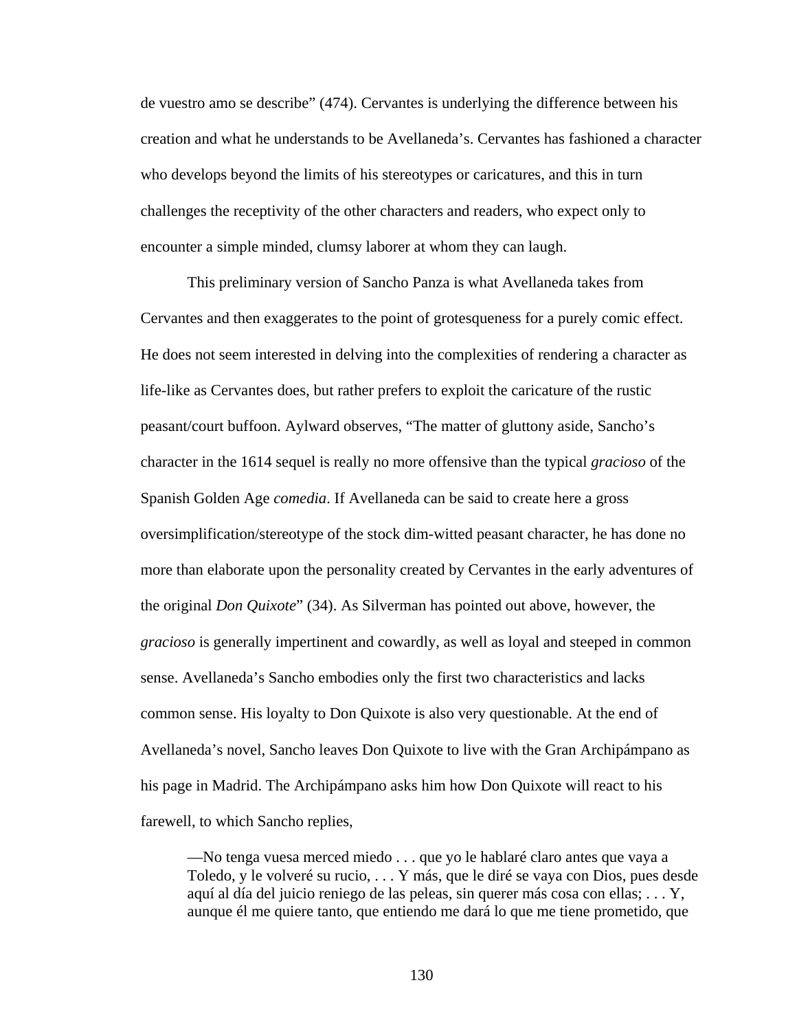de vuestro amo se describe" (474). Cervantes is underlying the difference between his creation and what he understands to be Avellaneda's. Cervantes has fashioned a character who develops beyond the limits of his stereotypes or caricatures, and this in turn challenges the receptivity of the other characters and readers, who expect only to encounter a simple minded, clumsy laborer at whom they can laugh.

This preliminary version of Sancho Panza is what Avellaneda takes from Cervantes and then exaggerates to the point of grotesqueness for a purely comic effect. He does not seem interested in delving into the complexities of rendering a character as life-like as Cervantes does, but rather prefers to exploit the caricature of the rustic peasant/court buffoon. Aylward observes, "The matter of gluttony aside, Sancho's character in the 1614 sequel is really no more offensive than the typical *gracioso* of the Spanish Golden Age *comedia*. If Avellaneda can be said to create here a gross oversimplification/stereotype of the stock dim-witted peasant character, he has done no more than elaborate upon the personality created by Cervantes in the early adventures of the original *Don Quixote*" (34). As Silverman has pointed out above, however, the *gracioso* is generally impertinent and cowardly, as well as loyal and steeped in common sense. Avellaneda's Sancho embodies only the first two characteristics and lacks common sense. His loyalty to Don Quixote is also very questionable. At the end of Avellaneda's novel, Sancho leaves Don Quixote to live with the Gran Archipámpano as his page in Madrid. The Archipámpano asks him how Don Quixote will react to his farewell, to which Sancho replies,

> —No tenga vuesa merced miedo . . . que yo le hablaré claro antes que vaya a Toledo, y le volveré su rucio, . . . Y más, que le diré se vaya con Dios, pues desde aquí al día del juicio reniego de las peleas, sin querer más cosa con ellas; . . . Y, aunque él me quiere tanto, que entiendo me dará lo que me tiene prometido, que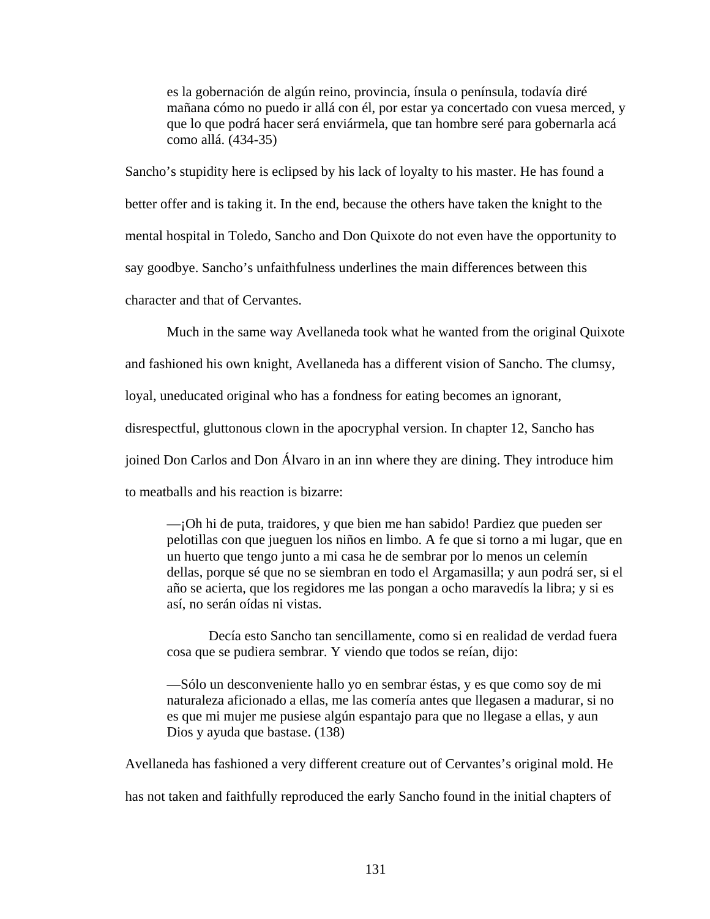> es la gobernación de algún reino, provincia, ínsula o península, todavía diré mañana cómo no puedo ir allá con él, por estar ya concertado con vuesa merced, y que lo que podrá hacer será enviármela, que tan hombre seré para gobernarla acá como allá. (434-35)

Sancho's stupidity here is eclipsed by his lack of loyalty to his master. He has found a better offer and is taking it. In the end, because the others have taken the knight to the mental hospital in Toledo, Sancho and Don Quixote do not even have the opportunity to say goodbye. Sancho's unfaithfulness underlines the main differences between this character and that of Cervantes.

Much in the same way Avellaneda took what he wanted from the original Quixote and fashioned his own knight, Avellaneda has a different vision of Sancho. The clumsy, loyal, uneducated original who has a fondness for eating becomes an ignorant, disrespectful, gluttonous clown in the apocryphal version. In chapter 12, Sancho has joined Don Carlos and Don Álvaro in an inn where they are dining. They introduce him to meatballs and his reaction is bizarre:

> —¡Oh hi de puta, traidores, y que bien me han sabido! Pardiez que pueden ser pelotillas con que jueguen los niños en limbo. A fe que si torno a mi lugar, que en un huerto que tengo junto a mi casa he de sembrar por lo menos un celemín dellas, porque sé que no se siembran en todo el Argamasilla; y aun podrá ser, si el año se acierta, que los regidores me las pongan a ocho maravedís la libra; y si es así, no serán oídas ni vistas.
>
> Decía esto Sancho tan sencillamente, como si en realidad de verdad fuera cosa que se pudiera sembrar. Y viendo que todos se reían, dijo:
>
> —Sólo un desconveniente hallo yo en sembrar éstas, y es que como soy de mi naturaleza aficionado a ellas, me las comería antes que llegasen a madurar, si no es que mi mujer me pusiese algún espantajo para que no llegase a ellas, y aun Dios y ayuda que bastase. (138)

Avellaneda has fashioned a very different creature out of Cervantes's original mold. He has not taken and faithfully reproduced the early Sancho found in the initial chapters of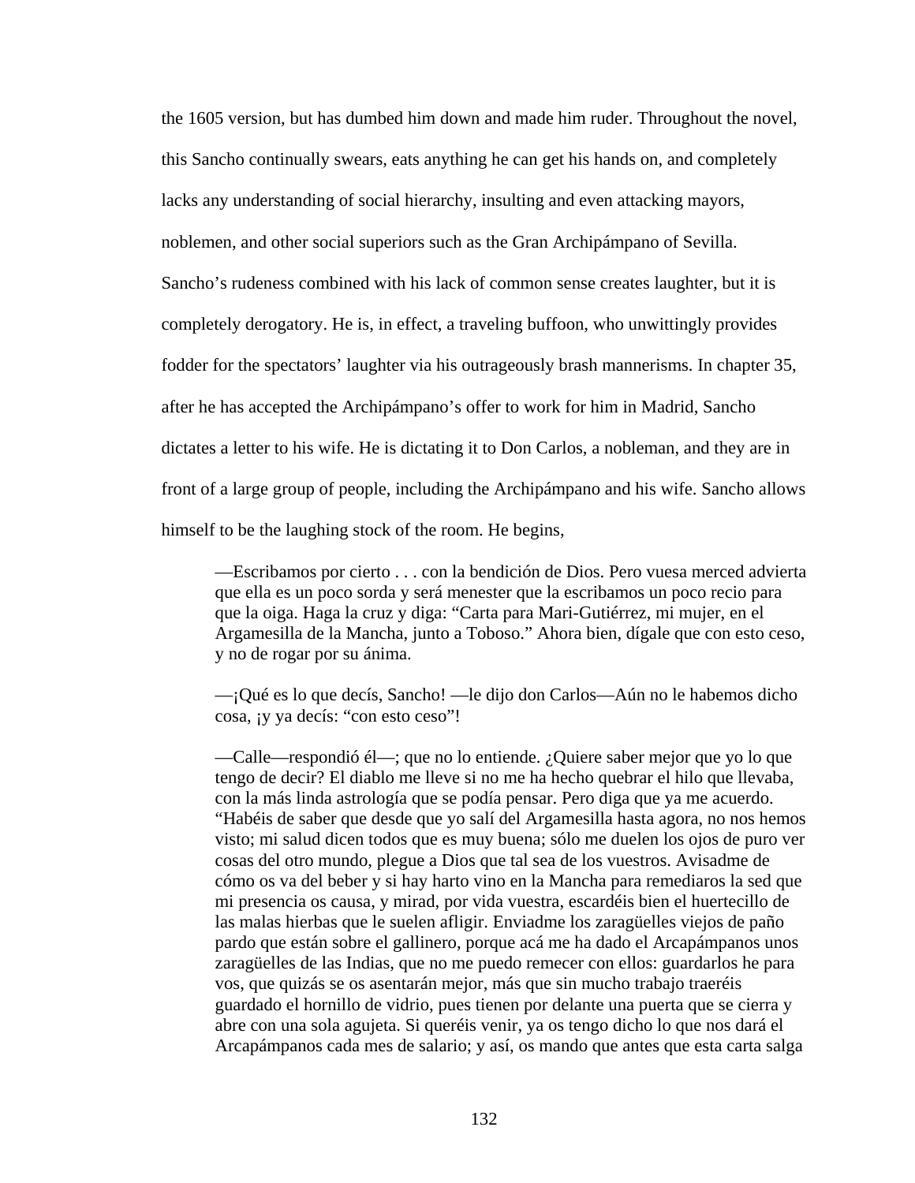the 1605 version, but has dumbed him down and made him ruder. Throughout the novel, this Sancho continually swears, eats anything he can get his hands on, and completely lacks any understanding of social hierarchy, insulting and even attacking mayors, noblemen, and other social superiors such as the Gran Archipámpano of Sevilla. Sancho's rudeness combined with his lack of common sense creates laughter, but it is completely derogatory. He is, in effect, a traveling buffoon, who unwittingly provides fodder for the spectators' laughter via his outrageously brash mannerisms. In chapter 35, after he has accepted the Archipámpano's offer to work for him in Madrid, Sancho dictates a letter to his wife. He is dictating it to Don Carlos, a nobleman, and they are in front of a large group of people, including the Archipámpano and his wife. Sancho allows himself to be the laughing stock of the room. He begins,

> —Escribamos por cierto . . . con la bendición de Dios. Pero vuesa merced advierta que ella es un poco sorda y será menester que la escribamos un poco recio para que la oiga. Haga la cruz y diga: "Carta para Mari-Gutiérrez, mi mujer, en el Argamesilla de la Mancha, junto a Toboso." Ahora bien, dígale que con esto ceso, y no de rogar por su ánima.
>
> —¡Qué es lo que decís, Sancho! —le dijo don Carlos—Aún no le habemos dicho cosa, ¡y ya decís: "con esto ceso"!
>
> —Calle—respondió él—; que no lo entiende. ¿Quiere saber mejor que yo lo que tengo de decir? El diablo me lleve si no me ha hecho quebrar el hilo que llevaba, con la más linda astrología que se podía pensar. Pero diga que ya me acuerdo. "Habéis de saber que desde que yo salí del Argamesilla hasta agora, no nos hemos visto; mi salud dicen todos que es muy buena; sólo me duelen los ojos de puro ver cosas del otro mundo, plegue a Dios que tal sea de los vuestros. Avisadme de cómo os va del beber y si hay harto vino en la Mancha para remediaros la sed que mi presencia os causa, y mirad, por vida vuestra, escardéis bien el huertecillo de las malas hierbas que le suelen afligir. Enviadme los zaragüelles viejos de paño pardo que están sobre el gallinero, porque acá me ha dado el Arcapámpanos unos zaragüelles de las Indias, que no me puedo remecer con ellos: guardarlos he para vos, que quizás se os asentarán mejor, más que sin mucho trabajo traeréis guardado el hornillo de vidrio, pues tienen por delante una puerta que se cierra y abre con una sola agujeta. Si queréis venir, ya os tengo dicho lo que nos dará el Arcapámpanos cada mes de salario; y así, os mando que antes que esta carta salga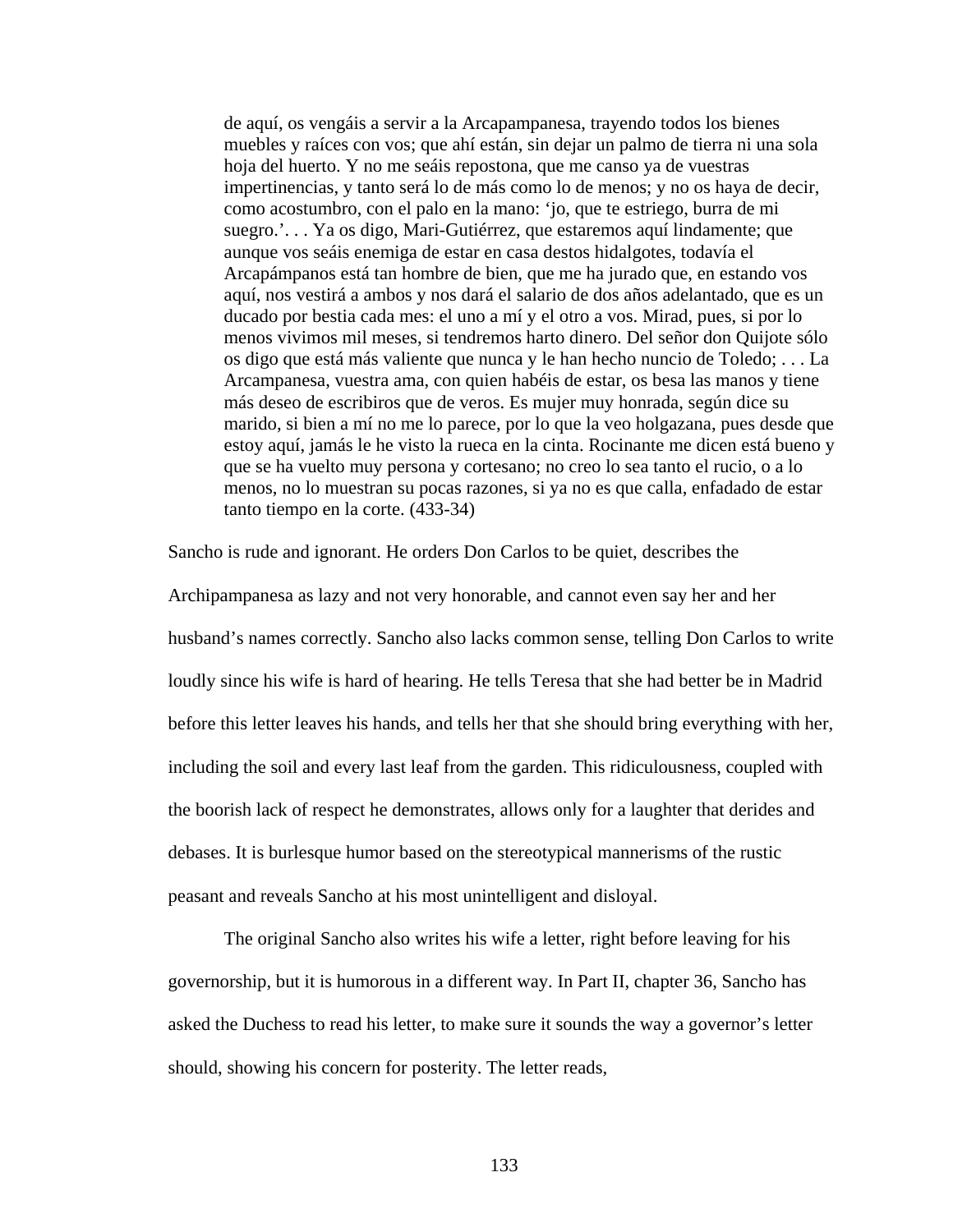> de aquí, os vengáis a servir a la Arcapampanesa, trayendo todos los bienes muebles y raíces con vos; que ahí están, sin dejar un palmo de tierra ni una sola hoja del huerto. Y no me seáis repostona, que me canso ya de vuestras impertinencias, y tanto será lo de más como lo de menos; y no os haya de decir, como acostumbro, con el palo en la mano: 'jo, que te estriego, burra de mi suegro.'. . . Ya os digo, Mari-Gutiérrez, que estaremos aquí lindamente; que aunque vos seáis enemiga de estar en casa destos hidalgotes, todavía el Arcapámpanos está tan hombre de bien, que me ha jurado que, en estando vos aquí, nos vestirá a ambos y nos dará el salario de dos años adelantado, que es un ducado por bestia cada mes: el uno a mí y el otro a vos. Mirad, pues, si por lo menos vivimos mil meses, si tendremos harto dinero. Del señor don Quijote sólo os digo que está más valiente que nunca y le han hecho nuncio de Toledo; . . . La Arcampanesa, vuestra ama, con quien habéis de estar, os besa las manos y tiene más deseo de escribiros que de veros. Es mujer muy honrada, según dice su marido, si bien a mí no me lo parece, por lo que la veo holgazana, pues desde que estoy aquí, jamás le he visto la rueca en la cinta. Rocinante me dicen está bueno y que se ha vuelto muy persona y cortesano; no creo lo sea tanto el rucio, o a lo menos, no lo muestran su pocas razones, si ya no es que calla, enfadado de estar tanto tiempo en la corte. (433-34)

Sancho is rude and ignorant. He orders Don Carlos to be quiet, describes the Archipampanesa as lazy and not very honorable, and cannot even say her and her husband's names correctly. Sancho also lacks common sense, telling Don Carlos to write loudly since his wife is hard of hearing. He tells Teresa that she had better be in Madrid before this letter leaves his hands, and tells her that she should bring everything with her, including the soil and every last leaf from the garden. This ridiculousness, coupled with the boorish lack of respect he demonstrates, allows only for a laughter that derides and debases. It is burlesque humor based on the stereotypical mannerisms of the rustic peasant and reveals Sancho at his most unintelligent and disloyal.

The original Sancho also writes his wife a letter, right before leaving for his governorship, but it is humorous in a different way. In Part II, chapter 36, Sancho has asked the Duchess to read his letter, to make sure it sounds the way a governor's letter should, showing his concern for posterity. The letter reads,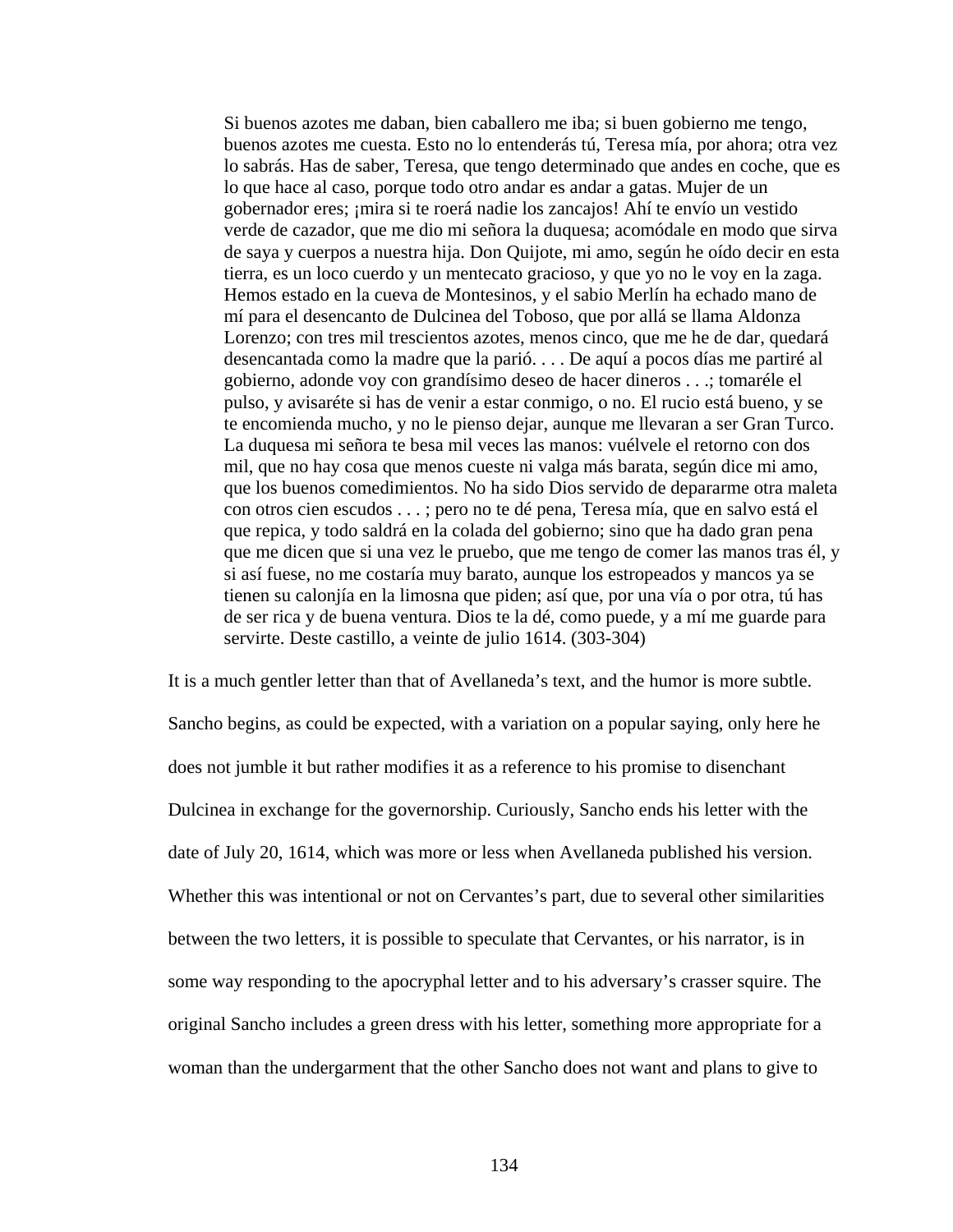> Si buenos azotes me daban, bien caballero me iba; si buen gobierno me tengo, buenos azotes me cuesta. Esto no lo entenderás tú, Teresa mía, por ahora; otra vez lo sabrás. Has de saber, Teresa, que tengo determinado que andes en coche, que es lo que hace al caso, porque todo otro andar es andar a gatas. Mujer de un gobernador eres; ¡mira si te roerá nadie los zancajos! Ahí te envío un vestido verde de cazador, que me dio mi señora la duquesa; acomódale en modo que sirva de saya y cuerpos a nuestra hija. Don Quijote, mi amo, según he oído decir en esta tierra, es un loco cuerdo y un mentecato gracioso, y que yo no le voy en la zaga. Hemos estado en la cueva de Montesinos, y el sabio Merlín ha echado mano de mí para el desencanto de Dulcinea del Toboso, que por allá se llama Aldonza Lorenzo; con tres mil trescientos azotes, menos cinco, que me he de dar, quedará desencantada como la madre que la parió. . . . De aquí a pocos días me partiré al gobierno, adonde voy con grandísimo deseo de hacer dineros . . .; tomaréle el pulso, y avisaréte si has de venir a estar conmigo, o no. El rucio está bueno, y se te encomienda mucho, y no le pienso dejar, aunque me llevaran a ser Gran Turco. La duquesa mi señora te besa mil veces las manos: vuélvele el retorno con dos mil, que no hay cosa que menos cueste ni valga más barata, según dice mi amo, que los buenos comedimientos. No ha sido Dios servido de depararme otra maleta con otros cien escudos . . . ; pero no te dé pena, Teresa mía, que en salvo está el que repica, y todo saldrá en la colada del gobierno; sino que ha dado gran pena que me dicen que si una vez le pruebo, que me tengo de comer las manos tras él, y si así fuese, no me costaría muy barato, aunque los estropeados y mancos ya se tienen su calonjía en la limosna que piden; así que, por una vía o por otra, tú has de ser rica y de buena ventura. Dios te la dé, como puede, y a mí me guarde para servirte. Deste castillo, a veinte de julio 1614. (303-304)

It is a much gentler letter than that of Avellaneda's text, and the humor is more subtle. Sancho begins, as could be expected, with a variation on a popular saying, only here he does not jumble it but rather modifies it as a reference to his promise to disenchant Dulcinea in exchange for the governorship. Curiously, Sancho ends his letter with the date of July 20, 1614, which was more or less when Avellaneda published his version. Whether this was intentional or not on Cervantes's part, due to several other similarities between the two letters, it is possible to speculate that Cervantes, or his narrator, is in some way responding to the apocryphal letter and to his adversary's crasser squire. The original Sancho includes a green dress with his letter, something more appropriate for a woman than the undergarment that the other Sancho does not want and plans to give to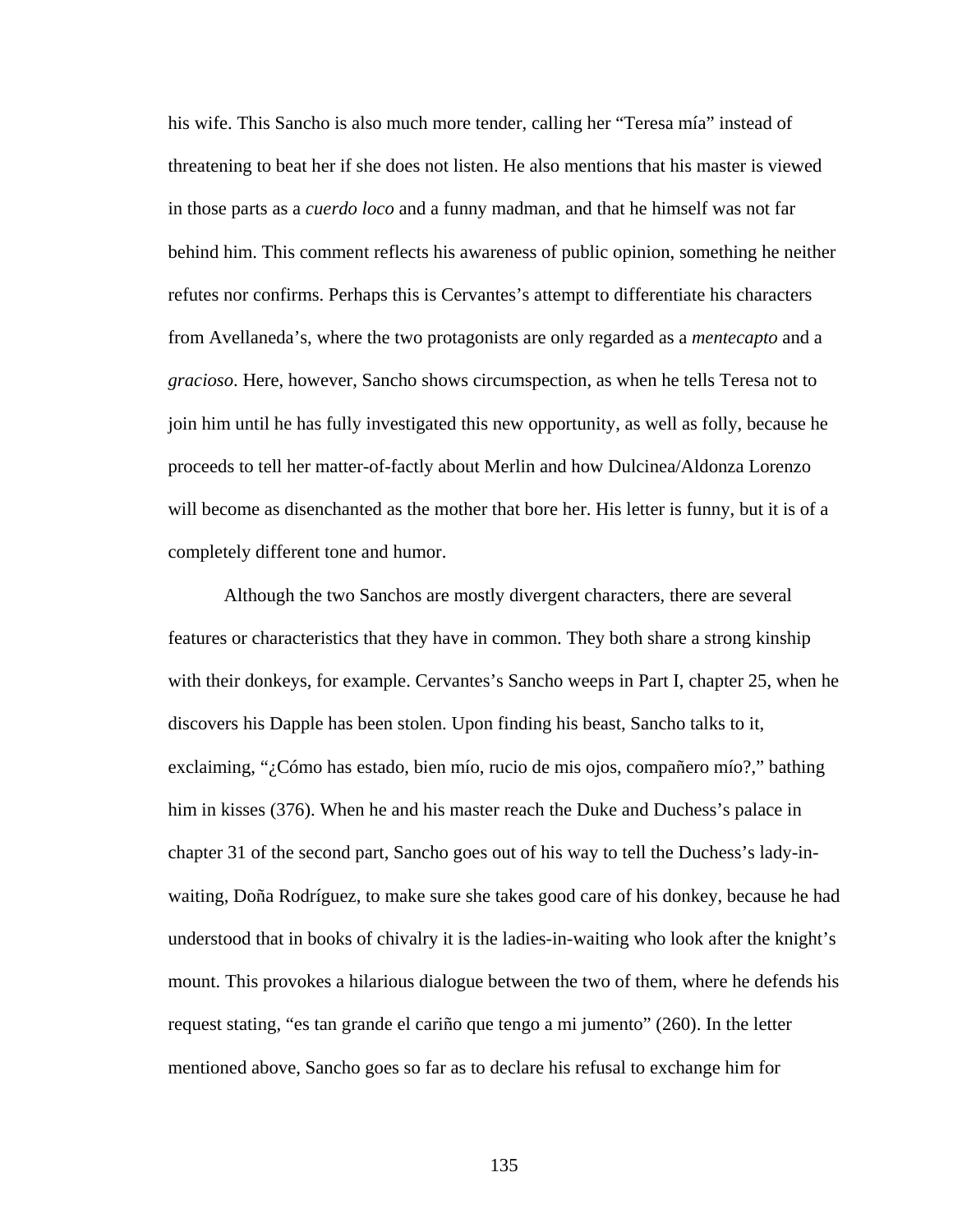his wife. This Sancho is also much more tender, calling her "Teresa mía" instead of threatening to beat her if she does not listen. He also mentions that his master is viewed in those parts as a *cuerdo loco* and a funny madman, and that he himself was not far behind him. This comment reflects his awareness of public opinion, something he neither refutes nor confirms. Perhaps this is Cervantes's attempt to differentiate his characters from Avellaneda's, where the two protagonists are only regarded as a *mentecapto* and a *gracioso*. Here, however, Sancho shows circumspection, as when he tells Teresa not to join him until he has fully investigated this new opportunity, as well as folly, because he proceeds to tell her matter-of-factly about Merlin and how Dulcinea/Aldonza Lorenzo will become as disenchanted as the mother that bore her. His letter is funny, but it is of a completely different tone and humor.

Although the two Sanchos are mostly divergent characters, there are several features or characteristics that they have in common. They both share a strong kinship with their donkeys, for example. Cervantes's Sancho weeps in Part I, chapter 25, when he discovers his Dapple has been stolen. Upon finding his beast, Sancho talks to it, exclaiming, "¿Cómo has estado, bien mío, rucio de mis ojos, compañero mío?," bathing him in kisses (376). When he and his master reach the Duke and Duchess's palace in chapter 31 of the second part, Sancho goes out of his way to tell the Duchess's lady-in-waiting, Doña Rodríguez, to make sure she takes good care of his donkey, because he had understood that in books of chivalry it is the ladies-in-waiting who look after the knight's mount. This provokes a hilarious dialogue between the two of them, where he defends his request stating, "es tan grande el cariño que tengo a mi jumento" (260). In the letter mentioned above, Sancho goes so far as to declare his refusal to exchange him for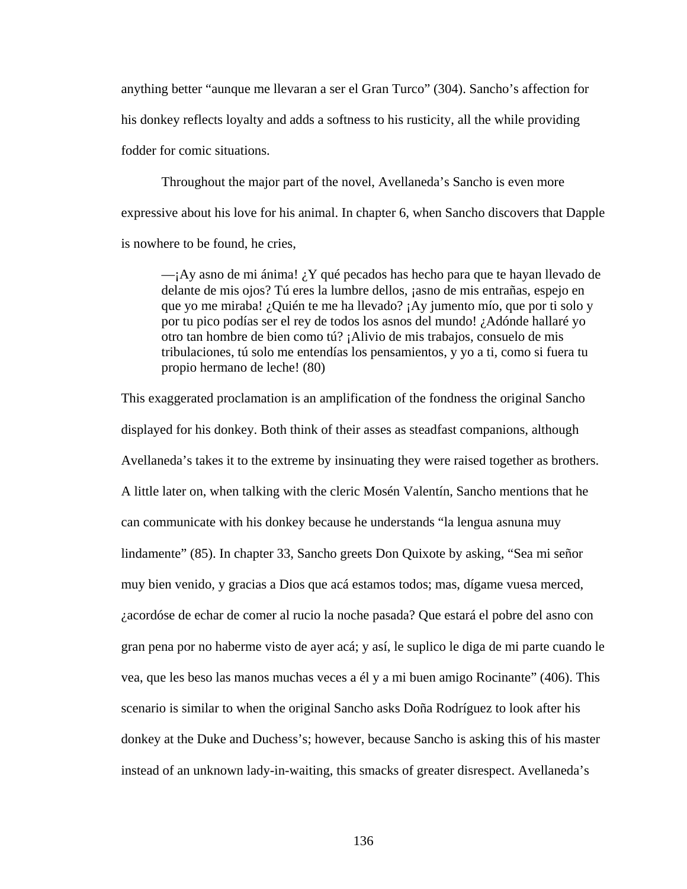anything better “aunque me llevaran a ser el Gran Turco” (304). Sancho’s affection for his donkey reflects loyalty and adds a softness to his rusticity, all the while providing fodder for comic situations.

Throughout the major part of the novel, Avellaneda’s Sancho is even more expressive about his love for his animal. In chapter 6, when Sancho discovers that Dapple is nowhere to be found, he cries,

> —¡Ay asno de mi ánima! ¿Y qué pecados has hecho para que te hayan llevado de delante de mis ojos? Tú eres la lumbre dellos, ¡asno de mis entrañas, espejo en que yo me miraba! ¿Quién te me ha llevado? ¡Ay jumento mío, que por ti solo y por tu pico podías ser el rey de todos los asnos del mundo! ¿Adónde hallaré yo otro tan hombre de bien como tú? ¡Alivio de mis trabajos, consuelo de mis tribulaciones, tú solo me entendías los pensamientos, y yo a ti, como si fuera tu propio hermano de leche! (80)

This exaggerated proclamation is an amplification of the fondness the original Sancho displayed for his donkey. Both think of their asses as steadfast companions, although Avellaneda’s takes it to the extreme by insinuating they were raised together as brothers. A little later on, when talking with the cleric Mosén Valentín, Sancho mentions that he can communicate with his donkey because he understands “la lengua asnuna muy lindamente” (85). In chapter 33, Sancho greets Don Quixote by asking, “Sea mi señor muy bien venido, y gracias a Dios que acá estamos todos; mas, dígame vuesa merced, ¿acordóse de echar de comer al rucio la noche pasada? Que estará el pobre del asno con gran pena por no haberme visto de ayer acá; y así, le suplico le diga de mi parte cuando le vea, que les beso las manos muchas veces a él y a mi buen amigo Rocinante” (406). This scenario is similar to when the original Sancho asks Doña Rodríguez to look after his donkey at the Duke and Duchess’s; however, because Sancho is asking this of his master instead of an unknown lady-in-waiting, this smacks of greater disrespect. Avellaneda’s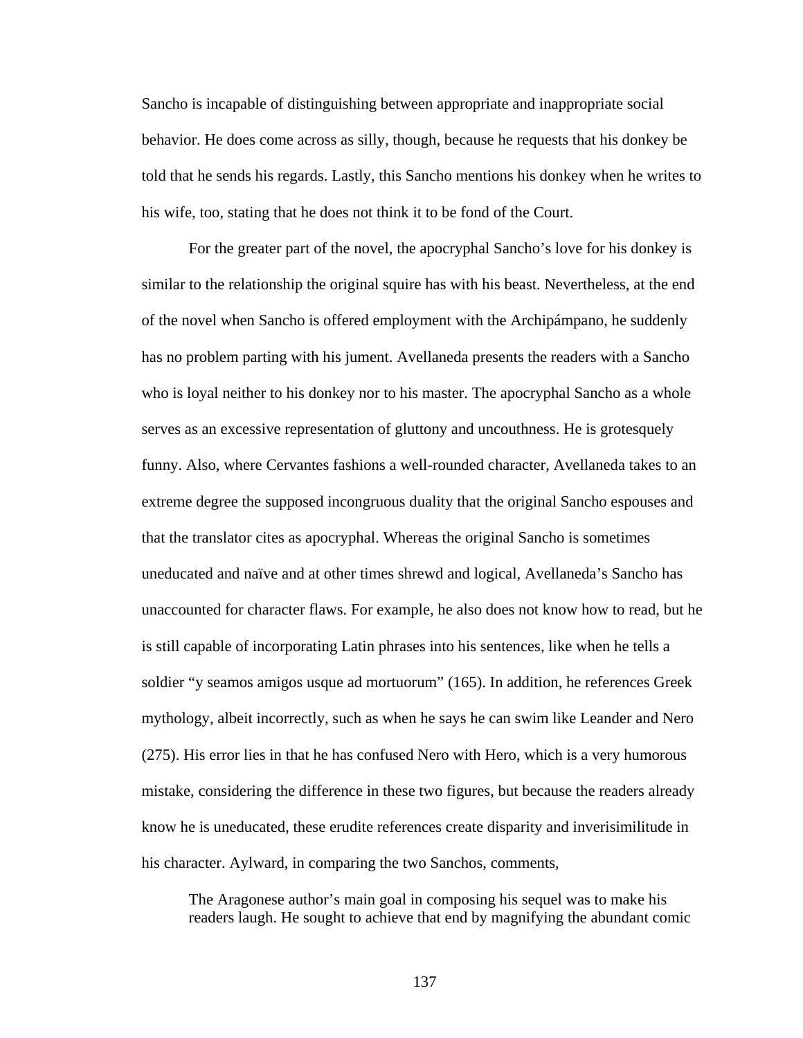Sancho is incapable of distinguishing between appropriate and inappropriate social behavior. He does come across as silly, though, because he requests that his donkey be told that he sends his regards. Lastly, this Sancho mentions his donkey when he writes to his wife, too, stating that he does not think it to be fond of the Court.

For the greater part of the novel, the apocryphal Sancho's love for his donkey is similar to the relationship the original squire has with his beast. Nevertheless, at the end of the novel when Sancho is offered employment with the Archipámpano, he suddenly has no problem parting with his jument. Avellaneda presents the readers with a Sancho who is loyal neither to his donkey nor to his master. The apocryphal Sancho as a whole serves as an excessive representation of gluttony and uncouthness. He is grotesquely funny. Also, where Cervantes fashions a well-rounded character, Avellaneda takes to an extreme degree the supposed incongruous duality that the original Sancho espouses and that the translator cites as apocryphal. Whereas the original Sancho is sometimes uneducated and naïve and at other times shrewd and logical, Avellaneda's Sancho has unaccounted for character flaws. For example, he also does not know how to read, but he is still capable of incorporating Latin phrases into his sentences, like when he tells a soldier "y seamos amigos usque ad mortuorum" (165). In addition, he references Greek mythology, albeit incorrectly, such as when he says he can swim like Leander and Nero (275). His error lies in that he has confused Nero with Hero, which is a very humorous mistake, considering the difference in these two figures, but because the readers already know he is uneducated, these erudite references create disparity and inverisimilitude in his character. Aylward, in comparing the two Sanchos, comments,

> The Aragonese author's main goal in composing his sequel was to make his readers laugh. He sought to achieve that end by magnifying the abundant comic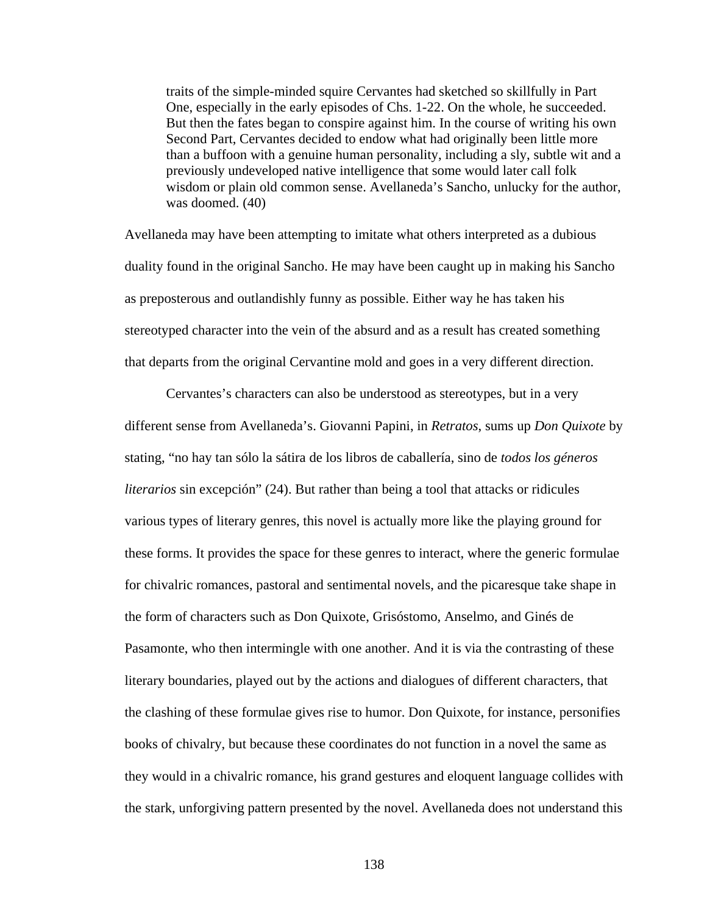> traits of the simple-minded squire Cervantes had sketched so skillfully in Part One, especially in the early episodes of Chs. 1-22. On the whole, he succeeded. But then the fates began to conspire against him. In the course of writing his own Second Part, Cervantes decided to endow what had originally been little more than a buffoon with a genuine human personality, including a sly, subtle wit and a previously undeveloped native intelligence that some would later call folk wisdom or plain old common sense. Avellaneda's Sancho, unlucky for the author, was doomed. (40)

Avellaneda may have been attempting to imitate what others interpreted as a dubious duality found in the original Sancho. He may have been caught up in making his Sancho as preposterous and outlandishly funny as possible. Either way he has taken his stereotyped character into the vein of the absurd and as a result has created something that departs from the original Cervantine mold and goes in a very different direction.

Cervantes's characters can also be understood as stereotypes, but in a very different sense from Avellaneda's. Giovanni Papini, in *Retratos*, sums up *Don Quixote* by stating, "no hay tan sólo la sátira de los libros de caballería, sino de *todos los géneros literarios* sin excepción" (24). But rather than being a tool that attacks or ridicules various types of literary genres, this novel is actually more like the playing ground for these forms. It provides the space for these genres to interact, where the generic formulae for chivalric romances, pastoral and sentimental novels, and the picaresque take shape in the form of characters such as Don Quixote, Grisóstomo, Anselmo, and Ginés de Pasamonte, who then intermingle with one another. And it is via the contrasting of these literary boundaries, played out by the actions and dialogues of different characters, that the clashing of these formulae gives rise to humor. Don Quixote, for instance, personifies books of chivalry, but because these coordinates do not function in a novel the same as they would in a chivalric romance, his grand gestures and eloquent language collides with the stark, unforgiving pattern presented by the novel. Avellaneda does not understand this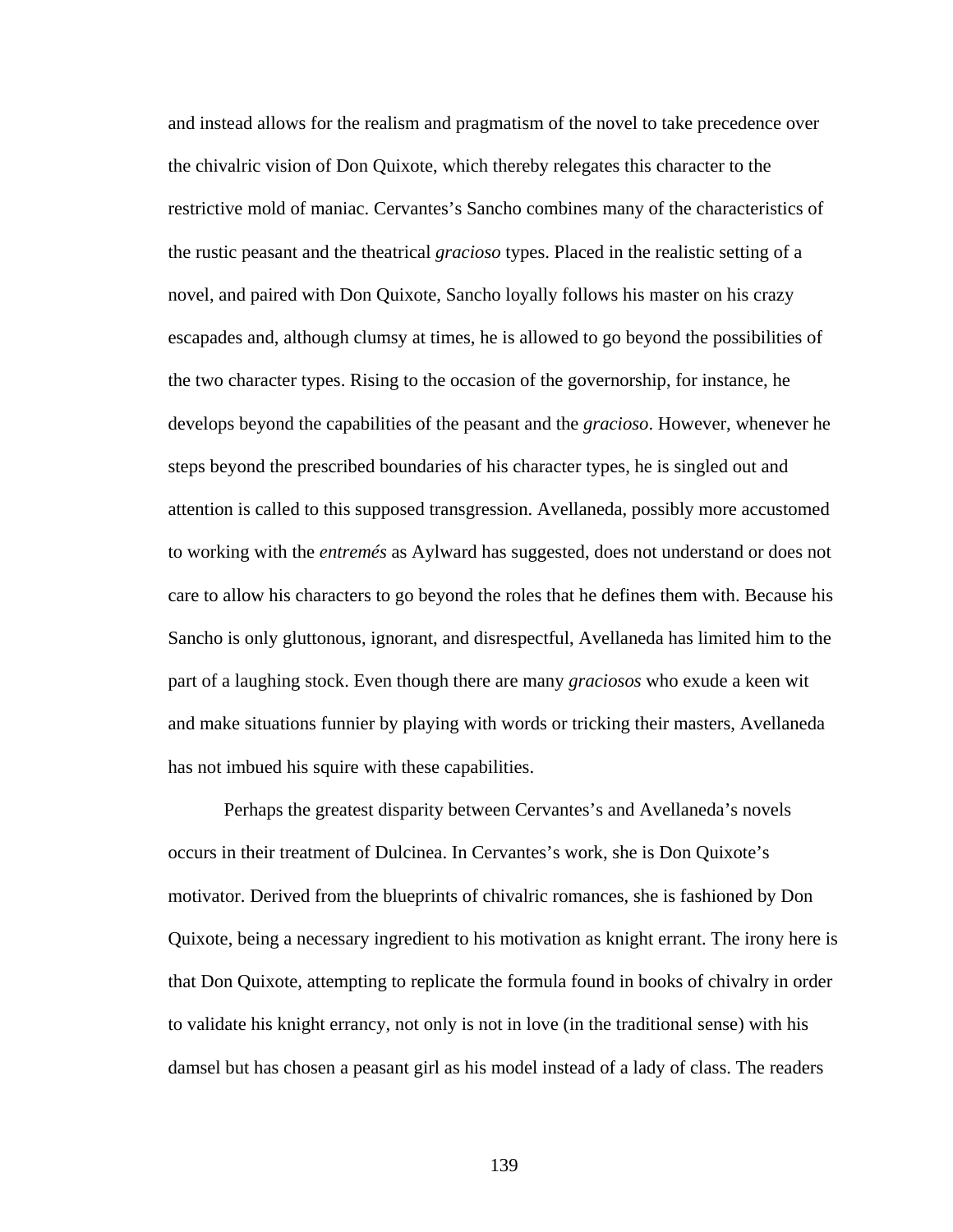and instead allows for the realism and pragmatism of the novel to take precedence over the chivalric vision of Don Quixote, which thereby relegates this character to the restrictive mold of maniac. Cervantes's Sancho combines many of the characteristics of the rustic peasant and the theatrical *gracioso* types. Placed in the realistic setting of a novel, and paired with Don Quixote, Sancho loyally follows his master on his crazy escapades and, although clumsy at times, he is allowed to go beyond the possibilities of the two character types. Rising to the occasion of the governorship, for instance, he develops beyond the capabilities of the peasant and the *gracioso*. However, whenever he steps beyond the prescribed boundaries of his character types, he is singled out and attention is called to this supposed transgression. Avellaneda, possibly more accustomed to working with the *entremés* as Aylward has suggested, does not understand or does not care to allow his characters to go beyond the roles that he defines them with. Because his Sancho is only gluttonous, ignorant, and disrespectful, Avellaneda has limited him to the part of a laughing stock. Even though there are many *graciosos* who exude a keen wit and make situations funnier by playing with words or tricking their masters, Avellaneda has not imbued his squire with these capabilities.

Perhaps the greatest disparity between Cervantes's and Avellaneda's novels occurs in their treatment of Dulcinea. In Cervantes's work, she is Don Quixote's motivator. Derived from the blueprints of chivalric romances, she is fashioned by Don Quixote, being a necessary ingredient to his motivation as knight errant. The irony here is that Don Quixote, attempting to replicate the formula found in books of chivalry in order to validate his knight errancy, not only is not in love (in the traditional sense) with his damsel but has chosen a peasant girl as his model instead of a lady of class. The readers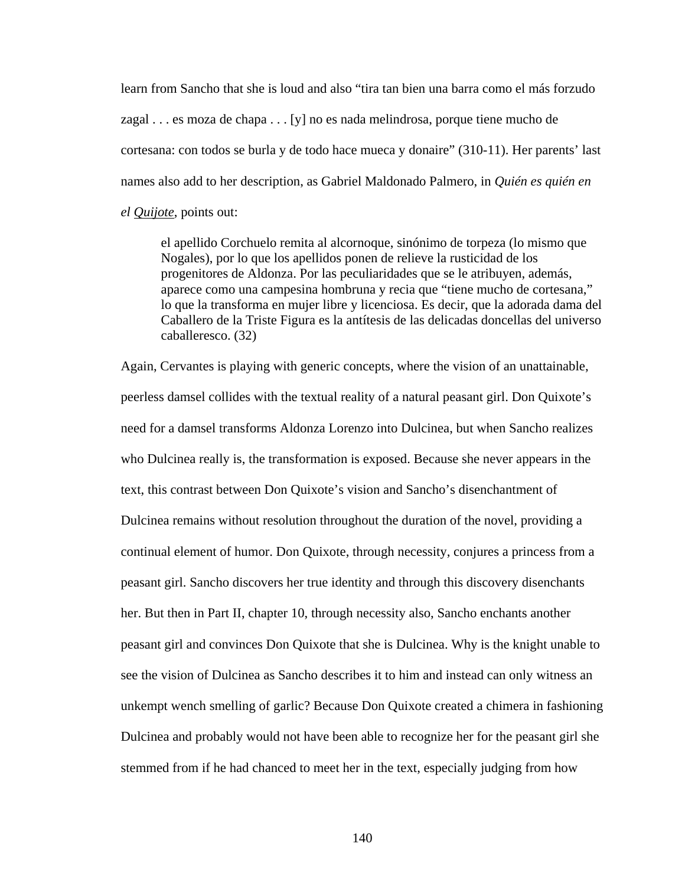learn from Sancho that she is loud and also “tira tan bien una barra como el más forzudo zagal . . . es moza de chapa . . . [y] no es nada melindrosa, porque tiene mucho de cortesana: con todos se burla y de todo hace mueca y donaire” (310-11). Her parents’ last names also add to her description, as Gabriel Maldonado Palmero, in *Quién es quién en el Quijote*, points out:

> el apellido Corchuelo remita al alcornoque, sinónimo de torpeza (lo mismo que Nogales), por lo que los apellidos ponen de relieve la rusticidad de los progenitores de Aldonza. Por las peculiaridades que se le atribuyen, además, aparece como una campesina hombruna y recia que “tiene mucho de cortesana,” lo que la transforma en mujer libre y licenciosa. Es decir, que la adorada dama del Caballero de la Triste Figura es la antítesis de las delicadas doncellas del universo caballeresco. (32)

Again, Cervantes is playing with generic concepts, where the vision of an unattainable, peerless damsel collides with the textual reality of a natural peasant girl. Don Quixote’s need for a damsel transforms Aldonza Lorenzo into Dulcinea, but when Sancho realizes who Dulcinea really is, the transformation is exposed. Because she never appears in the text, this contrast between Don Quixote’s vision and Sancho’s disenchantment of Dulcinea remains without resolution throughout the duration of the novel, providing a continual element of humor. Don Quixote, through necessity, conjures a princess from a peasant girl. Sancho discovers her true identity and through this discovery disenchants her. But then in Part II, chapter 10, through necessity also, Sancho enchants another peasant girl and convinces Don Quixote that she is Dulcinea. Why is the knight unable to see the vision of Dulcinea as Sancho describes it to him and instead can only witness an unkempt wench smelling of garlic? Because Don Quixote created a chimera in fashioning Dulcinea and probably would not have been able to recognize her for the peasant girl she stemmed from if he had chanced to meet her in the text, especially judging from how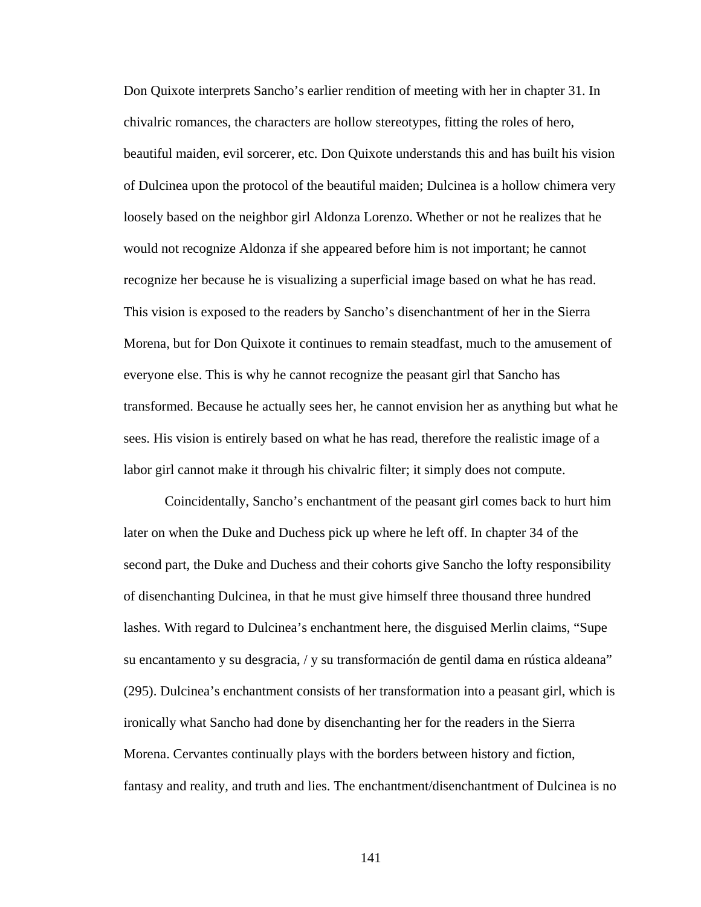Don Quixote interprets Sancho's earlier rendition of meeting with her in chapter 31. In chivalric romances, the characters are hollow stereotypes, fitting the roles of hero, beautiful maiden, evil sorcerer, etc. Don Quixote understands this and has built his vision of Dulcinea upon the protocol of the beautiful maiden; Dulcinea is a hollow chimera very loosely based on the neighbor girl Aldonza Lorenzo. Whether or not he realizes that he would not recognize Aldonza if she appeared before him is not important; he cannot recognize her because he is visualizing a superficial image based on what he has read. This vision is exposed to the readers by Sancho's disenchantment of her in the Sierra Morena, but for Don Quixote it continues to remain steadfast, much to the amusement of everyone else. This is why he cannot recognize the peasant girl that Sancho has transformed. Because he actually sees her, he cannot envision her as anything but what he sees. His vision is entirely based on what he has read, therefore the realistic image of a labor girl cannot make it through his chivalric filter; it simply does not compute.

Coincidentally, Sancho's enchantment of the peasant girl comes back to hurt him later on when the Duke and Duchess pick up where he left off. In chapter 34 of the second part, the Duke and Duchess and their cohorts give Sancho the lofty responsibility of disenchanting Dulcinea, in that he must give himself three thousand three hundred lashes. With regard to Dulcinea's enchantment here, the disguised Merlin claims, "Supe su encantamento y su desgracia, / y su transformación de gentil dama en rústica aldeana" (295). Dulcinea's enchantment consists of her transformation into a peasant girl, which is ironically what Sancho had done by disenchanting her for the readers in the Sierra Morena. Cervantes continually plays with the borders between history and fiction, fantasy and reality, and truth and lies. The enchantment/disenchantment of Dulcinea is no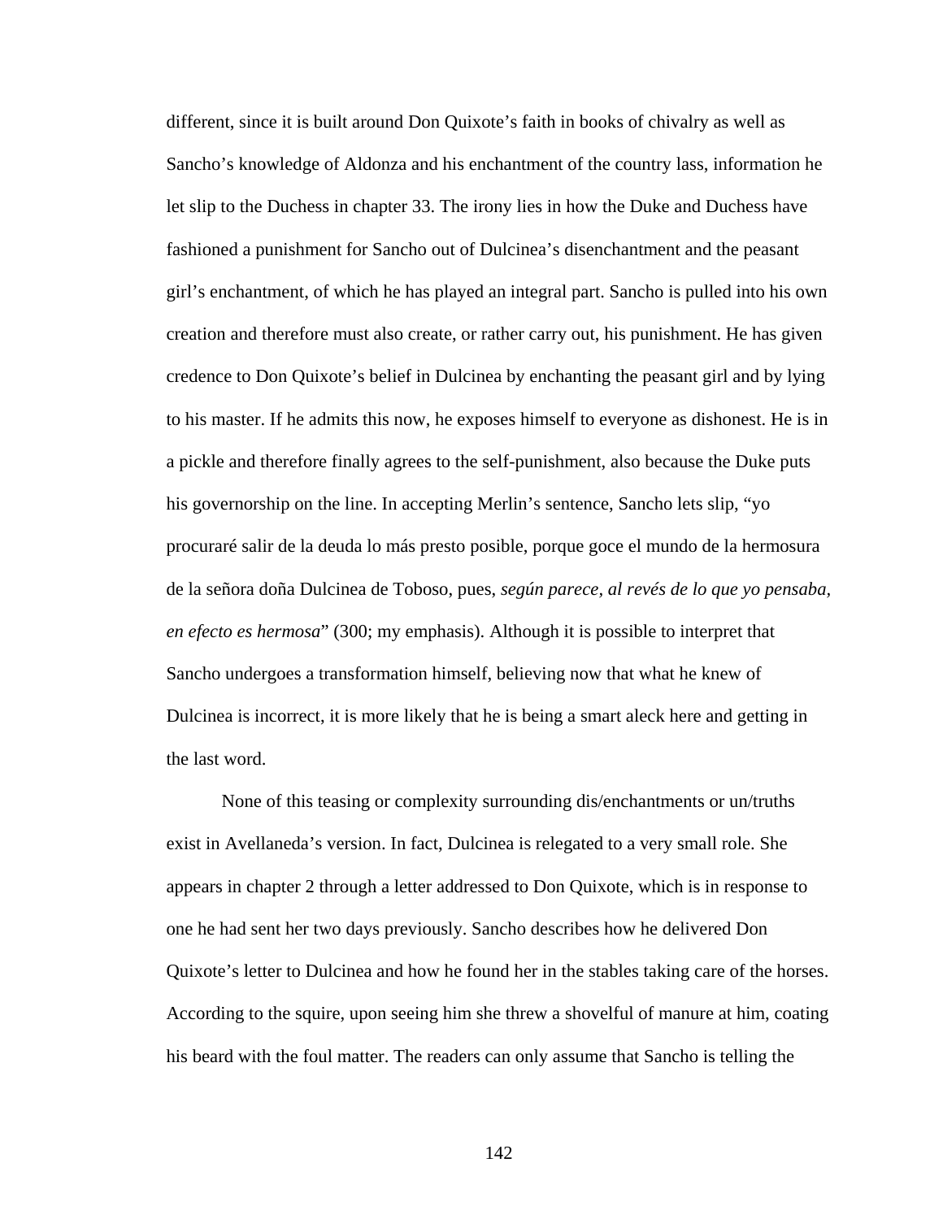different, since it is built around Don Quixote's faith in books of chivalry as well as Sancho's knowledge of Aldonza and his enchantment of the country lass, information he let slip to the Duchess in chapter 33. The irony lies in how the Duke and Duchess have fashioned a punishment for Sancho out of Dulcinea's disenchantment and the peasant girl's enchantment, of which he has played an integral part. Sancho is pulled into his own creation and therefore must also create, or rather carry out, his punishment. He has given credence to Don Quixote's belief in Dulcinea by enchanting the peasant girl and by lying to his master. If he admits this now, he exposes himself to everyone as dishonest. He is in a pickle and therefore finally agrees to the self-punishment, also because the Duke puts his governorship on the line. In accepting Merlin's sentence, Sancho lets slip, "yo procuraré salir de la deuda lo más presto posible, porque goce el mundo de la hermosura de la señora doña Dulcinea de Toboso, pues, *según parece, al revés de lo que yo pensaba, en efecto es hermosa*" (300; my emphasis). Although it is possible to interpret that Sancho undergoes a transformation himself, believing now that what he knew of Dulcinea is incorrect, it is more likely that he is being a smart aleck here and getting in the last word.

None of this teasing or complexity surrounding dis/enchantments or un/truths exist in Avellaneda's version. In fact, Dulcinea is relegated to a very small role. She appears in chapter 2 through a letter addressed to Don Quixote, which is in response to one he had sent her two days previously. Sancho describes how he delivered Don Quixote's letter to Dulcinea and how he found her in the stables taking care of the horses. According to the squire, upon seeing him she threw a shovelful of manure at him, coating his beard with the foul matter. The readers can only assume that Sancho is telling the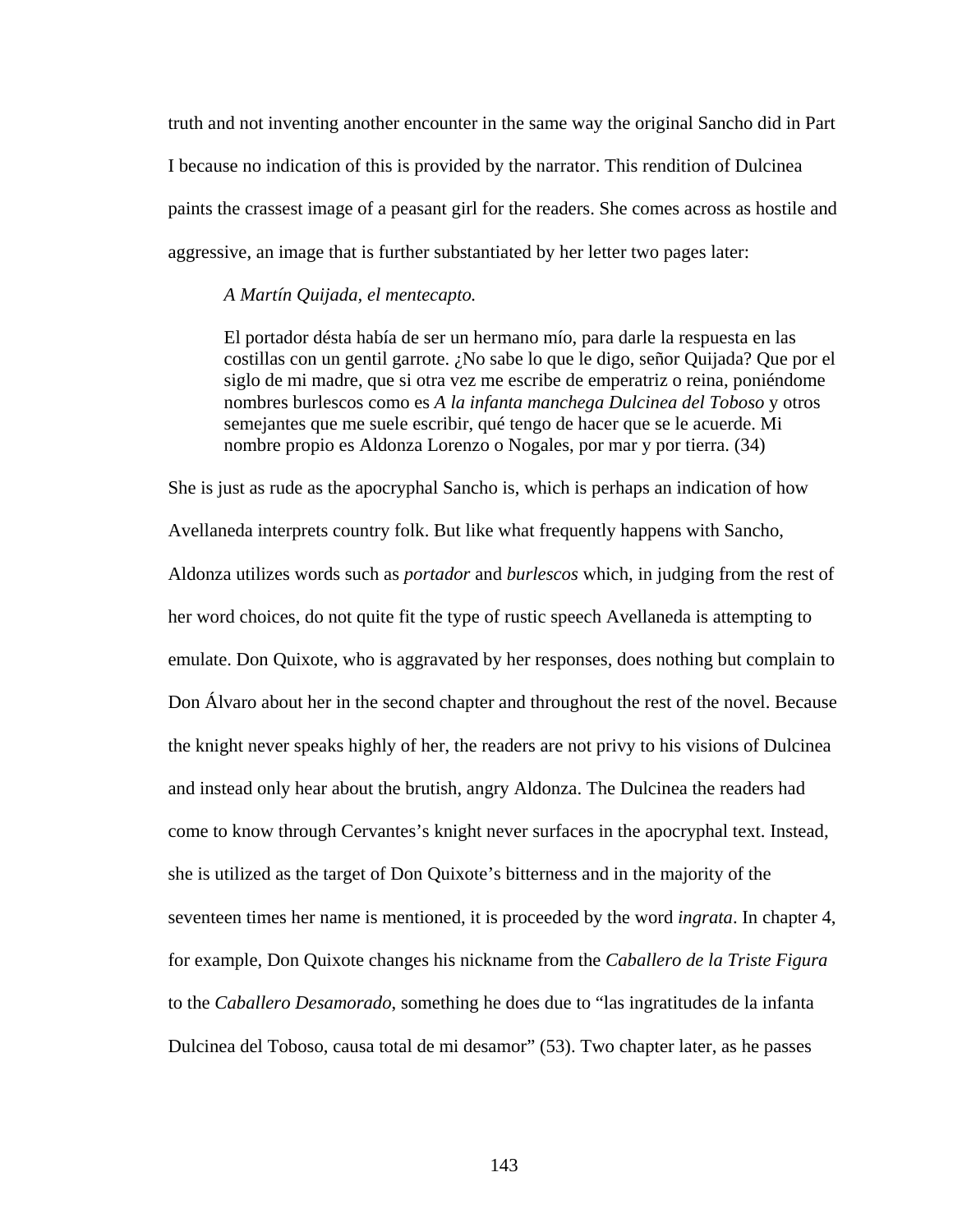truth and not inventing another encounter in the same way the original Sancho did in Part I because no indication of this is provided by the narrator. This rendition of Dulcinea paints the crassest image of a peasant girl for the readers. She comes across as hostile and aggressive, an image that is further substantiated by her letter two pages later:

> *A Martín Quijada, el mentecapto.*
>
> El portador désta había de ser un hermano mío, para darle la respuesta en las costillas con un gentil garrote. ¿No sabe lo que le digo, señor Quijada? Que por el siglo de mi madre, que si otra vez me escribe de emperatriz o reina, poniéndome nombres burlescos como es *A la infanta manchega Dulcinea del Toboso* y otros semejantes que me suele escribir, qué tengo de hacer que se le acuerde. Mi nombre propio es Aldonza Lorenzo o Nogales, por mar y por tierra. (34)

She is just as rude as the apocryphal Sancho is, which is perhaps an indication of how Avellaneda interprets country folk. But like what frequently happens with Sancho, Aldonza utilizes words such as *portador* and *burlescos* which, in judging from the rest of her word choices, do not quite fit the type of rustic speech Avellaneda is attempting to emulate. Don Quixote, who is aggravated by her responses, does nothing but complain to Don Álvaro about her in the second chapter and throughout the rest of the novel. Because the knight never speaks highly of her, the readers are not privy to his visions of Dulcinea and instead only hear about the brutish, angry Aldonza. The Dulcinea the readers had come to know through Cervantes's knight never surfaces in the apocryphal text. Instead, she is utilized as the target of Don Quixote's bitterness and in the majority of the seventeen times her name is mentioned, it is proceeded by the word *ingrata*. In chapter 4, for example, Don Quixote changes his nickname from the *Caballero de la Triste Figura* to the *Caballero Desamorado*, something he does due to "las ingratitudes de la infanta Dulcinea del Toboso, causa total de mi desamor" (53). Two chapter later, as he passes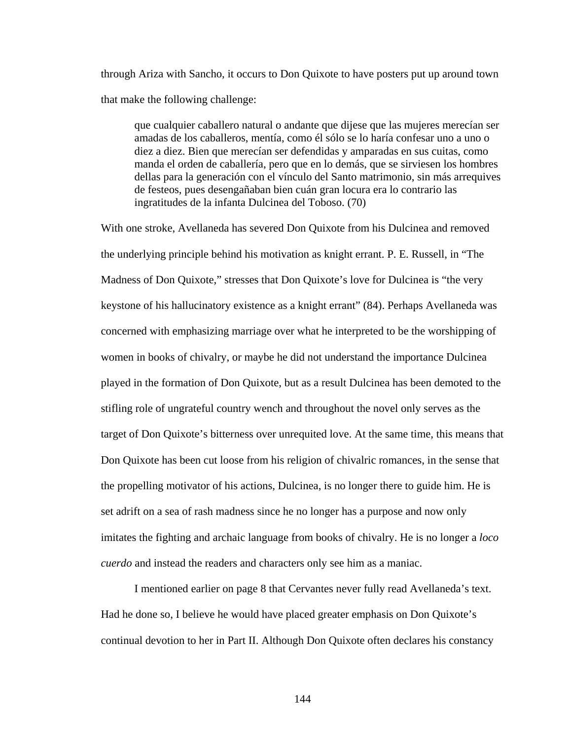through Ariza with Sancho, it occurs to Don Quixote to have posters put up around town that make the following challenge:

> que cualquier caballero natural o andante que dijese que las mujeres merecían ser amadas de los caballeros, mentía, como él sólo se lo haría confesar uno a uno o diez a diez. Bien que merecían ser defendidas y amparadas en sus cuitas, como manda el orden de caballería, pero que en lo demás, que se sirviesen los hombres dellas para la generación con el vínculo del Santo matrimonio, sin más arrequives de festeos, pues desengañaban bien cuán gran locura era lo contrario las ingratitudes de la infanta Dulcinea del Toboso. (70)

With one stroke, Avellaneda has severed Don Quixote from his Dulcinea and removed the underlying principle behind his motivation as knight errant. P. E. Russell, in "The Madness of Don Quixote," stresses that Don Quixote's love for Dulcinea is "the very keystone of his hallucinatory existence as a knight errant" (84). Perhaps Avellaneda was concerned with emphasizing marriage over what he interpreted to be the worshipping of women in books of chivalry, or maybe he did not understand the importance Dulcinea played in the formation of Don Quixote, but as a result Dulcinea has been demoted to the stifling role of ungrateful country wench and throughout the novel only serves as the target of Don Quixote's bitterness over unrequited love. At the same time, this means that Don Quixote has been cut loose from his religion of chivalric romances, in the sense that the propelling motivator of his actions, Dulcinea, is no longer there to guide him. He is set adrift on a sea of rash madness since he no longer has a purpose and now only imitates the fighting and archaic language from books of chivalry. He is no longer a *loco cuerdo* and instead the readers and characters only see him as a maniac.

I mentioned earlier on page 8 that Cervantes never fully read Avellaneda's text. Had he done so, I believe he would have placed greater emphasis on Don Quixote's continual devotion to her in Part II. Although Don Quixote often declares his constancy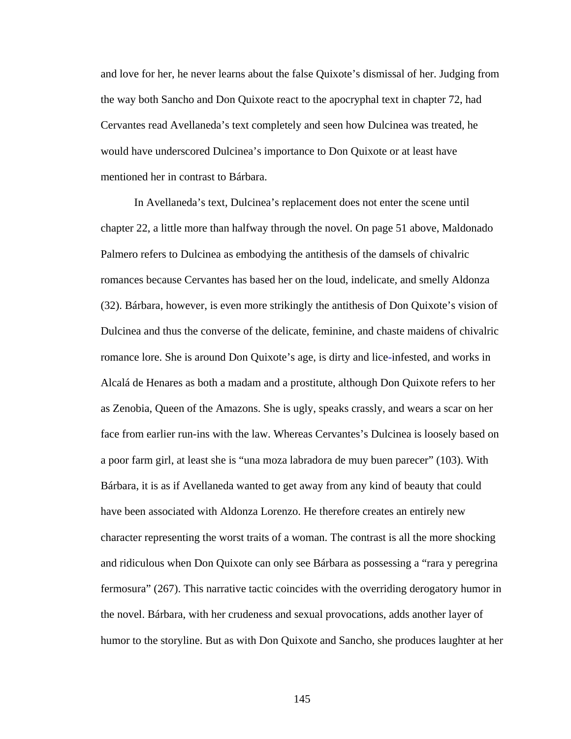and love for her, he never learns about the false Quixote's dismissal of her. Judging from the way both Sancho and Don Quixote react to the apocryphal text in chapter 72, had Cervantes read Avellaneda's text completely and seen how Dulcinea was treated, he would have underscored Dulcinea's importance to Don Quixote or at least have mentioned her in contrast to Bárbara.

In Avellaneda's text, Dulcinea's replacement does not enter the scene until chapter 22, a little more than halfway through the novel. On page 51 above, Maldonado Palmero refers to Dulcinea as embodying the antithesis of the damsels of chivalric romances because Cervantes has based her on the loud, indelicate, and smelly Aldonza (32). Bárbara, however, is even more strikingly the antithesis of Don Quixote's vision of Dulcinea and thus the converse of the delicate, feminine, and chaste maidens of chivalric romance lore. She is around Don Quixote's age, is dirty and lice-infested, and works in Alcalá de Henares as both a madam and a prostitute, although Don Quixote refers to her as Zenobia, Queen of the Amazons. She is ugly, speaks crassly, and wears a scar on her face from earlier run-ins with the law. Whereas Cervantes's Dulcinea is loosely based on a poor farm girl, at least she is "una moza labradora de muy buen parecer" (103). With Bárbara, it is as if Avellaneda wanted to get away from any kind of beauty that could have been associated with Aldonza Lorenzo. He therefore creates an entirely new character representing the worst traits of a woman. The contrast is all the more shocking and ridiculous when Don Quixote can only see Bárbara as possessing a "rara y peregrina fermosura" (267). This narrative tactic coincides with the overriding derogatory humor in the novel. Bárbara, with her crudeness and sexual provocations, adds another layer of humor to the storyline. But as with Don Quixote and Sancho, she produces laughter at her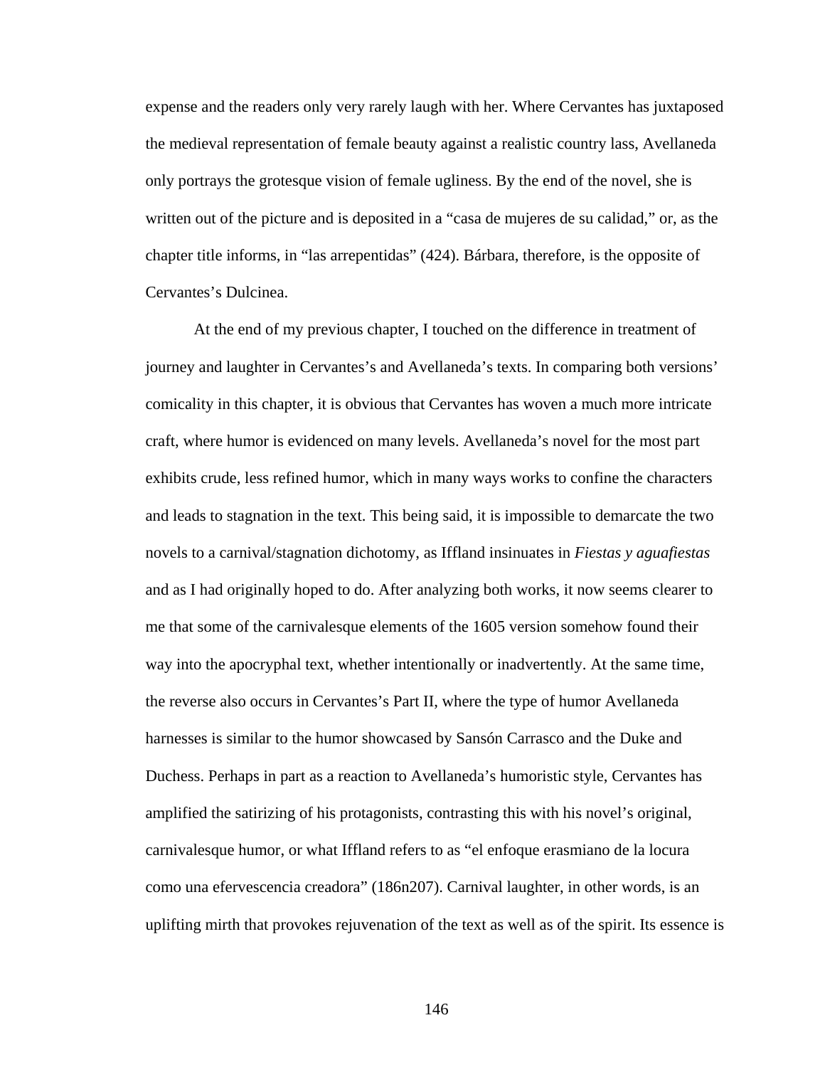expense and the readers only very rarely laugh with her. Where Cervantes has juxtaposed the medieval representation of female beauty against a realistic country lass, Avellaneda only portrays the grotesque vision of female ugliness. By the end of the novel, she is written out of the picture and is deposited in a "casa de mujeres de su calidad," or, as the chapter title informs, in "las arrepentidas" (424). Bárbara, therefore, is the opposite of Cervantes's Dulcinea.

At the end of my previous chapter, I touched on the difference in treatment of journey and laughter in Cervantes's and Avellaneda's texts. In comparing both versions' comicality in this chapter, it is obvious that Cervantes has woven a much more intricate craft, where humor is evidenced on many levels. Avellaneda's novel for the most part exhibits crude, less refined humor, which in many ways works to confine the characters and leads to stagnation in the text. This being said, it is impossible to demarcate the two novels to a carnival/stagnation dichotomy, as Iffland insinuates in *Fiestas y aguafiestas* and as I had originally hoped to do. After analyzing both works, it now seems clearer to me that some of the carnivalesque elements of the 1605 version somehow found their way into the apocryphal text, whether intentionally or inadvertently. At the same time, the reverse also occurs in Cervantes's Part II, where the type of humor Avellaneda harnesses is similar to the humor showcased by Sansón Carrasco and the Duke and Duchess. Perhaps in part as a reaction to Avellaneda's humoristic style, Cervantes has amplified the satirizing of his protagonists, contrasting this with his novel's original, carnivalesque humor, or what Iffland refers to as "el enfoque erasmiano de la locura como una efervescencia creadora" (186n207). Carnival laughter, in other words, is an uplifting mirth that provokes rejuvenation of the text as well as of the spirit. Its essence is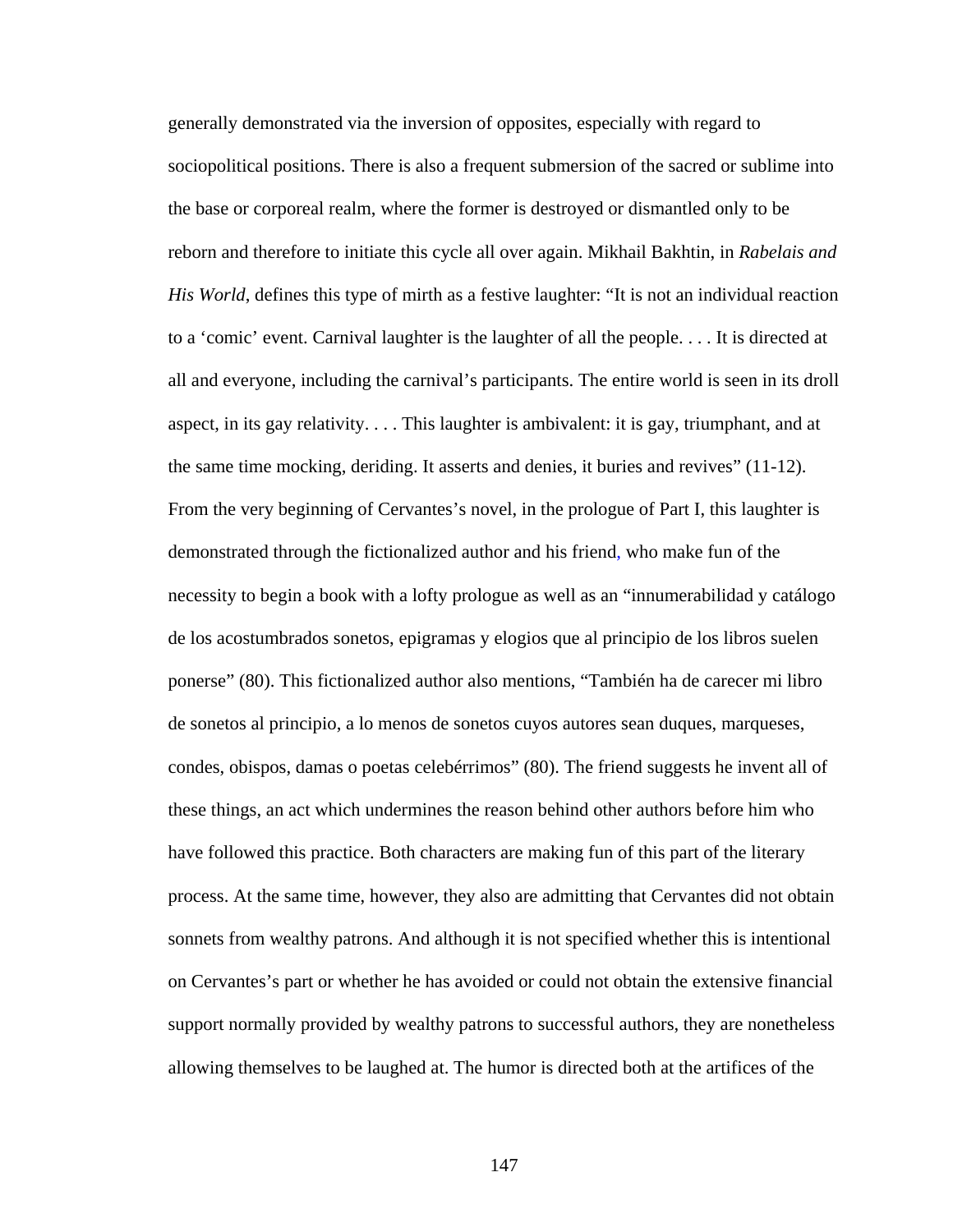generally demonstrated via the inversion of opposites, especially with regard to sociopolitical positions. There is also a frequent submersion of the sacred or sublime into the base or corporeal realm, where the former is destroyed or dismantled only to be reborn and therefore to initiate this cycle all over again. Mikhail Bakhtin, in *Rabelais and His World*, defines this type of mirth as a festive laughter: "It is not an individual reaction to a 'comic' event. Carnival laughter is the laughter of all the people. . . . It is directed at all and everyone, including the carnival's participants. The entire world is seen in its droll aspect, in its gay relativity. . . . This laughter is ambivalent: it is gay, triumphant, and at the same time mocking, deriding. It asserts and denies, it buries and revives" (11-12). From the very beginning of Cervantes's novel, in the prologue of Part I, this laughter is demonstrated through the fictionalized author and his friend, who make fun of the necessity to begin a book with a lofty prologue as well as an "innumerabilidad y catálogo de los acostumbrados sonetos, epigramas y elogios que al principio de los libros suelen ponerse" (80). This fictionalized author also mentions, "También ha de carecer mi libro de sonetos al principio, a lo menos de sonetos cuyos autores sean duques, marqueses, condes, obispos, damas o poetas celebérrimos" (80). The friend suggests he invent all of these things, an act which undermines the reason behind other authors before him who have followed this practice. Both characters are making fun of this part of the literary process. At the same time, however, they also are admitting that Cervantes did not obtain sonnets from wealthy patrons. And although it is not specified whether this is intentional on Cervantes's part or whether he has avoided or could not obtain the extensive financial support normally provided by wealthy patrons to successful authors, they are nonetheless allowing themselves to be laughed at. The humor is directed both at the artifices of the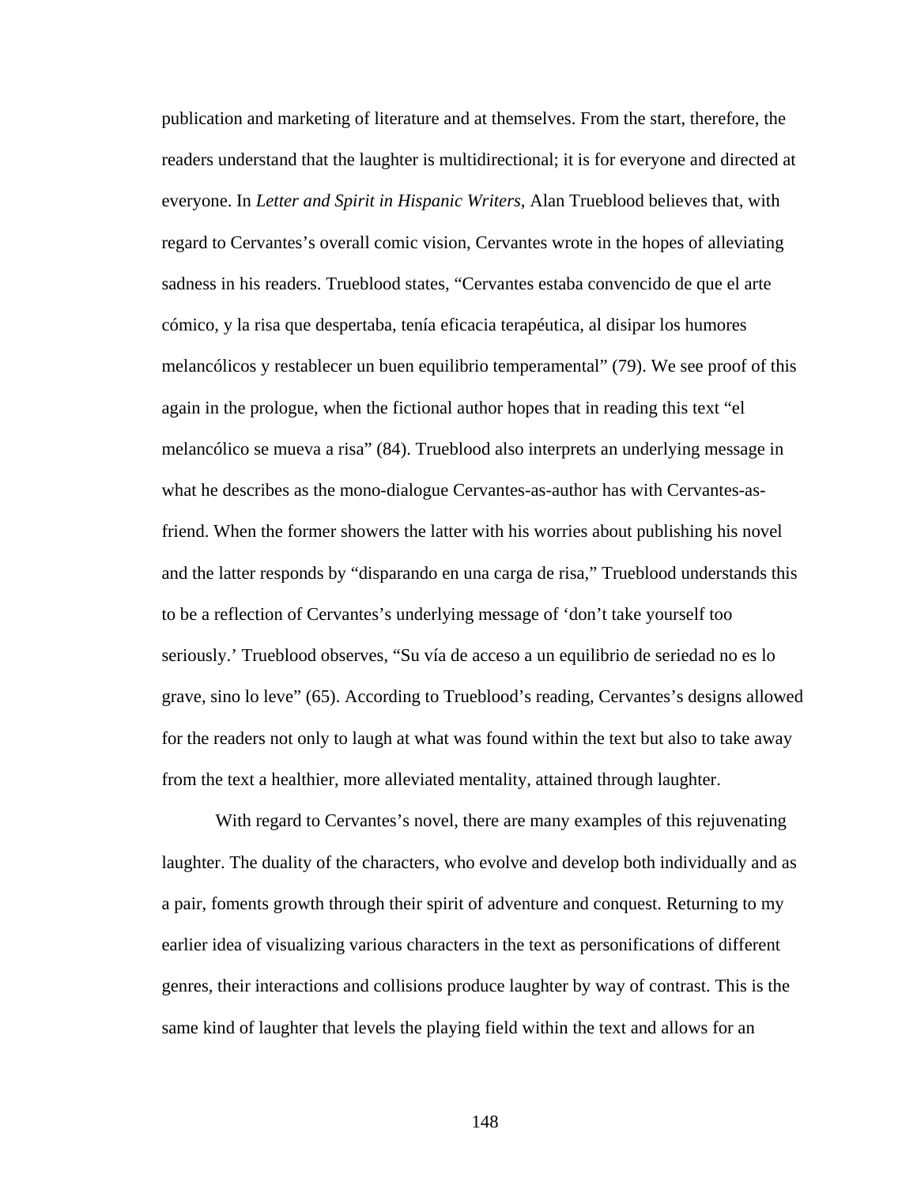publication and marketing of literature and at themselves. From the start, therefore, the readers understand that the laughter is multidirectional; it is for everyone and directed at everyone. In *Letter and Spirit in Hispanic Writers*, Alan Trueblood believes that, with regard to Cervantes's overall comic vision, Cervantes wrote in the hopes of alleviating sadness in his readers. Trueblood states, "Cervantes estaba convencido de que el arte cómico, y la risa que despertaba, tenía eficacia terapéutica, al disipar los humores melancólicos y restablecer un buen equilibrio temperamental" (79). We see proof of this again in the prologue, when the fictional author hopes that in reading this text "el melancólico se mueva a risa" (84). Trueblood also interprets an underlying message in what he describes as the mono-dialogue Cervantes-as-author has with Cervantes-as-friend. When the former showers the latter with his worries about publishing his novel and the latter responds by "disparando en una carga de risa," Trueblood understands this to be a reflection of Cervantes's underlying message of 'don't take yourself too seriously.' Trueblood observes, "Su vía de acceso a un equilibrio de seriedad no es lo grave, sino lo leve" (65). According to Trueblood's reading, Cervantes's designs allowed for the readers not only to laugh at what was found within the text but also to take away from the text a healthier, more alleviated mentality, attained through laughter.

With regard to Cervantes's novel, there are many examples of this rejuvenating laughter. The duality of the characters, who evolve and develop both individually and as a pair, foments growth through their spirit of adventure and conquest. Returning to my earlier idea of visualizing various characters in the text as personifications of different genres, their interactions and collisions produce laughter by way of contrast. This is the same kind of laughter that levels the playing field within the text and allows for an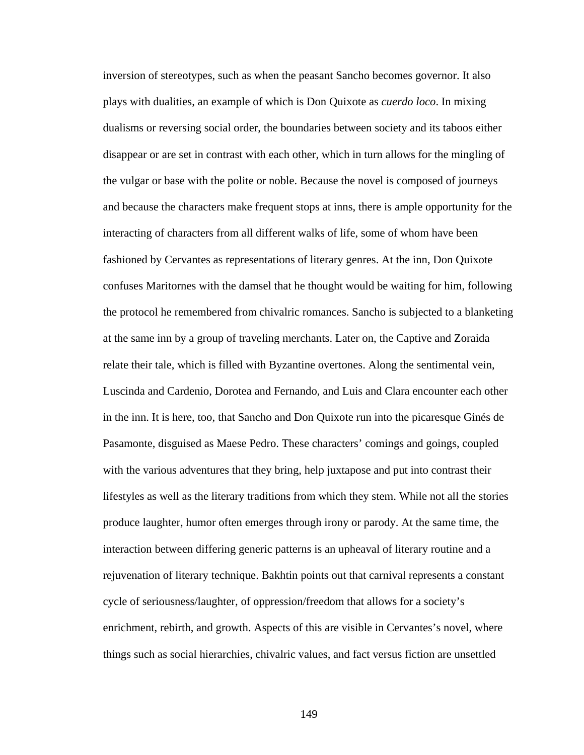inversion of stereotypes, such as when the peasant Sancho becomes governor. It also plays with dualities, an example of which is Don Quixote as *cuerdo loco*. In mixing dualisms or reversing social order, the boundaries between society and its taboos either disappear or are set in contrast with each other, which in turn allows for the mingling of the vulgar or base with the polite or noble. Because the novel is composed of journeys and because the characters make frequent stops at inns, there is ample opportunity for the interacting of characters from all different walks of life, some of whom have been fashioned by Cervantes as representations of literary genres. At the inn, Don Quixote confuses Maritornes with the damsel that he thought would be waiting for him, following the protocol he remembered from chivalric romances. Sancho is subjected to a blanketing at the same inn by a group of traveling merchants. Later on, the Captive and Zoraida relate their tale, which is filled with Byzantine overtones. Along the sentimental vein, Luscinda and Cardenio, Dorotea and Fernando, and Luis and Clara encounter each other in the inn. It is here, too, that Sancho and Don Quixote run into the picaresque Ginés de Pasamonte, disguised as Maese Pedro. These characters' comings and goings, coupled with the various adventures that they bring, help juxtapose and put into contrast their lifestyles as well as the literary traditions from which they stem. While not all the stories produce laughter, humor often emerges through irony or parody. At the same time, the interaction between differing generic patterns is an upheaval of literary routine and a rejuvenation of literary technique. Bakhtin points out that carnival represents a constant cycle of seriousness/laughter, of oppression/freedom that allows for a society's enrichment, rebirth, and growth. Aspects of this are visible in Cervantes's novel, where things such as social hierarchies, chivalric values, and fact versus fiction are unsettled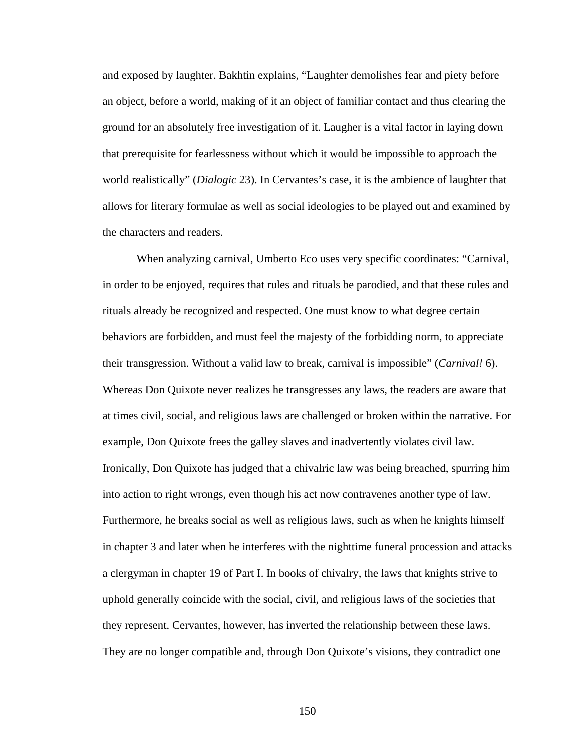and exposed by laughter. Bakhtin explains, “Laughter demolishes fear and piety before an object, before a world, making of it an object of familiar contact and thus clearing the ground for an absolutely free investigation of it. Laugher is a vital factor in laying down that prerequisite for fearlessness without which it would be impossible to approach the world realistically” (*Dialogic* 23). In Cervantes’s case, it is the ambience of laughter that allows for literary formulae as well as social ideologies to be played out and examined by the characters and readers.

When analyzing carnival, Umberto Eco uses very specific coordinates: “Carnival, in order to be enjoyed, requires that rules and rituals be parodied, and that these rules and rituals already be recognized and respected. One must know to what degree certain behaviors are forbidden, and must feel the majesty of the forbidding norm, to appreciate their transgression. Without a valid law to break, carnival is impossible” (*Carnival!* 6). Whereas Don Quixote never realizes he transgresses any laws, the readers are aware that at times civil, social, and religious laws are challenged or broken within the narrative. For example, Don Quixote frees the galley slaves and inadvertently violates civil law. Ironically, Don Quixote has judged that a chivalric law was being breached, spurring him into action to right wrongs, even though his act now contravenes another type of law. Furthermore, he breaks social as well as religious laws, such as when he knights himself in chapter 3 and later when he interferes with the nighttime funeral procession and attacks a clergyman in chapter 19 of Part I. In books of chivalry, the laws that knights strive to uphold generally coincide with the social, civil, and religious laws of the societies that they represent. Cervantes, however, has inverted the relationship between these laws. They are no longer compatible and, through Don Quixote’s visions, they contradict one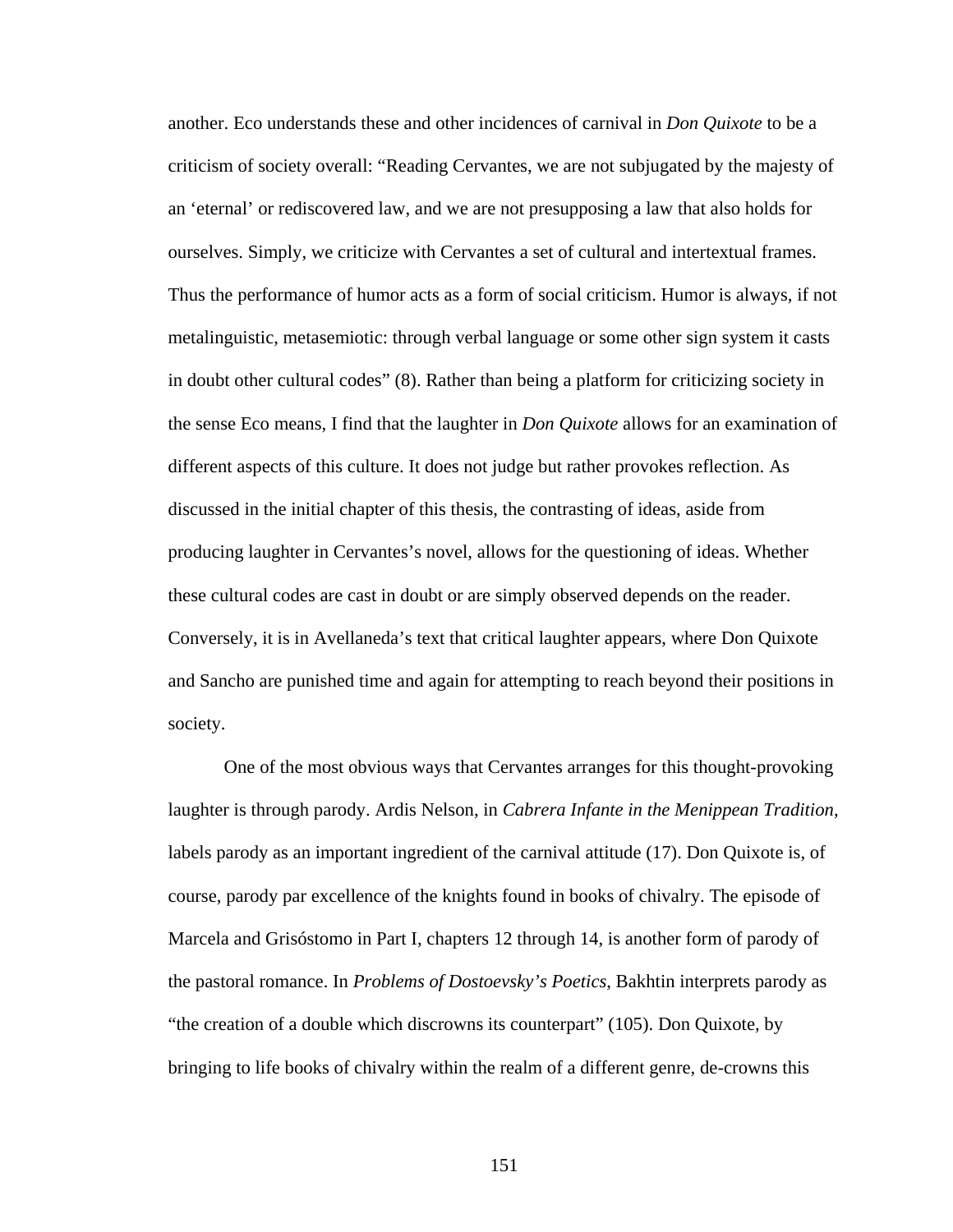another. Eco understands these and other incidences of carnival in *Don Quixote* to be a criticism of society overall: "Reading Cervantes, we are not subjugated by the majesty of an 'eternal' or rediscovered law, and we are not presupposing a law that also holds for ourselves. Simply, we criticize with Cervantes a set of cultural and intertextual frames. Thus the performance of humor acts as a form of social criticism. Humor is always, if not metalinguistic, metasemiotic: through verbal language or some other sign system it casts in doubt other cultural codes" (8). Rather than being a platform for criticizing society in the sense Eco means, I find that the laughter in *Don Quixote* allows for an examination of different aspects of this culture. It does not judge but rather provokes reflection. As discussed in the initial chapter of this thesis, the contrasting of ideas, aside from producing laughter in Cervantes's novel, allows for the questioning of ideas. Whether these cultural codes are cast in doubt or are simply observed depends on the reader. Conversely, it is in Avellaneda's text that critical laughter appears, where Don Quixote and Sancho are punished time and again for attempting to reach beyond their positions in society.

One of the most obvious ways that Cervantes arranges for this thought-provoking laughter is through parody. Ardis Nelson, in *Cabrera Infante in the Menippean Tradition*, labels parody as an important ingredient of the carnival attitude (17). Don Quixote is, of course, parody par excellence of the knights found in books of chivalry. The episode of Marcela and Grisóstomo in Part I, chapters 12 through 14, is another form of parody of the pastoral romance. In *Problems of Dostoevsky's Poetics*, Bakhtin interprets parody as "the creation of a double which discrowns its counterpart" (105). Don Quixote, by bringing to life books of chivalry within the realm of a different genre, de-crowns this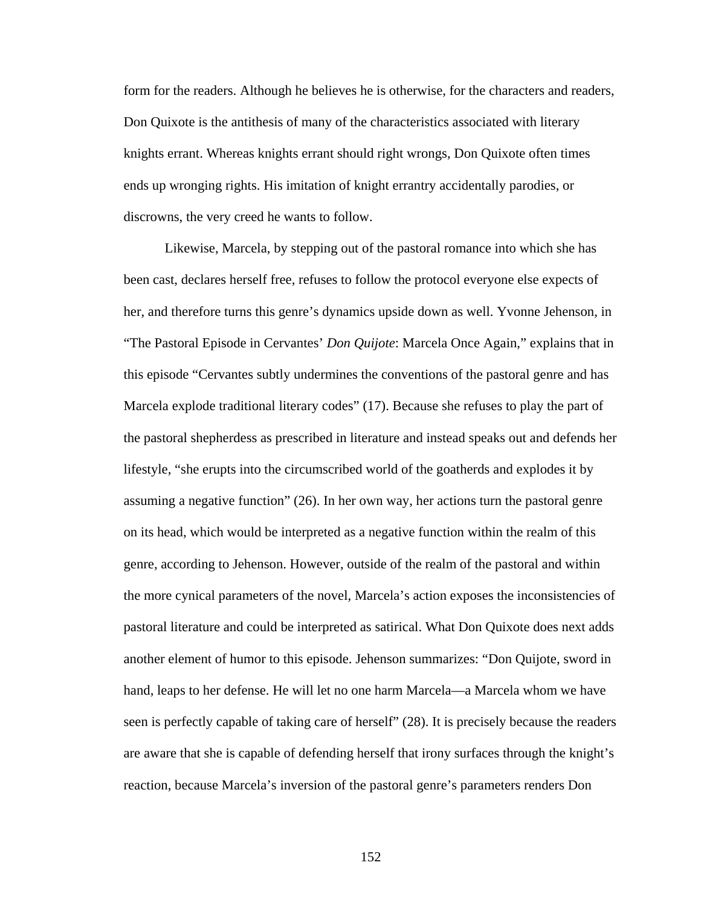form for the readers. Although he believes he is otherwise, for the characters and readers, Don Quixote is the antithesis of many of the characteristics associated with literary knights errant. Whereas knights errant should right wrongs, Don Quixote often times ends up wronging rights. His imitation of knight errantry accidentally parodies, or discrowns, the very creed he wants to follow.

Likewise, Marcela, by stepping out of the pastoral romance into which she has been cast, declares herself free, refuses to follow the protocol everyone else expects of her, and therefore turns this genre's dynamics upside down as well. Yvonne Jehenson, in "The Pastoral Episode in Cervantes' *Don Quijote*: Marcela Once Again," explains that in this episode "Cervantes subtly undermines the conventions of the pastoral genre and has Marcela explode traditional literary codes" (17). Because she refuses to play the part of the pastoral shepherdess as prescribed in literature and instead speaks out and defends her lifestyle, "she erupts into the circumscribed world of the goatherds and explodes it by assuming a negative function" (26). In her own way, her actions turn the pastoral genre on its head, which would be interpreted as a negative function within the realm of this genre, according to Jehenson. However, outside of the realm of the pastoral and within the more cynical parameters of the novel, Marcela's action exposes the inconsistencies of pastoral literature and could be interpreted as satirical. What Don Quixote does next adds another element of humor to this episode. Jehenson summarizes: "Don Quijote, sword in hand, leaps to her defense. He will let no one harm Marcela—a Marcela whom we have seen is perfectly capable of taking care of herself" (28). It is precisely because the readers are aware that she is capable of defending herself that irony surfaces through the knight's reaction, because Marcela's inversion of the pastoral genre's parameters renders Don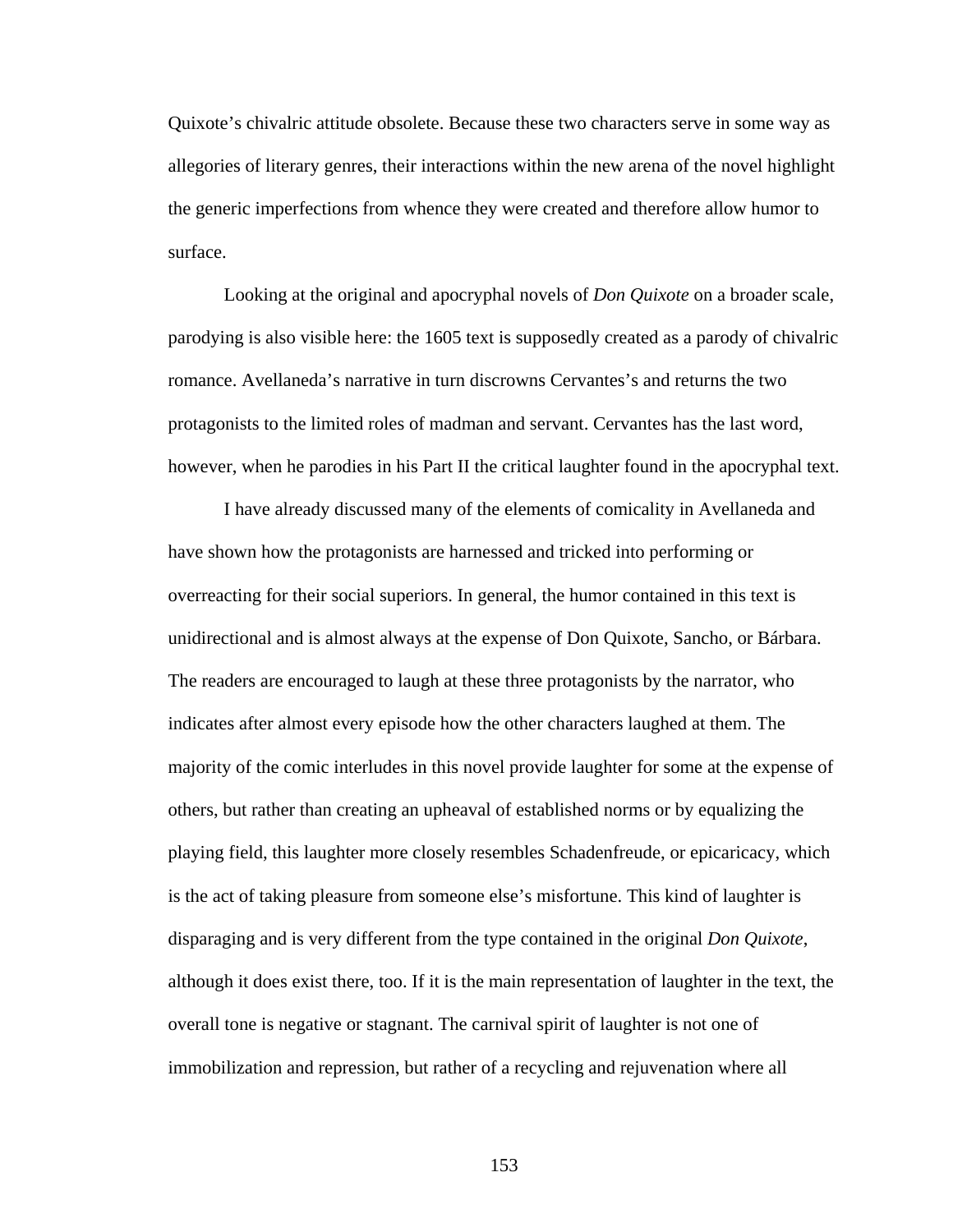Quixote's chivalric attitude obsolete. Because these two characters serve in some way as allegories of literary genres, their interactions within the new arena of the novel highlight the generic imperfections from whence they were created and therefore allow humor to surface.

Looking at the original and apocryphal novels of *Don Quixote* on a broader scale, parodying is also visible here: the 1605 text is supposedly created as a parody of chivalric romance. Avellaneda's narrative in turn discrowns Cervantes's and returns the two protagonists to the limited roles of madman and servant. Cervantes has the last word, however, when he parodies in his Part II the critical laughter found in the apocryphal text.

I have already discussed many of the elements of comicality in Avellaneda and have shown how the protagonists are harnessed and tricked into performing or overreacting for their social superiors. In general, the humor contained in this text is unidirectional and is almost always at the expense of Don Quixote, Sancho, or Bárbara. The readers are encouraged to laugh at these three protagonists by the narrator, who indicates after almost every episode how the other characters laughed at them. The majority of the comic interludes in this novel provide laughter for some at the expense of others, but rather than creating an upheaval of established norms or by equalizing the playing field, this laughter more closely resembles Schadenfreude, or epicaricacy, which is the act of taking pleasure from someone else's misfortune. This kind of laughter is disparaging and is very different from the type contained in the original *Don Quixote*, although it does exist there, too. If it is the main representation of laughter in the text, the overall tone is negative or stagnant. The carnival spirit of laughter is not one of immobilization and repression, but rather of a recycling and rejuvenation where all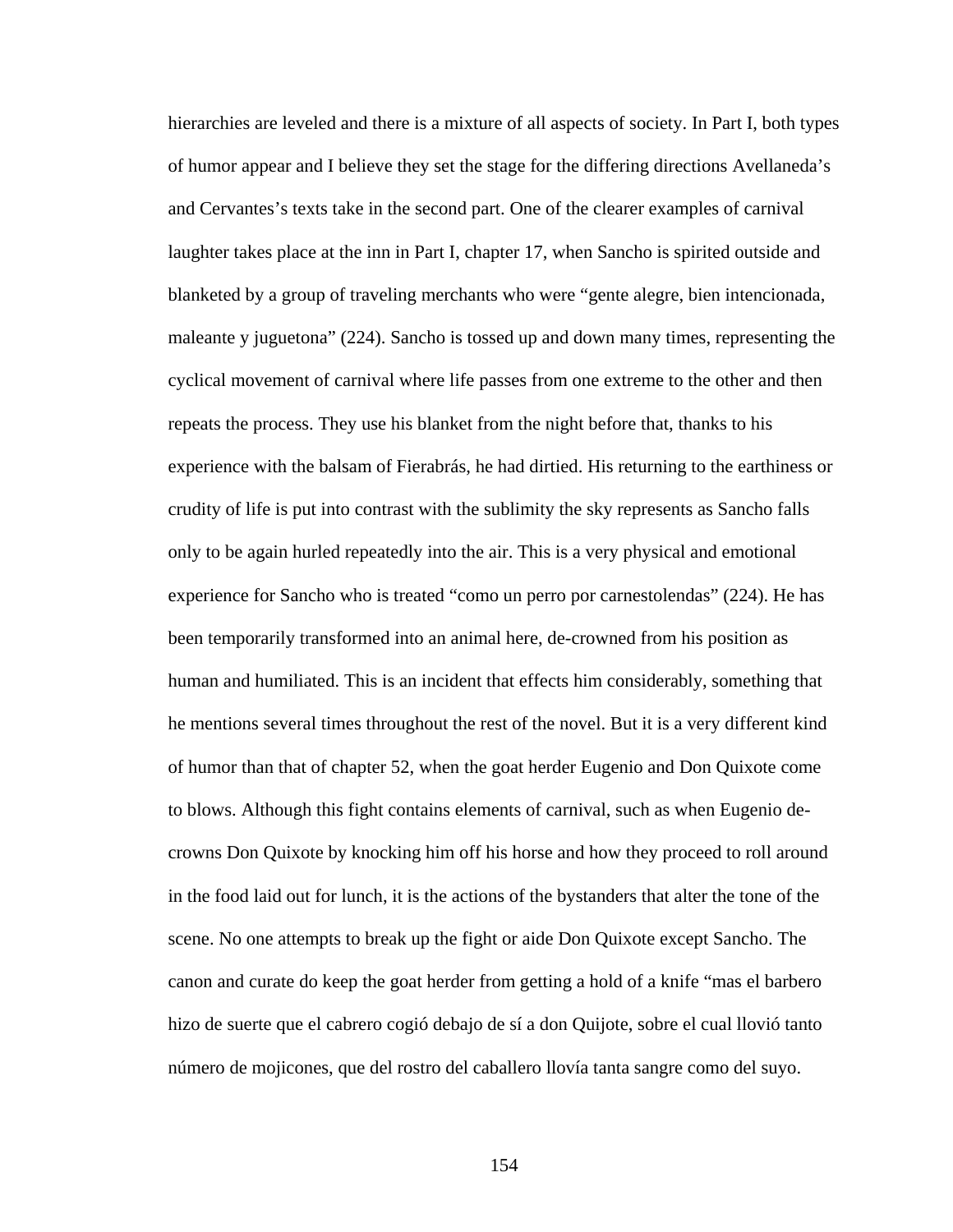hierarchies are leveled and there is a mixture of all aspects of society. In Part I, both types of humor appear and I believe they set the stage for the differing directions Avellaneda's and Cervantes's texts take in the second part. One of the clearer examples of carnival laughter takes place at the inn in Part I, chapter 17, when Sancho is spirited outside and blanketed by a group of traveling merchants who were "gente alegre, bien intencionada, maleante y juguetona" (224). Sancho is tossed up and down many times, representing the cyclical movement of carnival where life passes from one extreme to the other and then repeats the process. They use his blanket from the night before that, thanks to his experience with the balsam of Fierabrás, he had dirtied. His returning to the earthiness or crudity of life is put into contrast with the sublimity the sky represents as Sancho falls only to be again hurled repeatedly into the air. This is a very physical and emotional experience for Sancho who is treated "como un perro por carnestolendas" (224). He has been temporarily transformed into an animal here, de-crowned from his position as human and humiliated. This is an incident that effects him considerably, something that he mentions several times throughout the rest of the novel. But it is a very different kind of humor than that of chapter 52, when the goat herder Eugenio and Don Quixote come to blows. Although this fight contains elements of carnival, such as when Eugenio de-crowns Don Quixote by knocking him off his horse and how they proceed to roll around in the food laid out for lunch, it is the actions of the bystanders that alter the tone of the scene. No one attempts to break up the fight or aide Don Quixote except Sancho. The canon and curate do keep the goat herder from getting a hold of a knife "mas el barbero hizo de suerte que el cabrero cogió debajo de sí a don Quijote, sobre el cual llovió tanto número de mojicones, que del rostro del caballero llovía tanta sangre como del suyo.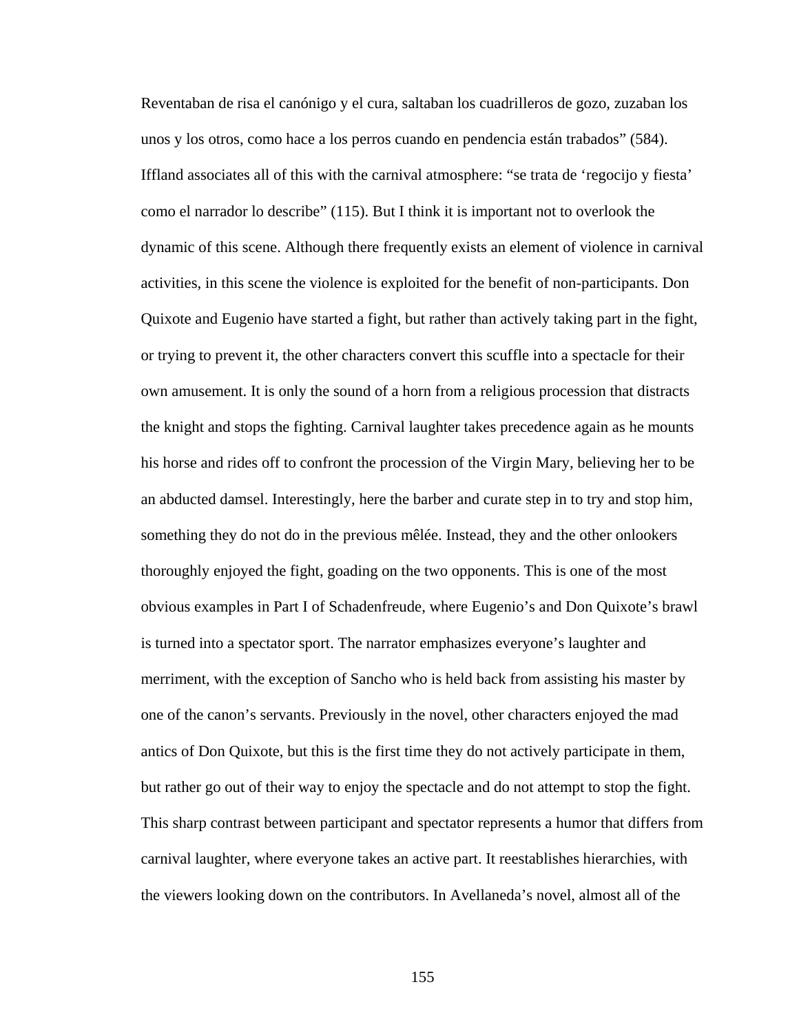Reventaban de risa el canónigo y el cura, saltaban los cuadrilleros de gozo, zuzaban los unos y los otros, como hace a los perros cuando en pendencia están trabados" (584). Iffland associates all of this with the carnival atmosphere: "se trata de 'regocijo y fiesta' como el narrador lo describe" (115). But I think it is important not to overlook the dynamic of this scene. Although there frequently exists an element of violence in carnival activities, in this scene the violence is exploited for the benefit of non-participants. Don Quixote and Eugenio have started a fight, but rather than actively taking part in the fight, or trying to prevent it, the other characters convert this scuffle into a spectacle for their own amusement. It is only the sound of a horn from a religious procession that distracts the knight and stops the fighting. Carnival laughter takes precedence again as he mounts his horse and rides off to confront the procession of the Virgin Mary, believing her to be an abducted damsel. Interestingly, here the barber and curate step in to try and stop him, something they do not do in the previous mêlée. Instead, they and the other onlookers thoroughly enjoyed the fight, goading on the two opponents. This is one of the most obvious examples in Part I of Schadenfreude, where Eugenio's and Don Quixote's brawl is turned into a spectator sport. The narrator emphasizes everyone's laughter and merriment, with the exception of Sancho who is held back from assisting his master by one of the canon's servants. Previously in the novel, other characters enjoyed the mad antics of Don Quixote, but this is the first time they do not actively participate in them, but rather go out of their way to enjoy the spectacle and do not attempt to stop the fight. This sharp contrast between participant and spectator represents a humor that differs from carnival laughter, where everyone takes an active part. It reestablishes hierarchies, with the viewers looking down on the contributors. In Avellaneda's novel, almost all of the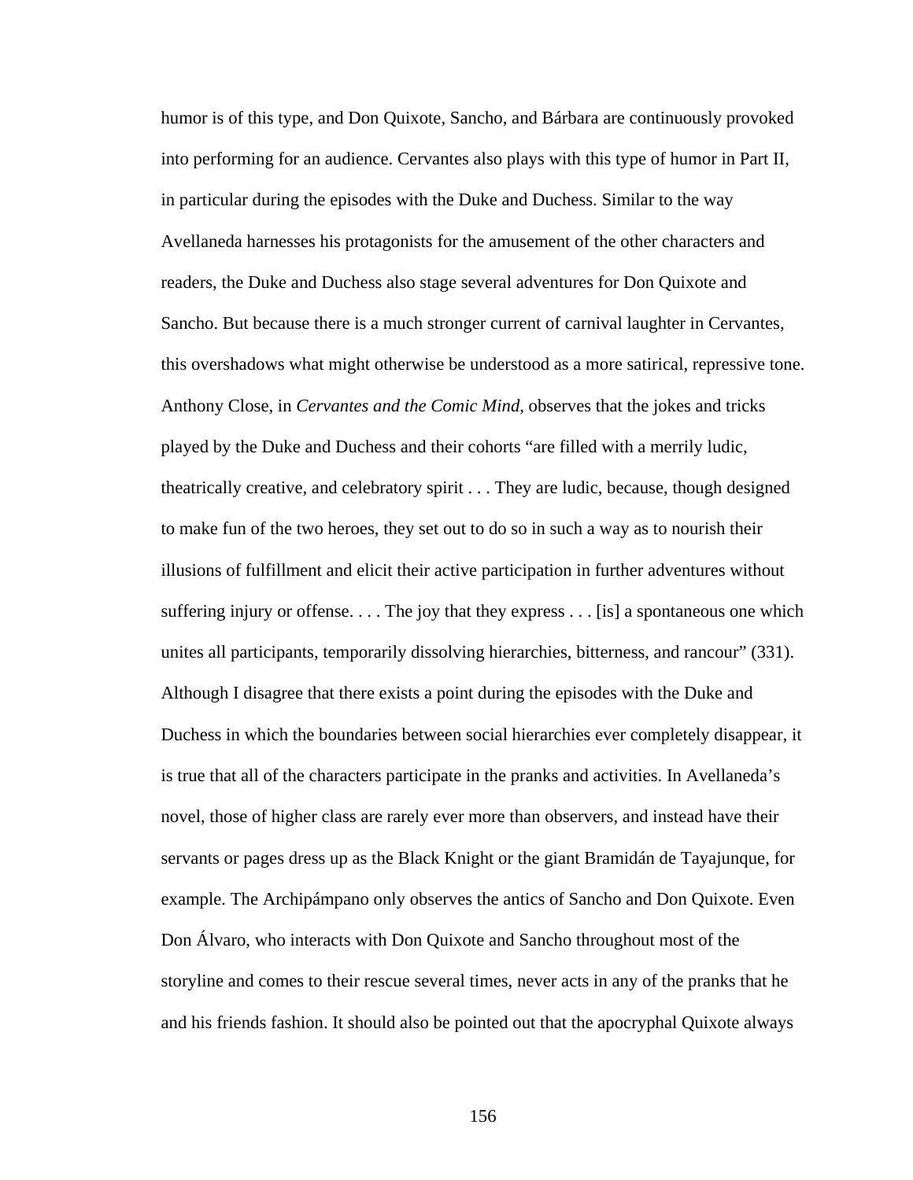humor is of this type, and Don Quixote, Sancho, and Bárbara are continuously provoked into performing for an audience. Cervantes also plays with this type of humor in Part II, in particular during the episodes with the Duke and Duchess. Similar to the way Avellaneda harnesses his protagonists for the amusement of the other characters and readers, the Duke and Duchess also stage several adventures for Don Quixote and Sancho. But because there is a much stronger current of carnival laughter in Cervantes, this overshadows what might otherwise be understood as a more satirical, repressive tone. Anthony Close, in *Cervantes and the Comic Mind*, observes that the jokes and tricks played by the Duke and Duchess and their cohorts "are filled with a merrily ludic, theatrically creative, and celebratory spirit . . . They are ludic, because, though designed to make fun of the two heroes, they set out to do so in such a way as to nourish their illusions of fulfillment and elicit their active participation in further adventures without suffering injury or offense. . . . The joy that they express . . . [is] a spontaneous one which unites all participants, temporarily dissolving hierarchies, bitterness, and rancour" (331). Although I disagree that there exists a point during the episodes with the Duke and Duchess in which the boundaries between social hierarchies ever completely disappear, it is true that all of the characters participate in the pranks and activities. In Avellaneda's novel, those of higher class are rarely ever more than observers, and instead have their servants or pages dress up as the Black Knight or the giant Bramidán de Tayajunque, for example. The Archipámpano only observes the antics of Sancho and Don Quixote. Even Don Álvaro, who interacts with Don Quixote and Sancho throughout most of the storyline and comes to their rescue several times, never acts in any of the pranks that he and his friends fashion. It should also be pointed out that the apocryphal Quixote always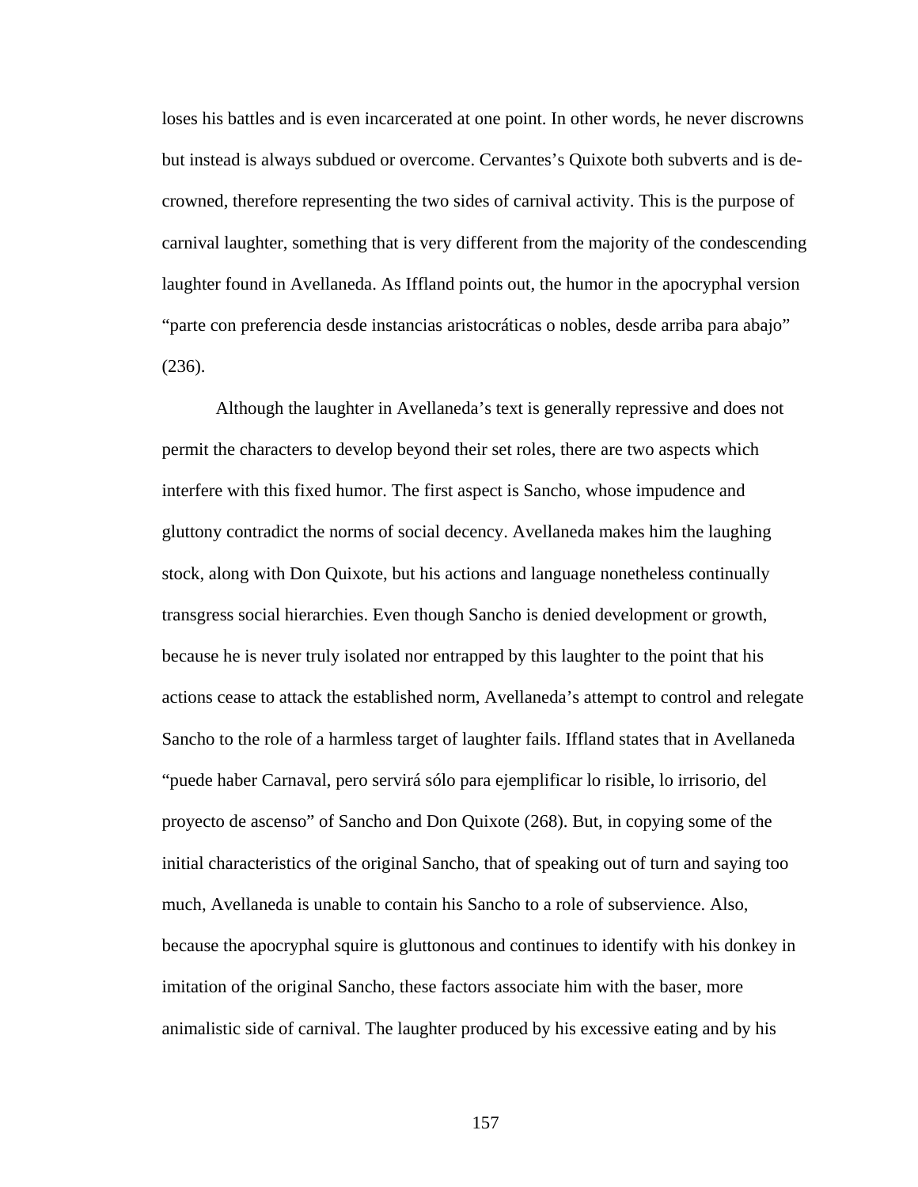loses his battles and is even incarcerated at one point. In other words, he never discrowns but instead is always subdued or overcome. Cervantes's Quixote both subverts and is de-crowned, therefore representing the two sides of carnival activity. This is the purpose of carnival laughter, something that is very different from the majority of the condescending laughter found in Avellaneda. As Iffland points out, the humor in the apocryphal version "parte con preferencia desde instancias aristocráticas o nobles, desde arriba para abajo" (236).

Although the laughter in Avellaneda's text is generally repressive and does not permit the characters to develop beyond their set roles, there are two aspects which interfere with this fixed humor. The first aspect is Sancho, whose impudence and gluttony contradict the norms of social decency. Avellaneda makes him the laughing stock, along with Don Quixote, but his actions and language nonetheless continually transgress social hierarchies. Even though Sancho is denied development or growth, because he is never truly isolated nor entrapped by this laughter to the point that his actions cease to attack the established norm, Avellaneda's attempt to control and relegate Sancho to the role of a harmless target of laughter fails. Iffland states that in Avellaneda "puede haber Carnaval, pero servirá sólo para ejemplificar lo risible, lo irrisorio, del proyecto de ascenso" of Sancho and Don Quixote (268). But, in copying some of the initial characteristics of the original Sancho, that of speaking out of turn and saying too much, Avellaneda is unable to contain his Sancho to a role of subservience. Also, because the apocryphal squire is gluttonous and continues to identify with his donkey in imitation of the original Sancho, these factors associate him with the baser, more animalistic side of carnival. The laughter produced by his excessive eating and by his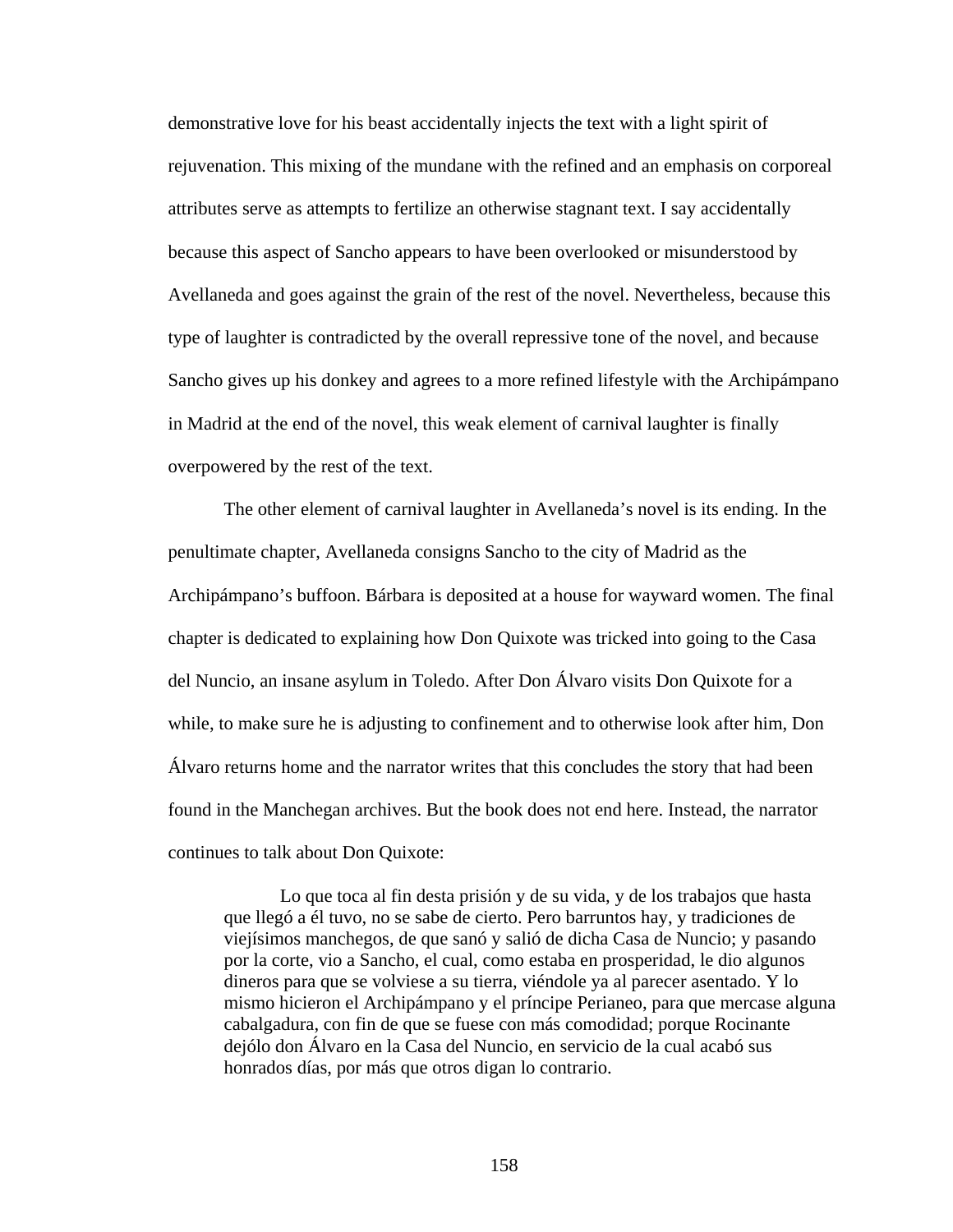demonstrative love for his beast accidentally injects the text with a light spirit of rejuvenation. This mixing of the mundane with the refined and an emphasis on corporeal attributes serve as attempts to fertilize an otherwise stagnant text. I say accidentally because this aspect of Sancho appears to have been overlooked or misunderstood by Avellaneda and goes against the grain of the rest of the novel. Nevertheless, because this type of laughter is contradicted by the overall repressive tone of the novel, and because Sancho gives up his donkey and agrees to a more refined lifestyle with the Archipámpano in Madrid at the end of the novel, this weak element of carnival laughter is finally overpowered by the rest of the text.

The other element of carnival laughter in Avellaneda's novel is its ending. In the penultimate chapter, Avellaneda consigns Sancho to the city of Madrid as the Archipámpano's buffoon. Bárbara is deposited at a house for wayward women. The final chapter is dedicated to explaining how Don Quixote was tricked into going to the Casa del Nuncio, an insane asylum in Toledo. After Don Álvaro visits Don Quixote for a while, to make sure he is adjusting to confinement and to otherwise look after him, Don Álvaro returns home and the narrator writes that this concludes the story that had been found in the Manchegan archives. But the book does not end here. Instead, the narrator continues to talk about Don Quixote:

> Lo que toca al fin desta prisión y de su vida, y de los trabajos que hasta que llegó a él tuvo, no se sabe de cierto. Pero barruntos hay, y tradiciones de viejísimos manchegos, de que sanó y salió de dicha Casa de Nuncio; y pasando por la corte, vio a Sancho, el cual, como estaba en prosperidad, le dio algunos dineros para que se volviese a su tierra, viéndole ya al parecer asentado. Y lo mismo hicieron el Archipámpano y el príncipe Perianeo, para que mercase alguna cabalgadura, con fin de que se fuese con más comodidad; porque Rocinante dejólo don Álvaro en la Casa del Nuncio, en servicio de la cual acabó sus honrados días, por más que otros digan lo contrario.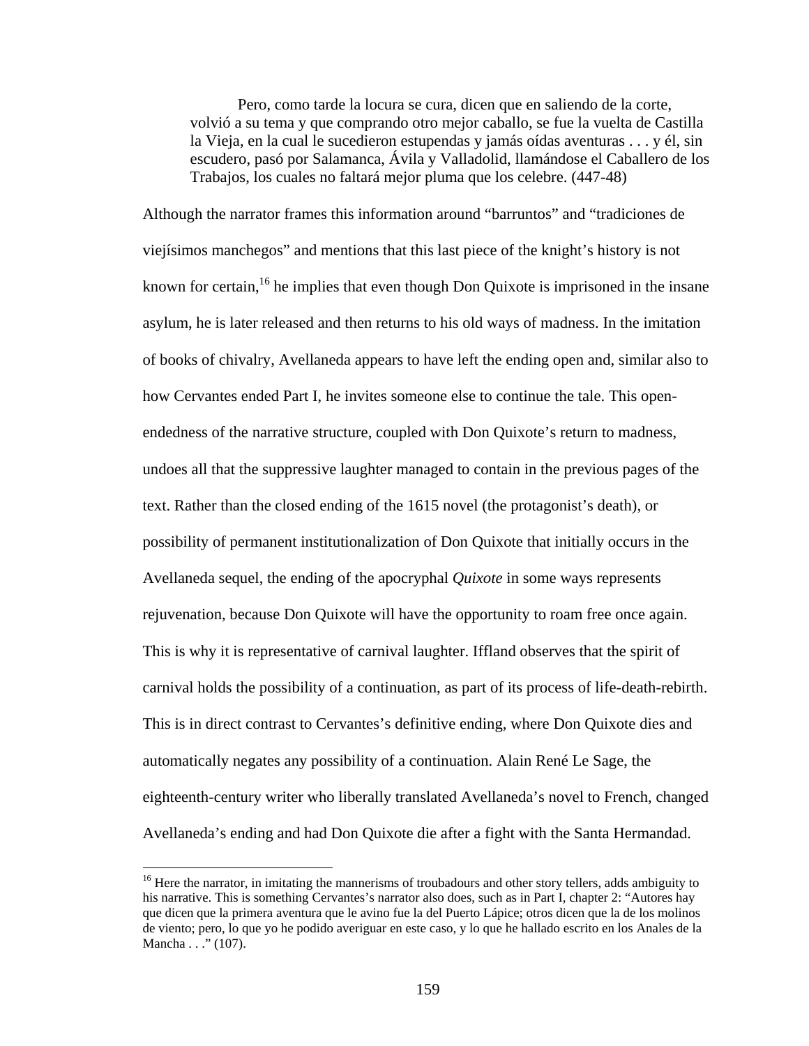> Pero, como tarde la locura se cura, dicen que en saliendo de la corte, volvió a su tema y que comprando otro mejor caballo, se fue la vuelta de Castilla la Vieja, en la cual le sucedieron estupendas y jamás oídas aventuras . . . y él, sin escudero, pasó por Salamanca, Ávila y Valladolid, llamándose el Caballero de los Trabajos, los cuales no faltará mejor pluma que los celebre. (447-48)

Although the narrator frames this information around "barruntos" and "tradiciones de viejísimos manchegos" and mentions that this last piece of the knight's history is not known for certain,[16] he implies that even though Don Quixote is imprisoned in the insane asylum, he is later released and then returns to his old ways of madness. In the imitation of books of chivalry, Avellaneda appears to have left the ending open and, similar also to how Cervantes ended Part I, he invites someone else to continue the tale. This open-endedness of the narrative structure, coupled with Don Quixote's return to madness, undoes all that the suppressive laughter managed to contain in the previous pages of the text. Rather than the closed ending of the 1615 novel (the protagonist's death), or possibility of permanent institutionalization of Don Quixote that initially occurs in the Avellaneda sequel, the ending of the apocryphal *Quixote* in some ways represents rejuvenation, because Don Quixote will have the opportunity to roam free once again. This is why it is representative of carnival laughter. Iffland observes that the spirit of carnival holds the possibility of a continuation, as part of its process of life-death-rebirth. This is in direct contrast to Cervantes's definitive ending, where Don Quixote dies and automatically negates any possibility of a continuation. Alain René Le Sage, the eighteenth-century writer who liberally translated Avellaneda's novel to French, changed Avellaneda's ending and had Don Quixote die after a fight with the Santa Hermandad.

---

[16] Here the narrator, in imitating the mannerisms of troubadours and other story tellers, adds ambiguity to his narrative. This is something Cervantes's narrator also does, such as in Part I, chapter 2: "Autores hay que dicen que la primera aventura que le avino fue la del Puerto Lápice; otros dicen que la de los molinos de viento; pero, lo que yo he podido averiguar en este caso, y lo que he hallado escrito en los Anales de la Mancha . . ." (107).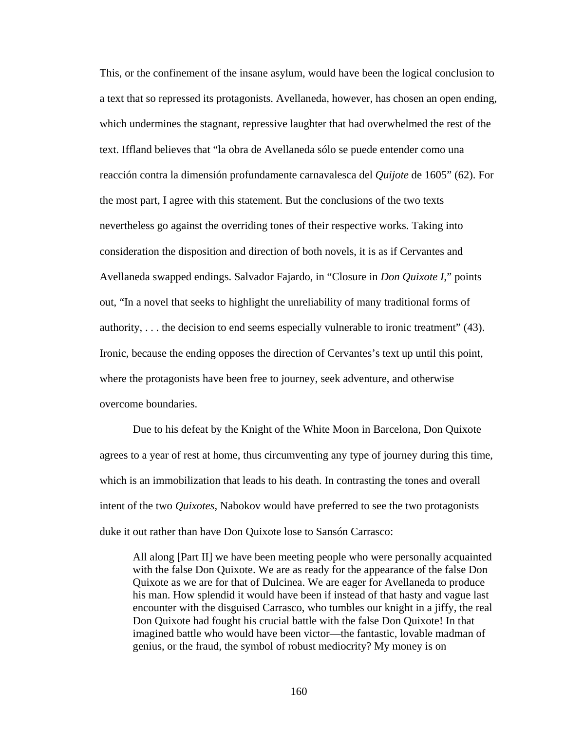This, or the confinement of the insane asylum, would have been the logical conclusion to a text that so repressed its protagonists. Avellaneda, however, has chosen an open ending, which undermines the stagnant, repressive laughter that had overwhelmed the rest of the text. Iffland believes that "la obra de Avellaneda sólo se puede entender como una reacción contra la dimensión profundamente carnavalesca del *Quijote* de 1605" (62). For the most part, I agree with this statement. But the conclusions of the two texts nevertheless go against the overriding tones of their respective works. Taking into consideration the disposition and direction of both novels, it is as if Cervantes and Avellaneda swapped endings. Salvador Fajardo, in "Closure in *Don Quixote I*," points out, "In a novel that seeks to highlight the unreliability of many traditional forms of authority, . . . the decision to end seems especially vulnerable to ironic treatment" (43). Ironic, because the ending opposes the direction of Cervantes's text up until this point, where the protagonists have been free to journey, seek adventure, and otherwise overcome boundaries.

Due to his defeat by the Knight of the White Moon in Barcelona, Don Quixote agrees to a year of rest at home, thus circumventing any type of journey during this time, which is an immobilization that leads to his death. In contrasting the tones and overall intent of the two *Quixotes*, Nabokov would have preferred to see the two protagonists duke it out rather than have Don Quixote lose to Sansón Carrasco:

> All along [Part II] we have been meeting people who were personally acquainted with the false Don Quixote. We are as ready for the appearance of the false Don Quixote as we are for that of Dulcinea. We are eager for Avellaneda to produce his man. How splendid it would have been if instead of that hasty and vague last encounter with the disguised Carrasco, who tumbles our knight in a jiffy, the real Don Quixote had fought his crucial battle with the false Don Quixote! In that imagined battle who would have been victor—the fantastic, lovable madman of genius, or the fraud, the symbol of robust mediocrity? My money is on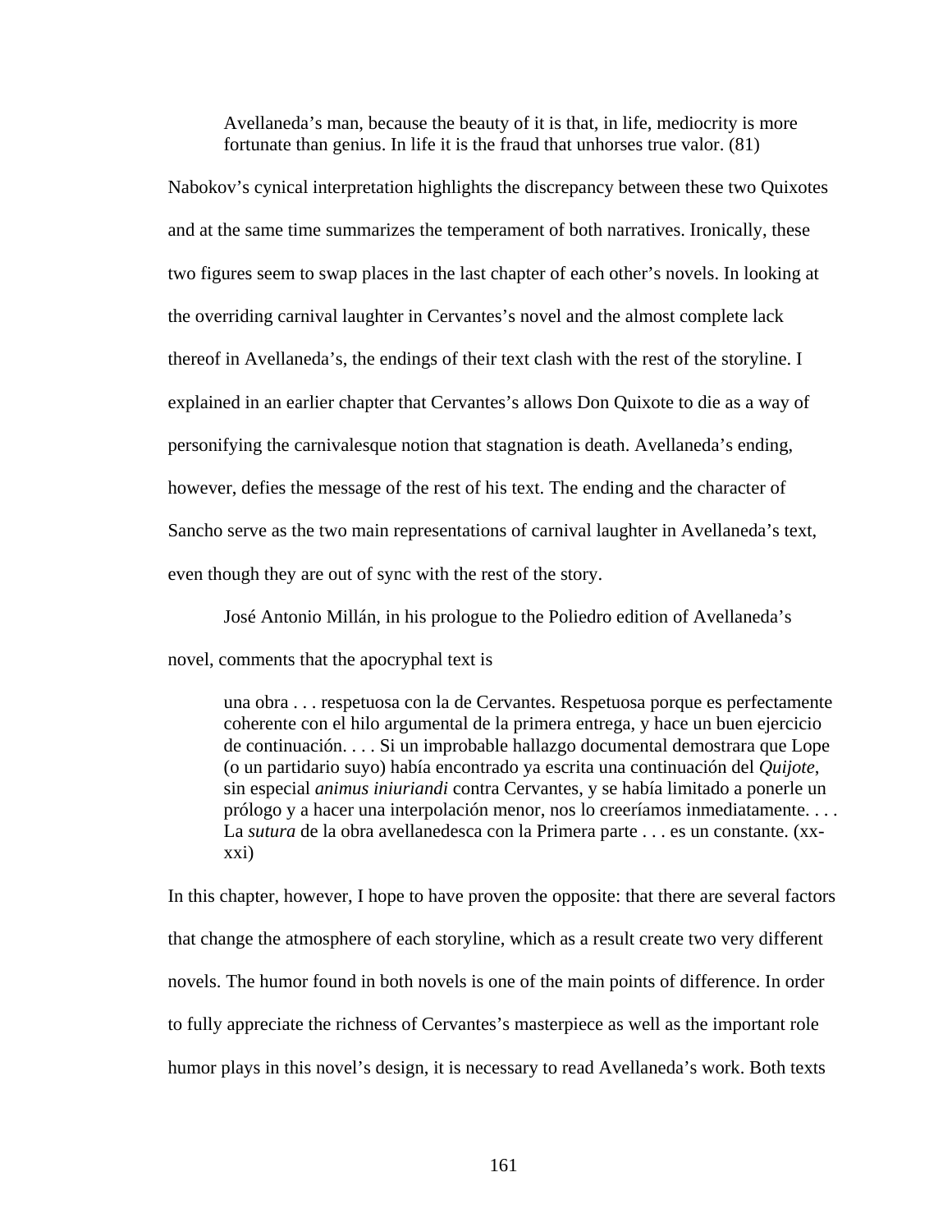> Avellaneda's man, because the beauty of it is that, in life, mediocrity is more fortunate than genius. In life it is the fraud that unhorses true valor. (81)

Nabokov's cynical interpretation highlights the discrepancy between these two Quixotes and at the same time summarizes the temperament of both narratives. Ironically, these two figures seem to swap places in the last chapter of each other's novels. In looking at the overriding carnival laughter in Cervantes's novel and the almost complete lack thereof in Avellaneda's, the endings of their text clash with the rest of the storyline. I explained in an earlier chapter that Cervantes's allows Don Quixote to die as a way of personifying the carnivalesque notion that stagnation is death. Avellaneda's ending, however, defies the message of the rest of his text. The ending and the character of Sancho serve as the two main representations of carnival laughter in Avellaneda's text, even though they are out of sync with the rest of the story.

José Antonio Millán, in his prologue to the Poliedro edition of Avellaneda's novel, comments that the apocryphal text is

> una obra . . . respetuosa con la de Cervantes. Respetuosa porque es perfectamente coherente con el hilo argumental de la primera entrega, y hace un buen ejercicio de continuación. . . . Si un improbable hallazgo documental demostrara que Lope (o un partidario suyo) había encontrado ya escrita una continuación del *Quijote*, sin especial *animus iniuriandi* contra Cervantes, y se había limitado a ponerle un prólogo y a hacer una interpolación menor, nos lo creeríamos inmediatamente. . . . La *sutura* de la obra avellanedesca con la Primera parte . . . es un constante. (xx-xxi)

In this chapter, however, I hope to have proven the opposite: that there are several factors that change the atmosphere of each storyline, which as a result create two very different novels. The humor found in both novels is one of the main points of difference. In order to fully appreciate the richness of Cervantes's masterpiece as well as the important role humor plays in this novel's design, it is necessary to read Avellaneda's work. Both texts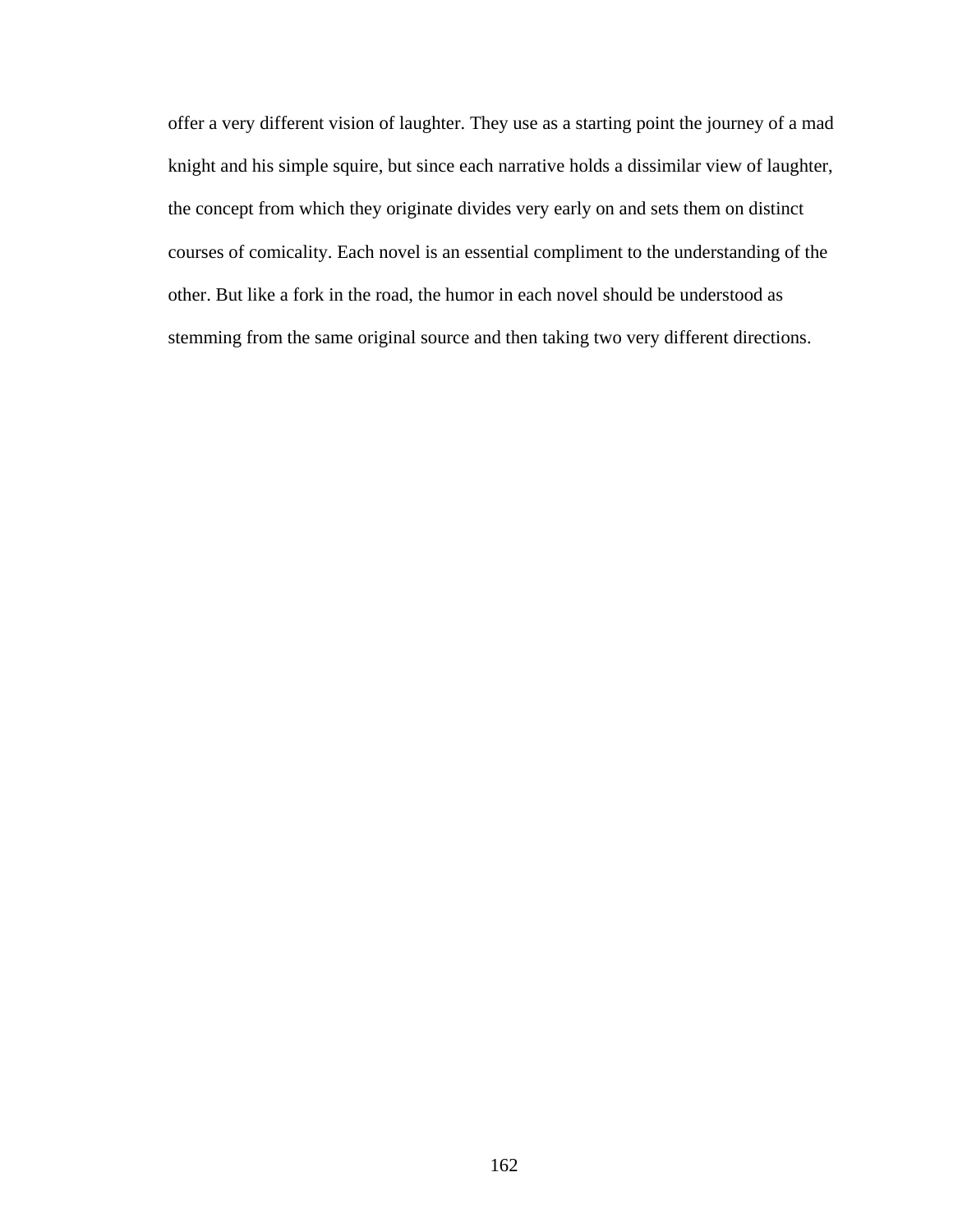offer a very different vision of laughter. They use as a starting point the journey of a mad knight and his simple squire, but since each narrative holds a dissimilar view of laughter, the concept from which they originate divides very early on and sets them on distinct courses of comicality. Each novel is an essential compliment to the understanding of the other. But like a fork in the road, the humor in each novel should be understood as stemming from the same original source and then taking two very different directions.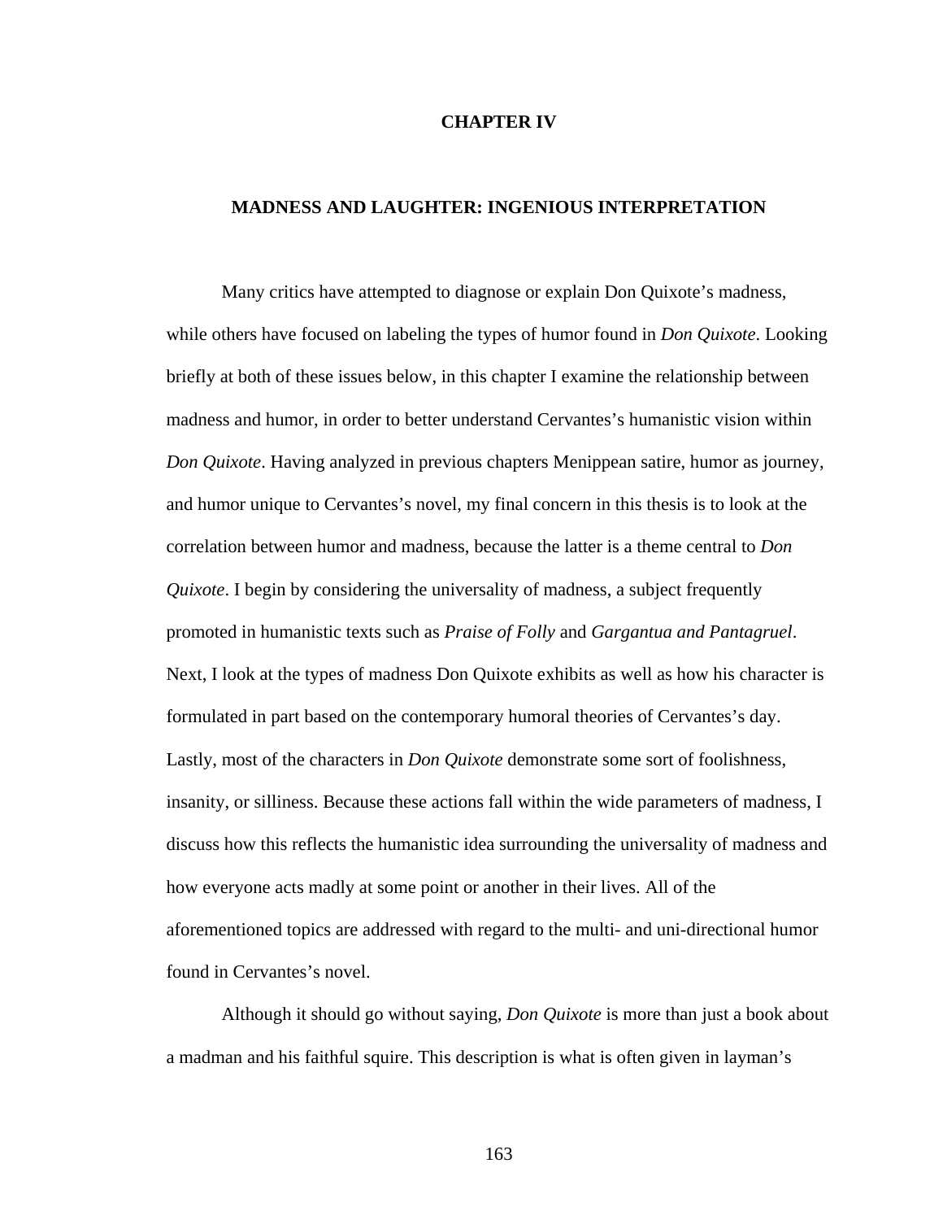# CHAPTER IV

## MADNESS AND LAUGHTER: INGENIOUS INTERPRETATION

Many critics have attempted to diagnose or explain Don Quixote's madness, while others have focused on labeling the types of humor found in *Don Quixote*. Looking briefly at both of these issues below, in this chapter I examine the relationship between madness and humor, in order to better understand Cervantes's humanistic vision within *Don Quixote*. Having analyzed in previous chapters Menippean satire, humor as journey, and humor unique to Cervantes's novel, my final concern in this thesis is to look at the correlation between humor and madness, because the latter is a theme central to *Don Quixote*. I begin by considering the universality of madness, a subject frequently promoted in humanistic texts such as *Praise of Folly* and *Gargantua and Pantagruel*. Next, I look at the types of madness Don Quixote exhibits as well as how his character is formulated in part based on the contemporary humoral theories of Cervantes's day. Lastly, most of the characters in *Don Quixote* demonstrate some sort of foolishness, insanity, or silliness. Because these actions fall within the wide parameters of madness, I discuss how this reflects the humanistic idea surrounding the universality of madness and how everyone acts madly at some point or another in their lives. All of the aforementioned topics are addressed with regard to the multi- and uni-directional humor found in Cervantes's novel.

Although it should go without saying, *Don Quixote* is more than just a book about a madman and his faithful squire. This description is what is often given in layman's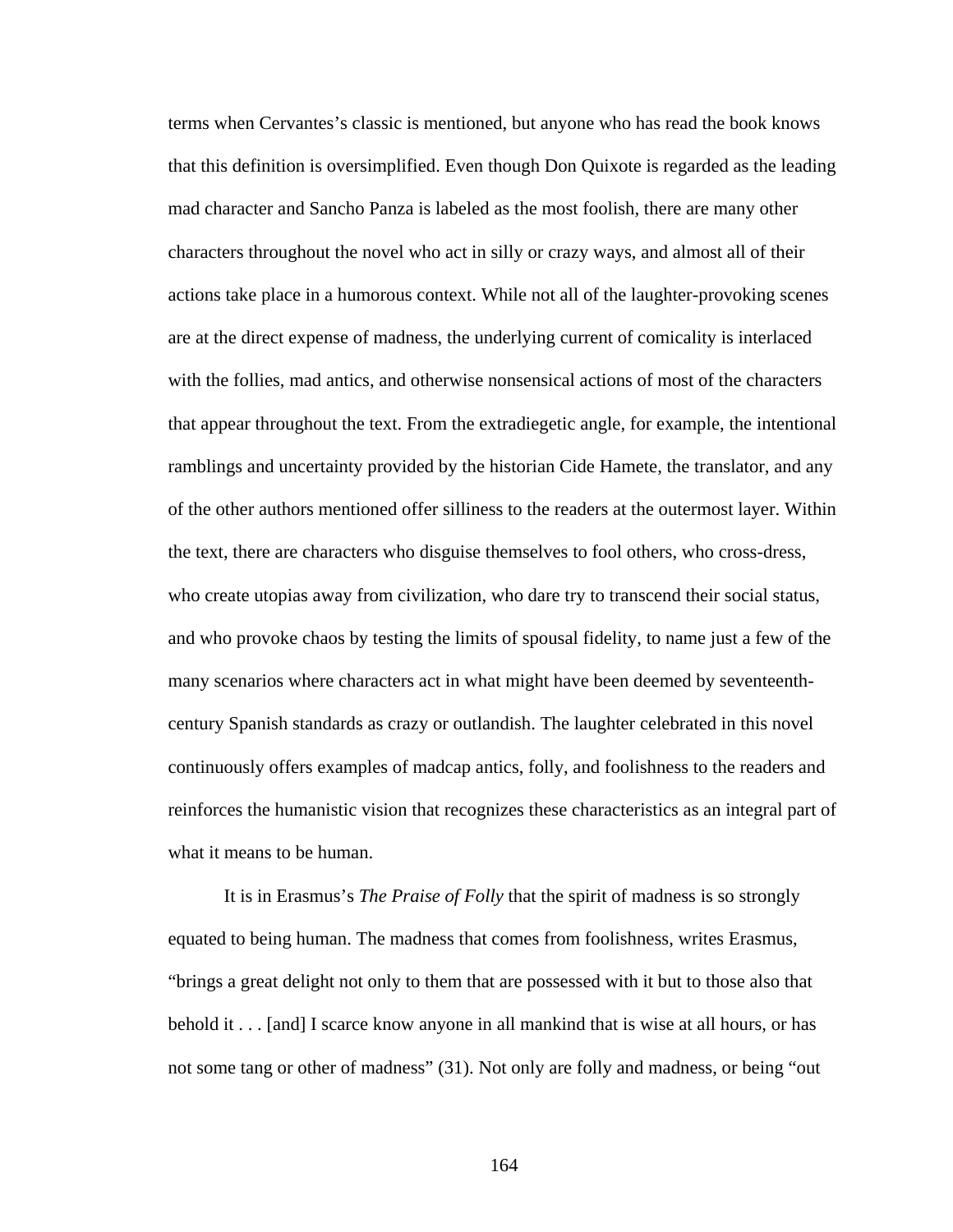terms when Cervantes's classic is mentioned, but anyone who has read the book knows that this definition is oversimplified. Even though Don Quixote is regarded as the leading mad character and Sancho Panza is labeled as the most foolish, there are many other characters throughout the novel who act in silly or crazy ways, and almost all of their actions take place in a humorous context. While not all of the laughter-provoking scenes are at the direct expense of madness, the underlying current of comicality is interlaced with the follies, mad antics, and otherwise nonsensical actions of most of the characters that appear throughout the text. From the extradiegetic angle, for example, the intentional ramblings and uncertainty provided by the historian Cide Hamete, the translator, and any of the other authors mentioned offer silliness to the readers at the outermost layer. Within the text, there are characters who disguise themselves to fool others, who cross-dress, who create utopias away from civilization, who dare try to transcend their social status, and who provoke chaos by testing the limits of spousal fidelity, to name just a few of the many scenarios where characters act in what might have been deemed by seventeenth-century Spanish standards as crazy or outlandish. The laughter celebrated in this novel continuously offers examples of madcap antics, folly, and foolishness to the readers and reinforces the humanistic vision that recognizes these characteristics as an integral part of what it means to be human.

It is in Erasmus's *The Praise of Folly* that the spirit of madness is so strongly equated to being human. The madness that comes from foolishness, writes Erasmus, "brings a great delight not only to them that are possessed with it but to those also that behold it . . . [and] I scarce know anyone in all mankind that is wise at all hours, or has not some tang or other of madness" (31). Not only are folly and madness, or being "out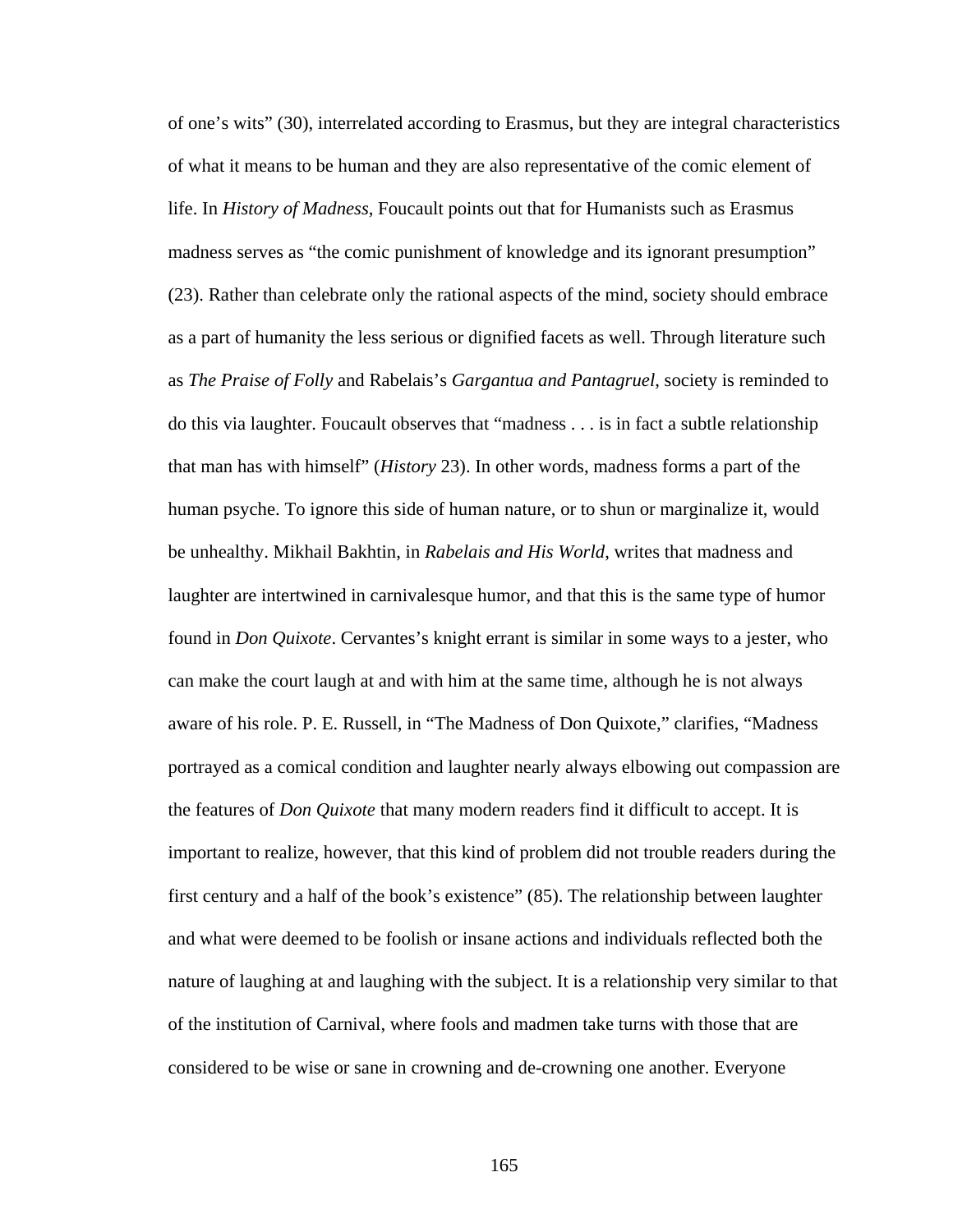of one's wits" (30), interrelated according to Erasmus, but they are integral characteristics of what it means to be human and they are also representative of the comic element of life. In *History of Madness*, Foucault points out that for Humanists such as Erasmus madness serves as "the comic punishment of knowledge and its ignorant presumption" (23). Rather than celebrate only the rational aspects of the mind, society should embrace as a part of humanity the less serious or dignified facets as well. Through literature such as *The Praise of Folly* and Rabelais's *Gargantua and Pantagruel*, society is reminded to do this via laughter. Foucault observes that "madness . . . is in fact a subtle relationship that man has with himself" (*History* 23). In other words, madness forms a part of the human psyche. To ignore this side of human nature, or to shun or marginalize it, would be unhealthy. Mikhail Bakhtin, in *Rabelais and His World*, writes that madness and laughter are intertwined in carnivalesque humor, and that this is the same type of humor found in *Don Quixote*. Cervantes's knight errant is similar in some ways to a jester, who can make the court laugh at and with him at the same time, although he is not always aware of his role. P. E. Russell, in "The Madness of Don Quixote," clarifies, "Madness portrayed as a comical condition and laughter nearly always elbowing out compassion are the features of *Don Quixote* that many modern readers find it difficult to accept. It is important to realize, however, that this kind of problem did not trouble readers during the first century and a half of the book's existence" (85). The relationship between laughter and what were deemed to be foolish or insane actions and individuals reflected both the nature of laughing at and laughing with the subject. It is a relationship very similar to that of the institution of Carnival, where fools and madmen take turns with those that are considered to be wise or sane in crowning and de-crowning one another. Everyone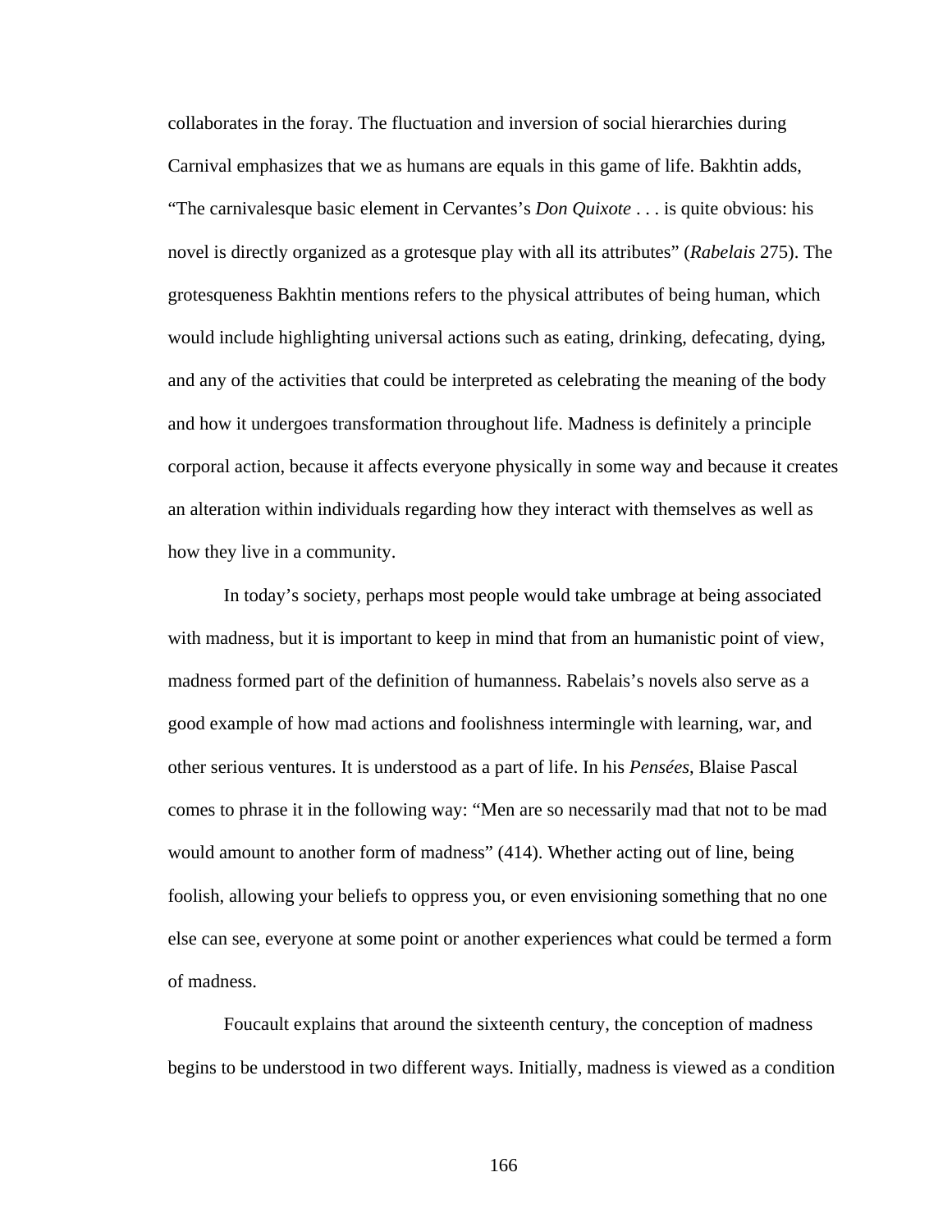collaborates in the foray. The fluctuation and inversion of social hierarchies during Carnival emphasizes that we as humans are equals in this game of life. Bakhtin adds, "The carnivalesque basic element in Cervantes's *Don Quixote* . . . is quite obvious: his novel is directly organized as a grotesque play with all its attributes" (*Rabelais* 275). The grotesqueness Bakhtin mentions refers to the physical attributes of being human, which would include highlighting universal actions such as eating, drinking, defecating, dying, and any of the activities that could be interpreted as celebrating the meaning of the body and how it undergoes transformation throughout life. Madness is definitely a principle corporal action, because it affects everyone physically in some way and because it creates an alteration within individuals regarding how they interact with themselves as well as how they live in a community.

In today's society, perhaps most people would take umbrage at being associated with madness, but it is important to keep in mind that from an humanistic point of view, madness formed part of the definition of humanness. Rabelais's novels also serve as a good example of how mad actions and foolishness intermingle with learning, war, and other serious ventures. It is understood as a part of life. In his *Pensées*, Blaise Pascal comes to phrase it in the following way: "Men are so necessarily mad that not to be mad would amount to another form of madness" (414). Whether acting out of line, being foolish, allowing your beliefs to oppress you, or even envisioning something that no one else can see, everyone at some point or another experiences what could be termed a form of madness.

Foucault explains that around the sixteenth century, the conception of madness begins to be understood in two different ways. Initially, madness is viewed as a condition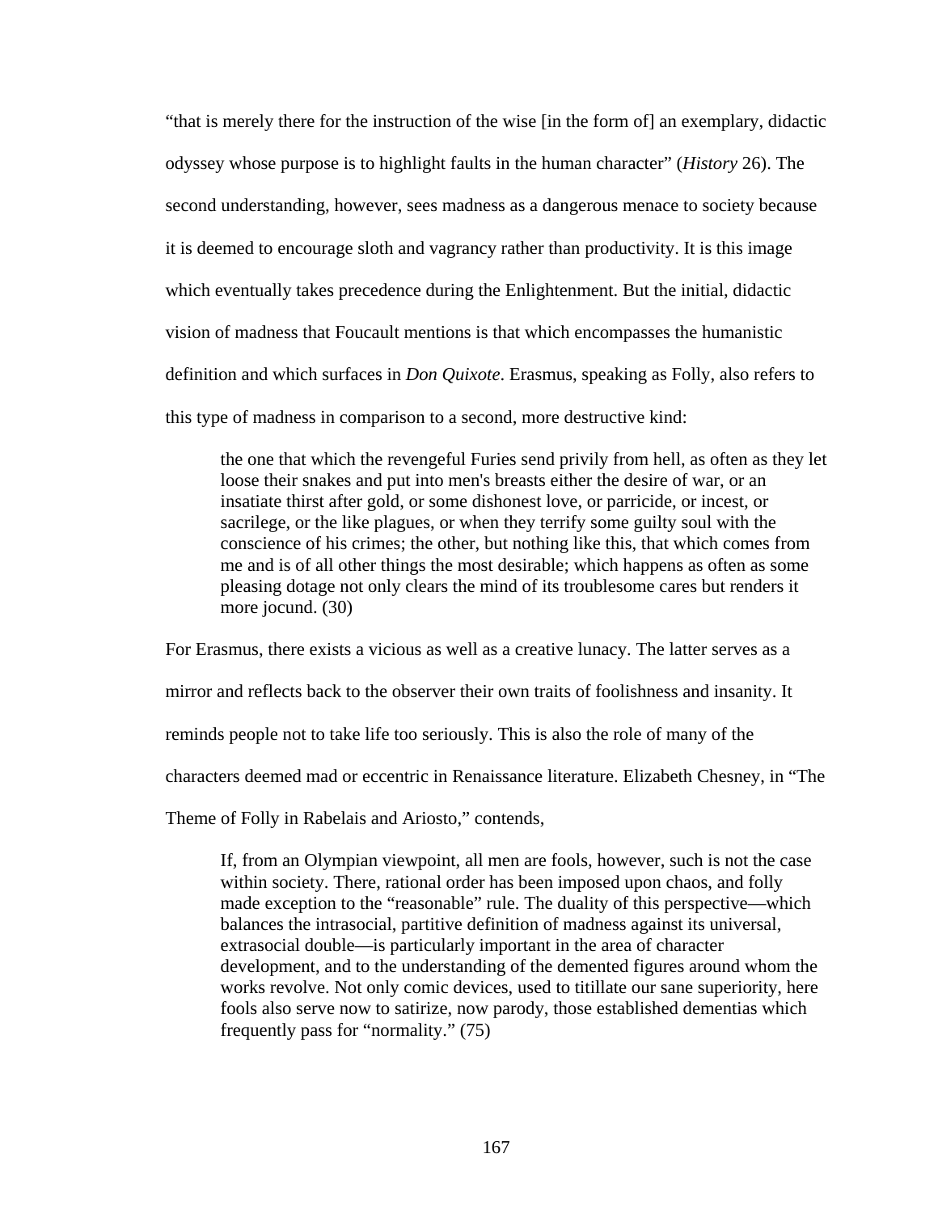"that is merely there for the instruction of the wise [in the form of] an exemplary, didactic odyssey whose purpose is to highlight faults in the human character" (*History* 26). The second understanding, however, sees madness as a dangerous menace to society because it is deemed to encourage sloth and vagrancy rather than productivity. It is this image which eventually takes precedence during the Enlightenment. But the initial, didactic vision of madness that Foucault mentions is that which encompasses the humanistic definition and which surfaces in *Don Quixote*. Erasmus, speaking as Folly, also refers to this type of madness in comparison to a second, more destructive kind:

> the one that which the revengeful Furies send privily from hell, as often as they let loose their snakes and put into men's breasts either the desire of war, or an insatiate thirst after gold, or some dishonest love, or parricide, or incest, or sacrilege, or the like plagues, or when they terrify some guilty soul with the conscience of his crimes; the other, but nothing like this, that which comes from me and is of all other things the most desirable; which happens as often as some pleasing dotage not only clears the mind of its troublesome cares but renders it more jocund. (30)

For Erasmus, there exists a vicious as well as a creative lunacy. The latter serves as a mirror and reflects back to the observer their own traits of foolishness and insanity. It reminds people not to take life too seriously. This is also the role of many of the characters deemed mad or eccentric in Renaissance literature. Elizabeth Chesney, in "The Theme of Folly in Rabelais and Ariosto," contends,

> If, from an Olympian viewpoint, all men are fools, however, such is not the case within society. There, rational order has been imposed upon chaos, and folly made exception to the "reasonable" rule. The duality of this perspective—which balances the intrasocial, partitive definition of madness against its universal, extrasocial double—is particularly important in the area of character development, and to the understanding of the demented figures around whom the works revolve. Not only comic devices, used to titillate our sane superiority, here fools also serve now to satirize, now parody, those established dementias which frequently pass for "normality." (75)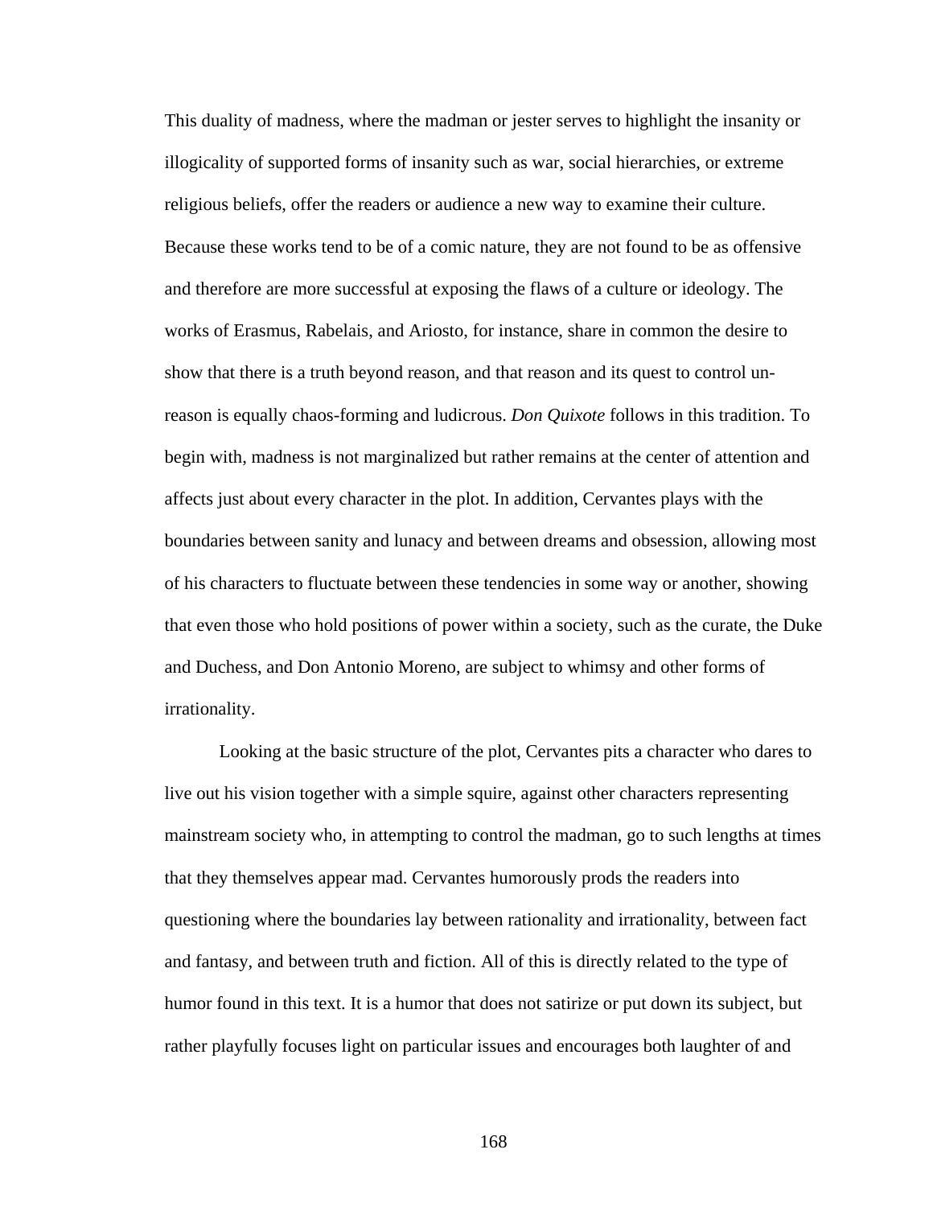This duality of madness, where the madman or jester serves to highlight the insanity or illogicality of supported forms of insanity such as war, social hierarchies, or extreme religious beliefs, offer the readers or audience a new way to examine their culture. Because these works tend to be of a comic nature, they are not found to be as offensive and therefore are more successful at exposing the flaws of a culture or ideology. The works of Erasmus, Rabelais, and Ariosto, for instance, share in common the desire to show that there is a truth beyond reason, and that reason and its quest to control un-reason is equally chaos-forming and ludicrous. *Don Quixote* follows in this tradition. To begin with, madness is not marginalized but rather remains at the center of attention and affects just about every character in the plot. In addition, Cervantes plays with the boundaries between sanity and lunacy and between dreams and obsession, allowing most of his characters to fluctuate between these tendencies in some way or another, showing that even those who hold positions of power within a society, such as the curate, the Duke and Duchess, and Don Antonio Moreno, are subject to whimsy and other forms of irrationality.

Looking at the basic structure of the plot, Cervantes pits a character who dares to live out his vision together with a simple squire, against other characters representing mainstream society who, in attempting to control the madman, go to such lengths at times that they themselves appear mad. Cervantes humorously prods the readers into questioning where the boundaries lay between rationality and irrationality, between fact and fantasy, and between truth and fiction. All of this is directly related to the type of humor found in this text. It is a humor that does not satirize or put down its subject, but rather playfully focuses light on particular issues and encourages both laughter of and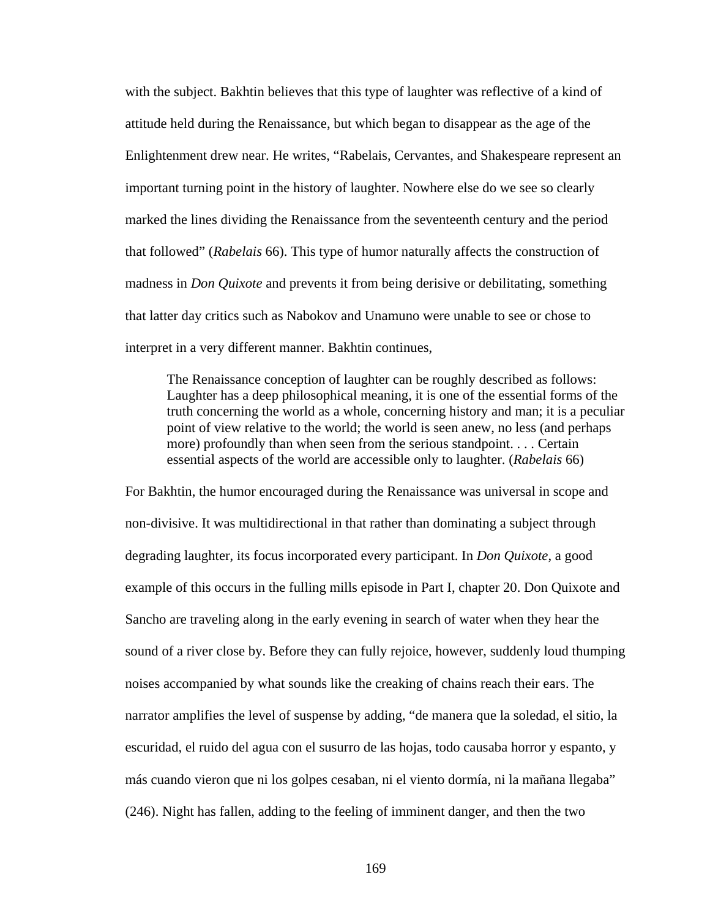with the subject. Bakhtin believes that this type of laughter was reflective of a kind of attitude held during the Renaissance, but which began to disappear as the age of the Enlightenment drew near. He writes, “Rabelais, Cervantes, and Shakespeare represent an important turning point in the history of laughter. Nowhere else do we see so clearly marked the lines dividing the Renaissance from the seventeenth century and the period that followed” (*Rabelais* 66). This type of humor naturally affects the construction of madness in *Don Quixote* and prevents it from being derisive or debilitating, something that latter day critics such as Nabokov and Unamuno were unable to see or chose to interpret in a very different manner. Bakhtin continues,

> The Renaissance conception of laughter can be roughly described as follows: Laughter has a deep philosophical meaning, it is one of the essential forms of the truth concerning the world as a whole, concerning history and man; it is a peculiar point of view relative to the world; the world is seen anew, no less (and perhaps more) profoundly than when seen from the serious standpoint. . . . Certain essential aspects of the world are accessible only to laughter. (*Rabelais* 66)

For Bakhtin, the humor encouraged during the Renaissance was universal in scope and non-divisive. It was multidirectional in that rather than dominating a subject through degrading laughter, its focus incorporated every participant. In *Don Quixote*, a good example of this occurs in the fulling mills episode in Part I, chapter 20. Don Quixote and Sancho are traveling along in the early evening in search of water when they hear the sound of a river close by. Before they can fully rejoice, however, suddenly loud thumping noises accompanied by what sounds like the creaking of chains reach their ears. The narrator amplifies the level of suspense by adding, “de manera que la soledad, el sitio, la escuridad, el ruido del agua con el susurro de las hojas, todo causaba horror y espanto, y más cuando vieron que ni los golpes cesaban, ni el viento dormía, ni la mañana llegaba” (246). Night has fallen, adding to the feeling of imminent danger, and then the two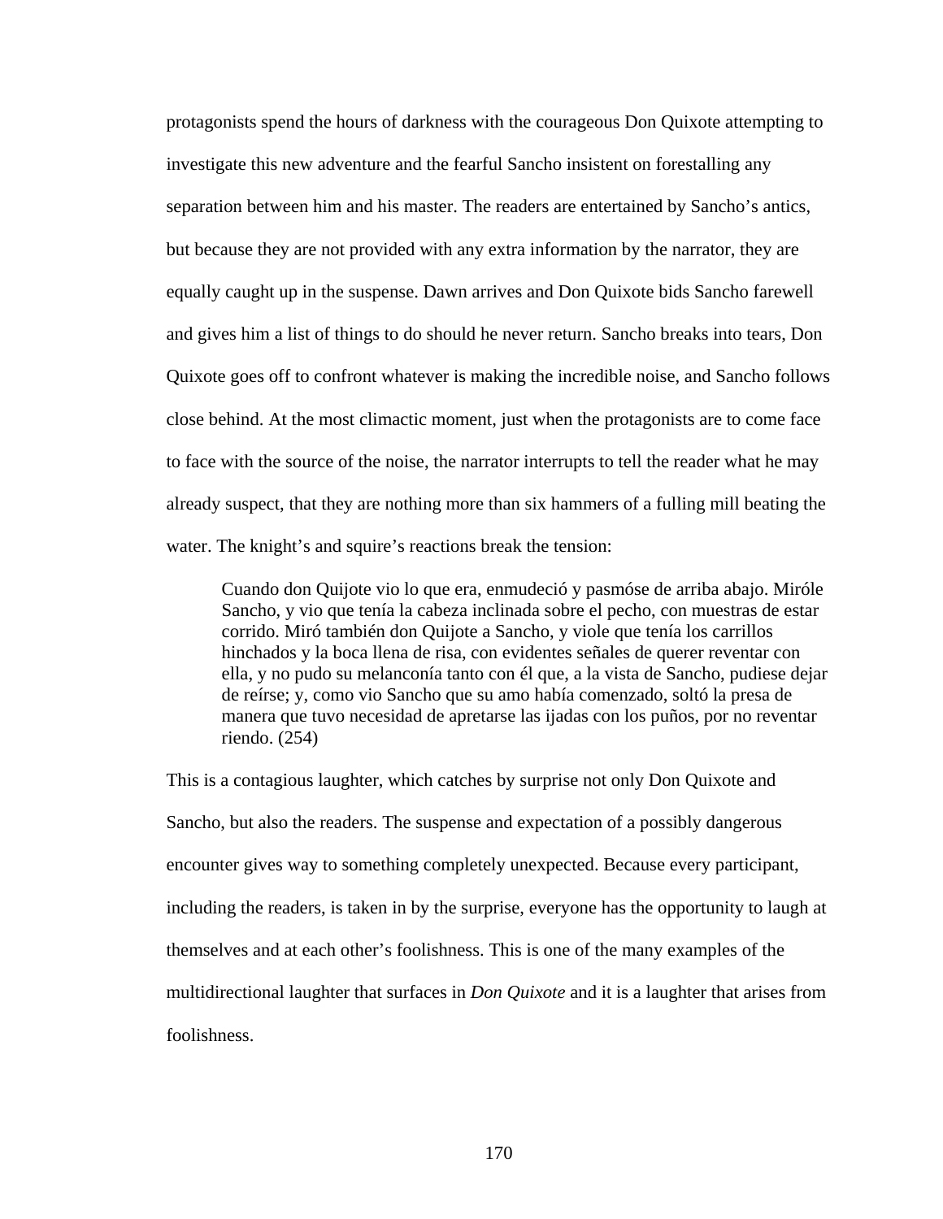protagonists spend the hours of darkness with the courageous Don Quixote attempting to investigate this new adventure and the fearful Sancho insistent on forestalling any separation between him and his master. The readers are entertained by Sancho's antics, but because they are not provided with any extra information by the narrator, they are equally caught up in the suspense. Dawn arrives and Don Quixote bids Sancho farewell and gives him a list of things to do should he never return. Sancho breaks into tears, Don Quixote goes off to confront whatever is making the incredible noise, and Sancho follows close behind. At the most climactic moment, just when the protagonists are to come face to face with the source of the noise, the narrator interrupts to tell the reader what he may already suspect, that they are nothing more than six hammers of a fulling mill beating the water. The knight's and squire's reactions break the tension:

> Cuando don Quijote vio lo que era, enmudeció y pasmóse de arriba abajo. Miróle Sancho, y vio que tenía la cabeza inclinada sobre el pecho, con muestras de estar corrido. Miró también don Quijote a Sancho, y viole que tenía los carrillos hinchados y la boca llena de risa, con evidentes señales de querer reventar con ella, y no pudo su melanconía tanto con él que, a la vista de Sancho, pudiese dejar de reírse; y, como vio Sancho que su amo había comenzado, soltó la presa de manera que tuvo necesidad de apretarse las ijadas con los puños, por no reventar riendo. (254)

This is a contagious laughter, which catches by surprise not only Don Quixote and Sancho, but also the readers. The suspense and expectation of a possibly dangerous encounter gives way to something completely unexpected. Because every participant, including the readers, is taken in by the surprise, everyone has the opportunity to laugh at themselves and at each other's foolishness. This is one of the many examples of the multidirectional laughter that surfaces in *Don Quixote* and it is a laughter that arises from foolishness.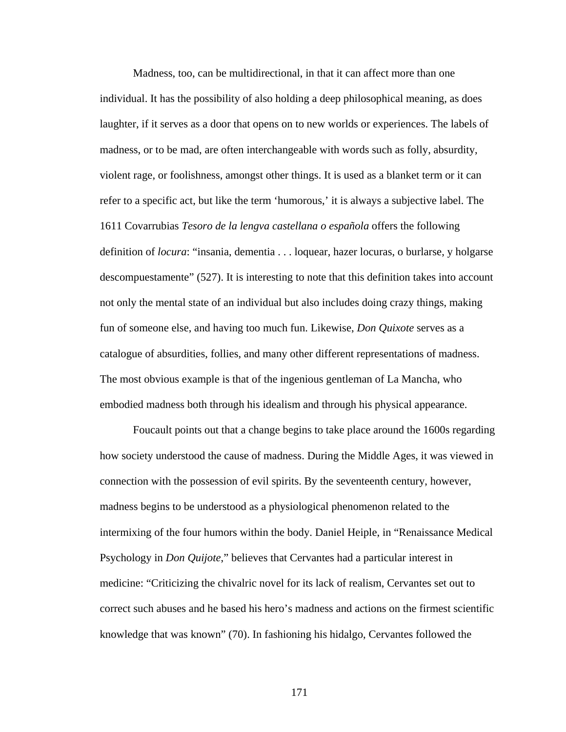Madness, too, can be multidirectional, in that it can affect more than one individual. It has the possibility of also holding a deep philosophical meaning, as does laughter, if it serves as a door that opens on to new worlds or experiences. The labels of madness, or to be mad, are often interchangeable with words such as folly, absurdity, violent rage, or foolishness, amongst other things. It is used as a blanket term or it can refer to a specific act, but like the term 'humorous,' it is always a subjective label. The 1611 Covarrubias *Tesoro de la lengva castellana o española* offers the following definition of *locura*: "insania, dementia . . . loquear, hazer locuras, o burlarse, y holgarse descompuestamente" (527). It is interesting to note that this definition takes into account not only the mental state of an individual but also includes doing crazy things, making fun of someone else, and having too much fun. Likewise, *Don Quixote* serves as a catalogue of absurdities, follies, and many other different representations of madness. The most obvious example is that of the ingenious gentleman of La Mancha, who embodied madness both through his idealism and through his physical appearance.

Foucault points out that a change begins to take place around the 1600s regarding how society understood the cause of madness. During the Middle Ages, it was viewed in connection with the possession of evil spirits. By the seventeenth century, however, madness begins to be understood as a physiological phenomenon related to the intermixing of the four humors within the body. Daniel Heiple, in "Renaissance Medical Psychology in *Don Quijote*," believes that Cervantes had a particular interest in medicine: "Criticizing the chivalric novel for its lack of realism, Cervantes set out to correct such abuses and he based his hero's madness and actions on the firmest scientific knowledge that was known" (70). In fashioning his hidalgo, Cervantes followed the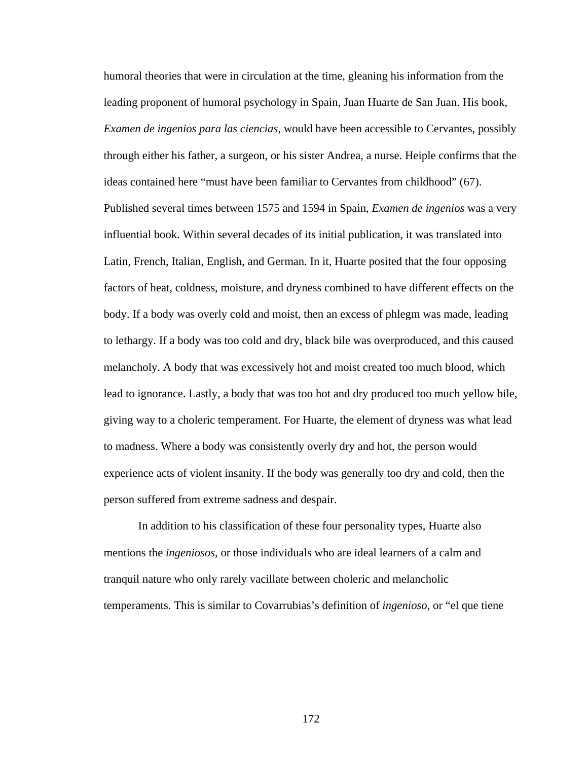humoral theories that were in circulation at the time, gleaning his information from the leading proponent of humoral psychology in Spain, Juan Huarte de San Juan. His book, *Examen de ingenios para las ciencias*, would have been accessible to Cervantes, possibly through either his father, a surgeon, or his sister Andrea, a nurse. Heiple confirms that the ideas contained here "must have been familiar to Cervantes from childhood" (67). Published several times between 1575 and 1594 in Spain, *Examen de ingenios* was a very influential book. Within several decades of its initial publication, it was translated into Latin, French, Italian, English, and German. In it, Huarte posited that the four opposing factors of heat, coldness, moisture, and dryness combined to have different effects on the body. If a body was overly cold and moist, then an excess of phlegm was made, leading to lethargy. If a body was too cold and dry, black bile was overproduced, and this caused melancholy. A body that was excessively hot and moist created too much blood, which lead to ignorance. Lastly, a body that was too hot and dry produced too much yellow bile, giving way to a choleric temperament. For Huarte, the element of dryness was what lead to madness. Where a body was consistently overly dry and hot, the person would experience acts of violent insanity. If the body was generally too dry and cold, then the person suffered from extreme sadness and despair.

In addition to his classification of these four personality types, Huarte also mentions the *ingeniosos*, or those individuals who are ideal learners of a calm and tranquil nature who only rarely vacillate between choleric and melancholic temperaments. This is similar to Covarrubias's definition of *ingenioso*, or "el que tiene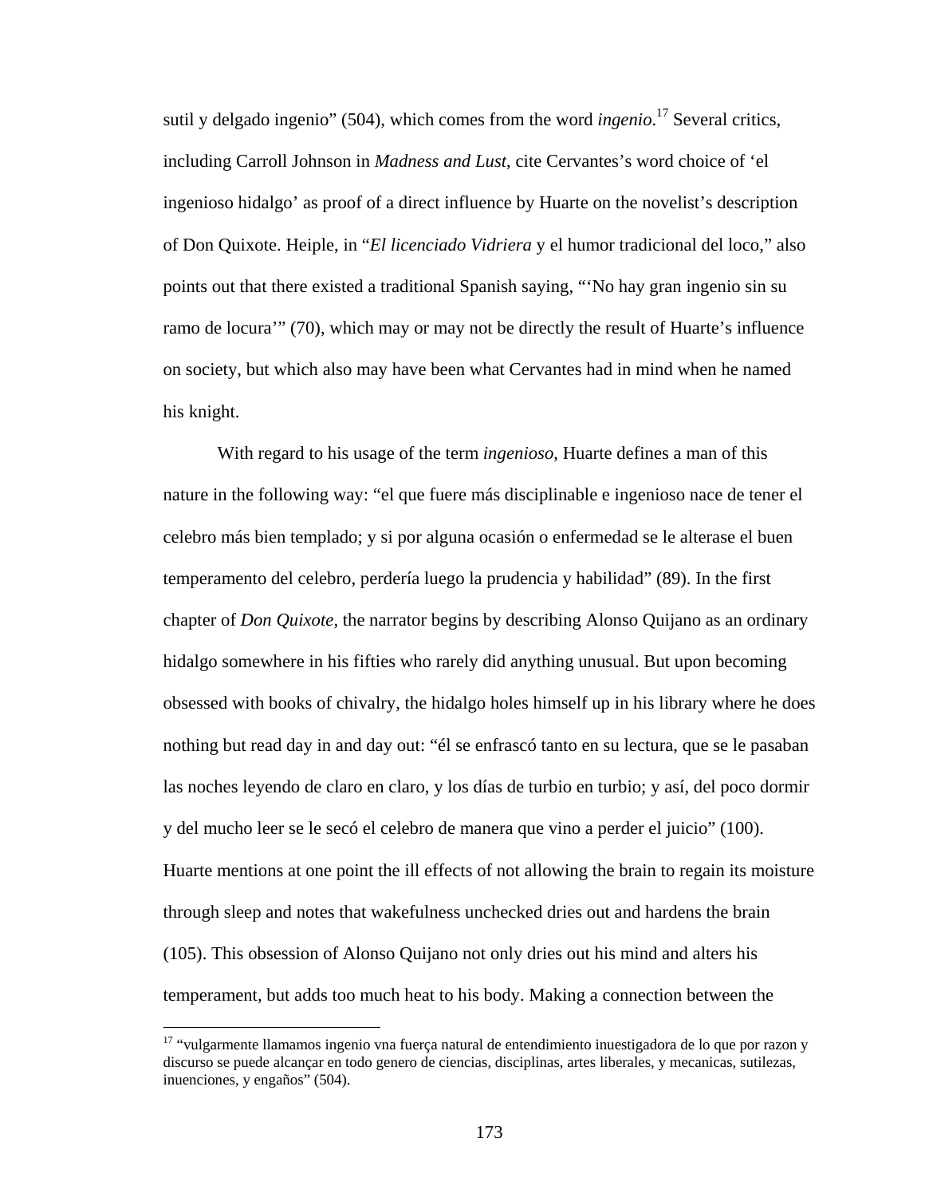sutil y delgado ingenio" (504), which comes from the word *ingenio*.[17] Several critics, including Carroll Johnson in *Madness and Lust*, cite Cervantes's word choice of 'el ingenioso hidalgo' as proof of a direct influence by Huarte on the novelist's description of Don Quixote. Heiple, in "*El licenciado Vidriera* y el humor tradicional del loco," also points out that there existed a traditional Spanish saying, "'No hay gran ingenio sin su ramo de locura'" (70), which may or may not be directly the result of Huarte's influence on society, but which also may have been what Cervantes had in mind when he named his knight.

With regard to his usage of the term *ingenioso*, Huarte defines a man of this nature in the following way: "el que fuere más disciplinable e ingenioso nace de tener el celebro más bien templado; y si por alguna ocasión o enfermedad se le alterase el buen temperamento del celebro, perdería luego la prudencia y habilidad" (89). In the first chapter of *Don Quixote*, the narrator begins by describing Alonso Quijano as an ordinary hidalgo somewhere in his fifties who rarely did anything unusual. But upon becoming obsessed with books of chivalry, the hidalgo holes himself up in his library where he does nothing but read day in and day out: "él se enfrascó tanto en su lectura, que se le pasaban las noches leyendo de claro en claro, y los días de turbio en turbio; y así, del poco dormir y del mucho leer se le secó el celebro de manera que vino a perder el juicio" (100). Huarte mentions at one point the ill effects of not allowing the brain to regain its moisture through sleep and notes that wakefulness unchecked dries out and hardens the brain (105). This obsession of Alonso Quijano not only dries out his mind and alters his temperament, but adds too much heat to his body. Making a connection between the

[17] "vulgarmente llamamos ingenio vna fuerça natural de entendimiento inuestigadora de lo que por razon y discurso se puede alcançar en todo genero de ciencias, disciplinas, artes liberales, y mecanicas, sutilezas, inuenciones, y engaños" (504).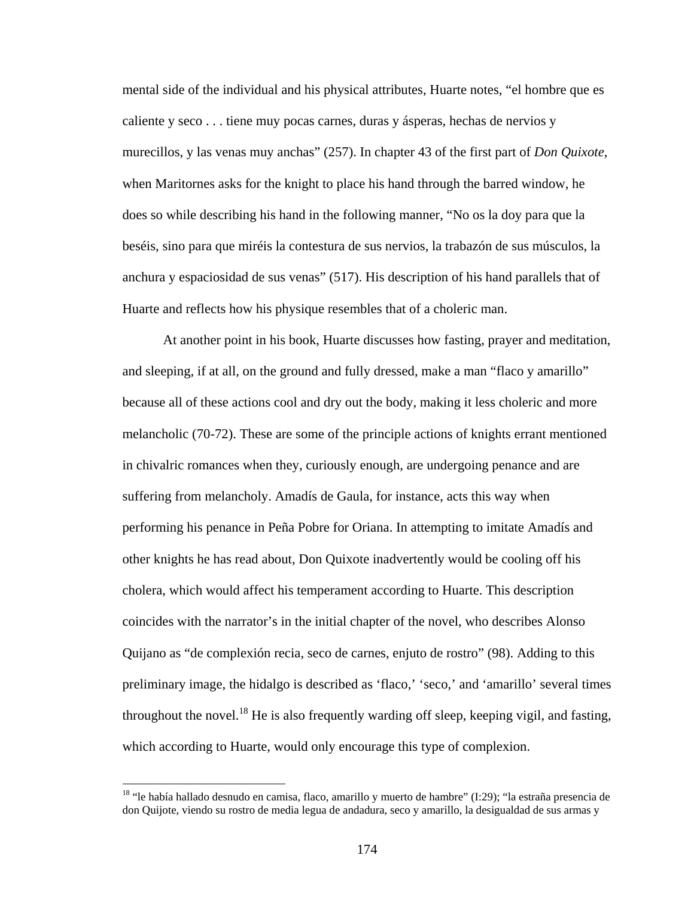mental side of the individual and his physical attributes, Huarte notes, “el hombre que es caliente y seco . . . tiene muy pocas carnes, duras y ásperas, hechas de nervios y murecillos, y las venas muy anchas” (257). In chapter 43 of the first part of *Don Quixote*, when Maritornes asks for the knight to place his hand through the barred window, he does so while describing his hand in the following manner, “No os la doy para que la beséis, sino para que miréis la contestura de sus nervios, la trabazón de sus músculos, la anchura y espaciosidad de sus venas” (517). His description of his hand parallels that of Huarte and reflects how his physique resembles that of a choleric man.

At another point in his book, Huarte discusses how fasting, prayer and meditation, and sleeping, if at all, on the ground and fully dressed, make a man “flaco y amarillo” because all of these actions cool and dry out the body, making it less choleric and more melancholic (70-72). These are some of the principle actions of knights errant mentioned in chivalric romances when they, curiously enough, are undergoing penance and are suffering from melancholy. Amadís de Gaula, for instance, acts this way when performing his penance in Peña Pobre for Oriana. In attempting to imitate Amadís and other knights he has read about, Don Quixote inadvertently would be cooling off his cholera, which would affect his temperament according to Huarte. This description coincides with the narrator’s in the initial chapter of the novel, who describes Alonso Quijano as “de complexión recia, seco de carnes, enjuto de rostro” (98). Adding to this preliminary image, the hidalgo is described as ‘flaco,’ ‘seco,’ and ‘amarillo’ several times throughout the novel.[18] He is also frequently warding off sleep, keeping vigil, and fasting, which according to Huarte, would only encourage this type of complexion.

[18] “le había hallado desnudo en camisa, flaco, amarillo y muerto de hambre” (I:29); “la estraña presencia de don Quijote, viendo su rostro de media legua de andadura, seco y amarillo, la desigualdad de sus armas y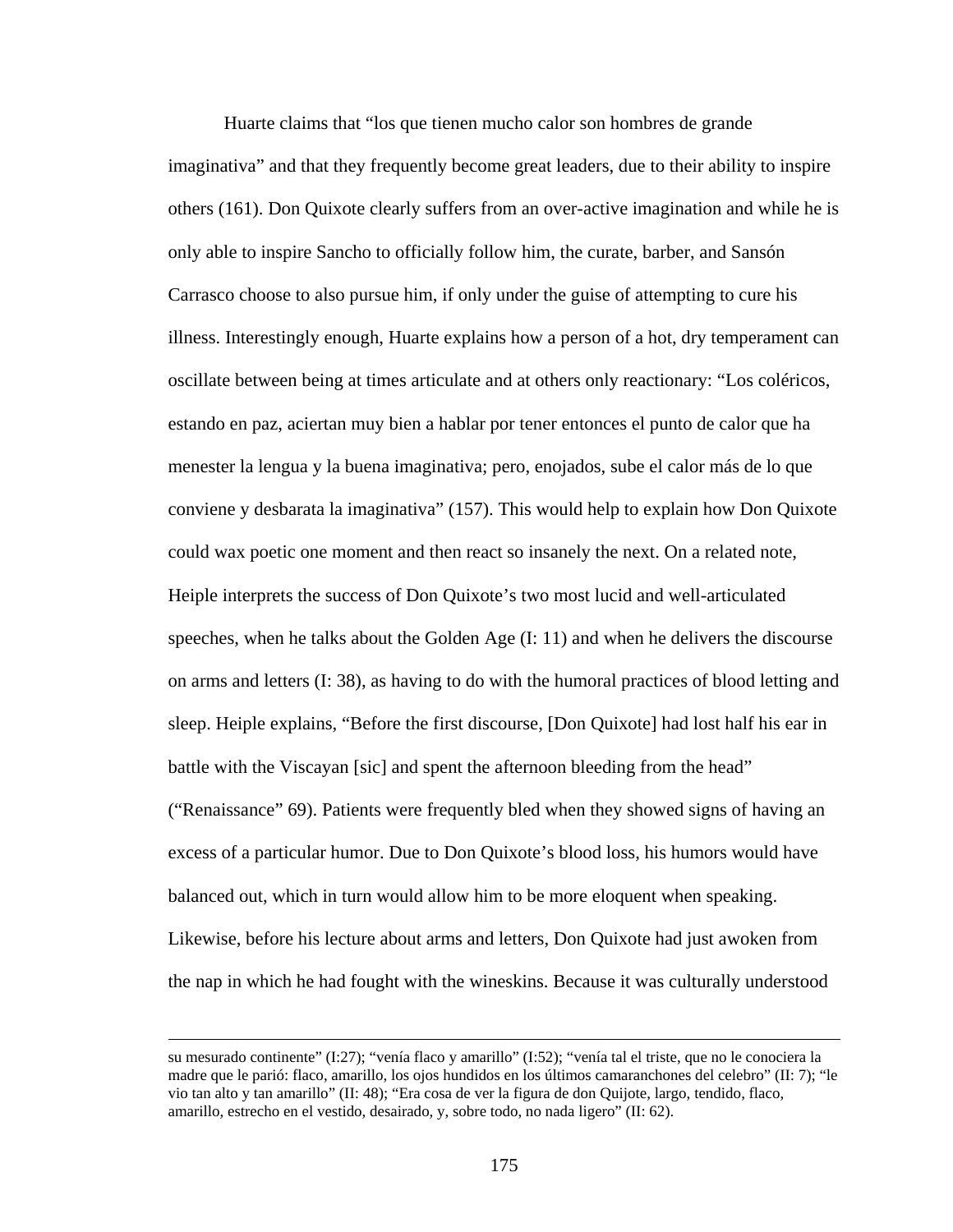Huarte claims that "los que tienen mucho calor son hombres de grande imaginativa" and that they frequently become great leaders, due to their ability to inspire others (161). Don Quixote clearly suffers from an over-active imagination and while he is only able to inspire Sancho to officially follow him, the curate, barber, and Sansón Carrasco choose to also pursue him, if only under the guise of attempting to cure his illness. Interestingly enough, Huarte explains how a person of a hot, dry temperament can oscillate between being at times articulate and at others only reactionary: "Los coléricos, estando en paz, aciertan muy bien a hablar por tener entonces el punto de calor que ha menester la lengua y la buena imaginativa; pero, enojados, sube el calor más de lo que conviene y desbarata la imaginativa" (157). This would help to explain how Don Quixote could wax poetic one moment and then react so insanely the next. On a related note, Heiple interprets the success of Don Quixote's two most lucid and well-articulated speeches, when he talks about the Golden Age (I: 11) and when he delivers the discourse on arms and letters (I: 38), as having to do with the humoral practices of blood letting and sleep. Heiple explains, "Before the first discourse, [Don Quixote] had lost half his ear in battle with the Viscayan [sic] and spent the afternoon bleeding from the head" ("Renaissance" 69). Patients were frequently bled when they showed signs of having an excess of a particular humor. Due to Don Quixote's blood loss, his humors would have balanced out, which in turn would allow him to be more eloquent when speaking. Likewise, before his lecture about arms and letters, Don Quixote had just awoken from the nap in which he had fought with the wineskins. Because it was culturally understood

---

su mesurado continente" (I:27); "venía flaco y amarillo" (I:52); "venía tal el triste, que no le conociera la madre que le parió: flaco, amarillo, los ojos hundidos en los últimos camaranchones del celebro" (II: 7); "le vio tan alto y tan amarillo" (II: 48); "Era cosa de ver la figura de don Quijote, largo, tendido, flaco, amarillo, estrecho en el vestido, desairado, y, sobre todo, no nada ligero" (II: 62).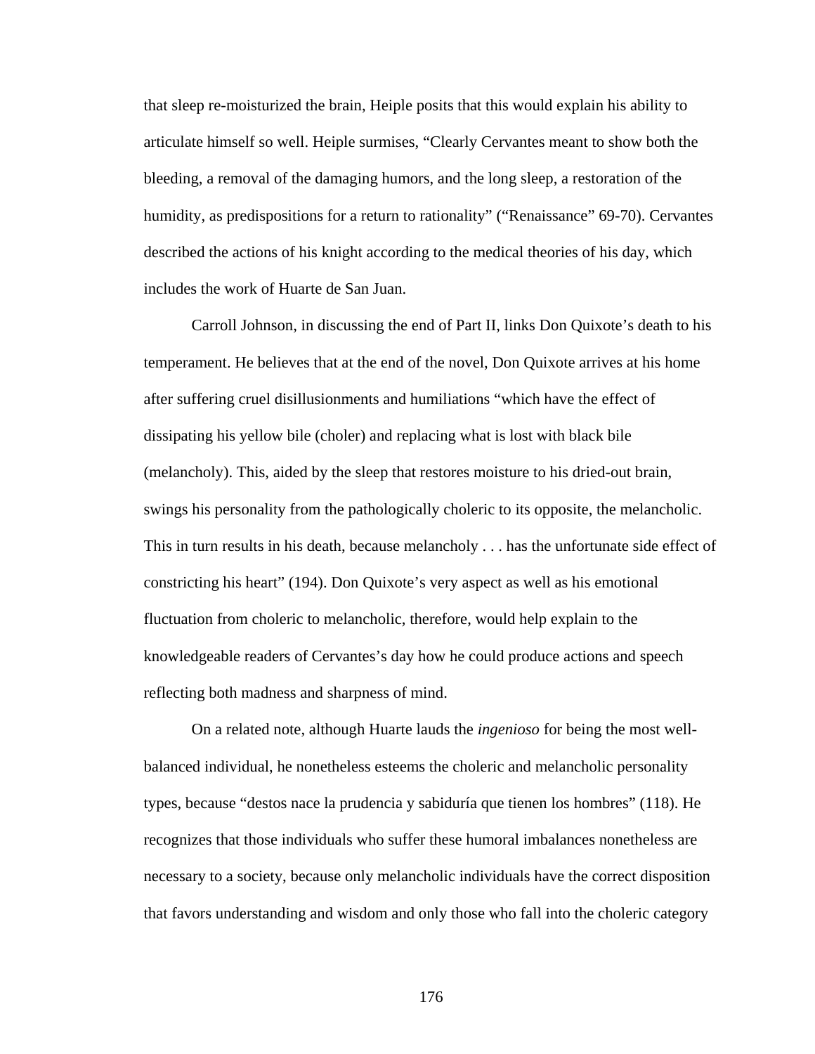that sleep re-moisturized the brain, Heiple posits that this would explain his ability to articulate himself so well. Heiple surmises, “Clearly Cervantes meant to show both the bleeding, a removal of the damaging humors, and the long sleep, a restoration of the humidity, as predispositions for a return to rationality” (“Renaissance” 69-70). Cervantes described the actions of his knight according to the medical theories of his day, which includes the work of Huarte de San Juan.

Carroll Johnson, in discussing the end of Part II, links Don Quixote’s death to his temperament. He believes that at the end of the novel, Don Quixote arrives at his home after suffering cruel disillusionments and humiliations “which have the effect of dissipating his yellow bile (choler) and replacing what is lost with black bile (melancholy). This, aided by the sleep that restores moisture to his dried-out brain, swings his personality from the pathologically choleric to its opposite, the melancholic. This in turn results in his death, because melancholy . . . has the unfortunate side effect of constricting his heart” (194). Don Quixote’s very aspect as well as his emotional fluctuation from choleric to melancholic, therefore, would help explain to the knowledgeable readers of Cervantes’s day how he could produce actions and speech reflecting both madness and sharpness of mind.

On a related note, although Huarte lauds the *ingenioso* for being the most well-balanced individual, he nonetheless esteems the choleric and melancholic personality types, because “destos nace la prudencia y sabiduría que tienen los hombres” (118). He recognizes that those individuals who suffer these humoral imbalances nonetheless are necessary to a society, because only melancholic individuals have the correct disposition that favors understanding and wisdom and only those who fall into the choleric category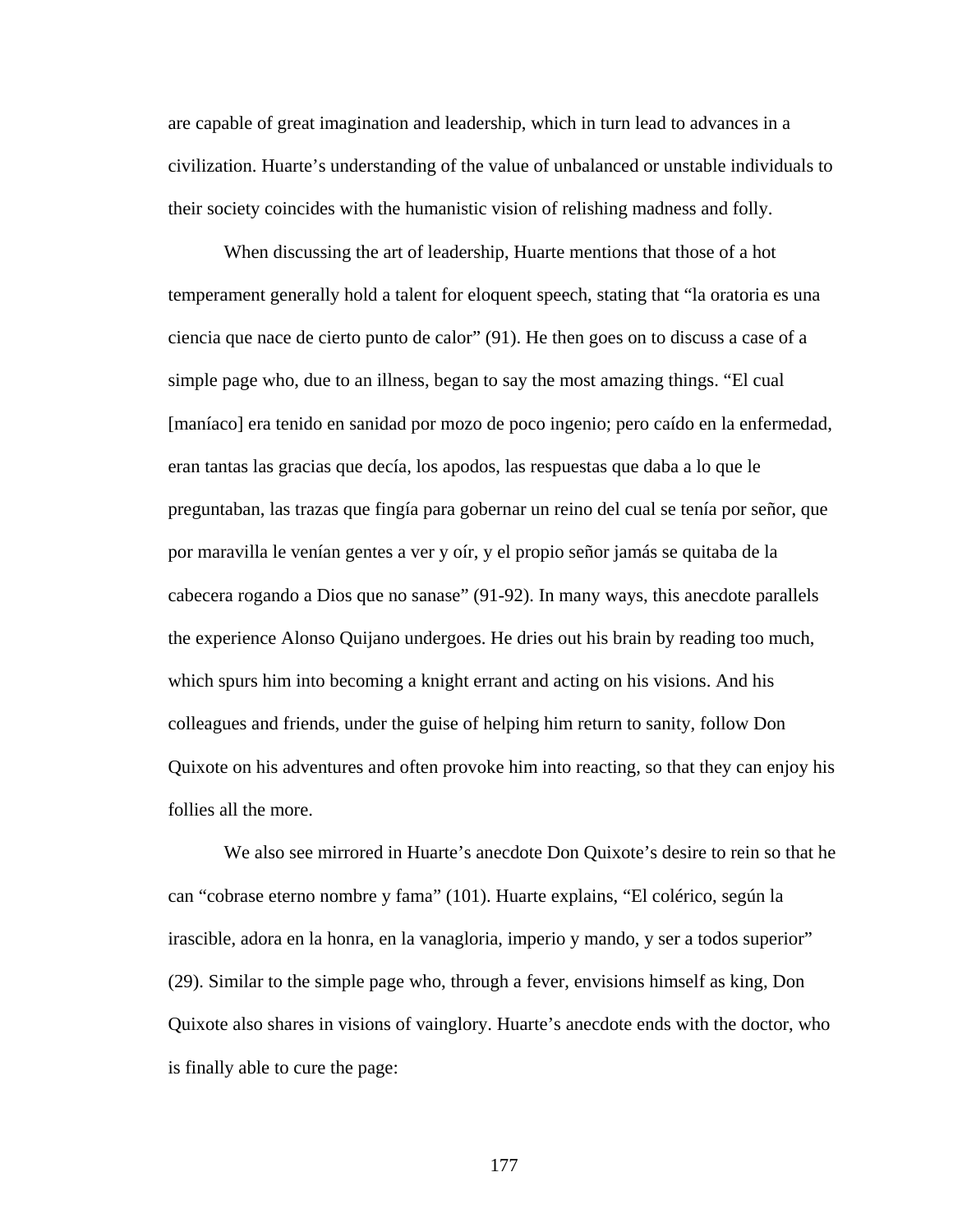are capable of great imagination and leadership, which in turn lead to advances in a civilization. Huarte's understanding of the value of unbalanced or unstable individuals to their society coincides with the humanistic vision of relishing madness and folly.

When discussing the art of leadership, Huarte mentions that those of a hot temperament generally hold a talent for eloquent speech, stating that "la oratoria es una ciencia que nace de cierto punto de calor" (91). He then goes on to discuss a case of a simple page who, due to an illness, began to say the most amazing things. "El cual [maníaco] era tenido en sanidad por mozo de poco ingenio; pero caído en la enfermedad, eran tantas las gracias que decía, los apodos, las respuestas que daba a lo que le preguntaban, las trazas que fingía para gobernar un reino del cual se tenía por señor, que por maravilla le venían gentes a ver y oír, y el propio señor jamás se quitaba de la cabecera rogando a Dios que no sanase" (91-92). In many ways, this anecdote parallels the experience Alonso Quijano undergoes. He dries out his brain by reading too much, which spurs him into becoming a knight errant and acting on his visions. And his colleagues and friends, under the guise of helping him return to sanity, follow Don Quixote on his adventures and often provoke him into reacting, so that they can enjoy his follies all the more.

We also see mirrored in Huarte's anecdote Don Quixote's desire to rein so that he can "cobrase eterno nombre y fama" (101). Huarte explains, "El colérico, según la irascible, adora en la honra, en la vanagloria, imperio y mando, y ser a todos superior" (29). Similar to the simple page who, through a fever, envisions himself as king, Don Quixote also shares in visions of vainglory. Huarte's anecdote ends with the doctor, who is finally able to cure the page: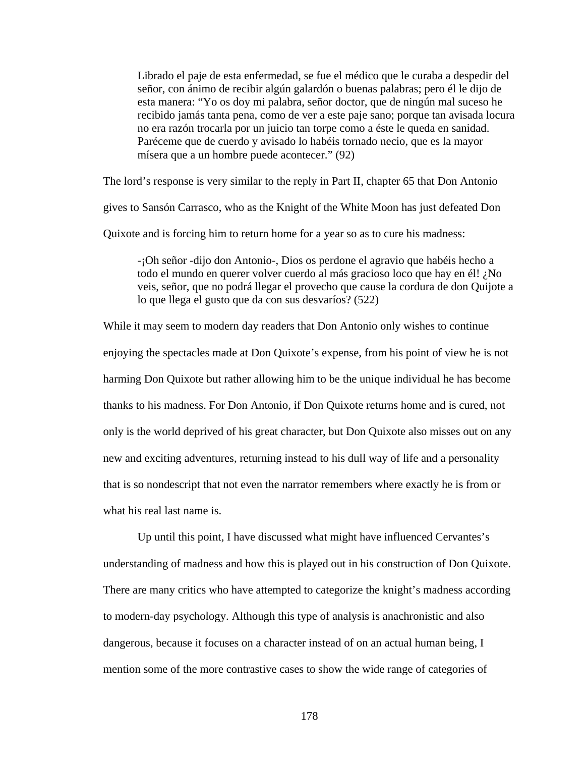> Librado el paje de esta enfermedad, se fue el médico que le curaba a despedir del señor, con ánimo de recibir algún galardón o buenas palabras; pero él le dijo de esta manera: "Yo os doy mi palabra, señor doctor, que de ningún mal suceso he recibido jamás tanta pena, como de ver a este paje sano; porque tan avisada locura no era razón trocarla por un juicio tan torpe como a éste le queda en sanidad. Paréceme que de cuerdo y avisado lo habéis tornado necio, que es la mayor mísera que a un hombre puede acontecer." (92)

The lord's response is very similar to the reply in Part II, chapter 65 that Don Antonio gives to Sansón Carrasco, who as the Knight of the White Moon has just defeated Don Quixote and is forcing him to return home for a year so as to cure his madness:

> -¡Oh señor -dijo don Antonio-, Dios os perdone el agravio que habéis hecho a todo el mundo en querer volver cuerdo al más gracioso loco que hay en él! ¿No veis, señor, que no podrá llegar el provecho que cause la cordura de don Quijote a lo que llega el gusto que da con sus desvaríos? (522)

While it may seem to modern day readers that Don Antonio only wishes to continue enjoying the spectacles made at Don Quixote's expense, from his point of view he is not harming Don Quixote but rather allowing him to be the unique individual he has become thanks to his madness. For Don Antonio, if Don Quixote returns home and is cured, not only is the world deprived of his great character, but Don Quixote also misses out on any new and exciting adventures, returning instead to his dull way of life and a personality that is so nondescript that not even the narrator remembers where exactly he is from or what his real last name is.

Up until this point, I have discussed what might have influenced Cervantes's understanding of madness and how this is played out in his construction of Don Quixote. There are many critics who have attempted to categorize the knight's madness according to modern-day psychology. Although this type of analysis is anachronistic and also dangerous, because it focuses on a character instead of on an actual human being, I mention some of the more contrastive cases to show the wide range of categories of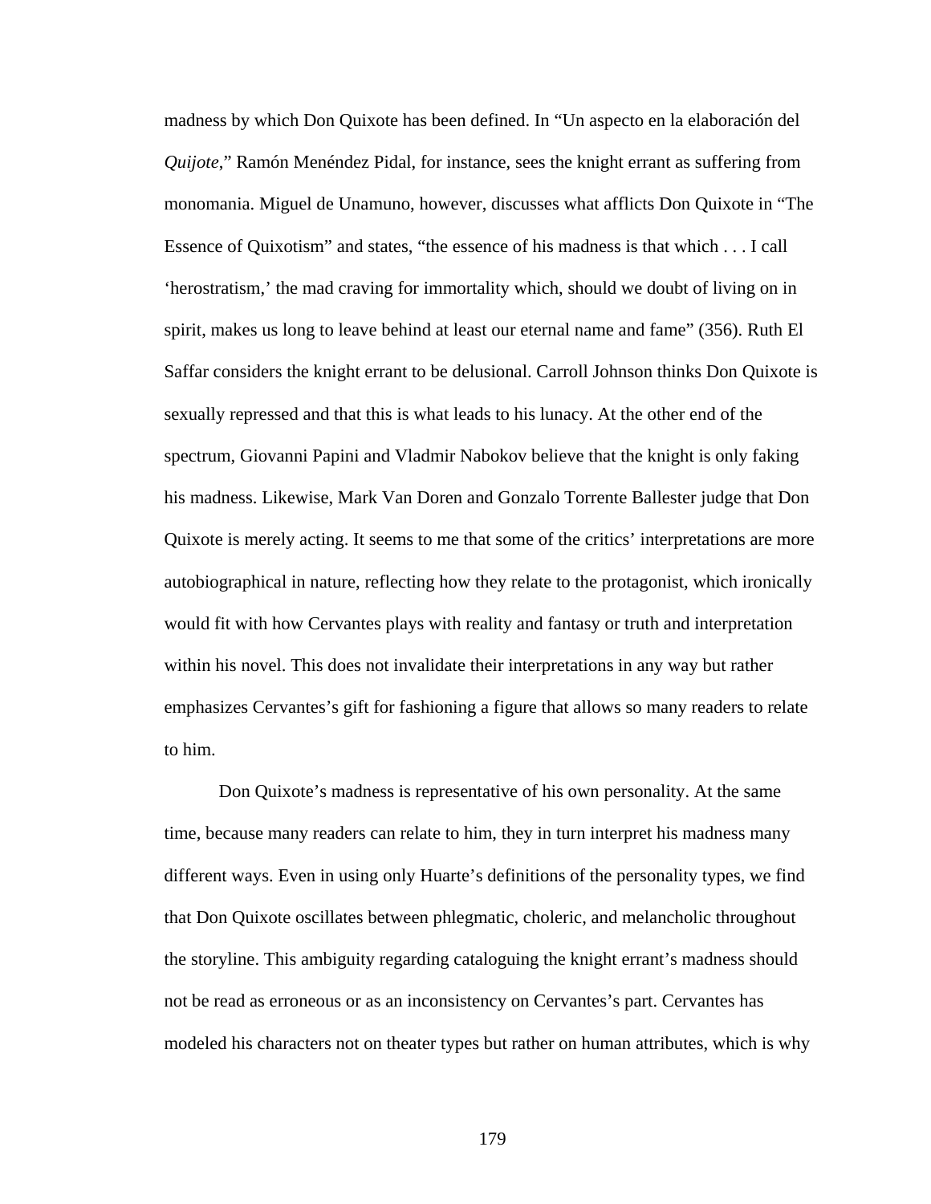madness by which Don Quixote has been defined. In "Un aspecto en la elaboración del *Quijote*," Ramón Menéndez Pidal, for instance, sees the knight errant as suffering from monomania. Miguel de Unamuno, however, discusses what afflicts Don Quixote in "The Essence of Quixotism" and states, "the essence of his madness is that which . . . I call 'herostratism,' the mad craving for immortality which, should we doubt of living on in spirit, makes us long to leave behind at least our eternal name and fame" (356). Ruth El Saffar considers the knight errant to be delusional. Carroll Johnson thinks Don Quixote is sexually repressed and that this is what leads to his lunacy. At the other end of the spectrum, Giovanni Papini and Vladmir Nabokov believe that the knight is only faking his madness. Likewise, Mark Van Doren and Gonzalo Torrente Ballester judge that Don Quixote is merely acting. It seems to me that some of the critics' interpretations are more autobiographical in nature, reflecting how they relate to the protagonist, which ironically would fit with how Cervantes plays with reality and fantasy or truth and interpretation within his novel. This does not invalidate their interpretations in any way but rather emphasizes Cervantes's gift for fashioning a figure that allows so many readers to relate to him.

Don Quixote's madness is representative of his own personality. At the same time, because many readers can relate to him, they in turn interpret his madness many different ways. Even in using only Huarte's definitions of the personality types, we find that Don Quixote oscillates between phlegmatic, choleric, and melancholic throughout the storyline. This ambiguity regarding cataloguing the knight errant's madness should not be read as erroneous or as an inconsistency on Cervantes's part. Cervantes has modeled his characters not on theater types but rather on human attributes, which is why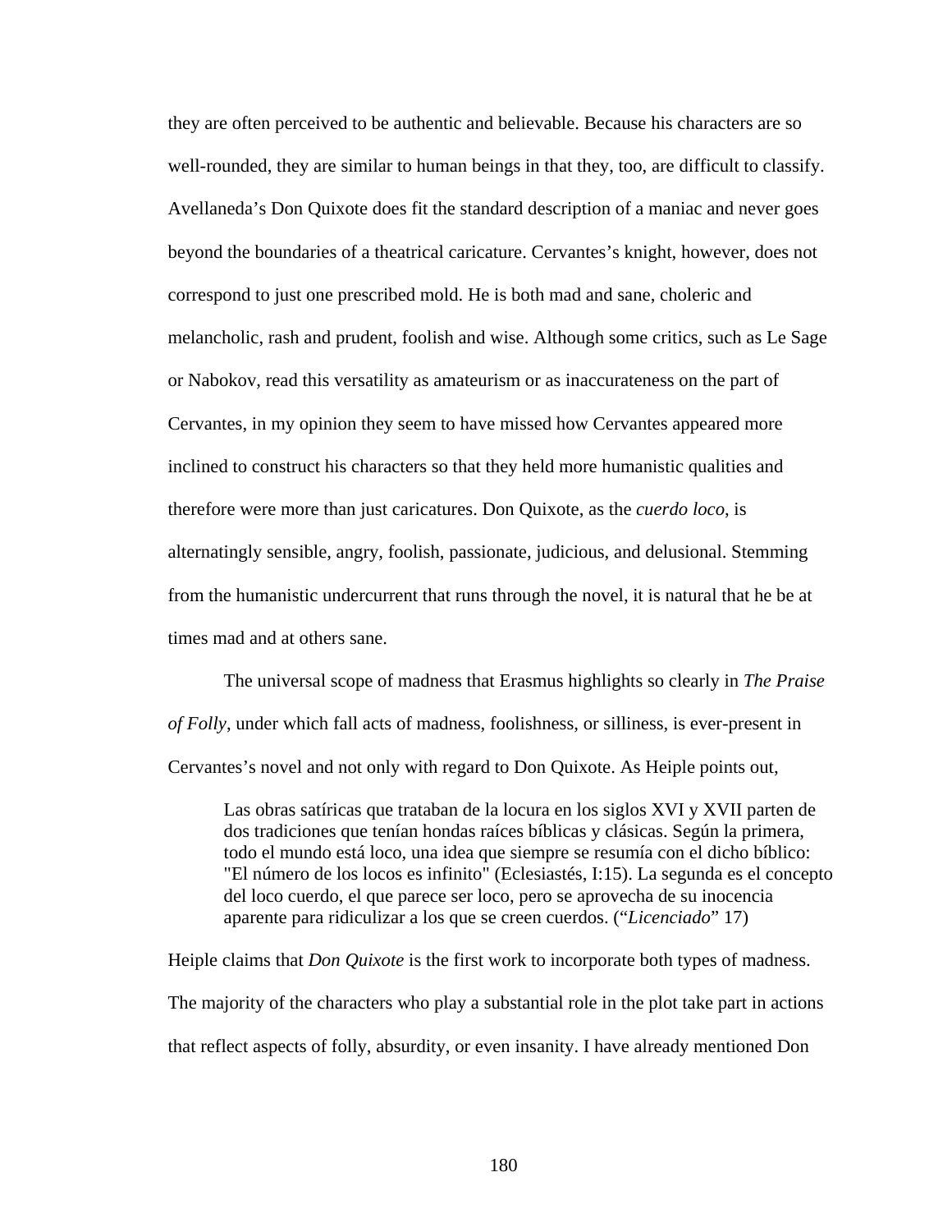they are often perceived to be authentic and believable. Because his characters are so well-rounded, they are similar to human beings in that they, too, are difficult to classify. Avellaneda's Don Quixote does fit the standard description of a maniac and never goes beyond the boundaries of a theatrical caricature. Cervantes's knight, however, does not correspond to just one prescribed mold. He is both mad and sane, choleric and melancholic, rash and prudent, foolish and wise. Although some critics, such as Le Sage or Nabokov, read this versatility as amateurism or as inaccurateness on the part of Cervantes, in my opinion they seem to have missed how Cervantes appeared more inclined to construct his characters so that they held more humanistic qualities and therefore were more than just caricatures. Don Quixote, as the *cuerdo loco*, is alternatingly sensible, angry, foolish, passionate, judicious, and delusional. Stemming from the humanistic undercurrent that runs through the novel, it is natural that he be at times mad and at others sane.

The universal scope of madness that Erasmus highlights so clearly in *The Praise of Folly*, under which fall acts of madness, foolishness, or silliness, is ever-present in Cervantes's novel and not only with regard to Don Quixote. As Heiple points out,

> Las obras satíricas que trataban de la locura en los siglos XVI y XVII parten de dos tradiciones que tenían hondas raíces bíblicas y clásicas. Según la primera, todo el mundo está loco, una idea que siempre se resumía con el dicho bíblico: "El número de los locos es infinito" (Eclesiastés, I:15). La segunda es el concepto del loco cuerdo, el que parece ser loco, pero se aprovecha de su inocencia aparente para ridiculizar a los que se creen cuerdos. ("*Licenciado*" 17)

Heiple claims that *Don Quixote* is the first work to incorporate both types of madness. The majority of the characters who play a substantial role in the plot take part in actions that reflect aspects of folly, absurdity, or even insanity. I have already mentioned Don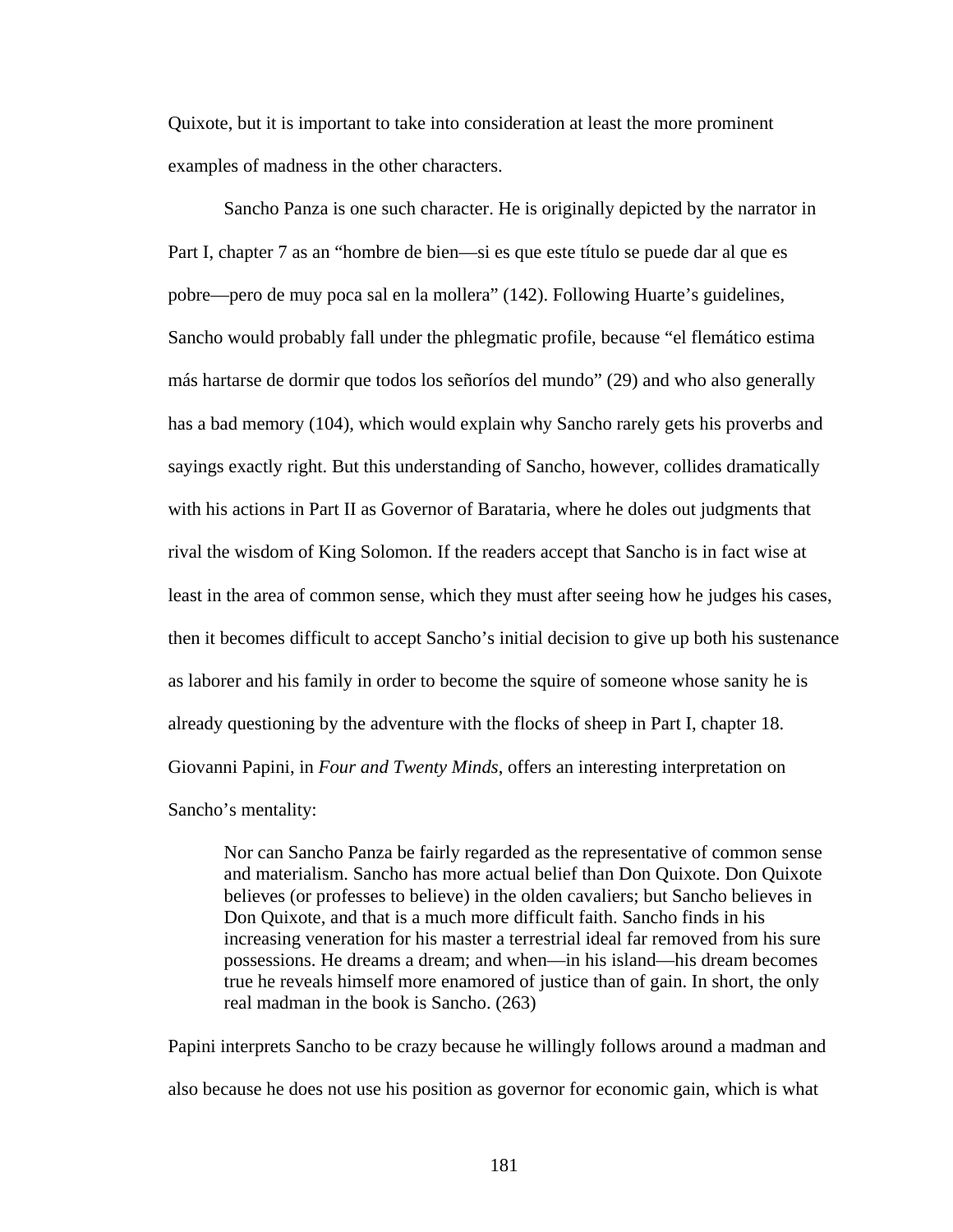Quixote, but it is important to take into consideration at least the more prominent examples of madness in the other characters.

Sancho Panza is one such character. He is originally depicted by the narrator in Part I, chapter 7 as an "hombre de bien—si es que este título se puede dar al que es pobre—pero de muy poca sal en la mollera" (142). Following Huarte's guidelines, Sancho would probably fall under the phlegmatic profile, because "el flemático estima más hartarse de dormir que todos los señoríos del mundo" (29) and who also generally has a bad memory (104), which would explain why Sancho rarely gets his proverbs and sayings exactly right. But this understanding of Sancho, however, collides dramatically with his actions in Part II as Governor of Barataria, where he doles out judgments that rival the wisdom of King Solomon. If the readers accept that Sancho is in fact wise at least in the area of common sense, which they must after seeing how he judges his cases, then it becomes difficult to accept Sancho's initial decision to give up both his sustenance as laborer and his family in order to become the squire of someone whose sanity he is already questioning by the adventure with the flocks of sheep in Part I, chapter 18. Giovanni Papini, in *Four and Twenty Minds*, offers an interesting interpretation on Sancho's mentality:

> Nor can Sancho Panza be fairly regarded as the representative of common sense and materialism. Sancho has more actual belief than Don Quixote. Don Quixote believes (or professes to believe) in the olden cavaliers; but Sancho believes in Don Quixote, and that is a much more difficult faith. Sancho finds in his increasing veneration for his master a terrestrial ideal far removed from his sure possessions. He dreams a dream; and when—in his island—his dream becomes true he reveals himself more enamored of justice than of gain. In short, the only real madman in the book is Sancho. (263)

Papini interprets Sancho to be crazy because he willingly follows around a madman and also because he does not use his position as governor for economic gain, which is what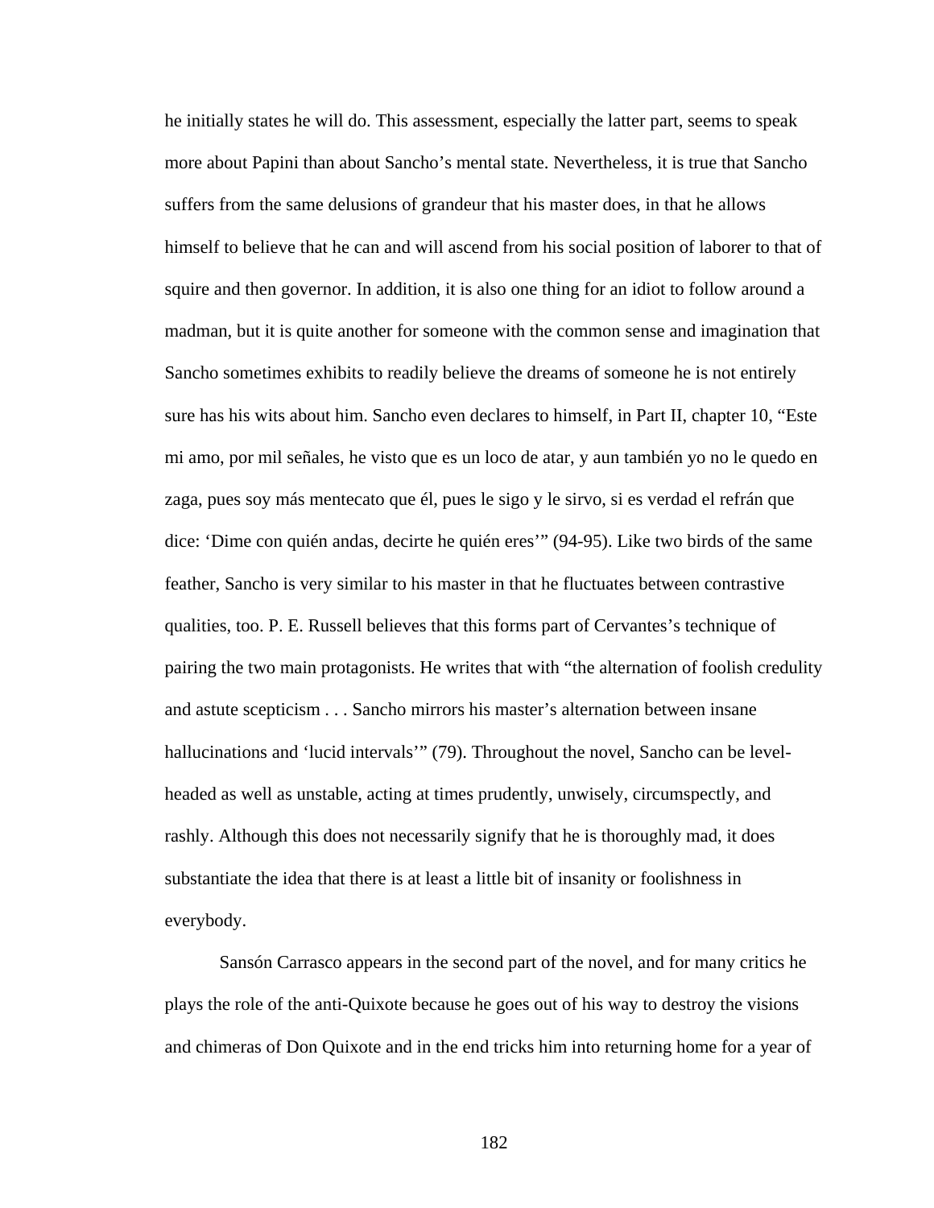he initially states he will do. This assessment, especially the latter part, seems to speak more about Papini than about Sancho's mental state. Nevertheless, it is true that Sancho suffers from the same delusions of grandeur that his master does, in that he allows himself to believe that he can and will ascend from his social position of laborer to that of squire and then governor. In addition, it is also one thing for an idiot to follow around a madman, but it is quite another for someone with the common sense and imagination that Sancho sometimes exhibits to readily believe the dreams of someone he is not entirely sure has his wits about him. Sancho even declares to himself, in Part II, chapter 10, "Este mi amo, por mil señales, he visto que es un loco de atar, y aun también yo no le quedo en zaga, pues soy más mentecato que él, pues le sigo y le sirvo, si es verdad el refrán que dice: 'Dime con quién andas, decirte he quién eres'" (94-95). Like two birds of the same feather, Sancho is very similar to his master in that he fluctuates between contrastive qualities, too. P. E. Russell believes that this forms part of Cervantes's technique of pairing the two main protagonists. He writes that with "the alternation of foolish credulity and astute scepticism . . . Sancho mirrors his master's alternation between insane hallucinations and 'lucid intervals'" (79). Throughout the novel, Sancho can be level-headed as well as unstable, acting at times prudently, unwisely, circumspectly, and rashly. Although this does not necessarily signify that he is thoroughly mad, it does substantiate the idea that there is at least a little bit of insanity or foolishness in everybody.

Sansón Carrasco appears in the second part of the novel, and for many critics he plays the role of the anti-Quixote because he goes out of his way to destroy the visions and chimeras of Don Quixote and in the end tricks him into returning home for a year of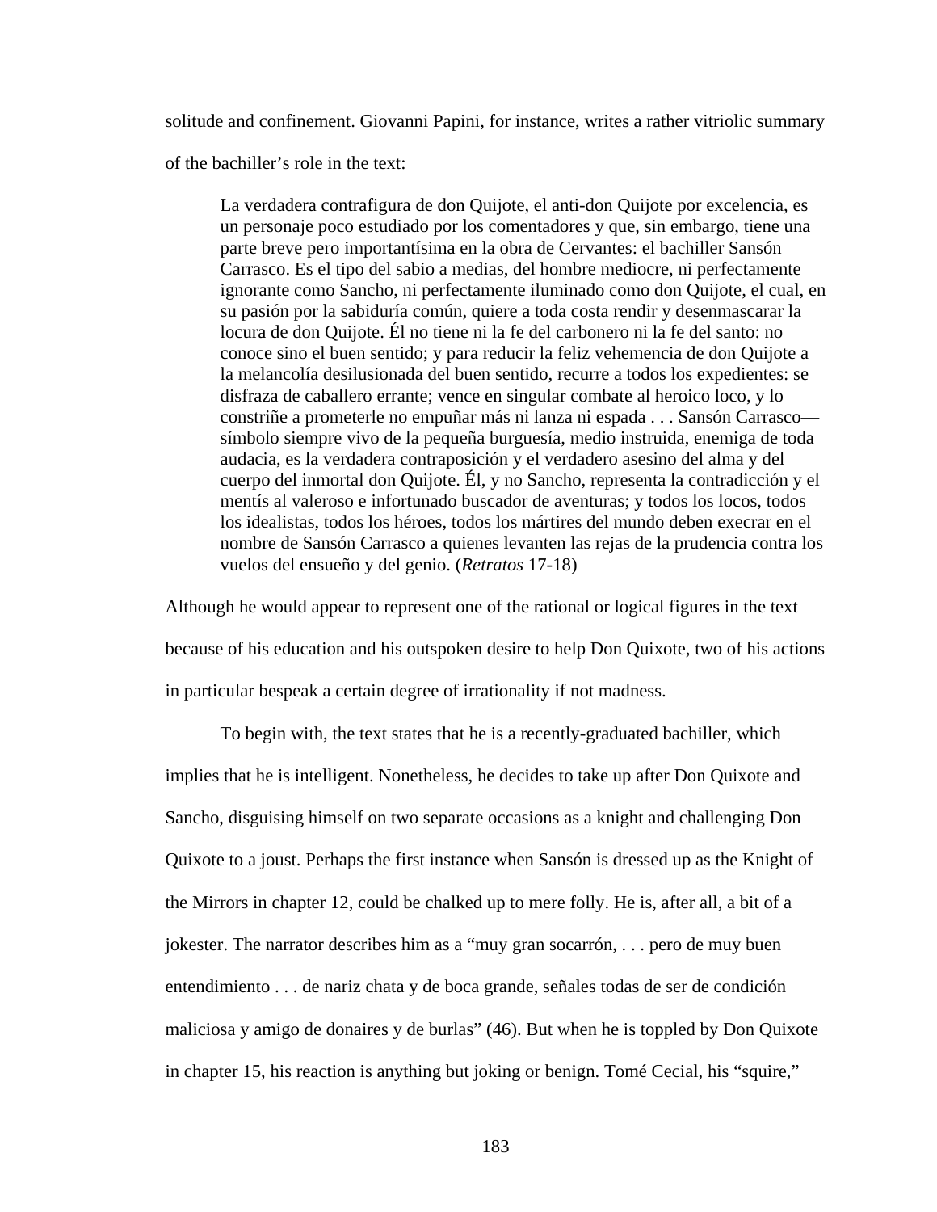solitude and confinement. Giovanni Papini, for instance, writes a rather vitriolic summary of the bachiller's role in the text:

> La verdadera contrafigura de don Quijote, el anti-don Quijote por excelencia, es un personaje poco estudiado por los comentadores y que, sin embargo, tiene una parte breve pero importantísima en la obra de Cervantes: el bachiller Sansón Carrasco. Es el tipo del sabio a medias, del hombre mediocre, ni perfectamente ignorante como Sancho, ni perfectamente iluminado como don Quijote, el cual, en su pasión por la sabiduría común, quiere a toda costa rendir y desenmascarar la locura de don Quijote. Él no tiene ni la fe del carbonero ni la fe del santo: no conoce sino el buen sentido; y para reducir la feliz vehemencia de don Quijote a la melancolía desilusionada del buen sentido, recurre a todos los expedientes: se disfraza de caballero errante; vence en singular combate al heroico loco, y lo constriñe a prometerle no empuñar más ni lanza ni espada . . . Sansón Carrasco—símbolo siempre vivo de la pequeña burguesía, medio instruida, enemiga de toda audacia, es la verdadera contraposición y el verdadero asesino del alma y del cuerpo del inmortal don Quijote. Él, y no Sancho, representa la contradicción y el mentís al valeroso e infortunado buscador de aventuras; y todos los locos, todos los idealistas, todos los héroes, todos los mártires del mundo deben execrar en el nombre de Sansón Carrasco a quienes levanten las rejas de la prudencia contra los vuelos del ensueño y del genio. (*Retratos* 17-18)

Although he would appear to represent one of the rational or logical figures in the text because of his education and his outspoken desire to help Don Quixote, two of his actions in particular bespeak a certain degree of irrationality if not madness.

To begin with, the text states that he is a recently-graduated bachiller, which implies that he is intelligent. Nonetheless, he decides to take up after Don Quixote and Sancho, disguising himself on two separate occasions as a knight and challenging Don Quixote to a joust. Perhaps the first instance when Sansón is dressed up as the Knight of the Mirrors in chapter 12, could be chalked up to mere folly. He is, after all, a bit of a jokester. The narrator describes him as a "muy gran socarrón, . . . pero de muy buen entendimiento . . . de nariz chata y de boca grande, señales todas de ser de condición maliciosa y amigo de donaires y de burlas" (46). But when he is toppled by Don Quixote in chapter 15, his reaction is anything but joking or benign. Tomé Cecial, his "squire,"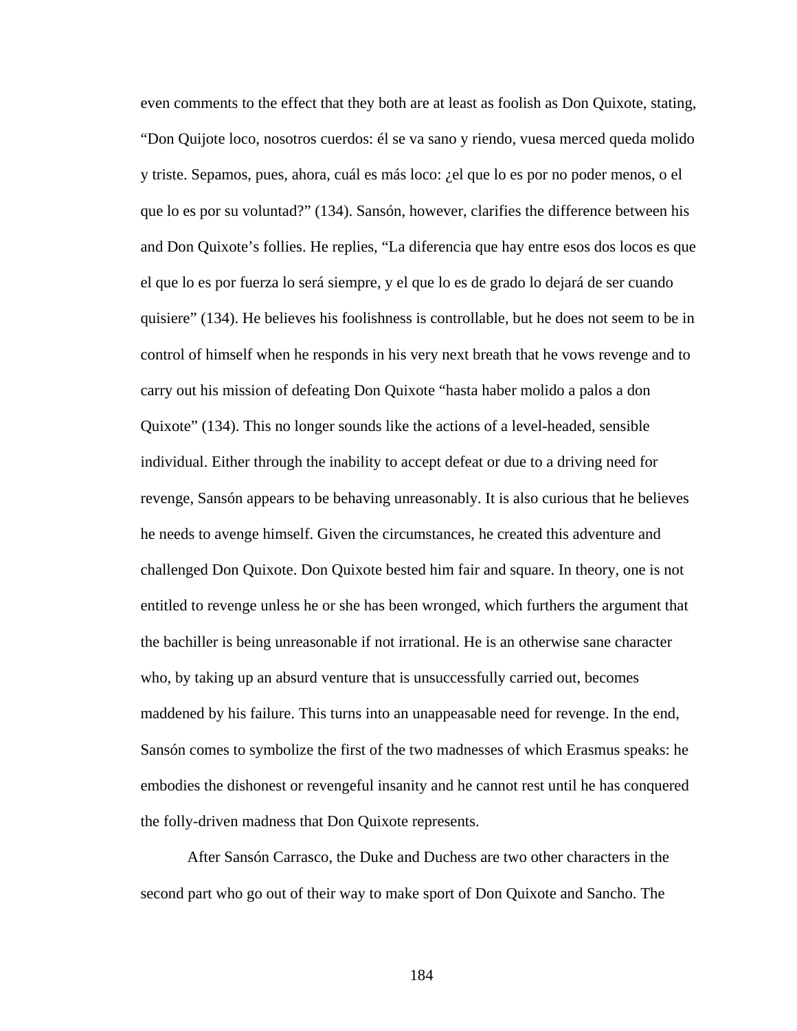even comments to the effect that they both are at least as foolish as Don Quixote, stating, "Don Quijote loco, nosotros cuerdos: él se va sano y riendo, vuesa merced queda molido y triste. Sepamos, pues, ahora, cuál es más loco: ¿el que lo es por no poder menos, o el que lo es por su voluntad?" (134). Sansón, however, clarifies the difference between his and Don Quixote's follies. He replies, "La diferencia que hay entre esos dos locos es que el que lo es por fuerza lo será siempre, y el que lo es de grado lo dejará de ser cuando quisiere" (134). He believes his foolishness is controllable, but he does not seem to be in control of himself when he responds in his very next breath that he vows revenge and to carry out his mission of defeating Don Quixote "hasta haber molido a palos a don Quixote" (134). This no longer sounds like the actions of a level-headed, sensible individual. Either through the inability to accept defeat or due to a driving need for revenge, Sansón appears to be behaving unreasonably. It is also curious that he believes he needs to avenge himself. Given the circumstances, he created this adventure and challenged Don Quixote. Don Quixote bested him fair and square. In theory, one is not entitled to revenge unless he or she has been wronged, which furthers the argument that the bachiller is being unreasonable if not irrational. He is an otherwise sane character who, by taking up an absurd venture that is unsuccessfully carried out, becomes maddened by his failure. This turns into an unappeasable need for revenge. In the end, Sansón comes to symbolize the first of the two madnesses of which Erasmus speaks: he embodies the dishonest or revengeful insanity and he cannot rest until he has conquered the folly-driven madness that Don Quixote represents.

After Sansón Carrasco, the Duke and Duchess are two other characters in the second part who go out of their way to make sport of Don Quixote and Sancho. The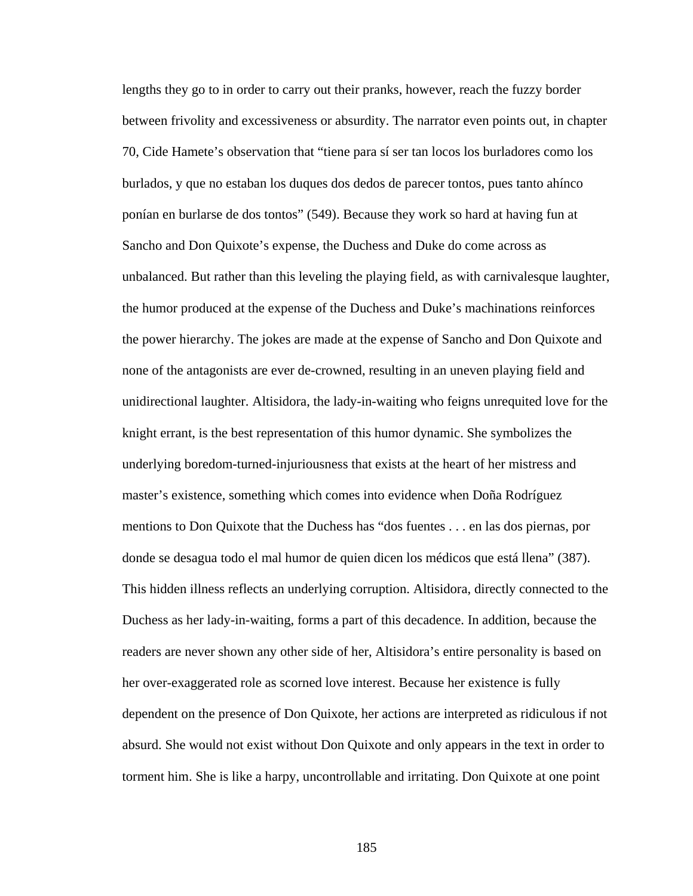lengths they go to in order to carry out their pranks, however, reach the fuzzy border between frivolity and excessiveness or absurdity. The narrator even points out, in chapter 70, Cide Hamete's observation that "tiene para sí ser tan locos los burladores como los burlados, y que no estaban los duques dos dedos de parecer tontos, pues tanto ahínco ponían en burlarse de dos tontos" (549). Because they work so hard at having fun at Sancho and Don Quixote's expense, the Duchess and Duke do come across as unbalanced. But rather than this leveling the playing field, as with carnivalesque laughter, the humor produced at the expense of the Duchess and Duke's machinations reinforces the power hierarchy. The jokes are made at the expense of Sancho and Don Quixote and none of the antagonists are ever de-crowned, resulting in an uneven playing field and unidirectional laughter. Altisidora, the lady-in-waiting who feigns unrequited love for the knight errant, is the best representation of this humor dynamic. She symbolizes the underlying boredom-turned-injuriousness that exists at the heart of her mistress and master's existence, something which comes into evidence when Doña Rodríguez mentions to Don Quixote that the Duchess has "dos fuentes . . . en las dos piernas, por donde se desagua todo el mal humor de quien dicen los médicos que está llena" (387). This hidden illness reflects an underlying corruption. Altisidora, directly connected to the Duchess as her lady-in-waiting, forms a part of this decadence. In addition, because the readers are never shown any other side of her, Altisidora's entire personality is based on her over-exaggerated role as scorned love interest. Because her existence is fully dependent on the presence of Don Quixote, her actions are interpreted as ridiculous if not absurd. She would not exist without Don Quixote and only appears in the text in order to torment him. She is like a harpy, uncontrollable and irritating. Don Quixote at one point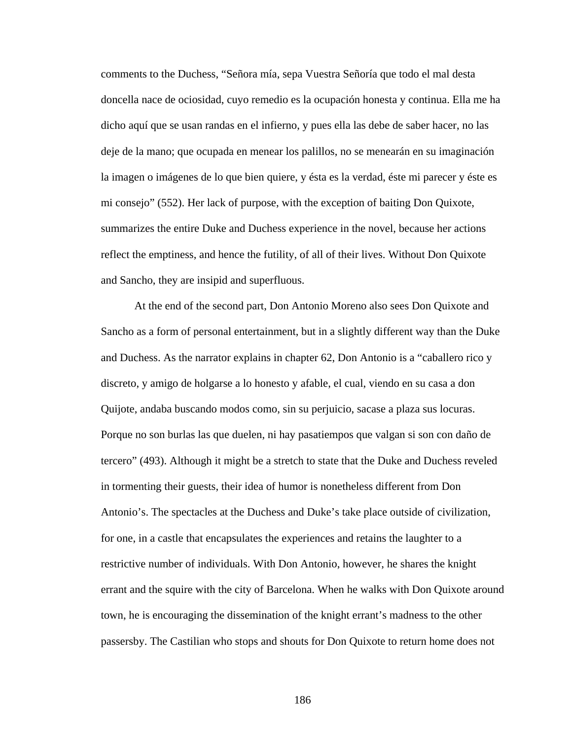comments to the Duchess, "Señora mía, sepa Vuestra Señoría que todo el mal desta doncella nace de ociosidad, cuyo remedio es la ocupación honesta y continua. Ella me ha dicho aquí que se usan randas en el infierno, y pues ella las debe de saber hacer, no las deje de la mano; que ocupada en menear los palillos, no se menearán en su imaginación la imagen o imágenes de lo que bien quiere, y ésta es la verdad, éste mi parecer y éste es mi consejo" (552). Her lack of purpose, with the exception of baiting Don Quixote, summarizes the entire Duke and Duchess experience in the novel, because her actions reflect the emptiness, and hence the futility, of all of their lives. Without Don Quixote and Sancho, they are insipid and superfluous.

At the end of the second part, Don Antonio Moreno also sees Don Quixote and Sancho as a form of personal entertainment, but in a slightly different way than the Duke and Duchess. As the narrator explains in chapter 62, Don Antonio is a "caballero rico y discreto, y amigo de holgarse a lo honesto y afable, el cual, viendo en su casa a don Quijote, andaba buscando modos como, sin su perjuicio, sacase a plaza sus locuras. Porque no son burlas las que duelen, ni hay pasatiempos que valgan si son con daño de tercero" (493). Although it might be a stretch to state that the Duke and Duchess reveled in tormenting their guests, their idea of humor is nonetheless different from Don Antonio's. The spectacles at the Duchess and Duke's take place outside of civilization, for one, in a castle that encapsulates the experiences and retains the laughter to a restrictive number of individuals. With Don Antonio, however, he shares the knight errant and the squire with the city of Barcelona. When he walks with Don Quixote around town, he is encouraging the dissemination of the knight errant's madness to the other passersby. The Castilian who stops and shouts for Don Quixote to return home does not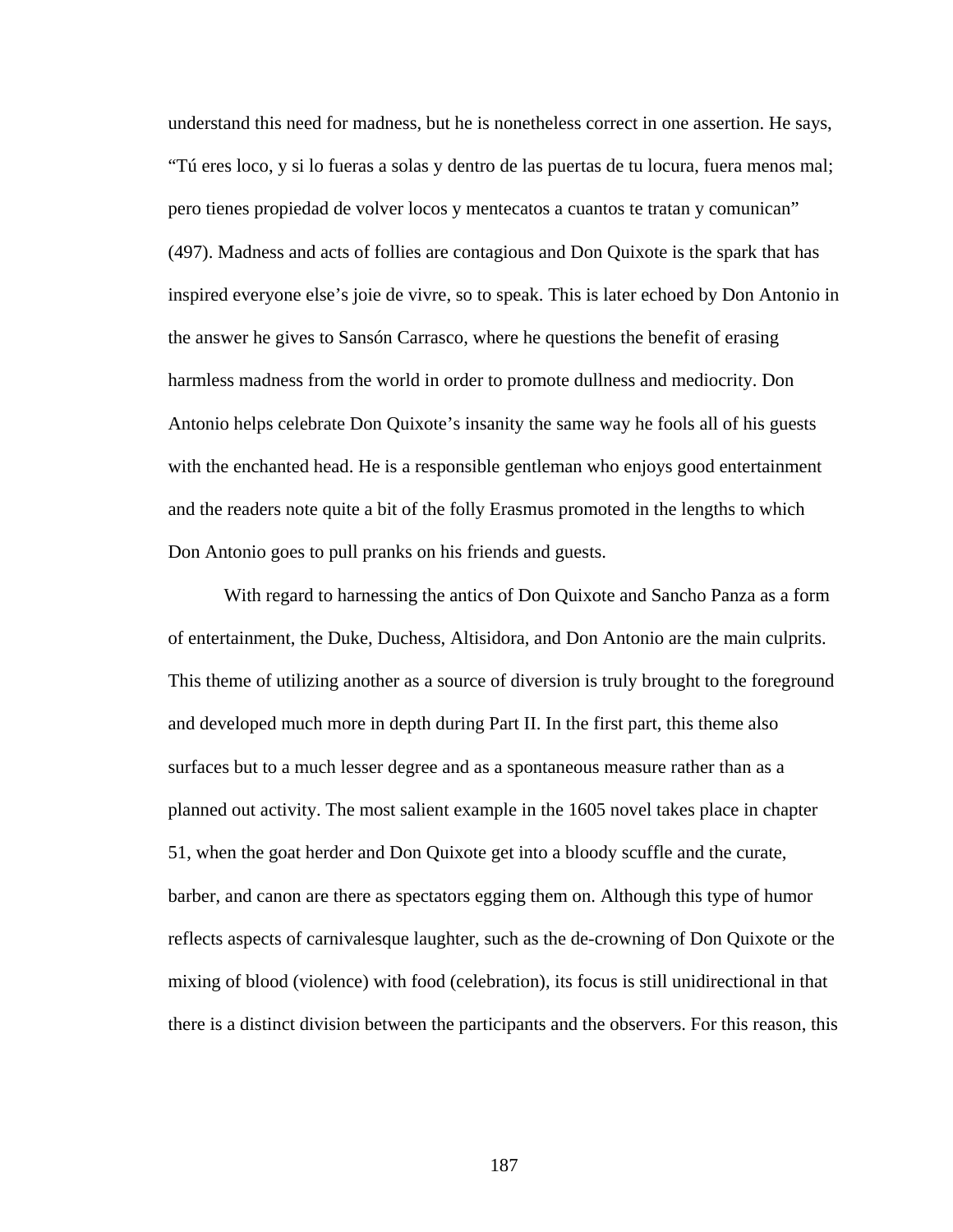understand this need for madness, but he is nonetheless correct in one assertion. He says, "Tú eres loco, y si lo fueras a solas y dentro de las puertas de tu locura, fuera menos mal; pero tienes propiedad de volver locos y mentecatos a cuantos te tratan y comunican" (497). Madness and acts of follies are contagious and Don Quixote is the spark that has inspired everyone else's joie de vivre, so to speak. This is later echoed by Don Antonio in the answer he gives to Sansón Carrasco, where he questions the benefit of erasing harmless madness from the world in order to promote dullness and mediocrity. Don Antonio helps celebrate Don Quixote's insanity the same way he fools all of his guests with the enchanted head. He is a responsible gentleman who enjoys good entertainment and the readers note quite a bit of the folly Erasmus promoted in the lengths to which Don Antonio goes to pull pranks on his friends and guests.

With regard to harnessing the antics of Don Quixote and Sancho Panza as a form of entertainment, the Duke, Duchess, Altisidora, and Don Antonio are the main culprits. This theme of utilizing another as a source of diversion is truly brought to the foreground and developed much more in depth during Part II. In the first part, this theme also surfaces but to a much lesser degree and as a spontaneous measure rather than as a planned out activity. The most salient example in the 1605 novel takes place in chapter 51, when the goat herder and Don Quixote get into a bloody scuffle and the curate, barber, and canon are there as spectators egging them on. Although this type of humor reflects aspects of carnivalesque laughter, such as the de-crowning of Don Quixote or the mixing of blood (violence) with food (celebration), its focus is still unidirectional in that there is a distinct division between the participants and the observers. For this reason, this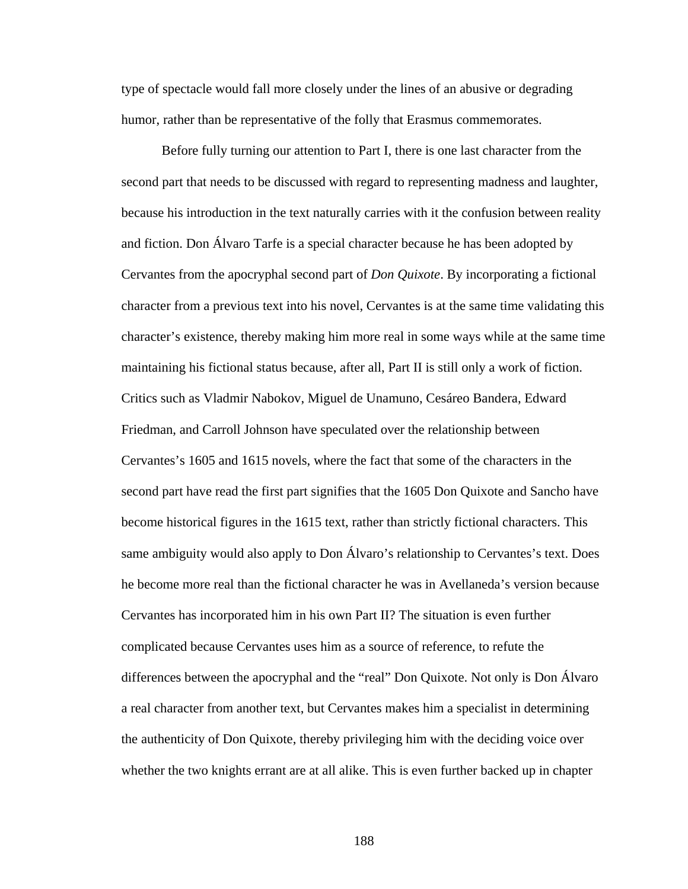type of spectacle would fall more closely under the lines of an abusive or degrading humor, rather than be representative of the folly that Erasmus commemorates.

Before fully turning our attention to Part I, there is one last character from the second part that needs to be discussed with regard to representing madness and laughter, because his introduction in the text naturally carries with it the confusion between reality and fiction. Don Álvaro Tarfe is a special character because he has been adopted by Cervantes from the apocryphal second part of *Don Quixote*. By incorporating a fictional character from a previous text into his novel, Cervantes is at the same time validating this character's existence, thereby making him more real in some ways while at the same time maintaining his fictional status because, after all, Part II is still only a work of fiction. Critics such as Vladmir Nabokov, Miguel de Unamuno, Cesáreo Bandera, Edward Friedman, and Carroll Johnson have speculated over the relationship between Cervantes's 1605 and 1615 novels, where the fact that some of the characters in the second part have read the first part signifies that the 1605 Don Quixote and Sancho have become historical figures in the 1615 text, rather than strictly fictional characters. This same ambiguity would also apply to Don Álvaro's relationship to Cervantes's text. Does he become more real than the fictional character he was in Avellaneda's version because Cervantes has incorporated him in his own Part II? The situation is even further complicated because Cervantes uses him as a source of reference, to refute the differences between the apocryphal and the "real" Don Quixote. Not only is Don Álvaro a real character from another text, but Cervantes makes him a specialist in determining the authenticity of Don Quixote, thereby privileging him with the deciding voice over whether the two knights errant are at all alike. This is even further backed up in chapter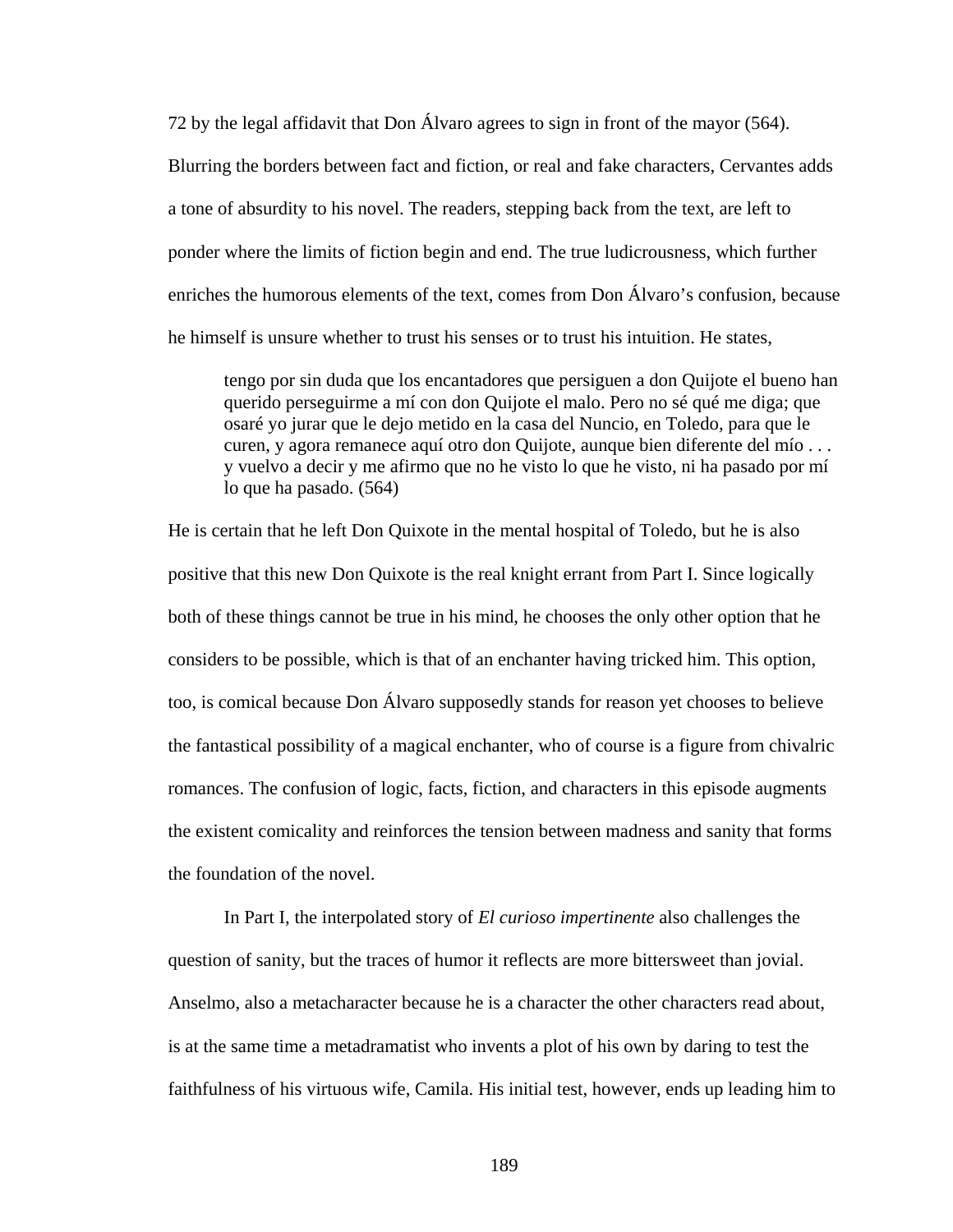72 by the legal affidavit that Don Álvaro agrees to sign in front of the mayor (564). Blurring the borders between fact and fiction, or real and fake characters, Cervantes adds a tone of absurdity to his novel. The readers, stepping back from the text, are left to ponder where the limits of fiction begin and end. The true ludicrousness, which further enriches the humorous elements of the text, comes from Don Álvaro's confusion, because he himself is unsure whether to trust his senses or to trust his intuition. He states,

> tengo por sin duda que los encantadores que persiguen a don Quijote el bueno han querido perseguirme a mí con don Quijote el malo. Pero no sé qué me diga; que osaré yo jurar que le dejo metido en la casa del Nuncio, en Toledo, para que le curen, y agora remanece aquí otro don Quijote, aunque bien diferente del mío . . . y vuelvo a decir y me afirmo que no he visto lo que he visto, ni ha pasado por mí lo que ha pasado. (564)

He is certain that he left Don Quixote in the mental hospital of Toledo, but he is also positive that this new Don Quixote is the real knight errant from Part I. Since logically both of these things cannot be true in his mind, he chooses the only other option that he considers to be possible, which is that of an enchanter having tricked him. This option, too, is comical because Don Álvaro supposedly stands for reason yet chooses to believe the fantastical possibility of a magical enchanter, who of course is a figure from chivalric romances. The confusion of logic, facts, fiction, and characters in this episode augments the existent comicality and reinforces the tension between madness and sanity that forms the foundation of the novel.

In Part I, the interpolated story of *El curioso impertinente* also challenges the question of sanity, but the traces of humor it reflects are more bittersweet than jovial. Anselmo, also a metacharacter because he is a character the other characters read about, is at the same time a metadramatist who invents a plot of his own by daring to test the faithfulness of his virtuous wife, Camila. His initial test, however, ends up leading him to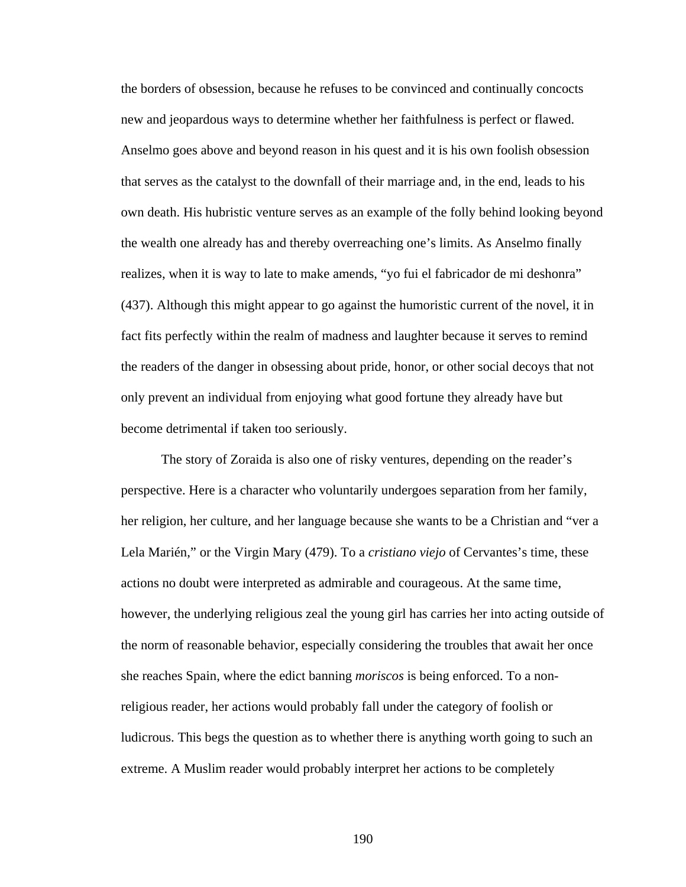the borders of obsession, because he refuses to be convinced and continually concocts new and jeopardous ways to determine whether her faithfulness is perfect or flawed. Anselmo goes above and beyond reason in his quest and it is his own foolish obsession that serves as the catalyst to the downfall of their marriage and, in the end, leads to his own death. His hubristic venture serves as an example of the folly behind looking beyond the wealth one already has and thereby overreaching one's limits. As Anselmo finally realizes, when it is way to late to make amends, "yo fui el fabricador de mi deshonra" (437). Although this might appear to go against the humoristic current of the novel, it in fact fits perfectly within the realm of madness and laughter because it serves to remind the readers of the danger in obsessing about pride, honor, or other social decoys that not only prevent an individual from enjoying what good fortune they already have but become detrimental if taken too seriously.

The story of Zoraida is also one of risky ventures, depending on the reader's perspective. Here is a character who voluntarily undergoes separation from her family, her religion, her culture, and her language because she wants to be a Christian and "ver a Lela Marién," or the Virgin Mary (479). To a *cristiano viejo* of Cervantes's time, these actions no doubt were interpreted as admirable and courageous. At the same time, however, the underlying religious zeal the young girl has carries her into acting outside of the norm of reasonable behavior, especially considering the troubles that await her once she reaches Spain, where the edict banning *moriscos* is being enforced. To a non-religious reader, her actions would probably fall under the category of foolish or ludicrous. This begs the question as to whether there is anything worth going to such an extreme. A Muslim reader would probably interpret her actions to be completely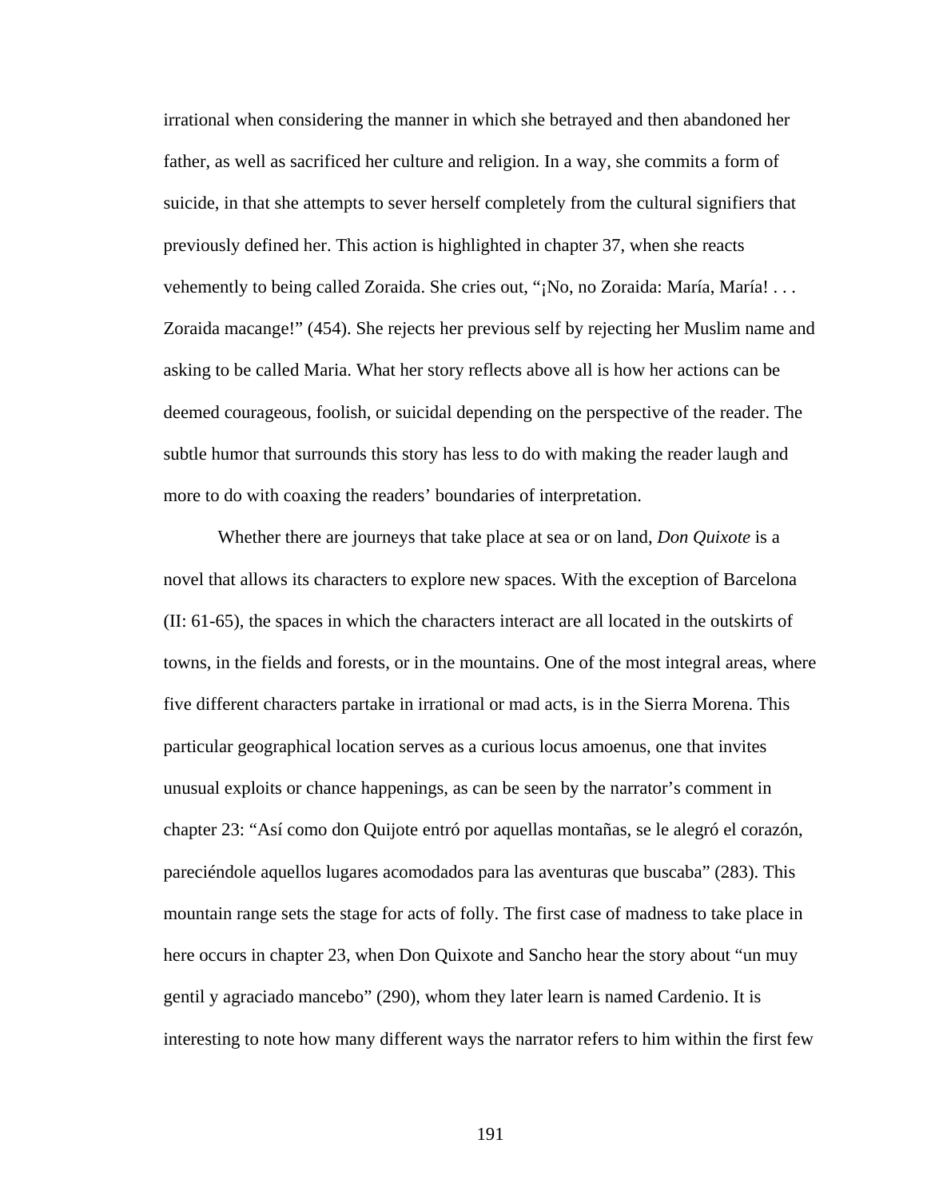irrational when considering the manner in which she betrayed and then abandoned her father, as well as sacrificed her culture and religion. In a way, she commits a form of suicide, in that she attempts to sever herself completely from the cultural signifiers that previously defined her. This action is highlighted in chapter 37, when she reacts vehemently to being called Zoraida. She cries out, "¡No, no Zoraida: María, María! . . . Zoraida macange!" (454). She rejects her previous self by rejecting her Muslim name and asking to be called Maria. What her story reflects above all is how her actions can be deemed courageous, foolish, or suicidal depending on the perspective of the reader. The subtle humor that surrounds this story has less to do with making the reader laugh and more to do with coaxing the readers' boundaries of interpretation.

Whether there are journeys that take place at sea or on land, *Don Quixote* is a novel that allows its characters to explore new spaces. With the exception of Barcelona (II: 61-65), the spaces in which the characters interact are all located in the outskirts of towns, in the fields and forests, or in the mountains. One of the most integral areas, where five different characters partake in irrational or mad acts, is in the Sierra Morena. This particular geographical location serves as a curious locus amoenus, one that invites unusual exploits or chance happenings, as can be seen by the narrator's comment in chapter 23: "Así como don Quijote entró por aquellas montañas, se le alegró el corazón, pareciéndole aquellos lugares acomodados para las aventuras que buscaba" (283). This mountain range sets the stage for acts of folly. The first case of madness to take place in here occurs in chapter 23, when Don Quixote and Sancho hear the story about "un muy gentil y agraciado mancebo" (290), whom they later learn is named Cardenio. It is interesting to note how many different ways the narrator refers to him within the first few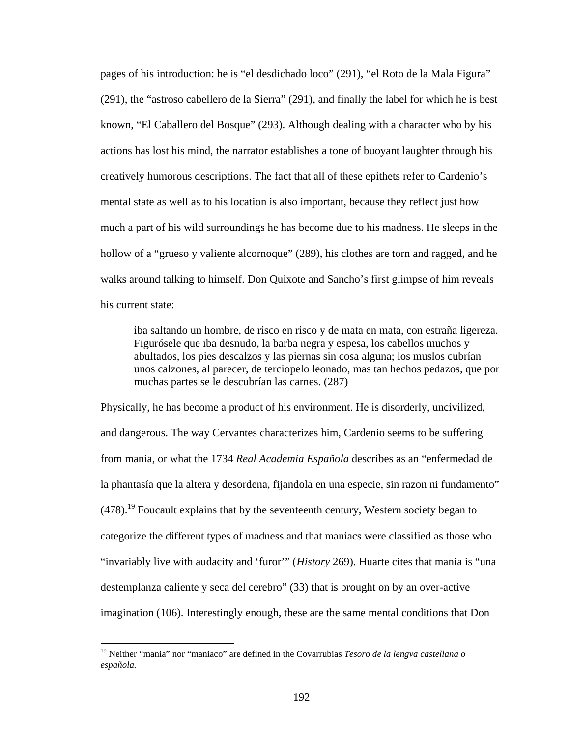pages of his introduction: he is “el desdichado loco” (291), “el Roto de la Mala Figura” (291), the “astroso cabellero de la Sierra” (291), and finally the label for which he is best known, “El Caballero del Bosque” (293). Although dealing with a character who by his actions has lost his mind, the narrator establishes a tone of buoyant laughter through his creatively humorous descriptions. The fact that all of these epithets refer to Cardenio’s mental state as well as to his location is also important, because they reflect just how much a part of his wild surroundings he has become due to his madness. He sleeps in the hollow of a “grueso y valiente alcornoque” (289), his clothes are torn and ragged, and he walks around talking to himself. Don Quixote and Sancho’s first glimpse of him reveals his current state:

> iba saltando un hombre, de risco en risco y de mata en mata, con estraña ligereza. Figurósele que iba desnudo, la barba negra y espesa, los cabellos muchos y abultados, los pies descalzos y las piernas sin cosa alguna; los muslos cubrían unos calzones, al parecer, de terciopelo leonado, mas tan hechos pedazos, que por muchas partes se le descubrían las carnes. (287)

Physically, he has become a product of his environment. He is disorderly, uncivilized, and dangerous. The way Cervantes characterizes him, Cardenio seems to be suffering from mania, or what the 1734 *Real Academia Española* describes as an “enfermedad de la phantasía que la altera y desordena, fijandola en una especie, sin razon ni fundamento” (478).[19] Foucault explains that by the seventeenth century, Western society began to categorize the different types of madness and that maniacs were classified as those who “invariably live with audacity and ‘furor’” (*History* 269). Huarte cites that mania is “una destemplanza caliente y seca del cerebro” (33) that is brought on by an over-active imagination (106). Interestingly enough, these are the same mental conditions that Don

[19] Neither “mania” nor “maniaco” are defined in the Covarrubias *Tesoro de la lengva castellana o española.*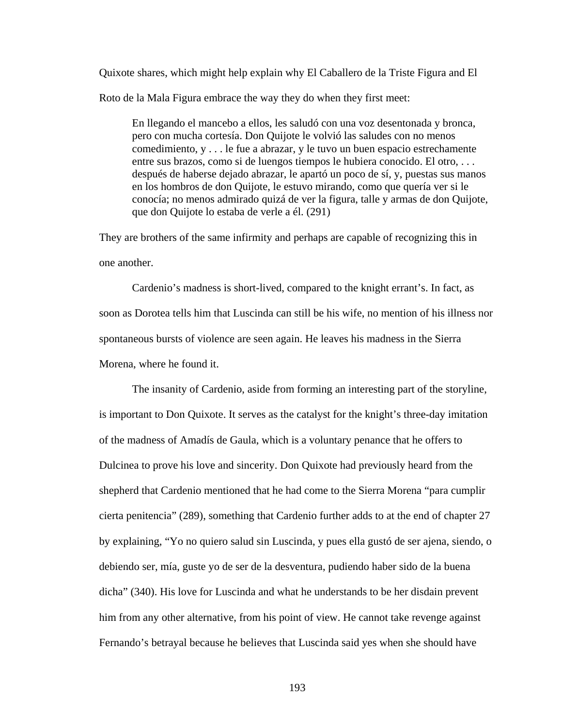Quixote shares, which might help explain why El Caballero de la Triste Figura and El Roto de la Mala Figura embrace the way they do when they first meet:

> En llegando el mancebo a ellos, les saludó con una voz desentonada y bronca, pero con mucha cortesía. Don Quijote le volvió las saludes con no menos comedimiento, y . . . le fue a abrazar, y le tuvo un buen espacio estrechamente entre sus brazos, como si de luengos tiempos le hubiera conocido. El otro, . . . después de haberse dejado abrazar, le apartó un poco de sí, y, puestas sus manos en los hombros de don Quijote, le estuvo mirando, como que quería ver si le conocía; no menos admirado quizá de ver la figura, talle y armas de don Quijote, que don Quijote lo estaba de verle a él. (291)

They are brothers of the same infirmity and perhaps are capable of recognizing this in one another.

Cardenio's madness is short-lived, compared to the knight errant's. In fact, as soon as Dorotea tells him that Luscinda can still be his wife, no mention of his illness nor spontaneous bursts of violence are seen again. He leaves his madness in the Sierra Morena, where he found it.

The insanity of Cardenio, aside from forming an interesting part of the storyline, is important to Don Quixote. It serves as the catalyst for the knight's three-day imitation of the madness of Amadís de Gaula, which is a voluntary penance that he offers to Dulcinea to prove his love and sincerity. Don Quixote had previously heard from the shepherd that Cardenio mentioned that he had come to the Sierra Morena "para cumplir cierta penitencia" (289), something that Cardenio further adds to at the end of chapter 27 by explaining, "Yo no quiero salud sin Luscinda, y pues ella gustó de ser ajena, siendo, o debiendo ser, mía, guste yo de ser de la desventura, pudiendo haber sido de la buena dicha" (340). His love for Luscinda and what he understands to be her disdain prevent him from any other alternative, from his point of view. He cannot take revenge against Fernando's betrayal because he believes that Luscinda said yes when she should have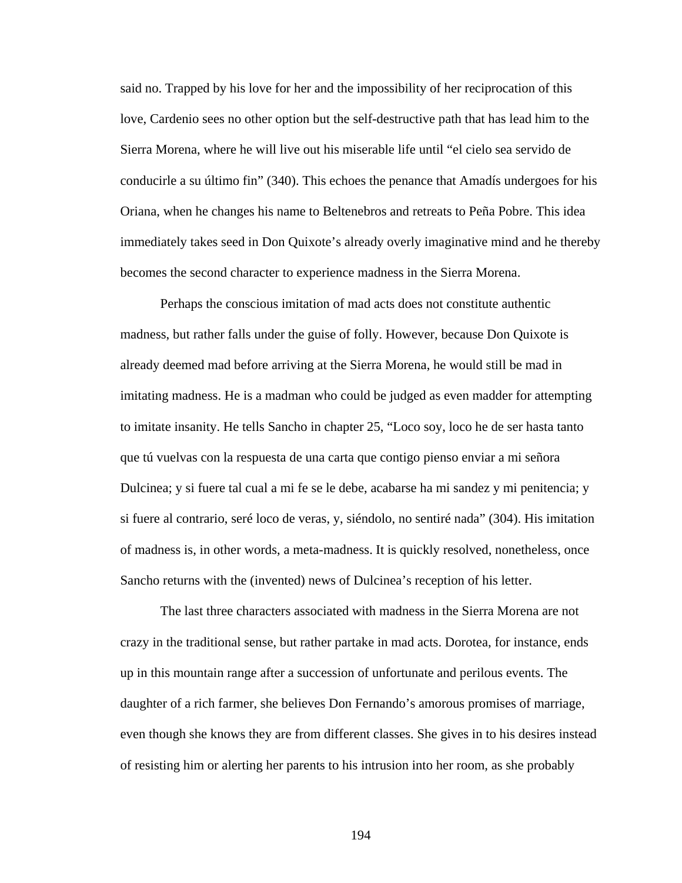said no. Trapped by his love for her and the impossibility of her reciprocation of this love, Cardenio sees no other option but the self-destructive path that has lead him to the Sierra Morena, where he will live out his miserable life until "el cielo sea servido de conducirle a su último fin" (340). This echoes the penance that Amadís undergoes for his Oriana, when he changes his name to Beltenebros and retreats to Peña Pobre. This idea immediately takes seed in Don Quixote's already overly imaginative mind and he thereby becomes the second character to experience madness in the Sierra Morena.

Perhaps the conscious imitation of mad acts does not constitute authentic madness, but rather falls under the guise of folly. However, because Don Quixote is already deemed mad before arriving at the Sierra Morena, he would still be mad in imitating madness. He is a madman who could be judged as even madder for attempting to imitate insanity. He tells Sancho in chapter 25, "Loco soy, loco he de ser hasta tanto que tú vuelvas con la respuesta de una carta que contigo pienso enviar a mi señora Dulcinea; y si fuere tal cual a mi fe se le debe, acabarse ha mi sandez y mi penitencia; y si fuere al contrario, seré loco de veras, y, siéndolo, no sentiré nada" (304). His imitation of madness is, in other words, a meta-madness. It is quickly resolved, nonetheless, once Sancho returns with the (invented) news of Dulcinea's reception of his letter.

The last three characters associated with madness in the Sierra Morena are not crazy in the traditional sense, but rather partake in mad acts. Dorotea, for instance, ends up in this mountain range after a succession of unfortunate and perilous events. The daughter of a rich farmer, she believes Don Fernando's amorous promises of marriage, even though she knows they are from different classes. She gives in to his desires instead of resisting him or alerting her parents to his intrusion into her room, as she probably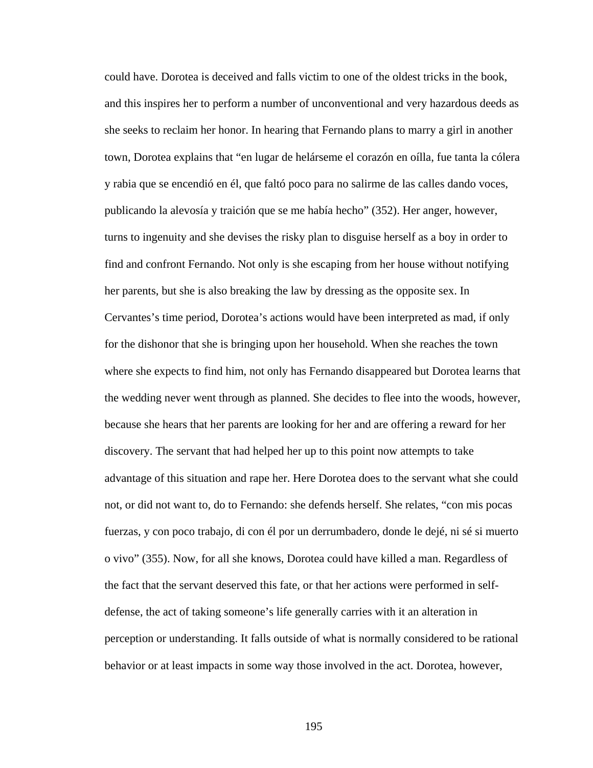could have. Dorotea is deceived and falls victim to one of the oldest tricks in the book, and this inspires her to perform a number of unconventional and very hazardous deeds as she seeks to reclaim her honor. In hearing that Fernando plans to marry a girl in another town, Dorotea explains that "en lugar de helárseme el corazón en oílla, fue tanta la cólera y rabia que se encendió en él, que faltó poco para no salirme de las calles dando voces, publicando la alevosía y traición que se me había hecho" (352). Her anger, however, turns to ingenuity and she devises the risky plan to disguise herself as a boy in order to find and confront Fernando. Not only is she escaping from her house without notifying her parents, but she is also breaking the law by dressing as the opposite sex. In Cervantes's time period, Dorotea's actions would have been interpreted as mad, if only for the dishonor that she is bringing upon her household. When she reaches the town where she expects to find him, not only has Fernando disappeared but Dorotea learns that the wedding never went through as planned. She decides to flee into the woods, however, because she hears that her parents are looking for her and are offering a reward for her discovery. The servant that had helped her up to this point now attempts to take advantage of this situation and rape her. Here Dorotea does to the servant what she could not, or did not want to, do to Fernando: she defends herself. She relates, "con mis pocas fuerzas, y con poco trabajo, di con él por un derrumbadero, donde le dejé, ni sé si muerto o vivo" (355). Now, for all she knows, Dorotea could have killed a man. Regardless of the fact that the servant deserved this fate, or that her actions were performed in self-defense, the act of taking someone's life generally carries with it an alteration in perception or understanding. It falls outside of what is normally considered to be rational behavior or at least impacts in some way those involved in the act. Dorotea, however,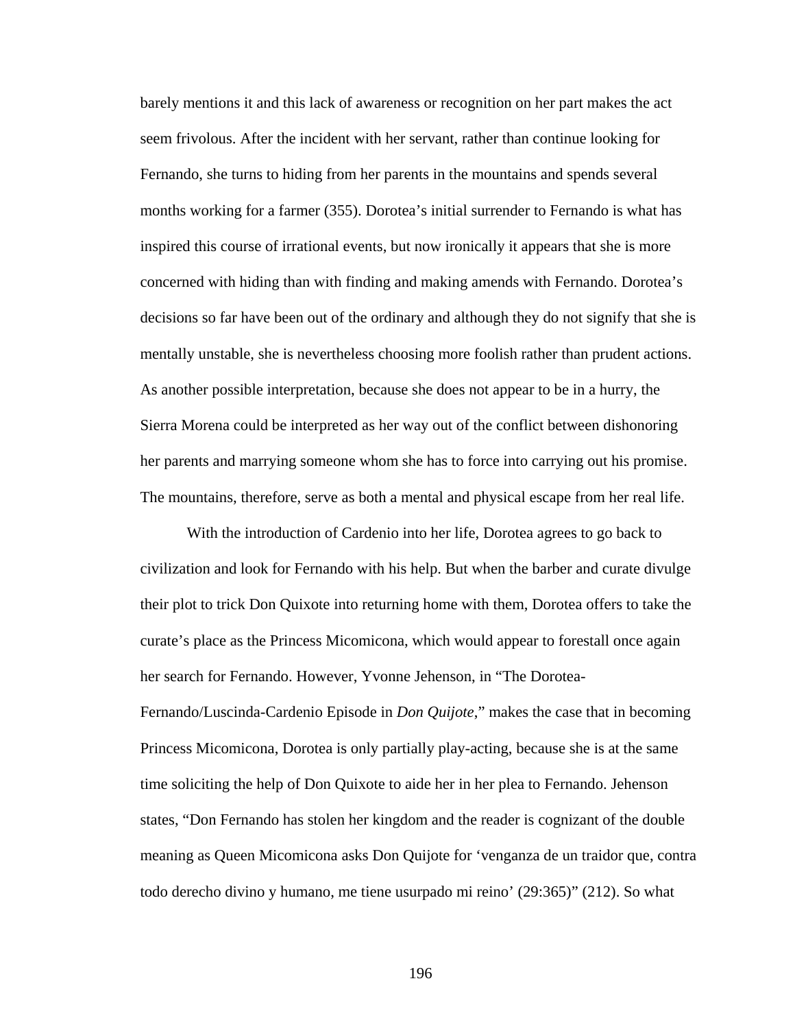barely mentions it and this lack of awareness or recognition on her part makes the act seem frivolous. After the incident with her servant, rather than continue looking for Fernando, she turns to hiding from her parents in the mountains and spends several months working for a farmer (355). Dorotea's initial surrender to Fernando is what has inspired this course of irrational events, but now ironically it appears that she is more concerned with hiding than with finding and making amends with Fernando. Dorotea's decisions so far have been out of the ordinary and although they do not signify that she is mentally unstable, she is nevertheless choosing more foolish rather than prudent actions. As another possible interpretation, because she does not appear to be in a hurry, the Sierra Morena could be interpreted as her way out of the conflict between dishonoring her parents and marrying someone whom she has to force into carrying out his promise. The mountains, therefore, serve as both a mental and physical escape from her real life.

With the introduction of Cardenio into her life, Dorotea agrees to go back to civilization and look for Fernando with his help. But when the barber and curate divulge their plot to trick Don Quixote into returning home with them, Dorotea offers to take the curate's place as the Princess Micomicona, which would appear to forestall once again her search for Fernando. However, Yvonne Jehenson, in "The Dorotea-Fernando/Luscinda-Cardenio Episode in *Don Quijote*," makes the case that in becoming Princess Micomicona, Dorotea is only partially play-acting, because she is at the same time soliciting the help of Don Quixote to aide her in her plea to Fernando. Jehenson states, "Don Fernando has stolen her kingdom and the reader is cognizant of the double meaning as Queen Micomicona asks Don Quijote for 'venganza de un traidor que, contra todo derecho divino y humano, me tiene usurpado mi reino' (29:365)" (212). So what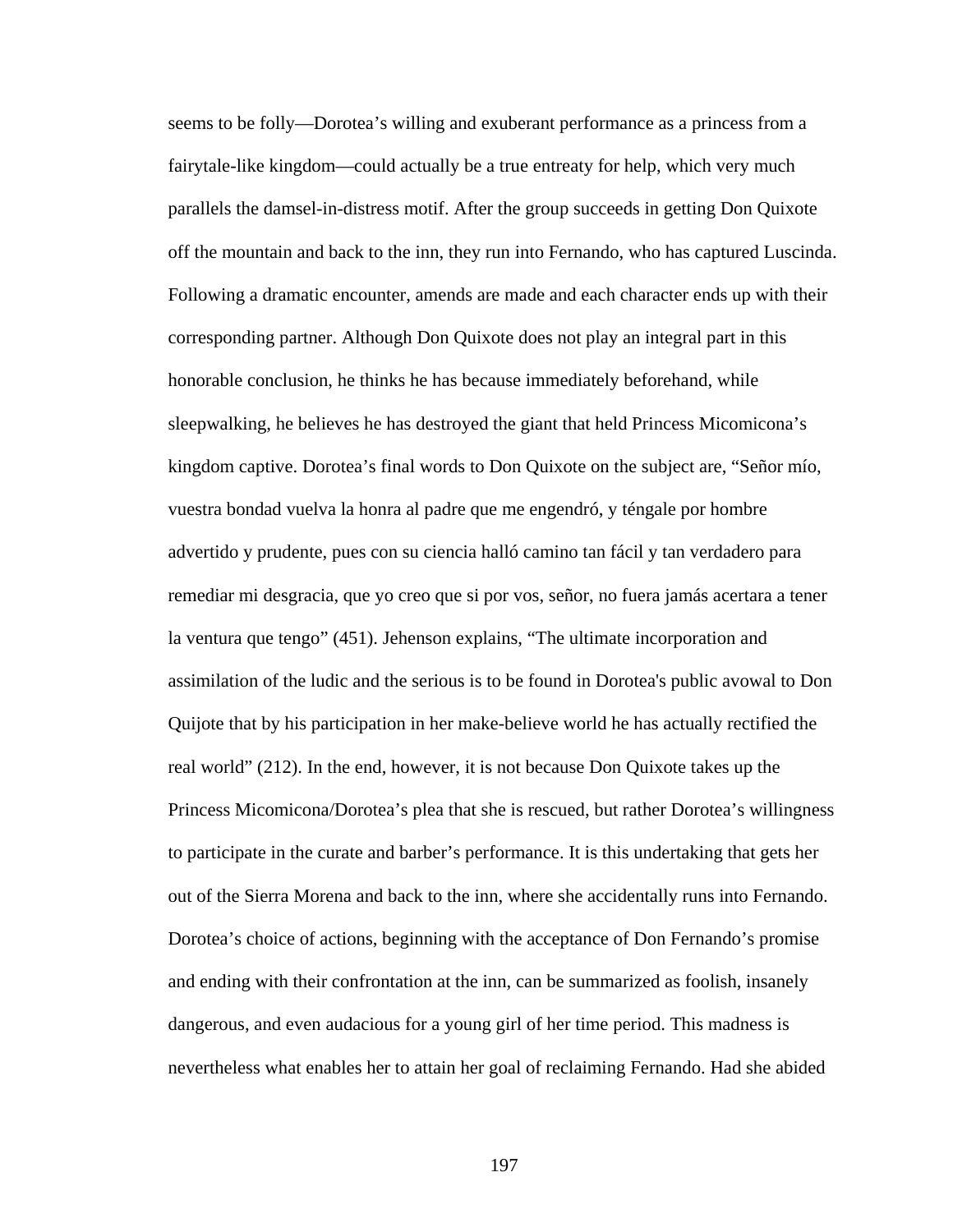seems to be folly—Dorotea's willing and exuberant performance as a princess from a fairytale-like kingdom—could actually be a true entreaty for help, which very much parallels the damsel-in-distress motif. After the group succeeds in getting Don Quixote off the mountain and back to the inn, they run into Fernando, who has captured Luscinda. Following a dramatic encounter, amends are made and each character ends up with their corresponding partner. Although Don Quixote does not play an integral part in this honorable conclusion, he thinks he has because immediately beforehand, while sleepwalking, he believes he has destroyed the giant that held Princess Micomicona's kingdom captive. Dorotea's final words to Don Quixote on the subject are, "Señor mío, vuestra bondad vuelva la honra al padre que me engendró, y téngale por hombre advertido y prudente, pues con su ciencia halló camino tan fácil y tan verdadero para remediar mi desgracia, que yo creo que si por vos, señor, no fuera jamás acertara a tener la ventura que tengo" (451). Jehenson explains, "The ultimate incorporation and assimilation of the ludic and the serious is to be found in Dorotea's public avowal to Don Quijote that by his participation in her make-believe world he has actually rectified the real world" (212). In the end, however, it is not because Don Quixote takes up the Princess Micomicona/Dorotea's plea that she is rescued, but rather Dorotea's willingness to participate in the curate and barber's performance. It is this undertaking that gets her out of the Sierra Morena and back to the inn, where she accidentally runs into Fernando. Dorotea's choice of actions, beginning with the acceptance of Don Fernando's promise and ending with their confrontation at the inn, can be summarized as foolish, insanely dangerous, and even audacious for a young girl of her time period. This madness is nevertheless what enables her to attain her goal of reclaiming Fernando. Had she abided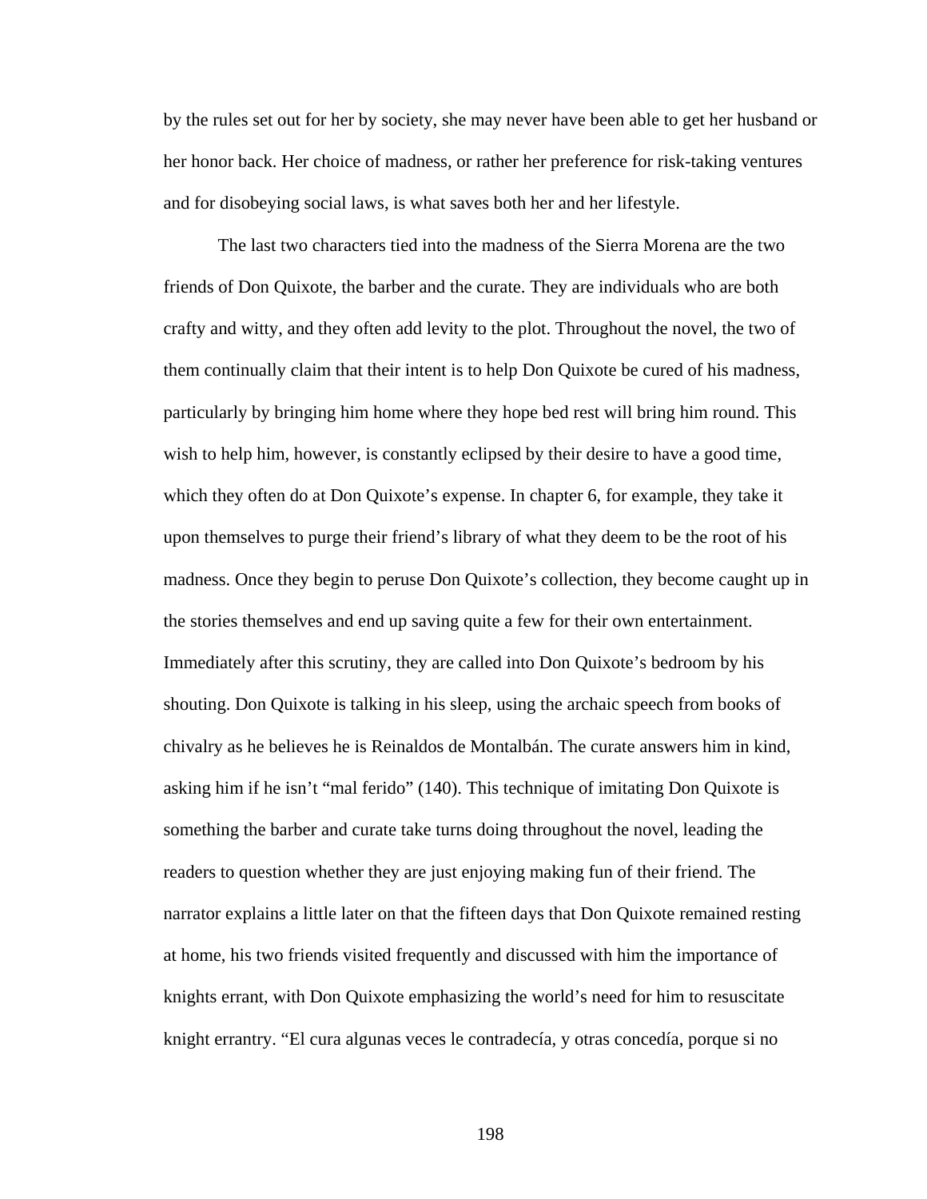by the rules set out for her by society, she may never have been able to get her husband or her honor back. Her choice of madness, or rather her preference for risk-taking ventures and for disobeying social laws, is what saves both her and her lifestyle.

The last two characters tied into the madness of the Sierra Morena are the two friends of Don Quixote, the barber and the curate. They are individuals who are both crafty and witty, and they often add levity to the plot. Throughout the novel, the two of them continually claim that their intent is to help Don Quixote be cured of his madness, particularly by bringing him home where they hope bed rest will bring him round. This wish to help him, however, is constantly eclipsed by their desire to have a good time, which they often do at Don Quixote's expense. In chapter 6, for example, they take it upon themselves to purge their friend's library of what they deem to be the root of his madness. Once they begin to peruse Don Quixote's collection, they become caught up in the stories themselves and end up saving quite a few for their own entertainment. Immediately after this scrutiny, they are called into Don Quixote's bedroom by his shouting. Don Quixote is talking in his sleep, using the archaic speech from books of chivalry as he believes he is Reinaldos de Montalbán. The curate answers him in kind, asking him if he isn't "mal ferido" (140). This technique of imitating Don Quixote is something the barber and curate take turns doing throughout the novel, leading the readers to question whether they are just enjoying making fun of their friend. The narrator explains a little later on that the fifteen days that Don Quixote remained resting at home, his two friends visited frequently and discussed with him the importance of knights errant, with Don Quixote emphasizing the world's need for him to resuscitate knight errantry. "El cura algunas veces le contradecía, y otras concedía, porque si no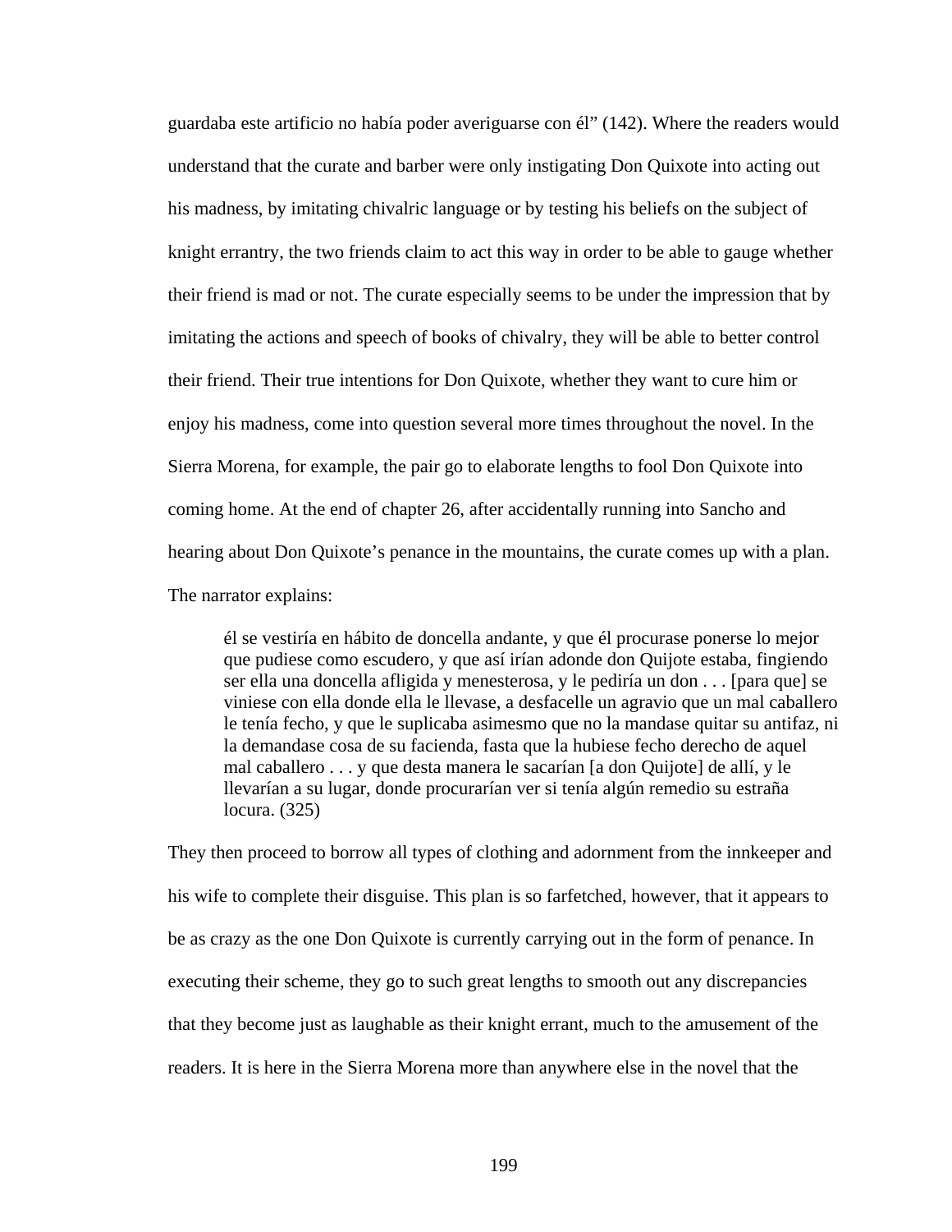guardaba este artificio no había poder averiguarse con él" (142). Where the readers would understand that the curate and barber were only instigating Don Quixote into acting out his madness, by imitating chivalric language or by testing his beliefs on the subject of knight errantry, the two friends claim to act this way in order to be able to gauge whether their friend is mad or not. The curate especially seems to be under the impression that by imitating the actions and speech of books of chivalry, they will be able to better control their friend. Their true intentions for Don Quixote, whether they want to cure him or enjoy his madness, come into question several more times throughout the novel. In the Sierra Morena, for example, the pair go to elaborate lengths to fool Don Quixote into coming home. At the end of chapter 26, after accidentally running into Sancho and hearing about Don Quixote's penance in the mountains, the curate comes up with a plan. The narrator explains:

> él se vestiría en hábito de doncella andante, y que él procurase ponerse lo mejor que pudiese como escudero, y que así irían adonde don Quijote estaba, fingiendo ser ella una doncella afligida y menesterosa, y le pediría un don . . . [para que] se viniese con ella donde ella le llevase, a desfacelle un agravio que un mal caballero le tenía fecho, y que le suplicaba asimesmo que no la mandase quitar su antifaz, ni la demandase cosa de su facienda, fasta que la hubiese fecho derecho de aquel mal caballero . . . y que desta manera le sacarían [a don Quijote] de allí, y le llevarían a su lugar, donde procurarían ver si tenía algún remedio su estraña locura. (325)

They then proceed to borrow all types of clothing and adornment from the innkeeper and his wife to complete their disguise. This plan is so farfetched, however, that it appears to be as crazy as the one Don Quixote is currently carrying out in the form of penance. In executing their scheme, they go to such great lengths to smooth out any discrepancies that they become just as laughable as their knight errant, much to the amusement of the readers. It is here in the Sierra Morena more than anywhere else in the novel that the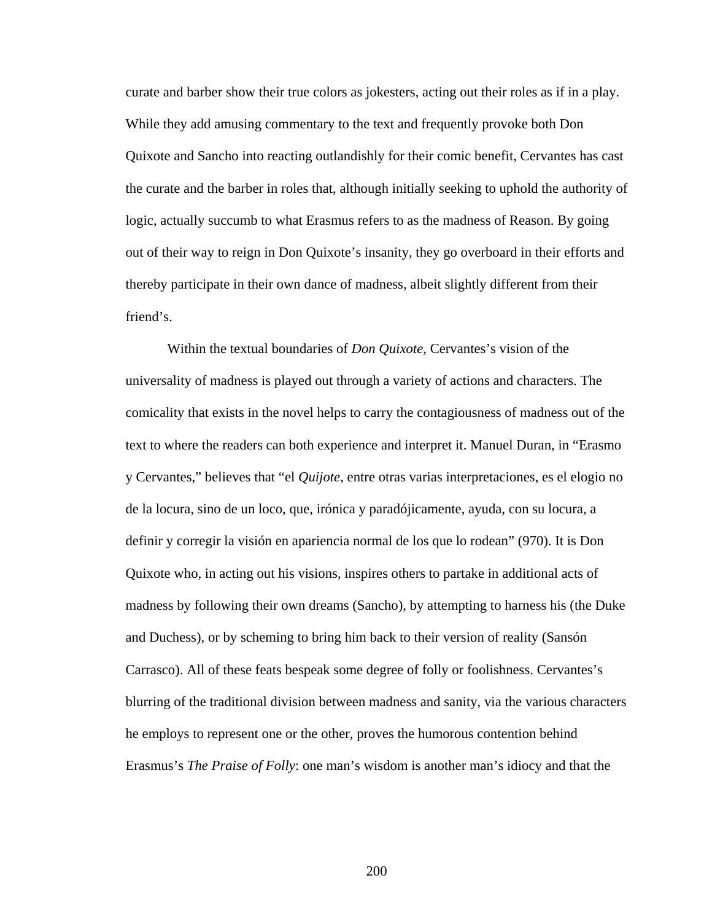curate and barber show their true colors as jokesters, acting out their roles as if in a play. While they add amusing commentary to the text and frequently provoke both Don Quixote and Sancho into reacting outlandishly for their comic benefit, Cervantes has cast the curate and the barber in roles that, although initially seeking to uphold the authority of logic, actually succumb to what Erasmus refers to as the madness of Reason. By going out of their way to reign in Don Quixote's insanity, they go overboard in their efforts and thereby participate in their own dance of madness, albeit slightly different from their friend's.

Within the textual boundaries of *Don Quixote*, Cervantes's vision of the universality of madness is played out through a variety of actions and characters. The comicality that exists in the novel helps to carry the contagiousness of madness out of the text to where the readers can both experience and interpret it. Manuel Duran, in "Erasmo y Cervantes," believes that "el *Quijote*, entre otras varias interpretaciones, es el elogio no de la locura, sino de un loco, que, irónica y paradójicamente, ayuda, con su locura, a definir y corregir la visión en apariencia normal de los que lo rodean" (970). It is Don Quixote who, in acting out his visions, inspires others to partake in additional acts of madness by following their own dreams (Sancho), by attempting to harness his (the Duke and Duchess), or by scheming to bring him back to their version of reality (Sansón Carrasco). All of these feats bespeak some degree of folly or foolishness. Cervantes's blurring of the traditional division between madness and sanity, via the various characters he employs to represent one or the other, proves the humorous contention behind Erasmus's *The Praise of Folly*: one man's wisdom is another man's idiocy and that the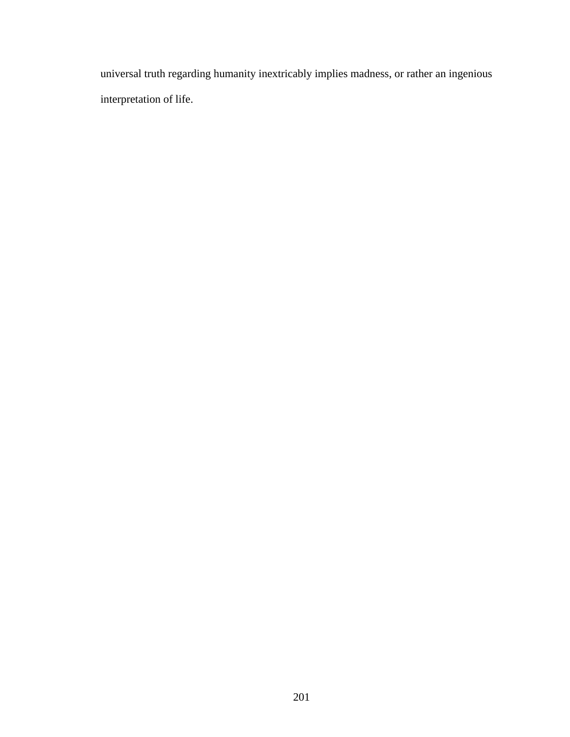universal truth regarding humanity inextricably implies madness, or rather an ingenious interpretation of life.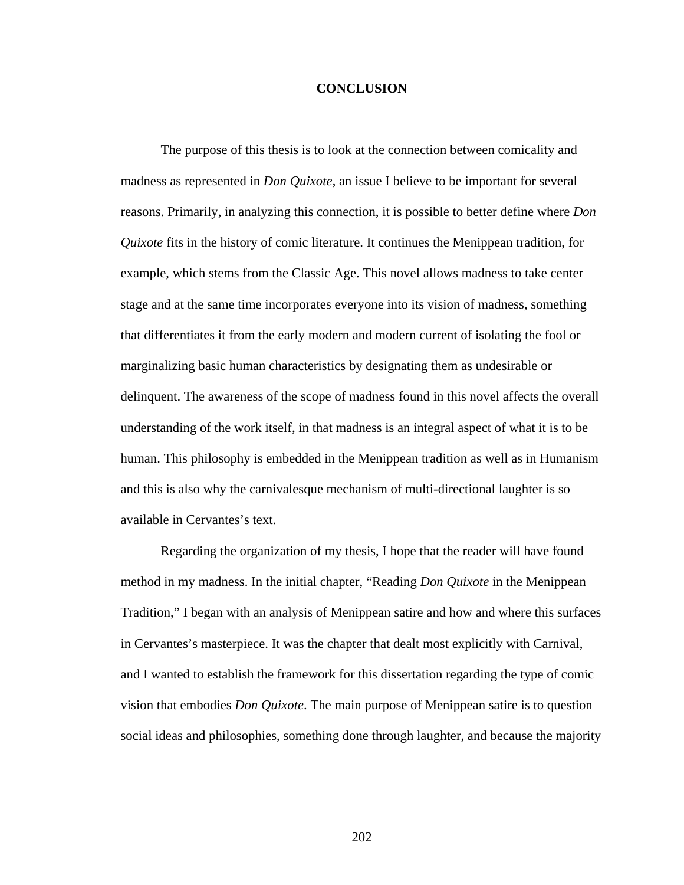# CONCLUSION

The purpose of this thesis is to look at the connection between comicality and madness as represented in *Don Quixote*, an issue I believe to be important for several reasons. Primarily, in analyzing this connection, it is possible to better define where *Don Quixote* fits in the history of comic literature. It continues the Menippean tradition, for example, which stems from the Classic Age. This novel allows madness to take center stage and at the same time incorporates everyone into its vision of madness, something that differentiates it from the early modern and modern current of isolating the fool or marginalizing basic human characteristics by designating them as undesirable or delinquent. The awareness of the scope of madness found in this novel affects the overall understanding of the work itself, in that madness is an integral aspect of what it is to be human. This philosophy is embedded in the Menippean tradition as well as in Humanism and this is also why the carnivalesque mechanism of multi-directional laughter is so available in Cervantes's text.

Regarding the organization of my thesis, I hope that the reader will have found method in my madness. In the initial chapter, "Reading *Don Quixote* in the Menippean Tradition," I began with an analysis of Menippean satire and how and where this surfaces in Cervantes's masterpiece. It was the chapter that dealt most explicitly with Carnival, and I wanted to establish the framework for this dissertation regarding the type of comic vision that embodies *Don Quixote*. The main purpose of Menippean satire is to question social ideas and philosophies, something done through laughter, and because the majority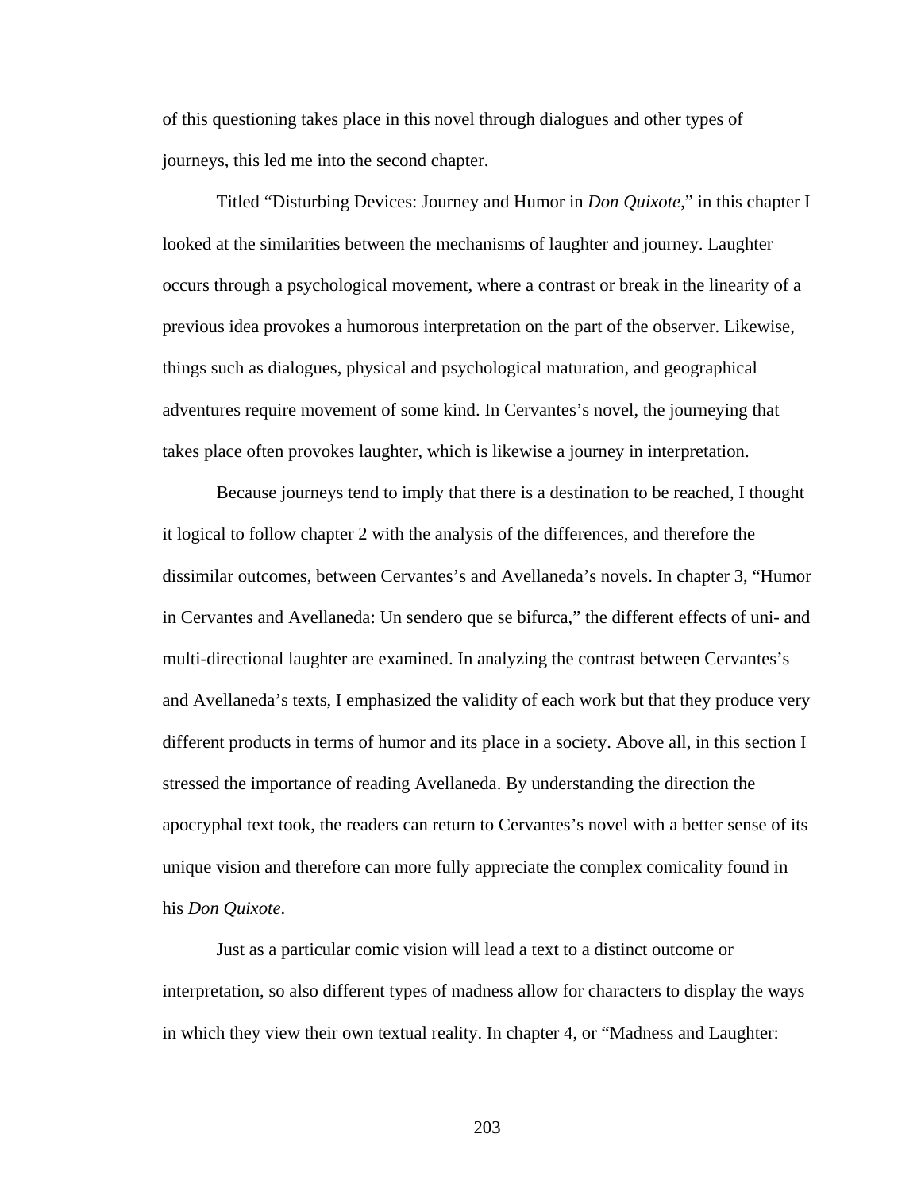of this questioning takes place in this novel through dialogues and other types of journeys, this led me into the second chapter.

Titled "Disturbing Devices: Journey and Humor in *Don Quixote*," in this chapter I looked at the similarities between the mechanisms of laughter and journey. Laughter occurs through a psychological movement, where a contrast or break in the linearity of a previous idea provokes a humorous interpretation on the part of the observer. Likewise, things such as dialogues, physical and psychological maturation, and geographical adventures require movement of some kind. In Cervantes's novel, the journeying that takes place often provokes laughter, which is likewise a journey in interpretation.

Because journeys tend to imply that there is a destination to be reached, I thought it logical to follow chapter 2 with the analysis of the differences, and therefore the dissimilar outcomes, between Cervantes's and Avellaneda's novels. In chapter 3, "Humor in Cervantes and Avellaneda: Un sendero que se bifurca," the different effects of uni- and multi-directional laughter are examined. In analyzing the contrast between Cervantes's and Avellaneda's texts, I emphasized the validity of each work but that they produce very different products in terms of humor and its place in a society. Above all, in this section I stressed the importance of reading Avellaneda. By understanding the direction the apocryphal text took, the readers can return to Cervantes's novel with a better sense of its unique vision and therefore can more fully appreciate the complex comicality found in his *Don Quixote*.

Just as a particular comic vision will lead a text to a distinct outcome or interpretation, so also different types of madness allow for characters to display the ways in which they view their own textual reality. In chapter 4, or "Madness and Laughter: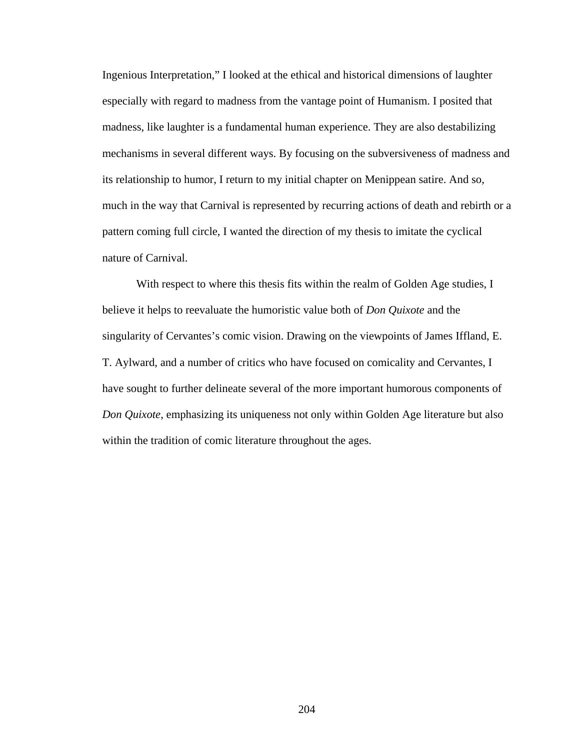Ingenious Interpretation," I looked at the ethical and historical dimensions of laughter especially with regard to madness from the vantage point of Humanism. I posited that madness, like laughter is a fundamental human experience. They are also destabilizing mechanisms in several different ways. By focusing on the subversiveness of madness and its relationship to humor, I return to my initial chapter on Menippean satire. And so, much in the way that Carnival is represented by recurring actions of death and rebirth or a pattern coming full circle, I wanted the direction of my thesis to imitate the cyclical nature of Carnival.

With respect to where this thesis fits within the realm of Golden Age studies, I believe it helps to reevaluate the humoristic value both of *Don Quixote* and the singularity of Cervantes's comic vision. Drawing on the viewpoints of James Iffland, E. T. Aylward, and a number of critics who have focused on comicality and Cervantes, I have sought to further delineate several of the more important humorous components of *Don Quixote*, emphasizing its uniqueness not only within Golden Age literature but also within the tradition of comic literature throughout the ages.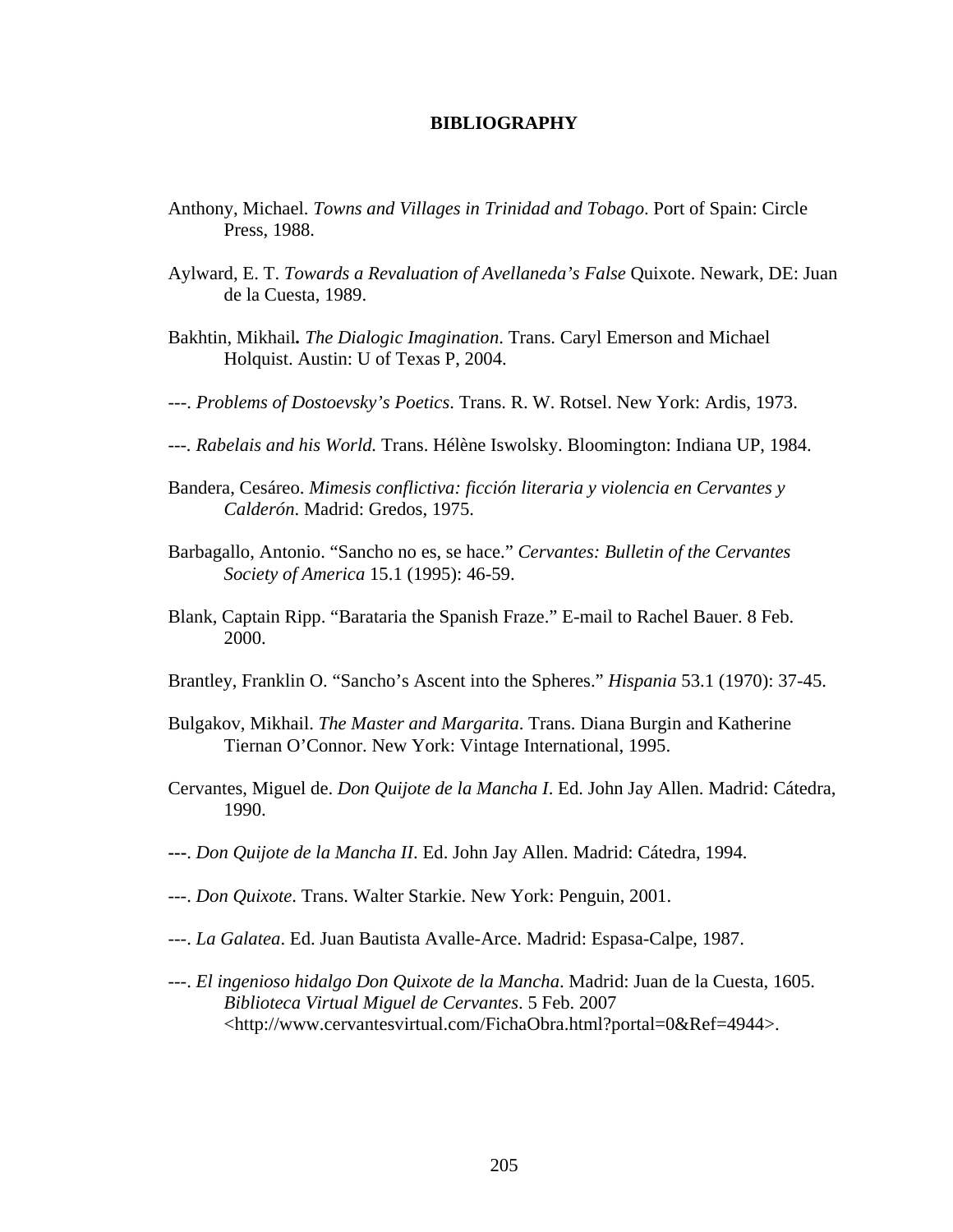# BIBLIOGRAPHY

Anthony, Michael. *Towns and Villages in Trinidad and Tobago*. Port of Spain: Circle Press, 1988.

Aylward, E. T. *Towards a Revaluation of Avellaneda's False* Quixote. Newark, DE: Juan de la Cuesta, 1989.

Bakhtin, Mikhail**.** *The Dialogic Imagination*. Trans. Caryl Emerson and Michael Holquist. Austin: U of Texas P, 2004.

---. *Problems of Dostoevsky's Poetics*. Trans. R. W. Rotsel. New York: Ardis, 1973.

---. *Rabelais and his World.* Trans. Hélène Iswolsky. Bloomington: Indiana UP, 1984.

Bandera, Cesáreo. *Mimesis conflictiva: ficción literaria y violencia en Cervantes y Calderón*. Madrid: Gredos, 1975.

Barbagallo, Antonio. "Sancho no es, se hace." *Cervantes: Bulletin of the Cervantes Society of America* 15.1 (1995): 46-59.

Blank, Captain Ripp. "Barataria the Spanish Fraze." E-mail to Rachel Bauer. 8 Feb. 2000.

Brantley, Franklin O. "Sancho's Ascent into the Spheres." *Hispania* 53.1 (1970): 37-45.

Bulgakov, Mikhail. *The Master and Margarita*. Trans. Diana Burgin and Katherine Tiernan O'Connor. New York: Vintage International, 1995.

Cervantes, Miguel de. *Don Quijote de la Mancha I*. Ed. John Jay Allen. Madrid: Cátedra, 1990.

---. *Don Quijote de la Mancha II*. Ed. John Jay Allen. Madrid: Cátedra, 1994.

---. *Don Quixote*. Trans. Walter Starkie. New York: Penguin, 2001.

---. *La Galatea*. Ed. Juan Bautista Avalle-Arce. Madrid: Espasa-Calpe, 1987.

---. *El ingenioso hidalgo Don Quixote de la Mancha*. Madrid: Juan de la Cuesta, 1605. *Biblioteca Virtual Miguel de Cervantes*. 5 Feb. 2007 <http://www.cervantesvirtual.com/FichaObra.html?portal=0&Ref=4944>.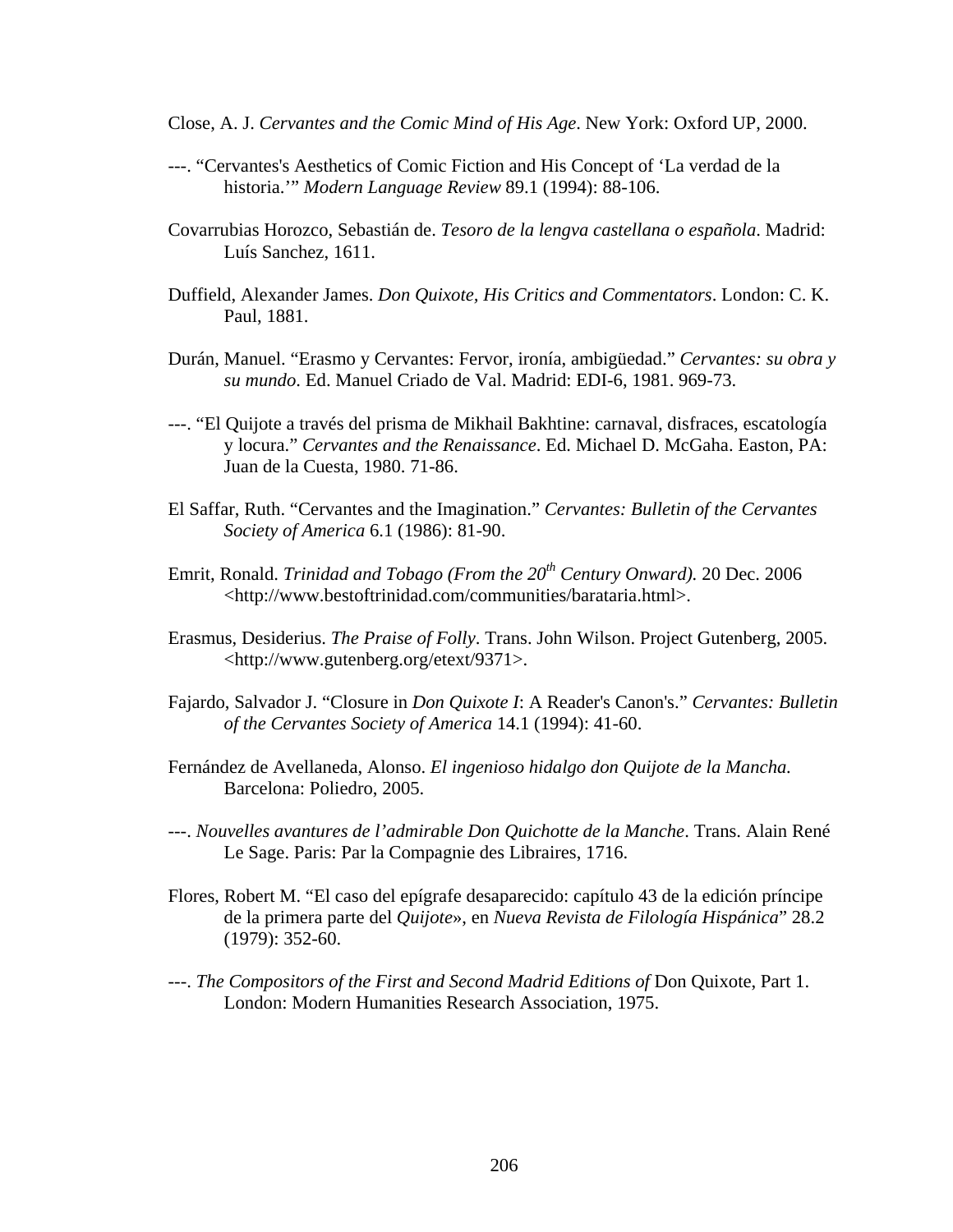Close, A. J. *Cervantes and the Comic Mind of His Age*. New York: Oxford UP, 2000.

---. “Cervantes's Aesthetics of Comic Fiction and His Concept of ‘La verdad de la historia.’” *Modern Language Review* 89.1 (1994): 88-106.

Covarrubias Horozco, Sebastián de. *Tesoro de la lengva castellana o española*. Madrid: Luís Sanchez, 1611.

Duffield, Alexander James. *Don Quixote, His Critics and Commentators*. London: C. K. Paul, 1881.

Durán, Manuel. “Erasmo y Cervantes: Fervor, ironía, ambigüedad.” *Cervantes: su obra y su mundo*. Ed. Manuel Criado de Val. Madrid: EDI-6, 1981. 969-73.

---. “El Quijote a través del prisma de Mikhail Bakhtine: carnaval, disfraces, escatología y locura.” *Cervantes and the Renaissance*. Ed. Michael D. McGaha. Easton, PA: Juan de la Cuesta, 1980. 71-86.

El Saffar, Ruth. “Cervantes and the Imagination.” *Cervantes: Bulletin of the Cervantes Society of America* 6.1 (1986): 81-90.

Emrit, Ronald. *Trinidad and Tobago (From the 20th Century Onward).* 20 Dec. 2006 <http://www.bestoftrinidad.com/communities/barataria.html>.

Erasmus, Desiderius. *The Praise of Folly*. Trans. John Wilson. Project Gutenberg, 2005. <http://www.gutenberg.org/etext/9371>.

Fajardo, Salvador J. “Closure in *Don Quixote I*: A Reader's Canon's.” *Cervantes: Bulletin of the Cervantes Society of America* 14.1 (1994): 41-60.

Fernández de Avellaneda, Alonso. *El ingenioso hidalgo don Quijote de la Mancha.* Barcelona: Poliedro, 2005.

---. *Nouvelles avantures de l’admirable Don Quichotte de la Manche*. Trans. Alain René Le Sage. Paris: Par la Compagnie des Libraires, 1716.

Flores, Robert M. “El caso del epígrafe desaparecido: capítulo 43 de la edición príncipe de la primera parte del *Quijote*», en *Nueva Revista de Filología Hispánica*” 28.2 (1979): 352-60.

---. *The Compositors of the First and Second Madrid Editions of* Don Quixote, Part 1. London: Modern Humanities Research Association, 1975.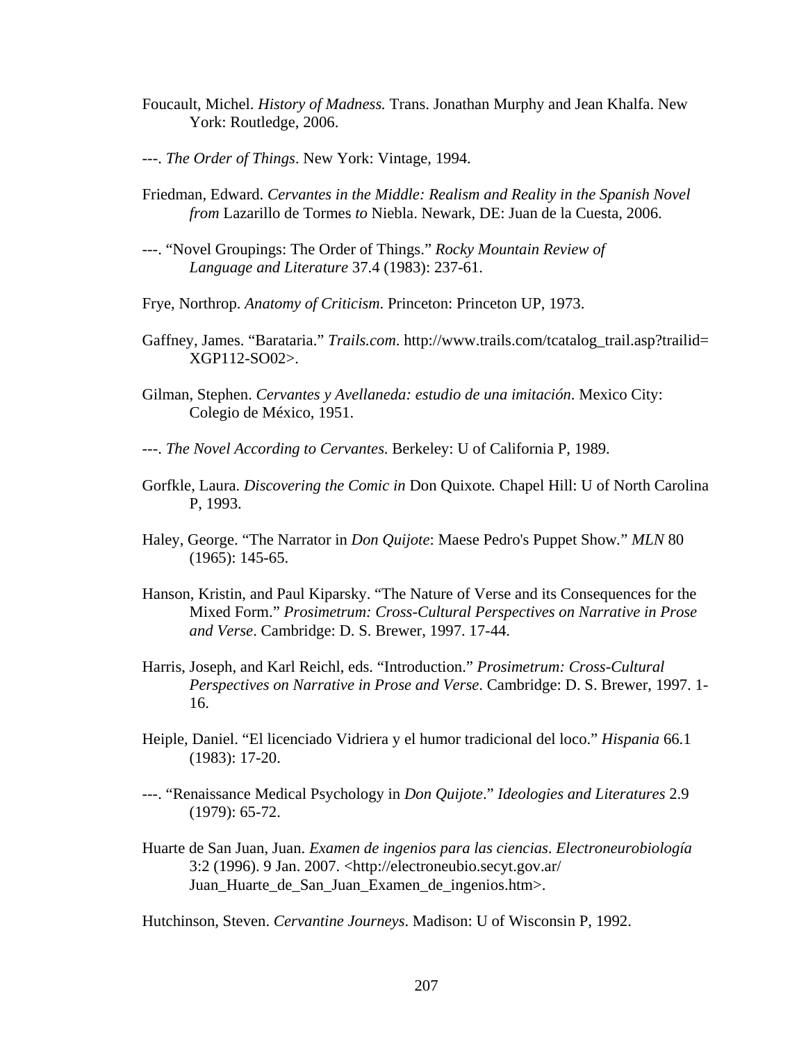Foucault, Michel. *History of Madness.* Trans. Jonathan Murphy and Jean Khalfa. New York: Routledge, 2006.

---. *The Order of Things*. New York: Vintage, 1994.

Friedman, Edward. *Cervantes in the Middle: Realism and Reality in the Spanish Novel from* Lazarillo de Tormes *to* Niebla. Newark, DE: Juan de la Cuesta, 2006.

---. "Novel Groupings: The Order of Things." *Rocky Mountain Review of Language and Literature* 37.4 (1983): 237-61.

Frye, Northrop. *Anatomy of Criticism*. Princeton: Princeton UP, 1973.

Gaffney, James. "Barataria." *Trails.com*. http://www.trails.com/tcatalog_trail.asp?trailid= XGP112-SO02>.

Gilman, Stephen. *Cervantes y Avellaneda: estudio de una imitación*. Mexico City: Colegio de México, 1951.

---. *The Novel According to Cervantes*. Berkeley: U of California P, 1989.

Gorfkle, Laura. *Discovering the Comic in* Don Quixote*.* Chapel Hill: U of North Carolina P, 1993.

Haley, George. "The Narrator in *Don Quijote*: Maese Pedro's Puppet Show." *MLN* 80 (1965): 145-65.

Hanson, Kristin, and Paul Kiparsky. "The Nature of Verse and its Consequences for the Mixed Form." *Prosimetrum: Cross-Cultural Perspectives on Narrative in Prose and Verse*. Cambridge: D. S. Brewer, 1997. 17-44.

Harris, Joseph, and Karl Reichl, eds. "Introduction." *Prosimetrum: Cross-Cultural Perspectives on Narrative in Prose and Verse*. Cambridge: D. S. Brewer, 1997. 1-16.

Heiple, Daniel. "El licenciado Vidriera y el humor tradicional del loco." *Hispania* 66.1 (1983): 17-20.

---. "Renaissance Medical Psychology in *Don Quijote*." *Ideologies and Literatures* 2.9 (1979): 65-72.

Huarte de San Juan, Juan. *Examen de ingenios para las ciencias*. *Electroneurobiología* 3:2 (1996). 9 Jan. 2007. <http://electroneubio.secyt.gov.ar/ Juan_Huarte_de_San_Juan_Examen_de_ingenios.htm>.

Hutchinson, Steven. *Cervantine Journeys*. Madison: U of Wisconsin P, 1992.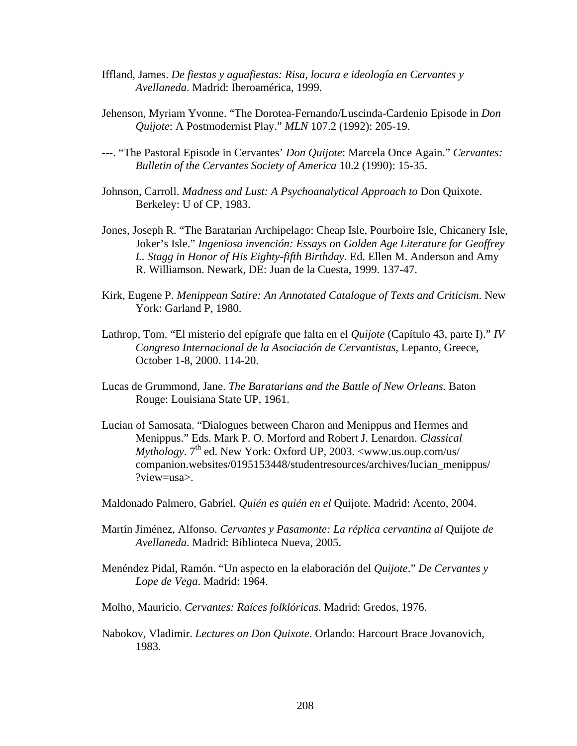Iffland, James. *De fiestas y aguafiestas: Risa, locura e ideología en Cervantes y Avellaneda*. Madrid: Iberoamérica, 1999.

Jehenson, Myriam Yvonne. "The Dorotea-Fernando/Luscinda-Cardenio Episode in *Don Quijote*: A Postmodernist Play." *MLN* 107.2 (1992): 205-19.

---. "The Pastoral Episode in Cervantes' *Don Quijote*: Marcela Once Again." *Cervantes: Bulletin of the Cervantes Society of America* 10.2 (1990): 15-35.

Johnson, Carroll. *Madness and Lust: A Psychoanalytical Approach to* Don Quixote. Berkeley: U of CP, 1983.

Jones, Joseph R. "The Baratarian Archipelago: Cheap Isle, Pourboire Isle, Chicanery Isle, Joker's Isle." *Ingeniosa invención: Essays on Golden Age Literature for Geoffrey L. Stagg in Honor of His Eighty-fifth Birthday*. Ed. Ellen M. Anderson and Amy R. Williamson. Newark, DE: Juan de la Cuesta, 1999. 137-47.

Kirk, Eugene P. *Menippean Satire: An Annotated Catalogue of Texts and Criticism*. New York: Garland P, 1980.

Lathrop, Tom. "El misterio del epígrafe que falta en el *Quijote* (Capítulo 43, parte I)." *IV Congreso Internacional de la Asociación de Cervantistas*, Lepanto, Greece, October 1-8, 2000. 114-20.

Lucas de Grummond, Jane. *The Baratarians and the Battle of New Orleans.* Baton Rouge: Louisiana State UP, 1961.

Lucian of Samosata. "Dialogues between Charon and Menippus and Hermes and Menippus." Eds. Mark P. O. Morford and Robert J. Lenardon. *Classical Mythology*. 7th ed. New York: Oxford UP, 2003. <www.us.oup.com/us/companion.websites/0195153448/studentresources/archives/lucian_menippus/?view=usa>.

Maldonado Palmero, Gabriel. *Quién es quién en el* Quijote. Madrid: Acento, 2004.

Martín Jiménez, Alfonso. *Cervantes y Pasamonte: La réplica cervantina al* Quijote *de Avellaneda*. Madrid: Biblioteca Nueva, 2005.

Menéndez Pidal, Ramón. "Un aspecto en la elaboración del *Quijote*." *De Cervantes y Lope de Vega*. Madrid: 1964.

Molho, Mauricio. *Cervantes: Raíces folklóricas*. Madrid: Gredos, 1976.

Nabokov, Vladimir. *Lectures on Don Quixote*. Orlando: Harcourt Brace Jovanovich, 1983.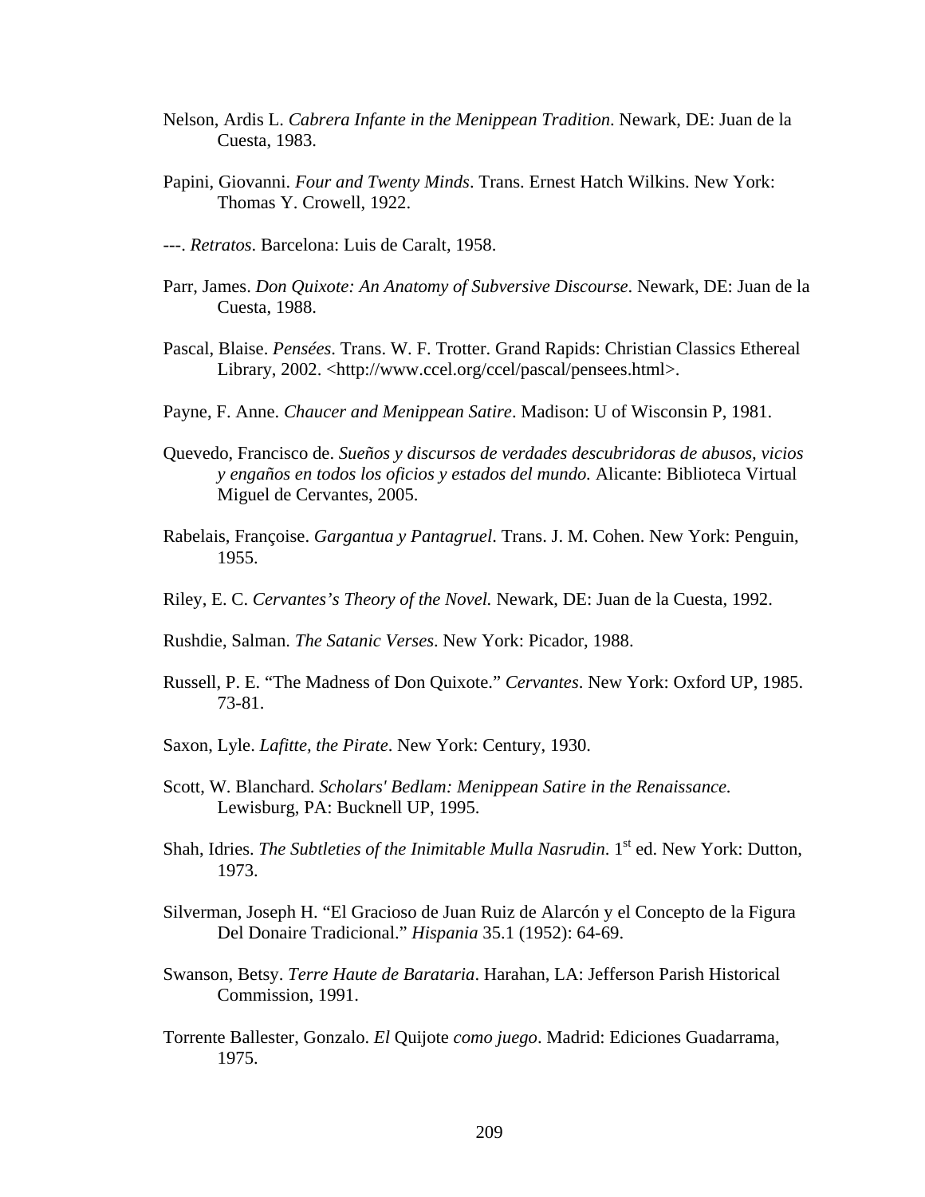Nelson, Ardis L. *Cabrera Infante in the Menippean Tradition*. Newark, DE: Juan de la Cuesta, 1983.

Papini, Giovanni. *Four and Twenty Minds*. Trans. Ernest Hatch Wilkins. New York: Thomas Y. Crowell, 1922.

---. *Retratos*. Barcelona: Luis de Caralt, 1958.

Parr, James. *Don Quixote: An Anatomy of Subversive Discourse*. Newark, DE: Juan de la Cuesta, 1988.

Pascal, Blaise. *Pensées*. Trans. W. F. Trotter. Grand Rapids: Christian Classics Ethereal Library, 2002. <http://www.ccel.org/ccel/pascal/pensees.html>.

Payne, F. Anne. *Chaucer and Menippean Satire*. Madison: U of Wisconsin P, 1981.

Quevedo, Francisco de. *Sueños y discursos de verdades descubridoras de abusos, vicios y engaños en todos los oficios y estados del mundo.* Alicante: Biblioteca Virtual Miguel de Cervantes, 2005.

Rabelais, Françoise. *Gargantua y Pantagruel*. Trans. J. M. Cohen. New York: Penguin, 1955.

Riley, E. C. *Cervantes's Theory of the Novel.* Newark, DE: Juan de la Cuesta, 1992.

Rushdie, Salman. *The Satanic Verses*. New York: Picador, 1988.

Russell, P. E. "The Madness of Don Quixote." *Cervantes*. New York: Oxford UP, 1985. 73-81.

Saxon, Lyle. *Lafitte, the Pirate*. New York: Century, 1930.

Scott, W. Blanchard. *Scholars' Bedlam: Menippean Satire in the Renaissance.* Lewisburg, PA: Bucknell UP, 1995.

Shah, Idries. *The Subtleties of the Inimitable Mulla Nasrudin*. 1st ed. New York: Dutton, 1973.

Silverman, Joseph H. "El Gracioso de Juan Ruiz de Alarcón y el Concepto de la Figura Del Donaire Tradicional." *Hispania* 35.1 (1952): 64-69.

Swanson, Betsy. *Terre Haute de Barataria*. Harahan, LA: Jefferson Parish Historical Commission, 1991.

Torrente Ballester, Gonzalo. *El* Quijote *como juego*. Madrid: Ediciones Guadarrama, 1975.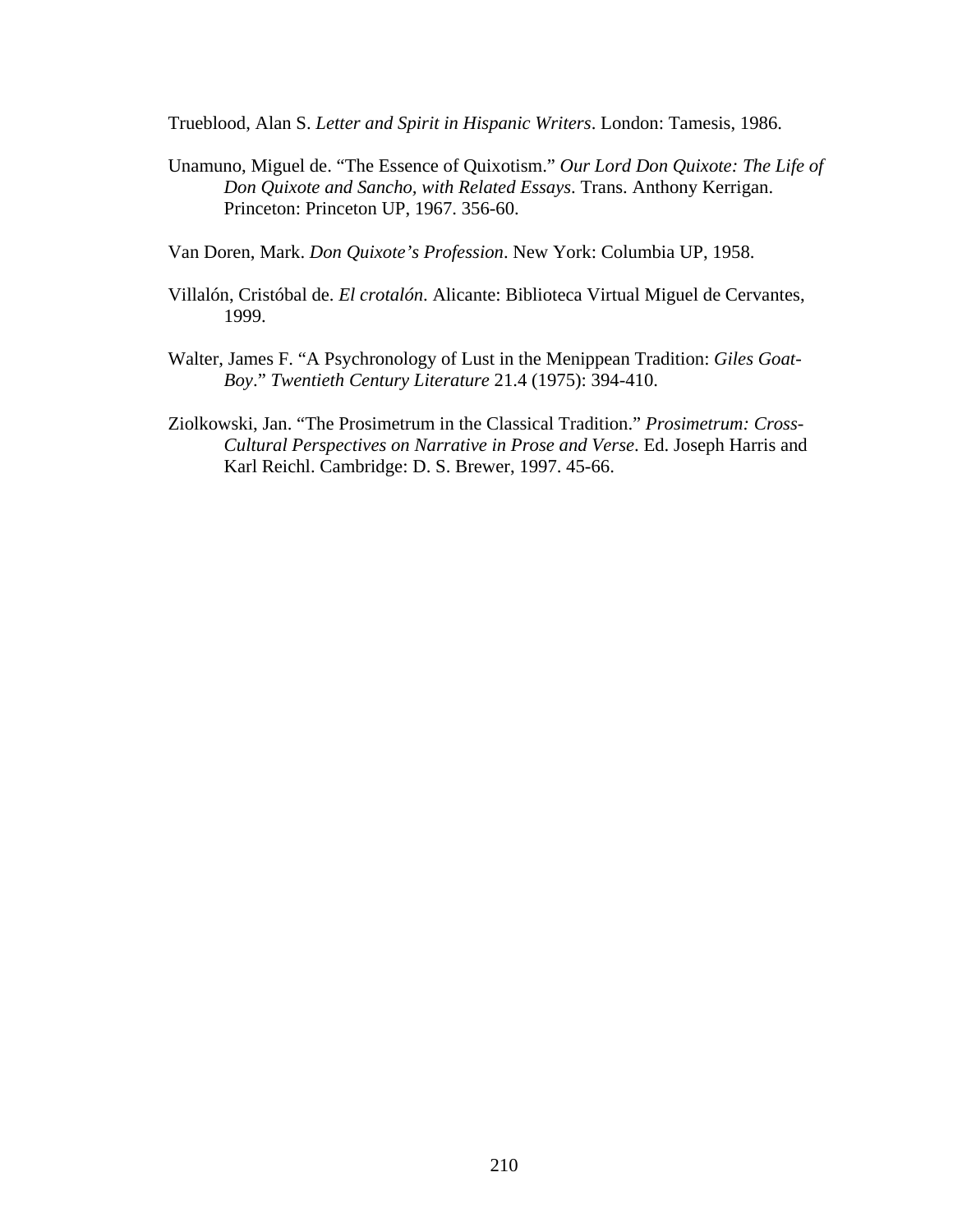Trueblood, Alan S. *Letter and Spirit in Hispanic Writers*. London: Tamesis, 1986.

Unamuno, Miguel de. "The Essence of Quixotism." *Our Lord Don Quixote: The Life of Don Quixote and Sancho, with Related Essays*. Trans. Anthony Kerrigan. Princeton: Princeton UP, 1967. 356-60.

Van Doren, Mark. *Don Quixote's Profession*. New York: Columbia UP, 1958.

Villalón, Cristóbal de. *El crotalón*. Alicante: Biblioteca Virtual Miguel de Cervantes, 1999.

Walter, James F. "A Psychronology of Lust in the Menippean Tradition: *Giles Goat-Boy*." *Twentieth Century Literature* 21.4 (1975): 394-410.

Ziolkowski, Jan. "The Prosimetrum in the Classical Tradition." *Prosimetrum: Cross-Cultural Perspectives on Narrative in Prose and Verse*. Ed. Joseph Harris and Karl Reichl. Cambridge: D. S. Brewer, 1997. 45-66.